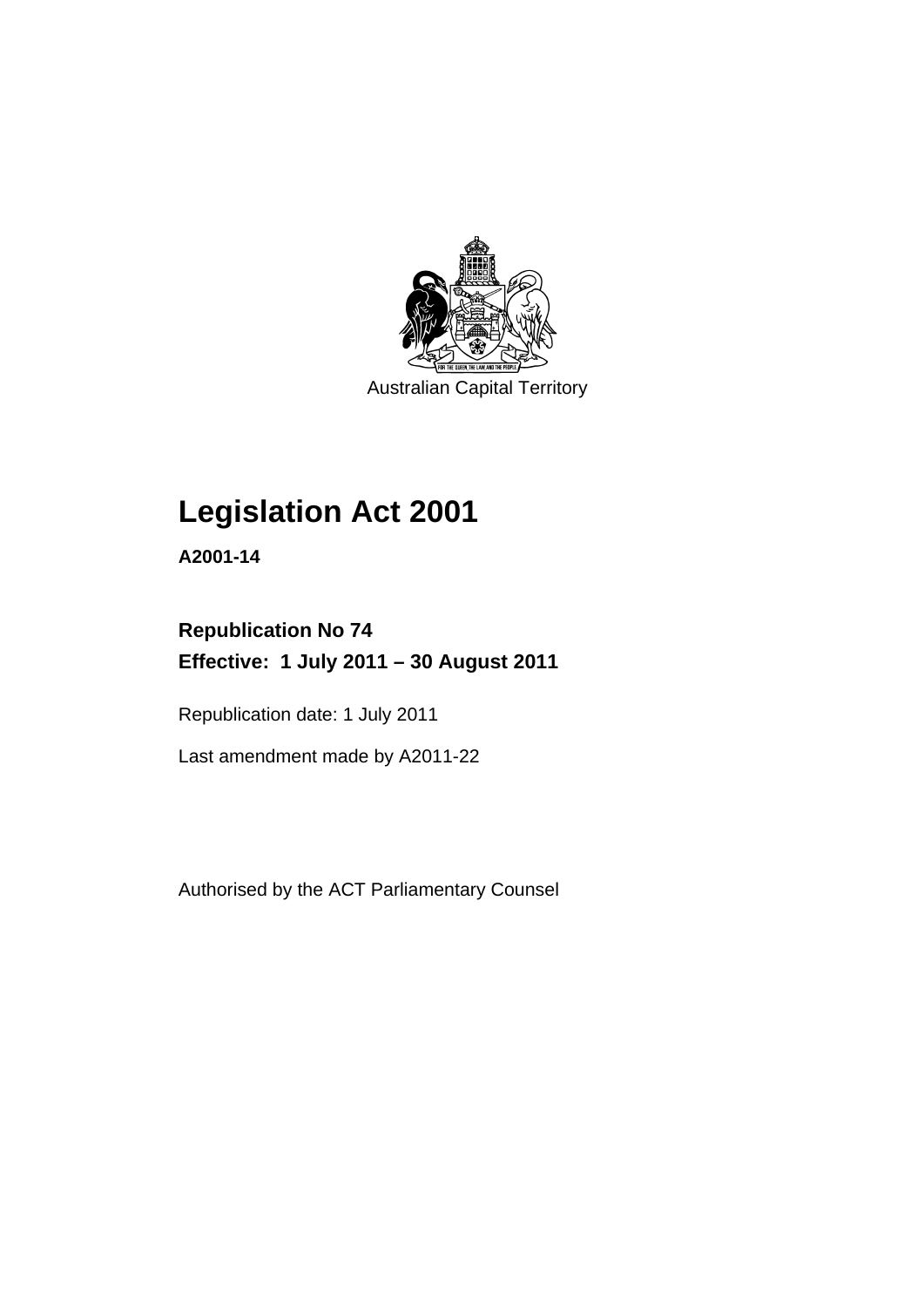Australian Capital Territory

# Legislation Act 2001

**A2001-14**

**Republication No 74**
**Effective: 1 July 2011 – 30 August 2011**

Republication date: 1 July 2011

Last amendment made by A2011-22

Authorised by the ACT Parliamentary Counsel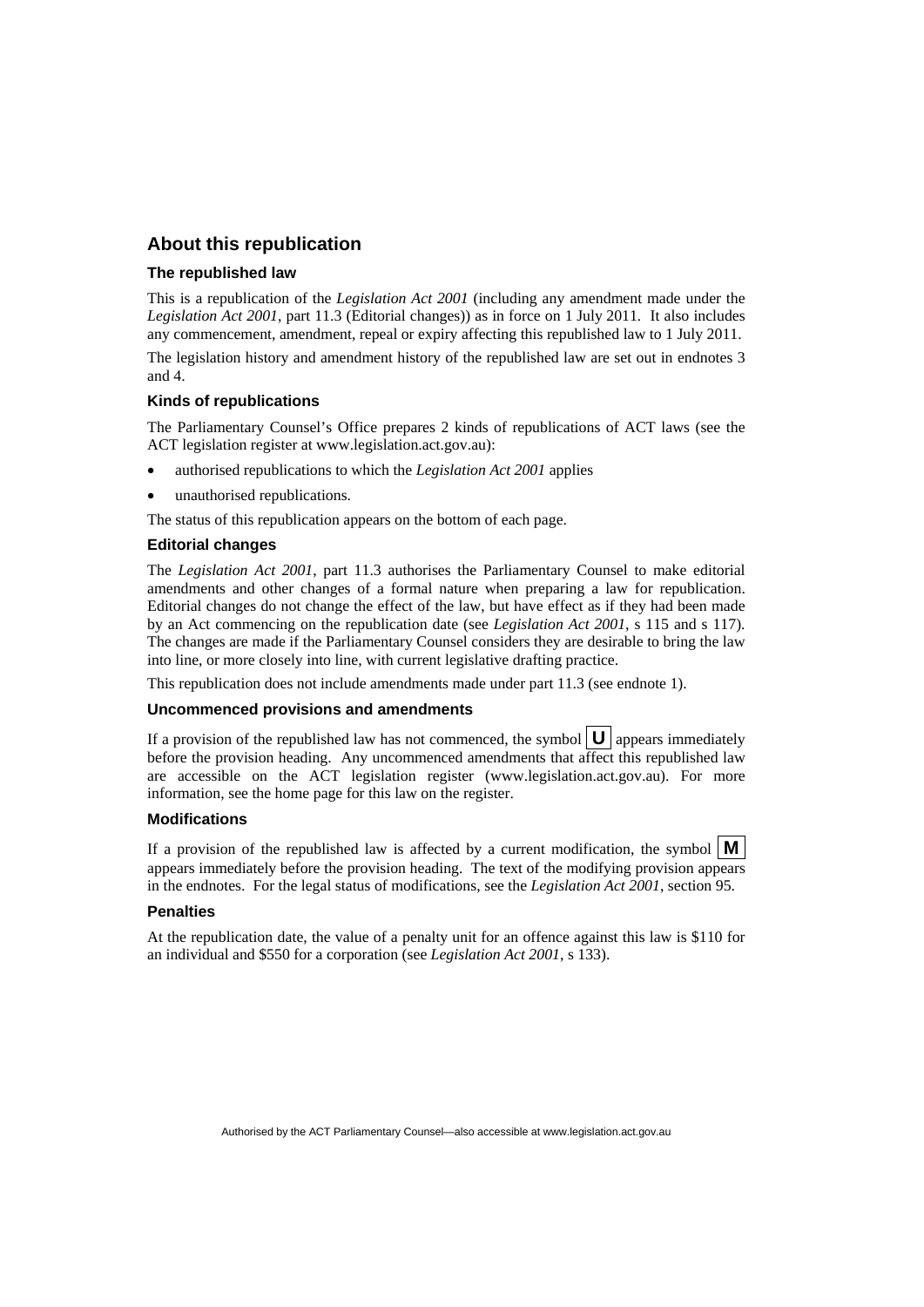## About this republication

### The republished law

This is a republication of the *Legislation Act 2001* (including any amendment made under the *Legislation Act 2001*, part 11.3 (Editorial changes)) as in force on 1 July 2011. It also includes any commencement, amendment, repeal or expiry affecting this republished law to 1 July 2011.

The legislation history and amendment history of the republished law are set out in endnotes 3 and 4.

### Kinds of republications

The Parliamentary Counsel's Office prepares 2 kinds of republications of ACT laws (see the ACT legislation register at www.legislation.act.gov.au):

- authorised republications to which the *Legislation Act 2001* applies
- unauthorised republications.

The status of this republication appears on the bottom of each page.

### Editorial changes

The *Legislation Act 2001*, part 11.3 authorises the Parliamentary Counsel to make editorial amendments and other changes of a formal nature when preparing a law for republication. Editorial changes do not change the effect of the law, but have effect as if they had been made by an Act commencing on the republication date (see *Legislation Act 2001*, s 115 and s 117). The changes are made if the Parliamentary Counsel considers they are desirable to bring the law into line, or more closely into line, with current legislative drafting practice.

This republication does not include amendments made under part 11.3 (see endnote 1).

### Uncommenced provisions and amendments

If a provision of the republished law has not commenced, the symbol **U** appears immediately before the provision heading. Any uncommenced amendments that affect this republished law are accessible on the ACT legislation register (www.legislation.act.gov.au). For more information, see the home page for this law on the register.

### Modifications

If a provision of the republished law is affected by a current modification, the symbol **M** appears immediately before the provision heading. The text of the modifying provision appears in the endnotes. For the legal status of modifications, see the *Legislation Act 2001*, section 95.

### Penalties

At the republication date, the value of a penalty unit for an offence against this law is $110 for an individual and $550 for a corporation (see *Legislation Act 2001*, s 133).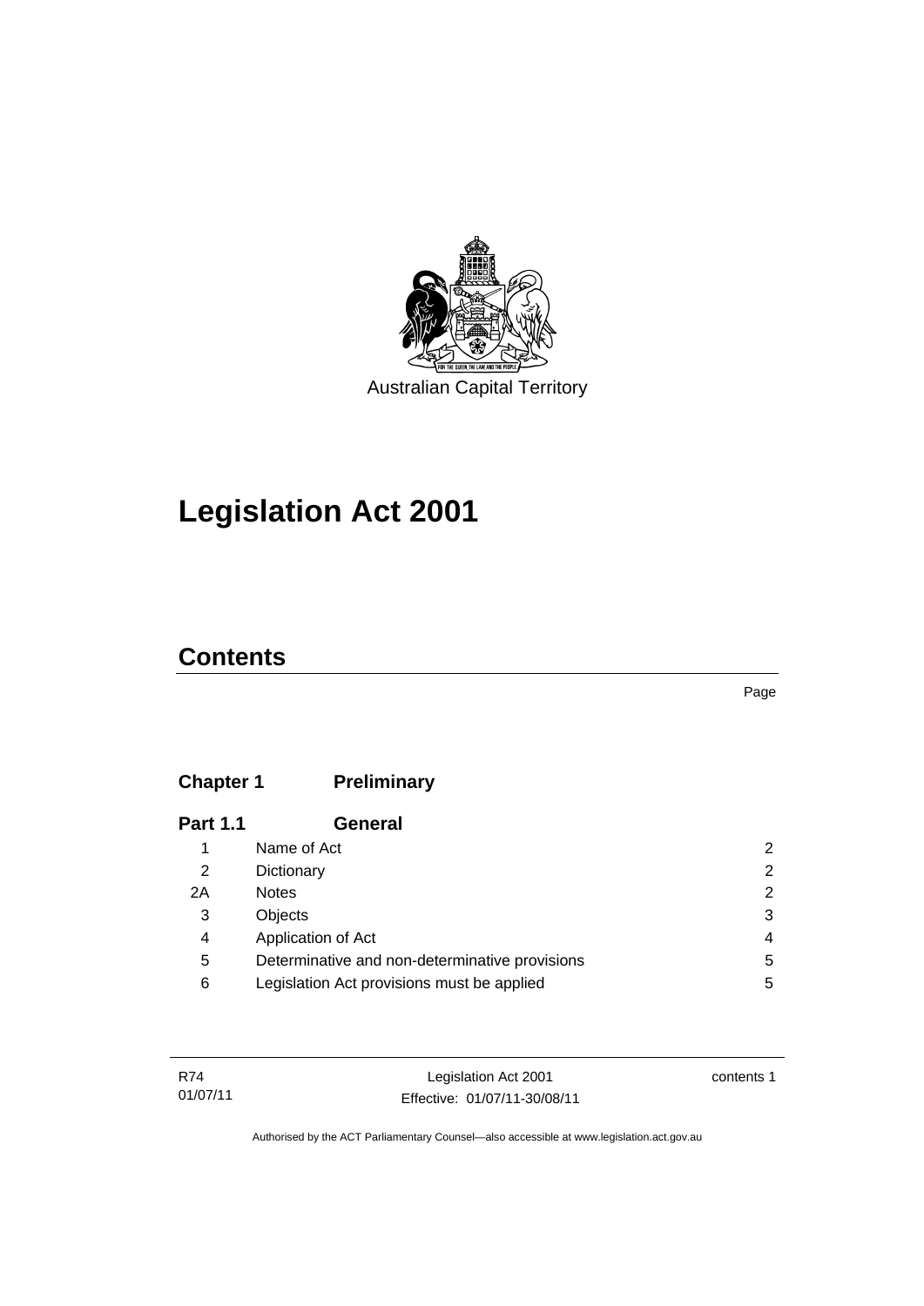Australian Capital Territory

# Legislation Act 2001

## Contents

Page

| | | |
|---|---|---|
| **Chapter 1** | **Preliminary** | |
| **Part 1.1** | **General** | |
| 1 | Name of Act | 2 |
| 2 | Dictionary | 2 |
| 2A | Notes | 2 |
| 3 | Objects | 3 |
| 4 | Application of Act | 4 |
| 5 | Determinative and non-determinative provisions | 5 |
| 6 | Legislation Act provisions must be applied | 5 |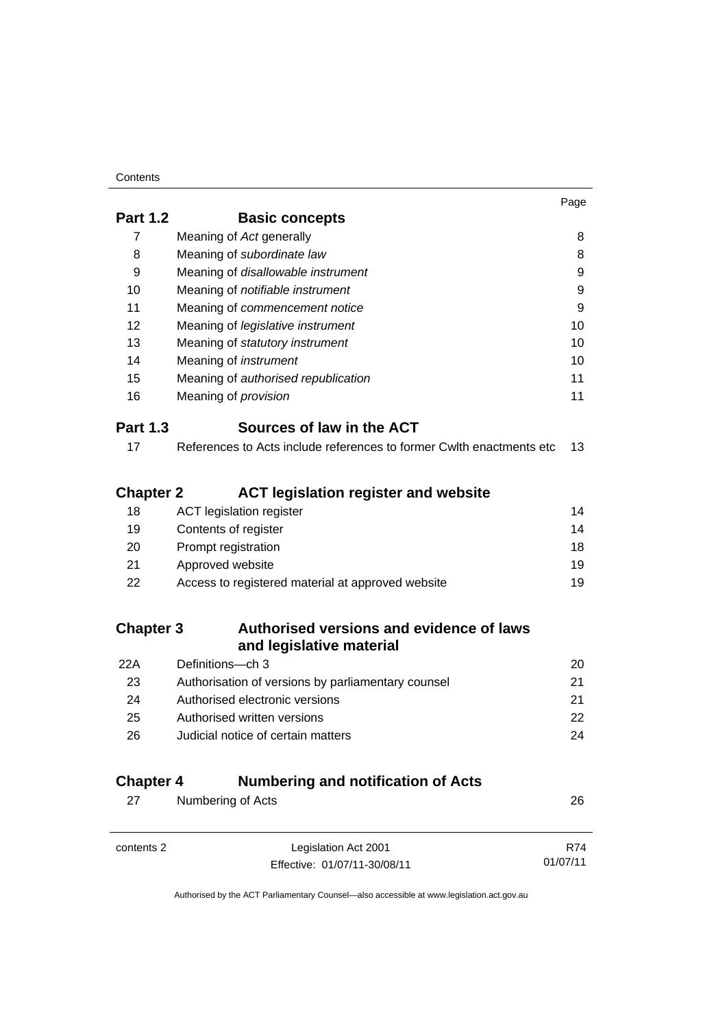| | | Page |
|---|---|---|
| **Part 1.2** | **Basic concepts** | |
| 7 | Meaning of *Act* generally | 8 |
| 8 | Meaning of *subordinate law* | 8 |
| 9 | Meaning of *disallowable instrument* | 9 |
| 10 | Meaning of *notifiable instrument* | 9 |
| 11 | Meaning of *commencement notice* | 9 |
| 12 | Meaning of *legislative instrument* | 10 |
| 13 | Meaning of *statutory instrument* | 10 |
| 14 | Meaning of *instrument* | 10 |
| 15 | Meaning of *authorised republication* | 11 |
| 16 | Meaning of *provision* | 11 |
| **Part 1.3** | **Sources of law in the ACT** | |
| 17 | References to Acts include references to former Cwlth enactments etc | 13 |
| **Chapter 2** | **ACT legislation register and website** | |
| 18 | ACT legislation register | 14 |
| 19 | Contents of register | 14 |
| 20 | Prompt registration | 18 |
| 21 | Approved website | 19 |
| 22 | Access to registered material at approved website | 19 |
| **Chapter 3** | **Authorised versions and evidence of laws and legislative material** | |
| 22A | Definitions—ch 3 | 20 |
| 23 | Authorisation of versions by parliamentary counsel | 21 |
| 24 | Authorised electronic versions | 21 |
| 25 | Authorised written versions | 22 |
| 26 | Judicial notice of certain matters | 24 |
| **Chapter 4** | **Numbering and notification of Acts** | |
| 27 | Numbering of Acts | 26 |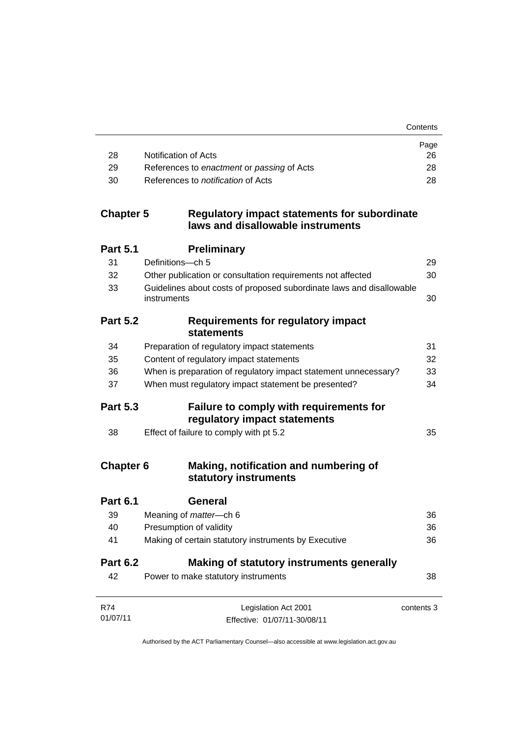| | | Page |
|---|---|---|
| 28 | Notification of Acts | 26 |
| 29 | References to *enactment* or *passing* of Acts | 28 |
| 30 | References to *notification* of Acts | 28 |

## Chapter 5 Regulatory impact statements for subordinate laws and disallowable instruments

### Part 5.1 Preliminary

| | | |
|---|---|---|
| 31 | Definitions—ch 5 | 29 |
| 32 | Other publication or consultation requirements not affected | 30 |
| 33 | Guidelines about costs of proposed subordinate laws and disallowable instruments | 30 |

### Part 5.2 Requirements for regulatory impact statements

| | | |
|---|---|---|
| 34 | Preparation of regulatory impact statements | 31 |
| 35 | Content of regulatory impact statements | 32 |
| 36 | When is preparation of regulatory impact statement unnecessary? | 33 |
| 37 | When must regulatory impact statement be presented? | 34 |

### Part 5.3 Failure to comply with requirements for regulatory impact statements

| | | |
|---|---|---|
| 38 | Effect of failure to comply with pt 5.2 | 35 |

## Chapter 6 Making, notification and numbering of statutory instruments

### Part 6.1 General

| | | |
|---|---|---|
| 39 | Meaning of *matter*—ch 6 | 36 |
| 40 | Presumption of validity | 36 |
| 41 | Making of certain statutory instruments by Executive | 36 |

### Part 6.2 Making of statutory instruments generally

| | | |
|---|---|---|
| 42 | Power to make statutory instruments | 38 |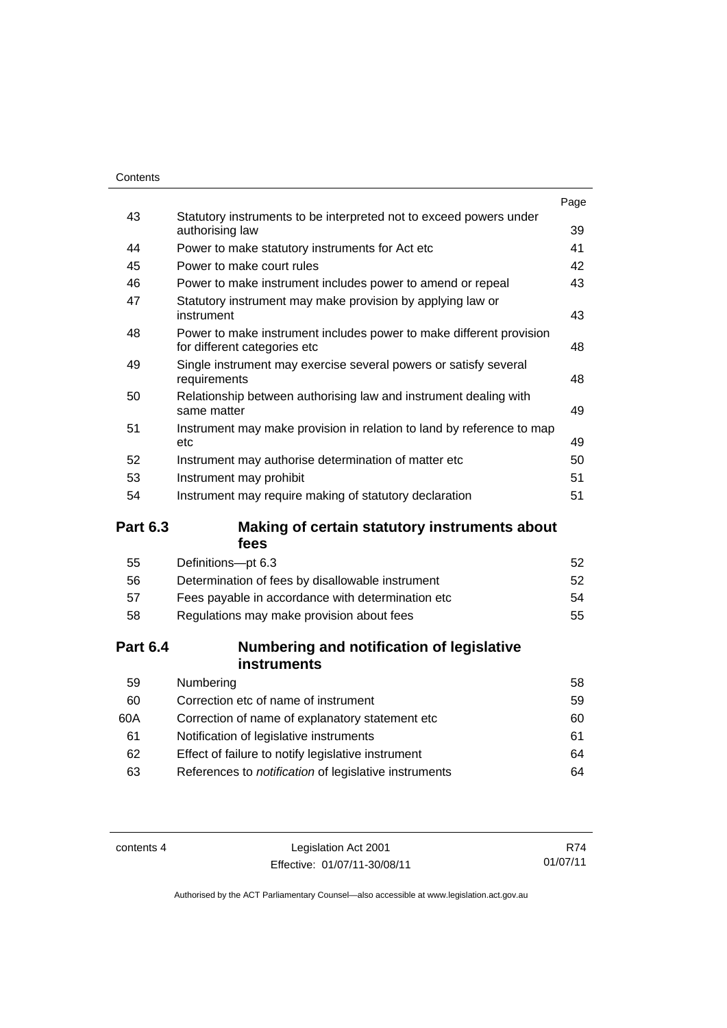| | | Page |
|---|---|---|
| 43 | Statutory instruments to be interpreted not to exceed powers under authorising law | 39 |
| 44 | Power to make statutory instruments for Act etc | 41 |
| 45 | Power to make court rules | 42 |
| 46 | Power to make instrument includes power to amend or repeal | 43 |
| 47 | Statutory instrument may make provision by applying law or instrument | 43 |
| 48 | Power to make instrument includes power to make different provision for different categories etc | 48 |
| 49 | Single instrument may exercise several powers or satisfy several requirements | 48 |
| 50 | Relationship between authorising law and instrument dealing with same matter | 49 |
| 51 | Instrument may make provision in relation to land by reference to map etc | 49 |
| 52 | Instrument may authorise determination of matter etc | 50 |
| 53 | Instrument may prohibit | 51 |
| 54 | Instrument may require making of statutory declaration | 51 |

**Part 6.3 Making of certain statutory instruments about fees**

| | | |
|---|---|---|
| 55 | Definitions—pt 6.3 | 52 |
| 56 | Determination of fees by disallowable instrument | 52 |
| 57 | Fees payable in accordance with determination etc | 54 |
| 58 | Regulations may make provision about fees | 55 |

**Part 6.4 Numbering and notification of legislative instruments**

| | | |
|---|---|---|
| 59 | Numbering | 58 |
| 60 | Correction etc of name of instrument | 59 |
| 60A | Correction of name of explanatory statement etc | 60 |
| 61 | Notification of legislative instruments | 61 |
| 62 | Effect of failure to notify legislative instrument | 64 |
| 63 | References to *notification* of legislative instruments | 64 |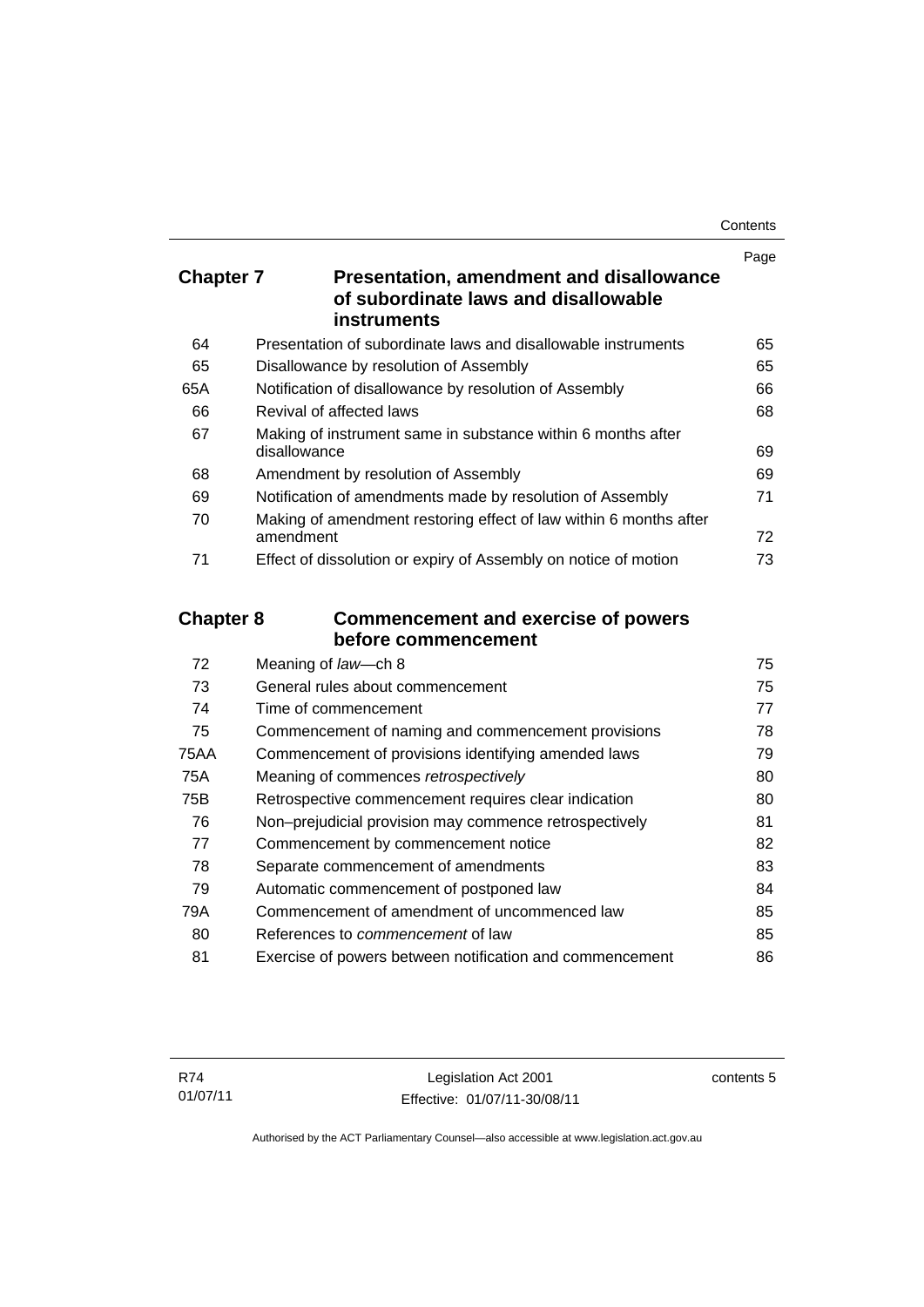| | | Page |
|---|---|---|
| **Chapter 7** | **Presentation, amendment and disallowance of subordinate laws and disallowable instruments** | |
| 64 | Presentation of subordinate laws and disallowable instruments | 65 |
| 65 | Disallowance by resolution of Assembly | 65 |
| 65A | Notification of disallowance by resolution of Assembly | 66 |
| 66 | Revival of affected laws | 68 |
| 67 | Making of instrument same in substance within 6 months after disallowance | 69 |
| 68 | Amendment by resolution of Assembly | 69 |
| 69 | Notification of amendments made by resolution of Assembly | 71 |
| 70 | Making of amendment restoring effect of law within 6 months after amendment | 72 |
| 71 | Effect of dissolution or expiry of Assembly on notice of motion | 73 |
| **Chapter 8** | **Commencement and exercise of powers before commencement** | |
| 72 | Meaning of *law*—ch 8 | 75 |
| 73 | General rules about commencement | 75 |
| 74 | Time of commencement | 77 |
| 75 | Commencement of naming and commencement provisions | 78 |
| 75AA | Commencement of provisions identifying amended laws | 79 |
| 75A | Meaning of commences *retrospectively* | 80 |
| 75B | Retrospective commencement requires clear indication | 80 |
| 76 | Non–prejudicial provision may commence retrospectively | 81 |
| 77 | Commencement by commencement notice | 82 |
| 78 | Separate commencement of amendments | 83 |
| 79 | Automatic commencement of postponed law | 84 |
| 79A | Commencement of amendment of uncommenced law | 85 |
| 80 | References to *commencement* of law | 85 |
| 81 | Exercise of powers between notification and commencement | 86 |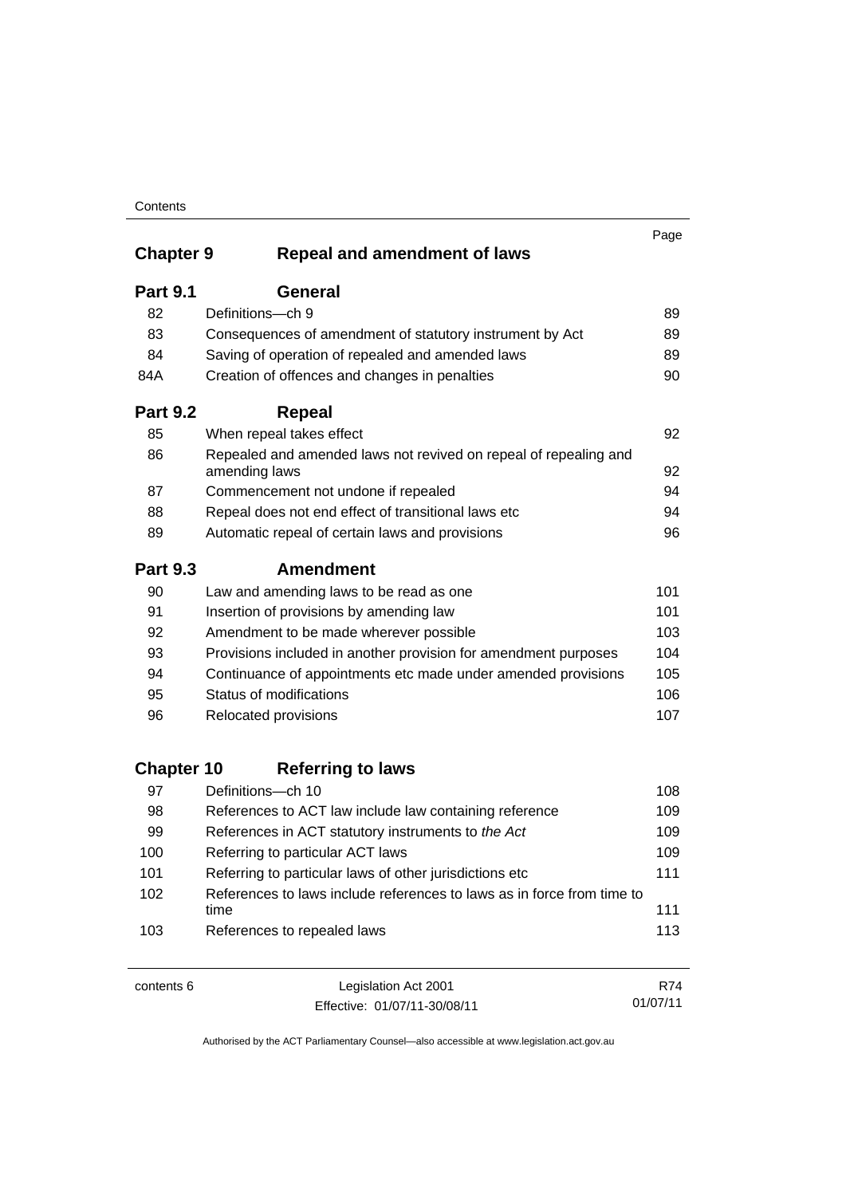| | | Page |
|---|---|---|
| **Chapter 9** | **Repeal and amendment of laws** | |
| **Part 9.1** | **General** | |
| 82 | Definitions—ch 9 | 89 |
| 83 | Consequences of amendment of statutory instrument by Act | 89 |
| 84 | Saving of operation of repealed and amended laws | 89 |
| 84A | Creation of offences and changes in penalties | 90 |
| **Part 9.2** | **Repeal** | |
| 85 | When repeal takes effect | 92 |
| 86 | Repealed and amended laws not revived on repeal of repealing and amending laws | 92 |
| 87 | Commencement not undone if repealed | 94 |
| 88 | Repeal does not end effect of transitional laws etc | 94 |
| 89 | Automatic repeal of certain laws and provisions | 96 |
| **Part 9.3** | **Amendment** | |
| 90 | Law and amending laws to be read as one | 101 |
| 91 | Insertion of provisions by amending law | 101 |
| 92 | Amendment to be made wherever possible | 103 |
| 93 | Provisions included in another provision for amendment purposes | 104 |
| 94 | Continuance of appointments etc made under amended provisions | 105 |
| 95 | Status of modifications | 106 |
| 96 | Relocated provisions | 107 |
| **Chapter 10** | **Referring to laws** | |
| 97 | Definitions—ch 10 | 108 |
| 98 | References to ACT law include law containing reference | 109 |
| 99 | References in ACT statutory instruments to *the Act* | 109 |
| 100 | Referring to particular ACT laws | 109 |
| 101 | Referring to particular laws of other jurisdictions etc | 111 |
| 102 | References to laws include references to laws as in force from time to time | 111 |
| 103 | References to repealed laws | 113 |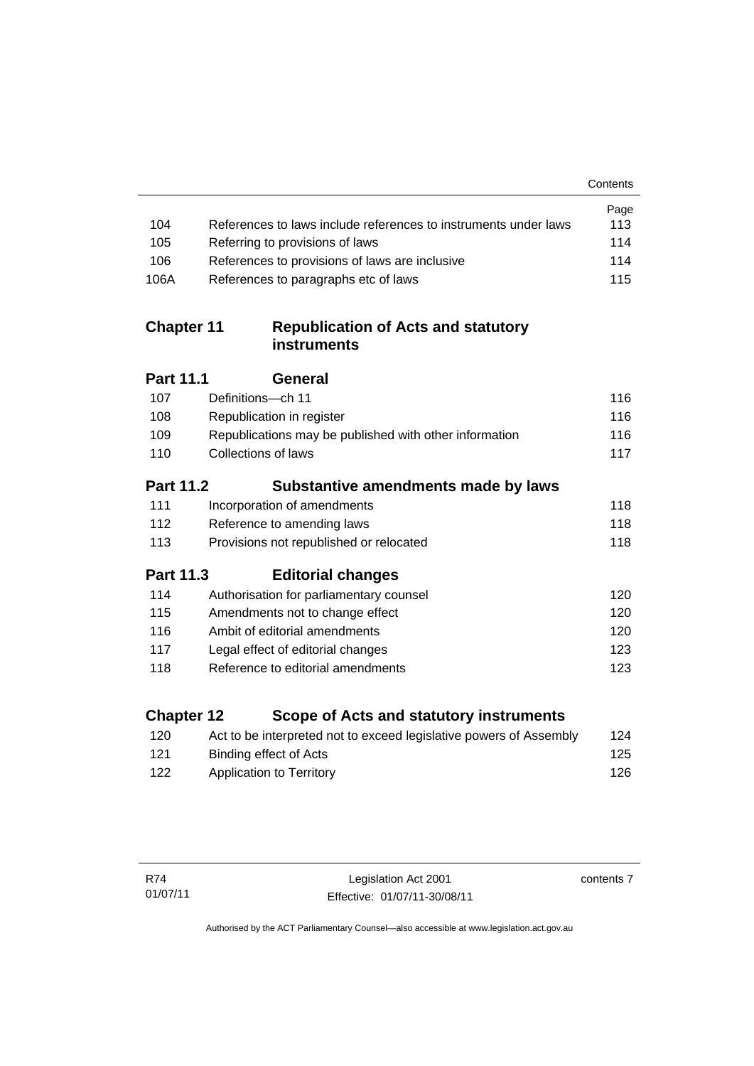| | | Page |
|---|---|---|
| 104 | References to laws include references to instruments under laws | 113 |
| 105 | Referring to provisions of laws | 114 |
| 106 | References to provisions of laws are inclusive | 114 |
| 106A | References to paragraphs etc of laws | 115 |

## Chapter 11 Republication of Acts and statutory instruments

### Part 11.1 General

| | | |
|---|---|---|
| 107 | Definitions—ch 11 | 116 |
| 108 | Republication in register | 116 |
| 109 | Republications may be published with other information | 116 |
| 110 | Collections of laws | 117 |

### Part 11.2 Substantive amendments made by laws

| | | |
|---|---|---|
| 111 | Incorporation of amendments | 118 |
| 112 | Reference to amending laws | 118 |
| 113 | Provisions not republished or relocated | 118 |

### Part 11.3 Editorial changes

| | | |
|---|---|---|
| 114 | Authorisation for parliamentary counsel | 120 |
| 115 | Amendments not to change effect | 120 |
| 116 | Ambit of editorial amendments | 120 |
| 117 | Legal effect of editorial changes | 123 |
| 118 | Reference to editorial amendments | 123 |

## Chapter 12 Scope of Acts and statutory instruments

| | | |
|---|---|---|
| 120 | Act to be interpreted not to exceed legislative powers of Assembly | 124 |
| 121 | Binding effect of Acts | 125 |
| 122 | Application to Territory | 126 |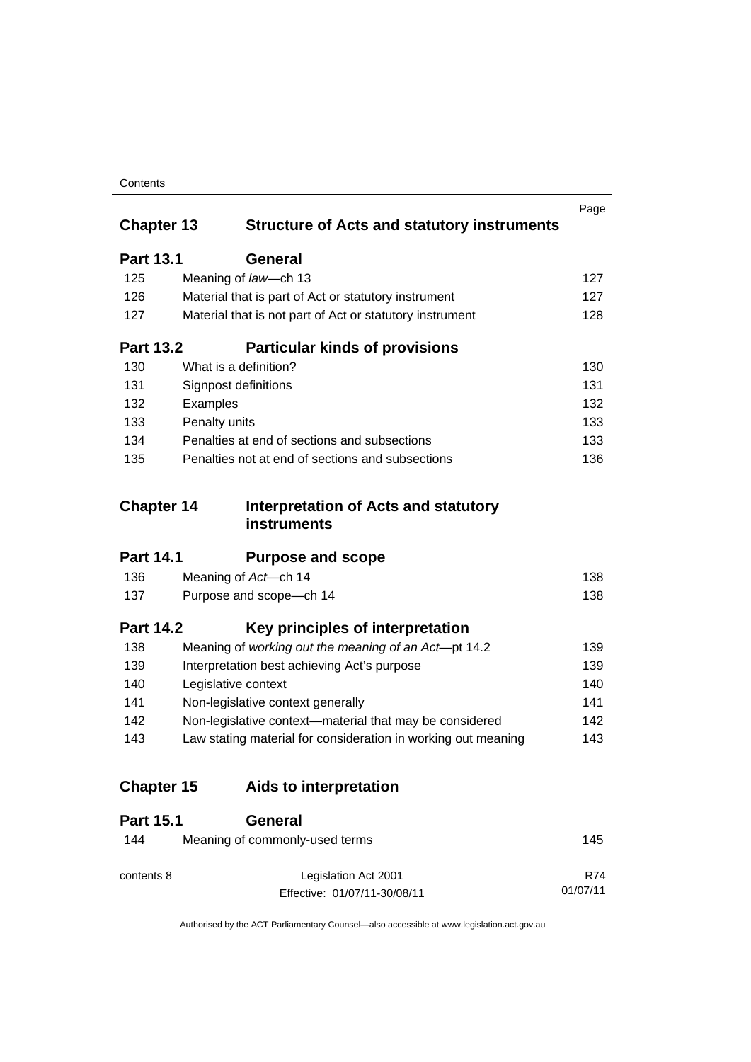| | | Page |
|---|---|---|
| **Chapter 13** | **Structure of Acts and statutory instruments** | |
| **Part 13.1** | **General** | |
| 125 | Meaning of *law*—ch 13 | 127 |
| 126 | Material that is part of Act or statutory instrument | 127 |
| 127 | Material that is not part of Act or statutory instrument | 128 |
| **Part 13.2** | **Particular kinds of provisions** | |
| 130 | What is a definition? | 130 |
| 131 | Signpost definitions | 131 |
| 132 | Examples | 132 |
| 133 | Penalty units | 133 |
| 134 | Penalties at end of sections and subsections | 133 |
| 135 | Penalties not at end of sections and subsections | 136 |
| **Chapter 14** | **Interpretation of Acts and statutory instruments** | |
| **Part 14.1** | **Purpose and scope** | |
| 136 | Meaning of *Act*—ch 14 | 138 |
| 137 | Purpose and scope—ch 14 | 138 |
| **Part 14.2** | **Key principles of interpretation** | |
| 138 | Meaning of *working out the meaning of an Act*—pt 14.2 | 139 |
| 139 | Interpretation best achieving Act's purpose | 139 |
| 140 | Legislative context | 140 |
| 141 | Non-legislative context generally | 141 |
| 142 | Non-legislative context—material that may be considered | 142 |
| 143 | Law stating material for consideration in working out meaning | 143 |
| **Chapter 15** | **Aids to interpretation** | |
| **Part 15.1** | **General** | |
| 144 | Meaning of commonly-used terms | 145 |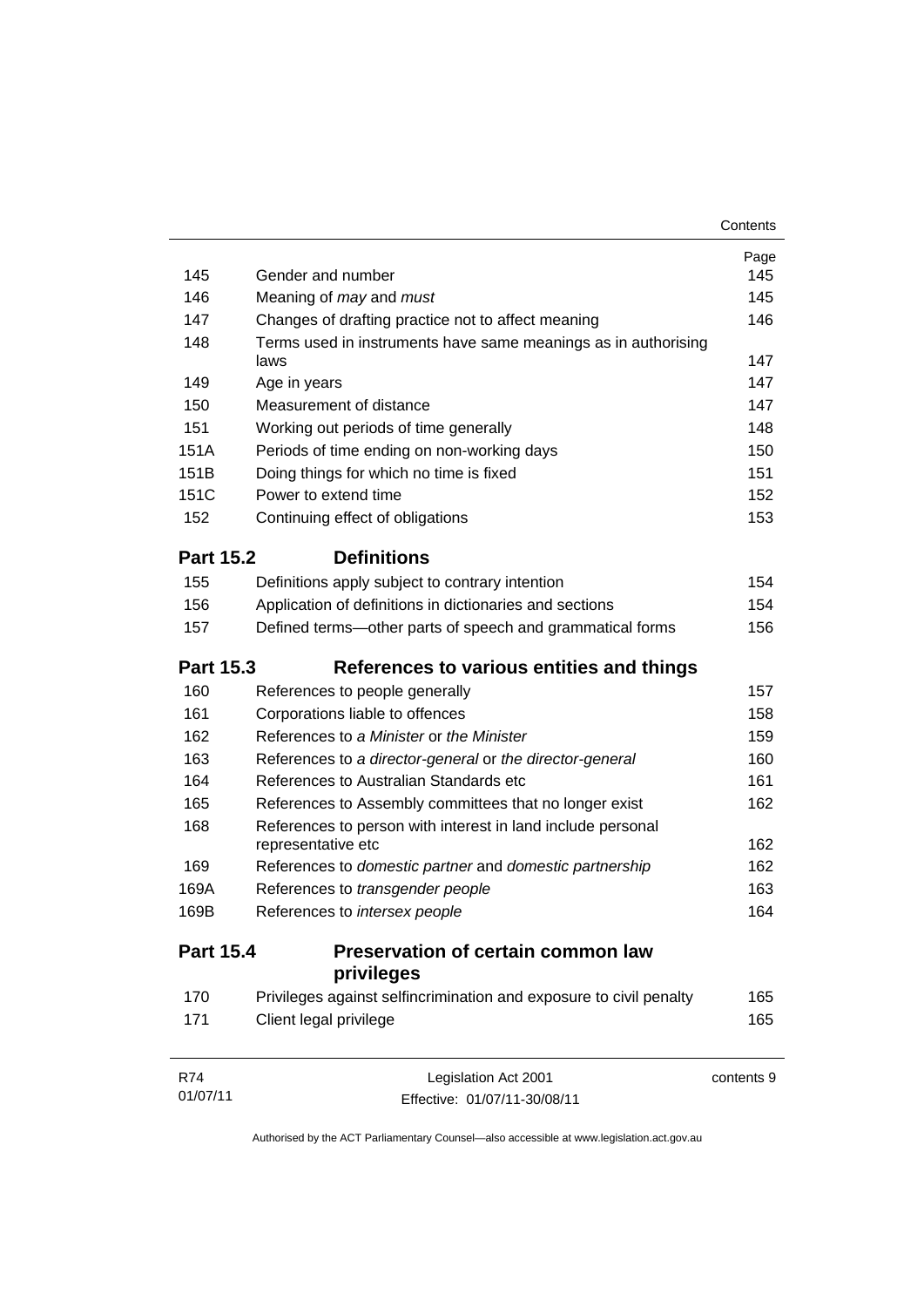| | | Page |
|---|---|---|
| 145 | Gender and number | 145 |
| 146 | Meaning of *may* and *must* | 145 |
| 147 | Changes of drafting practice not to affect meaning | 146 |
| 148 | Terms used in instruments have same meanings as in authorising laws | 147 |
| 149 | Age in years | 147 |
| 150 | Measurement of distance | 147 |
| 151 | Working out periods of time generally | 148 |
| 151A | Periods of time ending on non-working days | 150 |
| 151B | Doing things for which no time is fixed | 151 |
| 151C | Power to extend time | 152 |
| 152 | Continuing effect of obligations | 153 |

## Part 15.2 Definitions

| | | |
|---|---|---|
| 155 | Definitions apply subject to contrary intention | 154 |
| 156 | Application of definitions in dictionaries and sections | 154 |
| 157 | Defined terms—other parts of speech and grammatical forms | 156 |

## Part 15.3 References to various entities and things

| | | |
|---|---|---|
| 160 | References to people generally | 157 |
| 161 | Corporations liable to offences | 158 |
| 162 | References to *a Minister* or *the Minister* | 159 |
| 163 | References to *a director-general* or *the director-general* | 160 |
| 164 | References to Australian Standards etc | 161 |
| 165 | References to Assembly committees that no longer exist | 162 |
| 168 | References to person with interest in land include personal representative etc | 162 |
| 169 | References to *domestic partner* and *domestic partnership* | 162 |
| 169A | References to *transgender people* | 163 |
| 169B | References to *intersex people* | 164 |

## Part 15.4 Preservation of certain common law privileges

| | | |
|---|---|---|
| 170 | Privileges against selfincrimination and exposure to civil penalty | 165 |
| 171 | Client legal privilege | 165 |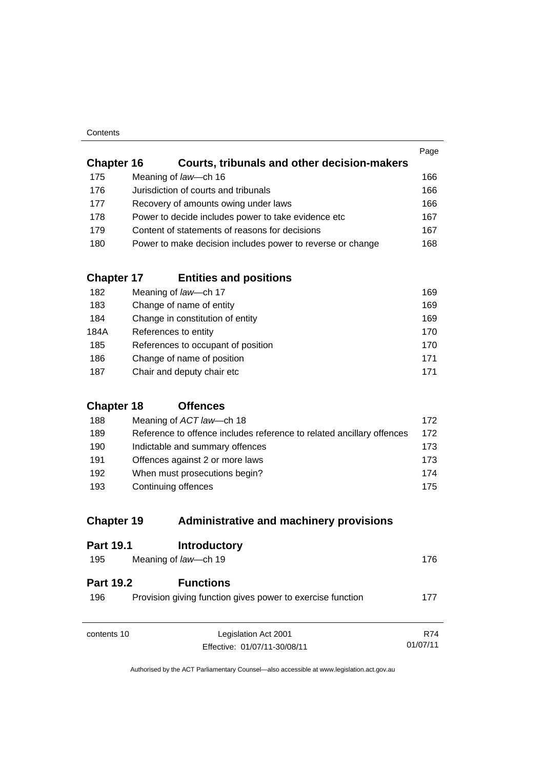| | | Page |
|---|---|---|
| **Chapter 16** | **Courts, tribunals and other decision-makers** | |
| 175 | Meaning of *law*—ch 16 | 166 |
| 176 | Jurisdiction of courts and tribunals | 166 |
| 177 | Recovery of amounts owing under laws | 166 |
| 178 | Power to decide includes power to take evidence etc | 167 |
| 179 | Content of statements of reasons for decisions | 167 |
| 180 | Power to make decision includes power to reverse or change | 168 |
| **Chapter 17** | **Entities and positions** | |
| 182 | Meaning of *law*—ch 17 | 169 |
| 183 | Change of name of entity | 169 |
| 184 | Change in constitution of entity | 169 |
| 184A | References to entity | 170 |
| 185 | References to occupant of position | 170 |
| 186 | Change of name of position | 171 |
| 187 | Chair and deputy chair etc | 171 |
| **Chapter 18** | **Offences** | |
| 188 | Meaning of *ACT law*—ch 18 | 172 |
| 189 | Reference to offence includes reference to related ancillary offences | 172 |
| 190 | Indictable and summary offences | 173 |
| 191 | Offences against 2 or more laws | 173 |
| 192 | When must prosecutions begin? | 174 |
| 193 | Continuing offences | 175 |
| **Chapter 19** | **Administrative and machinery provisions** | |
| **Part 19.1** | **Introductory** | |
| 195 | Meaning of *law*—ch 19 | 176 |
| **Part 19.2** | **Functions** | |
| 196 | Provision giving function gives power to exercise function | 177 |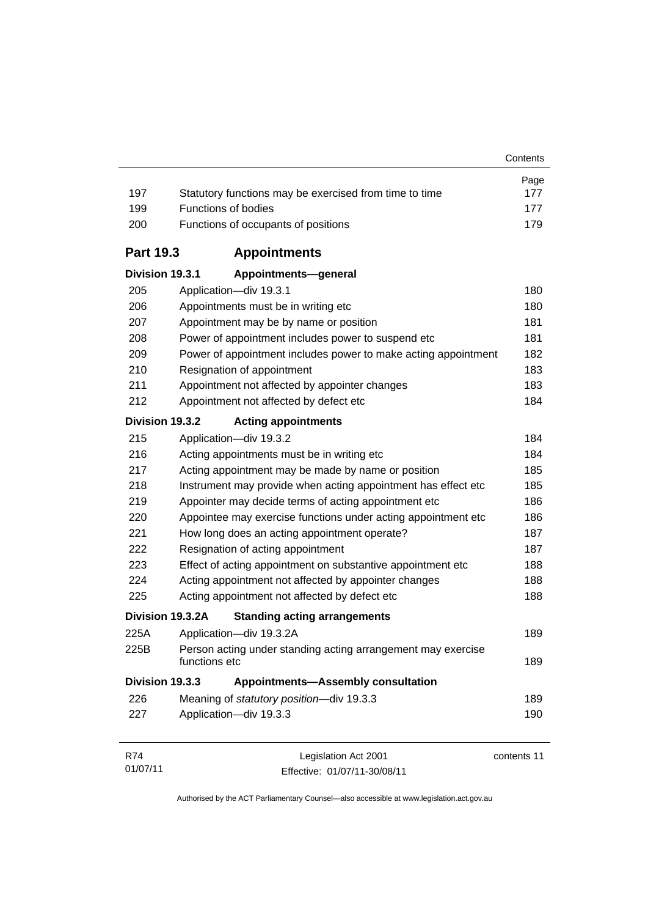| | | Page |
|---|---|---|
| 197 | Statutory functions may be exercised from time to time | 177 |
| 199 | Functions of bodies | 177 |
| 200 | Functions of occupants of positions | 179 |

## Part 19.3 Appointments

### Division 19.3.1 Appointments—general

| | | |
|---|---|---|
| 205 | Application—div 19.3.1 | 180 |
| 206 | Appointments must be in writing etc | 180 |
| 207 | Appointment may be by name or position | 181 |
| 208 | Power of appointment includes power to suspend etc | 181 |
| 209 | Power of appointment includes power to make acting appointment | 182 |
| 210 | Resignation of appointment | 183 |
| 211 | Appointment not affected by appointer changes | 183 |
| 212 | Appointment not affected by defect etc | 184 |

### Division 19.3.2 Acting appointments

| | | |
|---|---|---|
| 215 | Application—div 19.3.2 | 184 |
| 216 | Acting appointments must be in writing etc | 184 |
| 217 | Acting appointment may be made by name or position | 185 |
| 218 | Instrument may provide when acting appointment has effect etc | 185 |
| 219 | Appointer may decide terms of acting appointment etc | 186 |
| 220 | Appointee may exercise functions under acting appointment etc | 186 |
| 221 | How long does an acting appointment operate? | 187 |
| 222 | Resignation of acting appointment | 187 |
| 223 | Effect of acting appointment on substantive appointment etc | 188 |
| 224 | Acting appointment not affected by appointer changes | 188 |
| 225 | Acting appointment not affected by defect etc | 188 |

### Division 19.3.2A Standing acting arrangements

| | | |
|---|---|---|
| 225A | Application—div 19.3.2A | 189 |
| 225B | Person acting under standing acting arrangement may exercise functions etc | 189 |

### Division 19.3.3 Appointments—Assembly consultation

| | | |
|---|---|---|
| 226 | Meaning of *statutory position*—div 19.3.3 | 189 |
| 227 | Application—div 19.3.3 | 190 |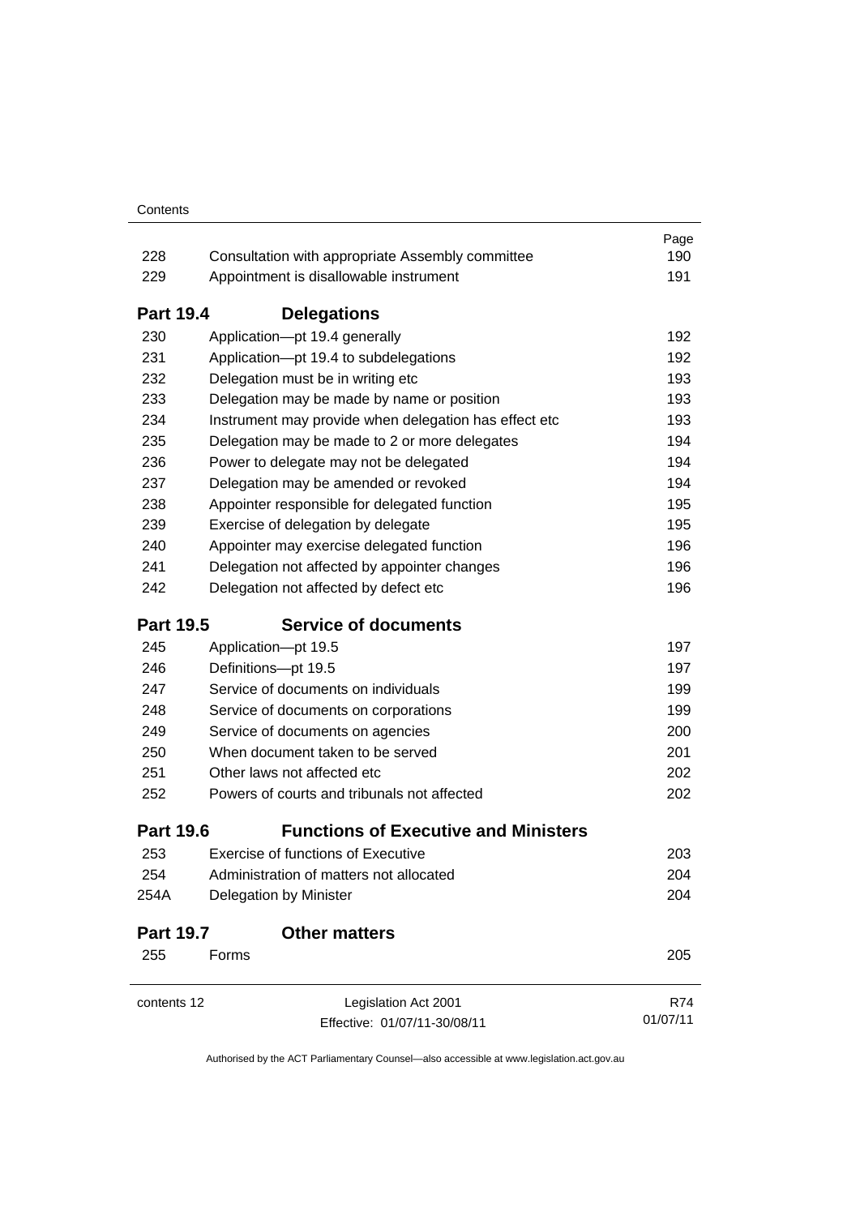| | | Page |
|---|---|---|
| 228 | Consultation with appropriate Assembly committee | 190 |
| 229 | Appointment is disallowable instrument | 191 |

### Part 19.4 Delegations

| | | |
|---|---|---|
| 230 | Application—pt 19.4 generally | 192 |
| 231 | Application—pt 19.4 to subdelegations | 192 |
| 232 | Delegation must be in writing etc | 193 |
| 233 | Delegation may be made by name or position | 193 |
| 234 | Instrument may provide when delegation has effect etc | 193 |
| 235 | Delegation may be made to 2 or more delegates | 194 |
| 236 | Power to delegate may not be delegated | 194 |
| 237 | Delegation may be amended or revoked | 194 |
| 238 | Appointer responsible for delegated function | 195 |
| 239 | Exercise of delegation by delegate | 195 |
| 240 | Appointer may exercise delegated function | 196 |
| 241 | Delegation not affected by appointer changes | 196 |
| 242 | Delegation not affected by defect etc | 196 |

### Part 19.5 Service of documents

| | | |
|---|---|---|
| 245 | Application—pt 19.5 | 197 |
| 246 | Definitions—pt 19.5 | 197 |
| 247 | Service of documents on individuals | 199 |
| 248 | Service of documents on corporations | 199 |
| 249 | Service of documents on agencies | 200 |
| 250 | When document taken to be served | 201 |
| 251 | Other laws not affected etc | 202 |
| 252 | Powers of courts and tribunals not affected | 202 |

### Part 19.6 Functions of Executive and Ministers

| | | |
|---|---|---|
| 253 | Exercise of functions of Executive | 203 |
| 254 | Administration of matters not allocated | 204 |
| 254A | Delegation by Minister | 204 |

### Part 19.7 Other matters

| | | |
|---|---|---|
| 255 | Forms | 205 |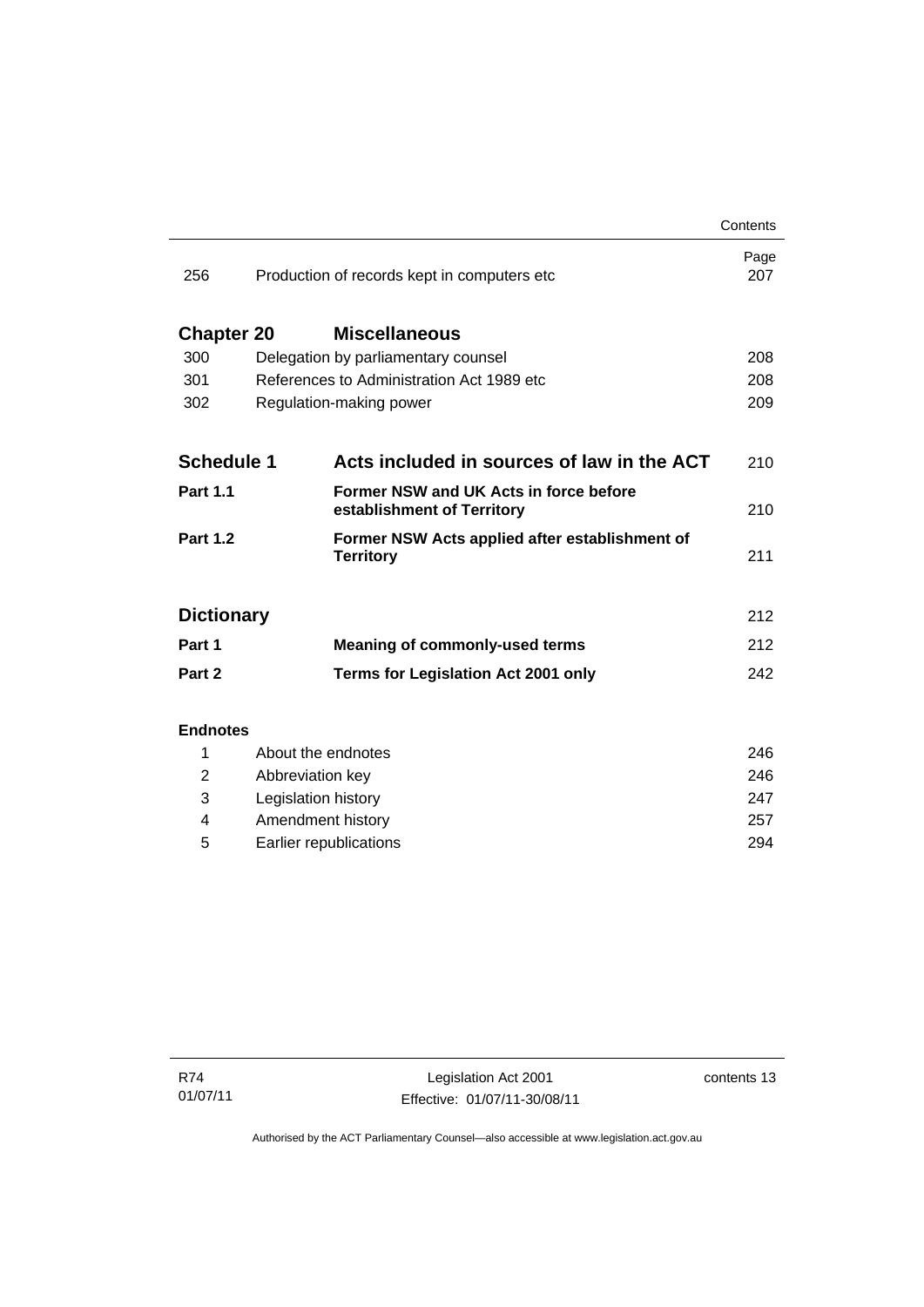| | | Page |
|---|---|---|
| 256 | Production of records kept in computers etc | 207 |
| **Chapter 20** | **Miscellaneous** | |
| 300 | Delegation by parliamentary counsel | 208 |
| 301 | References to Administration Act 1989 etc | 208 |
| 302 | Regulation-making power | 209 |
| **Schedule 1** | **Acts included in sources of law in the ACT** | 210 |
| **Part 1.1** | **Former NSW and UK Acts in force before establishment of Territory** | 210 |
| **Part 1.2** | **Former NSW Acts applied after establishment of Territory** | 211 |
| **Dictionary** | | 212 |
| **Part 1** | **Meaning of commonly-used terms** | 212 |
| **Part 2** | **Terms for Legislation Act 2001 only** | 242 |

**Endnotes**

| | | |
|---|---|---|
| 1 | About the endnotes | 246 |
| 2 | Abbreviation key | 246 |
| 3 | Legislation history | 247 |
| 4 | Amendment history | 257 |
| 5 | Earlier republications | 294 |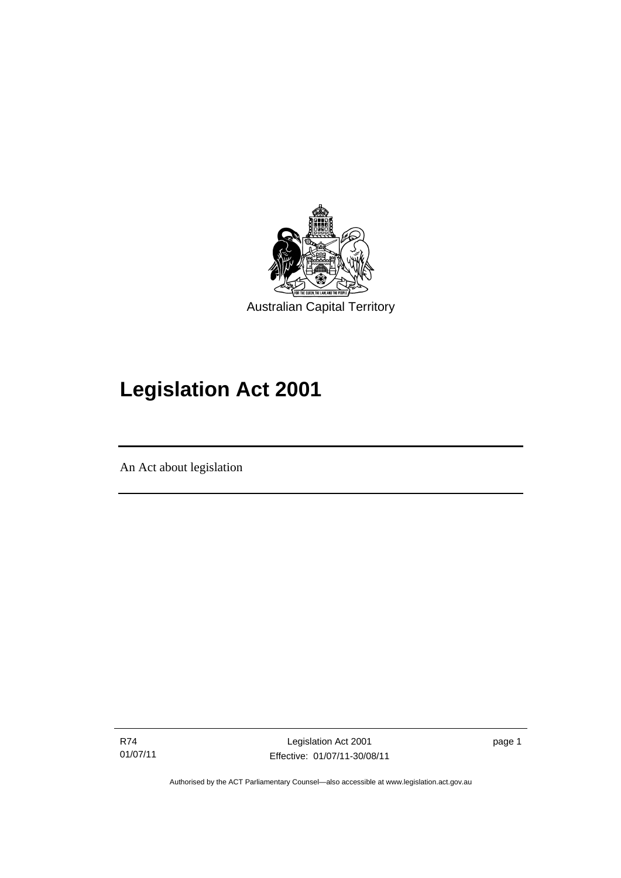Australian Capital Territory

# Legislation Act 2001

An Act about legislation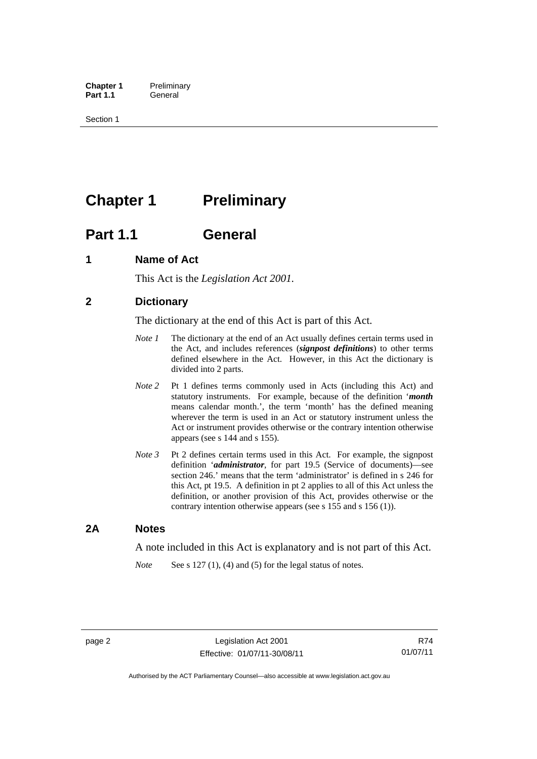# Chapter 1 Preliminary

## Part 1.1 General

### 1 Name of Act

This Act is the *Legislation Act 2001*.

### 2 Dictionary

The dictionary at the end of this Act is part of this Act.

*Note 1* The dictionary at the end of an Act usually defines certain terms used in the Act, and includes references (***signpost definitions***) to other terms defined elsewhere in the Act. However, in this Act the dictionary is divided into 2 parts.

*Note 2* Pt 1 defines terms commonly used in Acts (including this Act) and statutory instruments. For example, because of the definition '***month*** means calendar month.', the term 'month' has the defined meaning wherever the term is used in an Act or statutory instrument unless the Act or instrument provides otherwise or the contrary intention otherwise appears (see s 144 and s 155).

*Note 3* Pt 2 defines certain terms used in this Act. For example, the signpost definition '***administrator***, for part 19.5 (Service of documents)—see section 246.' means that the term 'administrator' is defined in s 246 for this Act, pt 19.5. A definition in pt 2 applies to all of this Act unless the definition, or another provision of this Act, provides otherwise or the contrary intention otherwise appears (see s 155 and s 156 (1)).

### 2A Notes

A note included in this Act is explanatory and is not part of this Act.

*Note* See s 127 (1), (4) and (5) for the legal status of notes.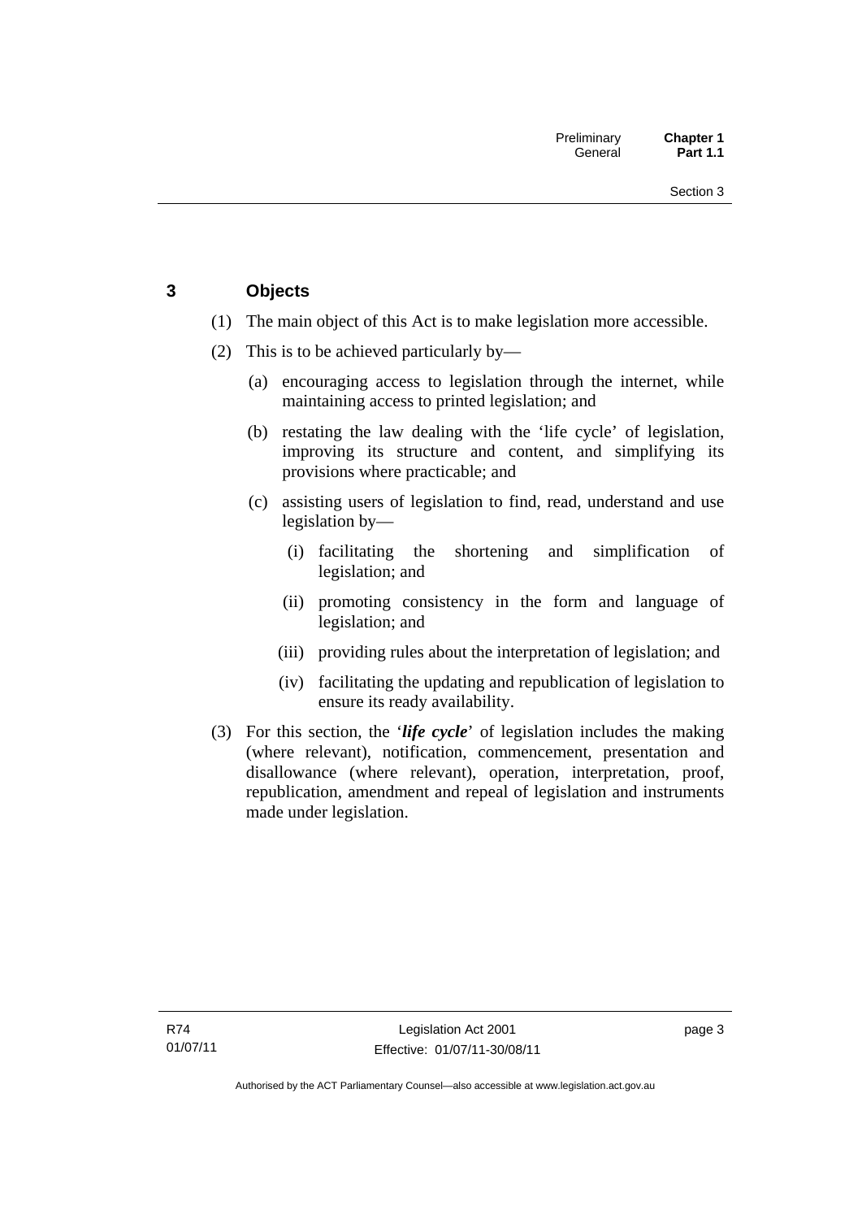## 3 Objects

(1) The main object of this Act is to make legislation more accessible.

(2) This is to be achieved particularly by—

(a) encouraging access to legislation through the internet, while maintaining access to printed legislation; and

(b) restating the law dealing with the 'life cycle' of legislation, improving its structure and content, and simplifying its provisions where practicable; and

(c) assisting users of legislation to find, read, understand and use legislation by—

(i) facilitating the shortening and simplification of legislation; and

(ii) promoting consistency in the form and language of legislation; and

(iii) providing rules about the interpretation of legislation; and

(iv) facilitating the updating and republication of legislation to ensure its ready availability.

(3) For this section, the '***life cycle***' of legislation includes the making (where relevant), notification, commencement, presentation and disallowance (where relevant), operation, interpretation, proof, republication, amendment and repeal of legislation and instruments made under legislation.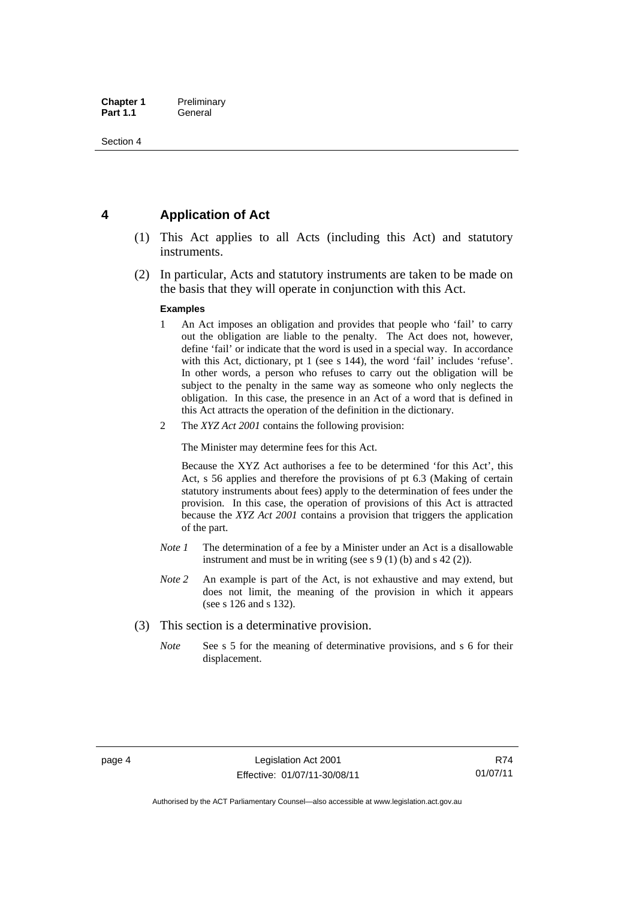## 4 Application of Act

(1) This Act applies to all Acts (including this Act) and statutory instruments.

(2) In particular, Acts and statutory instruments are taken to be made on the basis that they will operate in conjunction with this Act.

**Examples**

1. An Act imposes an obligation and provides that people who 'fail' to carry out the obligation are liable to the penalty. The Act does not, however, define 'fail' or indicate that the word is used in a special way. In accordance with this Act, dictionary, pt 1 (see s 144), the word 'fail' includes 'refuse'. In other words, a person who refuses to carry out the obligation will be subject to the penalty in the same way as someone who only neglects the obligation. In this case, the presence in an Act of a word that is defined in this Act attracts the operation of the definition in the dictionary.

2. The *XYZ Act 2001* contains the following provision:

   The Minister may determine fees for this Act.

   Because the XYZ Act authorises a fee to be determined 'for this Act', this Act, s 56 applies and therefore the provisions of pt 6.3 (Making of certain statutory instruments about fees) apply to the determination of fees under the provision. In this case, the operation of provisions of this Act is attracted because the *XYZ Act 2001* contains a provision that triggers the application of the part.

*Note 1* The determination of a fee by a Minister under an Act is a disallowable instrument and must be in writing (see s 9 (1) (b) and s 42 (2)).

*Note 2* An example is part of the Act, is not exhaustive and may extend, but does not limit, the meaning of the provision in which it appears (see s 126 and s 132).

(3) This section is a determinative provision.

*Note* See s 5 for the meaning of determinative provisions, and s 6 for their displacement.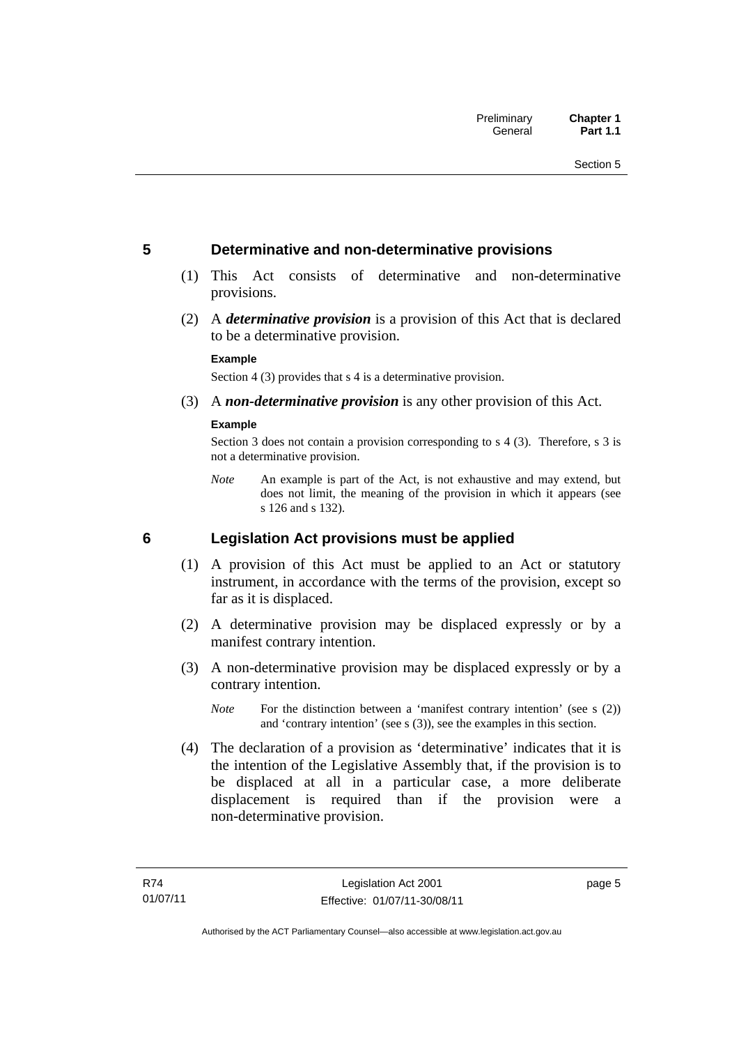## 5 Determinative and non-determinative provisions

(1) This Act consists of determinative and non-determinative provisions.

(2) A ***determinative provision*** is a provision of this Act that is declared to be a determinative provision.

**Example**

Section 4 (3) provides that s 4 is a determinative provision.

(3) A ***non-determinative provision*** is any other provision of this Act.

**Example**

Section 3 does not contain a provision corresponding to s 4 (3). Therefore, s 3 is not a determinative provision.

*Note* An example is part of the Act, is not exhaustive and may extend, but does not limit, the meaning of the provision in which it appears (see s 126 and s 132).

## 6 Legislation Act provisions must be applied

(1) A provision of this Act must be applied to an Act or statutory instrument, in accordance with the terms of the provision, except so far as it is displaced.

(2) A determinative provision may be displaced expressly or by a manifest contrary intention.

(3) A non-determinative provision may be displaced expressly or by a contrary intention.

*Note* For the distinction between a 'manifest contrary intention' (see s (2)) and 'contrary intention' (see s (3)), see the examples in this section.

(4) The declaration of a provision as 'determinative' indicates that it is the intention of the Legislative Assembly that, if the provision is to be displaced at all in a particular case, a more deliberate displacement is required than if the provision were a non-determinative provision.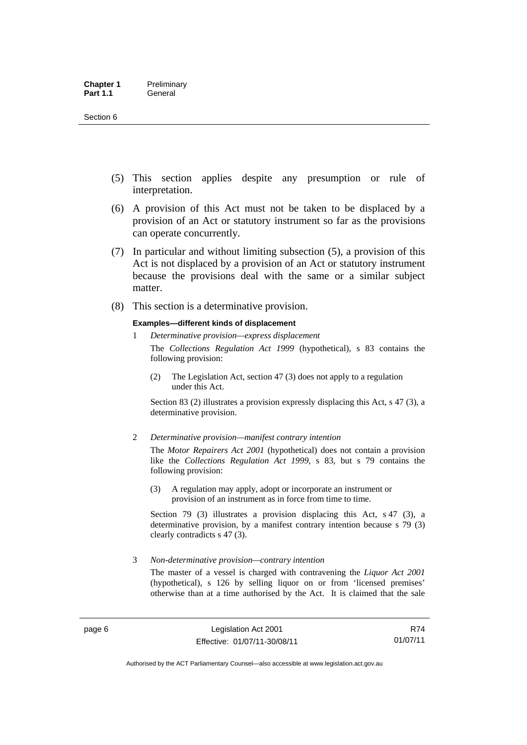(5) This section applies despite any presumption or rule of interpretation.

(6) A provision of this Act must not be taken to be displaced by a provision of an Act or statutory instrument so far as the provisions can operate concurrently.

(7) In particular and without limiting subsection (5), a provision of this Act is not displaced by a provision of an Act or statutory instrument because the provisions deal with the same or a similar subject matter.

(8) This section is a determinative provision.

**Examples—different kinds of displacement**

1 *Determinative provision—express displacement*

The *Collections Regulation Act 1999* (hypothetical), s 83 contains the following provision:

(2) The Legislation Act, section 47 (3) does not apply to a regulation under this Act.

Section 83 (2) illustrates a provision expressly displacing this Act, s 47 (3), a determinative provision.

2 *Determinative provision—manifest contrary intention*

The *Motor Repairers Act 2001* (hypothetical) does not contain a provision like the *Collections Regulation Act 1999*, s 83, but s 79 contains the following provision:

(3) A regulation may apply, adopt or incorporate an instrument or provision of an instrument as in force from time to time.

Section 79 (3) illustrates a provision displacing this Act, s 47 (3), a determinative provision, by a manifest contrary intention because s 79 (3) clearly contradicts s 47 (3).

3 *Non-determinative provision—contrary intention*

The master of a vessel is charged with contravening the *Liquor Act 2001* (hypothetical), s 126 by selling liquor on or from 'licensed premises' otherwise than at a time authorised by the Act. It is claimed that the sale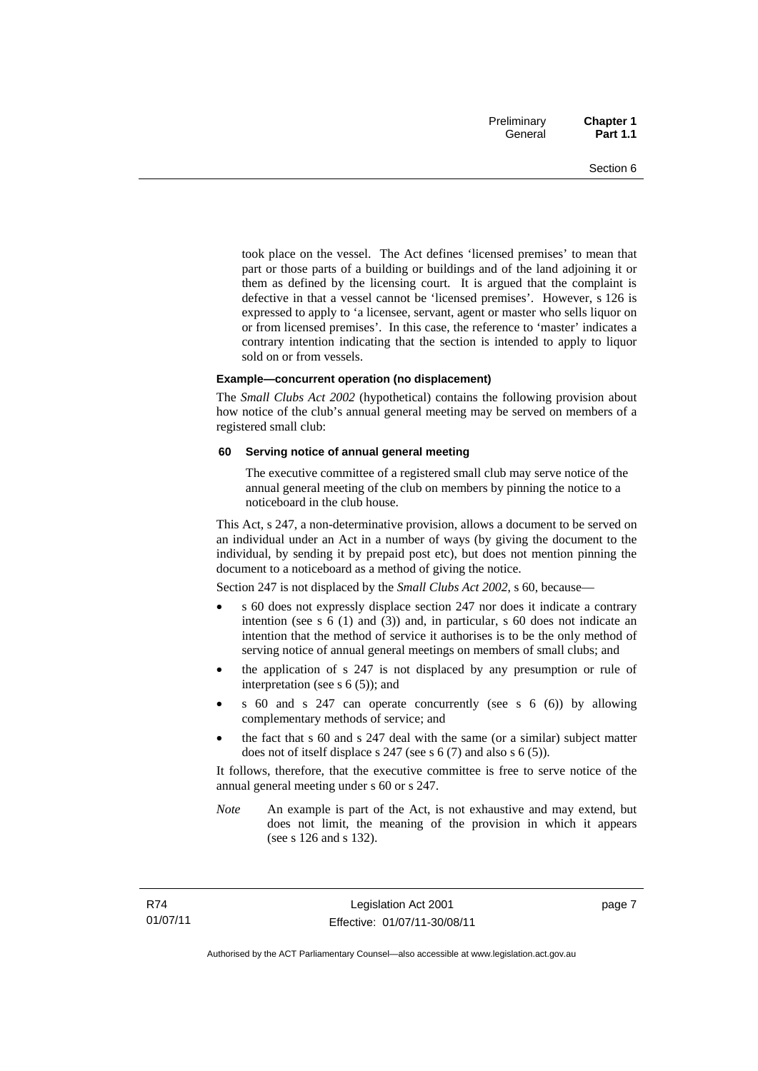took place on the vessel. The Act defines 'licensed premises' to mean that part or those parts of a building or buildings and of the land adjoining it or them as defined by the licensing court. It is argued that the complaint is defective in that a vessel cannot be 'licensed premises'. However, s 126 is expressed to apply to 'a licensee, servant, agent or master who sells liquor on or from licensed premises'. In this case, the reference to 'master' indicates a contrary intention indicating that the section is intended to apply to liquor sold on or from vessels.

**Example—concurrent operation (no displacement)**

The *Small Clubs Act 2002* (hypothetical) contains the following provision about how notice of the club's annual general meeting may be served on members of a registered small club:

**60 Serving notice of annual general meeting**

The executive committee of a registered small club may serve notice of the annual general meeting of the club on members by pinning the notice to a noticeboard in the club house.

This Act, s 247, a non-determinative provision, allows a document to be served on an individual under an Act in a number of ways (by giving the document to the individual, by sending it by prepaid post etc), but does not mention pinning the document to a noticeboard as a method of giving the notice.

Section 247 is not displaced by the *Small Clubs Act 2002*, s 60, because—

- s 60 does not expressly displace section 247 nor does it indicate a contrary intention (see s 6 (1) and (3)) and, in particular, s 60 does not indicate an intention that the method of service it authorises is to be the only method of serving notice of annual general meetings on members of small clubs; and
- the application of s 247 is not displaced by any presumption or rule of interpretation (see s 6 (5)); and
- s 60 and s 247 can operate concurrently (see s 6 (6)) by allowing complementary methods of service; and
- the fact that s 60 and s 247 deal with the same (or a similar) subject matter does not of itself displace s 247 (see s 6 (7) and also s 6 (5)).

It follows, therefore, that the executive committee is free to serve notice of the annual general meeting under s 60 or s 247.

*Note* An example is part of the Act, is not exhaustive and may extend, but does not limit, the meaning of the provision in which it appears (see s 126 and s 132).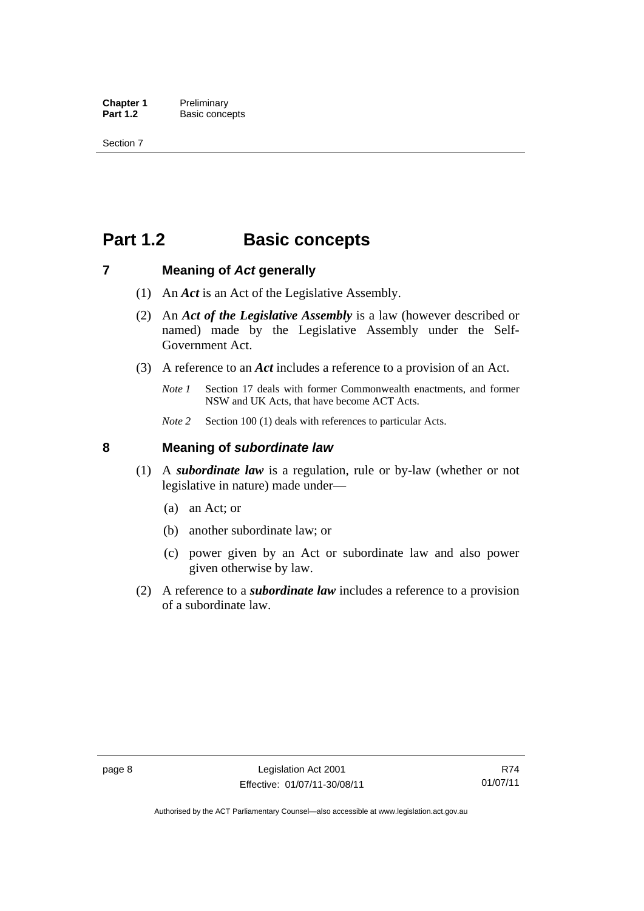# Part 1.2 Basic concepts

## 7 Meaning of *Act* generally

(1) An ***Act*** is an Act of the Legislative Assembly.

(2) An ***Act of the Legislative Assembly*** is a law (however described or named) made by the Legislative Assembly under the Self-Government Act.

(3) A reference to an ***Act*** includes a reference to a provision of an Act.

*Note 1* Section 17 deals with former Commonwealth enactments, and former NSW and UK Acts, that have become ACT Acts.

*Note 2* Section 100 (1) deals with references to particular Acts.

## 8 Meaning of *subordinate law*

(1) A ***subordinate law*** is a regulation, rule or by-law (whether or not legislative in nature) made under—

(a) an Act; or

(b) another subordinate law; or

(c) power given by an Act or subordinate law and also power given otherwise by law.

(2) A reference to a ***subordinate law*** includes a reference to a provision of a subordinate law.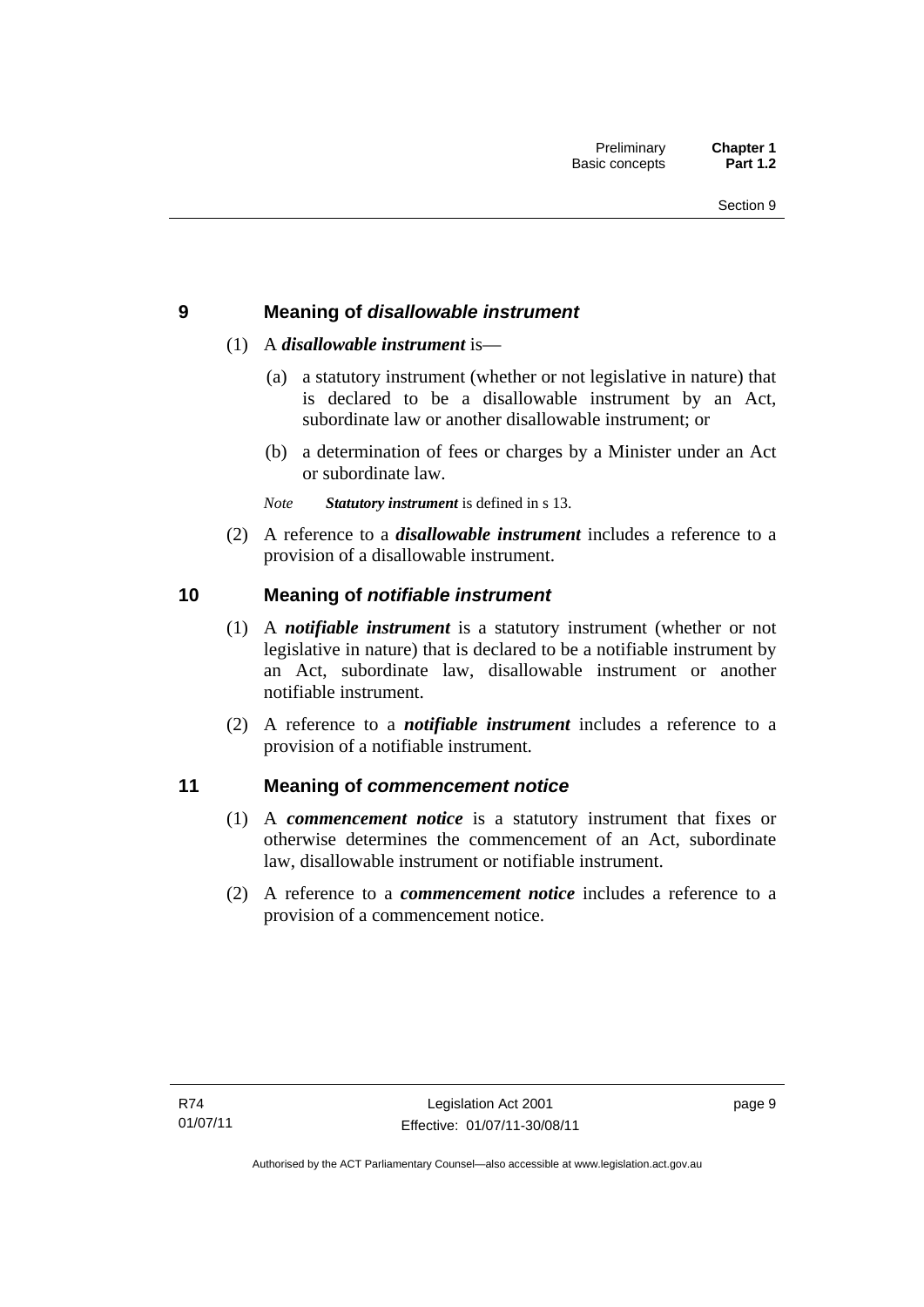## 9 Meaning of *disallowable instrument*

(1) A ***disallowable instrument*** is—

(a) a statutory instrument (whether or not legislative in nature) that is declared to be a disallowable instrument by an Act, subordinate law or another disallowable instrument; or

(b) a determination of fees or charges by a Minister under an Act or subordinate law.

*Note* ***Statutory instrument*** is defined in s 13.

(2) A reference to a ***disallowable instrument*** includes a reference to a provision of a disallowable instrument.

## 10 Meaning of *notifiable instrument*

(1) A ***notifiable instrument*** is a statutory instrument (whether or not legislative in nature) that is declared to be a notifiable instrument by an Act, subordinate law, disallowable instrument or another notifiable instrument.

(2) A reference to a ***notifiable instrument*** includes a reference to a provision of a notifiable instrument.

## 11 Meaning of *commencement notice*

(1) A ***commencement notice*** is a statutory instrument that fixes or otherwise determines the commencement of an Act, subordinate law, disallowable instrument or notifiable instrument.

(2) A reference to a ***commencement notice*** includes a reference to a provision of a commencement notice.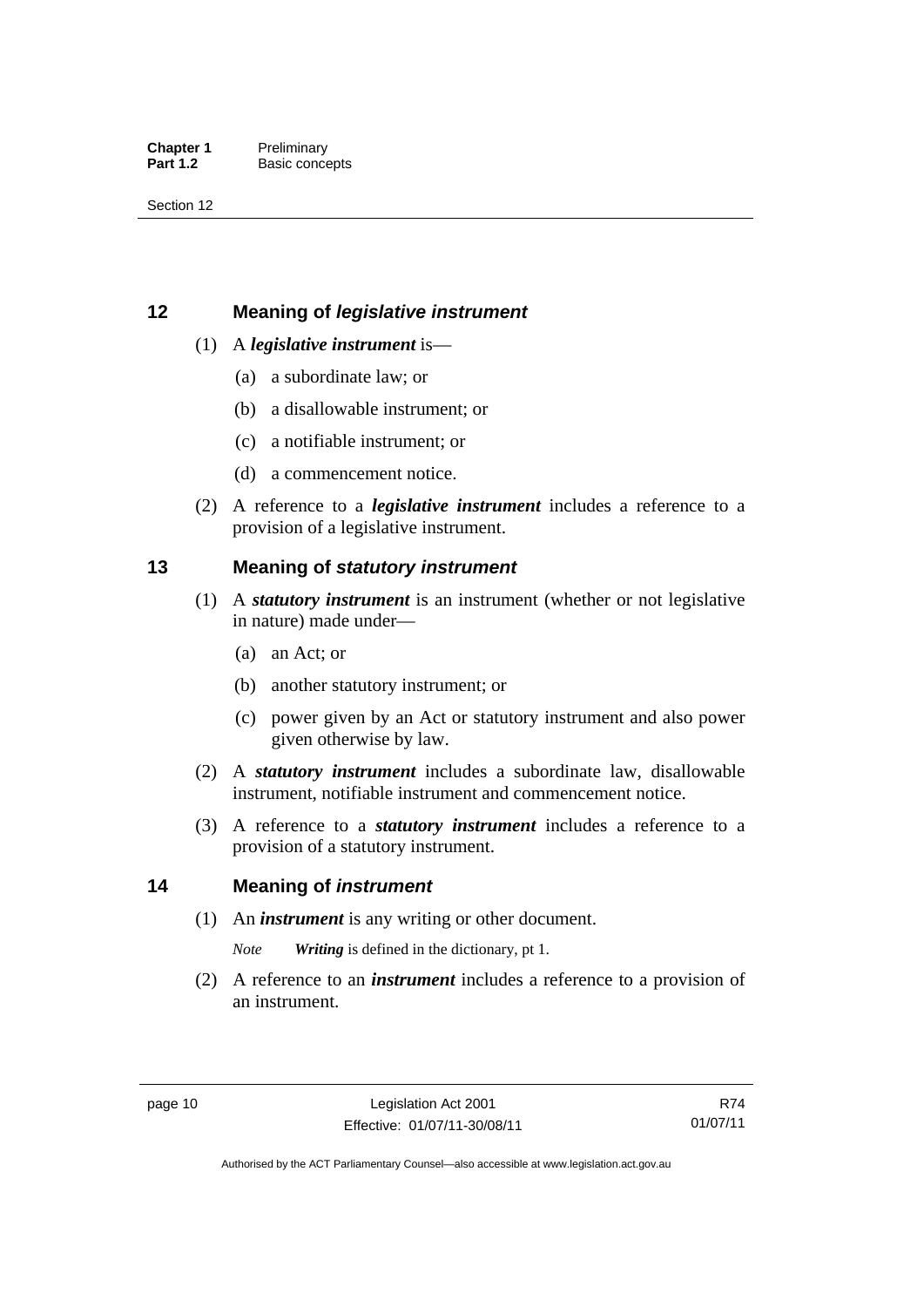## 12 Meaning of *legislative instrument*

(1) A ***legislative instrument*** is—

  (a) a subordinate law; or

  (b) a disallowable instrument; or

  (c) a notifiable instrument; or

  (d) a commencement notice.

(2) A reference to a ***legislative instrument*** includes a reference to a provision of a legislative instrument.

## 13 Meaning of *statutory instrument*

(1) A ***statutory instrument*** is an instrument (whether or not legislative in nature) made under—

  (a) an Act; or

  (b) another statutory instrument; or

  (c) power given by an Act or statutory instrument and also power given otherwise by law.

(2) A ***statutory instrument*** includes a subordinate law, disallowable instrument, notifiable instrument and commencement notice.

(3) A reference to a ***statutory instrument*** includes a reference to a provision of a statutory instrument.

## 14 Meaning of *instrument*

(1) An ***instrument*** is any writing or other document.

*Note* ***Writing*** is defined in the dictionary, pt 1.

(2) A reference to an ***instrument*** includes a reference to a provision of an instrument.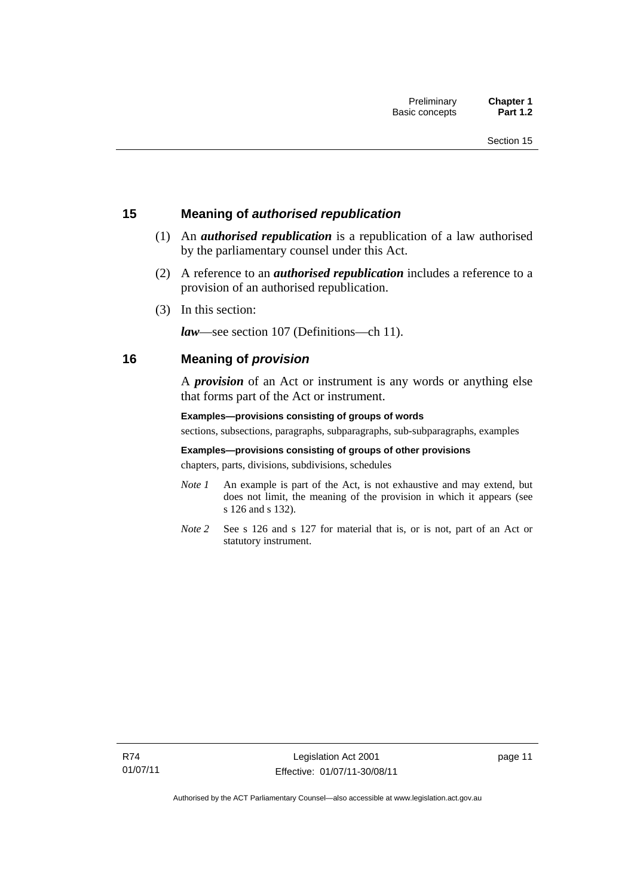## 15 Meaning of *authorised republication*

(1) An ***authorised republication*** is a republication of a law authorised by the parliamentary counsel under this Act.

(2) A reference to an ***authorised republication*** includes a reference to a provision of an authorised republication.

(3) In this section:

***law***—see section 107 (Definitions—ch 11).

## 16 Meaning of *provision*

A ***provision*** of an Act or instrument is any words or anything else that forms part of the Act or instrument.

**Examples—provisions consisting of groups of words**

sections, subsections, paragraphs, subparagraphs, sub-subparagraphs, examples

**Examples—provisions consisting of groups of other provisions**

chapters, parts, divisions, subdivisions, schedules

*Note 1* An example is part of the Act, is not exhaustive and may extend, but does not limit, the meaning of the provision in which it appears (see s 126 and s 132).

*Note 2* See s 126 and s 127 for material that is, or is not, part of an Act or statutory instrument.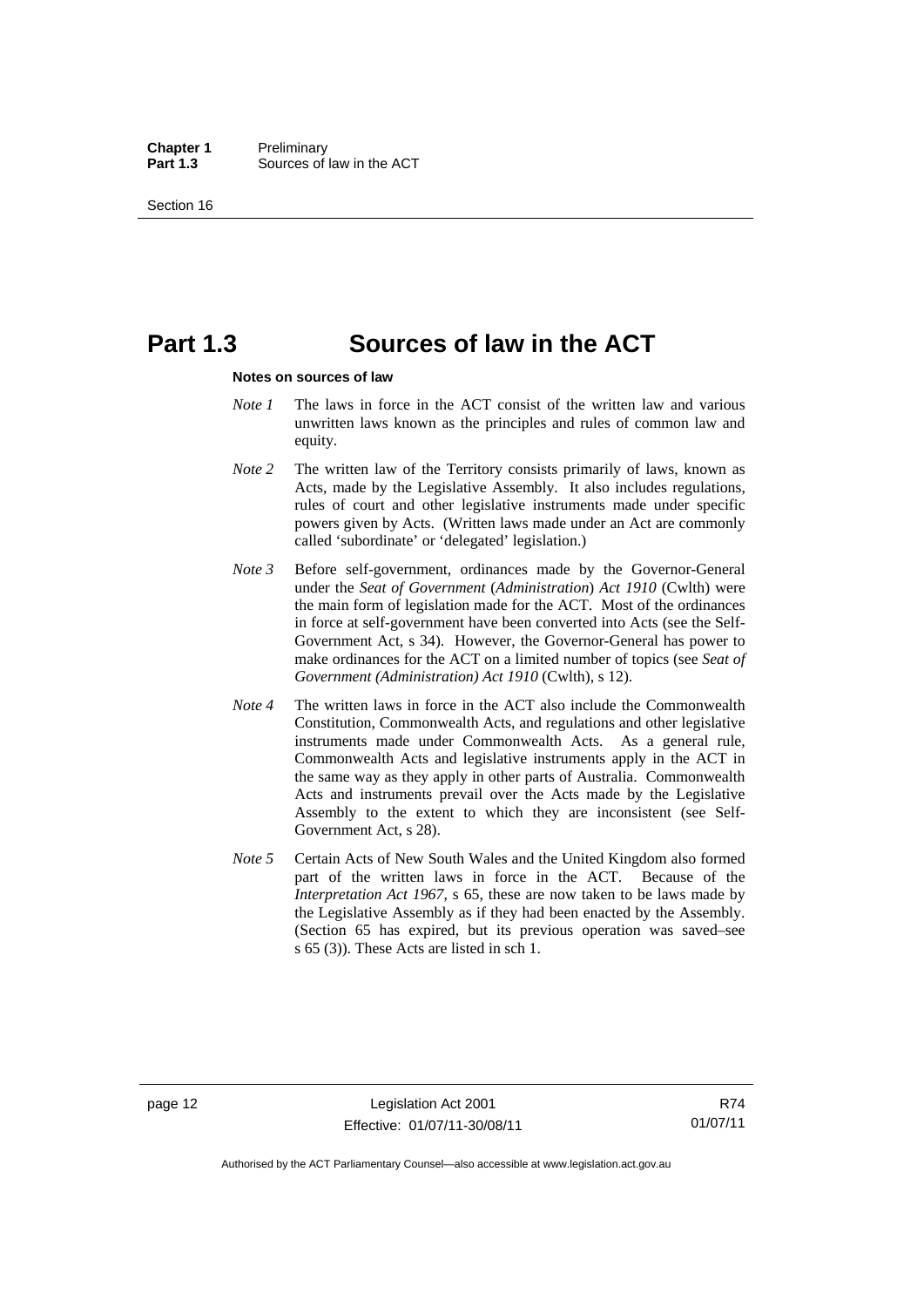# Part 1.3 Sources of law in the ACT

**Notes on sources of law**

*Note 1* The laws in force in the ACT consist of the written law and various unwritten laws known as the principles and rules of common law and equity.

*Note 2* The written law of the Territory consists primarily of laws, known as Acts, made by the Legislative Assembly. It also includes regulations, rules of court and other legislative instruments made under specific powers given by Acts. (Written laws made under an Act are commonly called 'subordinate' or 'delegated' legislation.)

*Note 3* Before self-government, ordinances made by the Governor-General under the *Seat of Government* (*Administration*) *Act 1910* (Cwlth) were the main form of legislation made for the ACT. Most of the ordinances in force at self-government have been converted into Acts (see the Self-Government Act, s 34). However, the Governor-General has power to make ordinances for the ACT on a limited number of topics (see *Seat of Government (Administration) Act 1910* (Cwlth), s 12).

*Note 4* The written laws in force in the ACT also include the Commonwealth Constitution, Commonwealth Acts, and regulations and other legislative instruments made under Commonwealth Acts. As a general rule, Commonwealth Acts and legislative instruments apply in the ACT in the same way as they apply in other parts of Australia. Commonwealth Acts and instruments prevail over the Acts made by the Legislative Assembly to the extent to which they are inconsistent (see Self-Government Act, s 28).

*Note 5* Certain Acts of New South Wales and the United Kingdom also formed part of the written laws in force in the ACT. Because of the *Interpretation Act 1967*, s 65, these are now taken to be laws made by the Legislative Assembly as if they had been enacted by the Assembly. (Section 65 has expired, but its previous operation was saved–see s 65 (3)). These Acts are listed in sch 1.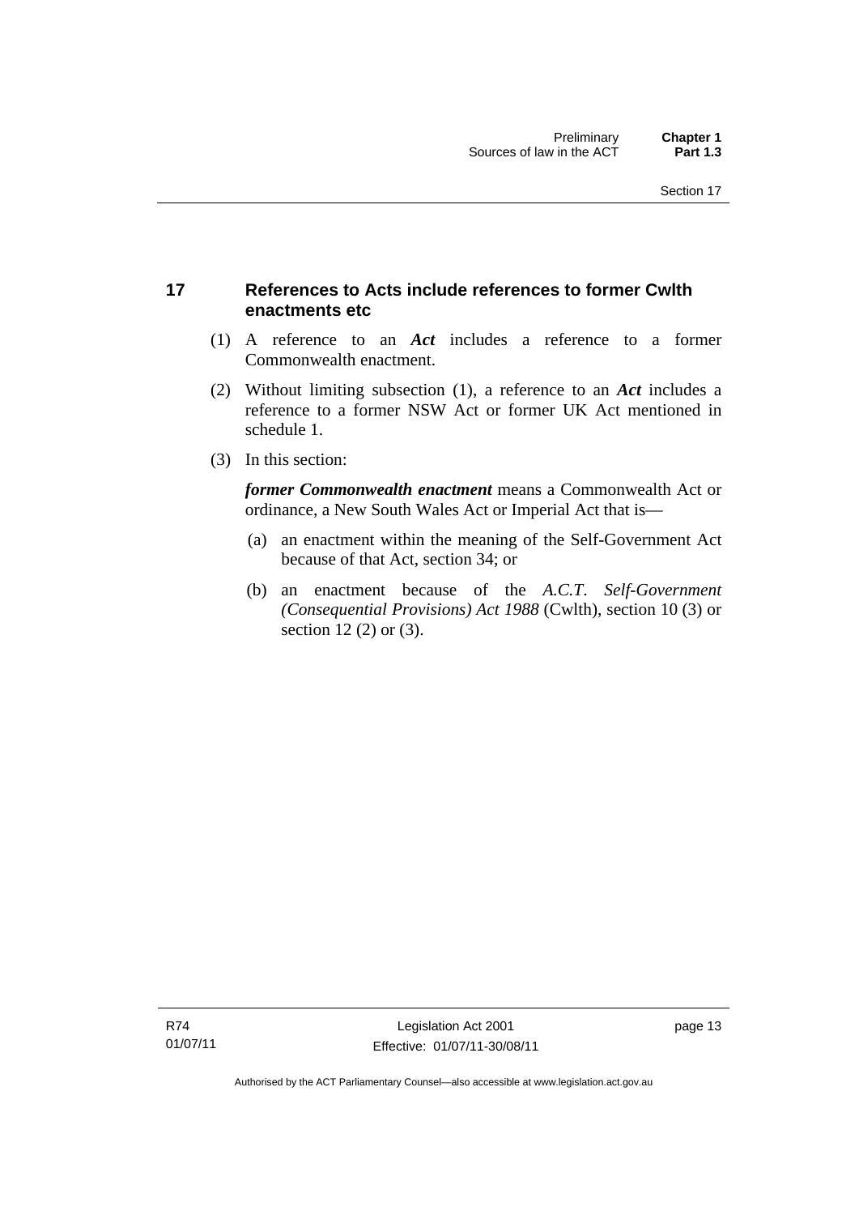## 17 References to Acts include references to former Cwlth enactments etc

(1) A reference to an ***Act*** includes a reference to a former Commonwealth enactment.

(2) Without limiting subsection (1), a reference to an ***Act*** includes a reference to a former NSW Act or former UK Act mentioned in schedule 1.

(3) In this section:

***former Commonwealth enactment*** means a Commonwealth Act or ordinance, a New South Wales Act or Imperial Act that is—

(a) an enactment within the meaning of the Self-Government Act because of that Act, section 34; or

(b) an enactment because of the *A.C.T. Self-Government (Consequential Provisions) Act 1988* (Cwlth), section 10 (3) or section 12 (2) or (3).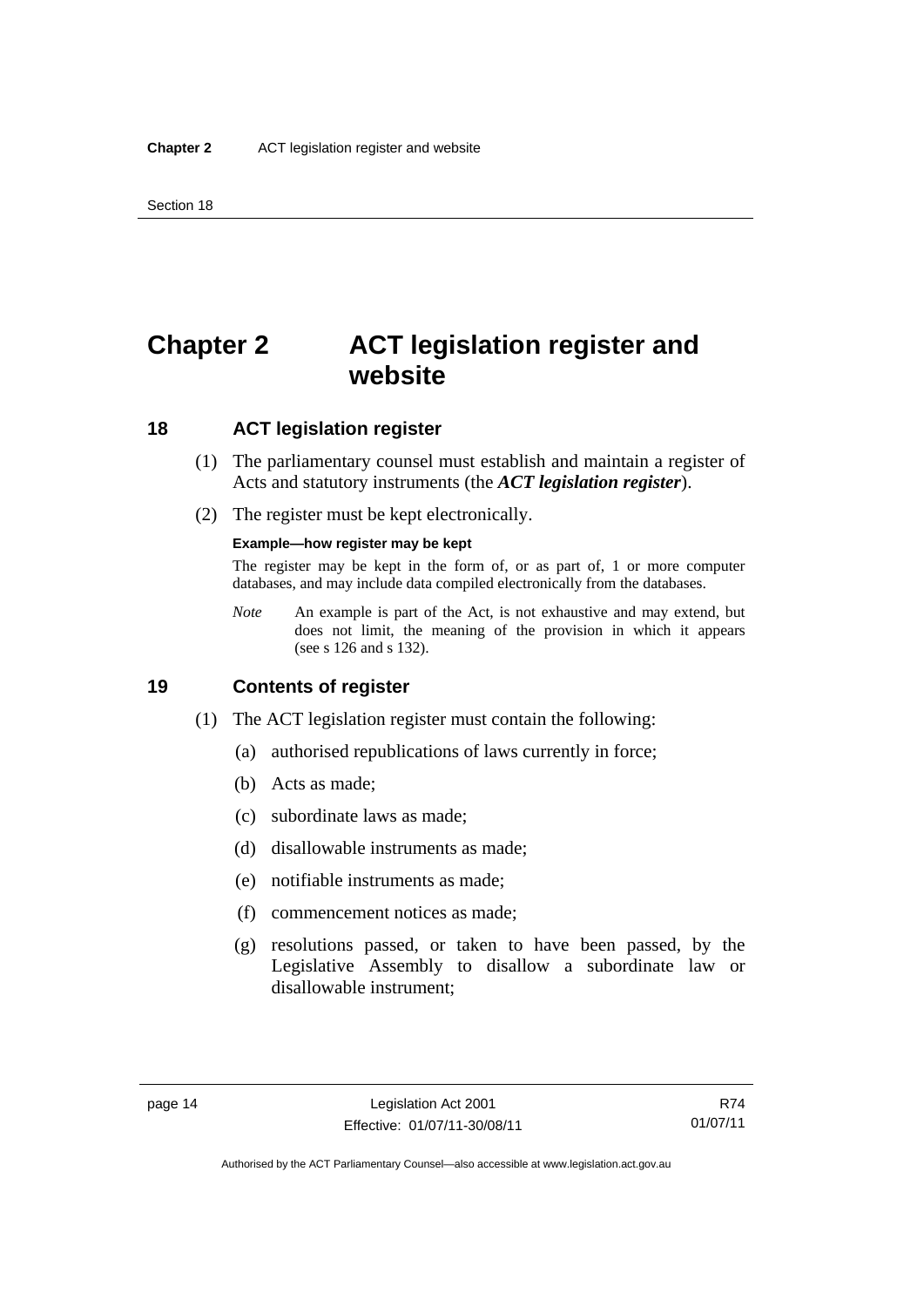# Chapter 2 ACT legislation register and website

## 18 ACT legislation register

(1) The parliamentary counsel must establish and maintain a register of Acts and statutory instruments (the ***ACT legislation register***).

(2) The register must be kept electronically.

**Example—how register may be kept**

The register may be kept in the form of, or as part of, 1 or more computer databases, and may include data compiled electronically from the databases.

*Note* An example is part of the Act, is not exhaustive and may extend, but does not limit, the meaning of the provision in which it appears (see s 126 and s 132).

## 19 Contents of register

(1) The ACT legislation register must contain the following:

(a) authorised republications of laws currently in force;

(b) Acts as made;

(c) subordinate laws as made;

(d) disallowable instruments as made;

(e) notifiable instruments as made;

(f) commencement notices as made;

(g) resolutions passed, or taken to have been passed, by the Legislative Assembly to disallow a subordinate law or disallowable instrument;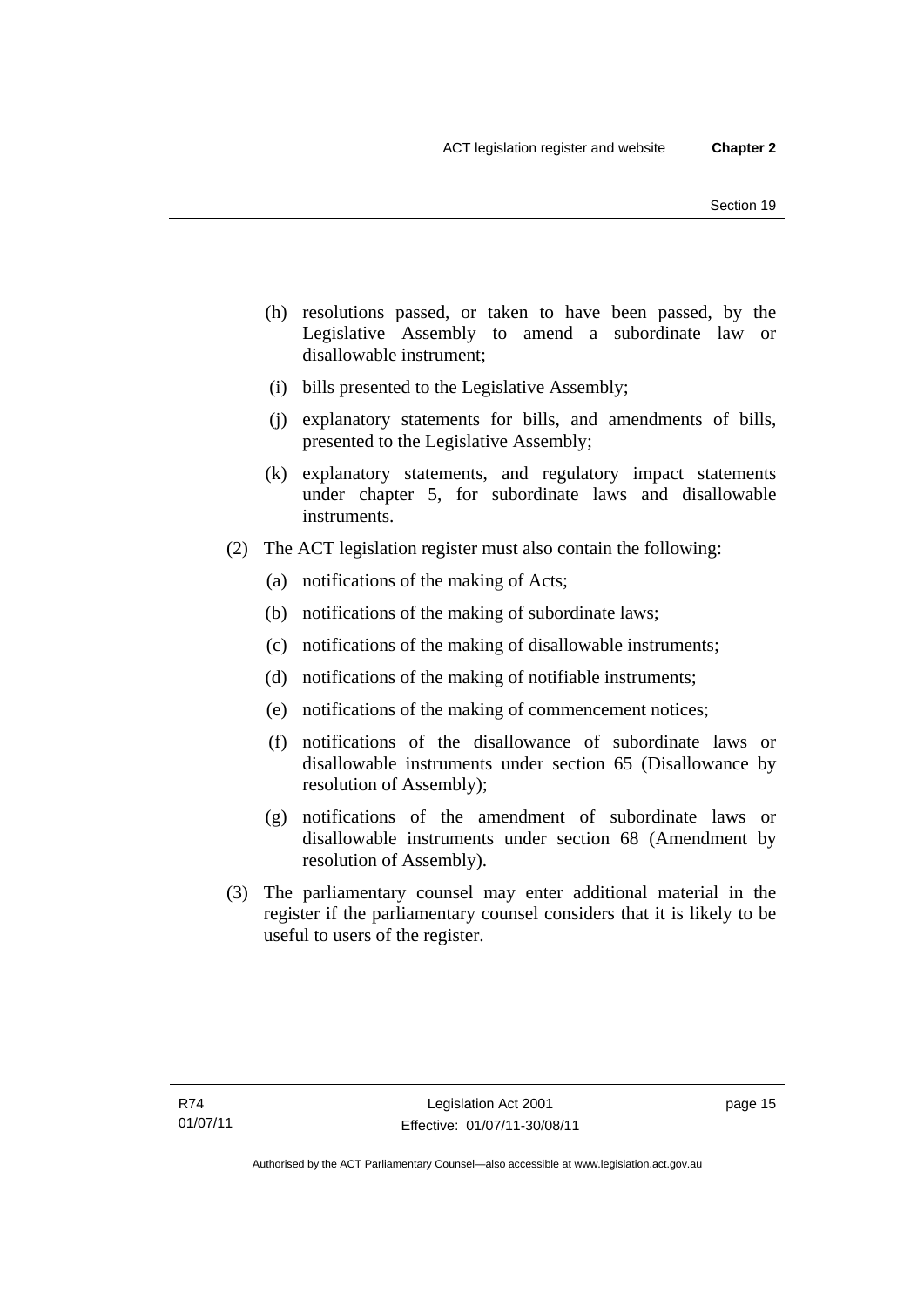(h) resolutions passed, or taken to have been passed, by the Legislative Assembly to amend a subordinate law or disallowable instrument;

(i) bills presented to the Legislative Assembly;

(j) explanatory statements for bills, and amendments of bills, presented to the Legislative Assembly;

(k) explanatory statements, and regulatory impact statements under chapter 5, for subordinate laws and disallowable instruments.

(2) The ACT legislation register must also contain the following:

(a) notifications of the making of Acts;

(b) notifications of the making of subordinate laws;

(c) notifications of the making of disallowable instruments;

(d) notifications of the making of notifiable instruments;

(e) notifications of the making of commencement notices;

(f) notifications of the disallowance of subordinate laws or disallowable instruments under section 65 (Disallowance by resolution of Assembly);

(g) notifications of the amendment of subordinate laws or disallowable instruments under section 68 (Amendment by resolution of Assembly).

(3) The parliamentary counsel may enter additional material in the register if the parliamentary counsel considers that it is likely to be useful to users of the register.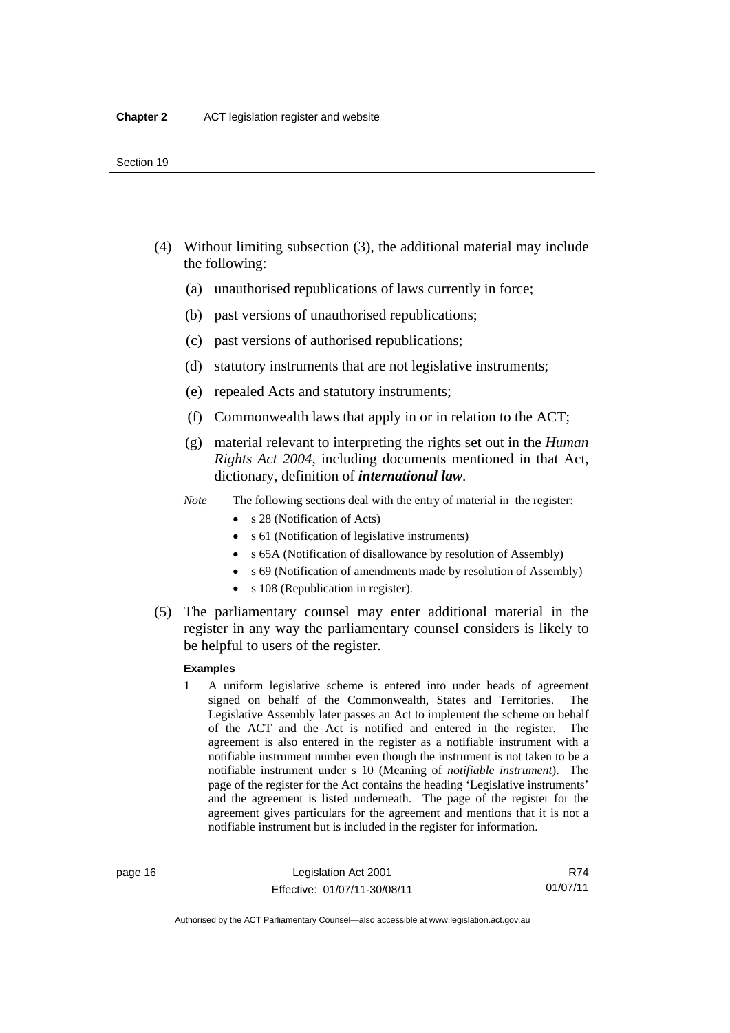(4) Without limiting subsection (3), the additional material may include the following:

(a) unauthorised republications of laws currently in force;

(b) past versions of unauthorised republications;

(c) past versions of authorised republications;

(d) statutory instruments that are not legislative instruments;

(e) repealed Acts and statutory instruments;

(f) Commonwealth laws that apply in or in relation to the ACT;

(g) material relevant to interpreting the rights set out in the *Human Rights Act 2004*, including documents mentioned in that Act, dictionary, definition of ***international law***.

*Note* The following sections deal with the entry of material in the register:

- s 28 (Notification of Acts)
- s 61 (Notification of legislative instruments)
- s 65A (Notification of disallowance by resolution of Assembly)
- s 69 (Notification of amendments made by resolution of Assembly)
- s 108 (Republication in register).

(5) The parliamentary counsel may enter additional material in the register in any way the parliamentary counsel considers is likely to be helpful to users of the register.

**Examples**

1 A uniform legislative scheme is entered into under heads of agreement signed on behalf of the Commonwealth, States and Territories. The Legislative Assembly later passes an Act to implement the scheme on behalf of the ACT and the Act is notified and entered in the register. The agreement is also entered in the register as a notifiable instrument with a notifiable instrument number even though the instrument is not taken to be a notifiable instrument under s 10 (Meaning of *notifiable instrument*). The page of the register for the Act contains the heading 'Legislative instruments' and the agreement is listed underneath. The page of the register for the agreement gives particulars for the agreement and mentions that it is not a notifiable instrument but is included in the register for information.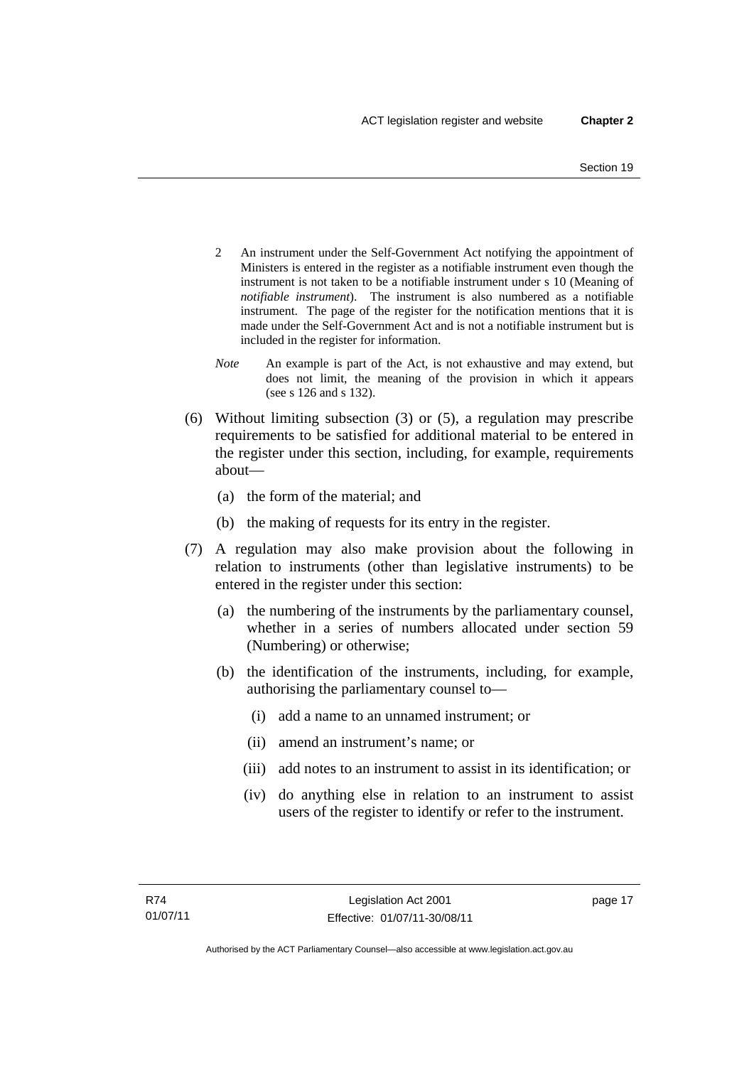2 An instrument under the Self-Government Act notifying the appointment of Ministers is entered in the register as a notifiable instrument even though the instrument is not taken to be a notifiable instrument under s 10 (Meaning of *notifiable instrument*). The instrument is also numbered as a notifiable instrument. The page of the register for the notification mentions that it is made under the Self-Government Act and is not a notifiable instrument but is included in the register for information.

*Note* An example is part of the Act, is not exhaustive and may extend, but does not limit, the meaning of the provision in which it appears (see s 126 and s 132).

(6) Without limiting subsection (3) or (5), a regulation may prescribe requirements to be satisfied for additional material to be entered in the register under this section, including, for example, requirements about—

(a) the form of the material; and

(b) the making of requests for its entry in the register.

(7) A regulation may also make provision about the following in relation to instruments (other than legislative instruments) to be entered in the register under this section:

(a) the numbering of the instruments by the parliamentary counsel, whether in a series of numbers allocated under section 59 (Numbering) or otherwise;

(b) the identification of the instruments, including, for example, authorising the parliamentary counsel to—

(i) add a name to an unnamed instrument; or

(ii) amend an instrument's name; or

(iii) add notes to an instrument to assist in its identification; or

(iv) do anything else in relation to an instrument to assist users of the register to identify or refer to the instrument.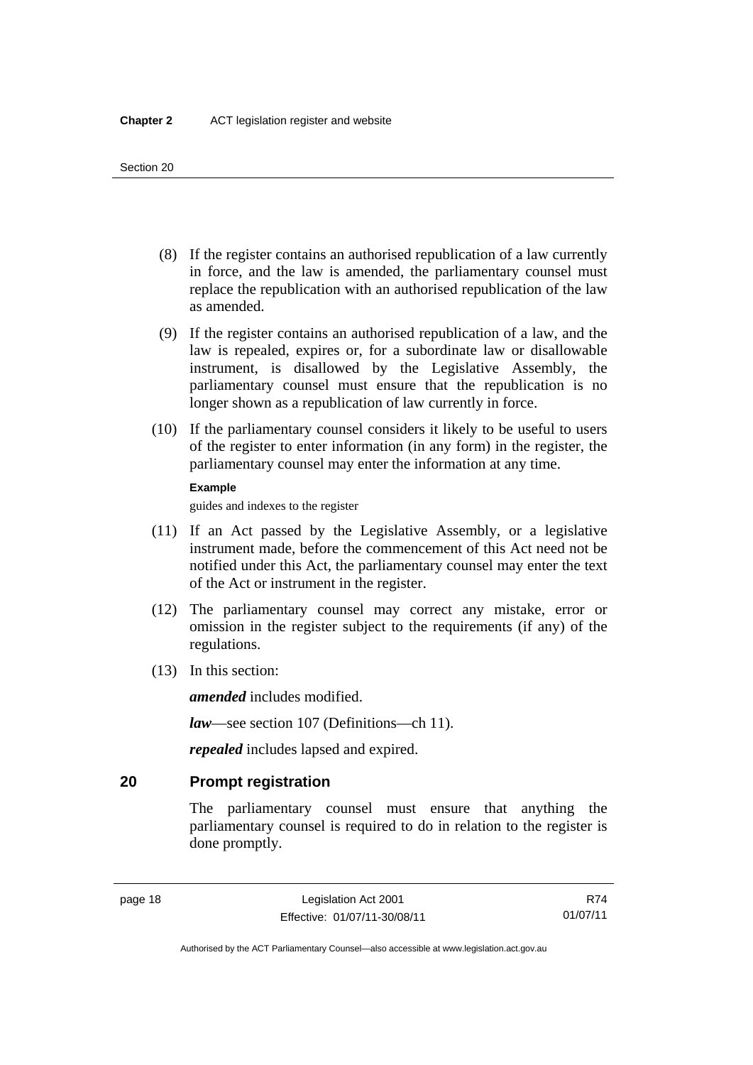(8) If the register contains an authorised republication of a law currently in force, and the law is amended, the parliamentary counsel must replace the republication with an authorised republication of the law as amended.

(9) If the register contains an authorised republication of a law, and the law is repealed, expires or, for a subordinate law or disallowable instrument, is disallowed by the Legislative Assembly, the parliamentary counsel must ensure that the republication is no longer shown as a republication of law currently in force.

(10) If the parliamentary counsel considers it likely to be useful to users of the register to enter information (in any form) in the register, the parliamentary counsel may enter the information at any time.

**Example**

guides and indexes to the register

(11) If an Act passed by the Legislative Assembly, or a legislative instrument made, before the commencement of this Act need not be notified under this Act, the parliamentary counsel may enter the text of the Act or instrument in the register.

(12) The parliamentary counsel may correct any mistake, error or omission in the register subject to the requirements (if any) of the regulations.

(13) In this section:

***amended*** includes modified.

***law***—see section 107 (Definitions—ch 11).

***repealed*** includes lapsed and expired.

## 20 Prompt registration

The parliamentary counsel must ensure that anything the parliamentary counsel is required to do in relation to the register is done promptly.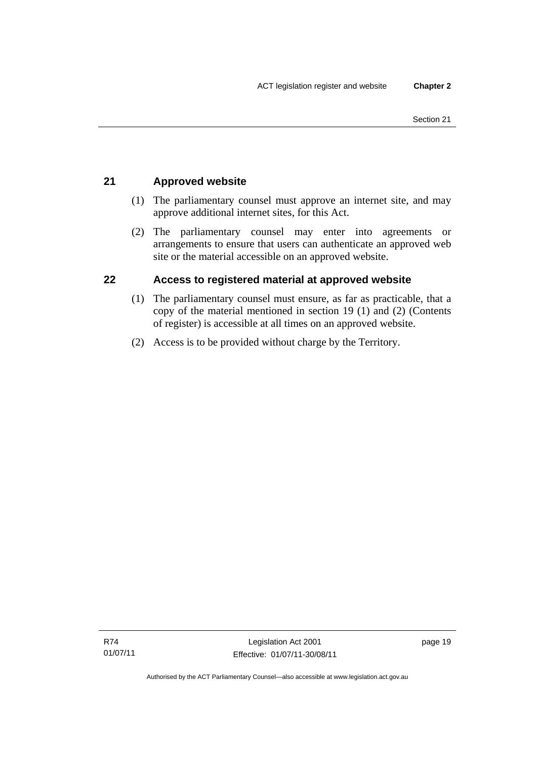## 21 Approved website

(1) The parliamentary counsel must approve an internet site, and may approve additional internet sites, for this Act.

(2) The parliamentary counsel may enter into agreements or arrangements to ensure that users can authenticate an approved web site or the material accessible on an approved website.

## 22 Access to registered material at approved website

(1) The parliamentary counsel must ensure, as far as practicable, that a copy of the material mentioned in section 19 (1) and (2) (Contents of register) is accessible at all times on an approved website.

(2) Access is to be provided without charge by the Territory.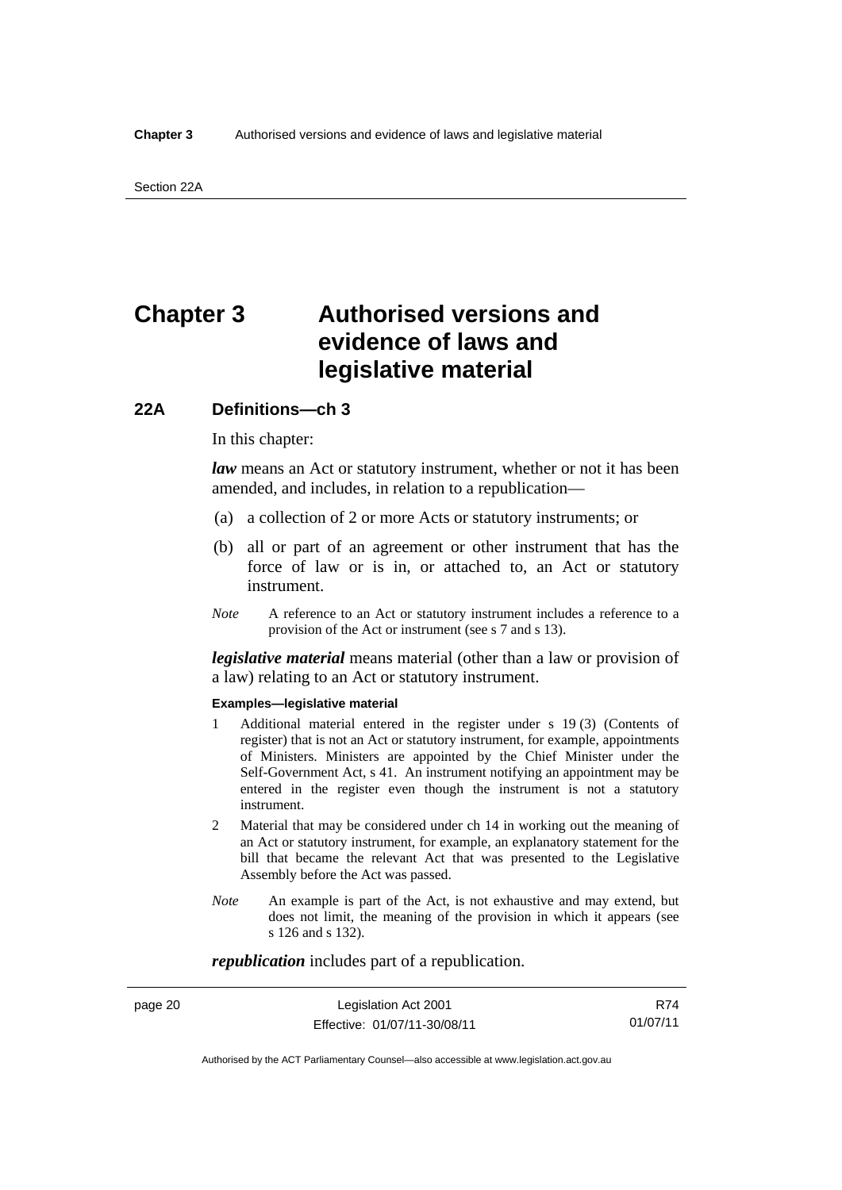# Chapter 3 Authorised versions and evidence of laws and legislative material

## 22A Definitions—ch 3

In this chapter:

***law*** means an Act or statutory instrument, whether or not it has been amended, and includes, in relation to a republication—

(a) a collection of 2 or more Acts or statutory instruments; or

(b) all or part of an agreement or other instrument that has the force of law or is in, or attached to, an Act or statutory instrument.

*Note* A reference to an Act or statutory instrument includes a reference to a provision of the Act or instrument (see s 7 and s 13).

***legislative material*** means material (other than a law or provision of a law) relating to an Act or statutory instrument.

**Examples—legislative material**

1 Additional material entered in the register under s 19 (3) (Contents of register) that is not an Act or statutory instrument, for example, appointments of Ministers. Ministers are appointed by the Chief Minister under the Self-Government Act, s 41. An instrument notifying an appointment may be entered in the register even though the instrument is not a statutory instrument.

2 Material that may be considered under ch 14 in working out the meaning of an Act or statutory instrument, for example, an explanatory statement for the bill that became the relevant Act that was presented to the Legislative Assembly before the Act was passed.

*Note* An example is part of the Act, is not exhaustive and may extend, but does not limit, the meaning of the provision in which it appears (see s 126 and s 132).

***republication*** includes part of a republication.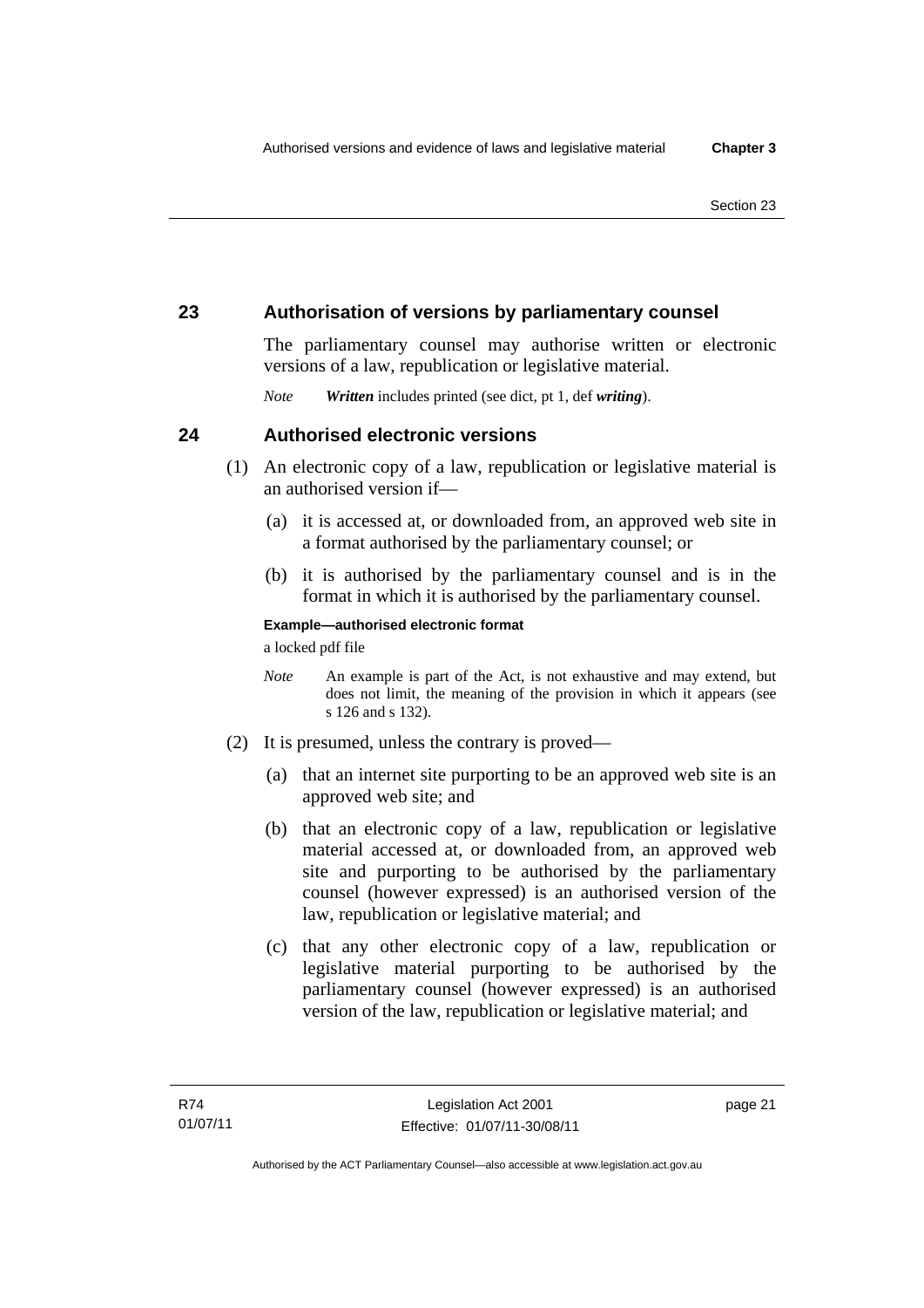## 23 Authorisation of versions by parliamentary counsel

The parliamentary counsel may authorise written or electronic versions of a law, republication or legislative material.

*Note* ***Written*** includes printed (see dict, pt 1, def ***writing***).

## 24 Authorised electronic versions

(1) An electronic copy of a law, republication or legislative material is an authorised version if—

(a) it is accessed at, or downloaded from, an approved web site in a format authorised by the parliamentary counsel; or

(b) it is authorised by the parliamentary counsel and is in the format in which it is authorised by the parliamentary counsel.

**Example—authorised electronic format**

a locked pdf file

*Note* An example is part of the Act, is not exhaustive and may extend, but does not limit, the meaning of the provision in which it appears (see s 126 and s 132).

(2) It is presumed, unless the contrary is proved—

(a) that an internet site purporting to be an approved web site is an approved web site; and

(b) that an electronic copy of a law, republication or legislative material accessed at, or downloaded from, an approved web site and purporting to be authorised by the parliamentary counsel (however expressed) is an authorised version of the law, republication or legislative material; and

(c) that any other electronic copy of a law, republication or legislative material purporting to be authorised by the parliamentary counsel (however expressed) is an authorised version of the law, republication or legislative material; and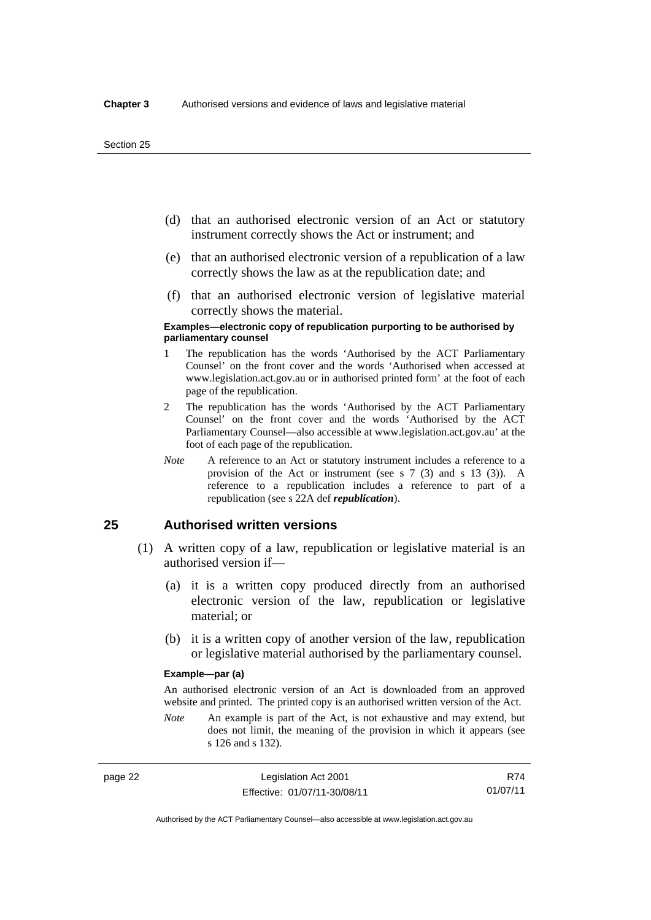(d) that an authorised electronic version of an Act or statutory instrument correctly shows the Act or instrument; and

(e) that an authorised electronic version of a republication of a law correctly shows the law as at the republication date; and

(f) that an authorised electronic version of legislative material correctly shows the material.

**Examples—electronic copy of republication purporting to be authorised by parliamentary counsel**

1 The republication has the words 'Authorised by the ACT Parliamentary Counsel' on the front cover and the words 'Authorised when accessed at www.legislation.act.gov.au or in authorised printed form' at the foot of each page of the republication.

2 The republication has the words 'Authorised by the ACT Parliamentary Counsel' on the front cover and the words 'Authorised by the ACT Parliamentary Counsel—also accessible at www.legislation.act.gov.au' at the foot of each page of the republication.

*Note* A reference to an Act or statutory instrument includes a reference to a provision of the Act or instrument (see s 7 (3) and s 13 (3)). A reference to a republication includes a reference to part of a republication (see s 22A def ***republication***).

## 25 Authorised written versions

(1) A written copy of a law, republication or legislative material is an authorised version if—

(a) it is a written copy produced directly from an authorised electronic version of the law, republication or legislative material; or

(b) it is a written copy of another version of the law, republication or legislative material authorised by the parliamentary counsel.

**Example—par (a)**

An authorised electronic version of an Act is downloaded from an approved website and printed. The printed copy is an authorised written version of the Act.

*Note* An example is part of the Act, is not exhaustive and may extend, but does not limit, the meaning of the provision in which it appears (see s 126 and s 132).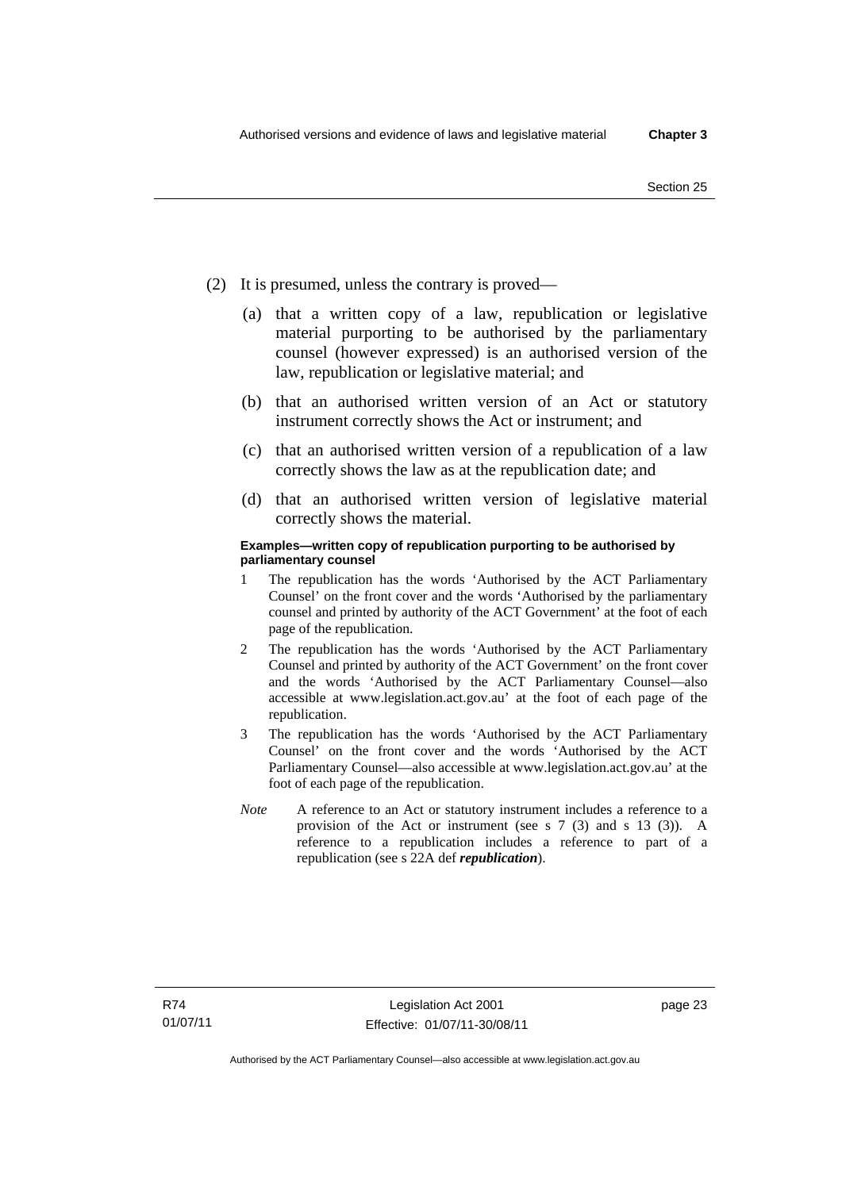(2) It is presumed, unless the contrary is proved—

(a) that a written copy of a law, republication or legislative material purporting to be authorised by the parliamentary counsel (however expressed) is an authorised version of the law, republication or legislative material; and

(b) that an authorised written version of an Act or statutory instrument correctly shows the Act or instrument; and

(c) that an authorised written version of a republication of a law correctly shows the law as at the republication date; and

(d) that an authorised written version of legislative material correctly shows the material.

**Examples—written copy of republication purporting to be authorised by parliamentary counsel**

1 The republication has the words 'Authorised by the ACT Parliamentary Counsel' on the front cover and the words 'Authorised by the parliamentary counsel and printed by authority of the ACT Government' at the foot of each page of the republication.

2 The republication has the words 'Authorised by the ACT Parliamentary Counsel and printed by authority of the ACT Government' on the front cover and the words 'Authorised by the ACT Parliamentary Counsel—also accessible at www.legislation.act.gov.au' at the foot of each page of the republication.

3 The republication has the words 'Authorised by the ACT Parliamentary Counsel' on the front cover and the words 'Authorised by the ACT Parliamentary Counsel—also accessible at www.legislation.act.gov.au' at the foot of each page of the republication.

*Note* A reference to an Act or statutory instrument includes a reference to a provision of the Act or instrument (see s 7 (3) and s 13 (3)). A reference to a republication includes a reference to part of a republication (see s 22A def ***republication***).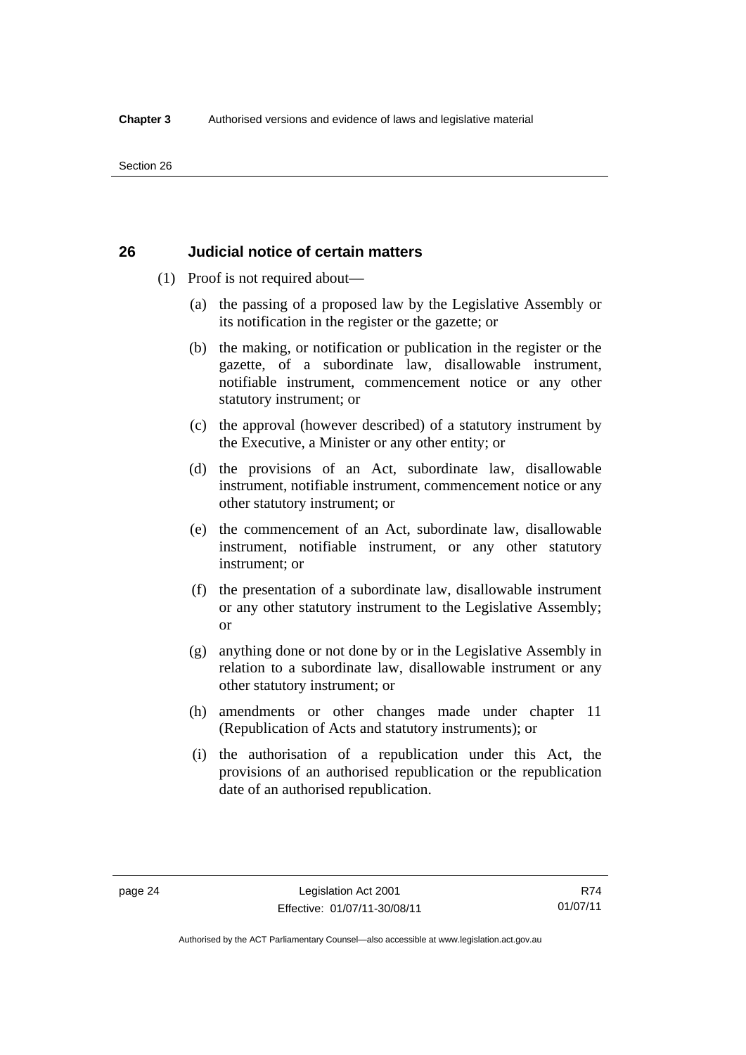## 26 Judicial notice of certain matters

(1) Proof is not required about—

(a) the passing of a proposed law by the Legislative Assembly or its notification in the register or the gazette; or

(b) the making, or notification or publication in the register or the gazette, of a subordinate law, disallowable instrument, notifiable instrument, commencement notice or any other statutory instrument; or

(c) the approval (however described) of a statutory instrument by the Executive, a Minister or any other entity; or

(d) the provisions of an Act, subordinate law, disallowable instrument, notifiable instrument, commencement notice or any other statutory instrument; or

(e) the commencement of an Act, subordinate law, disallowable instrument, notifiable instrument, or any other statutory instrument; or

(f) the presentation of a subordinate law, disallowable instrument or any other statutory instrument to the Legislative Assembly; or

(g) anything done or not done by or in the Legislative Assembly in relation to a subordinate law, disallowable instrument or any other statutory instrument; or

(h) amendments or other changes made under chapter 11 (Republication of Acts and statutory instruments); or

(i) the authorisation of a republication under this Act, the provisions of an authorised republication or the republication date of an authorised republication.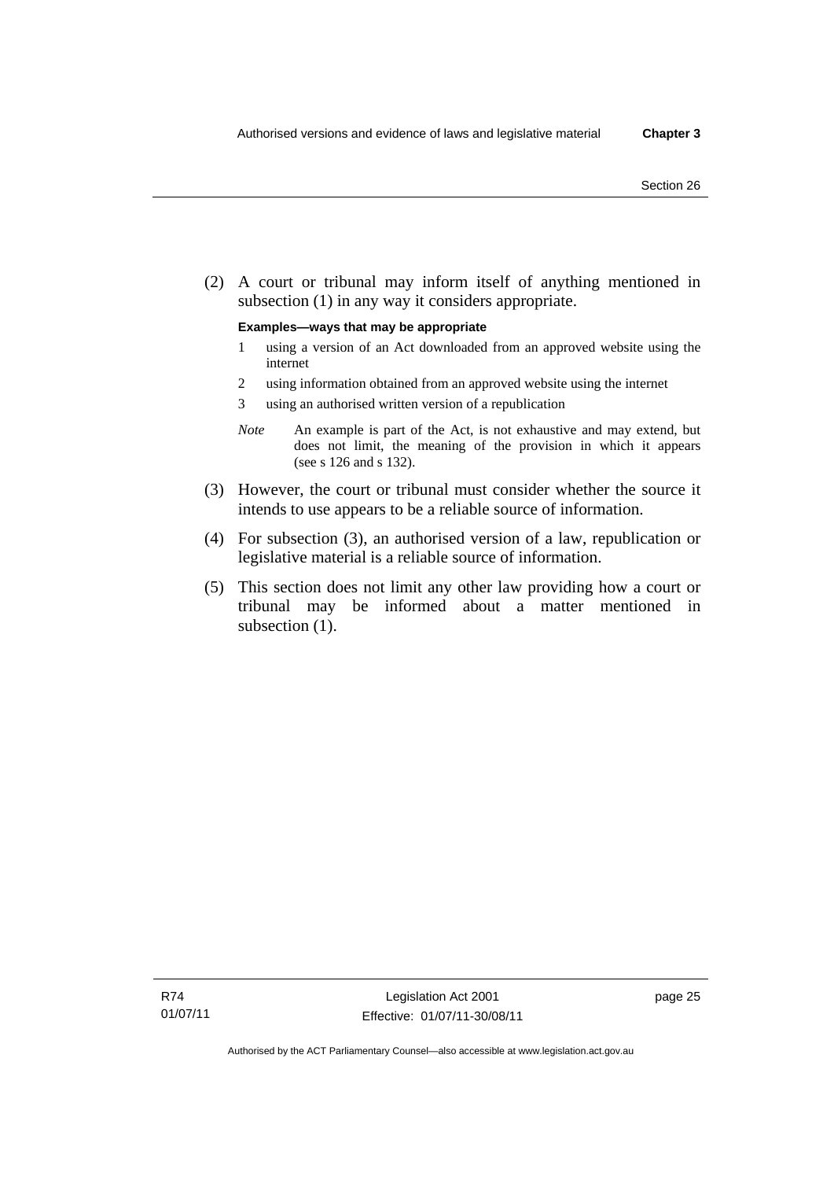(2) A court or tribunal may inform itself of anything mentioned in subsection (1) in any way it considers appropriate.

**Examples—ways that may be appropriate**

1 using a version of an Act downloaded from an approved website using the internet

2 using information obtained from an approved website using the internet

3 using an authorised written version of a republication

*Note* An example is part of the Act, is not exhaustive and may extend, but does not limit, the meaning of the provision in which it appears (see s 126 and s 132).

(3) However, the court or tribunal must consider whether the source it intends to use appears to be a reliable source of information.

(4) For subsection (3), an authorised version of a law, republication or legislative material is a reliable source of information.

(5) This section does not limit any other law providing how a court or tribunal may be informed about a matter mentioned in subsection (1).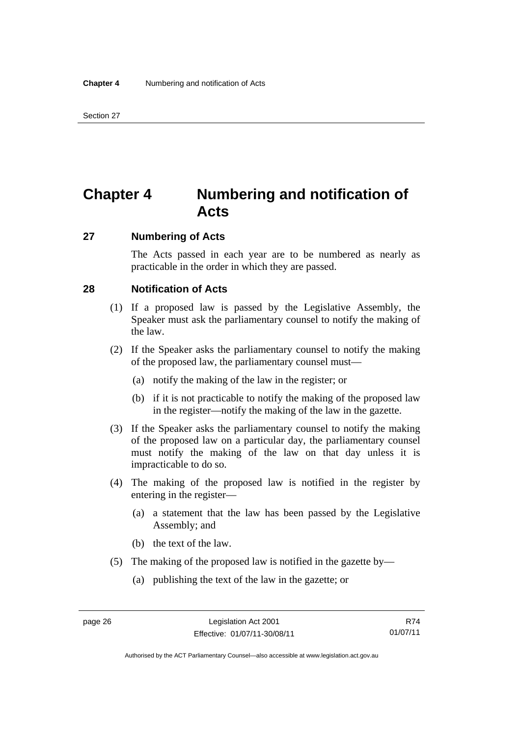# Chapter 4 Numbering and notification of Acts

## 27 Numbering of Acts

The Acts passed in each year are to be numbered as nearly as practicable in the order in which they are passed.

## 28 Notification of Acts

(1) If a proposed law is passed by the Legislative Assembly, the Speaker must ask the parliamentary counsel to notify the making of the law.

(2) If the Speaker asks the parliamentary counsel to notify the making of the proposed law, the parliamentary counsel must—

(a) notify the making of the law in the register; or

(b) if it is not practicable to notify the making of the proposed law in the register—notify the making of the law in the gazette.

(3) If the Speaker asks the parliamentary counsel to notify the making of the proposed law on a particular day, the parliamentary counsel must notify the making of the law on that day unless it is impracticable to do so.

(4) The making of the proposed law is notified in the register by entering in the register—

(a) a statement that the law has been passed by the Legislative Assembly; and

(b) the text of the law.

(5) The making of the proposed law is notified in the gazette by—

(a) publishing the text of the law in the gazette; or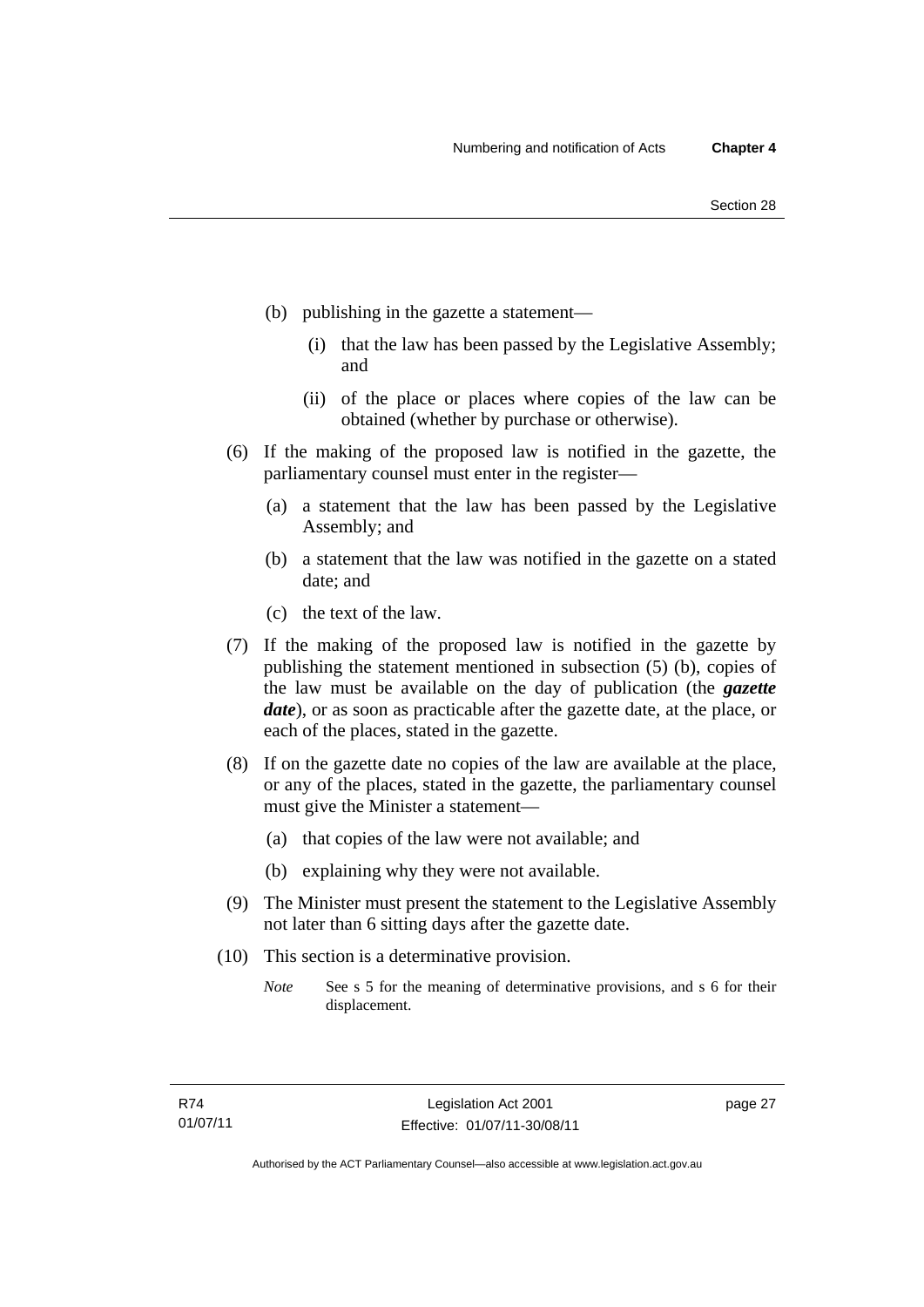(b) publishing in the gazette a statement—

   (i) that the law has been passed by the Legislative Assembly; and

   (ii) of the place or places where copies of the law can be obtained (whether by purchase or otherwise).

(6) If the making of the proposed law is notified in the gazette, the parliamentary counsel must enter in the register—

   (a) a statement that the law has been passed by the Legislative Assembly; and

   (b) a statement that the law was notified in the gazette on a stated date; and

   (c) the text of the law.

(7) If the making of the proposed law is notified in the gazette by publishing the statement mentioned in subsection (5) (b), copies of the law must be available on the day of publication (the ***gazette date***), or as soon as practicable after the gazette date, at the place, or each of the places, stated in the gazette.

(8) If on the gazette date no copies of the law are available at the place, or any of the places, stated in the gazette, the parliamentary counsel must give the Minister a statement—

   (a) that copies of the law were not available; and

   (b) explaining why they were not available.

(9) The Minister must present the statement to the Legislative Assembly not later than 6 sitting days after the gazette date.

(10) This section is a determinative provision.

*Note* See s 5 for the meaning of determinative provisions, and s 6 for their displacement.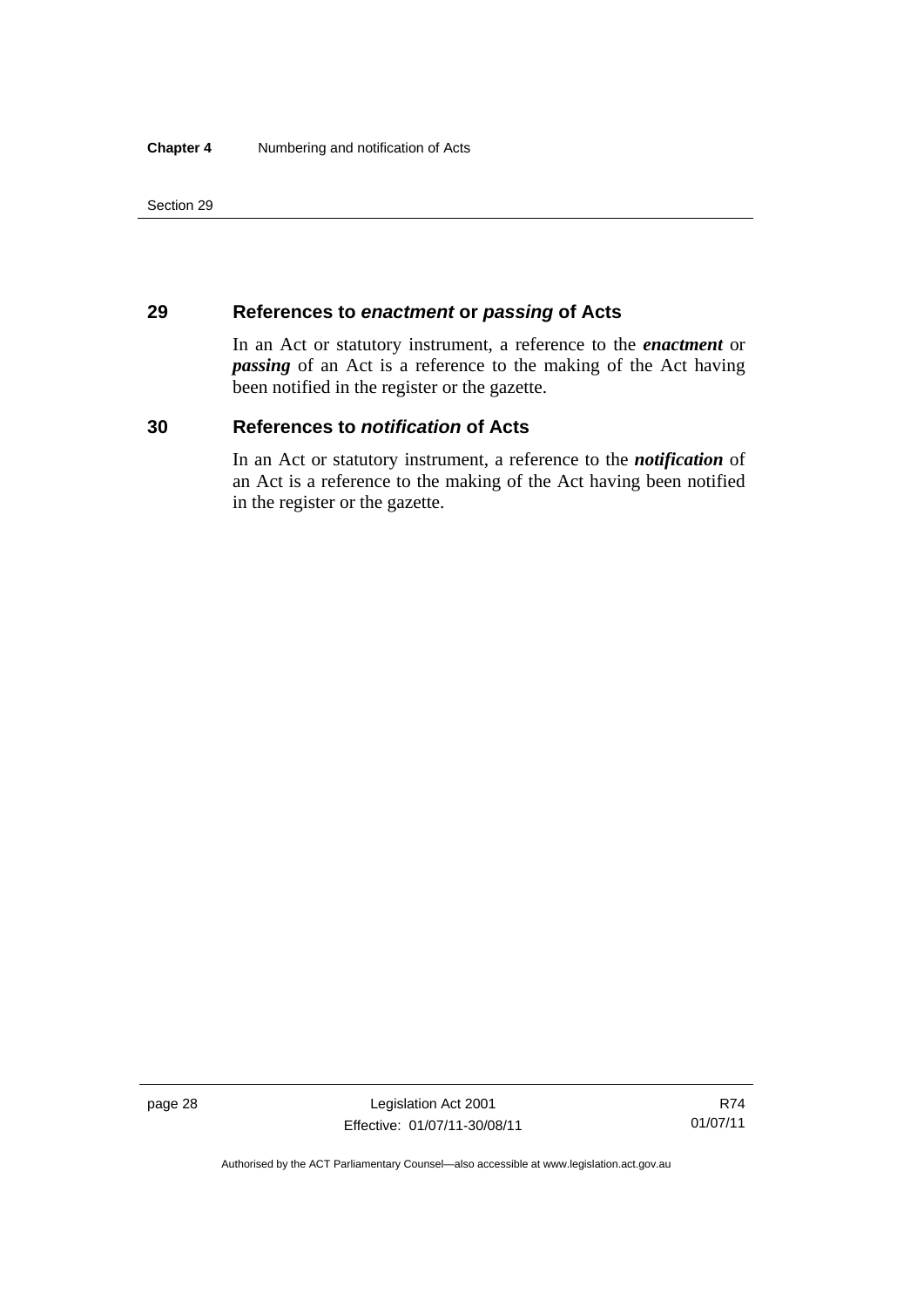## 29 References to *enactment* or *passing* of Acts

In an Act or statutory instrument, a reference to the ***enactment*** or ***passing*** of an Act is a reference to the making of the Act having been notified in the register or the gazette.

## 30 References to *notification* of Acts

In an Act or statutory instrument, a reference to the ***notification*** of an Act is a reference to the making of the Act having been notified in the register or the gazette.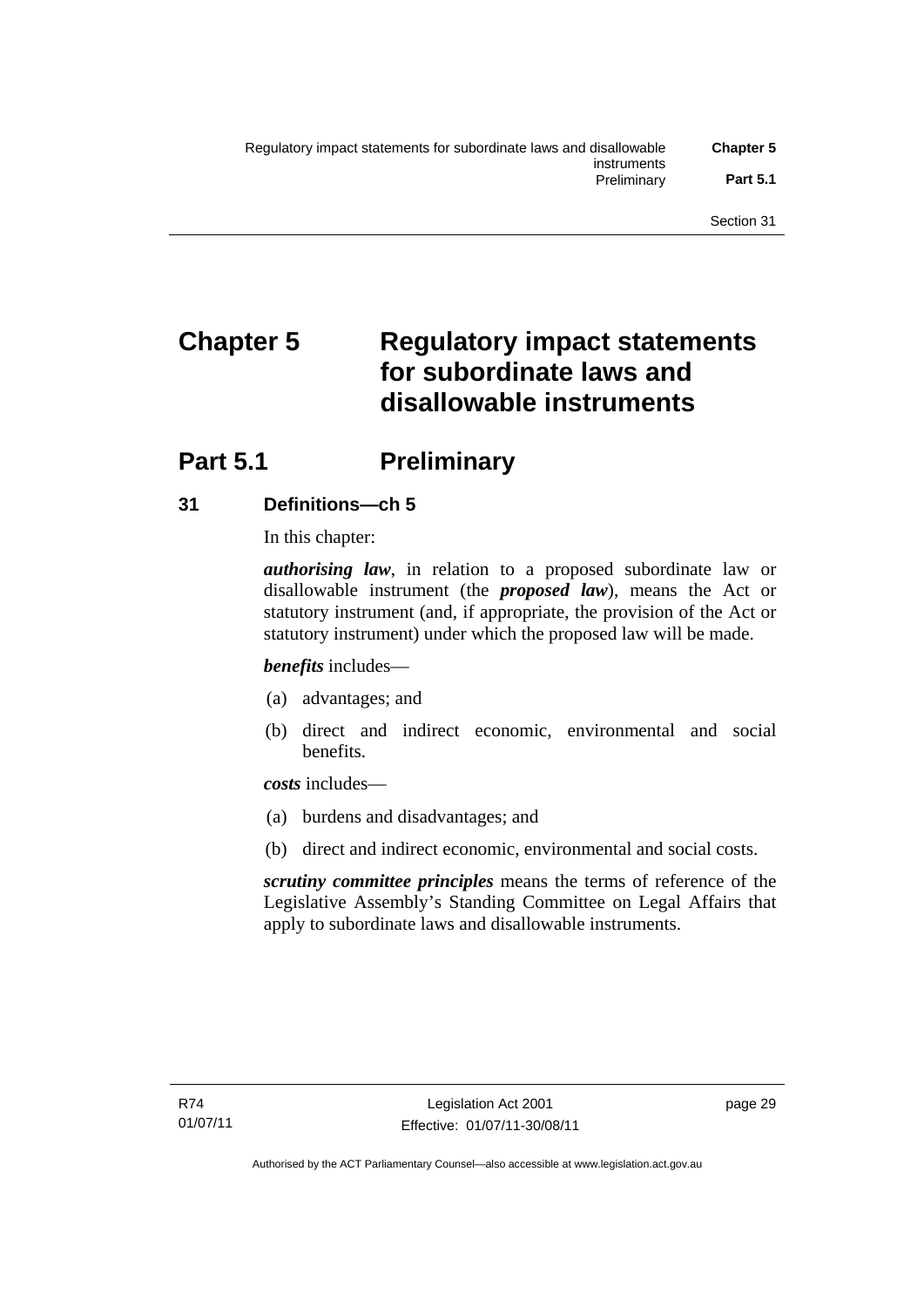# Chapter 5 Regulatory impact statements for subordinate laws and disallowable instruments

## Part 5.1 Preliminary

### 31 Definitions—ch 5

In this chapter:

***authorising law***, in relation to a proposed subordinate law or disallowable instrument (the ***proposed law***), means the Act or statutory instrument (and, if appropriate, the provision of the Act or statutory instrument) under which the proposed law will be made.

***benefits*** includes—

(a) advantages; and

(b) direct and indirect economic, environmental and social benefits.

***costs*** includes—

(a) burdens and disadvantages; and

(b) direct and indirect economic, environmental and social costs.

***scrutiny committee principles*** means the terms of reference of the Legislative Assembly's Standing Committee on Legal Affairs that apply to subordinate laws and disallowable instruments.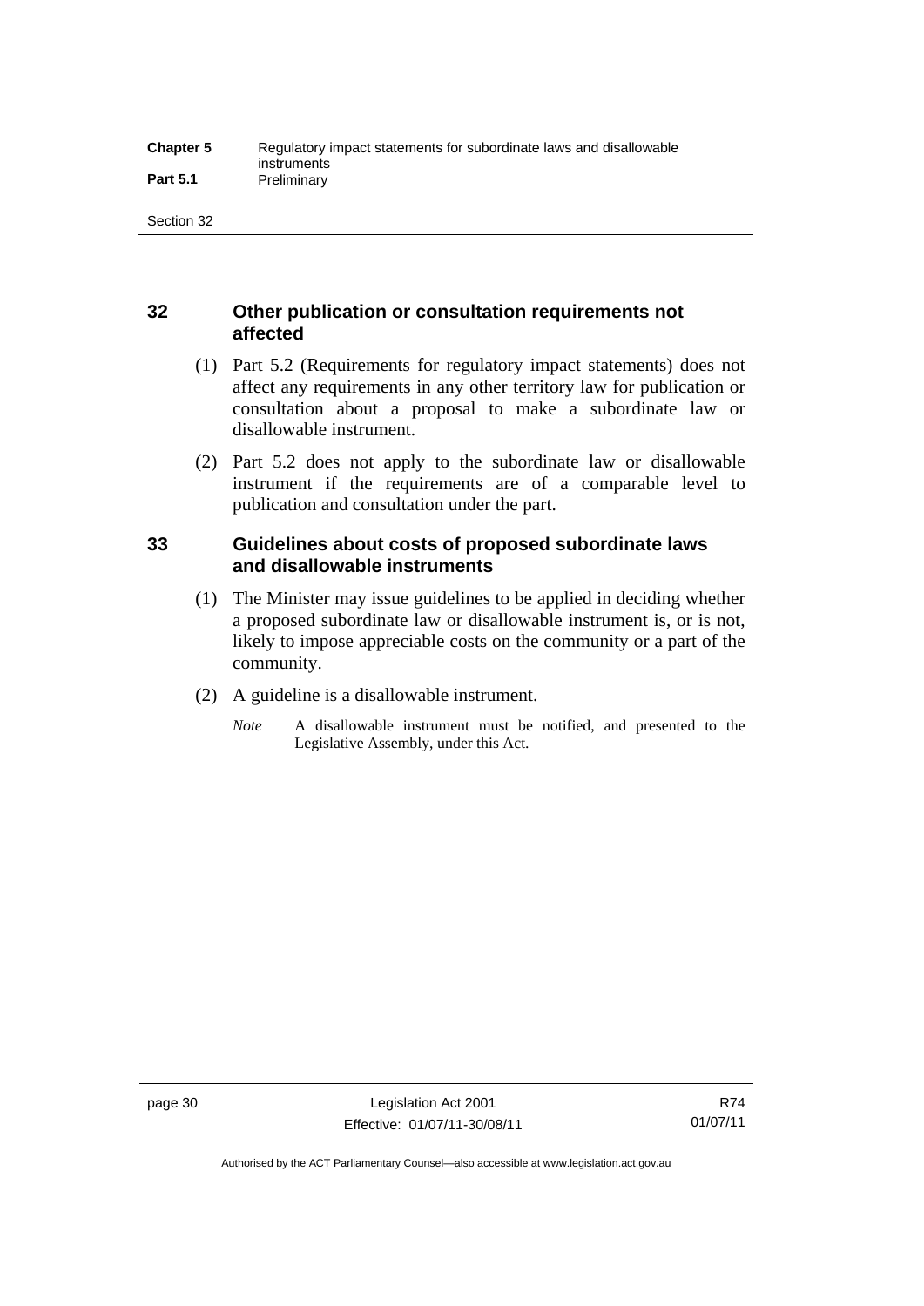## 32 Other publication or consultation requirements not affected

(1) Part 5.2 (Requirements for regulatory impact statements) does not affect any requirements in any other territory law for publication or consultation about a proposal to make a subordinate law or disallowable instrument.

(2) Part 5.2 does not apply to the subordinate law or disallowable instrument if the requirements are of a comparable level to publication and consultation under the part.

## 33 Guidelines about costs of proposed subordinate laws and disallowable instruments

(1) The Minister may issue guidelines to be applied in deciding whether a proposed subordinate law or disallowable instrument is, or is not, likely to impose appreciable costs on the community or a part of the community.

(2) A guideline is a disallowable instrument.

*Note* A disallowable instrument must be notified, and presented to the Legislative Assembly, under this Act.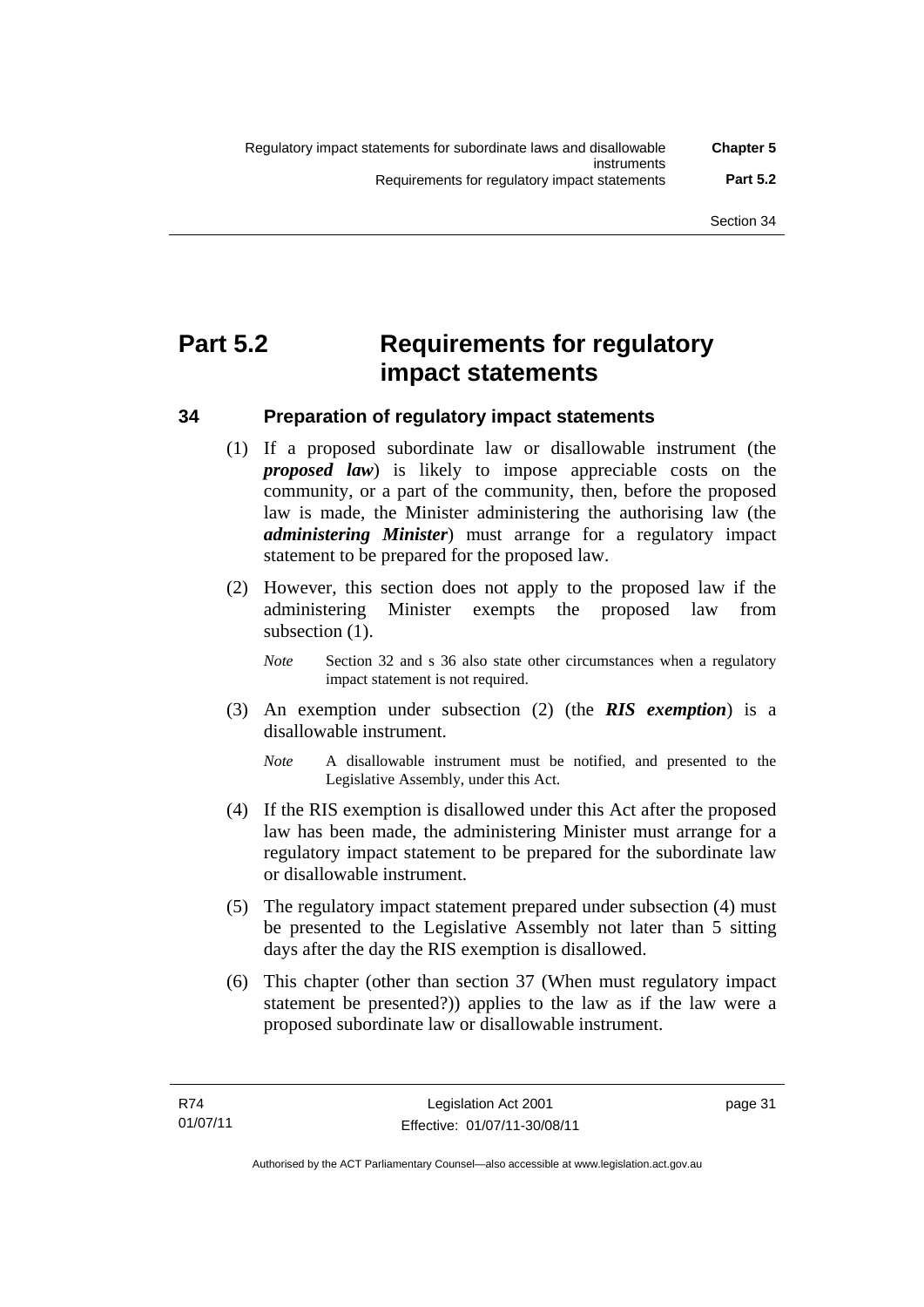# Part 5.2 Requirements for regulatory impact statements

## 34 Preparation of regulatory impact statements

(1) If a proposed subordinate law or disallowable instrument (the ***proposed law***) is likely to impose appreciable costs on the community, or a part of the community, then, before the proposed law is made, the Minister administering the authorising law (the ***administering Minister***) must arrange for a regulatory impact statement to be prepared for the proposed law.

(2) However, this section does not apply to the proposed law if the administering Minister exempts the proposed law from subsection (1).

*Note* Section 32 and s 36 also state other circumstances when a regulatory impact statement is not required.

(3) An exemption under subsection (2) (the ***RIS exemption***) is a disallowable instrument.

*Note* A disallowable instrument must be notified, and presented to the Legislative Assembly, under this Act.

(4) If the RIS exemption is disallowed under this Act after the proposed law has been made, the administering Minister must arrange for a regulatory impact statement to be prepared for the subordinate law or disallowable instrument.

(5) The regulatory impact statement prepared under subsection (4) must be presented to the Legislative Assembly not later than 5 sitting days after the day the RIS exemption is disallowed.

(6) This chapter (other than section 37 (When must regulatory impact statement be presented?)) applies to the law as if the law were a proposed subordinate law or disallowable instrument.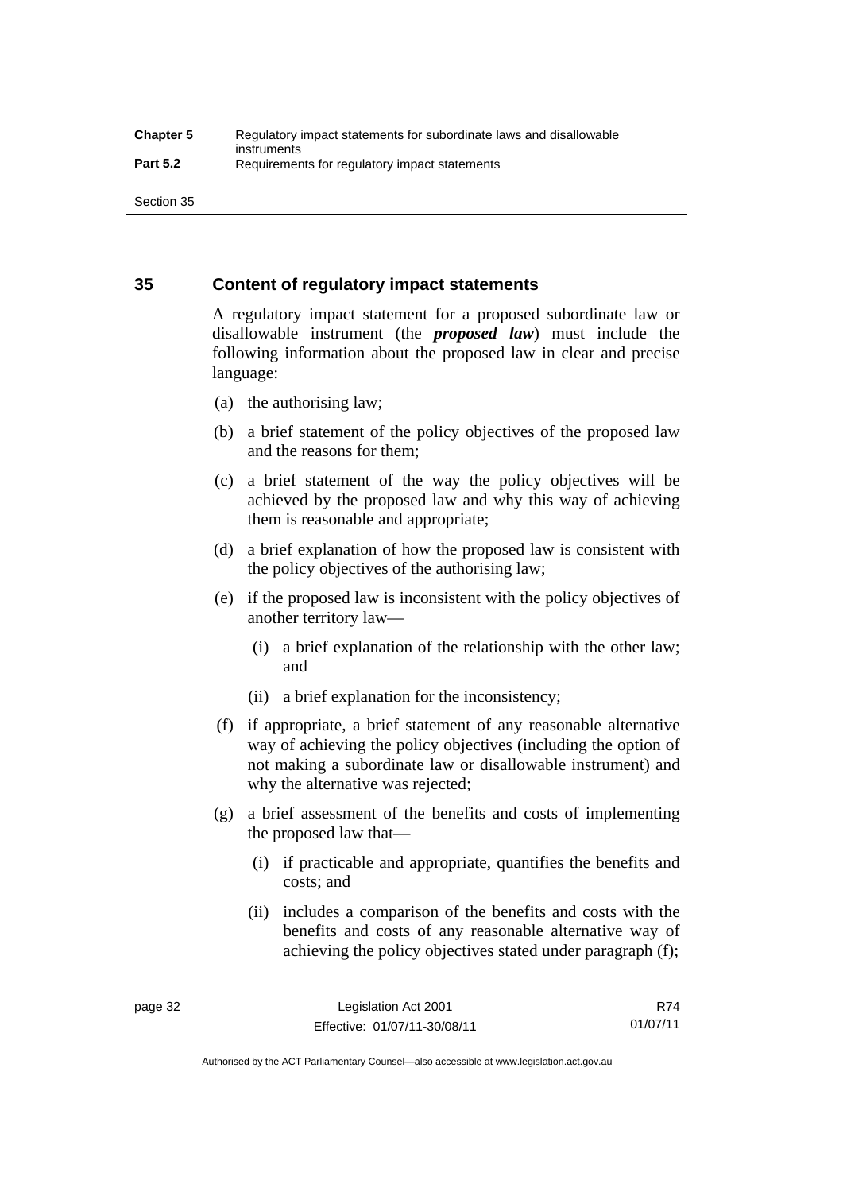## 35 Content of regulatory impact statements

A regulatory impact statement for a proposed subordinate law or disallowable instrument (the ***proposed law***) must include the following information about the proposed law in clear and precise language:

(a) the authorising law;

(b) a brief statement of the policy objectives of the proposed law and the reasons for them;

(c) a brief statement of the way the policy objectives will be achieved by the proposed law and why this way of achieving them is reasonable and appropriate;

(d) a brief explanation of how the proposed law is consistent with the policy objectives of the authorising law;

(e) if the proposed law is inconsistent with the policy objectives of another territory law—

  (i) a brief explanation of the relationship with the other law; and

  (ii) a brief explanation for the inconsistency;

(f) if appropriate, a brief statement of any reasonable alternative way of achieving the policy objectives (including the option of not making a subordinate law or disallowable instrument) and why the alternative was rejected;

(g) a brief assessment of the benefits and costs of implementing the proposed law that—

  (i) if practicable and appropriate, quantifies the benefits and costs; and

  (ii) includes a comparison of the benefits and costs with the benefits and costs of any reasonable alternative way of achieving the policy objectives stated under paragraph (f);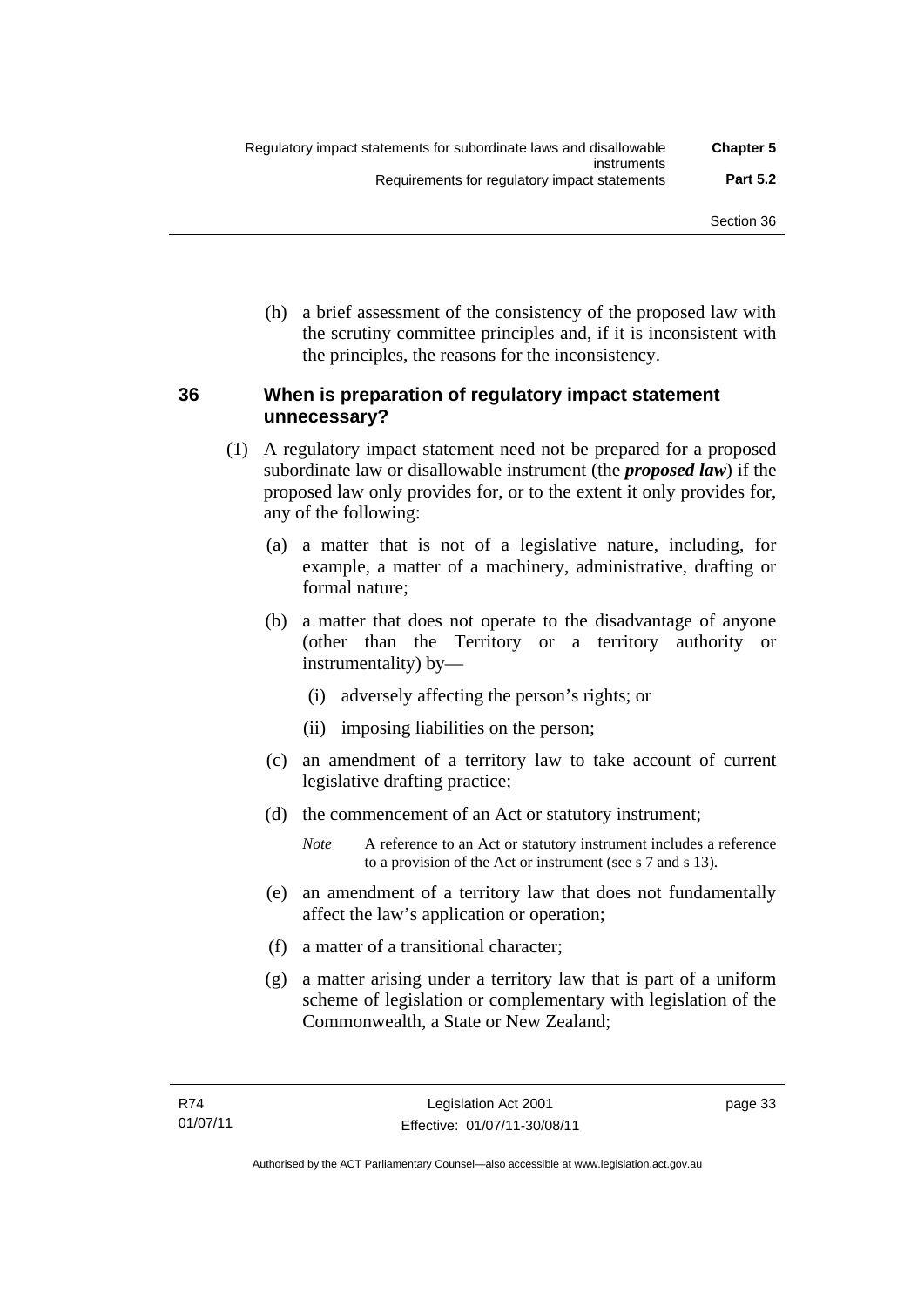(h) a brief assessment of the consistency of the proposed law with the scrutiny committee principles and, if it is inconsistent with the principles, the reasons for the inconsistency.

## 36 When is preparation of regulatory impact statement unnecessary?

(1) A regulatory impact statement need not be prepared for a proposed subordinate law or disallowable instrument (the ***proposed law***) if the proposed law only provides for, or to the extent it only provides for, any of the following:

(a) a matter that is not of a legislative nature, including, for example, a matter of a machinery, administrative, drafting or formal nature;

(b) a matter that does not operate to the disadvantage of anyone (other than the Territory or a territory authority or instrumentality) by—

(i) adversely affecting the person's rights; or

(ii) imposing liabilities on the person;

(c) an amendment of a territory law to take account of current legislative drafting practice;

(d) the commencement of an Act or statutory instrument;

*Note* A reference to an Act or statutory instrument includes a reference to a provision of the Act or instrument (see s 7 and s 13).

(e) an amendment of a territory law that does not fundamentally affect the law's application or operation;

(f) a matter of a transitional character;

(g) a matter arising under a territory law that is part of a uniform scheme of legislation or complementary with legislation of the Commonwealth, a State or New Zealand;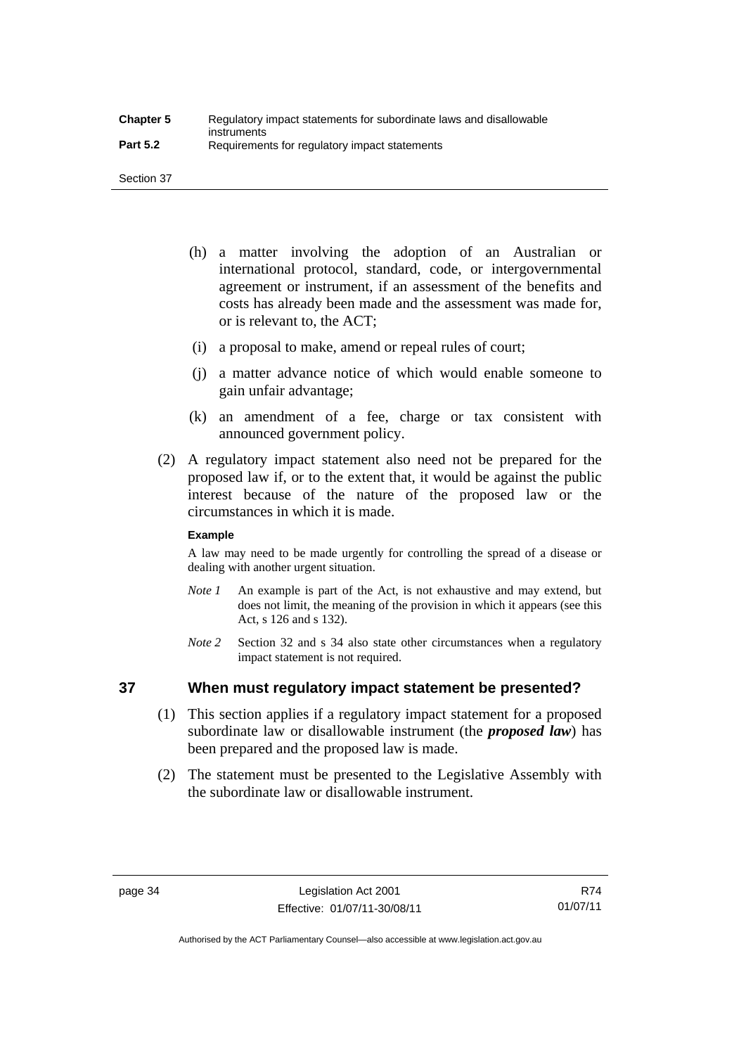(h) a matter involving the adoption of an Australian or international protocol, standard, code, or intergovernmental agreement or instrument, if an assessment of the benefits and costs has already been made and the assessment was made for, or is relevant to, the ACT;

(i) a proposal to make, amend or repeal rules of court;

(j) a matter advance notice of which would enable someone to gain unfair advantage;

(k) an amendment of a fee, charge or tax consistent with announced government policy.

(2) A regulatory impact statement also need not be prepared for the proposed law if, or to the extent that, it would be against the public interest because of the nature of the proposed law or the circumstances in which it is made.

**Example**

A law may need to be made urgently for controlling the spread of a disease or dealing with another urgent situation.

*Note 1* An example is part of the Act, is not exhaustive and may extend, but does not limit, the meaning of the provision in which it appears (see this Act, s 126 and s 132).

*Note 2* Section 32 and s 34 also state other circumstances when a regulatory impact statement is not required.

## 37 When must regulatory impact statement be presented?

(1) This section applies if a regulatory impact statement for a proposed subordinate law or disallowable instrument (the ***proposed law***) has been prepared and the proposed law is made.

(2) The statement must be presented to the Legislative Assembly with the subordinate law or disallowable instrument.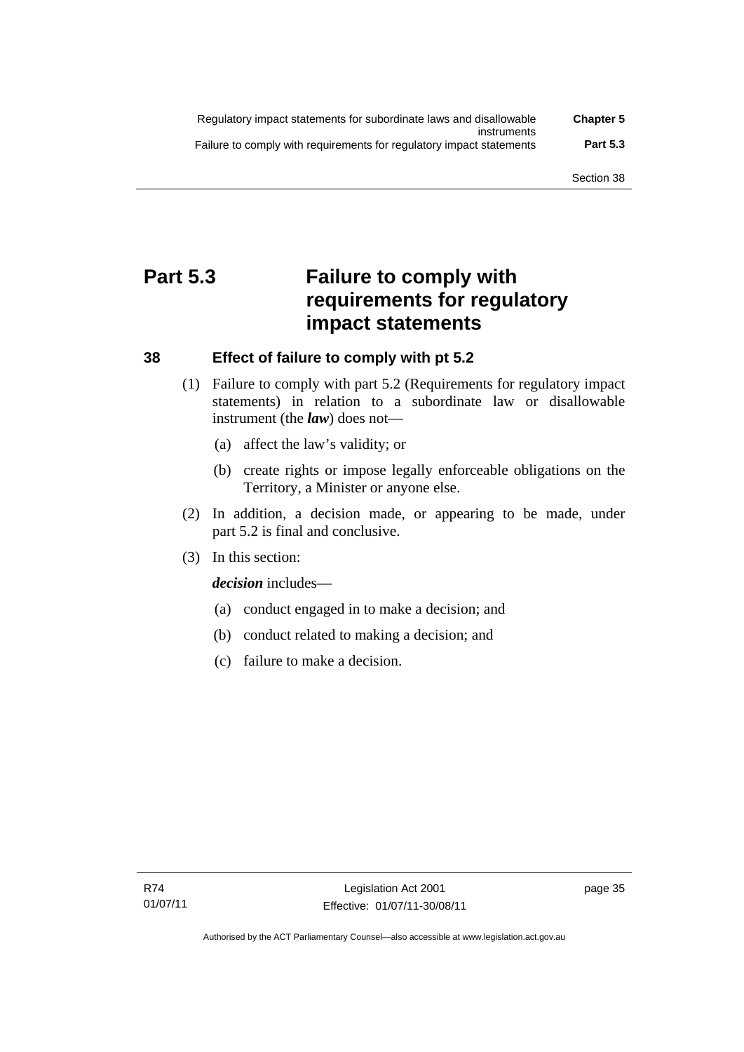# Part 5.3 Failure to comply with requirements for regulatory impact statements

## 38 Effect of failure to comply with pt 5.2

(1) Failure to comply with part 5.2 (Requirements for regulatory impact statements) in relation to a subordinate law or disallowable instrument (the ***law***) does not—

(a) affect the law's validity; or

(b) create rights or impose legally enforceable obligations on the Territory, a Minister or anyone else.

(2) In addition, a decision made, or appearing to be made, under part 5.2 is final and conclusive.

(3) In this section:

***decision*** includes—

(a) conduct engaged in to make a decision; and

(b) conduct related to making a decision; and

(c) failure to make a decision.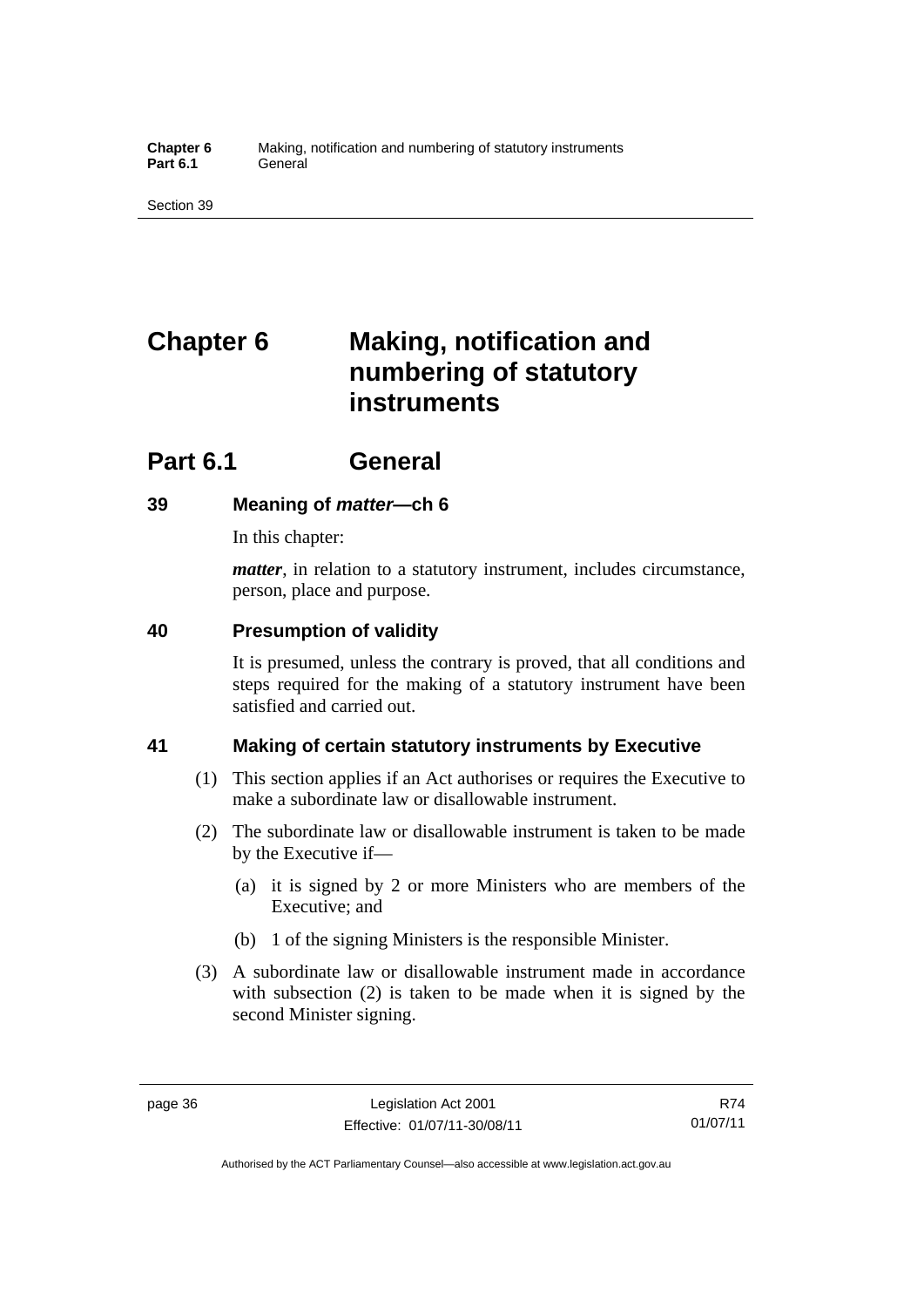# Chapter 6 Making, notification and numbering of statutory instruments

## Part 6.1 General

### 39 Meaning of *matter*—ch 6

In this chapter:

***matter***, in relation to a statutory instrument, includes circumstance, person, place and purpose.

### 40 Presumption of validity

It is presumed, unless the contrary is proved, that all conditions and steps required for the making of a statutory instrument have been satisfied and carried out.

### 41 Making of certain statutory instruments by Executive

(1) This section applies if an Act authorises or requires the Executive to make a subordinate law or disallowable instrument.

(2) The subordinate law or disallowable instrument is taken to be made by the Executive if—

(a) it is signed by 2 or more Ministers who are members of the Executive; and

(b) 1 of the signing Ministers is the responsible Minister.

(3) A subordinate law or disallowable instrument made in accordance with subsection (2) is taken to be made when it is signed by the second Minister signing.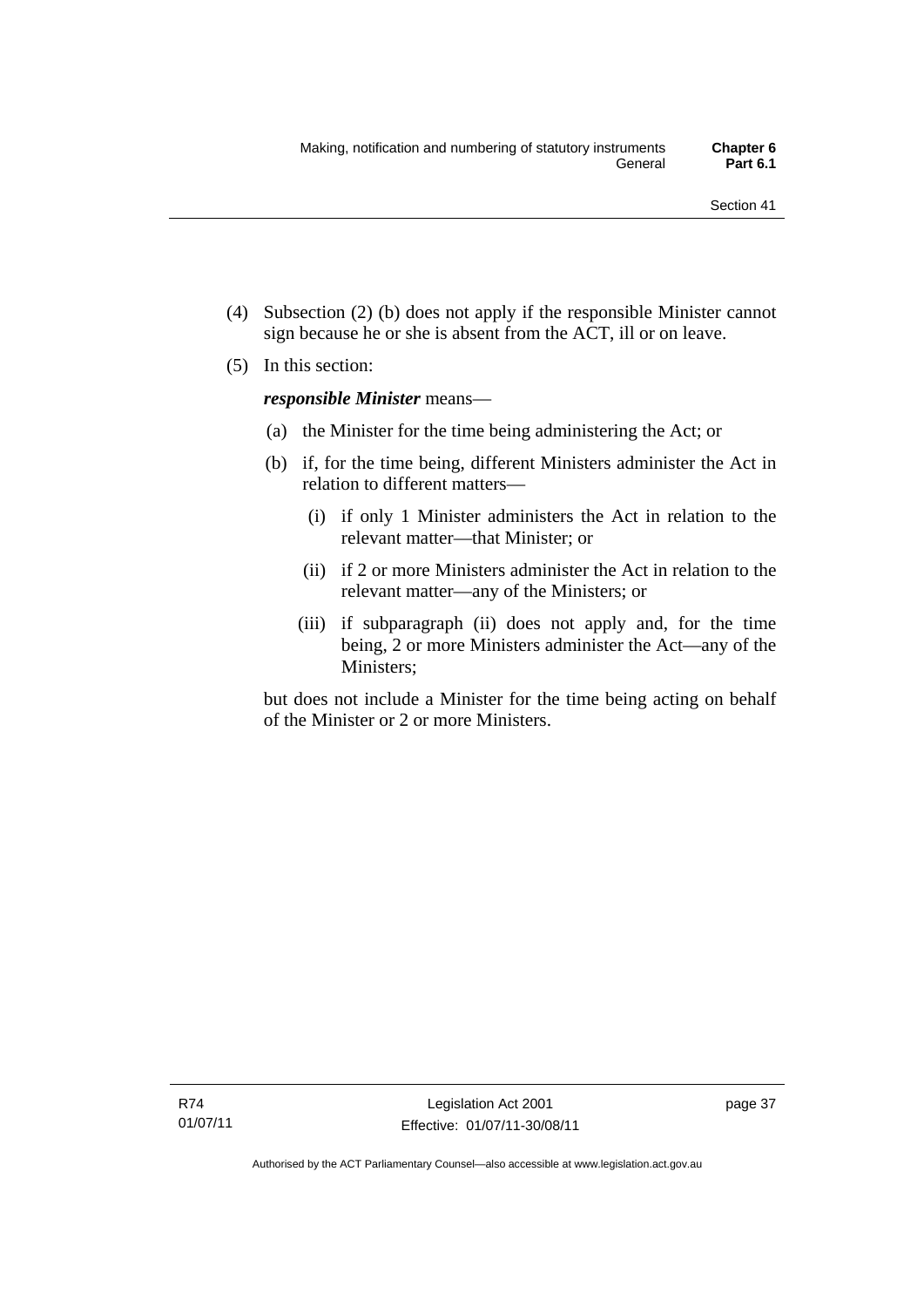(4) Subsection (2) (b) does not apply if the responsible Minister cannot sign because he or she is absent from the ACT, ill or on leave.

(5) In this section:

***responsible Minister*** means—

(a) the Minister for the time being administering the Act; or

(b) if, for the time being, different Ministers administer the Act in relation to different matters—

(i) if only 1 Minister administers the Act in relation to the relevant matter—that Minister; or

(ii) if 2 or more Ministers administer the Act in relation to the relevant matter—any of the Ministers; or

(iii) if subparagraph (ii) does not apply and, for the time being, 2 or more Ministers administer the Act—any of the Ministers;

but does not include a Minister for the time being acting on behalf of the Minister or 2 or more Ministers.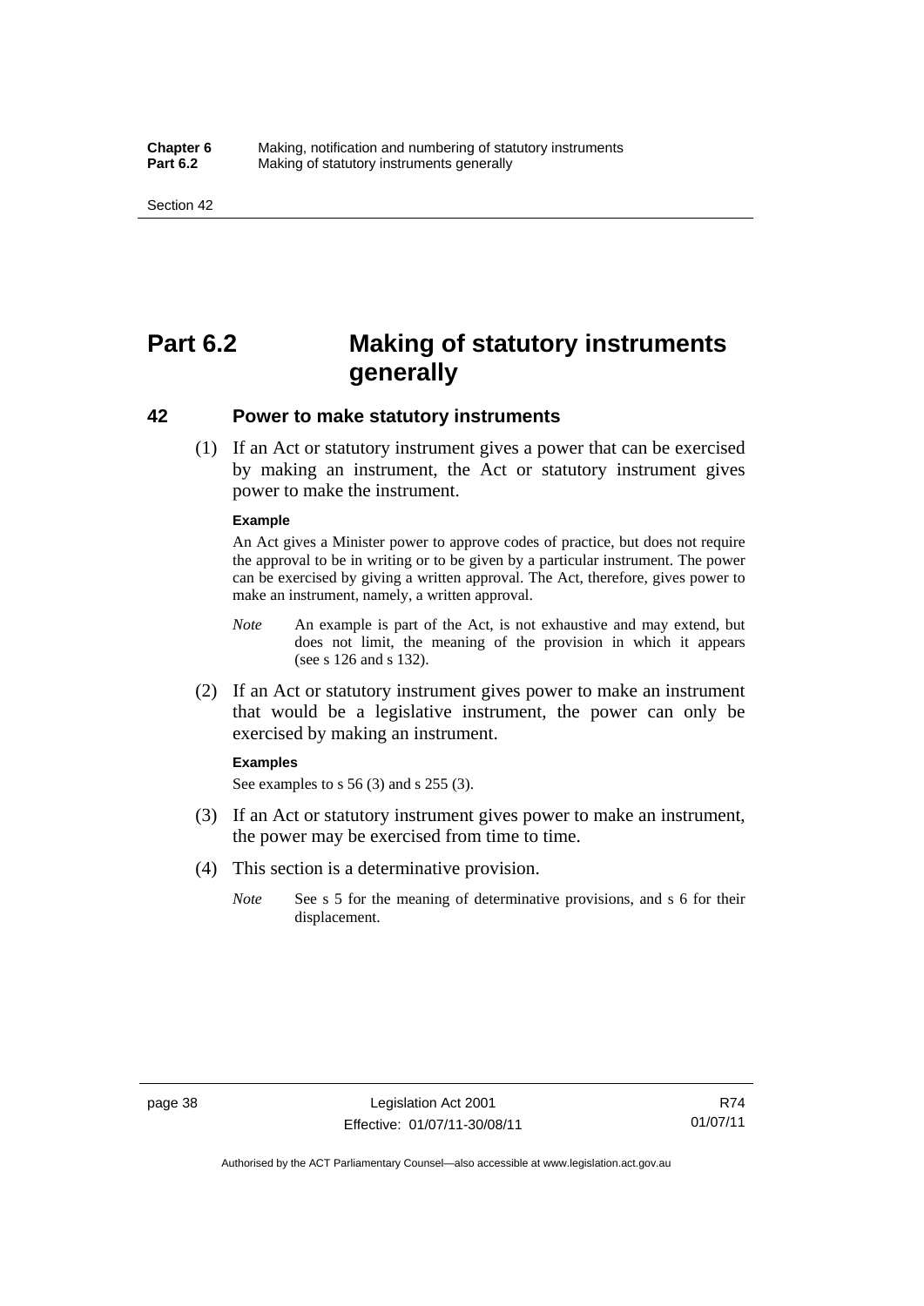# Part 6.2 Making of statutory instruments generally

## 42 Power to make statutory instruments

(1) If an Act or statutory instrument gives a power that can be exercised by making an instrument, the Act or statutory instrument gives power to make the instrument.

**Example**

An Act gives a Minister power to approve codes of practice, but does not require the approval to be in writing or to be given by a particular instrument. The power can be exercised by giving a written approval. The Act, therefore, gives power to make an instrument, namely, a written approval.

*Note* An example is part of the Act, is not exhaustive and may extend, but does not limit, the meaning of the provision in which it appears (see s 126 and s 132).

(2) If an Act or statutory instrument gives power to make an instrument that would be a legislative instrument, the power can only be exercised by making an instrument.

**Examples**

See examples to s 56 (3) and s 255 (3).

(3) If an Act or statutory instrument gives power to make an instrument, the power may be exercised from time to time.

(4) This section is a determinative provision.

*Note* See s 5 for the meaning of determinative provisions, and s 6 for their displacement.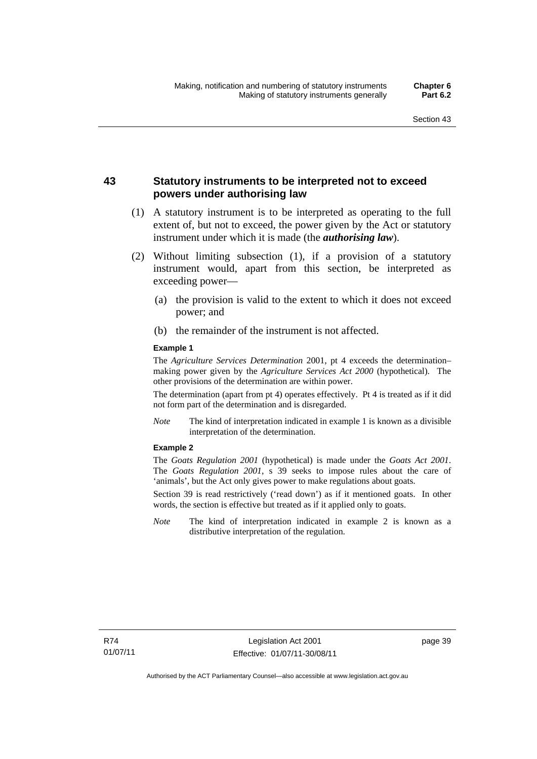## 43 Statutory instruments to be interpreted not to exceed powers under authorising law

(1) A statutory instrument is to be interpreted as operating to the full extent of, but not to exceed, the power given by the Act or statutory instrument under which it is made (the ***authorising law***).

(2) Without limiting subsection (1), if a provision of a statutory instrument would, apart from this section, be interpreted as exceeding power—

  (a) the provision is valid to the extent to which it does not exceed power; and

  (b) the remainder of the instrument is not affected.

**Example 1**

The *Agriculture Services Determination* 2001, pt 4 exceeds the determination–making power given by the *Agriculture Services Act 2000* (hypothetical). The other provisions of the determination are within power.

The determination (apart from pt 4) operates effectively. Pt 4 is treated as if it did not form part of the determination and is disregarded.

*Note* The kind of interpretation indicated in example 1 is known as a divisible interpretation of the determination.

**Example 2**

The *Goats Regulation 2001* (hypothetical) is made under the *Goats Act 2001*. The *Goats Regulation 2001*, s 39 seeks to impose rules about the care of 'animals', but the Act only gives power to make regulations about goats.

Section 39 is read restrictively ('read down') as if it mentioned goats. In other words, the section is effective but treated as if it applied only to goats.

*Note* The kind of interpretation indicated in example 2 is known as a distributive interpretation of the regulation.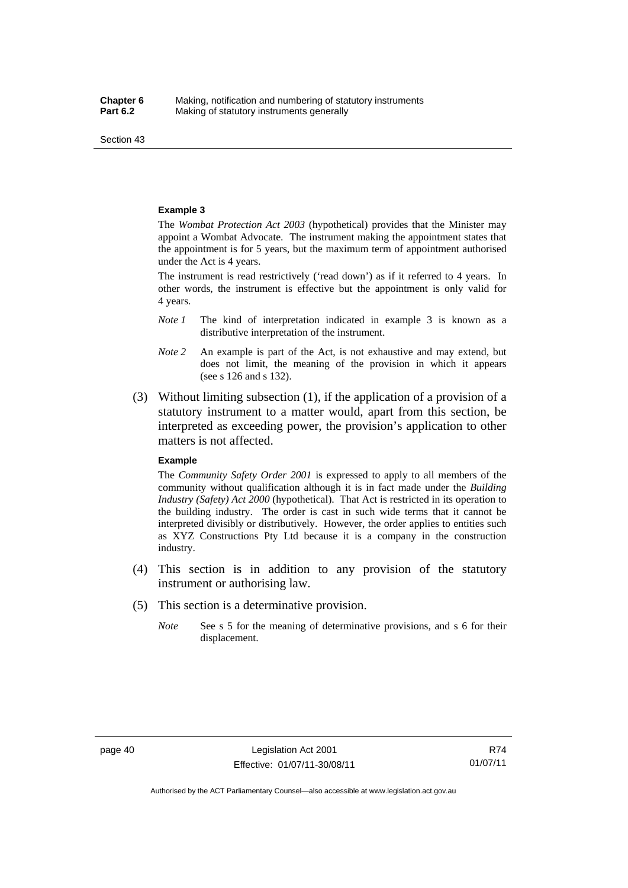**Example 3**

The *Wombat Protection Act 2003* (hypothetical) provides that the Minister may appoint a Wombat Advocate. The instrument making the appointment states that the appointment is for 5 years, but the maximum term of appointment authorised under the Act is 4 years.

The instrument is read restrictively ('read down') as if it referred to 4 years. In other words, the instrument is effective but the appointment is only valid for 4 years.

*Note 1* The kind of interpretation indicated in example 3 is known as a distributive interpretation of the instrument.

*Note 2* An example is part of the Act, is not exhaustive and may extend, but does not limit, the meaning of the provision in which it appears (see s 126 and s 132).

(3) Without limiting subsection (1), if the application of a provision of a statutory instrument to a matter would, apart from this section, be interpreted as exceeding power, the provision's application to other matters is not affected.

**Example**

The *Community Safety Order 2001* is expressed to apply to all members of the community without qualification although it is in fact made under the *Building Industry (Safety) Act 2000* (hypothetical). That Act is restricted in its operation to the building industry. The order is cast in such wide terms that it cannot be interpreted divisibly or distributively. However, the order applies to entities such as XYZ Constructions Pty Ltd because it is a company in the construction industry.

(4) This section is in addition to any provision of the statutory instrument or authorising law.

(5) This section is a determinative provision.

*Note* See s 5 for the meaning of determinative provisions, and s 6 for their displacement.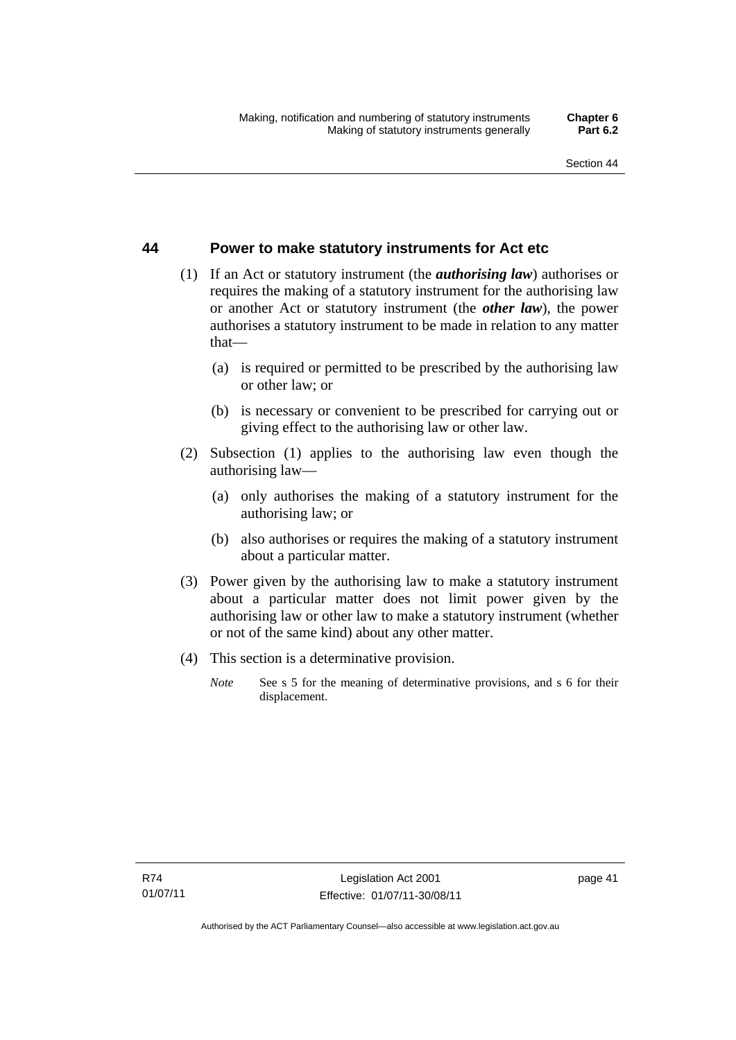## 44 Power to make statutory instruments for Act etc

(1) If an Act or statutory instrument (the ***authorising law***) authorises or requires the making of a statutory instrument for the authorising law or another Act or statutory instrument (the ***other law***), the power authorises a statutory instrument to be made in relation to any matter that—

(a) is required or permitted to be prescribed by the authorising law or other law; or

(b) is necessary or convenient to be prescribed for carrying out or giving effect to the authorising law or other law.

(2) Subsection (1) applies to the authorising law even though the authorising law—

(a) only authorises the making of a statutory instrument for the authorising law; or

(b) also authorises or requires the making of a statutory instrument about a particular matter.

(3) Power given by the authorising law to make a statutory instrument about a particular matter does not limit power given by the authorising law or other law to make a statutory instrument (whether or not of the same kind) about any other matter.

(4) This section is a determinative provision.

*Note* See s 5 for the meaning of determinative provisions, and s 6 for their displacement.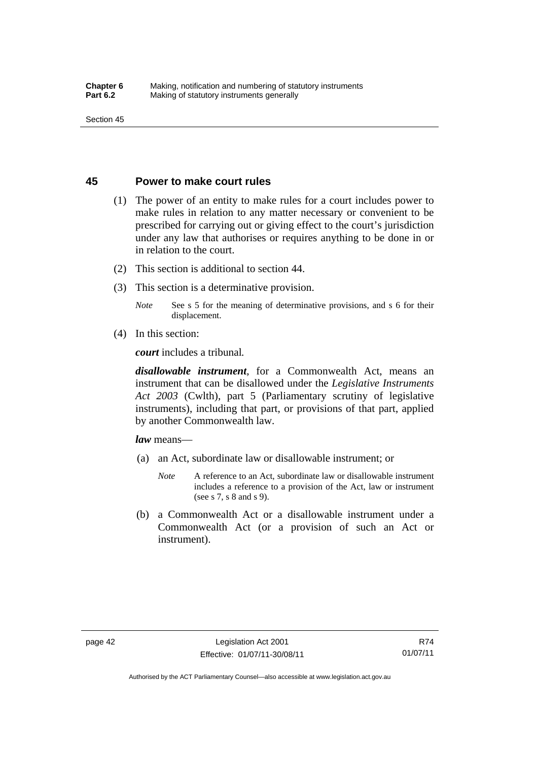## 45 Power to make court rules

(1) The power of an entity to make rules for a court includes power to make rules in relation to any matter necessary or convenient to be prescribed for carrying out or giving effect to the court's jurisdiction under any law that authorises or requires anything to be done in or in relation to the court.

(2) This section is additional to section 44.

(3) This section is a determinative provision.

*Note* See s 5 for the meaning of determinative provisions, and s 6 for their displacement.

(4) In this section:

***court*** includes a tribunal*.*

***disallowable instrument***, for a Commonwealth Act, means an instrument that can be disallowed under the *Legislative Instruments Act 2003* (Cwlth), part 5 (Parliamentary scrutiny of legislative instruments), including that part, or provisions of that part, applied by another Commonwealth law.

***law*** means—

(a) an Act, subordinate law or disallowable instrument; or

*Note* A reference to an Act, subordinate law or disallowable instrument includes a reference to a provision of the Act, law or instrument (see s 7, s 8 and s 9).

(b) a Commonwealth Act or a disallowable instrument under a Commonwealth Act (or a provision of such an Act or instrument).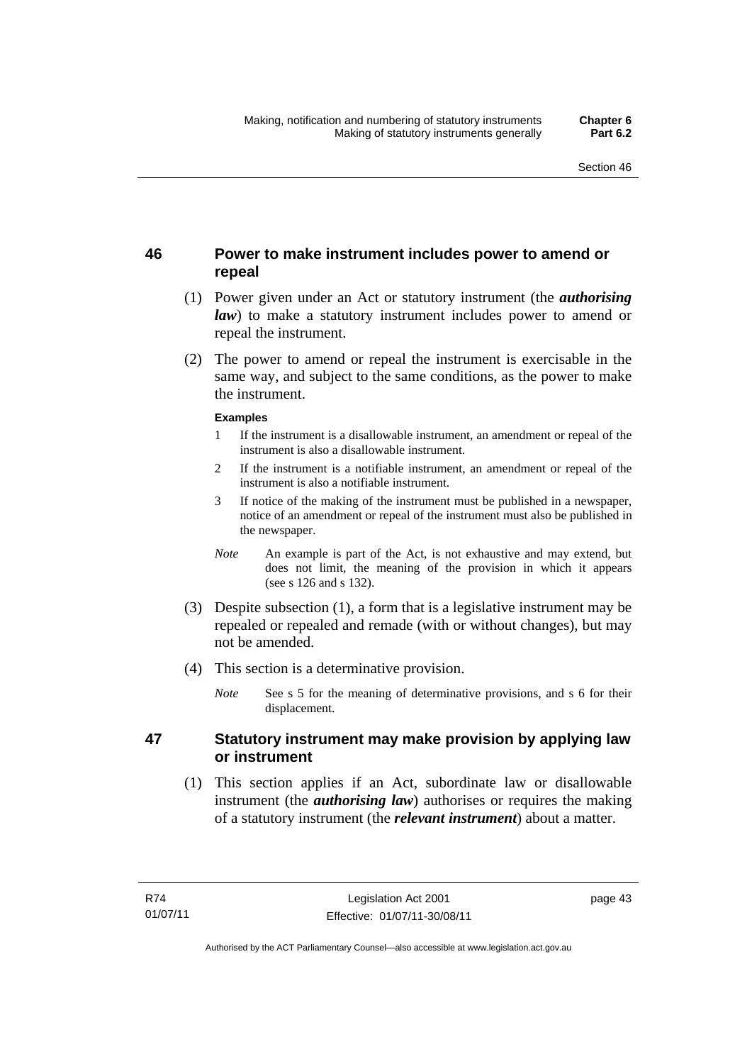## 46 Power to make instrument includes power to amend or repeal

(1) Power given under an Act or statutory instrument (the ***authorising law***) to make a statutory instrument includes power to amend or repeal the instrument.

(2) The power to amend or repeal the instrument is exercisable in the same way, and subject to the same conditions, as the power to make the instrument.

**Examples**

1 If the instrument is a disallowable instrument, an amendment or repeal of the instrument is also a disallowable instrument.

2 If the instrument is a notifiable instrument, an amendment or repeal of the instrument is also a notifiable instrument.

3 If notice of the making of the instrument must be published in a newspaper, notice of an amendment or repeal of the instrument must also be published in the newspaper.

*Note* An example is part of the Act, is not exhaustive and may extend, but does not limit, the meaning of the provision in which it appears (see s 126 and s 132).

(3) Despite subsection (1), a form that is a legislative instrument may be repealed or repealed and remade (with or without changes), but may not be amended.

(4) This section is a determinative provision.

*Note* See s 5 for the meaning of determinative provisions, and s 6 for their displacement.

## 47 Statutory instrument may make provision by applying law or instrument

(1) This section applies if an Act, subordinate law or disallowable instrument (the ***authorising law***) authorises or requires the making of a statutory instrument (the ***relevant instrument***) about a matter.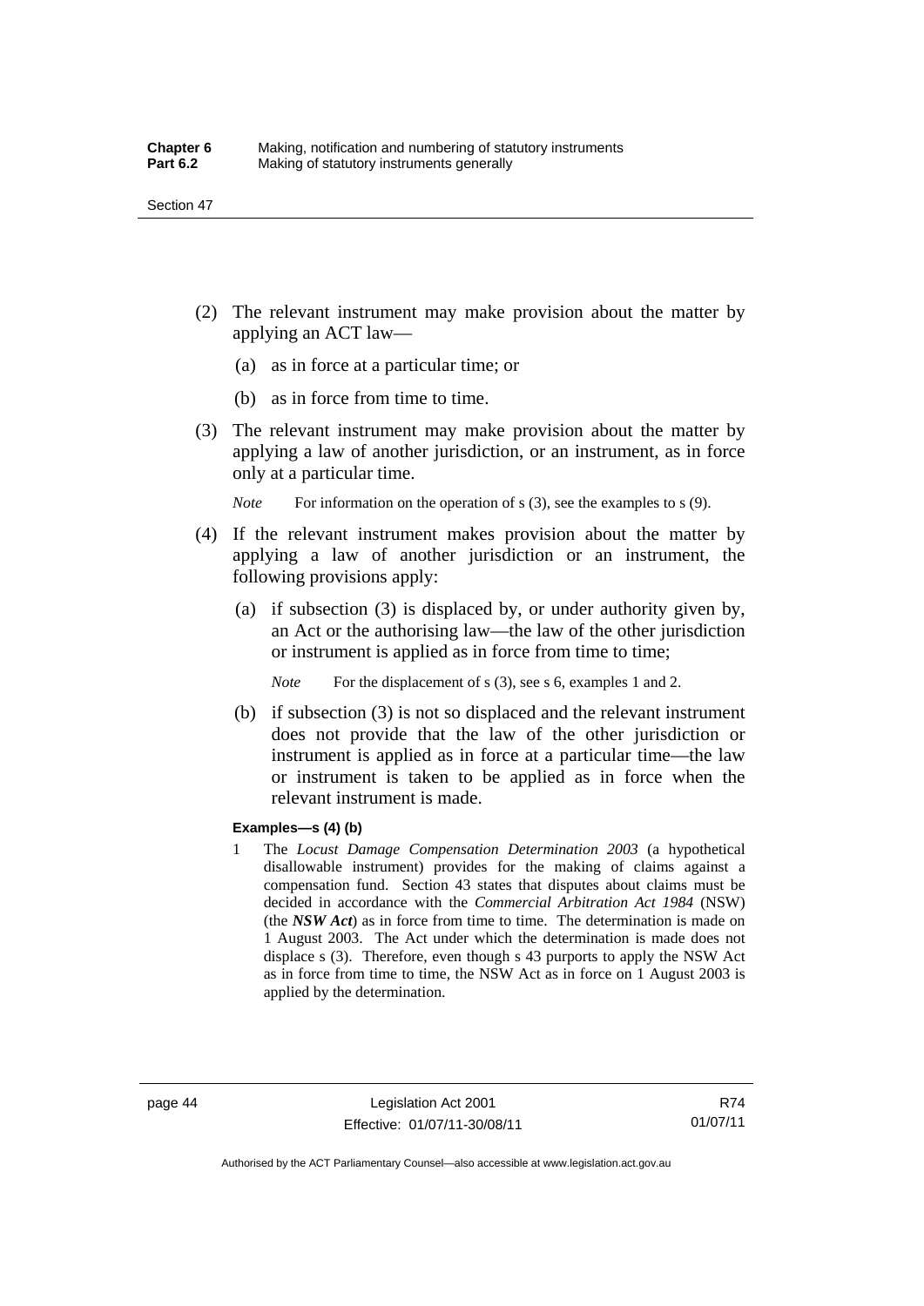(2) The relevant instrument may make provision about the matter by applying an ACT law—

(a) as in force at a particular time; or

(b) as in force from time to time.

(3) The relevant instrument may make provision about the matter by applying a law of another jurisdiction, or an instrument, as in force only at a particular time.

*Note* For information on the operation of s (3), see the examples to s (9).

(4) If the relevant instrument makes provision about the matter by applying a law of another jurisdiction or an instrument, the following provisions apply:

(a) if subsection (3) is displaced by, or under authority given by, an Act or the authorising law—the law of the other jurisdiction or instrument is applied as in force from time to time;

*Note* For the displacement of s (3), see s 6, examples 1 and 2.

(b) if subsection (3) is not so displaced and the relevant instrument does not provide that the law of the other jurisdiction or instrument is applied as in force at a particular time—the law or instrument is taken to be applied as in force when the relevant instrument is made.

**Examples—s (4) (b)**

1 The *Locust Damage Compensation Determination 2003* (a hypothetical disallowable instrument) provides for the making of claims against a compensation fund. Section 43 states that disputes about claims must be decided in accordance with the *Commercial Arbitration Act 1984* (NSW) (the ***NSW Act***) as in force from time to time. The determination is made on 1 August 2003. The Act under which the determination is made does not displace s (3). Therefore, even though s 43 purports to apply the NSW Act as in force from time to time, the NSW Act as in force on 1 August 2003 is applied by the determination.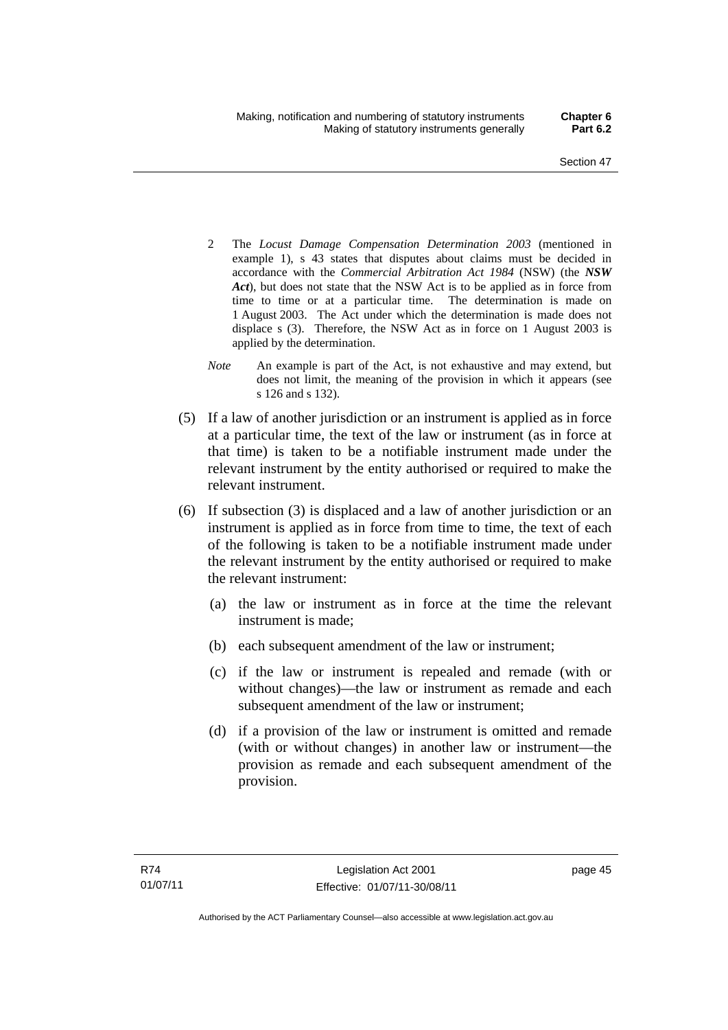2 The *Locust Damage Compensation Determination 2003* (mentioned in example 1), s 43 states that disputes about claims must be decided in accordance with the *Commercial Arbitration Act 1984* (NSW) (the ***NSW Act***), but does not state that the NSW Act is to be applied as in force from time to time or at a particular time. The determination is made on 1 August 2003. The Act under which the determination is made does not displace s (3). Therefore, the NSW Act as in force on 1 August 2003 is applied by the determination.

*Note* An example is part of the Act, is not exhaustive and may extend, but does not limit, the meaning of the provision in which it appears (see s 126 and s 132).

(5) If a law of another jurisdiction or an instrument is applied as in force at a particular time, the text of the law or instrument (as in force at that time) is taken to be a notifiable instrument made under the relevant instrument by the entity authorised or required to make the relevant instrument.

(6) If subsection (3) is displaced and a law of another jurisdiction or an instrument is applied as in force from time to time, the text of each of the following is taken to be a notifiable instrument made under the relevant instrument by the entity authorised or required to make the relevant instrument:

(a) the law or instrument as in force at the time the relevant instrument is made;

(b) each subsequent amendment of the law or instrument;

(c) if the law or instrument is repealed and remade (with or without changes)—the law or instrument as remade and each subsequent amendment of the law or instrument;

(d) if a provision of the law or instrument is omitted and remade (with or without changes) in another law or instrument—the provision as remade and each subsequent amendment of the provision.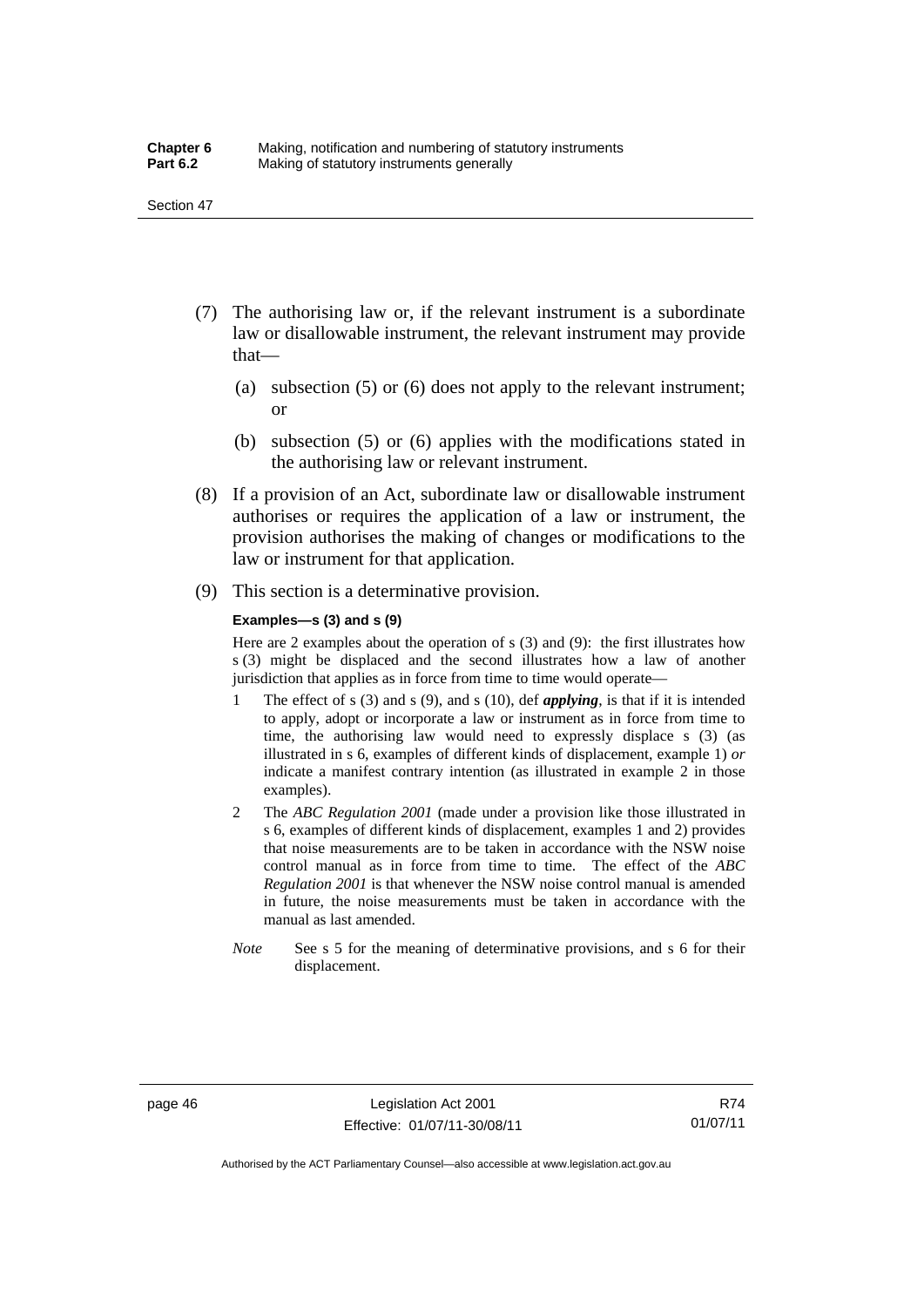(7) The authorising law or, if the relevant instrument is a subordinate law or disallowable instrument, the relevant instrument may provide that—

   (a) subsection (5) or (6) does not apply to the relevant instrument; or

   (b) subsection (5) or (6) applies with the modifications stated in the authorising law or relevant instrument.

(8) If a provision of an Act, subordinate law or disallowable instrument authorises or requires the application of a law or instrument, the provision authorises the making of changes or modifications to the law or instrument for that application.

(9) This section is a determinative provision.

**Examples—s (3) and s (9)**

Here are 2 examples about the operation of s (3) and (9): the first illustrates how s (3) might be displaced and the second illustrates how a law of another jurisdiction that applies as in force from time to time would operate—

1. The effect of s (3) and s (9), and s (10), def ***applying***, is that if it is intended to apply, adopt or incorporate a law or instrument as in force from time to time, the authorising law would need to expressly displace s (3) (as illustrated in s 6, examples of different kinds of displacement, example 1) *or* indicate a manifest contrary intention (as illustrated in example 2 in those examples).
2. The *ABC Regulation 2001* (made under a provision like those illustrated in s 6, examples of different kinds of displacement, examples 1 and 2) provides that noise measurements are to be taken in accordance with the NSW noise control manual as in force from time to time. The effect of the *ABC Regulation 2001* is that whenever the NSW noise control manual is amended in future, the noise measurements must be taken in accordance with the manual as last amended.

*Note* See s 5 for the meaning of determinative provisions, and s 6 for their displacement.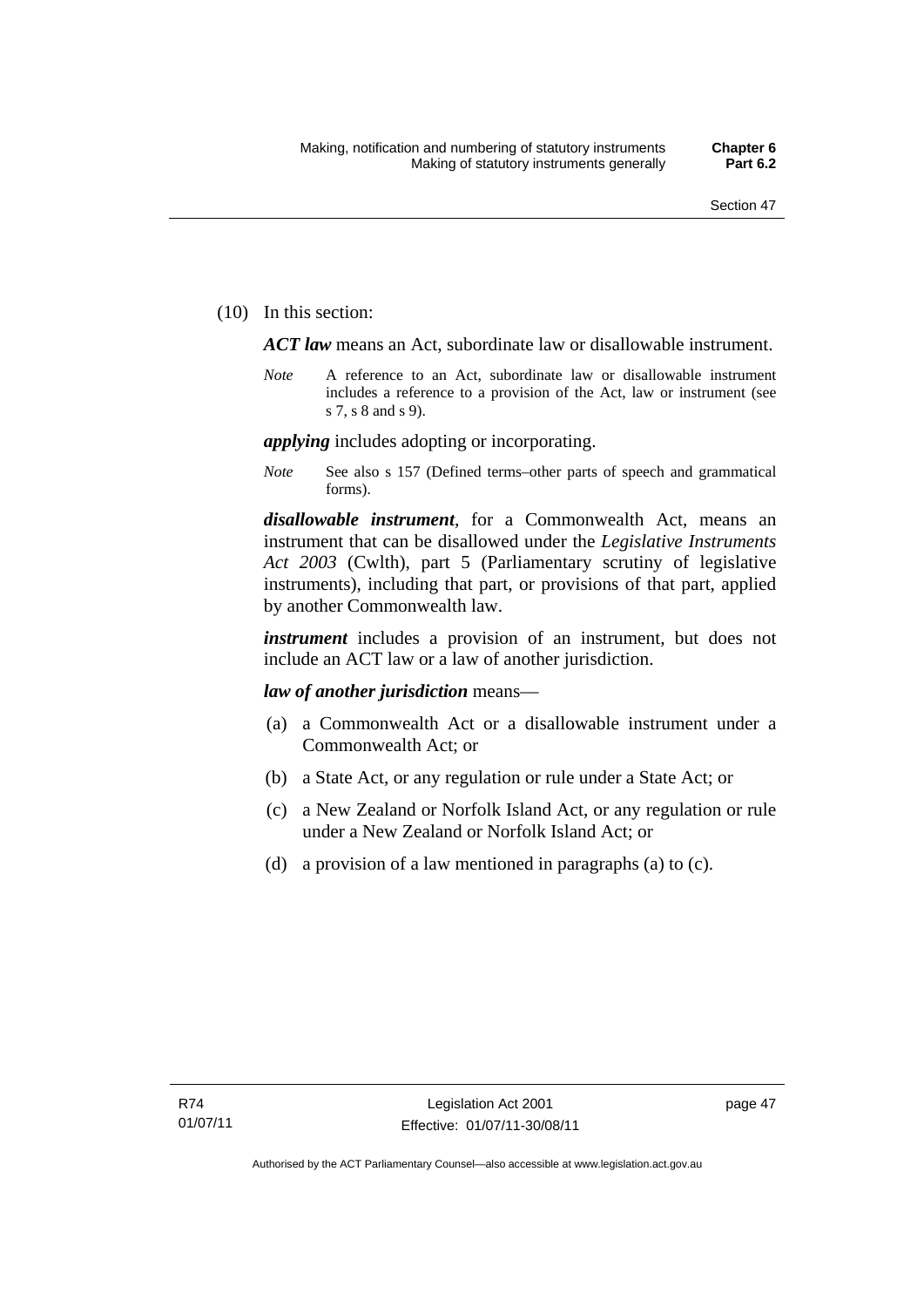(10) In this section:

***ACT law*** means an Act, subordinate law or disallowable instrument.

*Note* A reference to an Act, subordinate law or disallowable instrument includes a reference to a provision of the Act, law or instrument (see s 7, s 8 and s 9).

***applying*** includes adopting or incorporating.

*Note* See also s 157 (Defined terms–other parts of speech and grammatical forms).

***disallowable instrument***, for a Commonwealth Act, means an instrument that can be disallowed under the *Legislative Instruments Act 2003* (Cwlth), part 5 (Parliamentary scrutiny of legislative instruments), including that part, or provisions of that part, applied by another Commonwealth law.

***instrument*** includes a provision of an instrument, but does not include an ACT law or a law of another jurisdiction.

***law of another jurisdiction*** means—

(a) a Commonwealth Act or a disallowable instrument under a Commonwealth Act; or

(b) a State Act, or any regulation or rule under a State Act; or

(c) a New Zealand or Norfolk Island Act, or any regulation or rule under a New Zealand or Norfolk Island Act; or

(d) a provision of a law mentioned in paragraphs (a) to (c).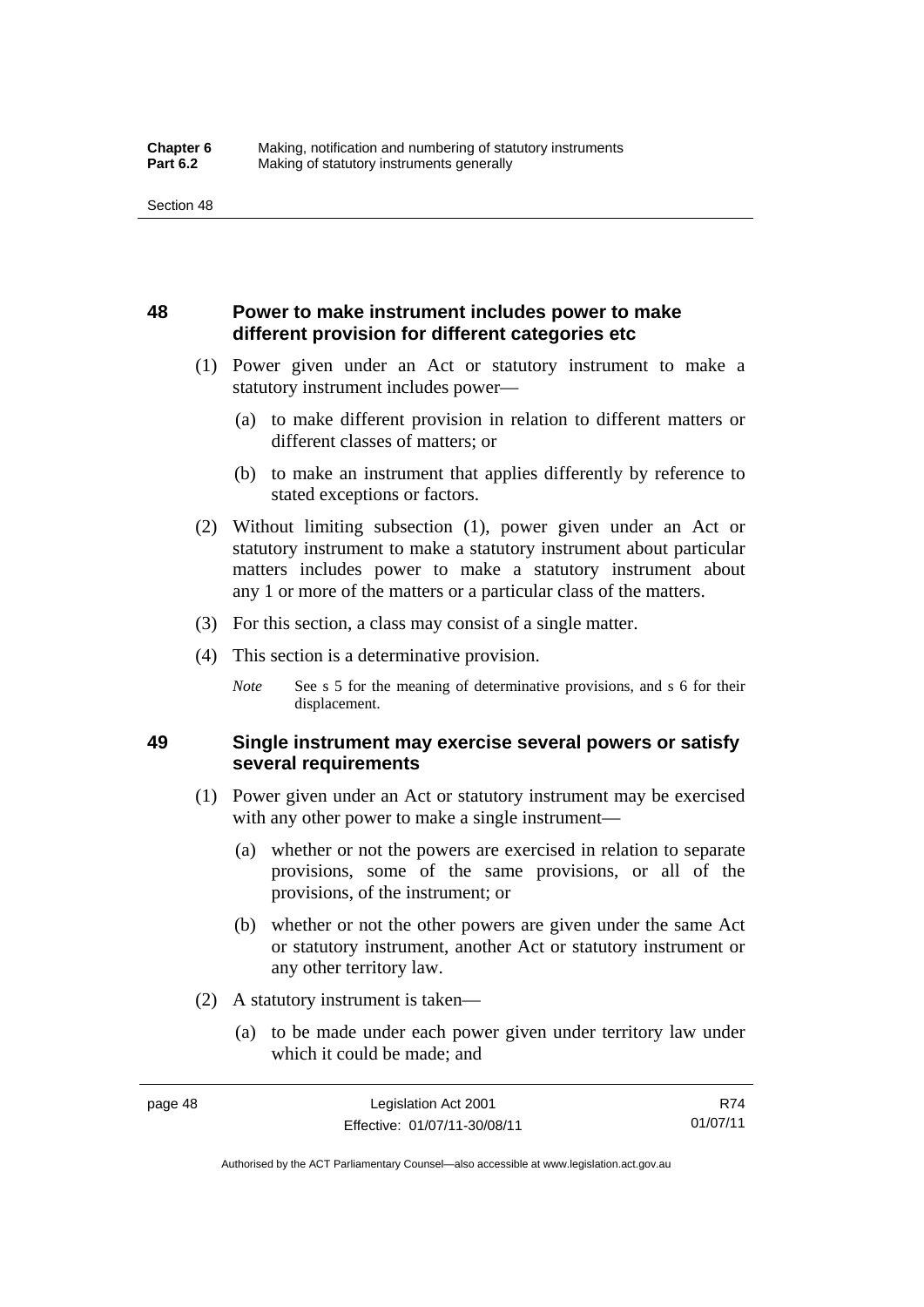## 48 Power to make instrument includes power to make different provision for different categories etc

(1) Power given under an Act or statutory instrument to make a statutory instrument includes power—

(a) to make different provision in relation to different matters or different classes of matters; or

(b) to make an instrument that applies differently by reference to stated exceptions or factors.

(2) Without limiting subsection (1), power given under an Act or statutory instrument to make a statutory instrument about particular matters includes power to make a statutory instrument about any 1 or more of the matters or a particular class of the matters.

(3) For this section, a class may consist of a single matter.

(4) This section is a determinative provision.

*Note* See s 5 for the meaning of determinative provisions, and s 6 for their displacement.

## 49 Single instrument may exercise several powers or satisfy several requirements

(1) Power given under an Act or statutory instrument may be exercised with any other power to make a single instrument—

(a) whether or not the powers are exercised in relation to separate provisions, some of the same provisions, or all of the provisions, of the instrument; or

(b) whether or not the other powers are given under the same Act or statutory instrument, another Act or statutory instrument or any other territory law.

(2) A statutory instrument is taken—

(a) to be made under each power given under territory law under which it could be made; and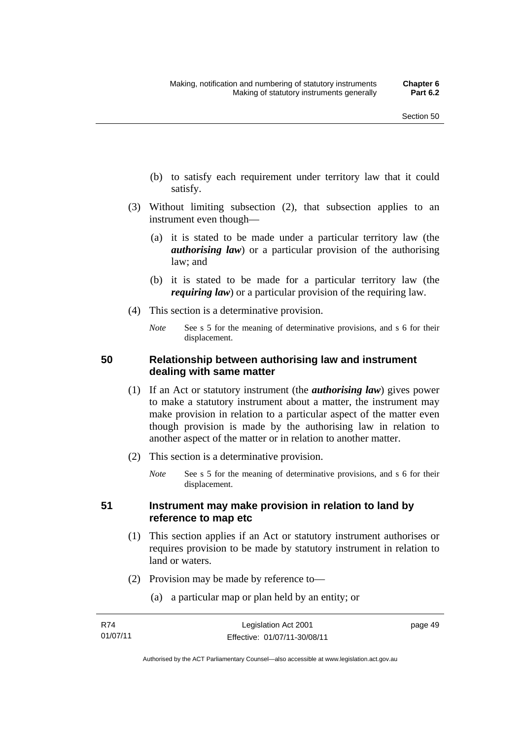(b) to satisfy each requirement under territory law that it could satisfy.

(3) Without limiting subsection (2), that subsection applies to an instrument even though—

(a) it is stated to be made under a particular territory law (the ***authorising law***) or a particular provision of the authorising law; and

(b) it is stated to be made for a particular territory law (the ***requiring law***) or a particular provision of the requiring law.

(4) This section is a determinative provision.

*Note* See s 5 for the meaning of determinative provisions, and s 6 for their displacement.

## 50 Relationship between authorising law and instrument dealing with same matter

(1) If an Act or statutory instrument (the ***authorising law***) gives power to make a statutory instrument about a matter, the instrument may make provision in relation to a particular aspect of the matter even though provision is made by the authorising law in relation to another aspect of the matter or in relation to another matter.

(2) This section is a determinative provision.

*Note* See s 5 for the meaning of determinative provisions, and s 6 for their displacement.

## 51 Instrument may make provision in relation to land by reference to map etc

(1) This section applies if an Act or statutory instrument authorises or requires provision to be made by statutory instrument in relation to land or waters.

(2) Provision may be made by reference to—

(a) a particular map or plan held by an entity; or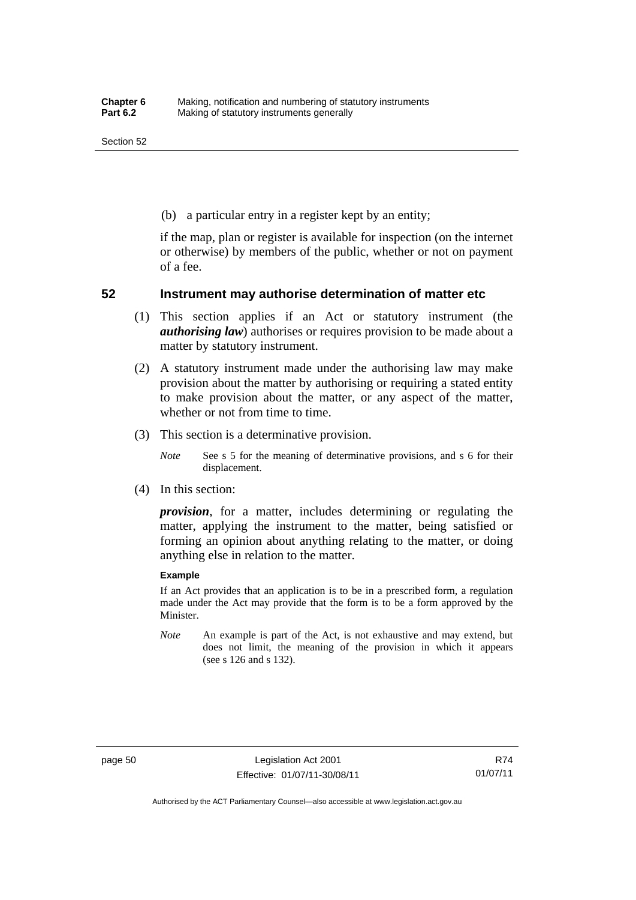(b) a particular entry in a register kept by an entity;

if the map, plan or register is available for inspection (on the internet or otherwise) by members of the public, whether or not on payment of a fee.

## 52 Instrument may authorise determination of matter etc

(1) This section applies if an Act or statutory instrument (the ***authorising law***) authorises or requires provision to be made about a matter by statutory instrument.

(2) A statutory instrument made under the authorising law may make provision about the matter by authorising or requiring a stated entity to make provision about the matter, or any aspect of the matter, whether or not from time to time.

(3) This section is a determinative provision.

*Note* See s 5 for the meaning of determinative provisions, and s 6 for their displacement.

(4) In this section:

***provision***, for a matter, includes determining or regulating the matter, applying the instrument to the matter, being satisfied or forming an opinion about anything relating to the matter, or doing anything else in relation to the matter.

**Example**

If an Act provides that an application is to be in a prescribed form, a regulation made under the Act may provide that the form is to be a form approved by the Minister.

*Note* An example is part of the Act, is not exhaustive and may extend, but does not limit, the meaning of the provision in which it appears (see s 126 and s 132).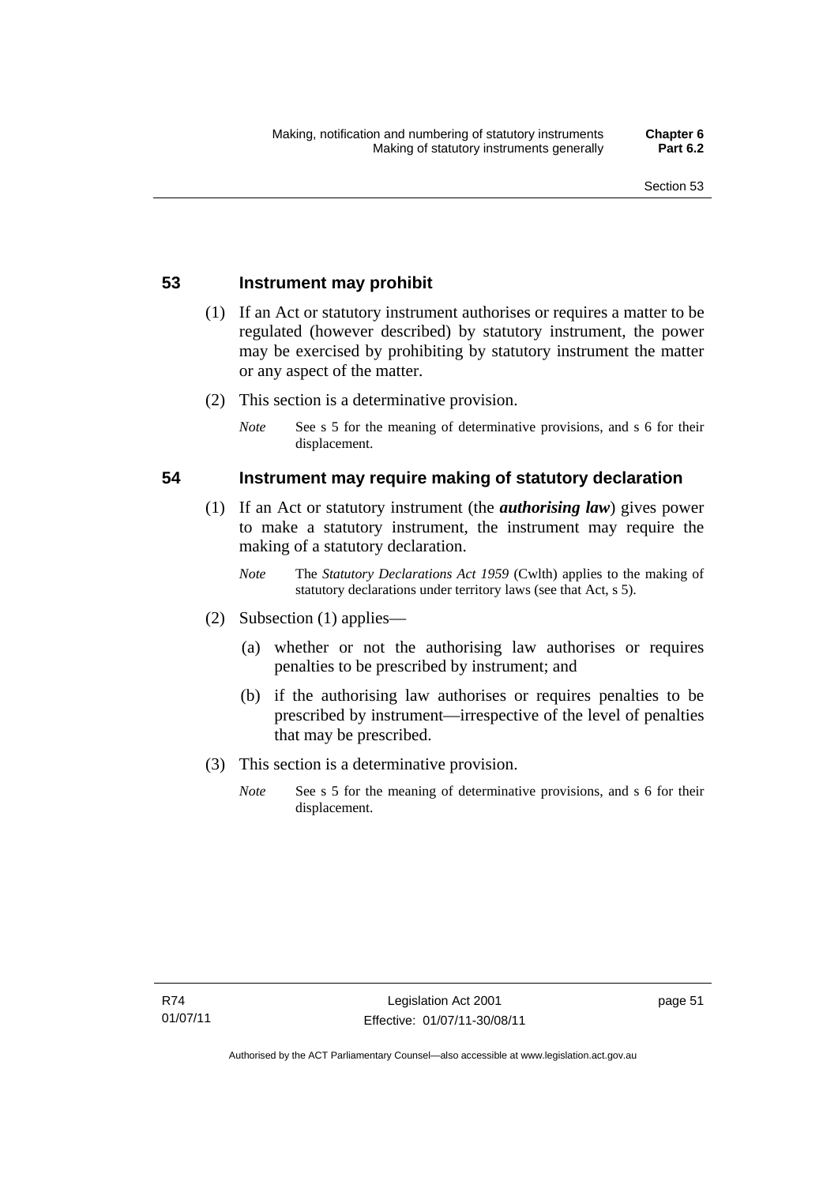## 53 Instrument may prohibit

(1) If an Act or statutory instrument authorises or requires a matter to be regulated (however described) by statutory instrument, the power may be exercised by prohibiting by statutory instrument the matter or any aspect of the matter.

(2) This section is a determinative provision.

*Note* See s 5 for the meaning of determinative provisions, and s 6 for their displacement.

## 54 Instrument may require making of statutory declaration

(1) If an Act or statutory instrument (the ***authorising law***) gives power to make a statutory instrument, the instrument may require the making of a statutory declaration.

*Note* The *Statutory Declarations Act 1959* (Cwlth) applies to the making of statutory declarations under territory laws (see that Act, s 5).

(2) Subsection (1) applies—

(a) whether or not the authorising law authorises or requires penalties to be prescribed by instrument; and

(b) if the authorising law authorises or requires penalties to be prescribed by instrument—irrespective of the level of penalties that may be prescribed.

(3) This section is a determinative provision.

*Note* See s 5 for the meaning of determinative provisions, and s 6 for their displacement.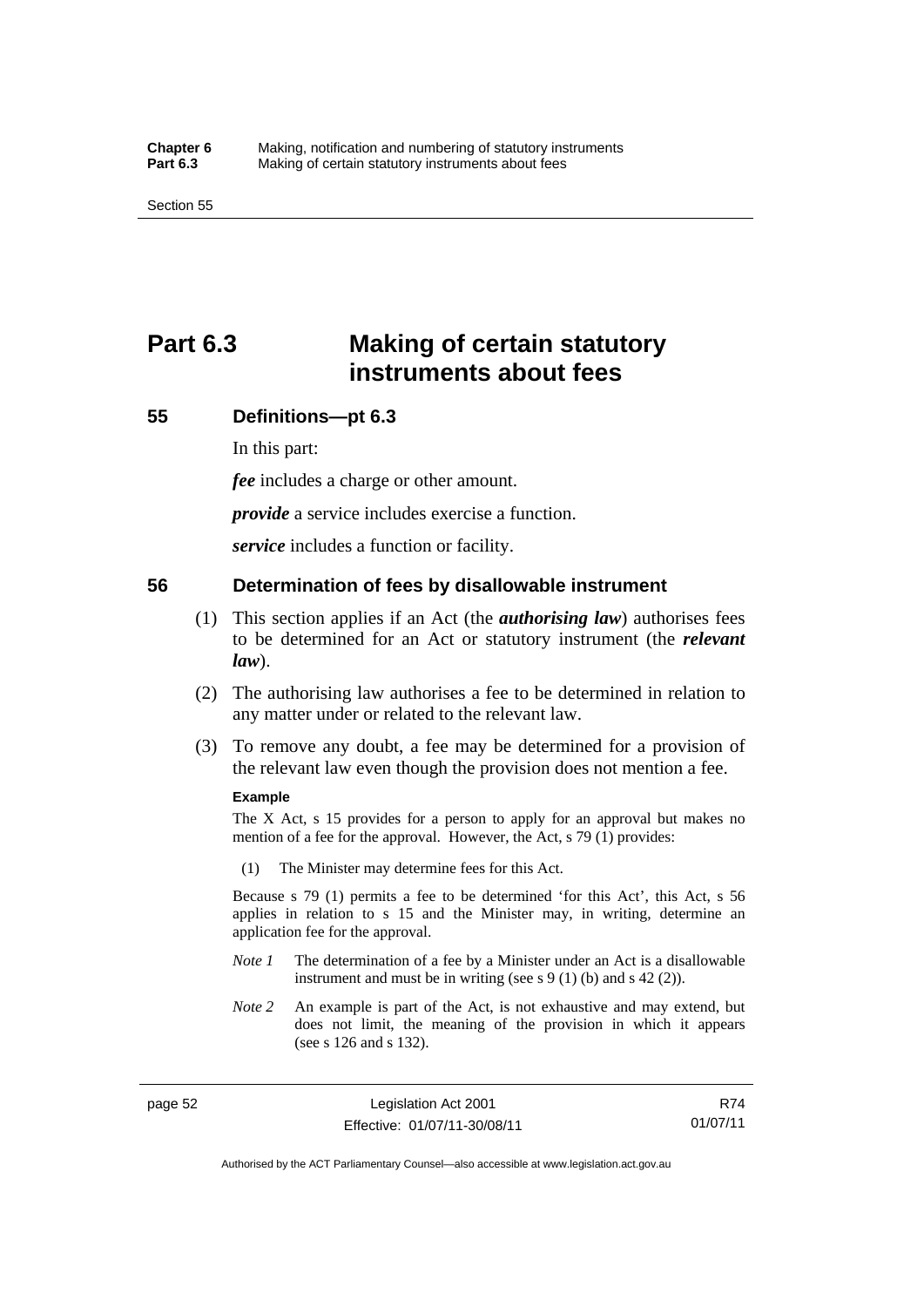# Part 6.3 Making of certain statutory instruments about fees

## 55 Definitions—pt 6.3

In this part:

***fee*** includes a charge or other amount.

***provide*** a service includes exercise a function.

***service*** includes a function or facility.

## 56 Determination of fees by disallowable instrument

(1) This section applies if an Act (the ***authorising law***) authorises fees to be determined for an Act or statutory instrument (the ***relevant law***).

(2) The authorising law authorises a fee to be determined in relation to any matter under or related to the relevant law.

(3) To remove any doubt, a fee may be determined for a provision of the relevant law even though the provision does not mention a fee.

**Example**

The X Act, s 15 provides for a person to apply for an approval but makes no mention of a fee for the approval. However, the Act, s 79 (1) provides:

(1) The Minister may determine fees for this Act.

Because s 79 (1) permits a fee to be determined 'for this Act', this Act, s 56 applies in relation to s 15 and the Minister may, in writing, determine an application fee for the approval.

*Note 1* The determination of a fee by a Minister under an Act is a disallowable instrument and must be in writing (see s 9 (1) (b) and s 42 (2)).

*Note 2* An example is part of the Act, is not exhaustive and may extend, but does not limit, the meaning of the provision in which it appears (see s 126 and s 132).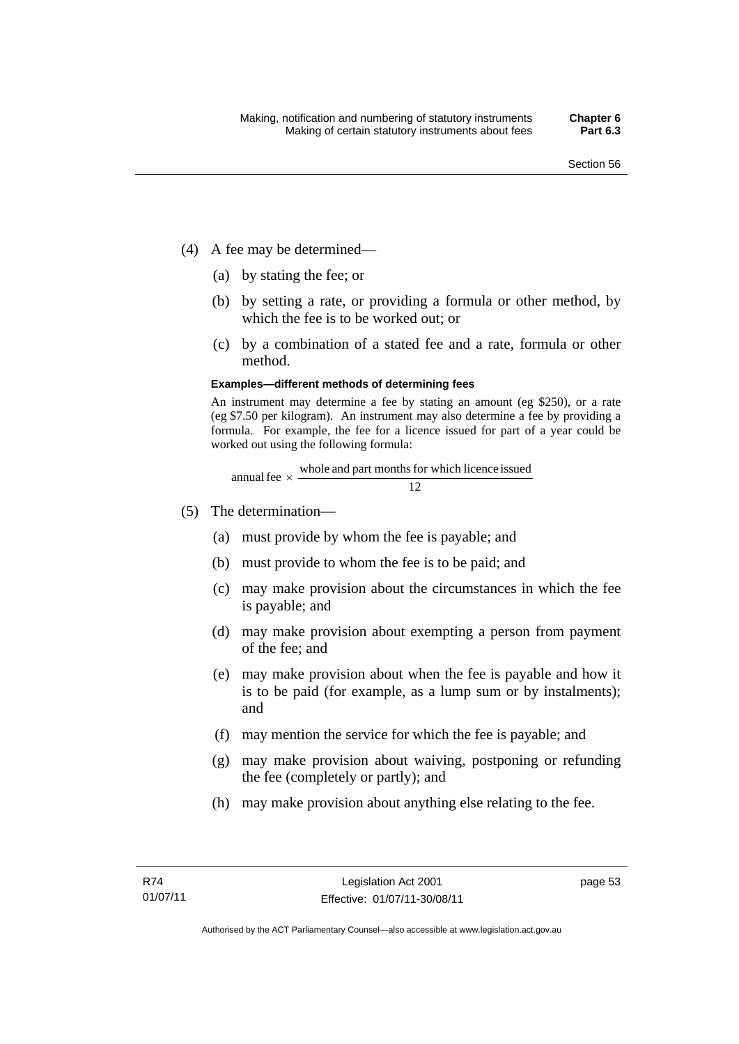(4) A fee may be determined—

(a) by stating the fee; or

(b) by setting a rate, or providing a formula or other method, by which the fee is to be worked out; or

(c) by a combination of a stated fee and a rate, formula or other method.

**Examples—different methods of determining fees**

An instrument may determine a fee by stating an amount (eg $250), or a rate (eg $7.50 per kilogram). An instrument may also determine a fee by providing a formula. For example, the fee for a licence issued for part of a year could be worked out using the following formula:

$$\text{annual fee} \times \frac{\text{whole and part months for which licence issued}}{12}$$

(5) The determination—

(a) must provide by whom the fee is payable; and

(b) must provide to whom the fee is to be paid; and

(c) may make provision about the circumstances in which the fee is payable; and

(d) may make provision about exempting a person from payment of the fee; and

(e) may make provision about when the fee is payable and how it is to be paid (for example, as a lump sum or by instalments); and

(f) may mention the service for which the fee is payable; and

(g) may make provision about waiving, postponing or refunding the fee (completely or partly); and

(h) may make provision about anything else relating to the fee.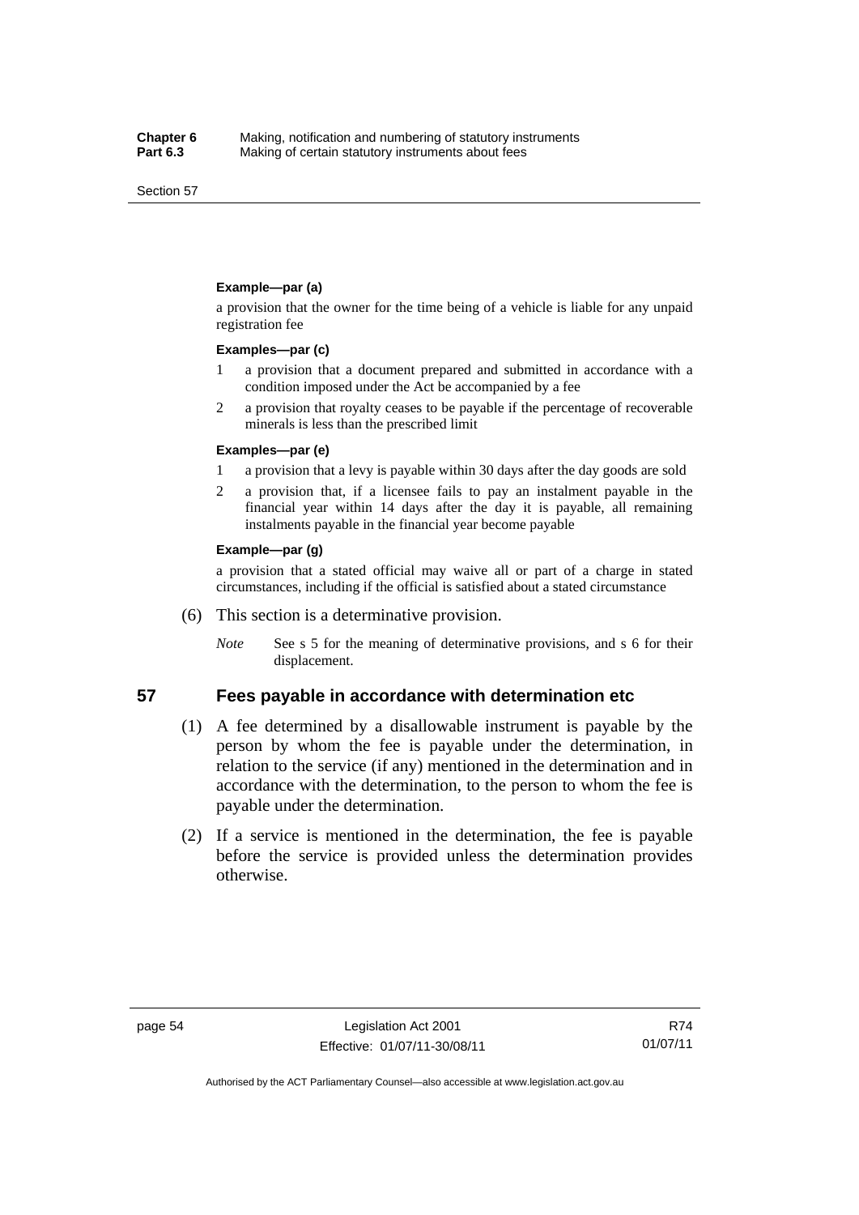**Example—par (a)**

a provision that the owner for the time being of a vehicle is liable for any unpaid registration fee

**Examples—par (c)**

1 a provision that a document prepared and submitted in accordance with a condition imposed under the Act be accompanied by a fee

2 a provision that royalty ceases to be payable if the percentage of recoverable minerals is less than the prescribed limit

**Examples—par (e)**

1 a provision that a levy is payable within 30 days after the day goods are sold

2 a provision that, if a licensee fails to pay an instalment payable in the financial year within 14 days after the day it is payable, all remaining instalments payable in the financial year become payable

**Example—par (g)**

a provision that a stated official may waive all or part of a charge in stated circumstances, including if the official is satisfied about a stated circumstance

(6) This section is a determinative provision.

*Note* See s 5 for the meaning of determinative provisions, and s 6 for their displacement.

## 57 Fees payable in accordance with determination etc

(1) A fee determined by a disallowable instrument is payable by the person by whom the fee is payable under the determination, in relation to the service (if any) mentioned in the determination and in accordance with the determination, to the person to whom the fee is payable under the determination.

(2) If a service is mentioned in the determination, the fee is payable before the service is provided unless the determination provides otherwise.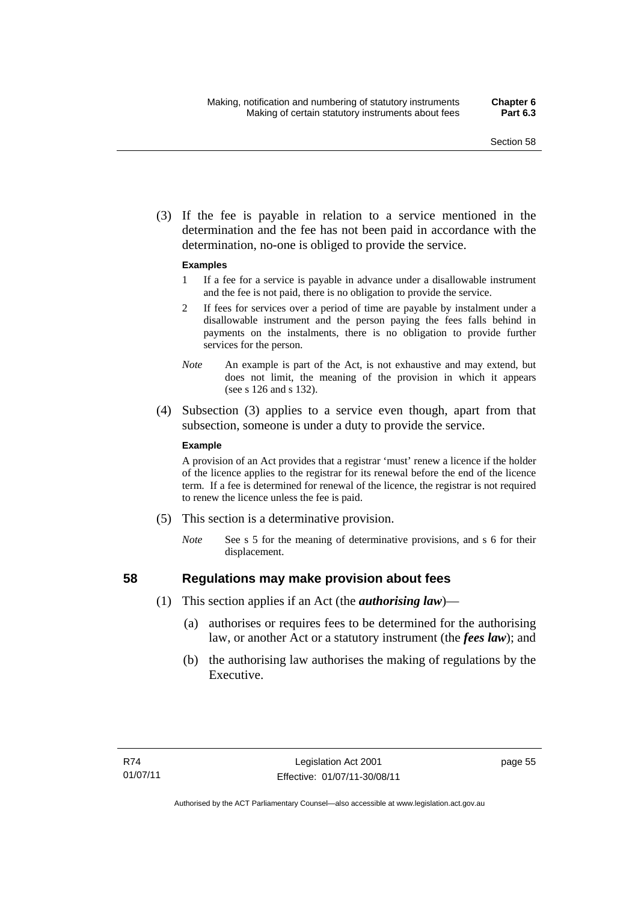(3) If the fee is payable in relation to a service mentioned in the determination and the fee has not been paid in accordance with the determination, no-one is obliged to provide the service.

**Examples**

1 If a fee for a service is payable in advance under a disallowable instrument and the fee is not paid, there is no obligation to provide the service.

2 If fees for services over a period of time are payable by instalment under a disallowable instrument and the person paying the fees falls behind in payments on the instalments, there is no obligation to provide further services for the person.

*Note* An example is part of the Act, is not exhaustive and may extend, but does not limit, the meaning of the provision in which it appears (see s 126 and s 132).

(4) Subsection (3) applies to a service even though, apart from that subsection, someone is under a duty to provide the service.

**Example**

A provision of an Act provides that a registrar 'must' renew a licence if the holder of the licence applies to the registrar for its renewal before the end of the licence term. If a fee is determined for renewal of the licence, the registrar is not required to renew the licence unless the fee is paid.

(5) This section is a determinative provision.

*Note* See s 5 for the meaning of determinative provisions, and s 6 for their displacement.

## 58 Regulations may make provision about fees

(1) This section applies if an Act (the ***authorising law***)—

(a) authorises or requires fees to be determined for the authorising law, or another Act or a statutory instrument (the ***fees law***); and

(b) the authorising law authorises the making of regulations by the Executive.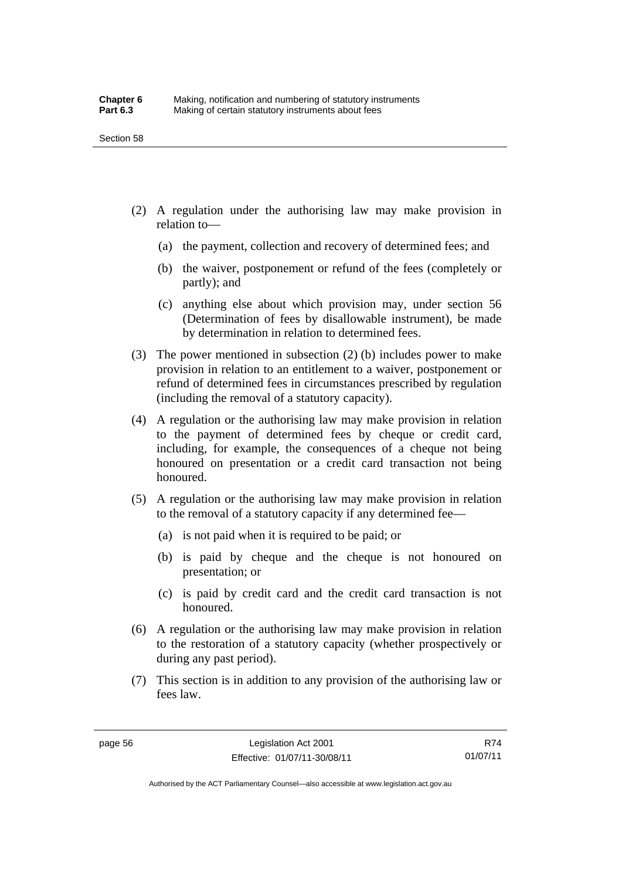(2) A regulation under the authorising law may make provision in relation to—

  (a) the payment, collection and recovery of determined fees; and

  (b) the waiver, postponement or refund of the fees (completely or partly); and

  (c) anything else about which provision may, under section 56 (Determination of fees by disallowable instrument), be made by determination in relation to determined fees.

(3) The power mentioned in subsection (2) (b) includes power to make provision in relation to an entitlement to a waiver, postponement or refund of determined fees in circumstances prescribed by regulation (including the removal of a statutory capacity).

(4) A regulation or the authorising law may make provision in relation to the payment of determined fees by cheque or credit card, including, for example, the consequences of a cheque not being honoured on presentation or a credit card transaction not being honoured.

(5) A regulation or the authorising law may make provision in relation to the removal of a statutory capacity if any determined fee—

  (a) is not paid when it is required to be paid; or

  (b) is paid by cheque and the cheque is not honoured on presentation; or

  (c) is paid by credit card and the credit card transaction is not honoured.

(6) A regulation or the authorising law may make provision in relation to the restoration of a statutory capacity (whether prospectively or during any past period).

(7) This section is in addition to any provision of the authorising law or fees law.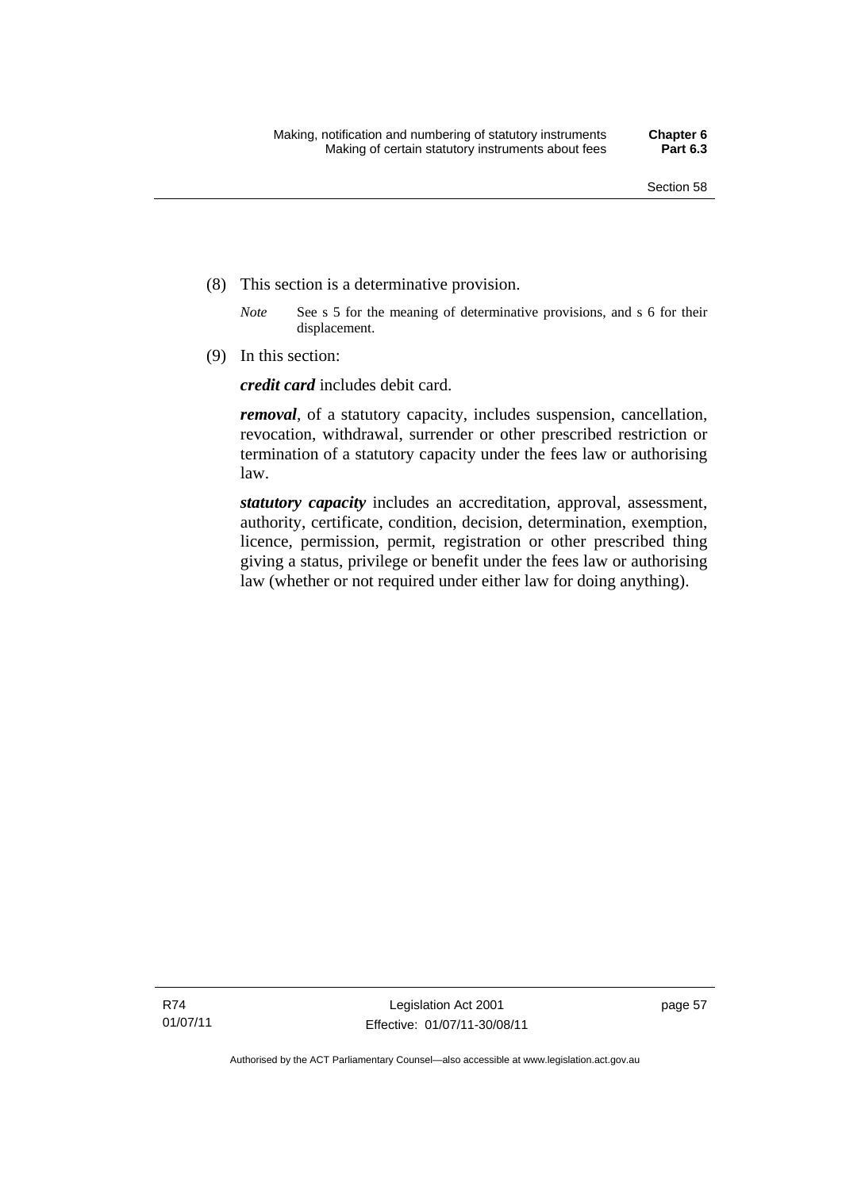(8) This section is a determinative provision.

*Note* See s 5 for the meaning of determinative provisions, and s 6 for their displacement.

(9) In this section:

***credit card*** includes debit card.

***removal***, of a statutory capacity, includes suspension, cancellation, revocation, withdrawal, surrender or other prescribed restriction or termination of a statutory capacity under the fees law or authorising law.

***statutory capacity*** includes an accreditation, approval, assessment, authority, certificate, condition, decision, determination, exemption, licence, permission, permit, registration or other prescribed thing giving a status, privilege or benefit under the fees law or authorising law (whether or not required under either law for doing anything).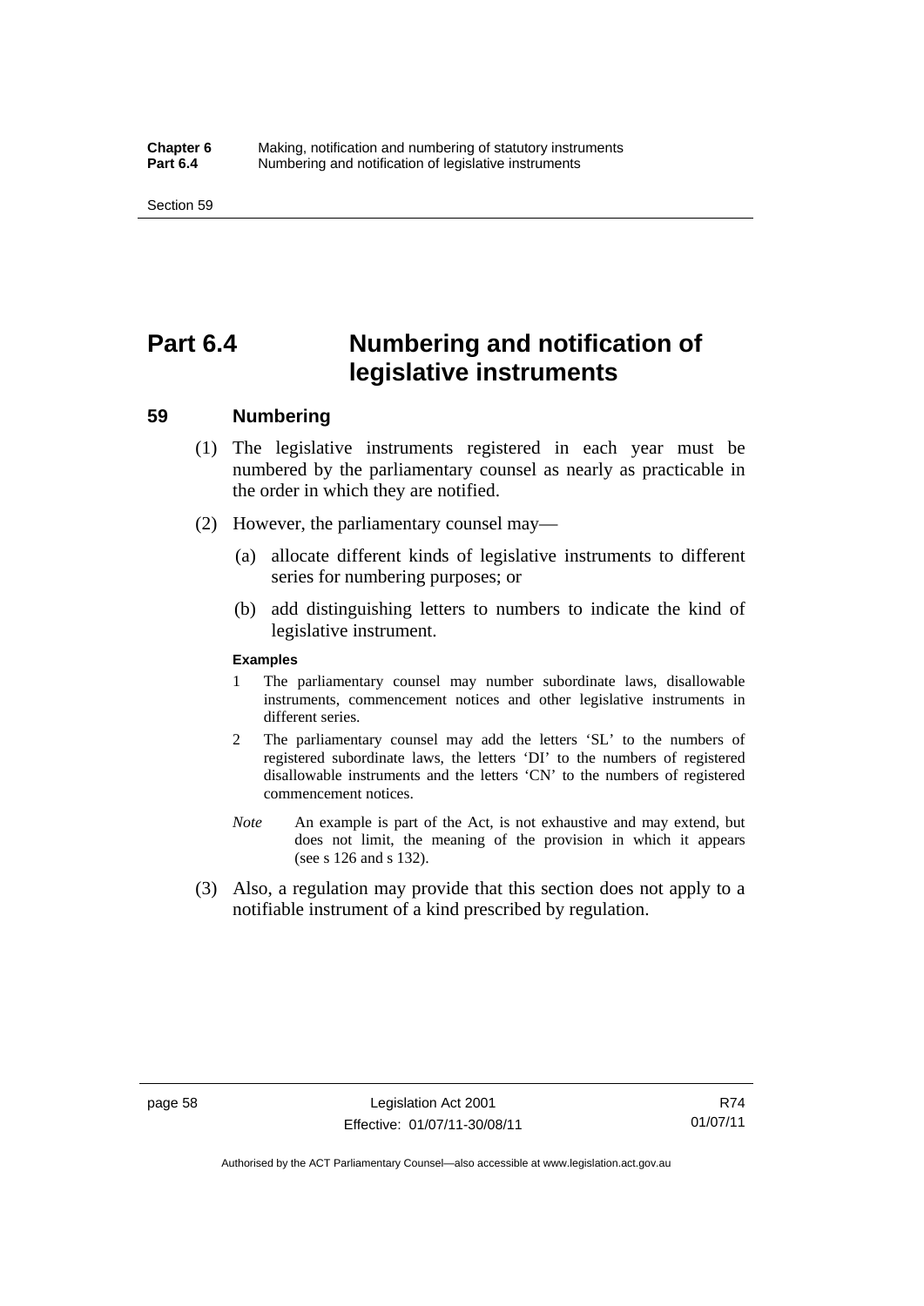# Part 6.4 Numbering and notification of legislative instruments

## 59 Numbering

(1) The legislative instruments registered in each year must be numbered by the parliamentary counsel as nearly as practicable in the order in which they are notified.

(2) However, the parliamentary counsel may—

(a) allocate different kinds of legislative instruments to different series for numbering purposes; or

(b) add distinguishing letters to numbers to indicate the kind of legislative instrument.

**Examples**

1 The parliamentary counsel may number subordinate laws, disallowable instruments, commencement notices and other legislative instruments in different series.

2 The parliamentary counsel may add the letters 'SL' to the numbers of registered subordinate laws, the letters 'DI' to the numbers of registered disallowable instruments and the letters 'CN' to the numbers of registered commencement notices.

*Note* An example is part of the Act, is not exhaustive and may extend, but does not limit, the meaning of the provision in which it appears (see s 126 and s 132).

(3) Also, a regulation may provide that this section does not apply to a notifiable instrument of a kind prescribed by regulation.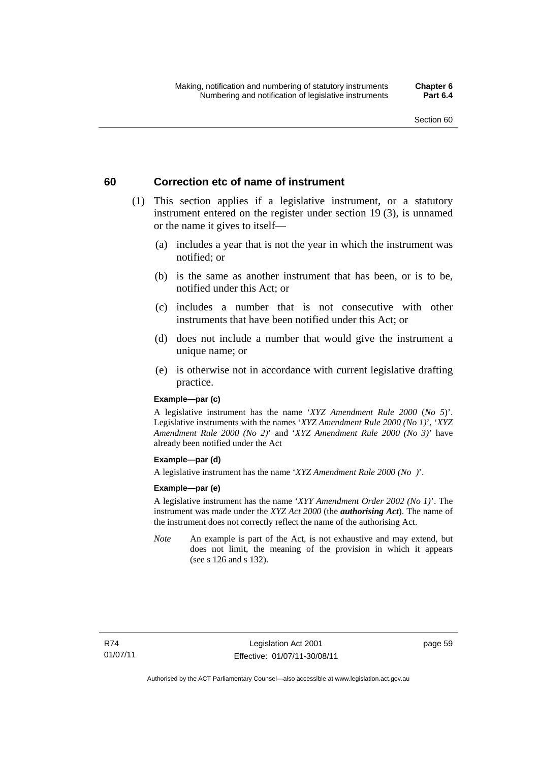## 60 Correction etc of name of instrument

(1) This section applies if a legislative instrument, or a statutory instrument entered on the register under section 19 (3), is unnamed or the name it gives to itself—

(a) includes a year that is not the year in which the instrument was notified; or

(b) is the same as another instrument that has been, or is to be, notified under this Act; or

(c) includes a number that is not consecutive with other instruments that have been notified under this Act; or

(d) does not include a number that would give the instrument a unique name; or

(e) is otherwise not in accordance with current legislative drafting practice.

**Example—par (c)**

A legislative instrument has the name '*XYZ Amendment Rule 2000* (*No 5*)'. Legislative instruments with the names '*XYZ Amendment Rule 2000 (No 1)*', '*XYZ Amendment Rule 2000 (No 2)*' and '*XYZ Amendment Rule 2000 (No 3)*' have already been notified under the Act

**Example—par (d)**

A legislative instrument has the name '*XYZ Amendment Rule 2000 (No )*'.

**Example—par (e)**

A legislative instrument has the name '*XYY Amendment Order 2002 (No 1)*'. The instrument was made under the *XYZ Act 2000* (the ***authorising Act***). The name of the instrument does not correctly reflect the name of the authorising Act.

*Note* An example is part of the Act, is not exhaustive and may extend, but does not limit, the meaning of the provision in which it appears (see s 126 and s 132).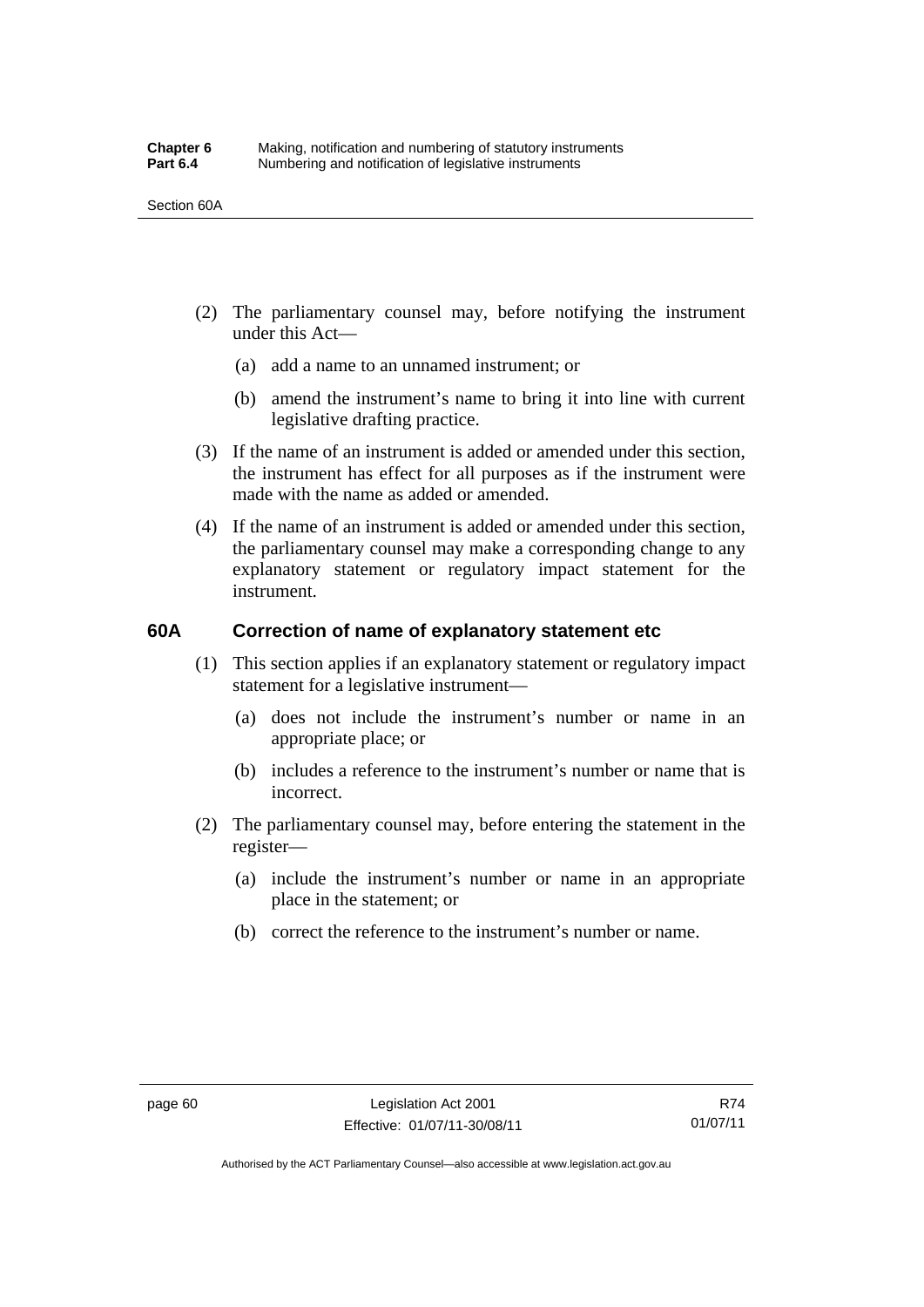(2) The parliamentary counsel may, before notifying the instrument under this Act—

   (a) add a name to an unnamed instrument; or

   (b) amend the instrument's name to bring it into line with current legislative drafting practice.

(3) If the name of an instrument is added or amended under this section, the instrument has effect for all purposes as if the instrument were made with the name as added or amended.

(4) If the name of an instrument is added or amended under this section, the parliamentary counsel may make a corresponding change to any explanatory statement or regulatory impact statement for the instrument.

## 60A Correction of name of explanatory statement etc

(1) This section applies if an explanatory statement or regulatory impact statement for a legislative instrument—

   (a) does not include the instrument's number or name in an appropriate place; or

   (b) includes a reference to the instrument's number or name that is incorrect.

(2) The parliamentary counsel may, before entering the statement in the register—

   (a) include the instrument's number or name in an appropriate place in the statement; or

   (b) correct the reference to the instrument's number or name.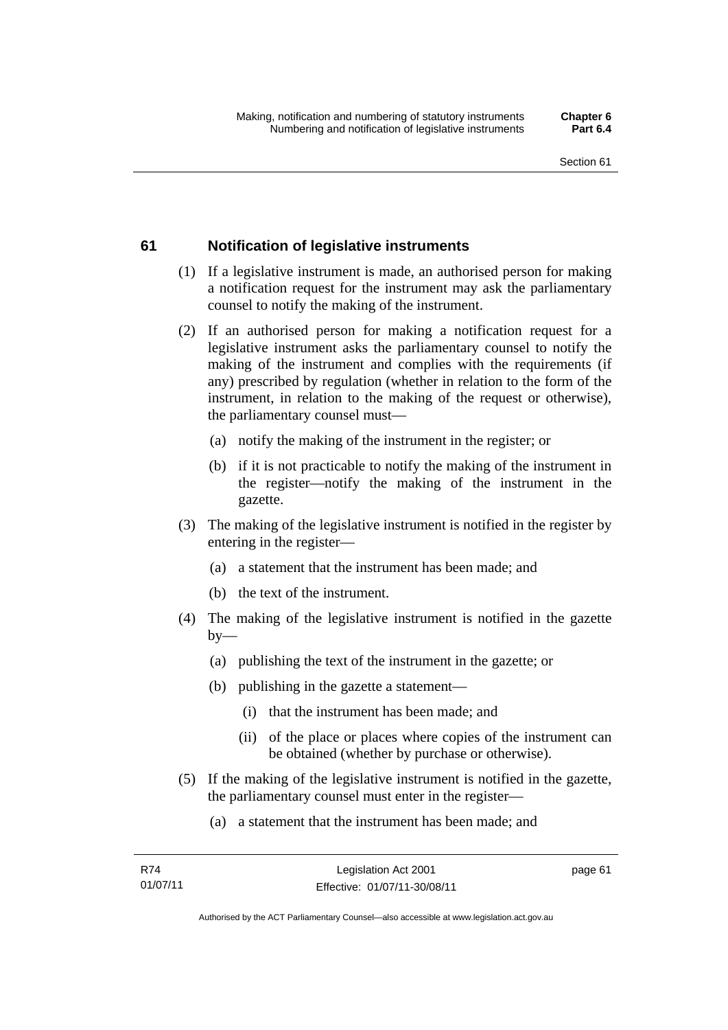## 61 Notification of legislative instruments

(1) If a legislative instrument is made, an authorised person for making a notification request for the instrument may ask the parliamentary counsel to notify the making of the instrument.

(2) If an authorised person for making a notification request for a legislative instrument asks the parliamentary counsel to notify the making of the instrument and complies with the requirements (if any) prescribed by regulation (whether in relation to the form of the instrument, in relation to the making of the request or otherwise), the parliamentary counsel must—

(a) notify the making of the instrument in the register; or

(b) if it is not practicable to notify the making of the instrument in the register—notify the making of the instrument in the gazette.

(3) The making of the legislative instrument is notified in the register by entering in the register—

(a) a statement that the instrument has been made; and

(b) the text of the instrument.

(4) The making of the legislative instrument is notified in the gazette by—

(a) publishing the text of the instrument in the gazette; or

(b) publishing in the gazette a statement—

(i) that the instrument has been made; and

(ii) of the place or places where copies of the instrument can be obtained (whether by purchase or otherwise).

(5) If the making of the legislative instrument is notified in the gazette, the parliamentary counsel must enter in the register—

(a) a statement that the instrument has been made; and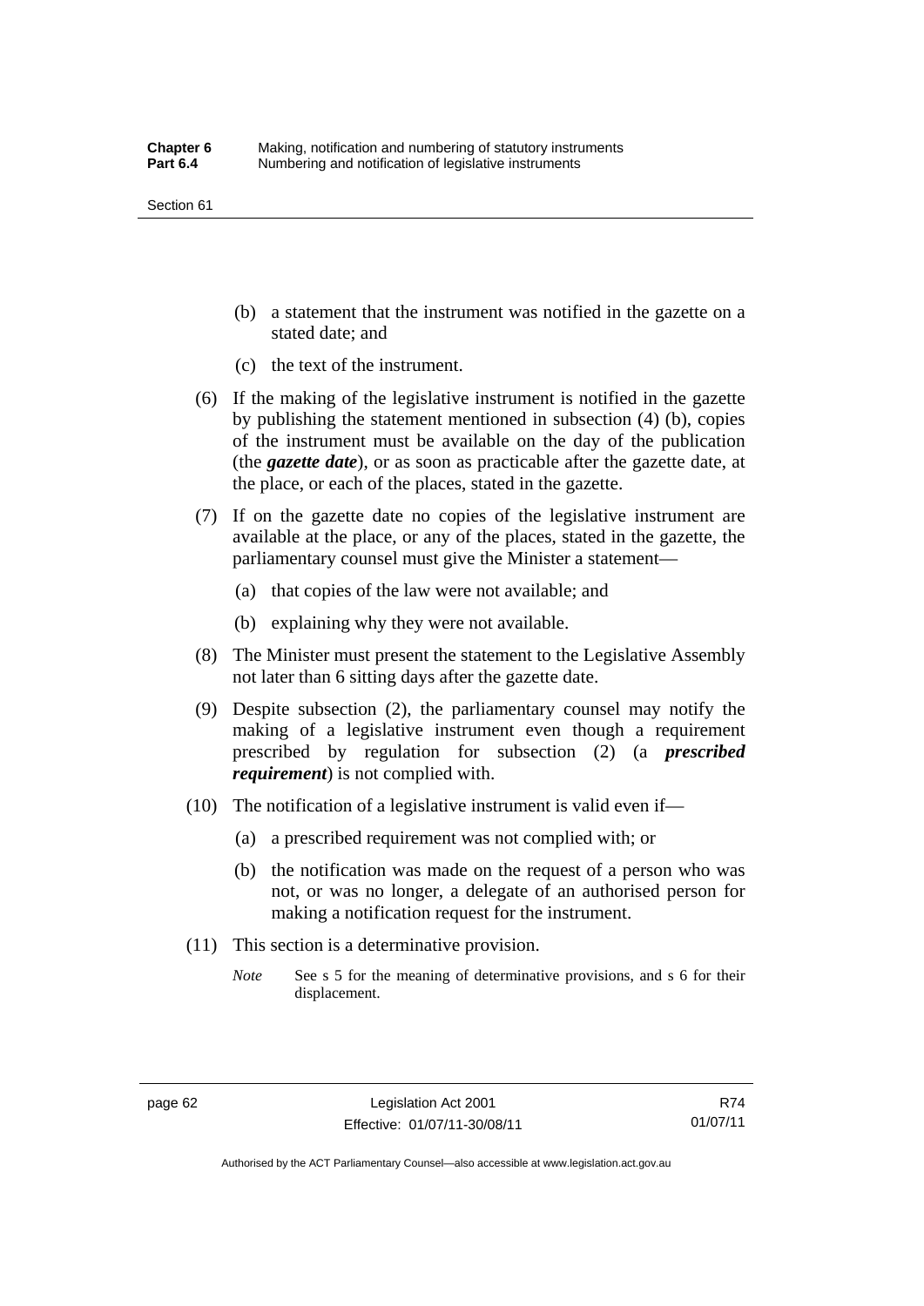(b) a statement that the instrument was notified in the gazette on a stated date; and

(c) the text of the instrument.

(6) If the making of the legislative instrument is notified in the gazette by publishing the statement mentioned in subsection (4) (b), copies of the instrument must be available on the day of the publication (the ***gazette date***), or as soon as practicable after the gazette date, at the place, or each of the places, stated in the gazette.

(7) If on the gazette date no copies of the legislative instrument are available at the place, or any of the places, stated in the gazette, the parliamentary counsel must give the Minister a statement—

(a) that copies of the law were not available; and

(b) explaining why they were not available.

(8) The Minister must present the statement to the Legislative Assembly not later than 6 sitting days after the gazette date.

(9) Despite subsection (2), the parliamentary counsel may notify the making of a legislative instrument even though a requirement prescribed by regulation for subsection (2) (a ***prescribed requirement***) is not complied with.

(10) The notification of a legislative instrument is valid even if—

(a) a prescribed requirement was not complied with; or

(b) the notification was made on the request of a person who was not, or was no longer, a delegate of an authorised person for making a notification request for the instrument.

(11) This section is a determinative provision.

*Note* See s 5 for the meaning of determinative provisions, and s 6 for their displacement.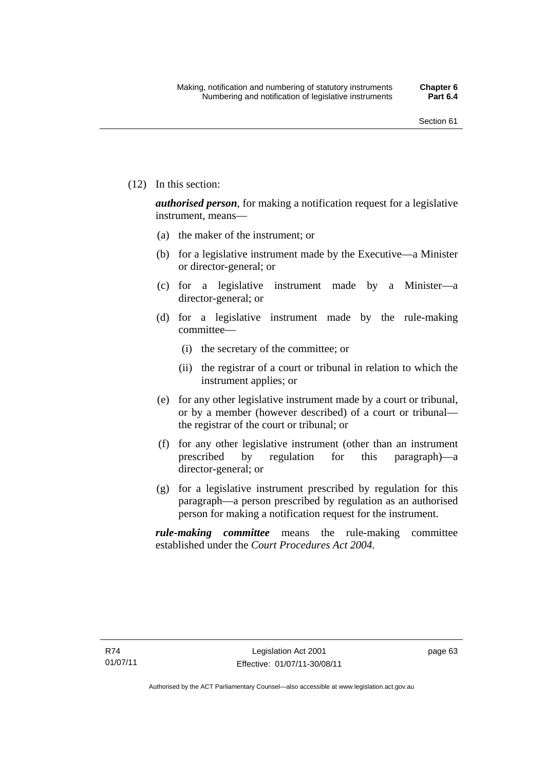(12) In this section:

***authorised person***, for making a notification request for a legislative instrument, means—

(a) the maker of the instrument; or

(b) for a legislative instrument made by the Executive—a Minister or director-general; or

(c) for a legislative instrument made by a Minister—a director-general; or

(d) for a legislative instrument made by the rule-making committee—

(i) the secretary of the committee; or

(ii) the registrar of a court or tribunal in relation to which the instrument applies; or

(e) for any other legislative instrument made by a court or tribunal, or by a member (however described) of a court or tribunal—the registrar of the court or tribunal; or

(f) for any other legislative instrument (other than an instrument prescribed by regulation for this paragraph)—a director-general; or

(g) for a legislative instrument prescribed by regulation for this paragraph—a person prescribed by regulation as an authorised person for making a notification request for the instrument.

***rule-making committee*** means the rule-making committee established under the *Court Procedures Act 2004*.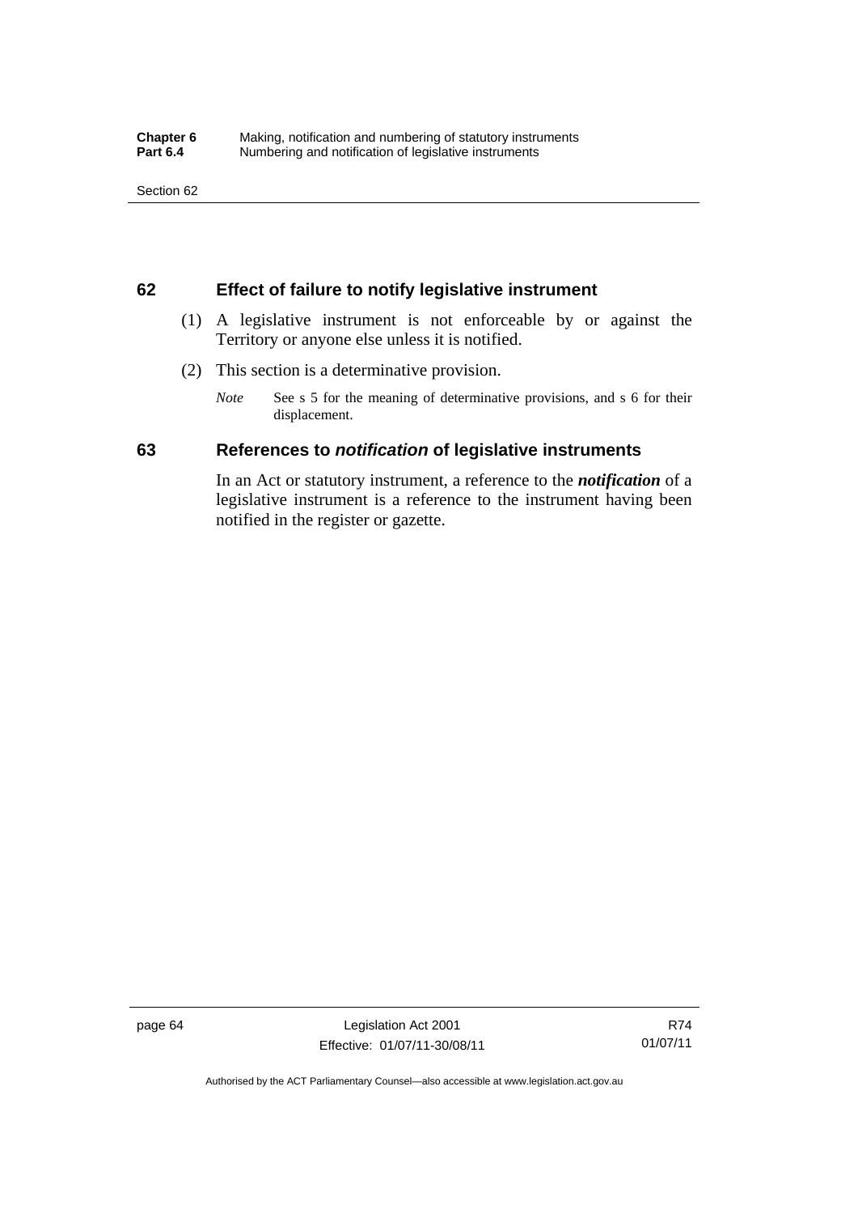## 62 Effect of failure to notify legislative instrument

(1) A legislative instrument is not enforceable by or against the Territory or anyone else unless it is notified.

(2) This section is a determinative provision.

*Note* See s 5 for the meaning of determinative provisions, and s 6 for their displacement.

## 63 References to *notification* of legislative instruments

In an Act or statutory instrument, a reference to the ***notification*** of a legislative instrument is a reference to the instrument having been notified in the register or gazette.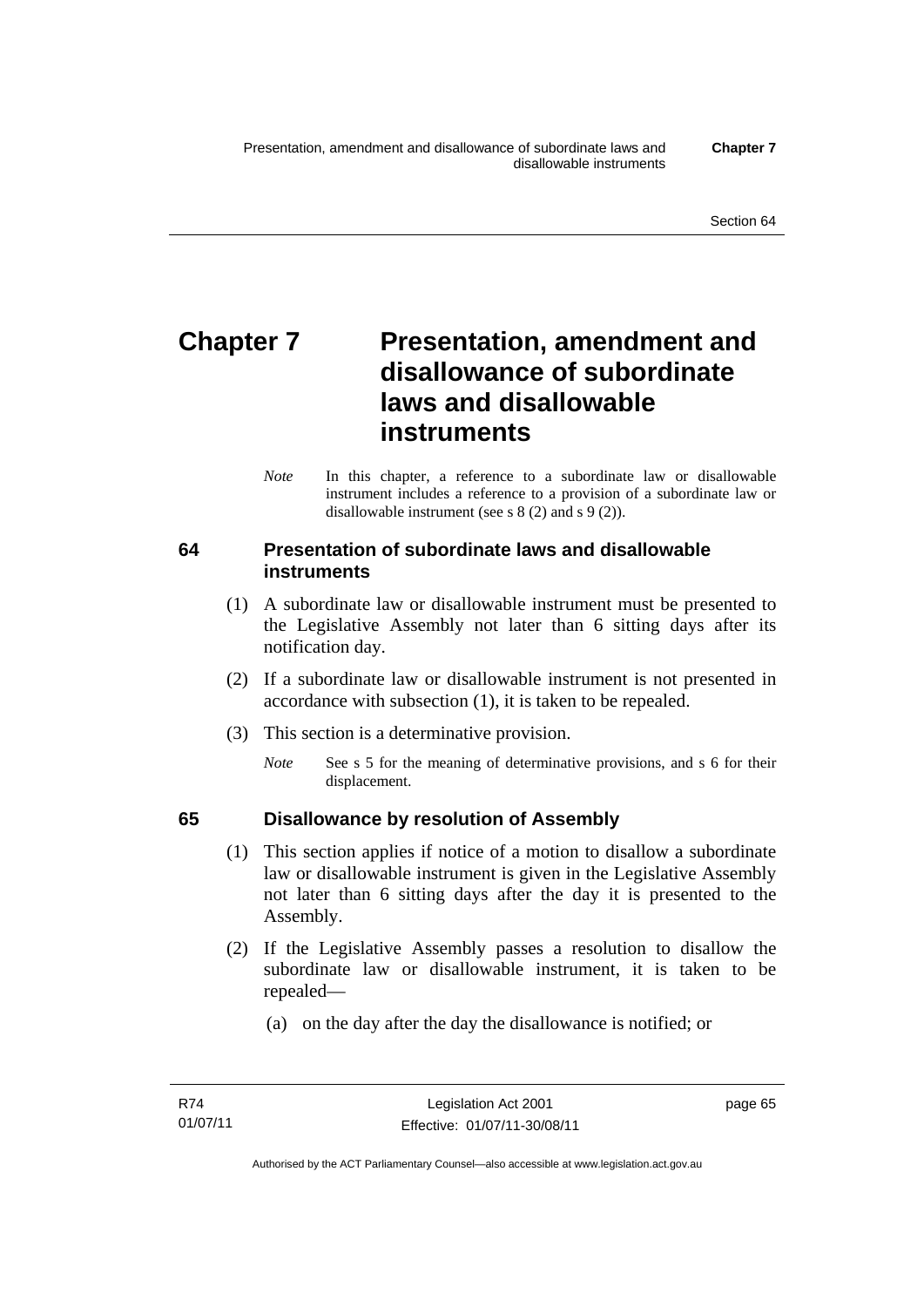# Chapter 7 Presentation, amendment and disallowance of subordinate laws and disallowable instruments

*Note* In this chapter, a reference to a subordinate law or disallowable instrument includes a reference to a provision of a subordinate law or disallowable instrument (see s 8 (2) and s 9 (2)).

## 64 Presentation of subordinate laws and disallowable instruments

(1) A subordinate law or disallowable instrument must be presented to the Legislative Assembly not later than 6 sitting days after its notification day.

(2) If a subordinate law or disallowable instrument is not presented in accordance with subsection (1), it is taken to be repealed.

(3) This section is a determinative provision.

*Note* See s 5 for the meaning of determinative provisions, and s 6 for their displacement.

## 65 Disallowance by resolution of Assembly

(1) This section applies if notice of a motion to disallow a subordinate law or disallowable instrument is given in the Legislative Assembly not later than 6 sitting days after the day it is presented to the Assembly.

(2) If the Legislative Assembly passes a resolution to disallow the subordinate law or disallowable instrument, it is taken to be repealed—

(a) on the day after the day the disallowance is notified; or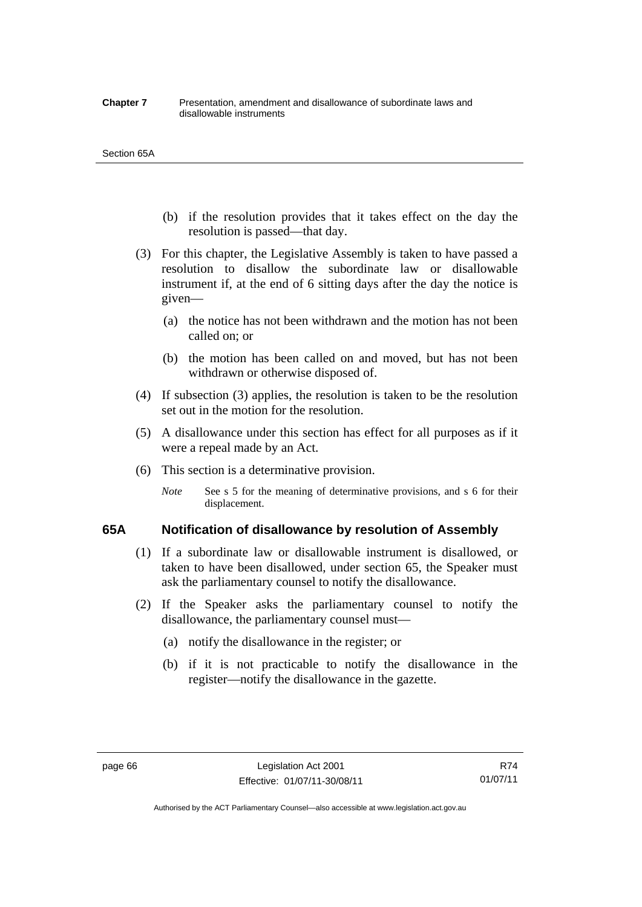(b) if the resolution provides that it takes effect on the day the resolution is passed—that day.

(3) For this chapter, the Legislative Assembly is taken to have passed a resolution to disallow the subordinate law or disallowable instrument if, at the end of 6 sitting days after the day the notice is given—

(a) the notice has not been withdrawn and the motion has not been called on; or

(b) the motion has been called on and moved, but has not been withdrawn or otherwise disposed of.

(4) If subsection (3) applies, the resolution is taken to be the resolution set out in the motion for the resolution.

(5) A disallowance under this section has effect for all purposes as if it were a repeal made by an Act.

(6) This section is a determinative provision.

*Note* See s 5 for the meaning of determinative provisions, and s 6 for their displacement.

## 65A Notification of disallowance by resolution of Assembly

(1) If a subordinate law or disallowable instrument is disallowed, or taken to have been disallowed, under section 65, the Speaker must ask the parliamentary counsel to notify the disallowance.

(2) If the Speaker asks the parliamentary counsel to notify the disallowance, the parliamentary counsel must—

(a) notify the disallowance in the register; or

(b) if it is not practicable to notify the disallowance in the register—notify the disallowance in the gazette.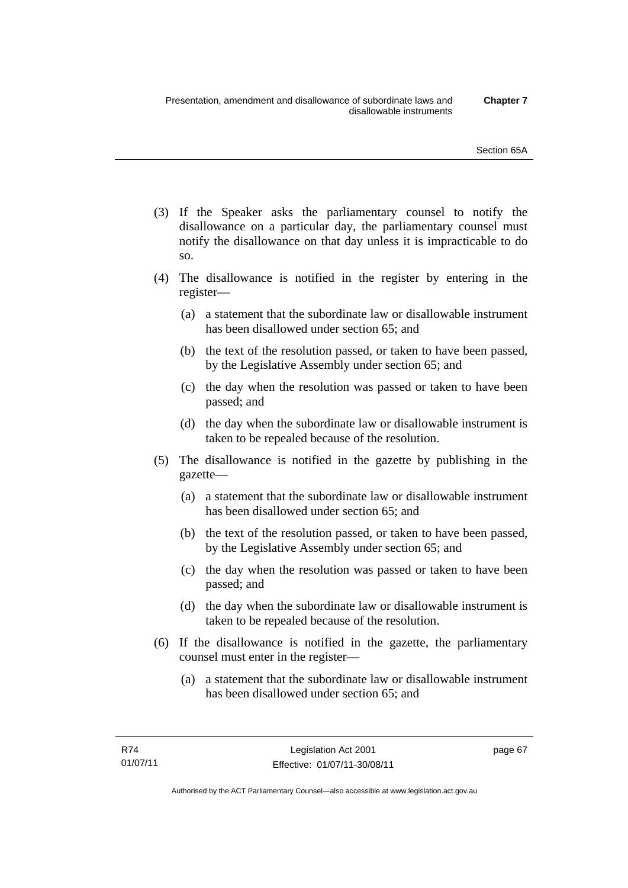(3) If the Speaker asks the parliamentary counsel to notify the disallowance on a particular day, the parliamentary counsel must notify the disallowance on that day unless it is impracticable to do so.

(4) The disallowance is notified in the register by entering in the register—

  (a) a statement that the subordinate law or disallowable instrument has been disallowed under section 65; and

  (b) the text of the resolution passed, or taken to have been passed, by the Legislative Assembly under section 65; and

  (c) the day when the resolution was passed or taken to have been passed; and

  (d) the day when the subordinate law or disallowable instrument is taken to be repealed because of the resolution.

(5) The disallowance is notified in the gazette by publishing in the gazette—

  (a) a statement that the subordinate law or disallowable instrument has been disallowed under section 65; and

  (b) the text of the resolution passed, or taken to have been passed, by the Legislative Assembly under section 65; and

  (c) the day when the resolution was passed or taken to have been passed; and

  (d) the day when the subordinate law or disallowable instrument is taken to be repealed because of the resolution.

(6) If the disallowance is notified in the gazette, the parliamentary counsel must enter in the register—

  (a) a statement that the subordinate law or disallowable instrument has been disallowed under section 65; and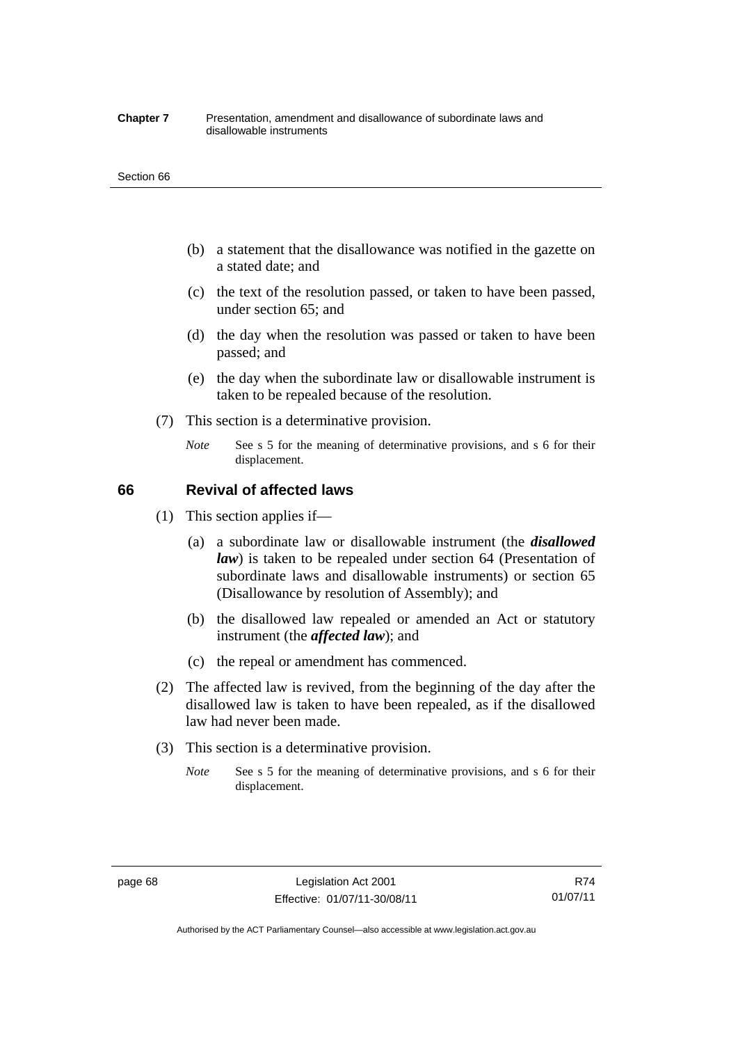(b) a statement that the disallowance was notified in the gazette on a stated date; and

(c) the text of the resolution passed, or taken to have been passed, under section 65; and

(d) the day when the resolution was passed or taken to have been passed; and

(e) the day when the subordinate law or disallowable instrument is taken to be repealed because of the resolution.

(7) This section is a determinative provision.

*Note* See s 5 for the meaning of determinative provisions, and s 6 for their displacement.

## 66 Revival of affected laws

(1) This section applies if—

(a) a subordinate law or disallowable instrument (the ***disallowed law***) is taken to be repealed under section 64 (Presentation of subordinate laws and disallowable instruments) or section 65 (Disallowance by resolution of Assembly); and

(b) the disallowed law repealed or amended an Act or statutory instrument (the ***affected law***); and

(c) the repeal or amendment has commenced.

(2) The affected law is revived, from the beginning of the day after the disallowed law is taken to have been repealed, as if the disallowed law had never been made.

(3) This section is a determinative provision.

*Note* See s 5 for the meaning of determinative provisions, and s 6 for their displacement.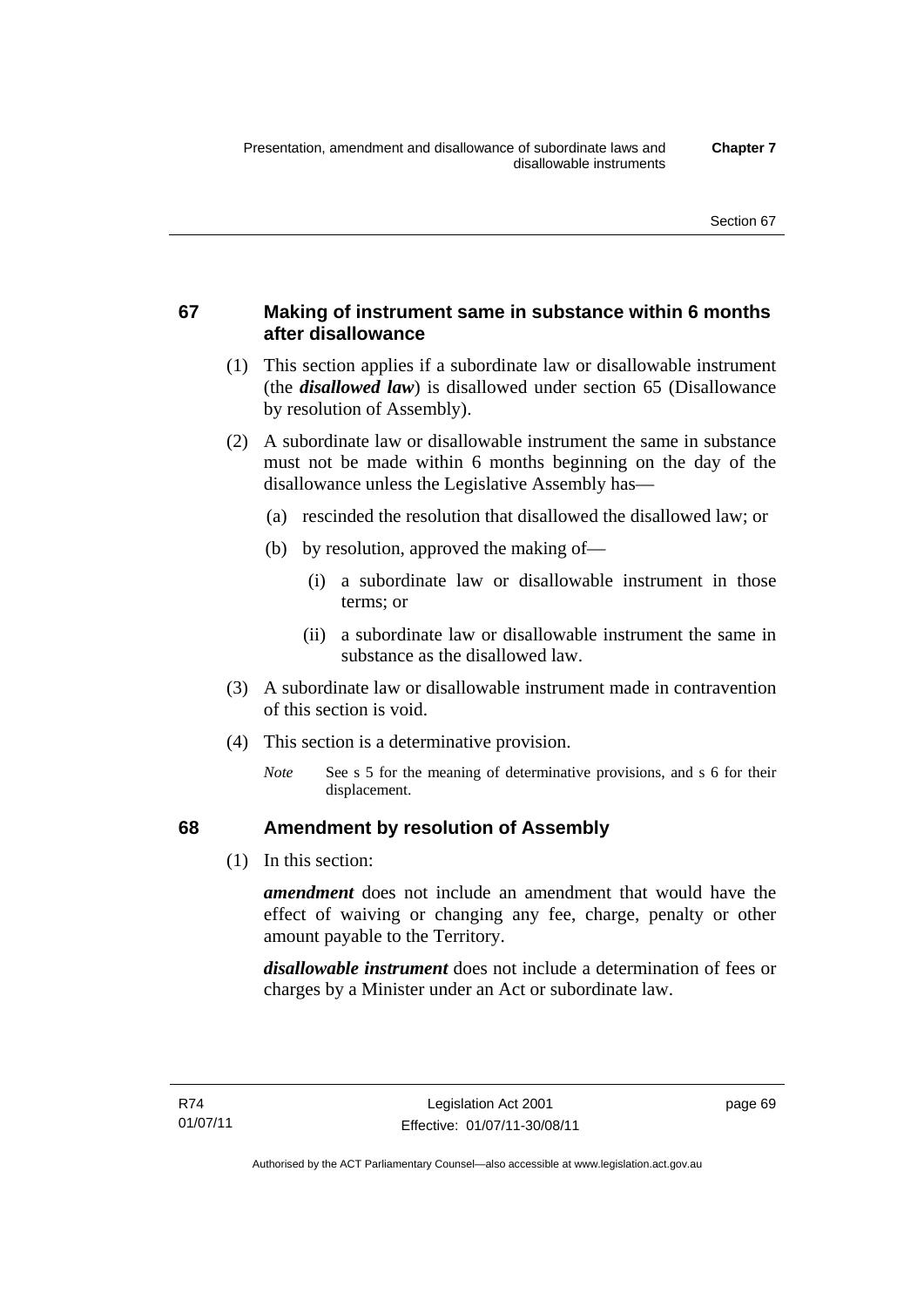## 67 Making of instrument same in substance within 6 months after disallowance

(1) This section applies if a subordinate law or disallowable instrument (the ***disallowed law***) is disallowed under section 65 (Disallowance by resolution of Assembly).

(2) A subordinate law or disallowable instrument the same in substance must not be made within 6 months beginning on the day of the disallowance unless the Legislative Assembly has—

(a) rescinded the resolution that disallowed the disallowed law; or

(b) by resolution, approved the making of—

(i) a subordinate law or disallowable instrument in those terms; or

(ii) a subordinate law or disallowable instrument the same in substance as the disallowed law.

(3) A subordinate law or disallowable instrument made in contravention of this section is void.

(4) This section is a determinative provision.

*Note* See s 5 for the meaning of determinative provisions, and s 6 for their displacement.

## 68 Amendment by resolution of Assembly

(1) In this section:

***amendment*** does not include an amendment that would have the effect of waiving or changing any fee, charge, penalty or other amount payable to the Territory.

***disallowable instrument*** does not include a determination of fees or charges by a Minister under an Act or subordinate law.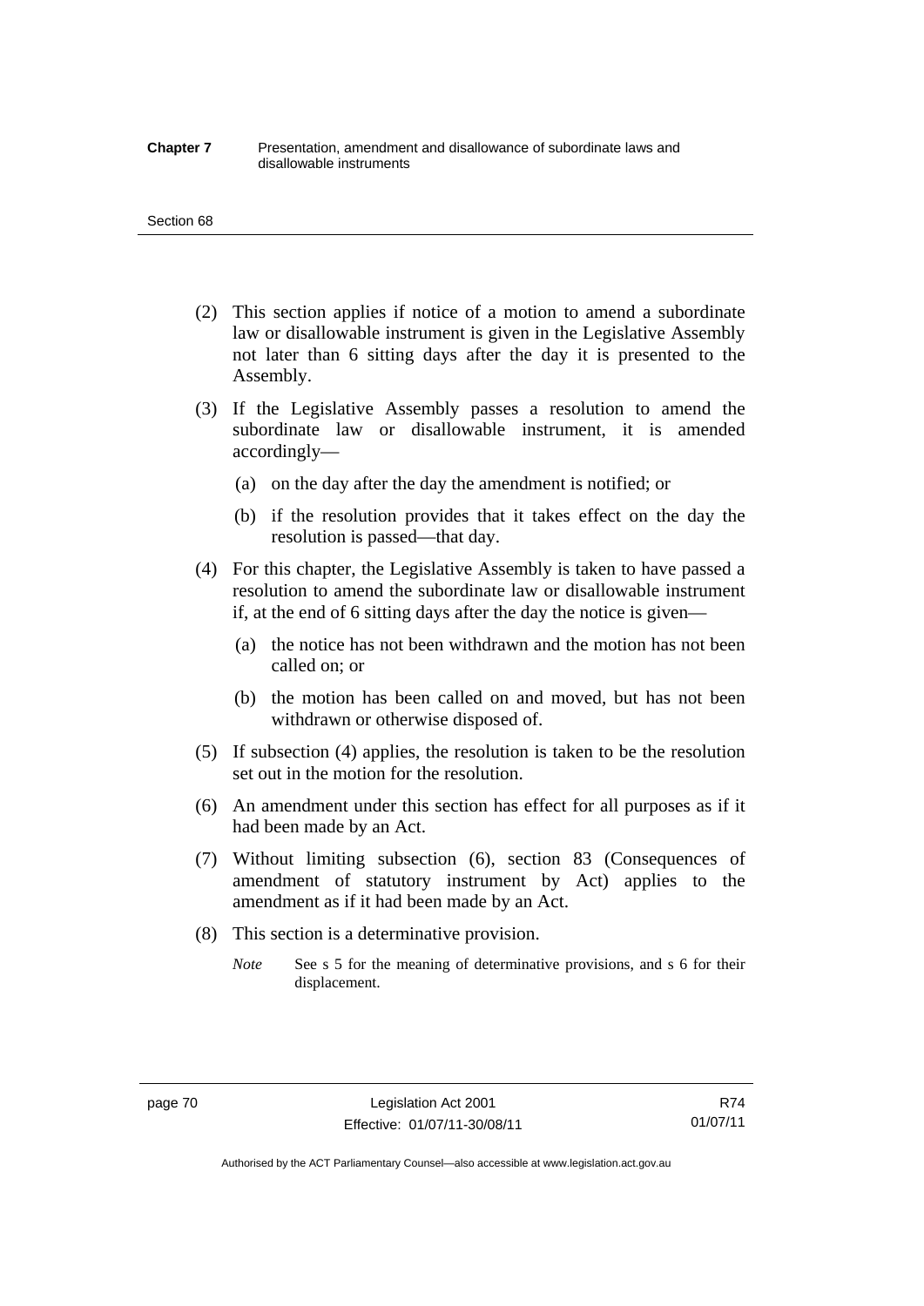(2) This section applies if notice of a motion to amend a subordinate law or disallowable instrument is given in the Legislative Assembly not later than 6 sitting days after the day it is presented to the Assembly.

(3) If the Legislative Assembly passes a resolution to amend the subordinate law or disallowable instrument, it is amended accordingly—

(a) on the day after the day the amendment is notified; or

(b) if the resolution provides that it takes effect on the day the resolution is passed—that day.

(4) For this chapter, the Legislative Assembly is taken to have passed a resolution to amend the subordinate law or disallowable instrument if, at the end of 6 sitting days after the day the notice is given—

(a) the notice has not been withdrawn and the motion has not been called on; or

(b) the motion has been called on and moved, but has not been withdrawn or otherwise disposed of.

(5) If subsection (4) applies, the resolution is taken to be the resolution set out in the motion for the resolution.

(6) An amendment under this section has effect for all purposes as if it had been made by an Act.

(7) Without limiting subsection (6), section 83 (Consequences of amendment of statutory instrument by Act) applies to the amendment as if it had been made by an Act.

(8) This section is a determinative provision.

*Note* See s 5 for the meaning of determinative provisions, and s 6 for their displacement.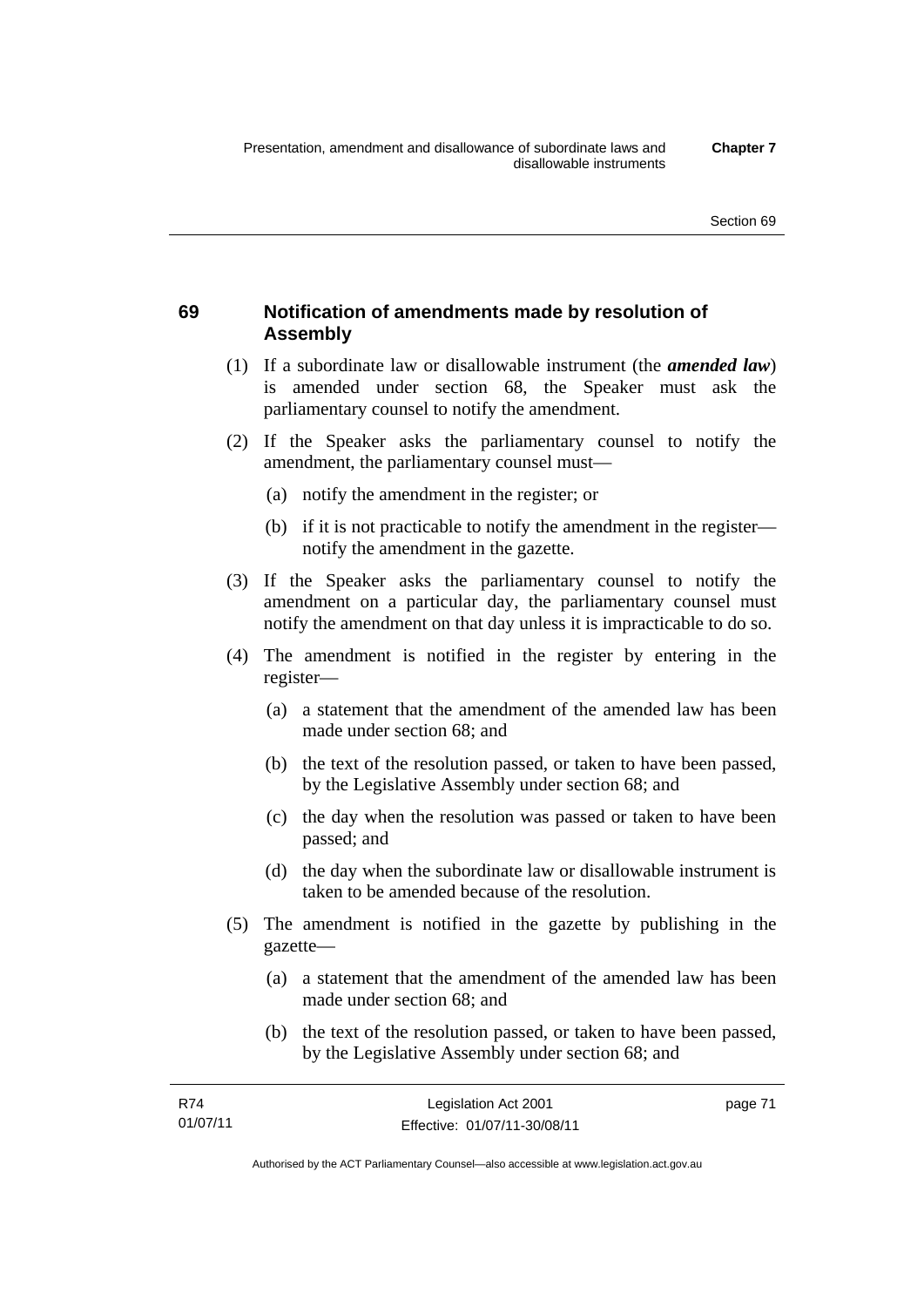## 69 Notification of amendments made by resolution of Assembly

(1) If a subordinate law or disallowable instrument (the ***amended law***) is amended under section 68, the Speaker must ask the parliamentary counsel to notify the amendment.

(2) If the Speaker asks the parliamentary counsel to notify the amendment, the parliamentary counsel must—

(a) notify the amendment in the register; or

(b) if it is not practicable to notify the amendment in the register—notify the amendment in the gazette.

(3) If the Speaker asks the parliamentary counsel to notify the amendment on a particular day, the parliamentary counsel must notify the amendment on that day unless it is impracticable to do so.

(4) The amendment is notified in the register by entering in the register—

(a) a statement that the amendment of the amended law has been made under section 68; and

(b) the text of the resolution passed, or taken to have been passed, by the Legislative Assembly under section 68; and

(c) the day when the resolution was passed or taken to have been passed; and

(d) the day when the subordinate law or disallowable instrument is taken to be amended because of the resolution.

(5) The amendment is notified in the gazette by publishing in the gazette—

(a) a statement that the amendment of the amended law has been made under section 68; and

(b) the text of the resolution passed, or taken to have been passed, by the Legislative Assembly under section 68; and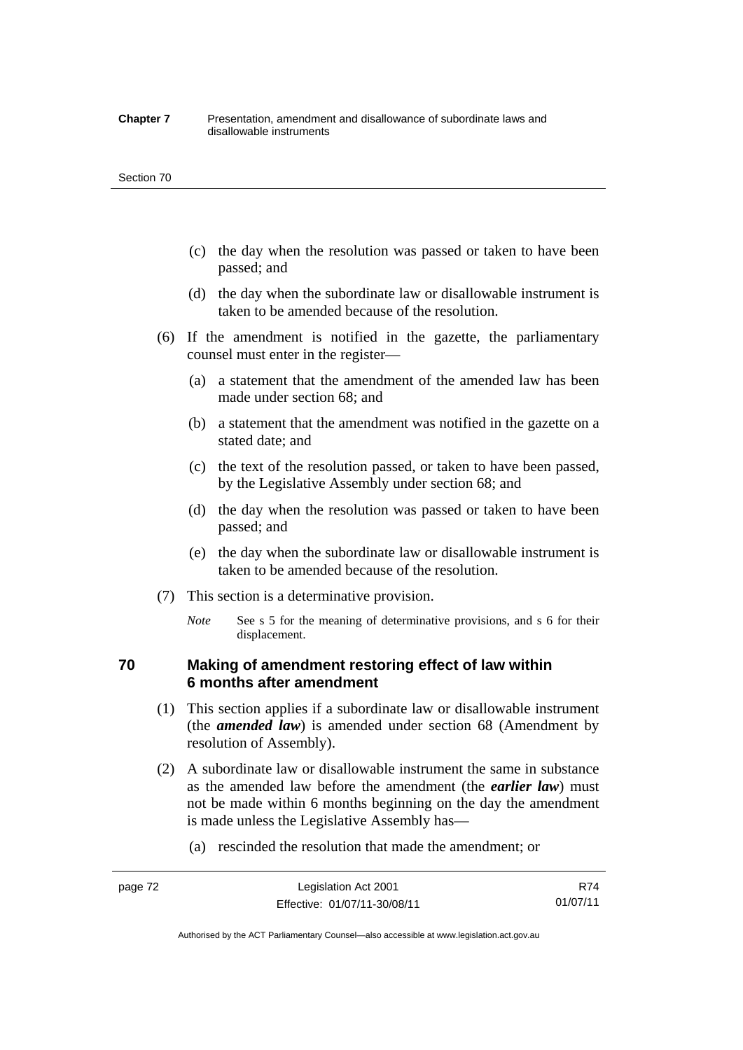(c) the day when the resolution was passed or taken to have been passed; and

(d) the day when the subordinate law or disallowable instrument is taken to be amended because of the resolution.

(6) If the amendment is notified in the gazette, the parliamentary counsel must enter in the register—

(a) a statement that the amendment of the amended law has been made under section 68; and

(b) a statement that the amendment was notified in the gazette on a stated date; and

(c) the text of the resolution passed, or taken to have been passed, by the Legislative Assembly under section 68; and

(d) the day when the resolution was passed or taken to have been passed; and

(e) the day when the subordinate law or disallowable instrument is taken to be amended because of the resolution.

(7) This section is a determinative provision.

*Note* See s 5 for the meaning of determinative provisions, and s 6 for their displacement.

## 70 Making of amendment restoring effect of law within 6 months after amendment

(1) This section applies if a subordinate law or disallowable instrument (the ***amended law***) is amended under section 68 (Amendment by resolution of Assembly).

(2) A subordinate law or disallowable instrument the same in substance as the amended law before the amendment (the ***earlier law***) must not be made within 6 months beginning on the day the amendment is made unless the Legislative Assembly has—

(a) rescinded the resolution that made the amendment; or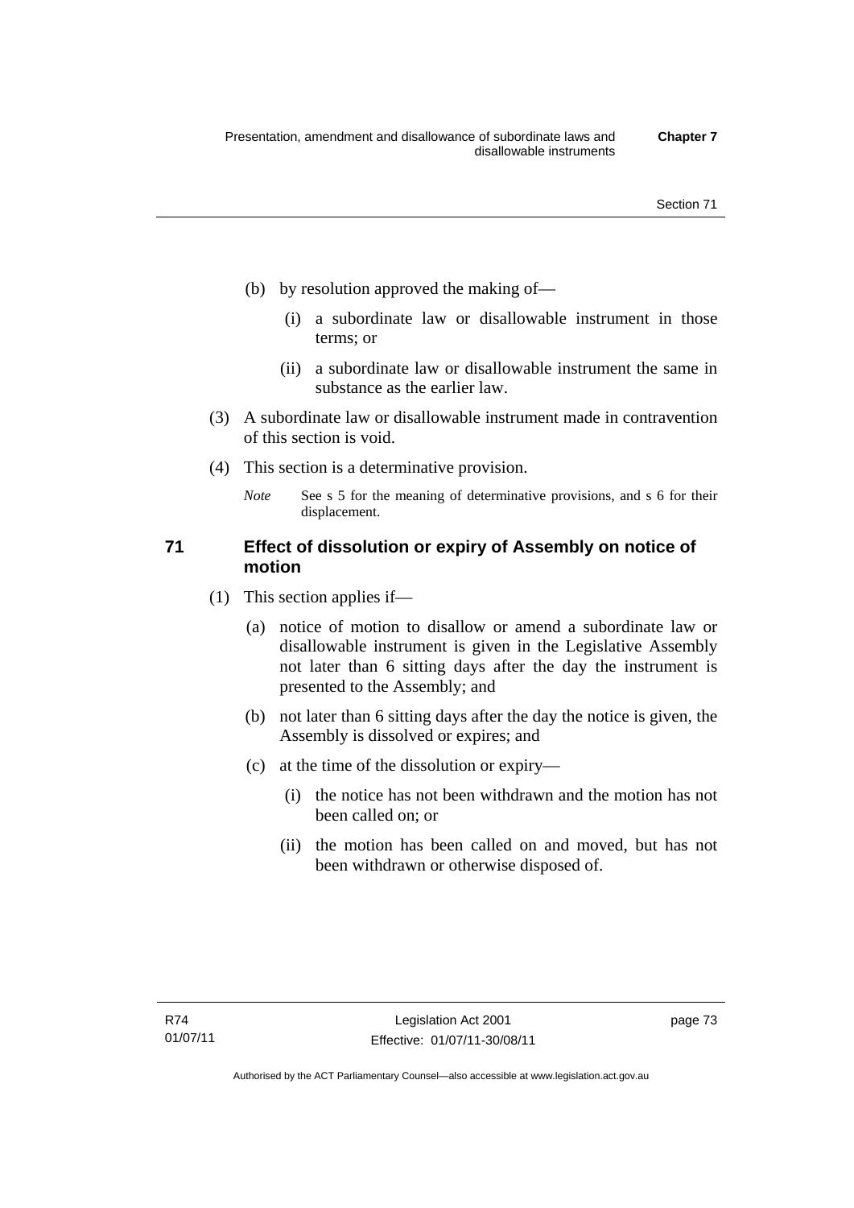(b) by resolution approved the making of—

  (i) a subordinate law or disallowable instrument in those terms; or

  (ii) a subordinate law or disallowable instrument the same in substance as the earlier law.

(3) A subordinate law or disallowable instrument made in contravention of this section is void.

(4) This section is a determinative provision.

*Note* See s 5 for the meaning of determinative provisions, and s 6 for their displacement.

### 71 Effect of dissolution or expiry of Assembly on notice of motion

(1) This section applies if—

  (a) notice of motion to disallow or amend a subordinate law or disallowable instrument is given in the Legislative Assembly not later than 6 sitting days after the day the instrument is presented to the Assembly; and

  (b) not later than 6 sitting days after the day the notice is given, the Assembly is dissolved or expires; and

  (c) at the time of the dissolution or expiry—

    (i) the notice has not been withdrawn and the motion has not been called on; or

    (ii) the motion has been called on and moved, but has not been withdrawn or otherwise disposed of.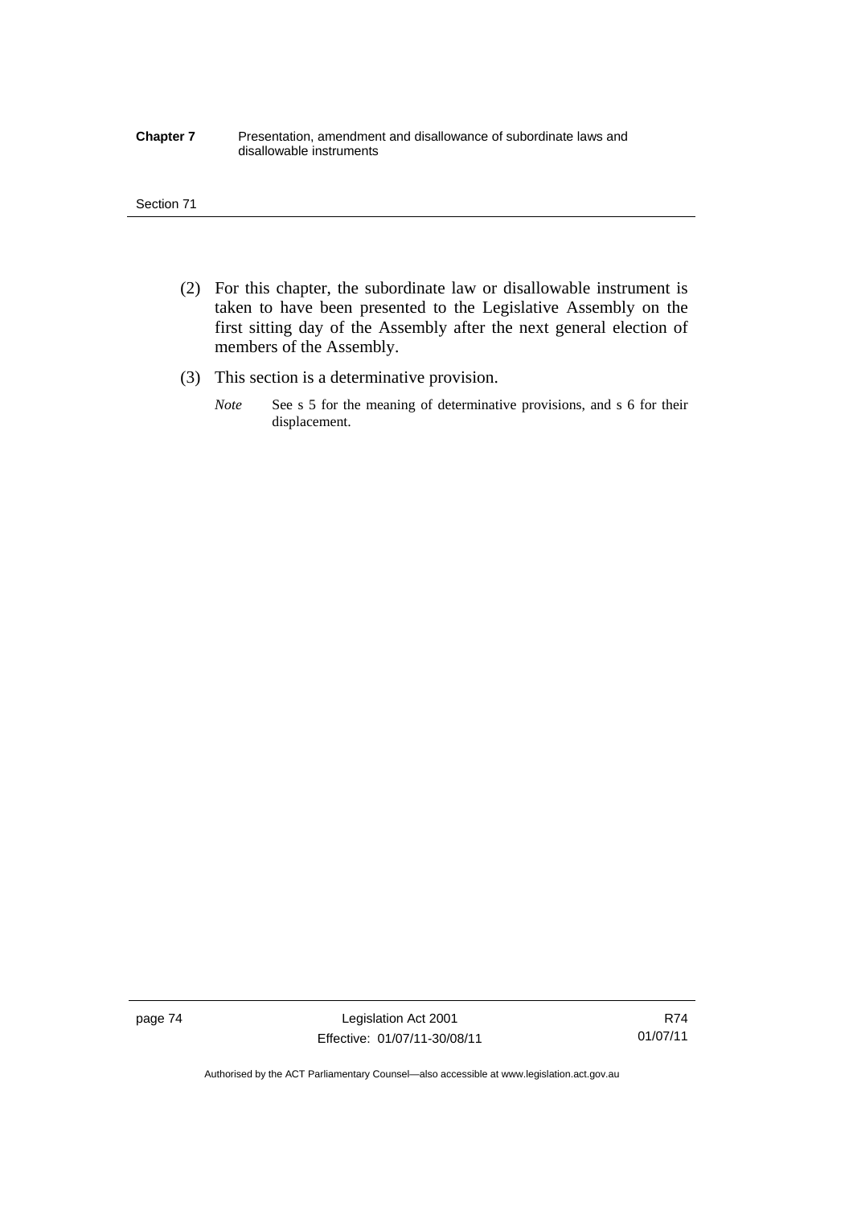(2) For this chapter, the subordinate law or disallowable instrument is taken to have been presented to the Legislative Assembly on the first sitting day of the Assembly after the next general election of members of the Assembly.

(3) This section is a determinative provision.

*Note* See s 5 for the meaning of determinative provisions, and s 6 for their displacement.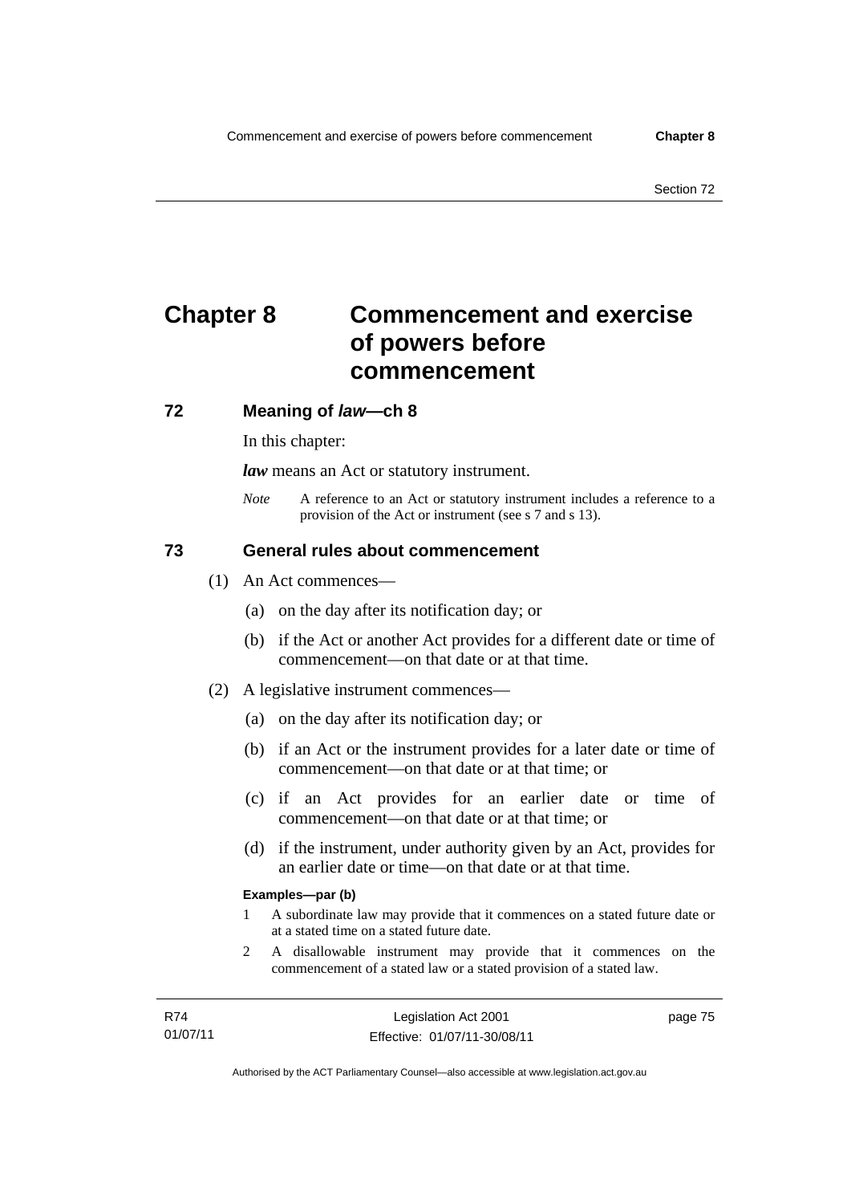# Chapter 8 Commencement and exercise of powers before commencement

## 72 Meaning of *law*—ch 8

In this chapter:

***law*** means an Act or statutory instrument.

*Note* A reference to an Act or statutory instrument includes a reference to a provision of the Act or instrument (see s 7 and s 13).

## 73 General rules about commencement

(1) An Act commences—

(a) on the day after its notification day; or

(b) if the Act or another Act provides for a different date or time of commencement—on that date or at that time.

(2) A legislative instrument commences—

(a) on the day after its notification day; or

(b) if an Act or the instrument provides for a later date or time of commencement—on that date or at that time; or

(c) if an Act provides for an earlier date or time of commencement—on that date or at that time; or

(d) if the instrument, under authority given by an Act, provides for an earlier date or time—on that date or at that time.

**Examples—par (b)**

1 A subordinate law may provide that it commences on a stated future date or at a stated time on a stated future date.

2 A disallowable instrument may provide that it commences on the commencement of a stated law or a stated provision of a stated law.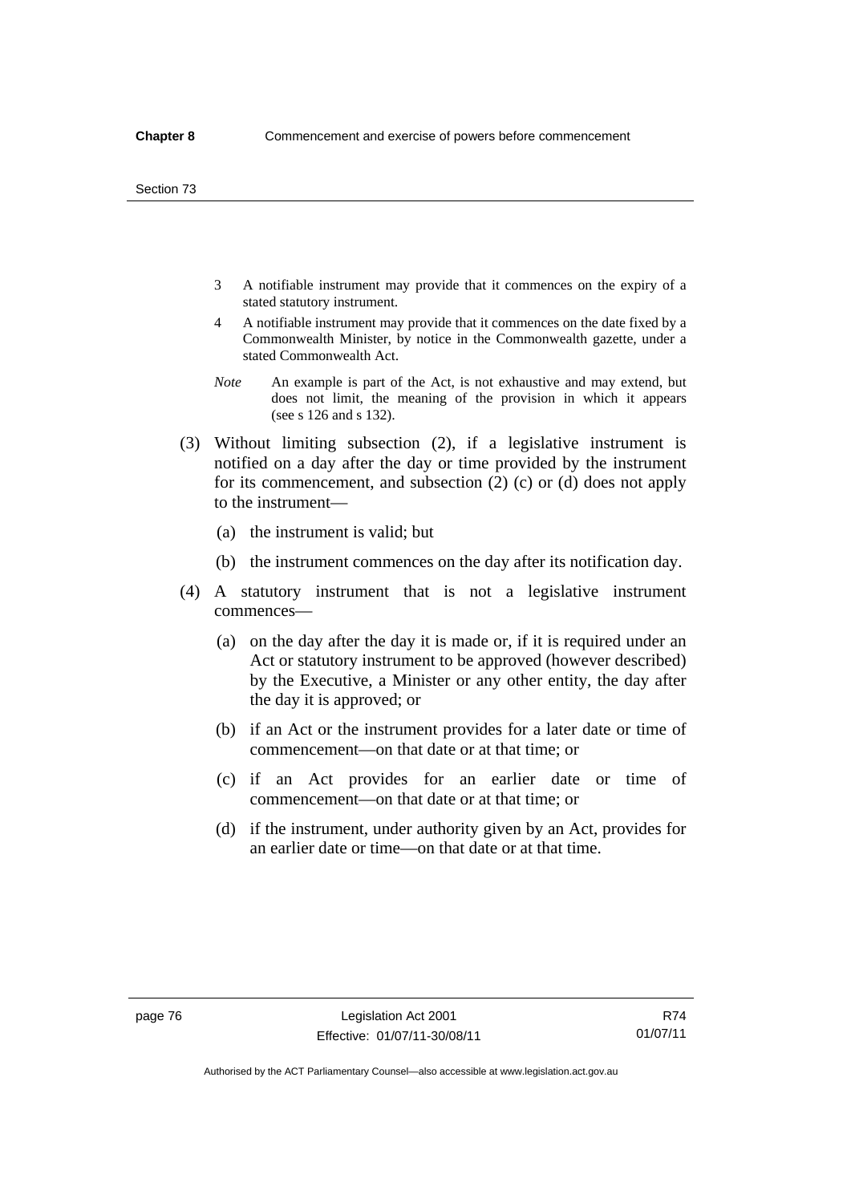3 A notifiable instrument may provide that it commences on the expiry of a stated statutory instrument.

4 A notifiable instrument may provide that it commences on the date fixed by a Commonwealth Minister, by notice in the Commonwealth gazette, under a stated Commonwealth Act.

*Note* An example is part of the Act, is not exhaustive and may extend, but does not limit, the meaning of the provision in which it appears (see s 126 and s 132).

(3) Without limiting subsection (2), if a legislative instrument is notified on a day after the day or time provided by the instrument for its commencement, and subsection (2) (c) or (d) does not apply to the instrument—

(a) the instrument is valid; but

(b) the instrument commences on the day after its notification day.

(4) A statutory instrument that is not a legislative instrument commences—

(a) on the day after the day it is made or, if it is required under an Act or statutory instrument to be approved (however described) by the Executive, a Minister or any other entity, the day after the day it is approved; or

(b) if an Act or the instrument provides for a later date or time of commencement—on that date or at that time; or

(c) if an Act provides for an earlier date or time of commencement—on that date or at that time; or

(d) if the instrument, under authority given by an Act, provides for an earlier date or time—on that date or at that time.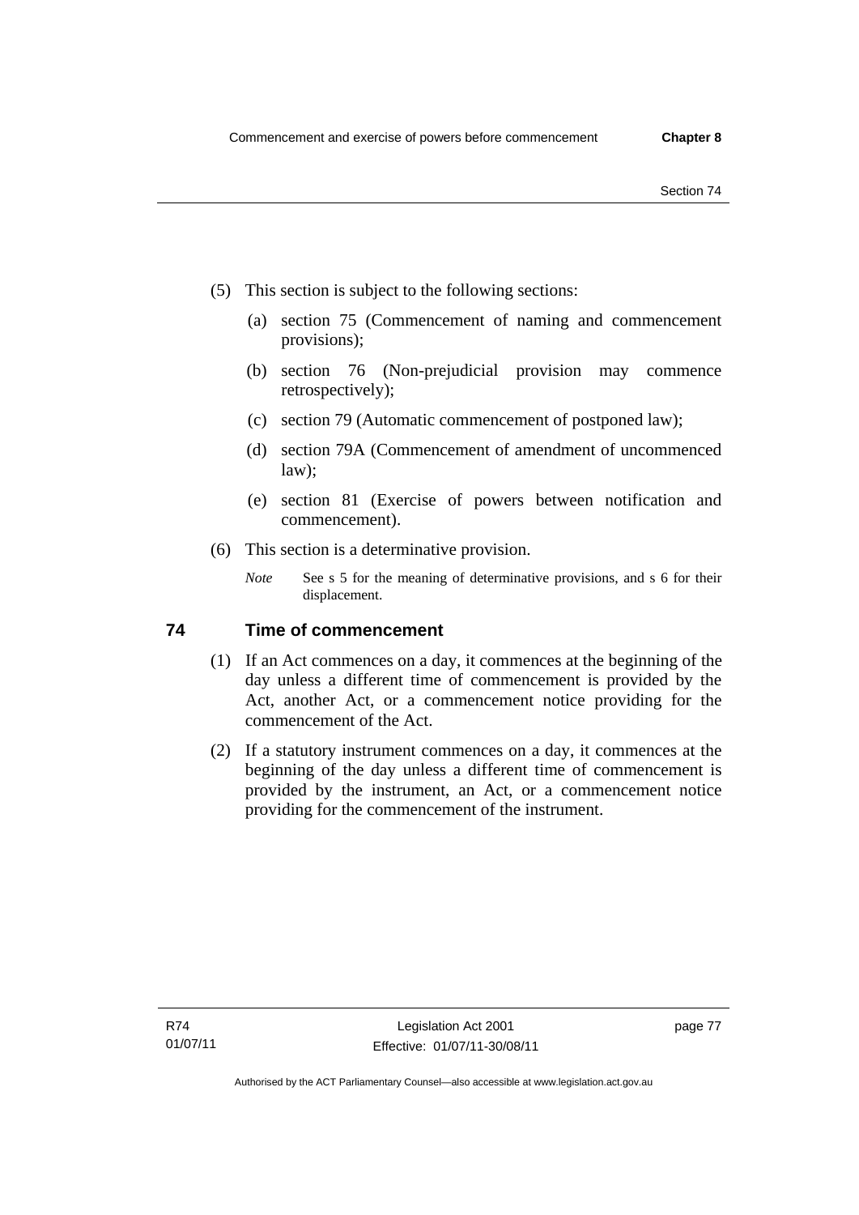(5) This section is subject to the following sections:

  (a) section 75 (Commencement of naming and commencement provisions);

  (b) section 76 (Non-prejudicial provision may commence retrospectively);

  (c) section 79 (Automatic commencement of postponed law);

  (d) section 79A (Commencement of amendment of uncommenced law);

  (e) section 81 (Exercise of powers between notification and commencement).

(6) This section is a determinative provision.

*Note* See s 5 for the meaning of determinative provisions, and s 6 for their displacement.

## 74 Time of commencement

(1) If an Act commences on a day, it commences at the beginning of the day unless a different time of commencement is provided by the Act, another Act, or a commencement notice providing for the commencement of the Act.

(2) If a statutory instrument commences on a day, it commences at the beginning of the day unless a different time of commencement is provided by the instrument, an Act, or a commencement notice providing for the commencement of the instrument.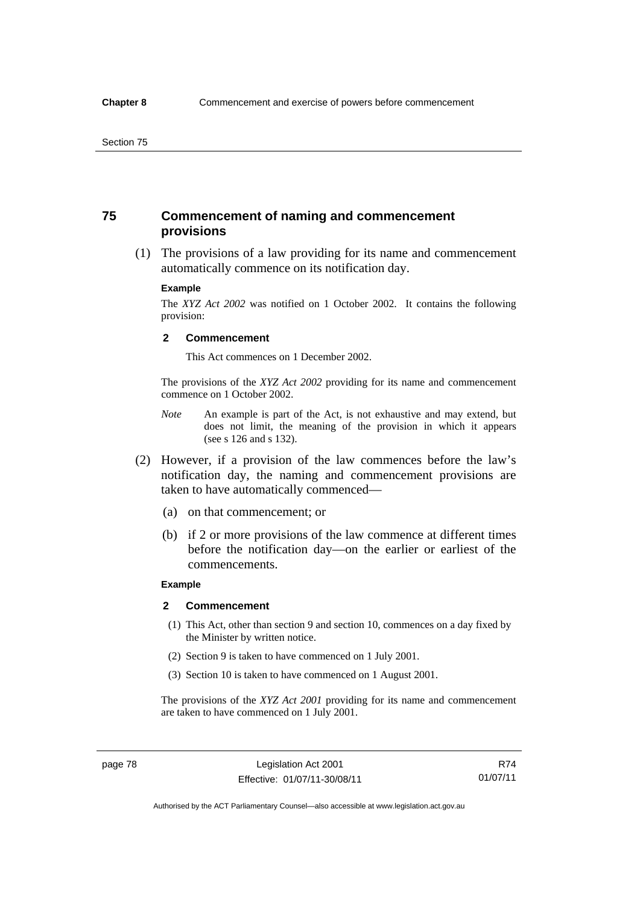## 75 Commencement of naming and commencement provisions

(1) The provisions of a law providing for its name and commencement automatically commence on its notification day.

**Example**

The *XYZ Act 2002* was notified on 1 October 2002. It contains the following provision:

**2 Commencement**

This Act commences on 1 December 2002.

The provisions of the *XYZ Act 2002* providing for its name and commencement commence on 1 October 2002.

*Note* An example is part of the Act, is not exhaustive and may extend, but does not limit, the meaning of the provision in which it appears (see s 126 and s 132).

(2) However, if a provision of the law commences before the law's notification day, the naming and commencement provisions are taken to have automatically commenced—

(a) on that commencement; or

(b) if 2 or more provisions of the law commence at different times before the notification day—on the earlier or earliest of the commencements.

**Example**

**2 Commencement**

(1) This Act, other than section 9 and section 10, commences on a day fixed by the Minister by written notice.

(2) Section 9 is taken to have commenced on 1 July 2001.

(3) Section 10 is taken to have commenced on 1 August 2001.

The provisions of the *XYZ Act 2001* providing for its name and commencement are taken to have commenced on 1 July 2001.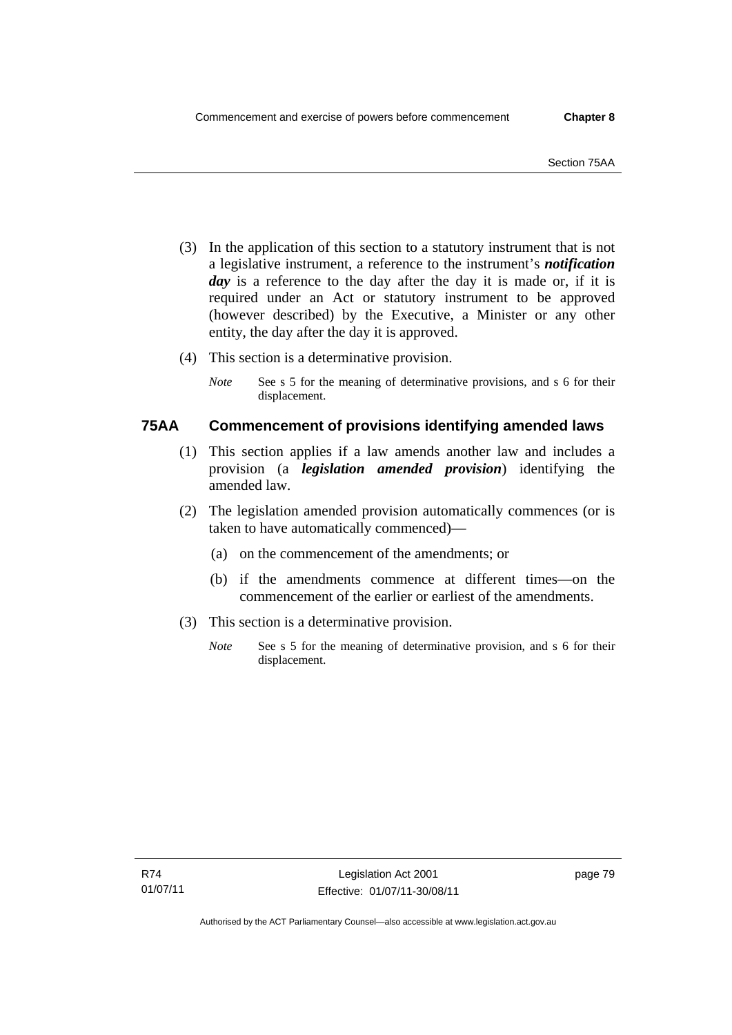(3) In the application of this section to a statutory instrument that is not a legislative instrument, a reference to the instrument's ***notification day*** is a reference to the day after the day it is made or, if it is required under an Act or statutory instrument to be approved (however described) by the Executive, a Minister or any other entity, the day after the day it is approved.

(4) This section is a determinative provision.

*Note* See s 5 for the meaning of determinative provisions, and s 6 for their displacement.

## 75AA Commencement of provisions identifying amended laws

(1) This section applies if a law amends another law and includes a provision (a ***legislation amended provision***) identifying the amended law.

(2) The legislation amended provision automatically commences (or is taken to have automatically commenced)—

(a) on the commencement of the amendments; or

(b) if the amendments commence at different times—on the commencement of the earlier or earliest of the amendments.

(3) This section is a determinative provision.

*Note* See s 5 for the meaning of determinative provision, and s 6 for their displacement.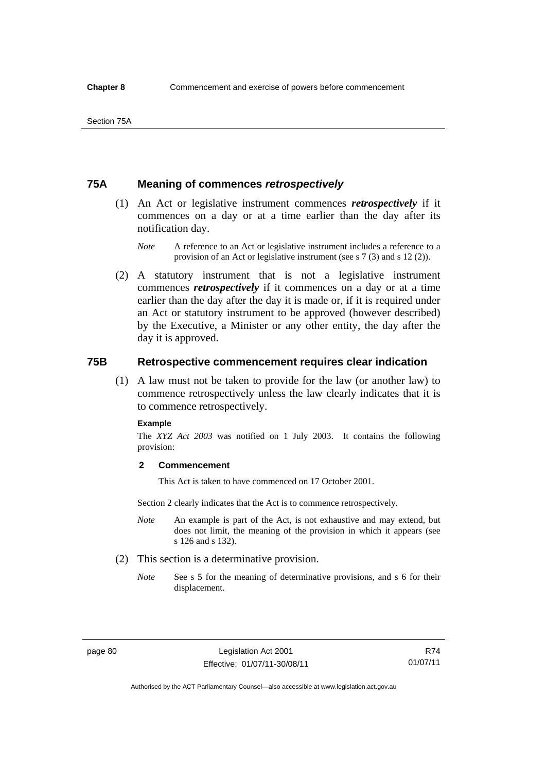## 75A Meaning of commences *retrospectively*

(1) An Act or legislative instrument commences ***retrospectively*** if it commences on a day or at a time earlier than the day after its notification day.

*Note* A reference to an Act or legislative instrument includes a reference to a provision of an Act or legislative instrument (see s 7 (3) and s 12 (2)).

(2) A statutory instrument that is not a legislative instrument commences ***retrospectively*** if it commences on a day or at a time earlier than the day after the day it is made or, if it is required under an Act or statutory instrument to be approved (however described) by the Executive, a Minister or any other entity, the day after the day it is approved.

## 75B Retrospective commencement requires clear indication

(1) A law must not be taken to provide for the law (or another law) to commence retrospectively unless the law clearly indicates that it is to commence retrospectively.

**Example**

The *XYZ Act 2003* was notified on 1 July 2003. It contains the following provision:

**2 Commencement**

This Act is taken to have commenced on 17 October 2001.

Section 2 clearly indicates that the Act is to commence retrospectively.

*Note* An example is part of the Act, is not exhaustive and may extend, but does not limit, the meaning of the provision in which it appears (see s 126 and s 132).

(2) This section is a determinative provision.

*Note* See s 5 for the meaning of determinative provisions, and s 6 for their displacement.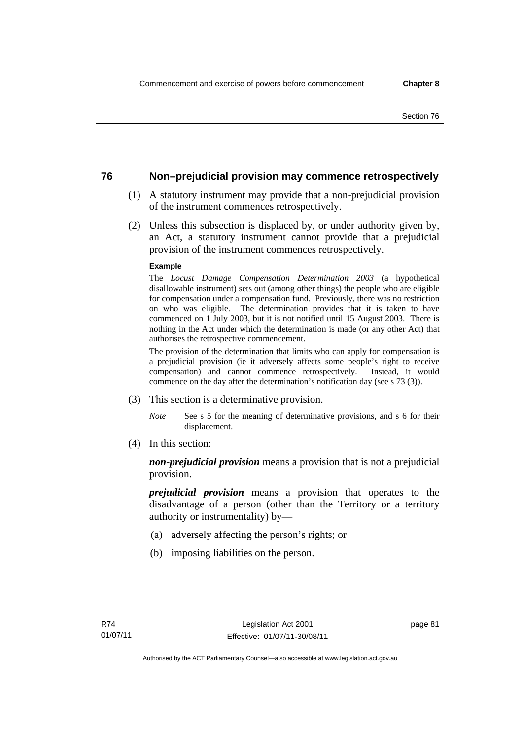## 76 Non–prejudicial provision may commence retrospectively

(1) A statutory instrument may provide that a non-prejudicial provision of the instrument commences retrospectively.

(2) Unless this subsection is displaced by, or under authority given by, an Act, a statutory instrument cannot provide that a prejudicial provision of the instrument commences retrospectively.

**Example**

The *Locust Damage Compensation Determination 2003* (a hypothetical disallowable instrument) sets out (among other things) the people who are eligible for compensation under a compensation fund. Previously, there was no restriction on who was eligible. The determination provides that it is taken to have commenced on 1 July 2003, but it is not notified until 15 August 2003. There is nothing in the Act under which the determination is made (or any other Act) that authorises the retrospective commencement.

The provision of the determination that limits who can apply for compensation is a prejudicial provision (ie it adversely affects some people's right to receive compensation) and cannot commence retrospectively. Instead, it would commence on the day after the determination's notification day (see s 73 (3)).

(3) This section is a determinative provision.

*Note* See s 5 for the meaning of determinative provisions, and s 6 for their displacement.

(4) In this section:

***non-prejudicial provision*** means a provision that is not a prejudicial provision.

***prejudicial provision*** means a provision that operates to the disadvantage of a person (other than the Territory or a territory authority or instrumentality) by—

(a) adversely affecting the person's rights; or

(b) imposing liabilities on the person.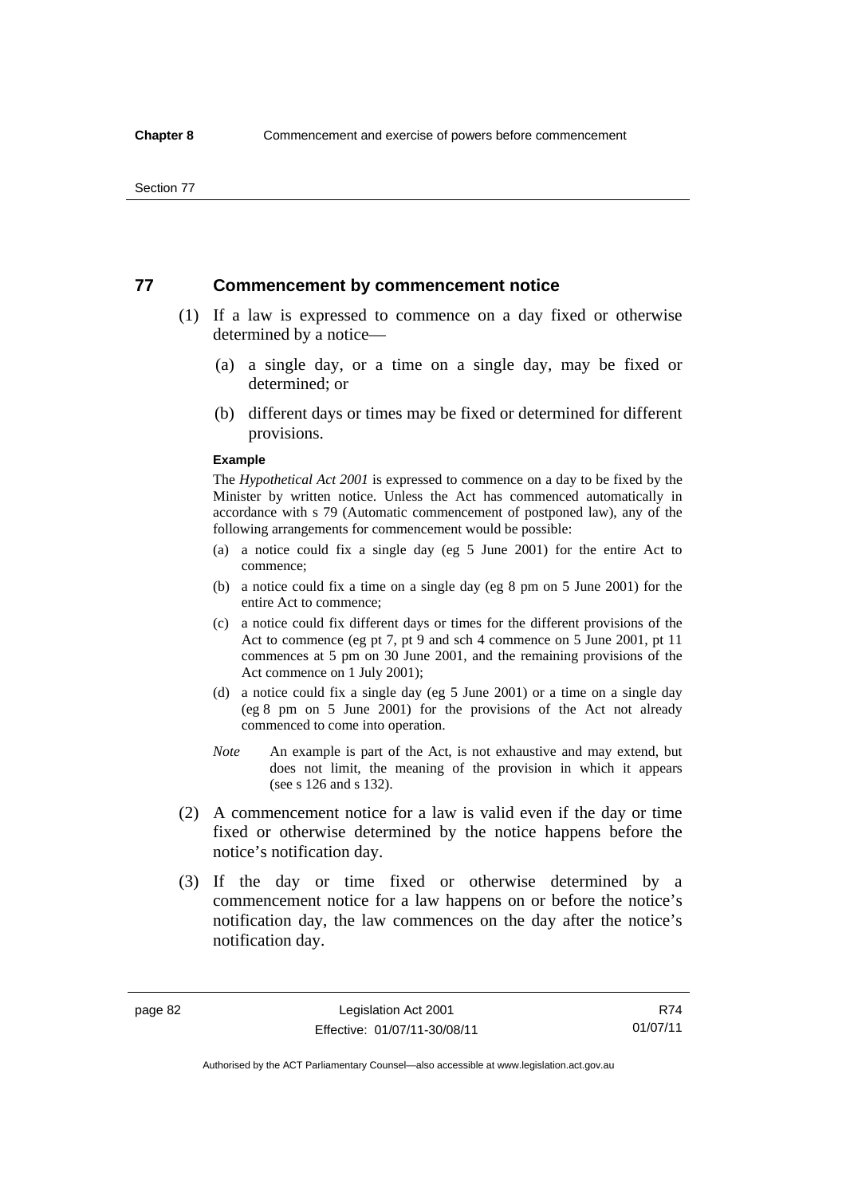## 77 Commencement by commencement notice

(1) If a law is expressed to commence on a day fixed or otherwise determined by a notice—

(a) a single day, or a time on a single day, may be fixed or determined; or

(b) different days or times may be fixed or determined for different provisions.

**Example**

The *Hypothetical Act 2001* is expressed to commence on a day to be fixed by the Minister by written notice. Unless the Act has commenced automatically in accordance with s 79 (Automatic commencement of postponed law), any of the following arrangements for commencement would be possible:

(a) a notice could fix a single day (eg 5 June 2001) for the entire Act to commence;

(b) a notice could fix a time on a single day (eg 8 pm on 5 June 2001) for the entire Act to commence;

(c) a notice could fix different days or times for the different provisions of the Act to commence (eg pt 7, pt 9 and sch 4 commence on 5 June 2001, pt 11 commences at 5 pm on 30 June 2001, and the remaining provisions of the Act commence on 1 July 2001);

(d) a notice could fix a single day (eg 5 June 2001) or a time on a single day (eg 8 pm on 5 June 2001) for the provisions of the Act not already commenced to come into operation.

*Note* An example is part of the Act, is not exhaustive and may extend, but does not limit, the meaning of the provision in which it appears (see s 126 and s 132).

(2) A commencement notice for a law is valid even if the day or time fixed or otherwise determined by the notice happens before the notice's notification day.

(3) If the day or time fixed or otherwise determined by a commencement notice for a law happens on or before the notice's notification day, the law commences on the day after the notice's notification day.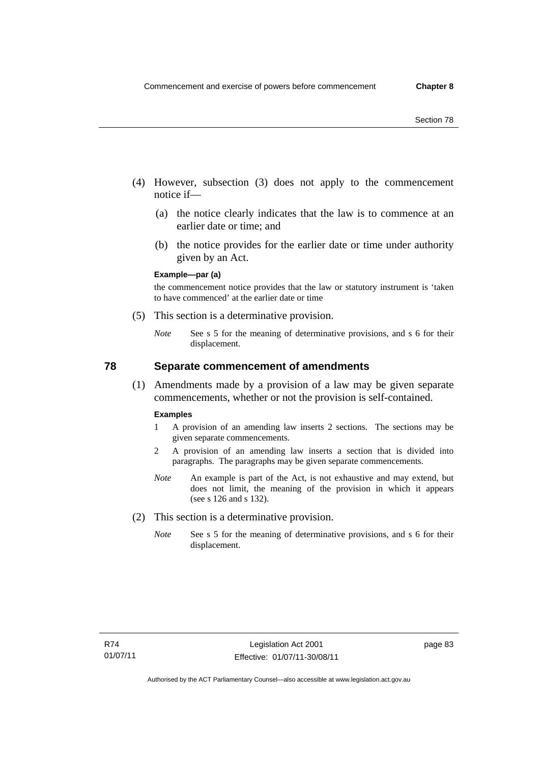(4) However, subsection (3) does not apply to the commencement notice if—

   (a) the notice clearly indicates that the law is to commence at an earlier date or time; and

   (b) the notice provides for the earlier date or time under authority given by an Act.

**Example—par (a)**

the commencement notice provides that the law or statutory instrument is 'taken to have commenced' at the earlier date or time

(5) This section is a determinative provision.

*Note* See s 5 for the meaning of determinative provisions, and s 6 for their displacement.

## 78 Separate commencement of amendments

(1) Amendments made by a provision of a law may be given separate commencements, whether or not the provision is self-contained.

**Examples**

1 A provision of an amending law inserts 2 sections. The sections may be given separate commencements.

2 A provision of an amending law inserts a section that is divided into paragraphs. The paragraphs may be given separate commencements.

*Note* An example is part of the Act, is not exhaustive and may extend, but does not limit, the meaning of the provision in which it appears (see s 126 and s 132).

(2) This section is a determinative provision.

*Note* See s 5 for the meaning of determinative provisions, and s 6 for their displacement.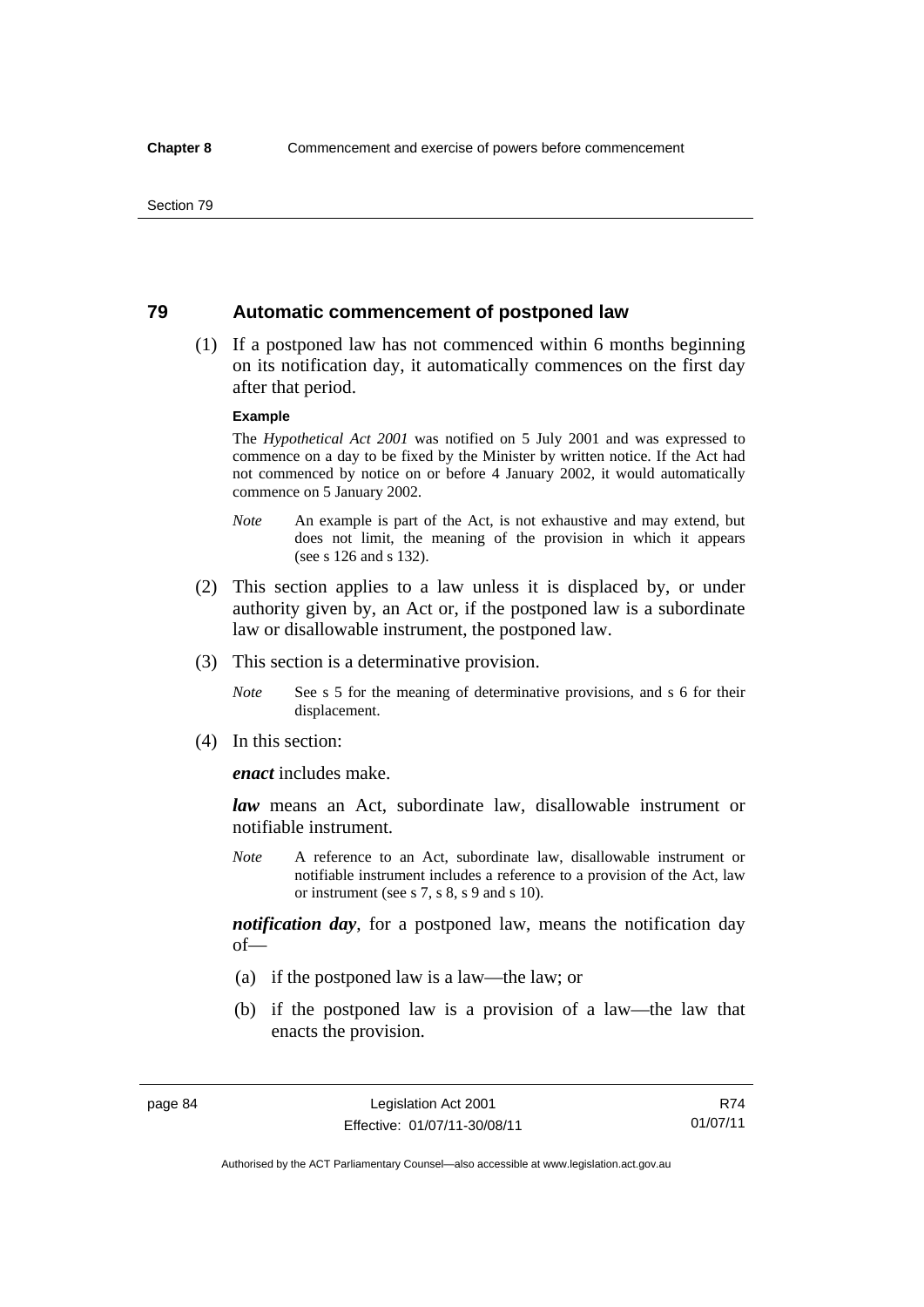## 79 Automatic commencement of postponed law

(1) If a postponed law has not commenced within 6 months beginning on its notification day, it automatically commences on the first day after that period.

**Example**

The *Hypothetical Act 2001* was notified on 5 July 2001 and was expressed to commence on a day to be fixed by the Minister by written notice. If the Act had not commenced by notice on or before 4 January 2002, it would automatically commence on 5 January 2002.

*Note* An example is part of the Act, is not exhaustive and may extend, but does not limit, the meaning of the provision in which it appears (see s 126 and s 132).

(2) This section applies to a law unless it is displaced by, or under authority given by, an Act or, if the postponed law is a subordinate law or disallowable instrument, the postponed law.

(3) This section is a determinative provision.

*Note* See s 5 for the meaning of determinative provisions, and s 6 for their displacement.

(4) In this section:

***enact*** includes make.

***law*** means an Act, subordinate law, disallowable instrument or notifiable instrument.

*Note* A reference to an Act, subordinate law, disallowable instrument or notifiable instrument includes a reference to a provision of the Act, law or instrument (see s 7, s 8, s 9 and s 10).

***notification day***, for a postponed law, means the notification day of—

(a) if the postponed law is a law—the law; or

(b) if the postponed law is a provision of a law—the law that enacts the provision.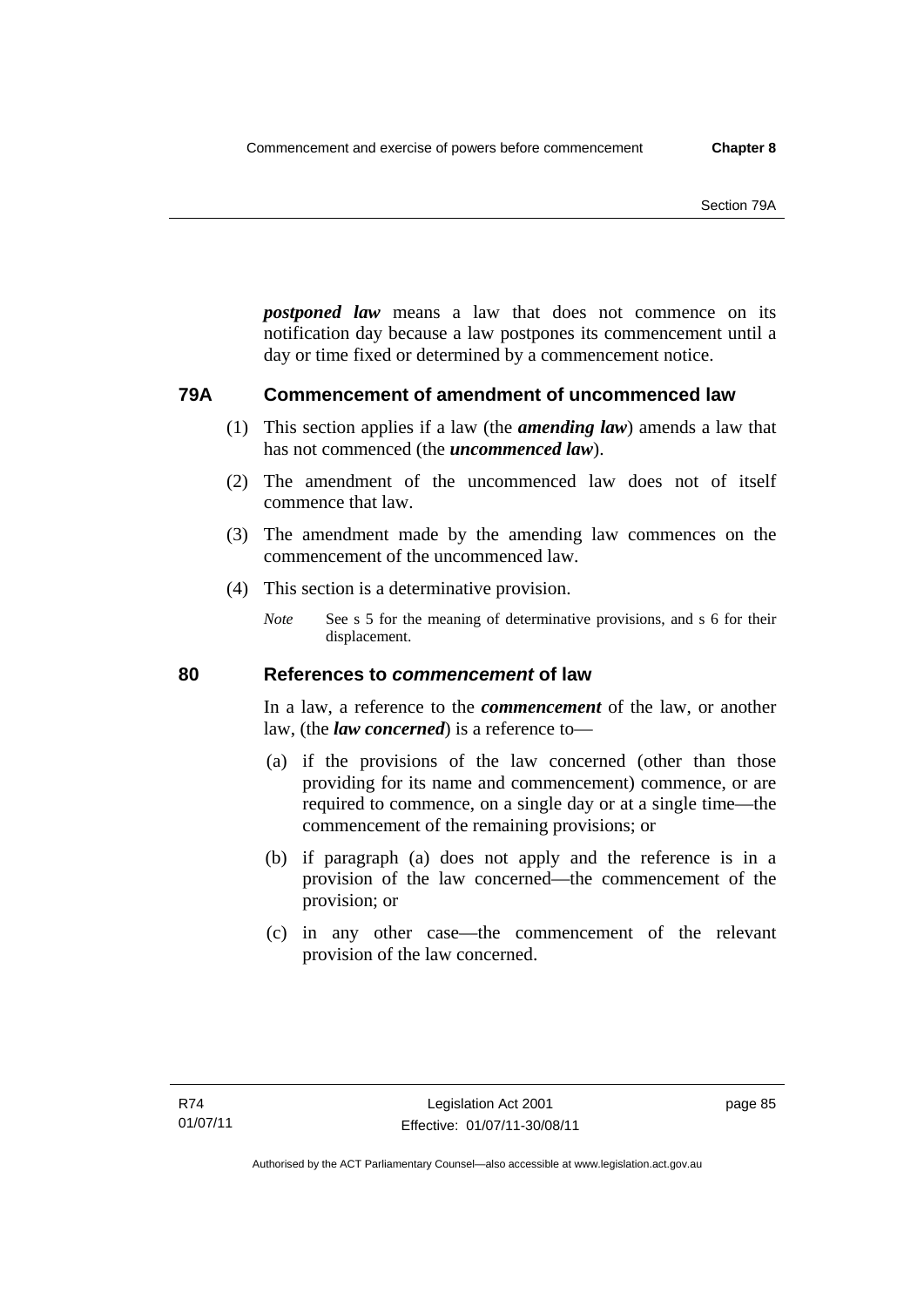***postponed law*** means a law that does not commence on its notification day because a law postpones its commencement until a day or time fixed or determined by a commencement notice.

## 79A Commencement of amendment of uncommenced law

(1) This section applies if a law (the ***amending law***) amends a law that has not commenced (the ***uncommenced law***).

(2) The amendment of the uncommenced law does not of itself commence that law.

(3) The amendment made by the amending law commences on the commencement of the uncommenced law.

(4) This section is a determinative provision.

*Note* See s 5 for the meaning of determinative provisions, and s 6 for their displacement.

## 80 References to *commencement* of law

In a law, a reference to the ***commencement*** of the law, or another law, (the ***law concerned***) is a reference to—

(a) if the provisions of the law concerned (other than those providing for its name and commencement) commence, or are required to commence, on a single day or at a single time—the commencement of the remaining provisions; or

(b) if paragraph (a) does not apply and the reference is in a provision of the law concerned—the commencement of the provision; or

(c) in any other case—the commencement of the relevant provision of the law concerned.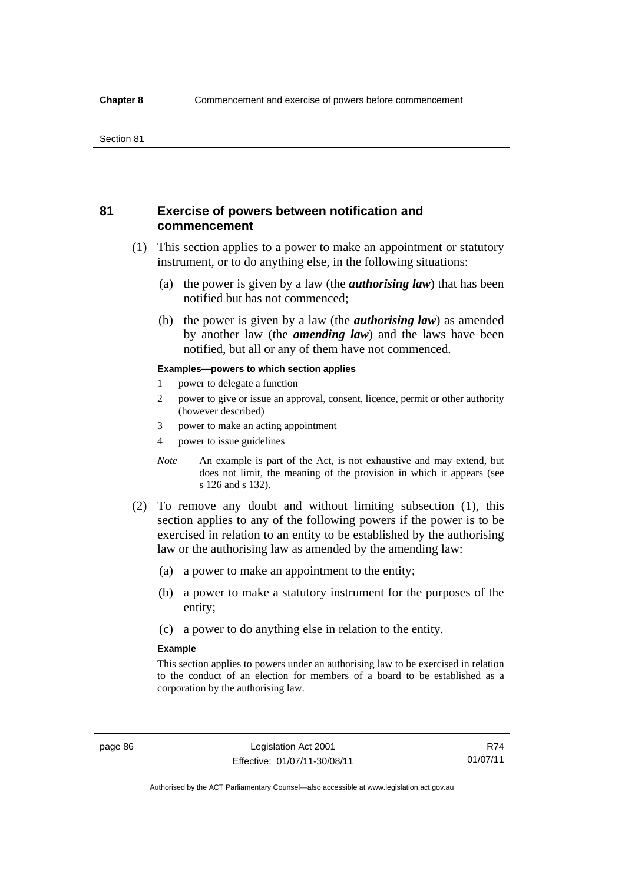## 81 Exercise of powers between notification and commencement

(1) This section applies to a power to make an appointment or statutory instrument, or to do anything else, in the following situations:

(a) the power is given by a law (the ***authorising law***) that has been notified but has not commenced;

(b) the power is given by a law (the ***authorising law***) as amended by another law (the ***amending law***) and the laws have been notified, but all or any of them have not commenced.

**Examples—powers to which section applies**

1 power to delegate a function

2 power to give or issue an approval, consent, licence, permit or other authority (however described)

3 power to make an acting appointment

4 power to issue guidelines

*Note* An example is part of the Act, is not exhaustive and may extend, but does not limit, the meaning of the provision in which it appears (see s 126 and s 132).

(2) To remove any doubt and without limiting subsection (1), this section applies to any of the following powers if the power is to be exercised in relation to an entity to be established by the authorising law or the authorising law as amended by the amending law:

(a) a power to make an appointment to the entity;

(b) a power to make a statutory instrument for the purposes of the entity;

(c) a power to do anything else in relation to the entity.

**Example**

This section applies to powers under an authorising law to be exercised in relation to the conduct of an election for members of a board to be established as a corporation by the authorising law.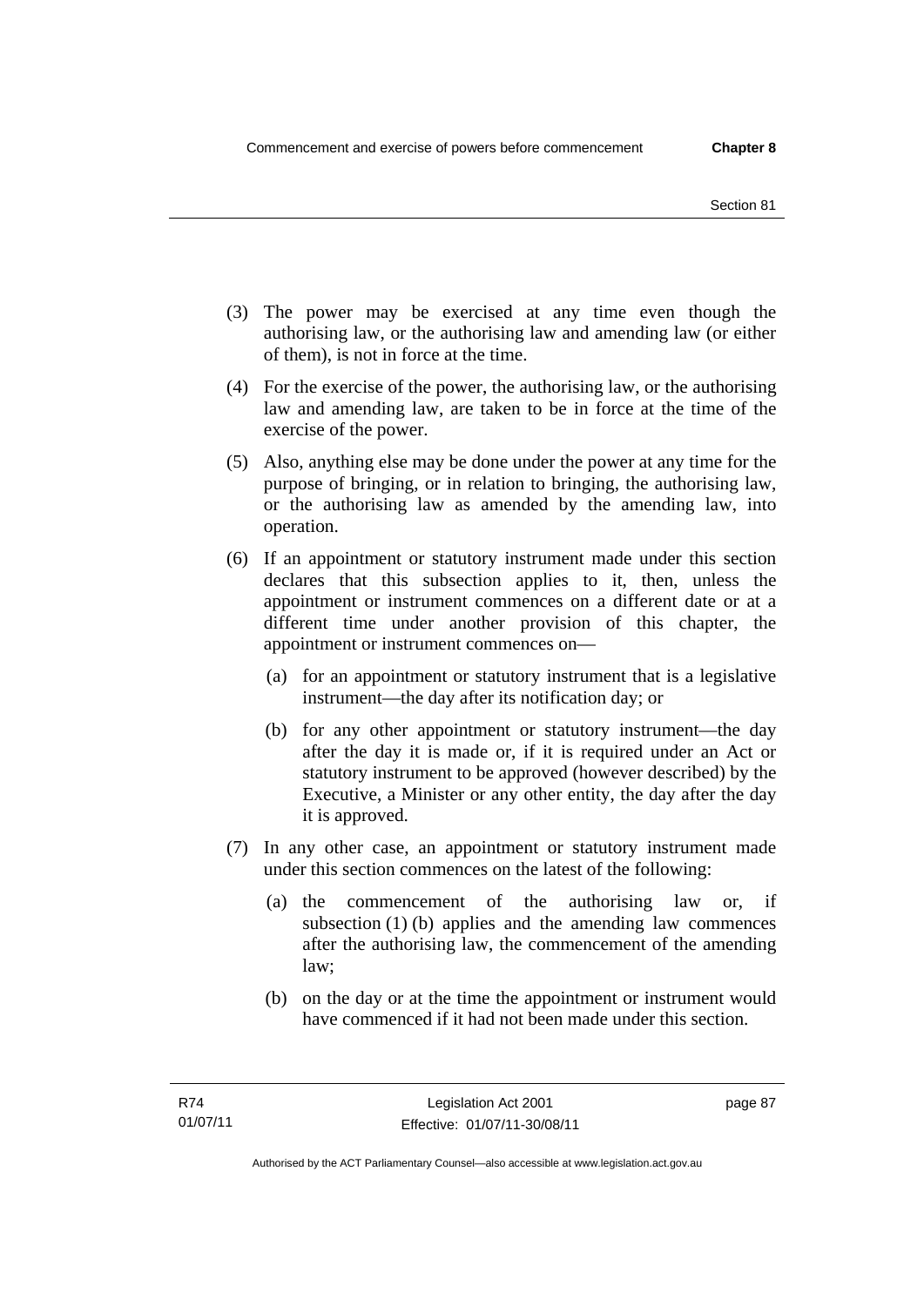(3) The power may be exercised at any time even though the authorising law, or the authorising law and amending law (or either of them), is not in force at the time.

(4) For the exercise of the power, the authorising law, or the authorising law and amending law, are taken to be in force at the time of the exercise of the power.

(5) Also, anything else may be done under the power at any time for the purpose of bringing, or in relation to bringing, the authorising law, or the authorising law as amended by the amending law, into operation.

(6) If an appointment or statutory instrument made under this section declares that this subsection applies to it, then, unless the appointment or instrument commences on a different date or at a different time under another provision of this chapter, the appointment or instrument commences on—

(a) for an appointment or statutory instrument that is a legislative instrument—the day after its notification day; or

(b) for any other appointment or statutory instrument—the day after the day it is made or, if it is required under an Act or statutory instrument to be approved (however described) by the Executive, a Minister or any other entity, the day after the day it is approved.

(7) In any other case, an appointment or statutory instrument made under this section commences on the latest of the following:

(a) the commencement of the authorising law or, if subsection (1) (b) applies and the amending law commences after the authorising law, the commencement of the amending law;

(b) on the day or at the time the appointment or instrument would have commenced if it had not been made under this section.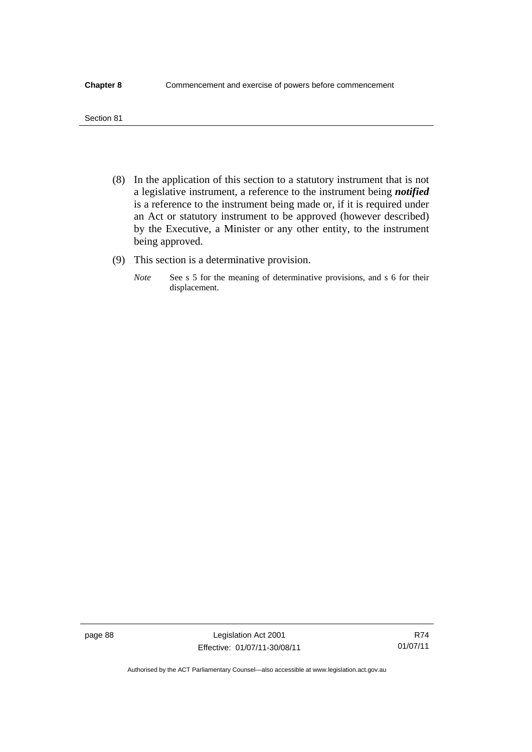(8) In the application of this section to a statutory instrument that is not a legislative instrument, a reference to the instrument being ***notified*** is a reference to the instrument being made or, if it is required under an Act or statutory instrument to be approved (however described) by the Executive, a Minister or any other entity, to the instrument being approved.

(9) This section is a determinative provision.

*Note* See s 5 for the meaning of determinative provisions, and s 6 for their displacement.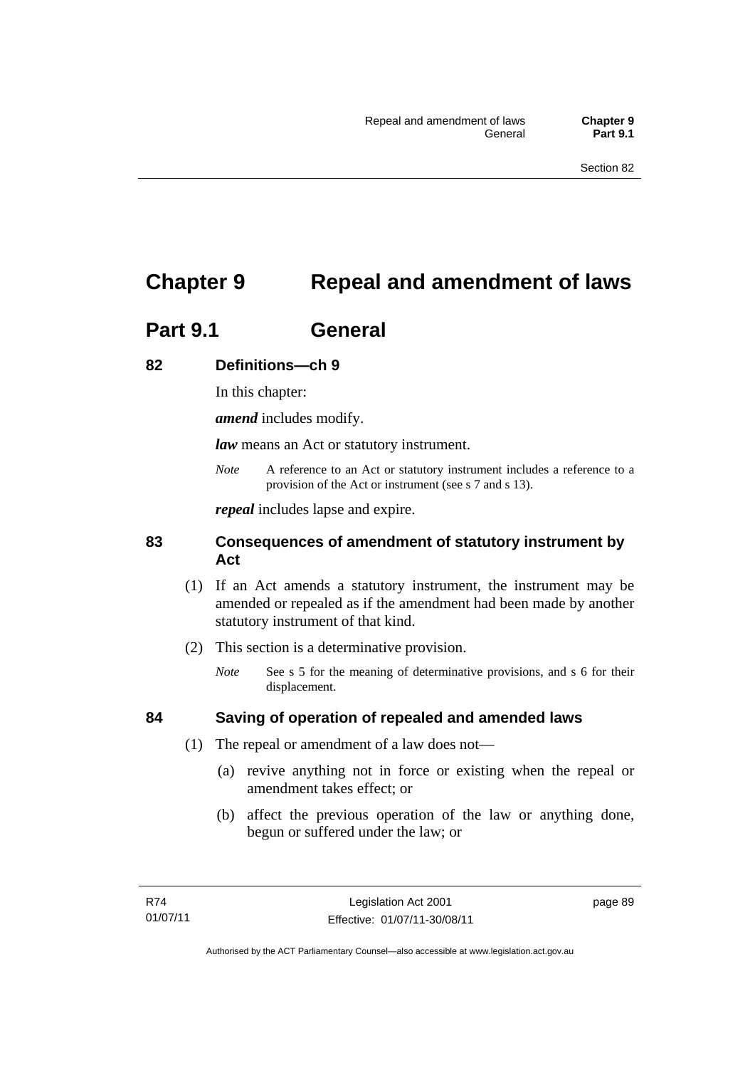# Chapter 9 Repeal and amendment of laws

## Part 9.1 General

### 82 Definitions—ch 9

In this chapter:

***amend*** includes modify.

***law*** means an Act or statutory instrument.

*Note* A reference to an Act or statutory instrument includes a reference to a provision of the Act or instrument (see s 7 and s 13).

***repeal*** includes lapse and expire.

### 83 Consequences of amendment of statutory instrument by Act

(1) If an Act amends a statutory instrument, the instrument may be amended or repealed as if the amendment had been made by another statutory instrument of that kind.

(2) This section is a determinative provision.

*Note* See s 5 for the meaning of determinative provisions, and s 6 for their displacement.

### 84 Saving of operation of repealed and amended laws

(1) The repeal or amendment of a law does not—

(a) revive anything not in force or existing when the repeal or amendment takes effect; or

(b) affect the previous operation of the law or anything done, begun or suffered under the law; or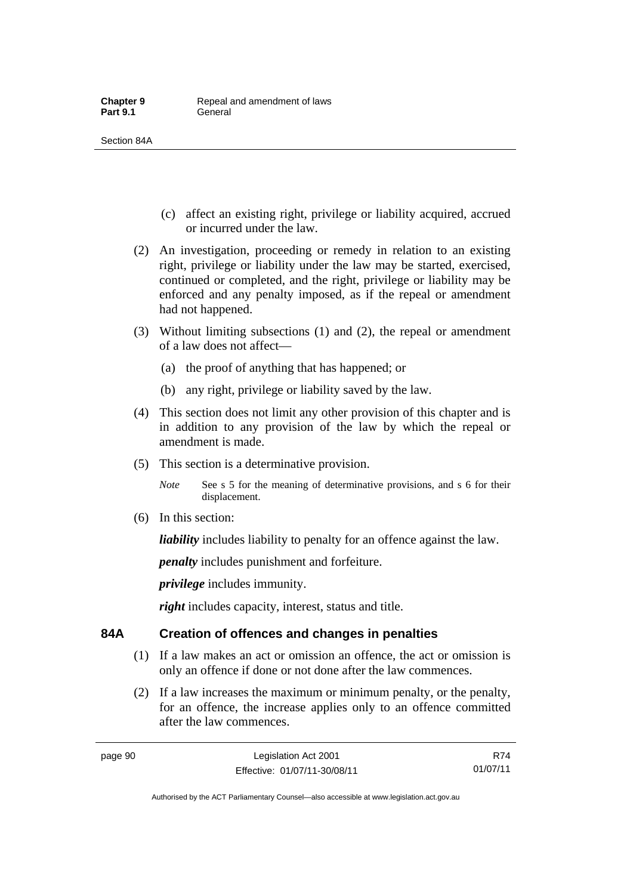(c) affect an existing right, privilege or liability acquired, accrued or incurred under the law.

(2) An investigation, proceeding or remedy in relation to an existing right, privilege or liability under the law may be started, exercised, continued or completed, and the right, privilege or liability may be enforced and any penalty imposed, as if the repeal or amendment had not happened.

(3) Without limiting subsections (1) and (2), the repeal or amendment of a law does not affect—

(a) the proof of anything that has happened; or

(b) any right, privilege or liability saved by the law.

(4) This section does not limit any other provision of this chapter and is in addition to any provision of the law by which the repeal or amendment is made.

(5) This section is a determinative provision.

*Note* See s 5 for the meaning of determinative provisions, and s 6 for their displacement.

(6) In this section:

***liability*** includes liability to penalty for an offence against the law.

***penalty*** includes punishment and forfeiture.

***privilege*** includes immunity.

***right*** includes capacity, interest, status and title.

## 84A Creation of offences and changes in penalties

(1) If a law makes an act or omission an offence, the act or omission is only an offence if done or not done after the law commences.

(2) If a law increases the maximum or minimum penalty, or the penalty, for an offence, the increase applies only to an offence committed after the law commences.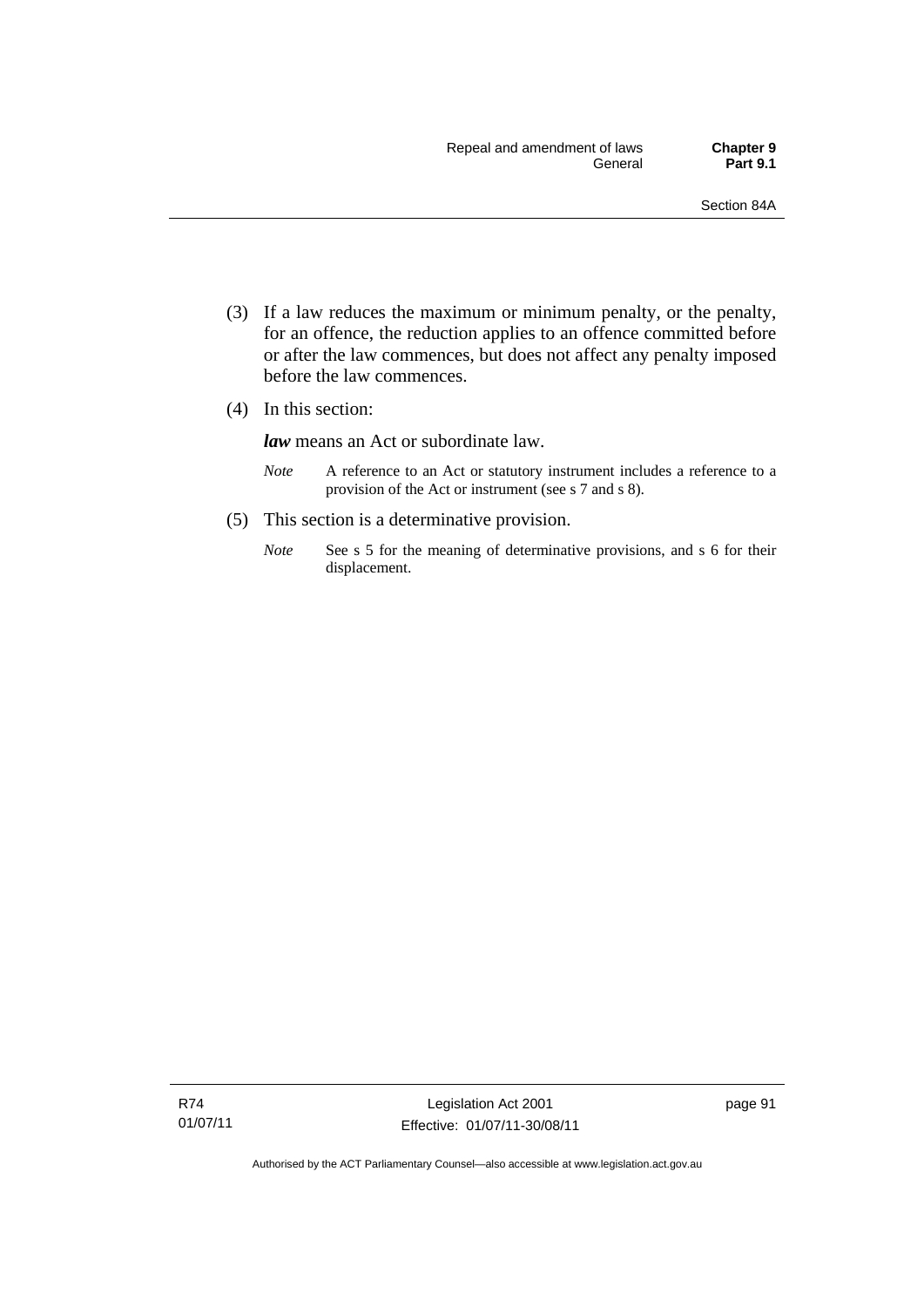(3) If a law reduces the maximum or minimum penalty, or the penalty, for an offence, the reduction applies to an offence committed before or after the law commences, but does not affect any penalty imposed before the law commences.

(4) In this section:

***law*** means an Act or subordinate law.

*Note* A reference to an Act or statutory instrument includes a reference to a provision of the Act or instrument (see s 7 and s 8).

(5) This section is a determinative provision.

*Note* See s 5 for the meaning of determinative provisions, and s 6 for their displacement.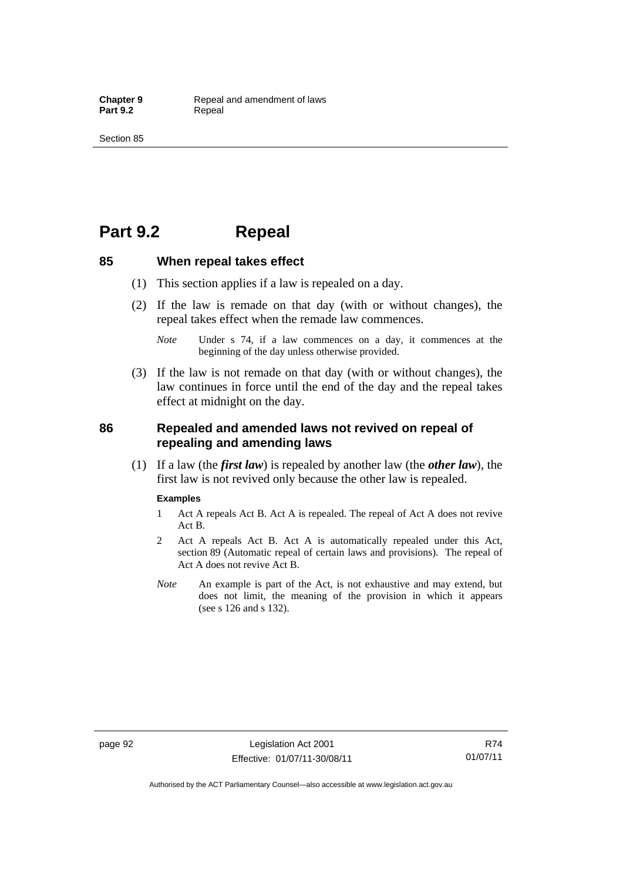# Part 9.2 Repeal

## 85 When repeal takes effect

(1) This section applies if a law is repealed on a day.

(2) If the law is remade on that day (with or without changes), the repeal takes effect when the remade law commences.

*Note* Under s 74, if a law commences on a day, it commences at the beginning of the day unless otherwise provided.

(3) If the law is not remade on that day (with or without changes), the law continues in force until the end of the day and the repeal takes effect at midnight on the day.

## 86 Repealed and amended laws not revived on repeal of repealing and amending laws

(1) If a law (the ***first law***) is repealed by another law (the ***other law***), the first law is not revived only because the other law is repealed.

**Examples**

1 Act A repeals Act B. Act A is repealed. The repeal of Act A does not revive Act B.

2 Act A repeals Act B. Act A is automatically repealed under this Act, section 89 (Automatic repeal of certain laws and provisions). The repeal of Act A does not revive Act B.

*Note* An example is part of the Act, is not exhaustive and may extend, but does not limit, the meaning of the provision in which it appears (see s 126 and s 132).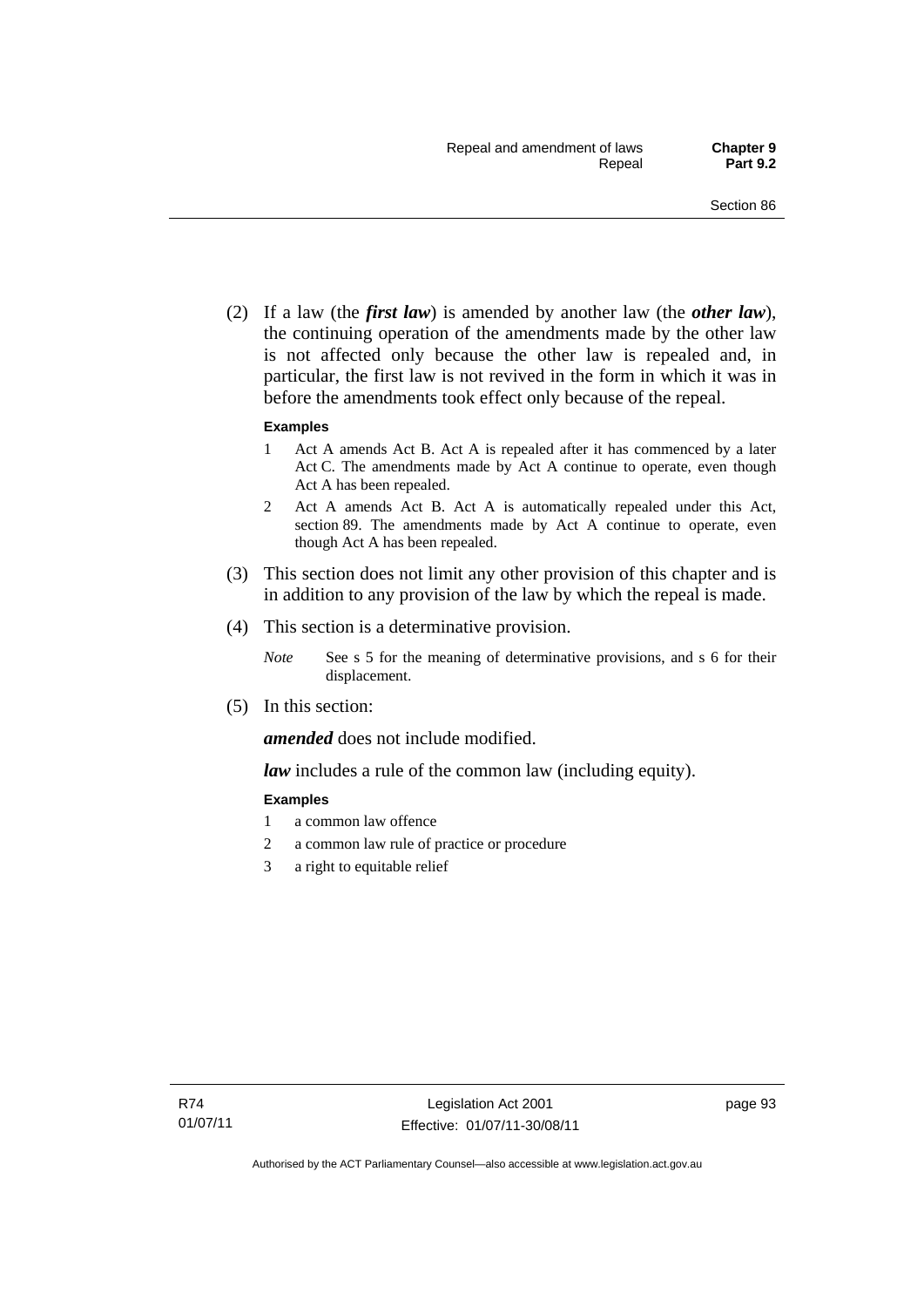(2) If a law (the ***first law***) is amended by another law (the ***other law***), the continuing operation of the amendments made by the other law is not affected only because the other law is repealed and, in particular, the first law is not revived in the form in which it was in before the amendments took effect only because of the repeal.

**Examples**

1 Act A amends Act B. Act A is repealed after it has commenced by a later Act C. The amendments made by Act A continue to operate, even though Act A has been repealed.

2 Act A amends Act B. Act A is automatically repealed under this Act, section 89. The amendments made by Act A continue to operate, even though Act A has been repealed.

(3) This section does not limit any other provision of this chapter and is in addition to any provision of the law by which the repeal is made.

(4) This section is a determinative provision.

*Note* See s 5 for the meaning of determinative provisions, and s 6 for their displacement.

(5) In this section:

***amended*** does not include modified.

***law*** includes a rule of the common law (including equity).

**Examples**

1 a common law offence

2 a common law rule of practice or procedure

3 a right to equitable relief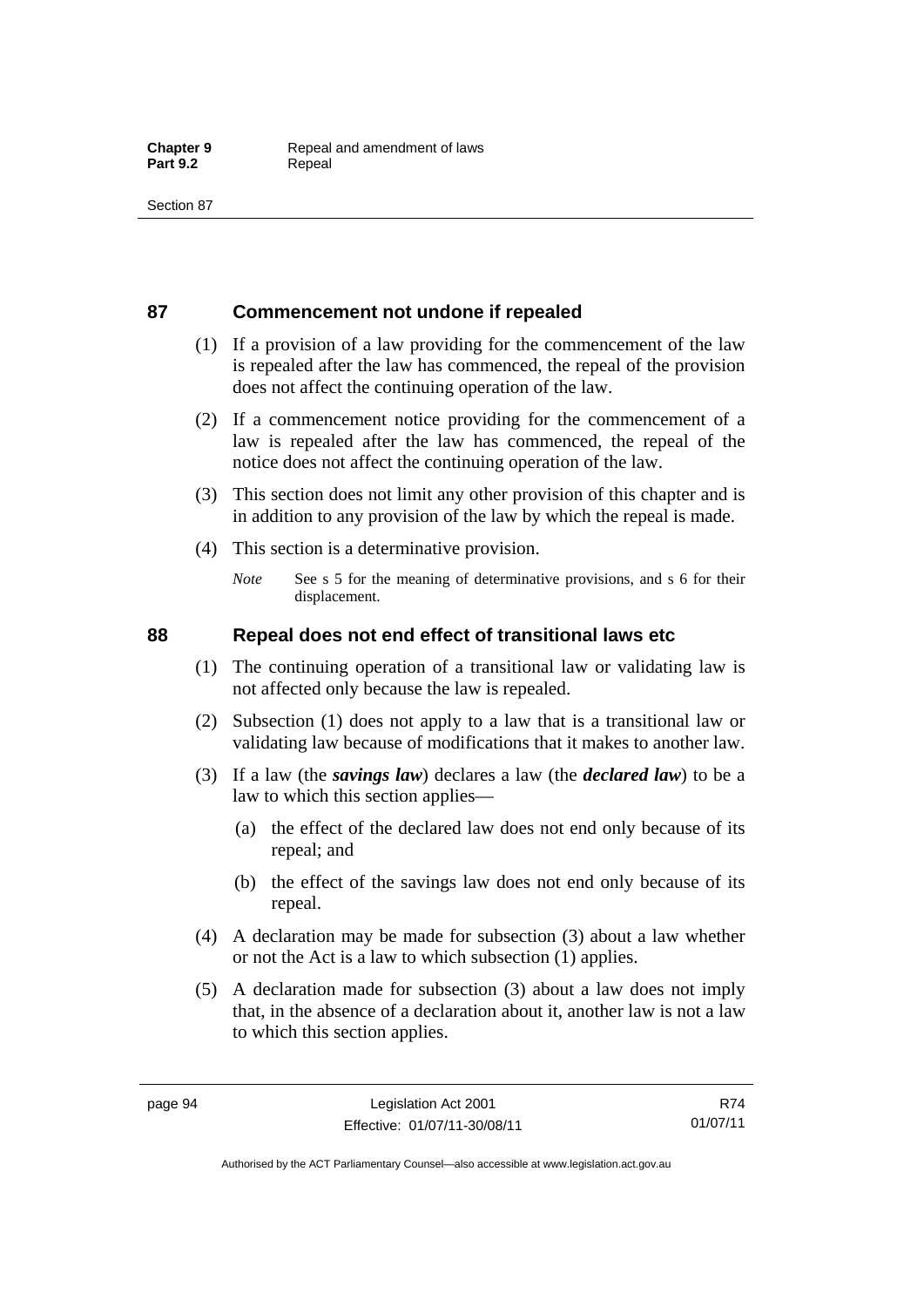## 87 Commencement not undone if repealed

(1) If a provision of a law providing for the commencement of the law is repealed after the law has commenced, the repeal of the provision does not affect the continuing operation of the law.

(2) If a commencement notice providing for the commencement of a law is repealed after the law has commenced, the repeal of the notice does not affect the continuing operation of the law.

(3) This section does not limit any other provision of this chapter and is in addition to any provision of the law by which the repeal is made.

(4) This section is a determinative provision.

*Note* See s 5 for the meaning of determinative provisions, and s 6 for their displacement.

## 88 Repeal does not end effect of transitional laws etc

(1) The continuing operation of a transitional law or validating law is not affected only because the law is repealed.

(2) Subsection (1) does not apply to a law that is a transitional law or validating law because of modifications that it makes to another law.

(3) If a law (the ***savings law***) declares a law (the ***declared law***) to be a law to which this section applies—

(a) the effect of the declared law does not end only because of its repeal; and

(b) the effect of the savings law does not end only because of its repeal.

(4) A declaration may be made for subsection (3) about a law whether or not the Act is a law to which subsection (1) applies.

(5) A declaration made for subsection (3) about a law does not imply that, in the absence of a declaration about it, another law is not a law to which this section applies.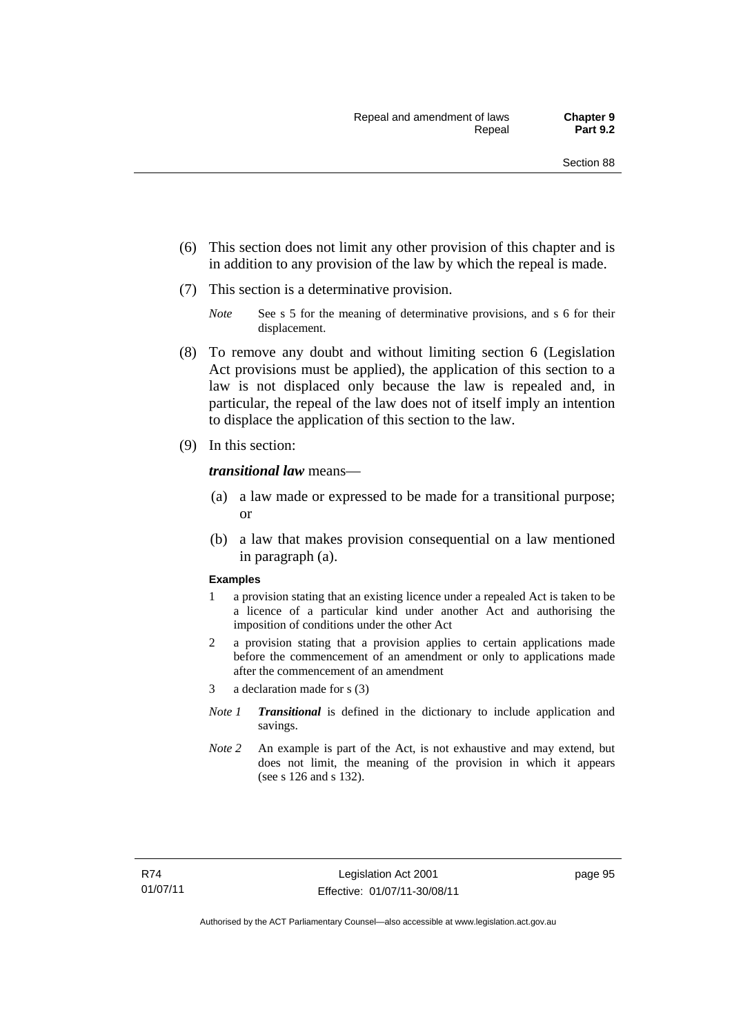(6) This section does not limit any other provision of this chapter and is in addition to any provision of the law by which the repeal is made.

(7) This section is a determinative provision.

*Note* See s 5 for the meaning of determinative provisions, and s 6 for their displacement.

(8) To remove any doubt and without limiting section 6 (Legislation Act provisions must be applied), the application of this section to a law is not displaced only because the law is repealed and, in particular, the repeal of the law does not of itself imply an intention to displace the application of this section to the law.

(9) In this section:

***transitional law*** means—

(a) a law made or expressed to be made for a transitional purpose; or

(b) a law that makes provision consequential on a law mentioned in paragraph (a).

**Examples**

1 a provision stating that an existing licence under a repealed Act is taken to be a licence of a particular kind under another Act and authorising the imposition of conditions under the other Act

2 a provision stating that a provision applies to certain applications made before the commencement of an amendment or only to applications made after the commencement of an amendment

3 a declaration made for s (3)

*Note 1* ***Transitional*** is defined in the dictionary to include application and savings.

*Note 2* An example is part of the Act, is not exhaustive and may extend, but does not limit, the meaning of the provision in which it appears (see s 126 and s 132).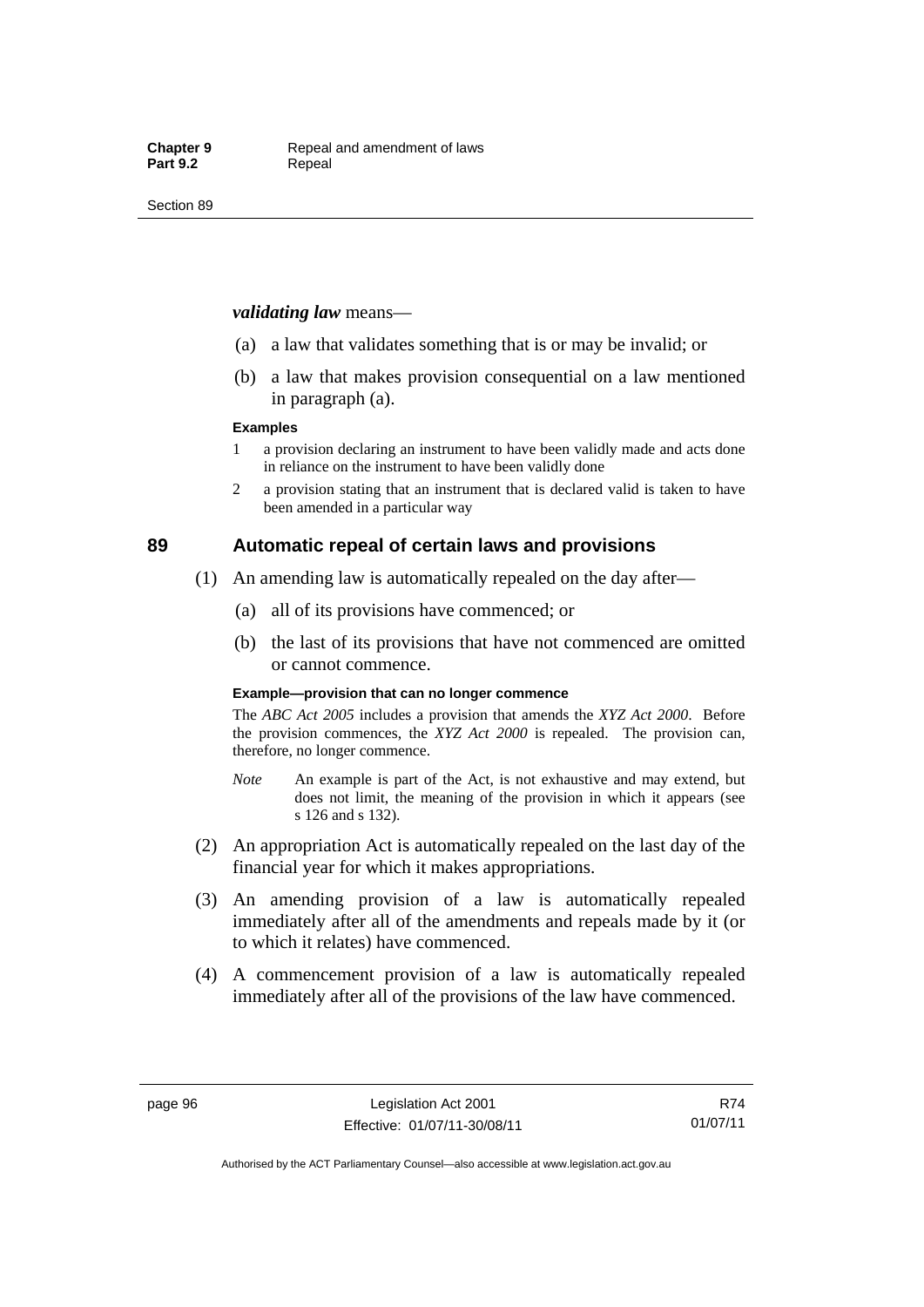***validating law*** means—

(a) a law that validates something that is or may be invalid; or

(b) a law that makes provision consequential on a law mentioned in paragraph (a).

**Examples**

1 a provision declaring an instrument to have been validly made and acts done in reliance on the instrument to have been validly done

2 a provision stating that an instrument that is declared valid is taken to have been amended in a particular way

## 89 Automatic repeal of certain laws and provisions

(1) An amending law is automatically repealed on the day after—

(a) all of its provisions have commenced; or

(b) the last of its provisions that have not commenced are omitted or cannot commence.

**Example—provision that can no longer commence**

The *ABC Act 2005* includes a provision that amends the *XYZ Act 2000*. Before the provision commences, the *XYZ Act 2000* is repealed. The provision can, therefore, no longer commence.

*Note* An example is part of the Act, is not exhaustive and may extend, but does not limit, the meaning of the provision in which it appears (see s 126 and s 132).

(2) An appropriation Act is automatically repealed on the last day of the financial year for which it makes appropriations.

(3) An amending provision of a law is automatically repealed immediately after all of the amendments and repeals made by it (or to which it relates) have commenced.

(4) A commencement provision of a law is automatically repealed immediately after all of the provisions of the law have commenced.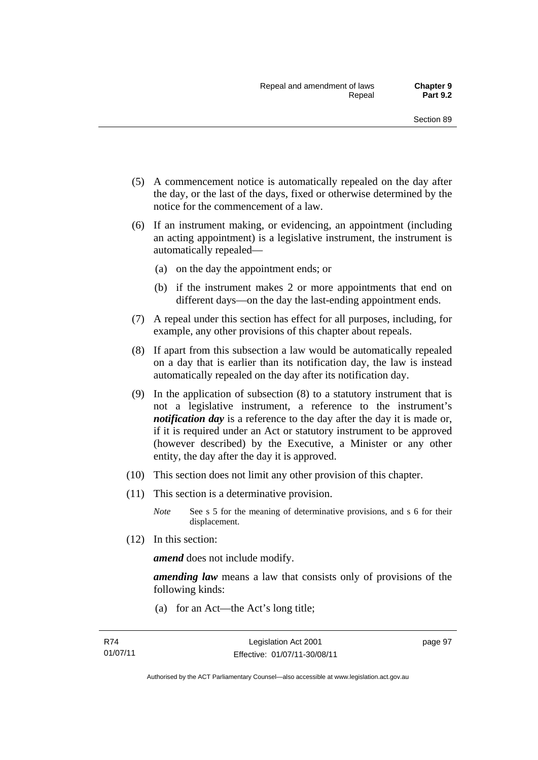(5) A commencement notice is automatically repealed on the day after the day, or the last of the days, fixed or otherwise determined by the notice for the commencement of a law.

(6) If an instrument making, or evidencing, an appointment (including an acting appointment) is a legislative instrument, the instrument is automatically repealed—

(a) on the day the appointment ends; or

(b) if the instrument makes 2 or more appointments that end on different days—on the day the last-ending appointment ends.

(7) A repeal under this section has effect for all purposes, including, for example, any other provisions of this chapter about repeals.

(8) If apart from this subsection a law would be automatically repealed on a day that is earlier than its notification day, the law is instead automatically repealed on the day after its notification day.

(9) In the application of subsection (8) to a statutory instrument that is not a legislative instrument, a reference to the instrument's ***notification day*** is a reference to the day after the day it is made or, if it is required under an Act or statutory instrument to be approved (however described) by the Executive, a Minister or any other entity, the day after the day it is approved.

(10) This section does not limit any other provision of this chapter.

(11) This section is a determinative provision.

*Note* See s 5 for the meaning of determinative provisions, and s 6 for their displacement.

(12) In this section:

***amend*** does not include modify.

***amending law*** means a law that consists only of provisions of the following kinds:

(a) for an Act—the Act's long title;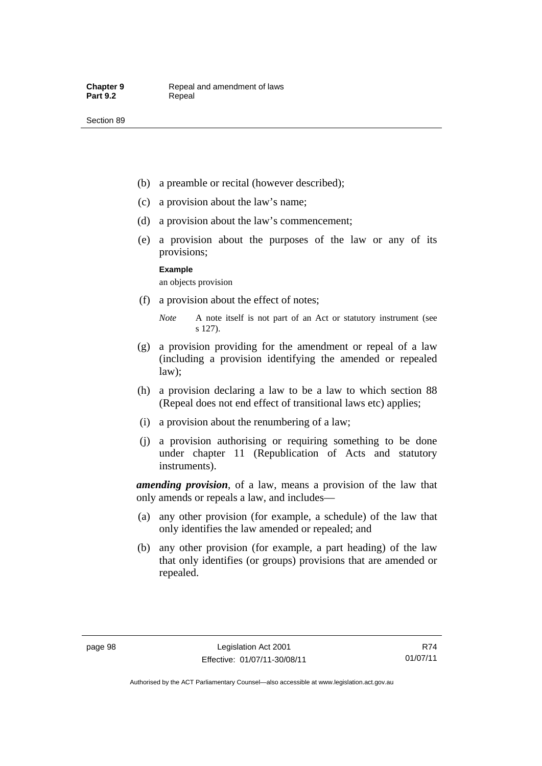(b) a preamble or recital (however described);

(c) a provision about the law's name;

(d) a provision about the law's commencement;

(e) a provision about the purposes of the law or any of its provisions;

**Example**

an objects provision

(f) a provision about the effect of notes;

*Note* A note itself is not part of an Act or statutory instrument (see s 127).

(g) a provision providing for the amendment or repeal of a law (including a provision identifying the amended or repealed law);

(h) a provision declaring a law to be a law to which section 88 (Repeal does not end effect of transitional laws etc) applies;

(i) a provision about the renumbering of a law;

(j) a provision authorising or requiring something to be done under chapter 11 (Republication of Acts and statutory instruments).

***amending provision***, of a law, means a provision of the law that only amends or repeals a law, and includes—

(a) any other provision (for example, a schedule) of the law that only identifies the law amended or repealed; and

(b) any other provision (for example, a part heading) of the law that only identifies (or groups) provisions that are amended or repealed.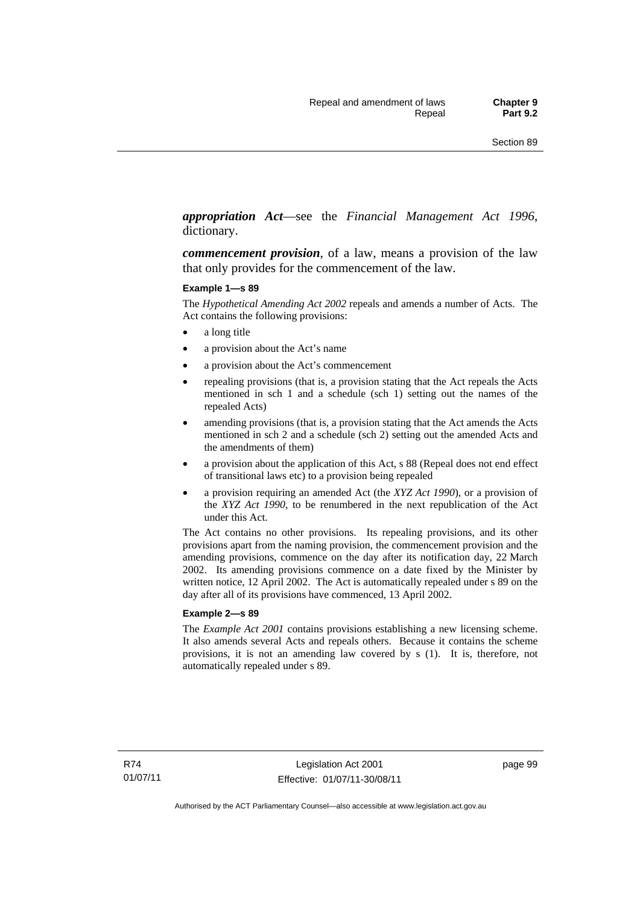***appropriation Act***—see the *Financial Management Act 1996*, dictionary.

***commencement provision***, of a law, means a provision of the law that only provides for the commencement of the law.

**Example 1—s 89**

The *Hypothetical Amending Act 2002* repeals and amends a number of Acts. The Act contains the following provisions:

- a long title
- a provision about the Act's name
- a provision about the Act's commencement
- repealing provisions (that is, a provision stating that the Act repeals the Acts mentioned in sch 1 and a schedule (sch 1) setting out the names of the repealed Acts)
- amending provisions (that is, a provision stating that the Act amends the Acts mentioned in sch 2 and a schedule (sch 2) setting out the amended Acts and the amendments of them)
- a provision about the application of this Act, s 88 (Repeal does not end effect of transitional laws etc) to a provision being repealed
- a provision requiring an amended Act (the *XYZ Act 1990*), or a provision of the *XYZ Act 1990*, to be renumbered in the next republication of the Act under this Act.

The Act contains no other provisions. Its repealing provisions, and its other provisions apart from the naming provision, the commencement provision and the amending provisions, commence on the day after its notification day, 22 March 2002. Its amending provisions commence on a date fixed by the Minister by written notice, 12 April 2002. The Act is automatically repealed under s 89 on the day after all of its provisions have commenced, 13 April 2002.

**Example 2—s 89**

The *Example Act 2001* contains provisions establishing a new licensing scheme. It also amends several Acts and repeals others. Because it contains the scheme provisions, it is not an amending law covered by s (1). It is, therefore, not automatically repealed under s 89.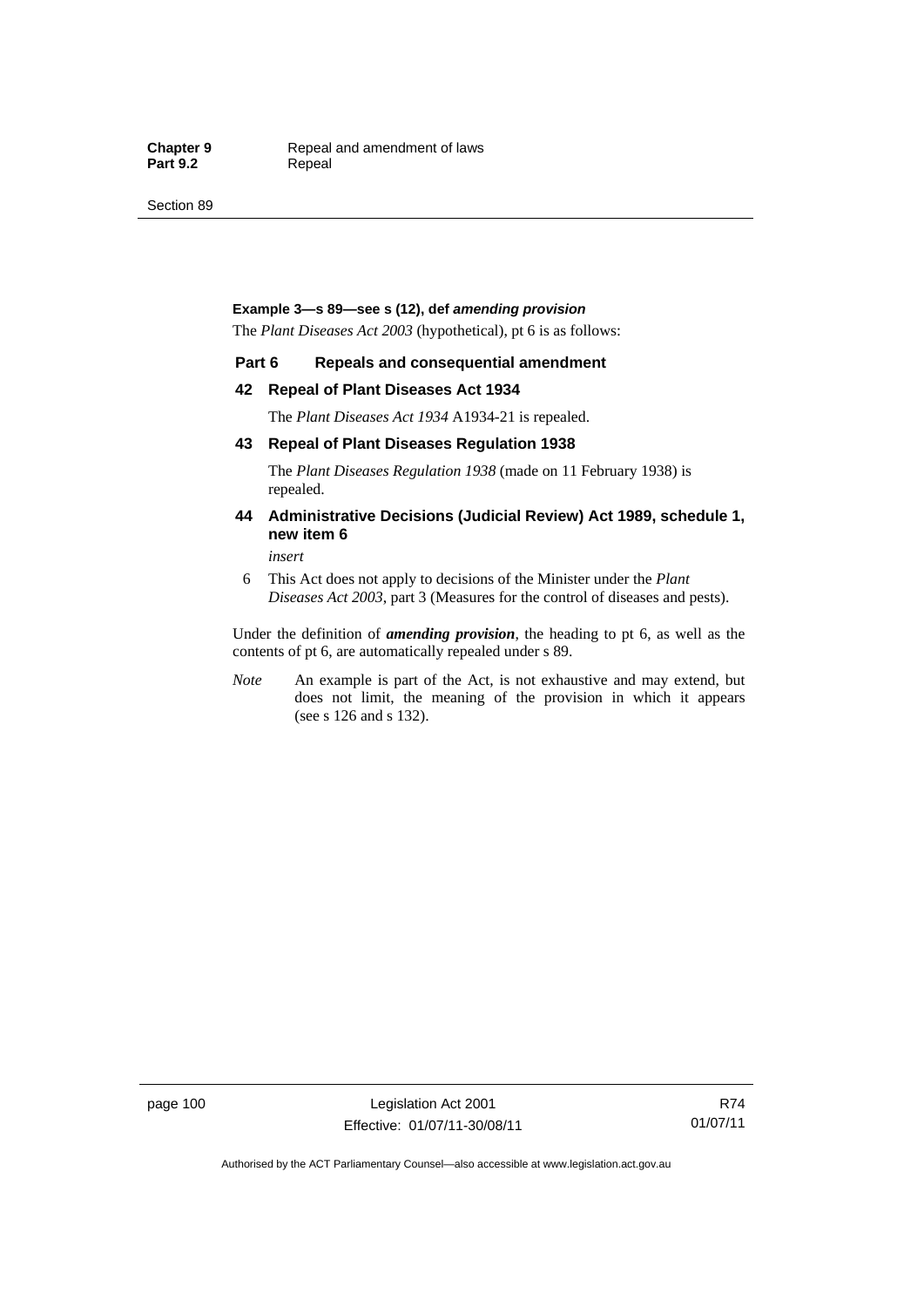**Example 3—s 89—see s (12), def *amending provision***

The *Plant Diseases Act 2003* (hypothetical), pt 6 is as follows:

**Part 6 Repeals and consequential amendment**

**42 Repeal of Plant Diseases Act 1934**

The *Plant Diseases Act 1934* A1934-21 is repealed.

**43 Repeal of Plant Diseases Regulation 1938**

The *Plant Diseases Regulation 1938* (made on 11 February 1938) is repealed.

**44 Administrative Decisions (Judicial Review) Act 1989, schedule 1, new item 6**

*insert*

6 This Act does not apply to decisions of the Minister under the *Plant Diseases Act 2003*, part 3 (Measures for the control of diseases and pests).

Under the definition of ***amending provision***, the heading to pt 6, as well as the contents of pt 6, are automatically repealed under s 89.

*Note* An example is part of the Act, is not exhaustive and may extend, but does not limit, the meaning of the provision in which it appears (see s 126 and s 132).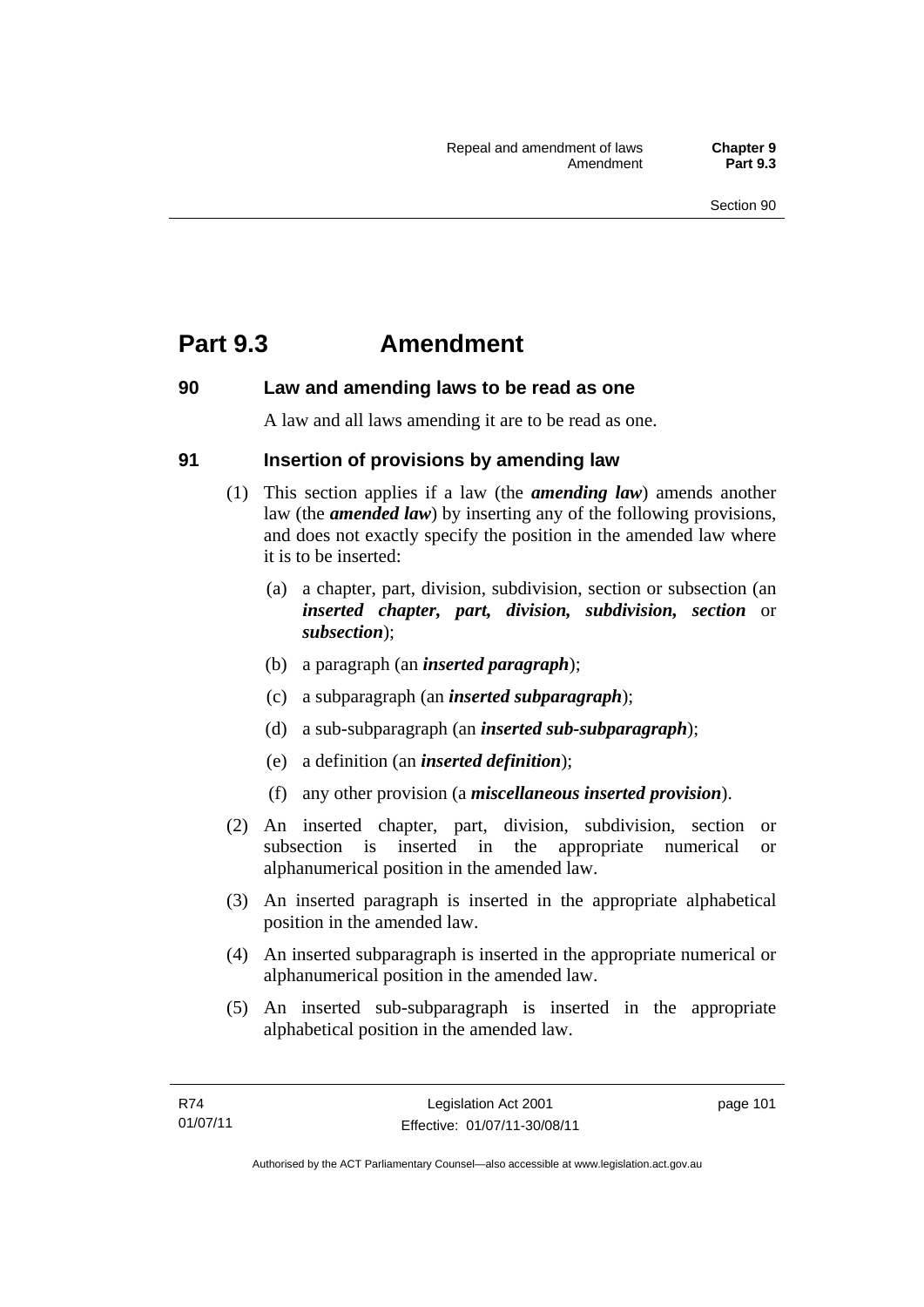# Part 9.3 Amendment

## 90 Law and amending laws to be read as one

A law and all laws amending it are to be read as one.

## 91 Insertion of provisions by amending law

(1) This section applies if a law (the ***amending law***) amends another law (the ***amended law***) by inserting any of the following provisions, and does not exactly specify the position in the amended law where it is to be inserted:

- (a) a chapter, part, division, subdivision, section or subsection (an ***inserted chapter, part, division, subdivision, section*** or ***subsection***);
- (b) a paragraph (an ***inserted paragraph***);
- (c) a subparagraph (an ***inserted subparagraph***);
- (d) a sub-subparagraph (an ***inserted sub-subparagraph***);
- (e) a definition (an ***inserted definition***);
- (f) any other provision (a ***miscellaneous inserted provision***).

(2) An inserted chapter, part, division, subdivision, section or subsection is inserted in the appropriate numerical or alphanumerical position in the amended law.

(3) An inserted paragraph is inserted in the appropriate alphabetical position in the amended law.

(4) An inserted subparagraph is inserted in the appropriate numerical or alphanumerical position in the amended law.

(5) An inserted sub-subparagraph is inserted in the appropriate alphabetical position in the amended law.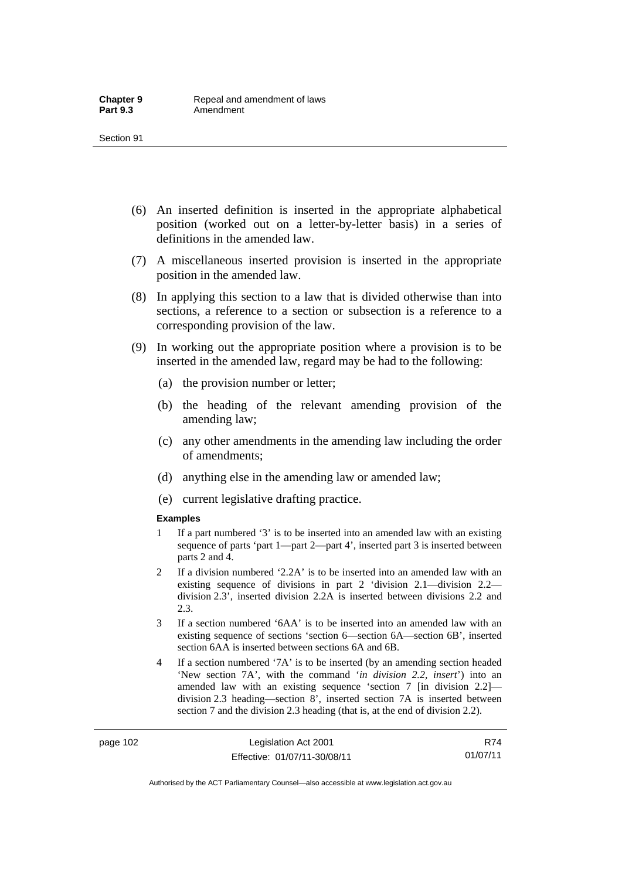(6) An inserted definition is inserted in the appropriate alphabetical position (worked out on a letter-by-letter basis) in a series of definitions in the amended law.

(7) A miscellaneous inserted provision is inserted in the appropriate position in the amended law.

(8) In applying this section to a law that is divided otherwise than into sections, a reference to a section or subsection is a reference to a corresponding provision of the law.

(9) In working out the appropriate position where a provision is to be inserted in the amended law, regard may be had to the following:

(a) the provision number or letter;

(b) the heading of the relevant amending provision of the amending law;

(c) any other amendments in the amending law including the order of amendments;

(d) anything else in the amending law or amended law;

(e) current legislative drafting practice.

**Examples**

1 If a part numbered '3' is to be inserted into an amended law with an existing sequence of parts 'part 1—part 2—part 4', inserted part 3 is inserted between parts 2 and 4.

2 If a division numbered '2.2A' is to be inserted into an amended law with an existing sequence of divisions in part 2 'division 2.1—division 2.2—division 2.3', inserted division 2.2A is inserted between divisions 2.2 and 2.3.

3 If a section numbered '6AA' is to be inserted into an amended law with an existing sequence of sections 'section 6—section 6A—section 6B', inserted section 6AA is inserted between sections 6A and 6B.

4 If a section numbered '7A' is to be inserted (by an amending section headed 'New section 7A', with the command '*in division 2.2, insert*') into an amended law with an existing sequence 'section 7 [in division 2.2]—division 2.3 heading—section 8', inserted section 7A is inserted between section 7 and the division 2.3 heading (that is, at the end of division 2.2).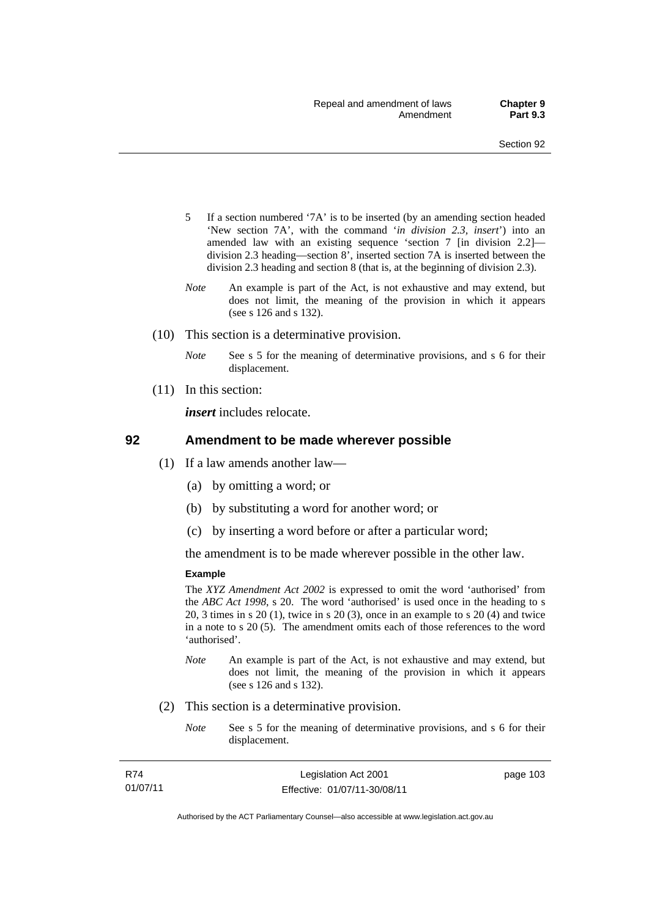5 If a section numbered '7A' is to be inserted (by an amending section headed 'New section 7A', with the command '*in division 2.3, insert*') into an amended law with an existing sequence 'section 7 [in division 2.2]—division 2.3 heading—section 8', inserted section 7A is inserted between the division 2.3 heading and section 8 (that is, at the beginning of division 2.3).

*Note* An example is part of the Act, is not exhaustive and may extend, but does not limit, the meaning of the provision in which it appears (see s 126 and s 132).

(10) This section is a determinative provision.

*Note* See s 5 for the meaning of determinative provisions, and s 6 for their displacement.

(11) In this section:

***insert*** includes relocate.

## 92 Amendment to be made wherever possible

(1) If a law amends another law—

(a) by omitting a word; or

(b) by substituting a word for another word; or

(c) by inserting a word before or after a particular word;

the amendment is to be made wherever possible in the other law.

**Example**

The *XYZ Amendment Act 2002* is expressed to omit the word 'authorised' from the *ABC Act 1998*, s 20. The word 'authorised' is used once in the heading to s 20, 3 times in s 20 (1), twice in s 20 (3), once in an example to s 20 (4) and twice in a note to s 20 (5). The amendment omits each of those references to the word 'authorised'.

*Note* An example is part of the Act, is not exhaustive and may extend, but does not limit, the meaning of the provision in which it appears (see s 126 and s 132).

(2) This section is a determinative provision.

*Note* See s 5 for the meaning of determinative provisions, and s 6 for their displacement.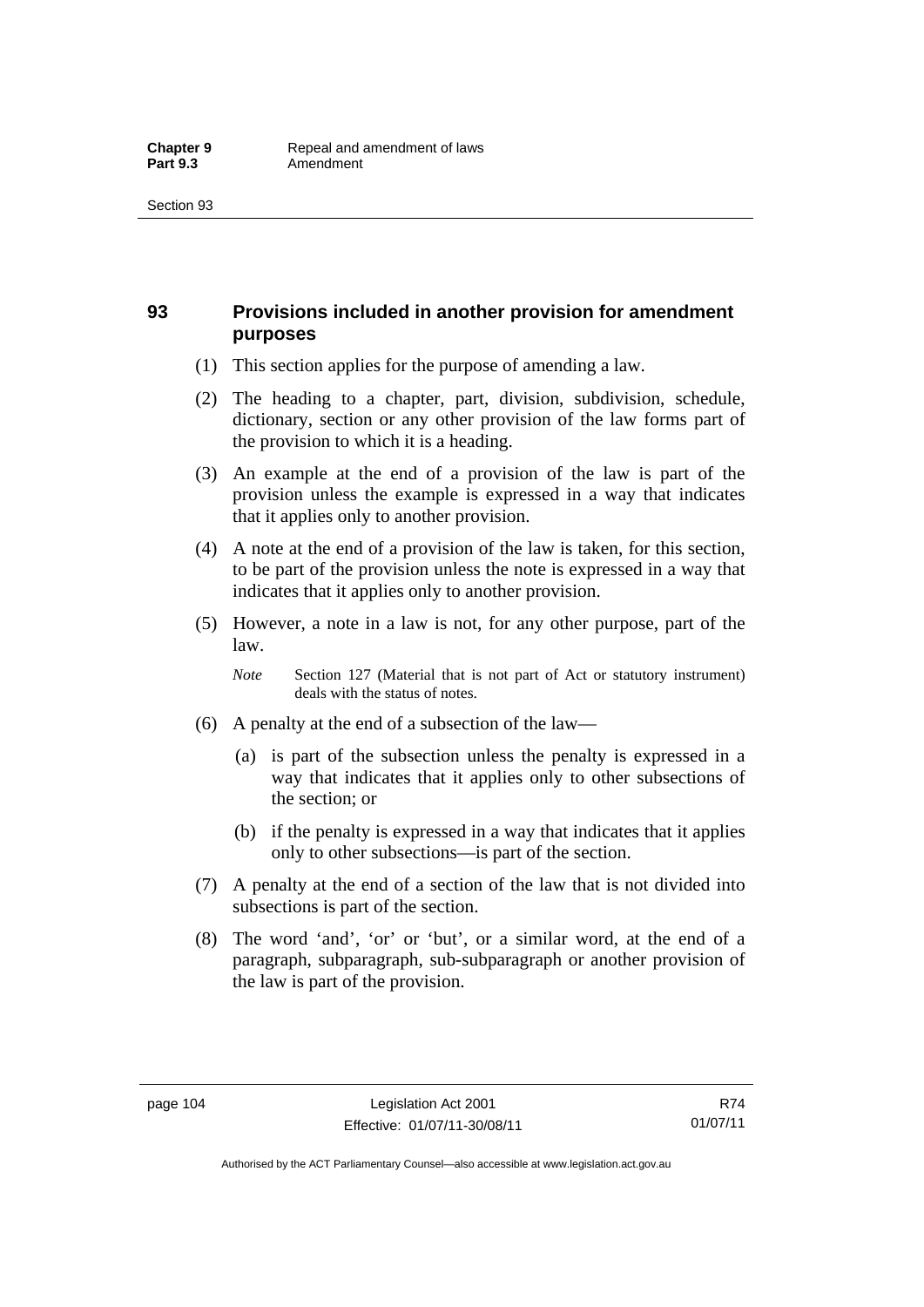## 93 Provisions included in another provision for amendment purposes

(1) This section applies for the purpose of amending a law.

(2) The heading to a chapter, part, division, subdivision, schedule, dictionary, section or any other provision of the law forms part of the provision to which it is a heading.

(3) An example at the end of a provision of the law is part of the provision unless the example is expressed in a way that indicates that it applies only to another provision.

(4) A note at the end of a provision of the law is taken, for this section, to be part of the provision unless the note is expressed in a way that indicates that it applies only to another provision.

(5) However, a note in a law is not, for any other purpose, part of the law.

*Note* Section 127 (Material that is not part of Act or statutory instrument) deals with the status of notes.

(6) A penalty at the end of a subsection of the law—

(a) is part of the subsection unless the penalty is expressed in a way that indicates that it applies only to other subsections of the section; or

(b) if the penalty is expressed in a way that indicates that it applies only to other subsections—is part of the section.

(7) A penalty at the end of a section of the law that is not divided into subsections is part of the section.

(8) The word 'and', 'or' or 'but', or a similar word, at the end of a paragraph, subparagraph, sub-subparagraph or another provision of the law is part of the provision.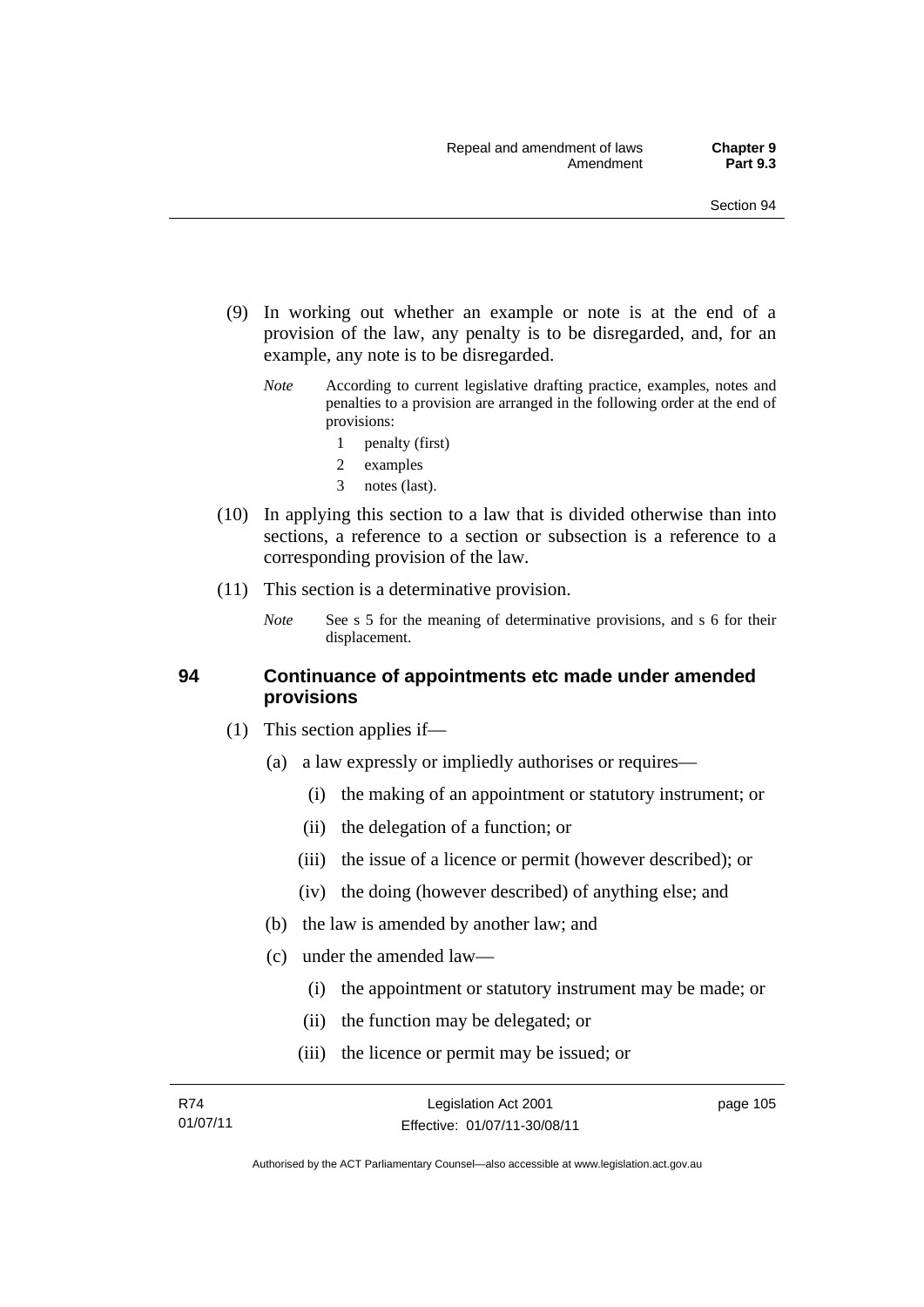(9) In working out whether an example or note is at the end of a provision of the law, any penalty is to be disregarded, and, for an example, any note is to be disregarded.

*Note* According to current legislative drafting practice, examples, notes and penalties to a provision are arranged in the following order at the end of provisions:

1 penalty (first)

2 examples

3 notes (last).

(10) In applying this section to a law that is divided otherwise than into sections, a reference to a section or subsection is a reference to a corresponding provision of the law.

(11) This section is a determinative provision.

*Note* See s 5 for the meaning of determinative provisions, and s 6 for their displacement.

### 94 Continuance of appointments etc made under amended provisions

(1) This section applies if—

(a) a law expressly or impliedly authorises or requires—

(i) the making of an appointment or statutory instrument; or

(ii) the delegation of a function; or

(iii) the issue of a licence or permit (however described); or

(iv) the doing (however described) of anything else; and

(b) the law is amended by another law; and

(c) under the amended law—

(i) the appointment or statutory instrument may be made; or

(ii) the function may be delegated; or

(iii) the licence or permit may be issued; or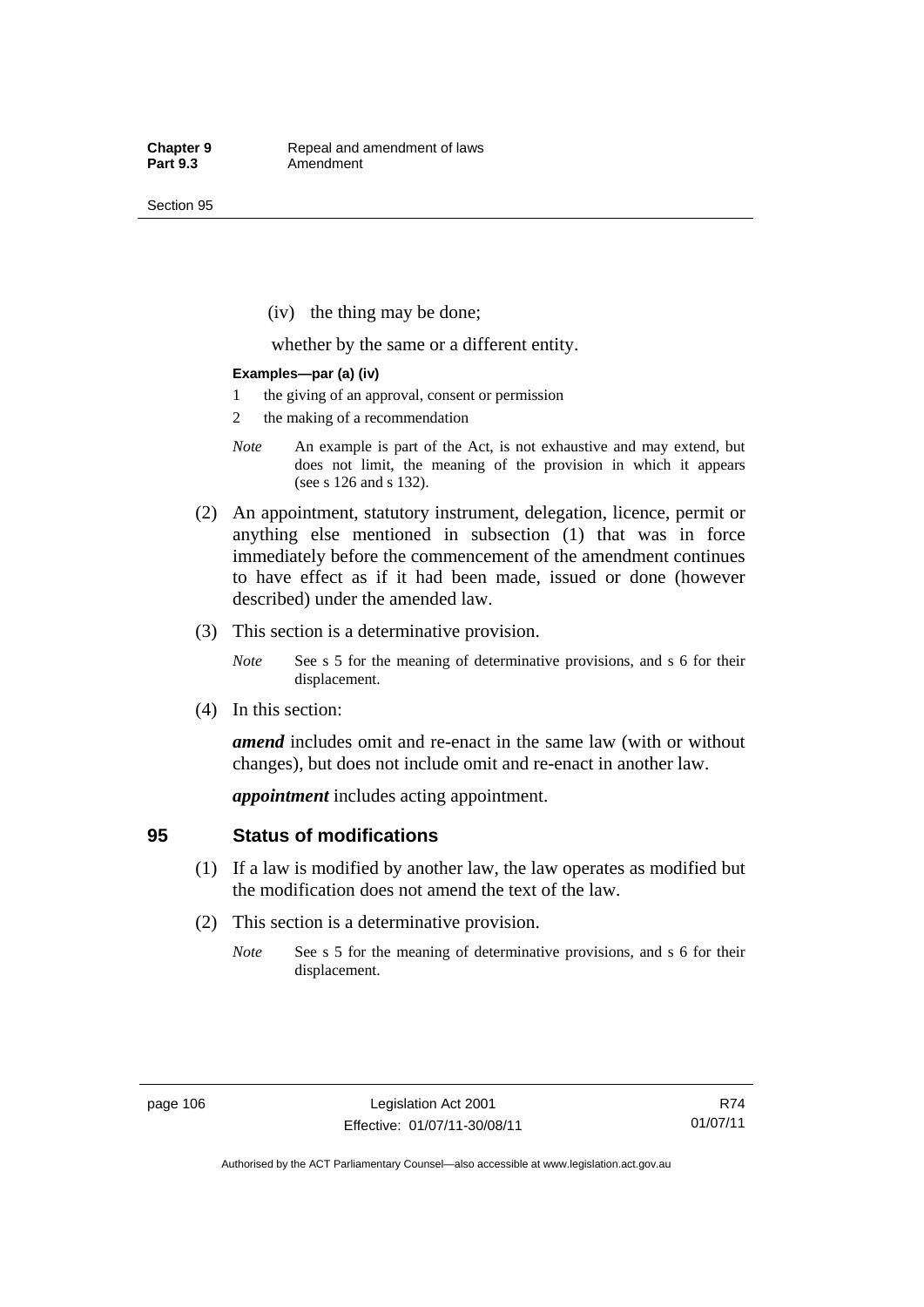(iv) the thing may be done;

whether by the same or a different entity.

**Examples—par (a) (iv)**

1 the giving of an approval, consent or permission

2 the making of a recommendation

*Note* An example is part of the Act, is not exhaustive and may extend, but does not limit, the meaning of the provision in which it appears (see s 126 and s 132).

(2) An appointment, statutory instrument, delegation, licence, permit or anything else mentioned in subsection (1) that was in force immediately before the commencement of the amendment continues to have effect as if it had been made, issued or done (however described) under the amended law.

(3) This section is a determinative provision.

*Note* See s 5 for the meaning of determinative provisions, and s 6 for their displacement.

(4) In this section:

***amend*** includes omit and re-enact in the same law (with or without changes), but does not include omit and re-enact in another law.

***appointment*** includes acting appointment.

## 95 Status of modifications

(1) If a law is modified by another law, the law operates as modified but the modification does not amend the text of the law.

(2) This section is a determinative provision.

*Note* See s 5 for the meaning of determinative provisions, and s 6 for their displacement.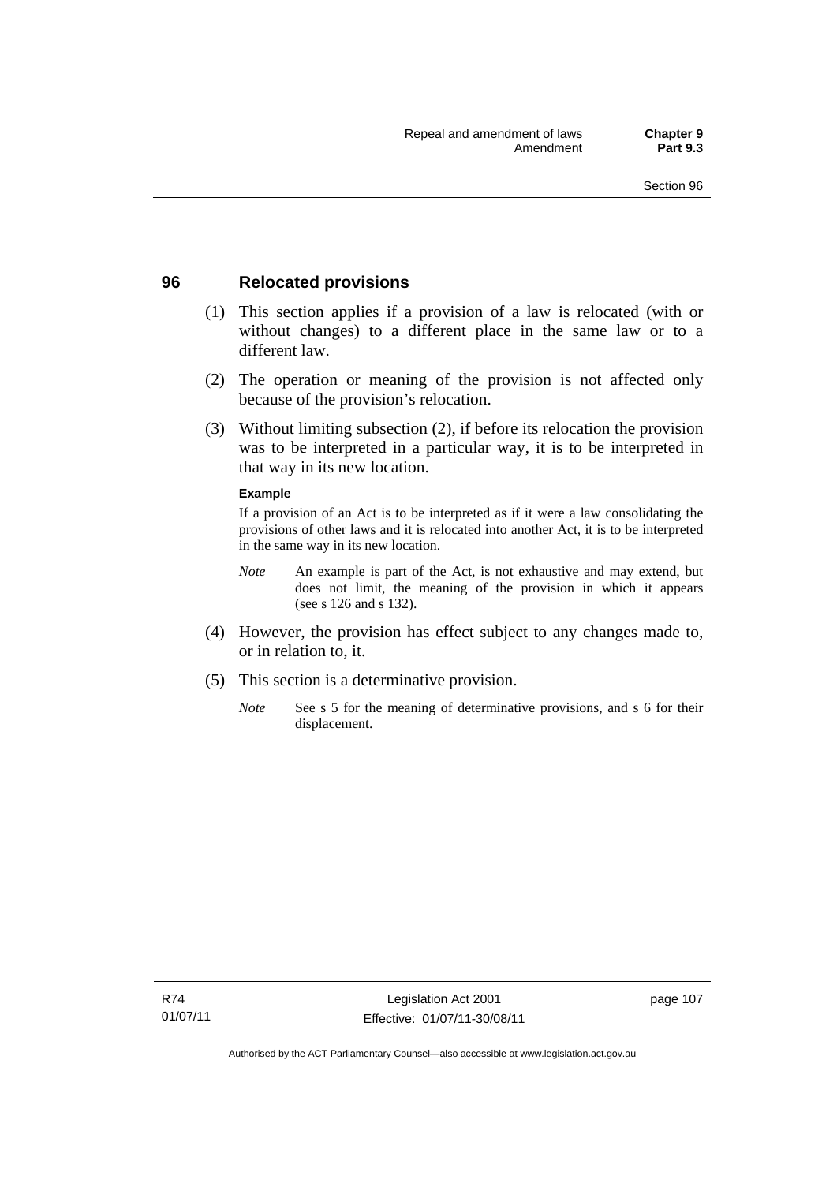## 96 Relocated provisions

(1) This section applies if a provision of a law is relocated (with or without changes) to a different place in the same law or to a different law.

(2) The operation or meaning of the provision is not affected only because of the provision's relocation.

(3) Without limiting subsection (2), if before its relocation the provision was to be interpreted in a particular way, it is to be interpreted in that way in its new location.

**Example**

If a provision of an Act is to be interpreted as if it were a law consolidating the provisions of other laws and it is relocated into another Act, it is to be interpreted in the same way in its new location.

*Note* An example is part of the Act, is not exhaustive and may extend, but does not limit, the meaning of the provision in which it appears (see s 126 and s 132).

(4) However, the provision has effect subject to any changes made to, or in relation to, it.

(5) This section is a determinative provision.

*Note* See s 5 for the meaning of determinative provisions, and s 6 for their displacement.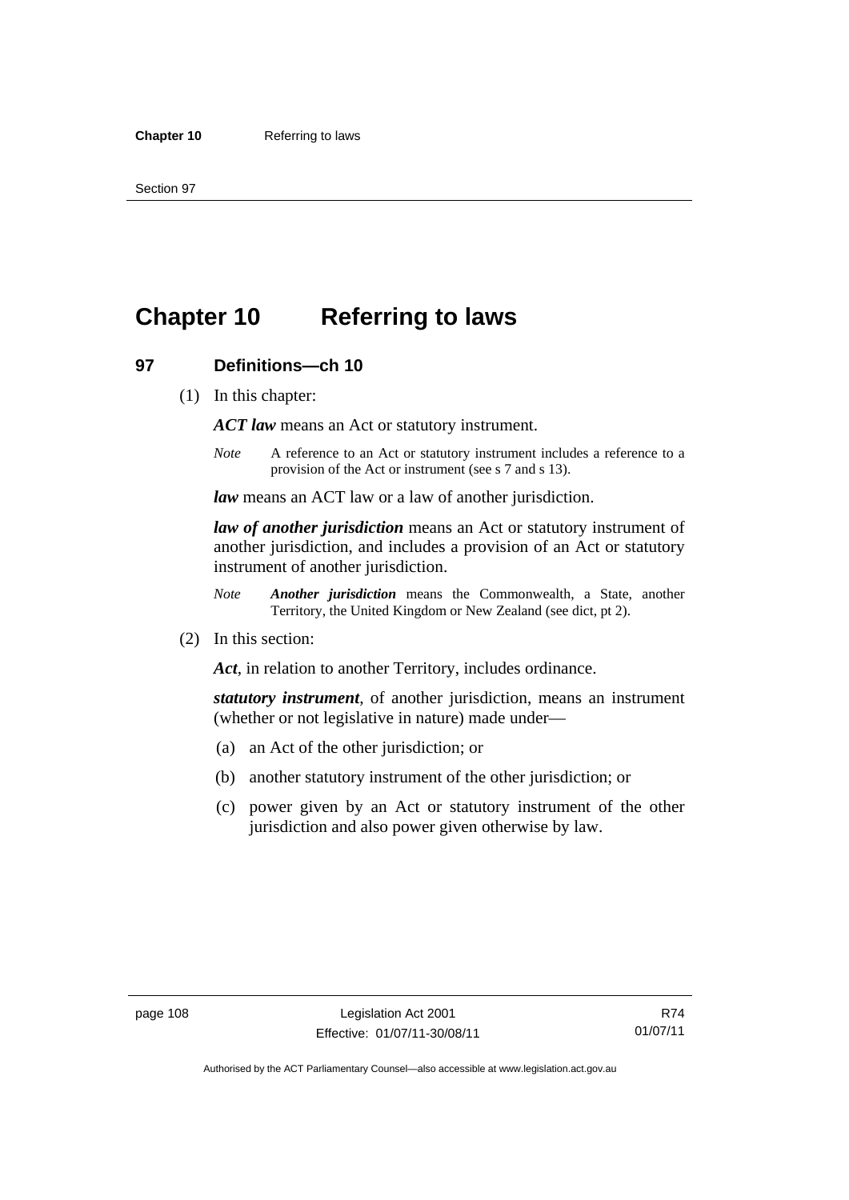# Chapter 10 Referring to laws

## 97 Definitions—ch 10

(1) In this chapter:

***ACT law*** means an Act or statutory instrument.

*Note* A reference to an Act or statutory instrument includes a reference to a provision of the Act or instrument (see s 7 and s 13).

***law*** means an ACT law or a law of another jurisdiction.

***law of another jurisdiction*** means an Act or statutory instrument of another jurisdiction, and includes a provision of an Act or statutory instrument of another jurisdiction.

*Note* ***Another jurisdiction*** means the Commonwealth, a State, another Territory, the United Kingdom or New Zealand (see dict, pt 2).

(2) In this section:

***Act***, in relation to another Territory, includes ordinance.

***statutory instrument***, of another jurisdiction, means an instrument (whether or not legislative in nature) made under—

(a) an Act of the other jurisdiction; or

(b) another statutory instrument of the other jurisdiction; or

(c) power given by an Act or statutory instrument of the other jurisdiction and also power given otherwise by law.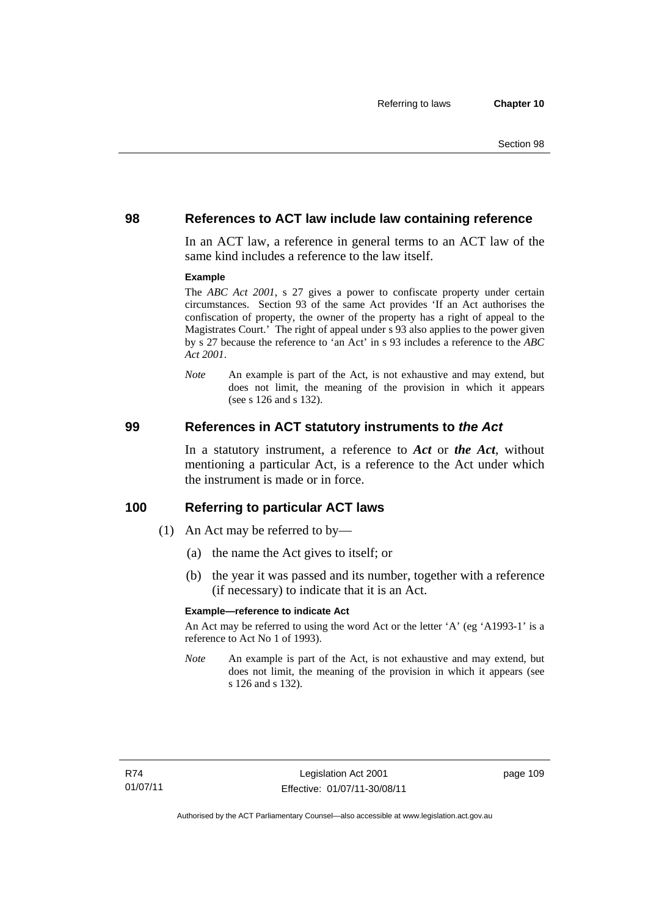## 98 References to ACT law include law containing reference

In an ACT law, a reference in general terms to an ACT law of the same kind includes a reference to the law itself.

**Example**

The *ABC Act 2001*, s 27 gives a power to confiscate property under certain circumstances. Section 93 of the same Act provides 'If an Act authorises the confiscation of property, the owner of the property has a right of appeal to the Magistrates Court.' The right of appeal under s 93 also applies to the power given by s 27 because the reference to 'an Act' in s 93 includes a reference to the *ABC Act 2001*.

*Note* An example is part of the Act, is not exhaustive and may extend, but does not limit, the meaning of the provision in which it appears (see s 126 and s 132).

## 99 References in ACT statutory instruments to *the Act*

In a statutory instrument, a reference to ***Act*** or ***the Act***, without mentioning a particular Act, is a reference to the Act under which the instrument is made or in force.

## 100 Referring to particular ACT laws

(1) An Act may be referred to by—

(a) the name the Act gives to itself; or

(b) the year it was passed and its number, together with a reference (if necessary) to indicate that it is an Act.

**Example—reference to indicate Act**

An Act may be referred to using the word Act or the letter 'A' (eg 'A1993-1' is a reference to Act No 1 of 1993).

*Note* An example is part of the Act, is not exhaustive and may extend, but does not limit, the meaning of the provision in which it appears (see s 126 and s 132).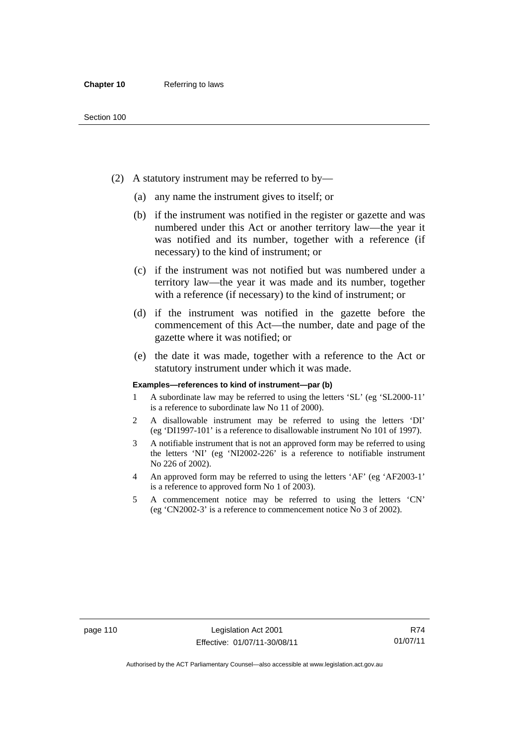(2) A statutory instrument may be referred to by—

(a) any name the instrument gives to itself; or

(b) if the instrument was notified in the register or gazette and was numbered under this Act or another territory law—the year it was notified and its number, together with a reference (if necessary) to the kind of instrument; or

(c) if the instrument was not notified but was numbered under a territory law—the year it was made and its number, together with a reference (if necessary) to the kind of instrument; or

(d) if the instrument was notified in the gazette before the commencement of this Act—the number, date and page of the gazette where it was notified; or

(e) the date it was made, together with a reference to the Act or statutory instrument under which it was made.

**Examples—references to kind of instrument—par (b)**

1 A subordinate law may be referred to using the letters 'SL' (eg 'SL2000-11' is a reference to subordinate law No 11 of 2000).

2 A disallowable instrument may be referred to using the letters 'DI' (eg 'DI1997-101' is a reference to disallowable instrument No 101 of 1997).

3 A notifiable instrument that is not an approved form may be referred to using the letters 'NI' (eg 'NI2002-226' is a reference to notifiable instrument No 226 of 2002).

4 An approved form may be referred to using the letters 'AF' (eg 'AF2003-1' is a reference to approved form No 1 of 2003).

5 A commencement notice may be referred to using the letters 'CN' (eg 'CN2002-3' is a reference to commencement notice No 3 of 2002).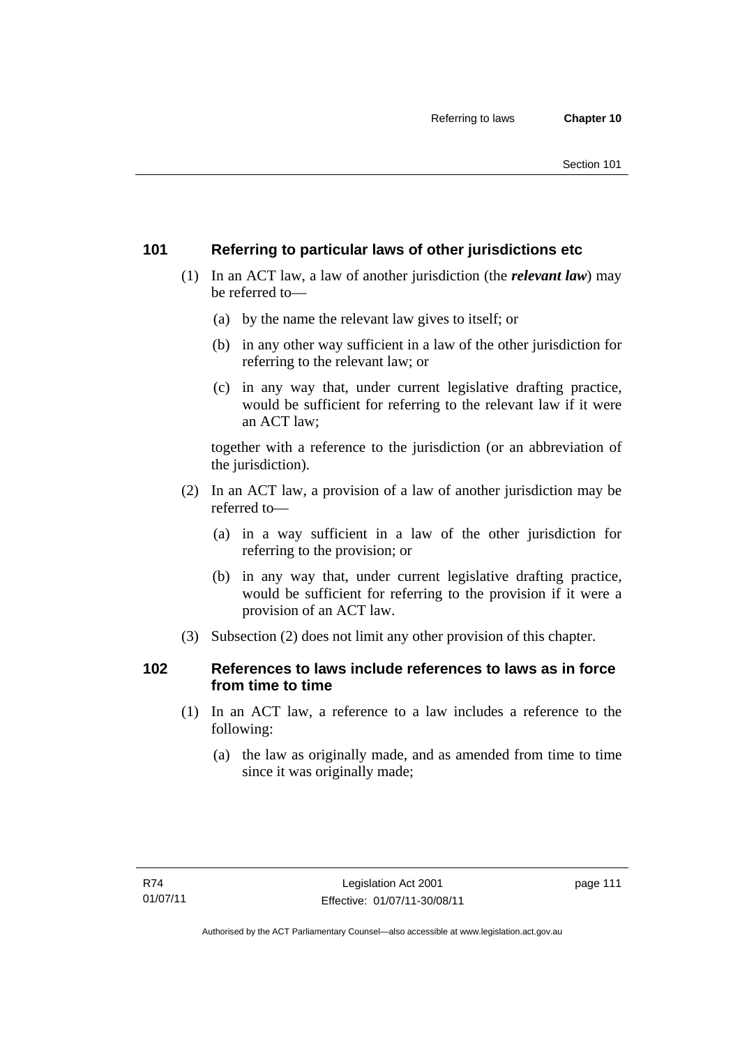## 101 Referring to particular laws of other jurisdictions etc

(1) In an ACT law, a law of another jurisdiction (the ***relevant law***) may be referred to—

(a) by the name the relevant law gives to itself; or

(b) in any other way sufficient in a law of the other jurisdiction for referring to the relevant law; or

(c) in any way that, under current legislative drafting practice, would be sufficient for referring to the relevant law if it were an ACT law;

together with a reference to the jurisdiction (or an abbreviation of the jurisdiction).

(2) In an ACT law, a provision of a law of another jurisdiction may be referred to—

(a) in a way sufficient in a law of the other jurisdiction for referring to the provision; or

(b) in any way that, under current legislative drafting practice, would be sufficient for referring to the provision if it were a provision of an ACT law.

(3) Subsection (2) does not limit any other provision of this chapter.

## 102 References to laws include references to laws as in force from time to time

(1) In an ACT law, a reference to a law includes a reference to the following:

(a) the law as originally made, and as amended from time to time since it was originally made;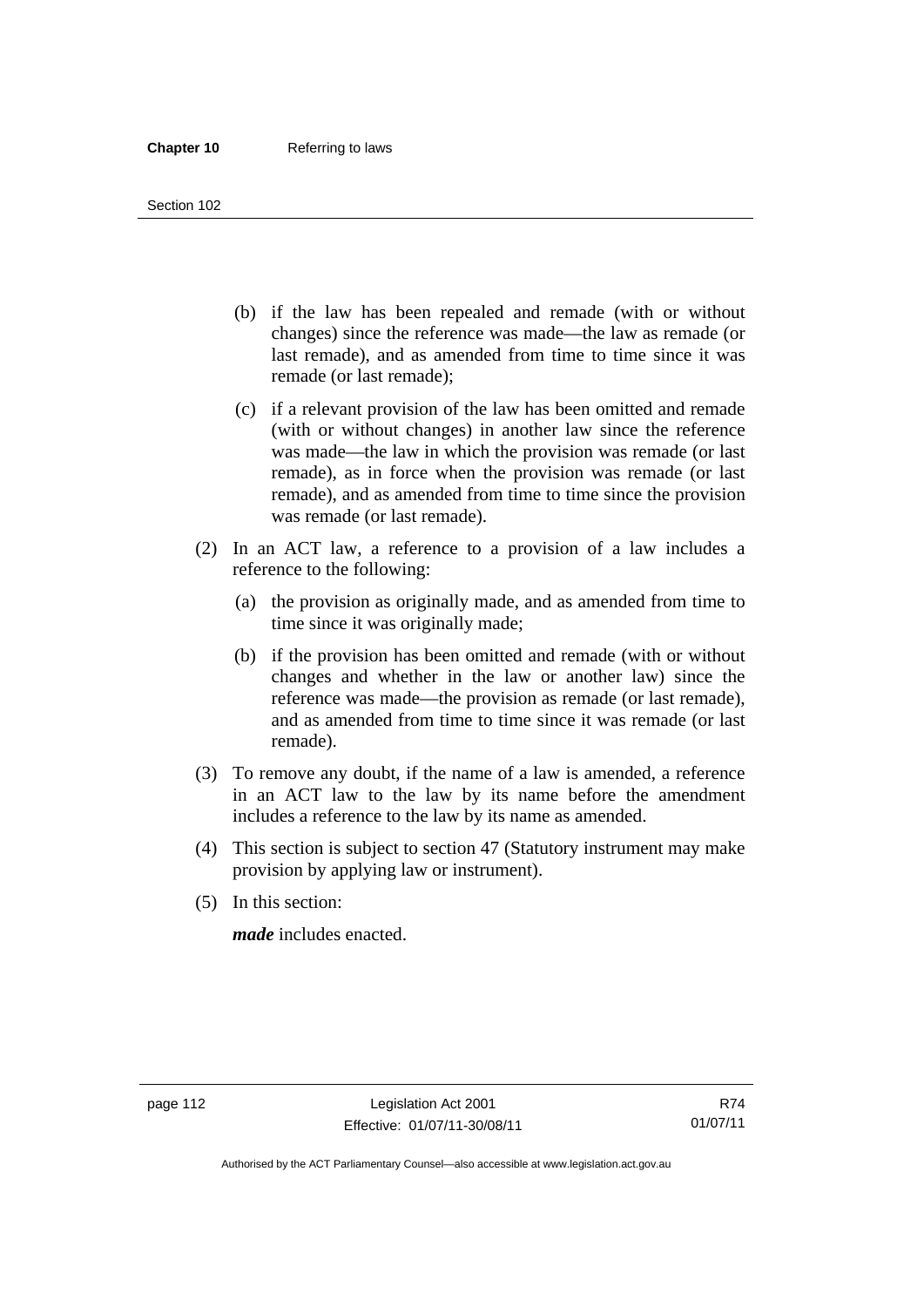(b) if the law has been repealed and remade (with or without changes) since the reference was made—the law as remade (or last remade), and as amended from time to time since it was remade (or last remade);

(c) if a relevant provision of the law has been omitted and remade (with or without changes) in another law since the reference was made—the law in which the provision was remade (or last remade), as in force when the provision was remade (or last remade), and as amended from time to time since the provision was remade (or last remade).

(2) In an ACT law, a reference to a provision of a law includes a reference to the following:

(a) the provision as originally made, and as amended from time to time since it was originally made;

(b) if the provision has been omitted and remade (with or without changes and whether in the law or another law) since the reference was made—the provision as remade (or last remade), and as amended from time to time since it was remade (or last remade).

(3) To remove any doubt, if the name of a law is amended, a reference in an ACT law to the law by its name before the amendment includes a reference to the law by its name as amended.

(4) This section is subject to section 47 (Statutory instrument may make provision by applying law or instrument).

(5) In this section:

***made*** includes enacted.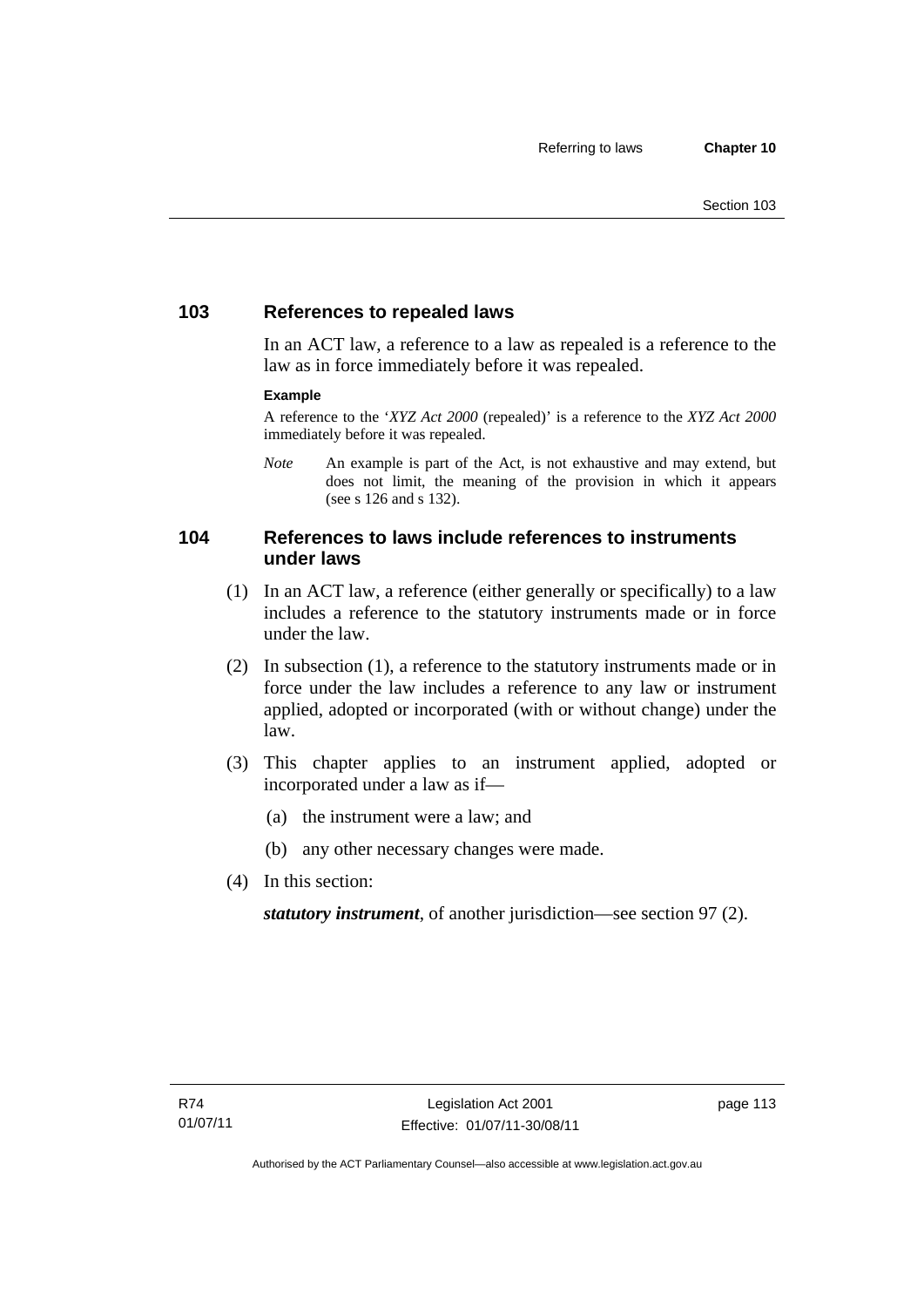## 103 References to repealed laws

In an ACT law, a reference to a law as repealed is a reference to the law as in force immediately before it was repealed.

**Example**

A reference to the '*XYZ Act 2000* (repealed)' is a reference to the *XYZ Act 2000* immediately before it was repealed.

*Note* An example is part of the Act, is not exhaustive and may extend, but does not limit, the meaning of the provision in which it appears (see s 126 and s 132).

## 104 References to laws include references to instruments under laws

(1) In an ACT law, a reference (either generally or specifically) to a law includes a reference to the statutory instruments made or in force under the law.

(2) In subsection (1), a reference to the statutory instruments made or in force under the law includes a reference to any law or instrument applied, adopted or incorporated (with or without change) under the law.

(3) This chapter applies to an instrument applied, adopted or incorporated under a law as if—

(a) the instrument were a law; and

(b) any other necessary changes were made.

(4) In this section:

***statutory instrument***, of another jurisdiction—see section 97 (2).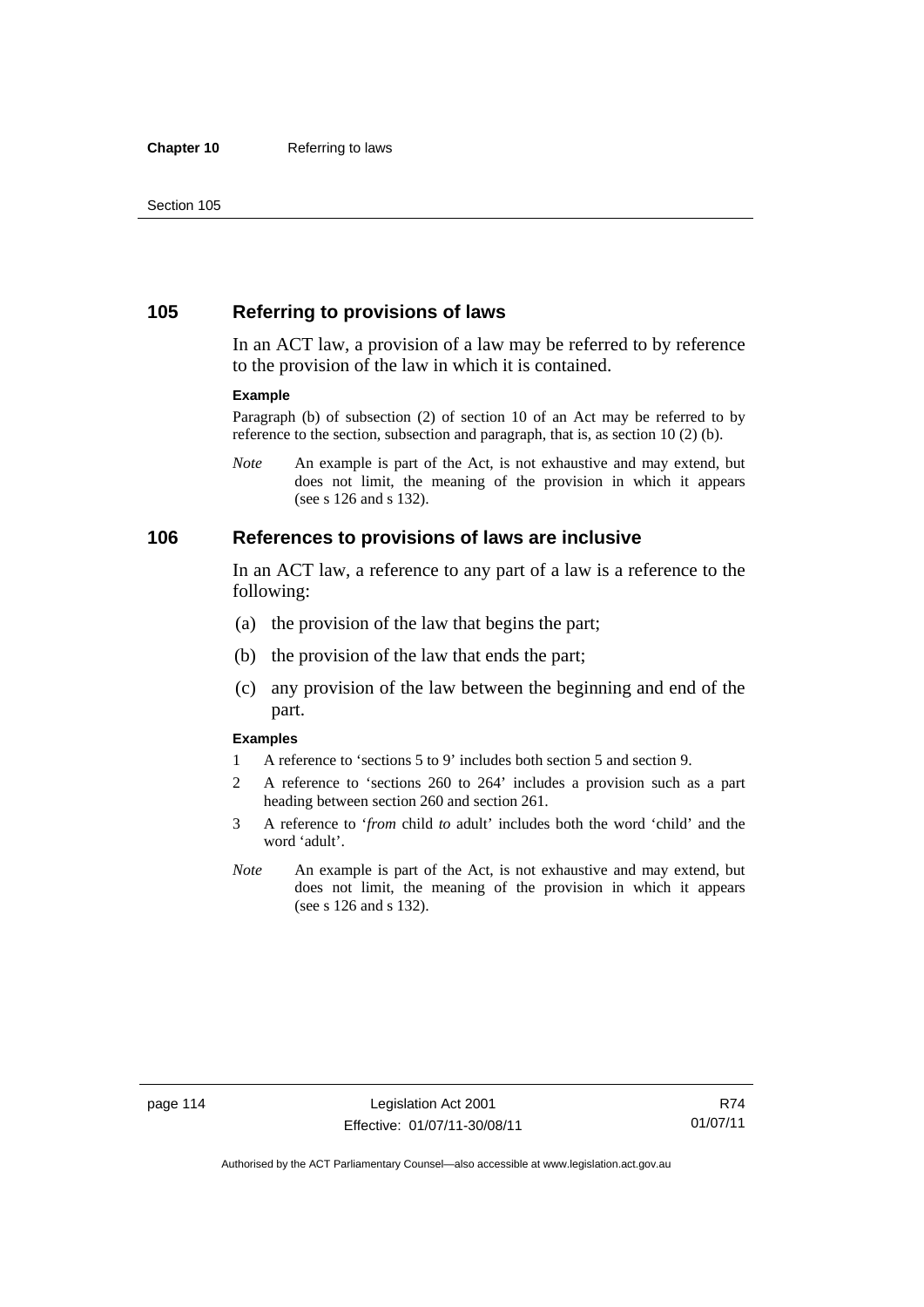## 105 Referring to provisions of laws

In an ACT law, a provision of a law may be referred to by reference to the provision of the law in which it is contained.

**Example**

Paragraph (b) of subsection (2) of section 10 of an Act may be referred to by reference to the section, subsection and paragraph, that is, as section 10 (2) (b).

*Note* An example is part of the Act, is not exhaustive and may extend, but does not limit, the meaning of the provision in which it appears (see s 126 and s 132).

## 106 References to provisions of laws are inclusive

In an ACT law, a reference to any part of a law is a reference to the following:

(a) the provision of the law that begins the part;

(b) the provision of the law that ends the part;

(c) any provision of the law between the beginning and end of the part.

**Examples**

1 A reference to 'sections 5 to 9' includes both section 5 and section 9.

2 A reference to 'sections 260 to 264' includes a provision such as a part heading between section 260 and section 261.

3 A reference to '*from* child *to* adult' includes both the word 'child' and the word 'adult'.

*Note* An example is part of the Act, is not exhaustive and may extend, but does not limit, the meaning of the provision in which it appears (see s 126 and s 132).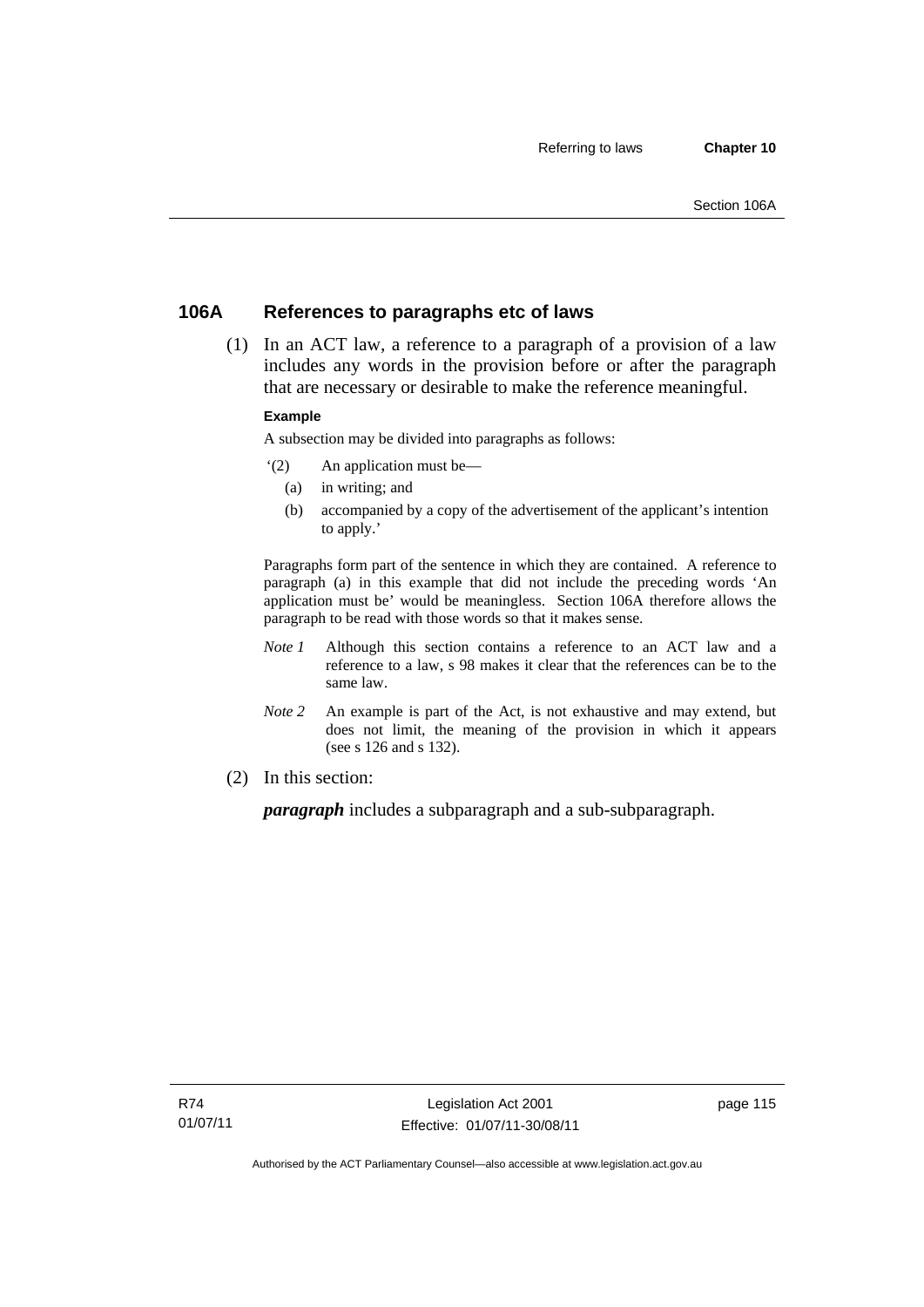## 106A References to paragraphs etc of laws

(1) In an ACT law, a reference to a paragraph of a provision of a law includes any words in the provision before or after the paragraph that are necessary or desirable to make the reference meaningful.

**Example**

A subsection may be divided into paragraphs as follows:

'(2) An application must be—

(a) in writing; and

(b) accompanied by a copy of the advertisement of the applicant's intention to apply.'

Paragraphs form part of the sentence in which they are contained. A reference to paragraph (a) in this example that did not include the preceding words 'An application must be' would be meaningless. Section 106A therefore allows the paragraph to be read with those words so that it makes sense.

*Note 1* Although this section contains a reference to an ACT law and a reference to a law, s 98 makes it clear that the references can be to the same law.

*Note 2* An example is part of the Act, is not exhaustive and may extend, but does not limit, the meaning of the provision in which it appears (see s 126 and s 132).

(2) In this section:

***paragraph*** includes a subparagraph and a sub-subparagraph.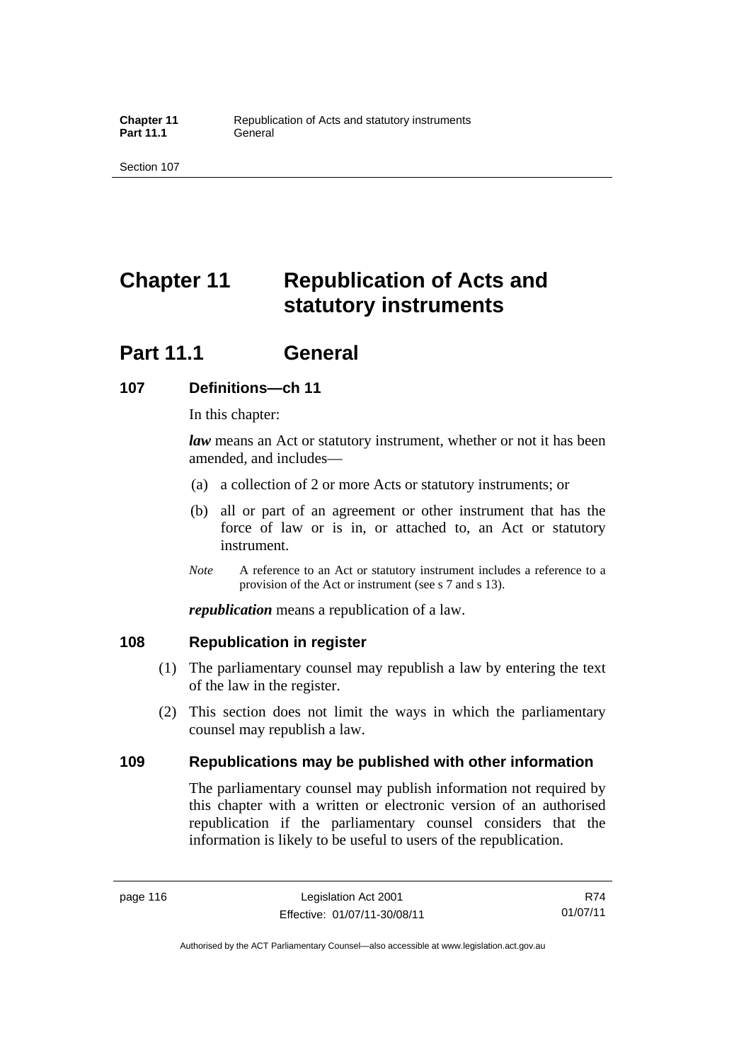# Chapter 11 Republication of Acts and statutory instruments

## Part 11.1 General

### 107 Definitions—ch 11

In this chapter:

***law*** means an Act or statutory instrument, whether or not it has been amended, and includes—

(a) a collection of 2 or more Acts or statutory instruments; or

(b) all or part of an agreement or other instrument that has the force of law or is in, or attached to, an Act or statutory instrument.

*Note* A reference to an Act or statutory instrument includes a reference to a provision of the Act or instrument (see s 7 and s 13).

***republication*** means a republication of a law.

### 108 Republication in register

(1) The parliamentary counsel may republish a law by entering the text of the law in the register.

(2) This section does not limit the ways in which the parliamentary counsel may republish a law.

### 109 Republications may be published with other information

The parliamentary counsel may publish information not required by this chapter with a written or electronic version of an authorised republication if the parliamentary counsel considers that the information is likely to be useful to users of the republication.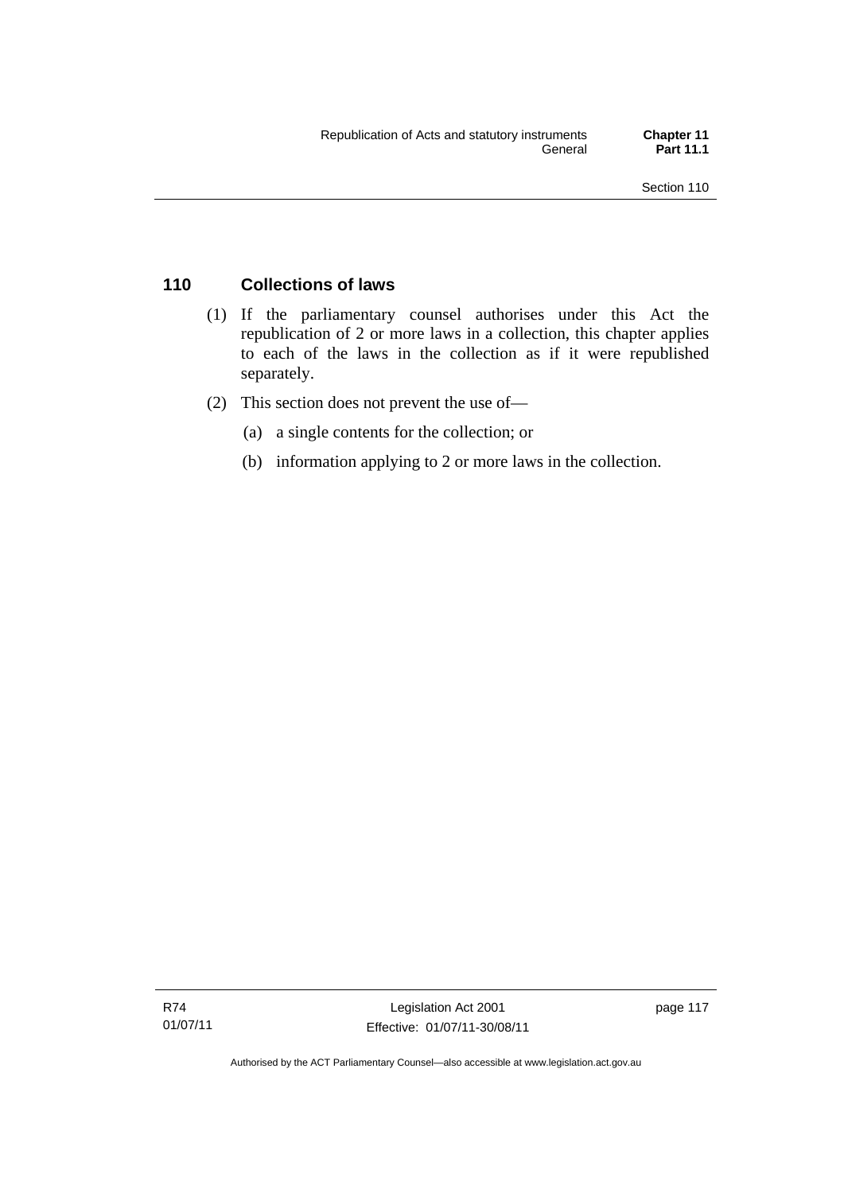## 110 Collections of laws

(1) If the parliamentary counsel authorises under this Act the republication of 2 or more laws in a collection, this chapter applies to each of the laws in the collection as if it were republished separately.

(2) This section does not prevent the use of—

(a) a single contents for the collection; or

(b) information applying to 2 or more laws in the collection.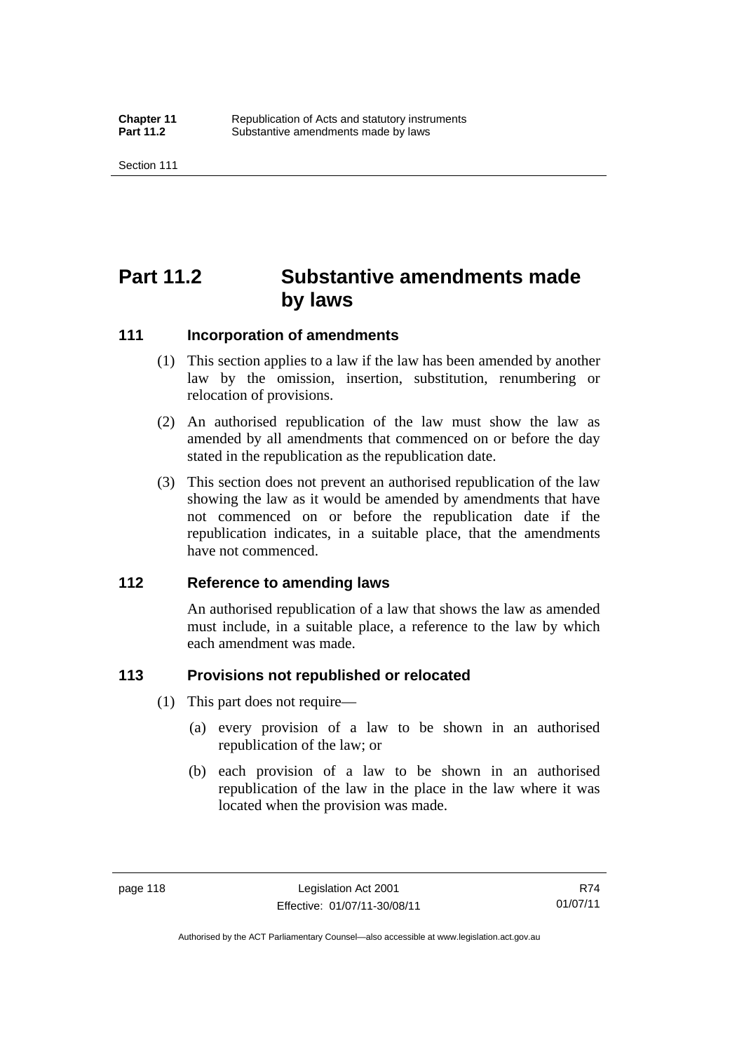# Part 11.2 Substantive amendments made by laws

## 111 Incorporation of amendments

(1) This section applies to a law if the law has been amended by another law by the omission, insertion, substitution, renumbering or relocation of provisions.

(2) An authorised republication of the law must show the law as amended by all amendments that commenced on or before the day stated in the republication as the republication date.

(3) This section does not prevent an authorised republication of the law showing the law as it would be amended by amendments that have not commenced on or before the republication date if the republication indicates, in a suitable place, that the amendments have not commenced.

## 112 Reference to amending laws

An authorised republication of a law that shows the law as amended must include, in a suitable place, a reference to the law by which each amendment was made.

## 113 Provisions not republished or relocated

(1) This part does not require—

(a) every provision of a law to be shown in an authorised republication of the law; or

(b) each provision of a law to be shown in an authorised republication of the law in the place in the law where it was located when the provision was made.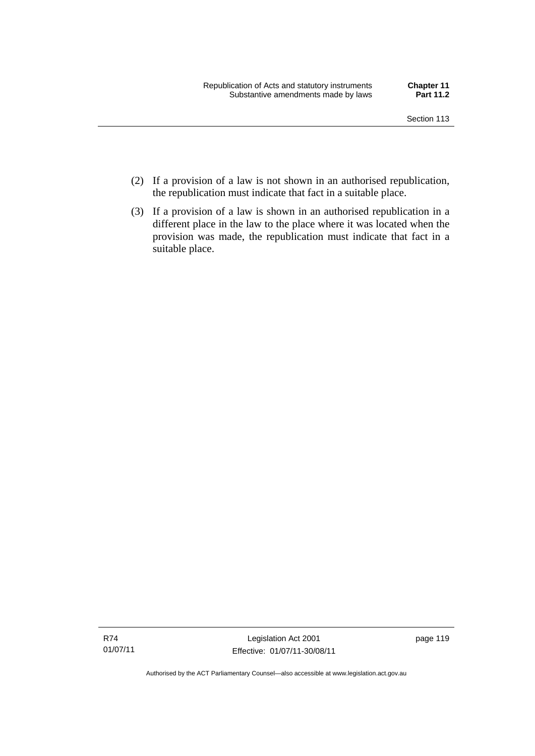(2) If a provision of a law is not shown in an authorised republication, the republication must indicate that fact in a suitable place.

(3) If a provision of a law is shown in an authorised republication in a different place in the law to the place where it was located when the provision was made, the republication must indicate that fact in a suitable place.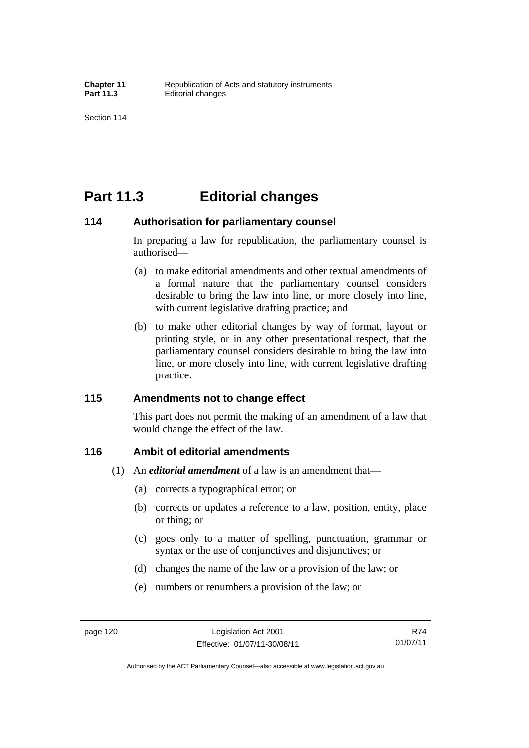# Part 11.3 Editorial changes

## 114 Authorisation for parliamentary counsel

In preparing a law for republication, the parliamentary counsel is authorised—

(a) to make editorial amendments and other textual amendments of a formal nature that the parliamentary counsel considers desirable to bring the law into line, or more closely into line, with current legislative drafting practice; and

(b) to make other editorial changes by way of format, layout or printing style, or in any other presentational respect, that the parliamentary counsel considers desirable to bring the law into line, or more closely into line, with current legislative drafting practice.

## 115 Amendments not to change effect

This part does not permit the making of an amendment of a law that would change the effect of the law.

## 116 Ambit of editorial amendments

(1) An ***editorial amendment*** of a law is an amendment that—

(a) corrects a typographical error; or

(b) corrects or updates a reference to a law, position, entity, place or thing; or

(c) goes only to a matter of spelling, punctuation, grammar or syntax or the use of conjunctives and disjunctives; or

(d) changes the name of the law or a provision of the law; or

(e) numbers or renumbers a provision of the law; or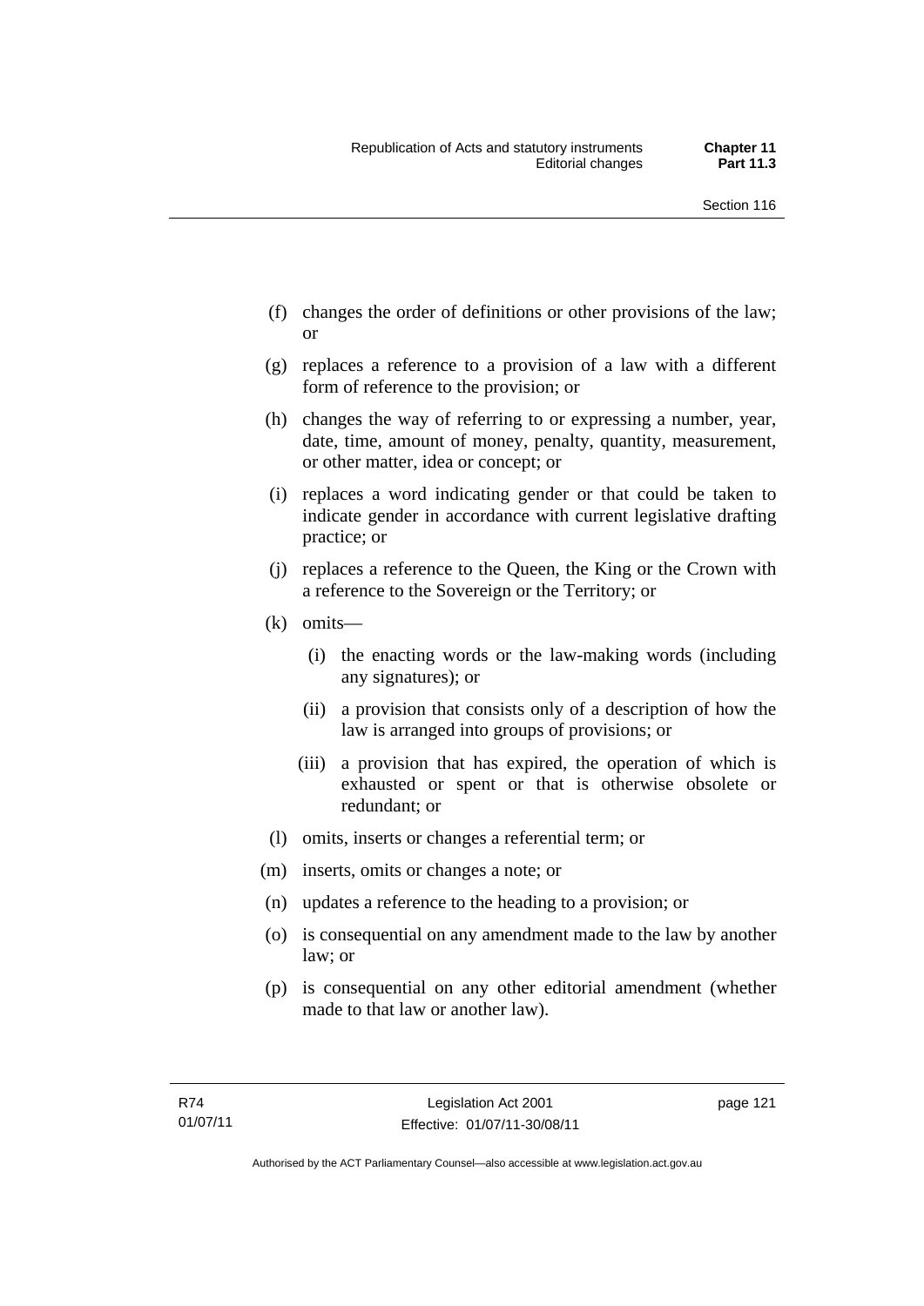(f) changes the order of definitions or other provisions of the law; or

(g) replaces a reference to a provision of a law with a different form of reference to the provision; or

(h) changes the way of referring to or expressing a number, year, date, time, amount of money, penalty, quantity, measurement, or other matter, idea or concept; or

(i) replaces a word indicating gender or that could be taken to indicate gender in accordance with current legislative drafting practice; or

(j) replaces a reference to the Queen, the King or the Crown with a reference to the Sovereign or the Territory; or

(k) omits—

  (i) the enacting words or the law-making words (including any signatures); or

  (ii) a provision that consists only of a description of how the law is arranged into groups of provisions; or

  (iii) a provision that has expired, the operation of which is exhausted or spent or that is otherwise obsolete or redundant; or

(l) omits, inserts or changes a referential term; or

(m) inserts, omits or changes a note; or

(n) updates a reference to the heading to a provision; or

(o) is consequential on any amendment made to the law by another law; or

(p) is consequential on any other editorial amendment (whether made to that law or another law).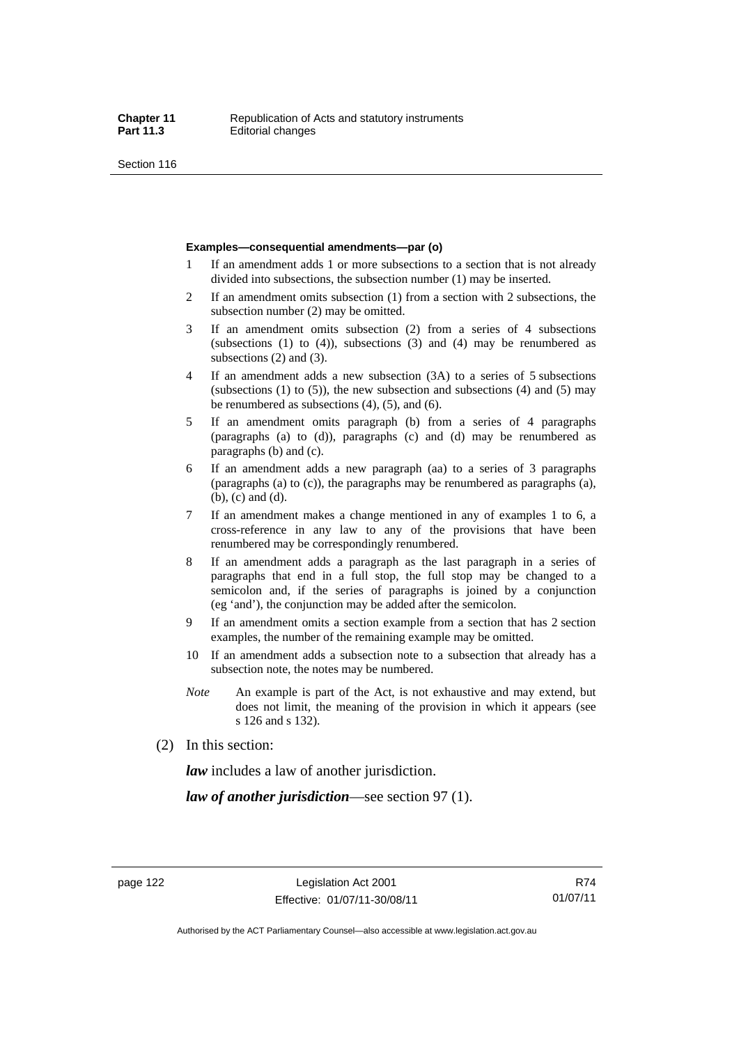#### Examples—consequential amendments—par (o)

1 If an amendment adds 1 or more subsections to a section that is not already divided into subsections, the subsection number (1) may be inserted.

2 If an amendment omits subsection (1) from a section with 2 subsections, the subsection number (2) may be omitted.

3 If an amendment omits subsection (2) from a series of 4 subsections (subsections (1) to (4)), subsections (3) and (4) may be renumbered as subsections (2) and (3).

4 If an amendment adds a new subsection (3A) to a series of 5 subsections (subsections (1) to (5)), the new subsection and subsections (4) and (5) may be renumbered as subsections (4), (5), and (6).

5 If an amendment omits paragraph (b) from a series of 4 paragraphs (paragraphs (a) to (d)), paragraphs (c) and (d) may be renumbered as paragraphs (b) and (c).

6 If an amendment adds a new paragraph (aa) to a series of 3 paragraphs (paragraphs (a) to (c)), the paragraphs may be renumbered as paragraphs (a), (b), (c) and (d).

7 If an amendment makes a change mentioned in any of examples 1 to 6, a cross-reference in any law to any of the provisions that have been renumbered may be correspondingly renumbered.

8 If an amendment adds a paragraph as the last paragraph in a series of paragraphs that end in a full stop, the full stop may be changed to a semicolon and, if the series of paragraphs is joined by a conjunction (eg 'and'), the conjunction may be added after the semicolon.

9 If an amendment omits a section example from a section that has 2 section examples, the number of the remaining example may be omitted.

10 If an amendment adds a subsection note to a subsection that already has a subsection note, the notes may be numbered.

*Note* An example is part of the Act, is not exhaustive and may extend, but does not limit, the meaning of the provision in which it appears (see s 126 and s 132).

(2) In this section:

***law*** includes a law of another jurisdiction.

***law of another jurisdiction***—see section 97 (1).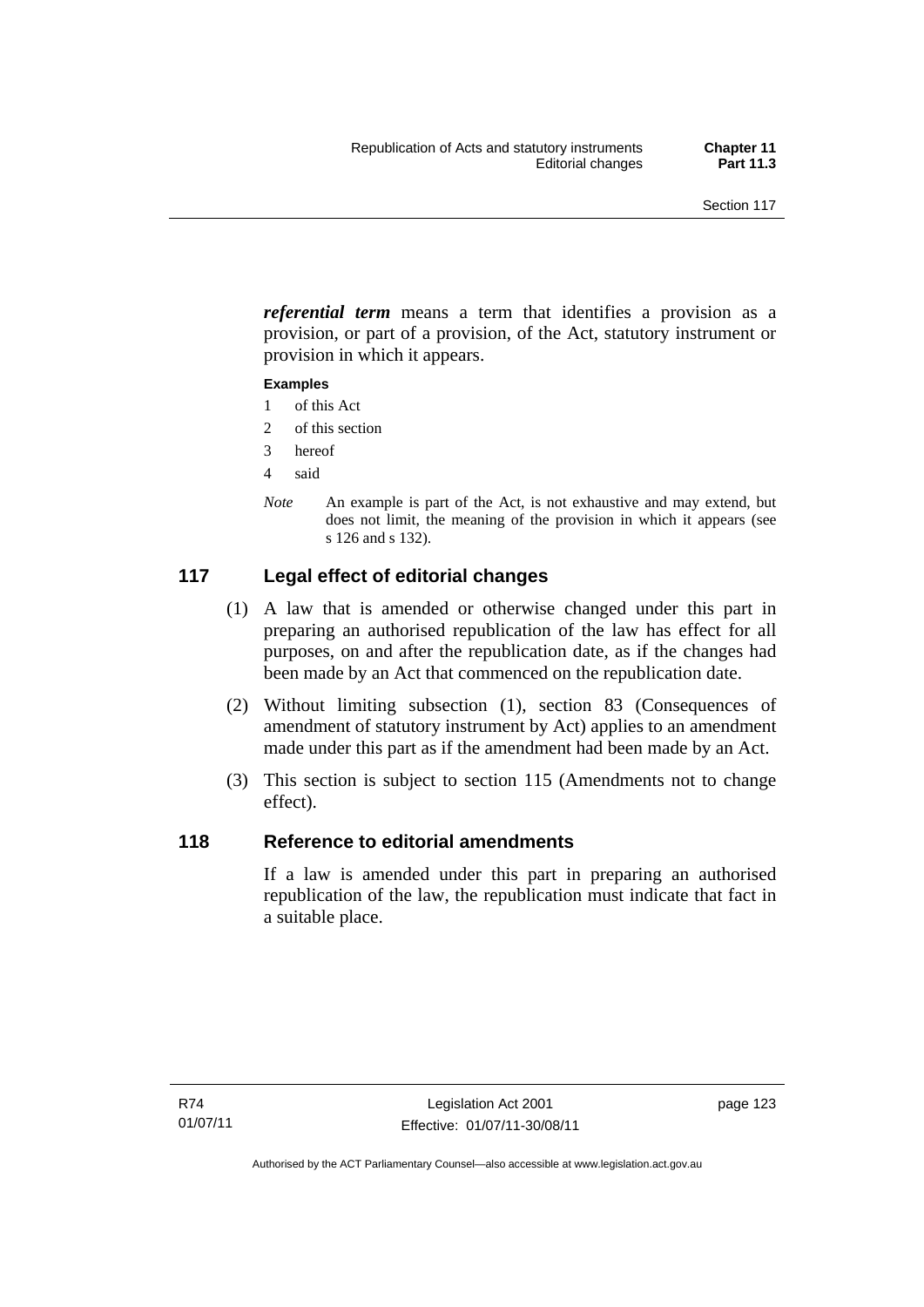***referential term*** means a term that identifies a provision as a provision, or part of a provision, of the Act, statutory instrument or provision in which it appears.

**Examples**

1 of this Act
2 of this section
3 hereof
4 said

*Note* An example is part of the Act, is not exhaustive and may extend, but does not limit, the meaning of the provision in which it appears (see s 126 and s 132).

## 117 Legal effect of editorial changes

(1) A law that is amended or otherwise changed under this part in preparing an authorised republication of the law has effect for all purposes, on and after the republication date, as if the changes had been made by an Act that commenced on the republication date.

(2) Without limiting subsection (1), section 83 (Consequences of amendment of statutory instrument by Act) applies to an amendment made under this part as if the amendment had been made by an Act.

(3) This section is subject to section 115 (Amendments not to change effect).

## 118 Reference to editorial amendments

If a law is amended under this part in preparing an authorised republication of the law, the republication must indicate that fact in a suitable place.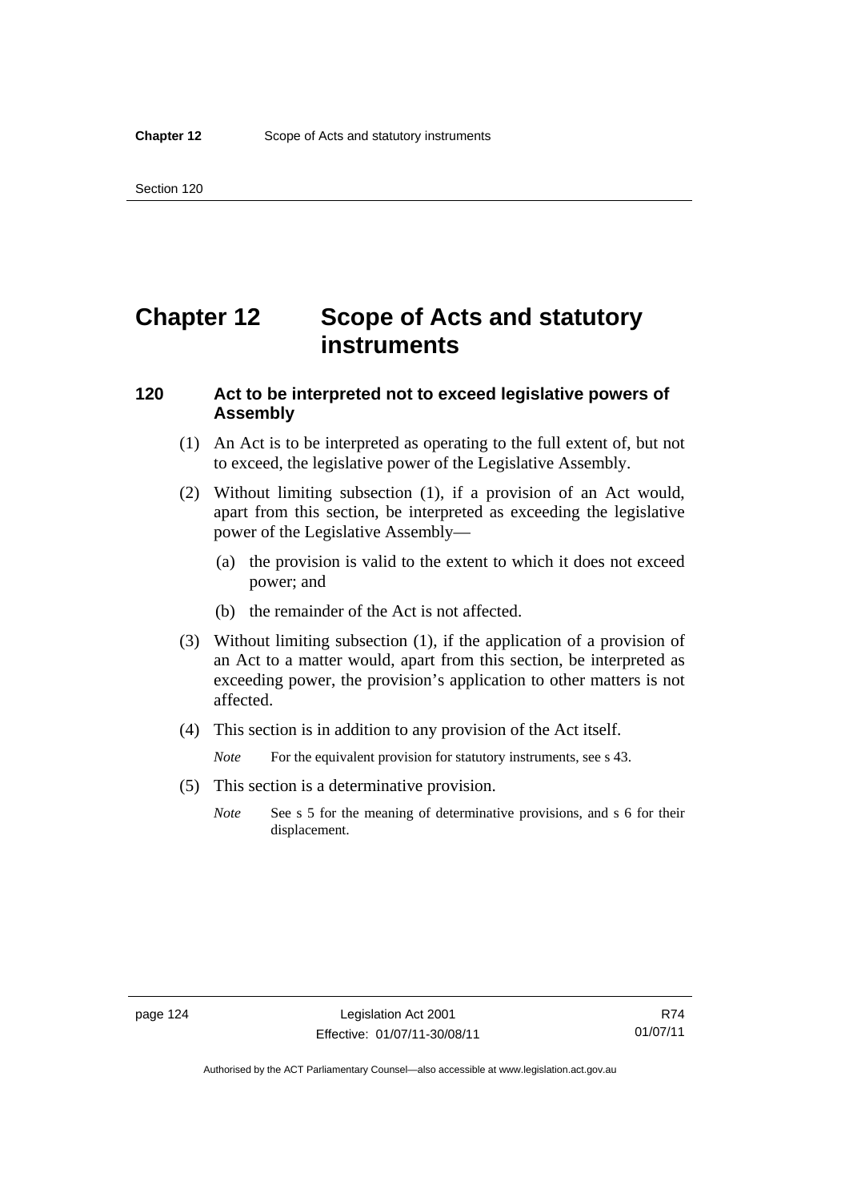# Chapter 12 Scope of Acts and statutory instruments

## 120 Act to be interpreted not to exceed legislative powers of Assembly

(1) An Act is to be interpreted as operating to the full extent of, but not to exceed, the legislative power of the Legislative Assembly.

(2) Without limiting subsection (1), if a provision of an Act would, apart from this section, be interpreted as exceeding the legislative power of the Legislative Assembly—

(a) the provision is valid to the extent to which it does not exceed power; and

(b) the remainder of the Act is not affected.

(3) Without limiting subsection (1), if the application of a provision of an Act to a matter would, apart from this section, be interpreted as exceeding power, the provision's application to other matters is not affected.

(4) This section is in addition to any provision of the Act itself.

*Note* For the equivalent provision for statutory instruments, see s 43.

(5) This section is a determinative provision.

*Note* See s 5 for the meaning of determinative provisions, and s 6 for their displacement.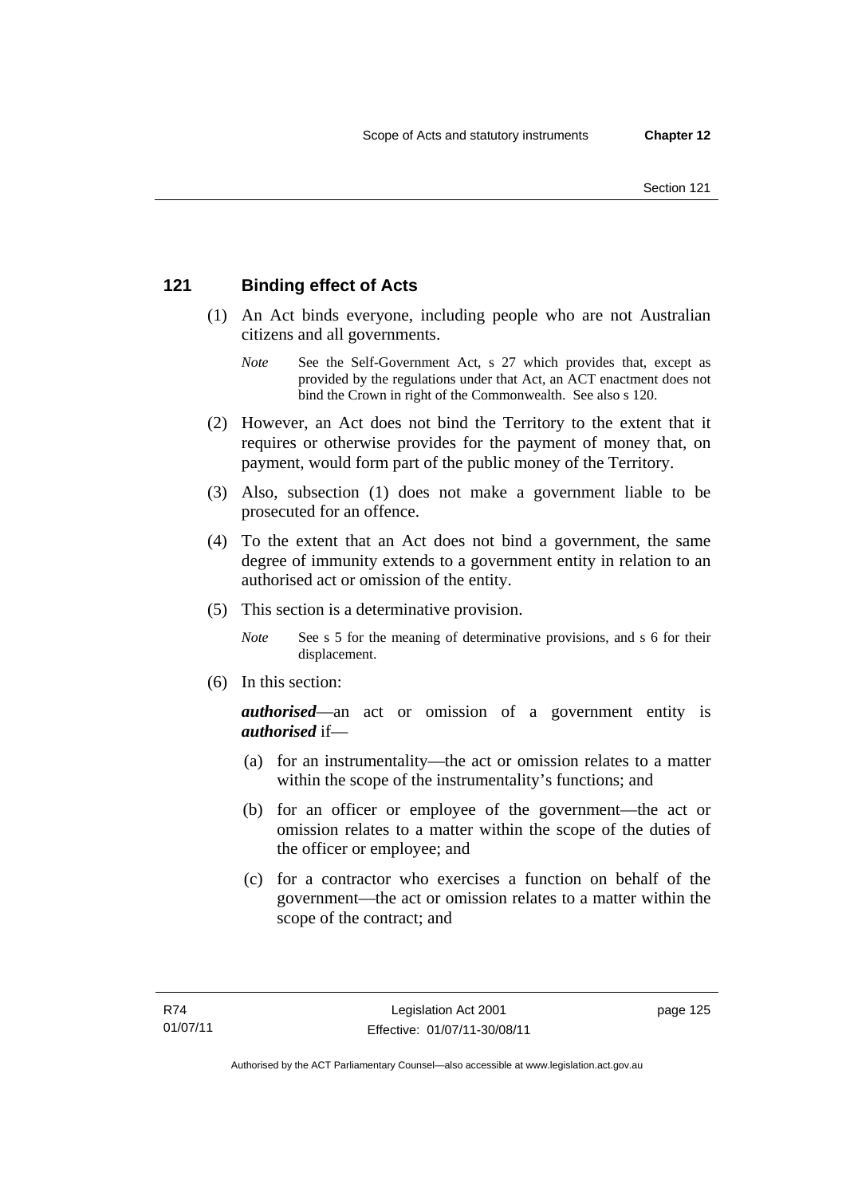## 121 Binding effect of Acts

(1) An Act binds everyone, including people who are not Australian citizens and all governments.

*Note* See the Self-Government Act, s 27 which provides that, except as provided by the regulations under that Act, an ACT enactment does not bind the Crown in right of the Commonwealth. See also s 120.

(2) However, an Act does not bind the Territory to the extent that it requires or otherwise provides for the payment of money that, on payment, would form part of the public money of the Territory.

(3) Also, subsection (1) does not make a government liable to be prosecuted for an offence.

(4) To the extent that an Act does not bind a government, the same degree of immunity extends to a government entity in relation to an authorised act or omission of the entity.

(5) This section is a determinative provision.

*Note* See s 5 for the meaning of determinative provisions, and s 6 for their displacement.

(6) In this section:

***authorised***—an act or omission of a government entity is ***authorised*** if—

(a) for an instrumentality—the act or omission relates to a matter within the scope of the instrumentality's functions; and

(b) for an officer or employee of the government—the act or omission relates to a matter within the scope of the duties of the officer or employee; and

(c) for a contractor who exercises a function on behalf of the government—the act or omission relates to a matter within the scope of the contract; and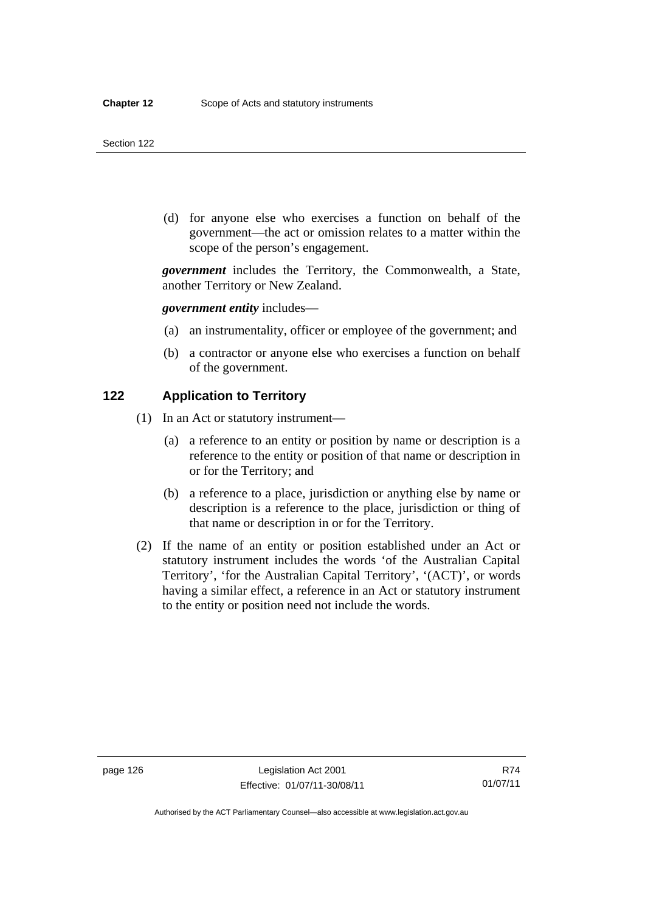(d) for anyone else who exercises a function on behalf of the government—the act or omission relates to a matter within the scope of the person's engagement.

***government*** includes the Territory, the Commonwealth, a State, another Territory or New Zealand.

***government entity*** includes—

(a) an instrumentality, officer or employee of the government; and

(b) a contractor or anyone else who exercises a function on behalf of the government.

## 122 Application to Territory

(1) In an Act or statutory instrument—

(a) a reference to an entity or position by name or description is a reference to the entity or position of that name or description in or for the Territory; and

(b) a reference to a place, jurisdiction or anything else by name or description is a reference to the place, jurisdiction or thing of that name or description in or for the Territory.

(2) If the name of an entity or position established under an Act or statutory instrument includes the words 'of the Australian Capital Territory', 'for the Australian Capital Territory', '(ACT)', or words having a similar effect, a reference in an Act or statutory instrument to the entity or position need not include the words.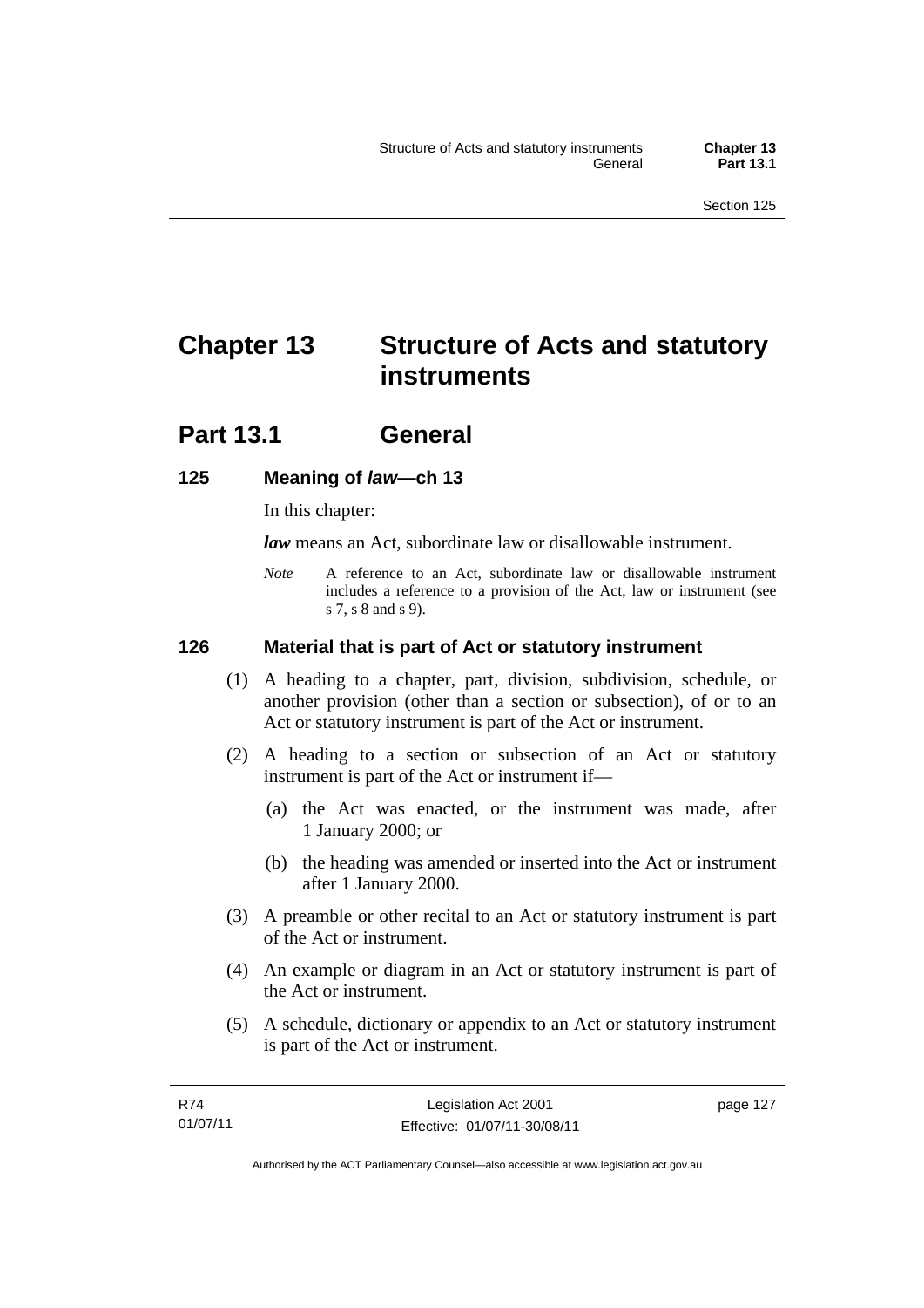# Chapter 13 Structure of Acts and statutory instruments

## Part 13.1 General

### 125 Meaning of *law*—ch 13

In this chapter:

***law*** means an Act, subordinate law or disallowable instrument.

*Note* A reference to an Act, subordinate law or disallowable instrument includes a reference to a provision of the Act, law or instrument (see s 7, s 8 and s 9).

### 126 Material that is part of Act or statutory instrument

(1) A heading to a chapter, part, division, subdivision, schedule, or another provision (other than a section or subsection), of or to an Act or statutory instrument is part of the Act or instrument.

(2) A heading to a section or subsection of an Act or statutory instrument is part of the Act or instrument if—

(a) the Act was enacted, or the instrument was made, after 1 January 2000; or

(b) the heading was amended or inserted into the Act or instrument after 1 January 2000.

(3) A preamble or other recital to an Act or statutory instrument is part of the Act or instrument.

(4) An example or diagram in an Act or statutory instrument is part of the Act or instrument.

(5) A schedule, dictionary or appendix to an Act or statutory instrument is part of the Act or instrument.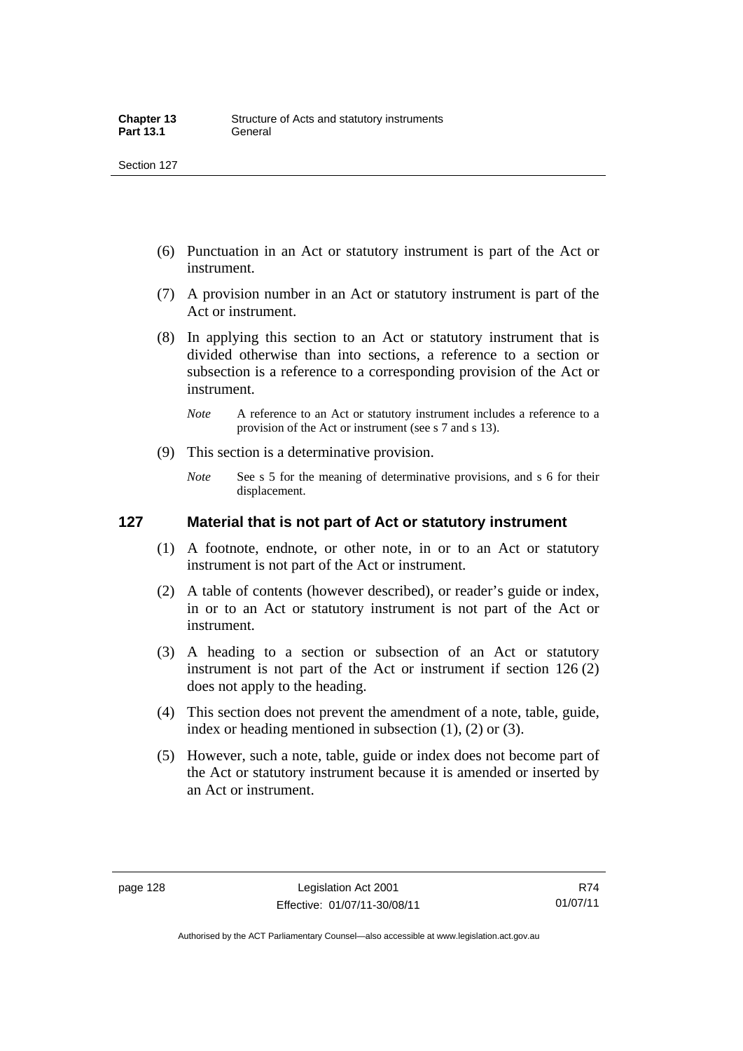(6) Punctuation in an Act or statutory instrument is part of the Act or instrument.

(7) A provision number in an Act or statutory instrument is part of the Act or instrument.

(8) In applying this section to an Act or statutory instrument that is divided otherwise than into sections, a reference to a section or subsection is a reference to a corresponding provision of the Act or instrument.

*Note* A reference to an Act or statutory instrument includes a reference to a provision of the Act or instrument (see s 7 and s 13).

(9) This section is a determinative provision.

*Note* See s 5 for the meaning of determinative provisions, and s 6 for their displacement.

## 127 Material that is not part of Act or statutory instrument

(1) A footnote, endnote, or other note, in or to an Act or statutory instrument is not part of the Act or instrument.

(2) A table of contents (however described), or reader's guide or index, in or to an Act or statutory instrument is not part of the Act or instrument.

(3) A heading to a section or subsection of an Act or statutory instrument is not part of the Act or instrument if section 126 (2) does not apply to the heading.

(4) This section does not prevent the amendment of a note, table, guide, index or heading mentioned in subsection (1), (2) or (3).

(5) However, such a note, table, guide or index does not become part of the Act or statutory instrument because it is amended or inserted by an Act or instrument.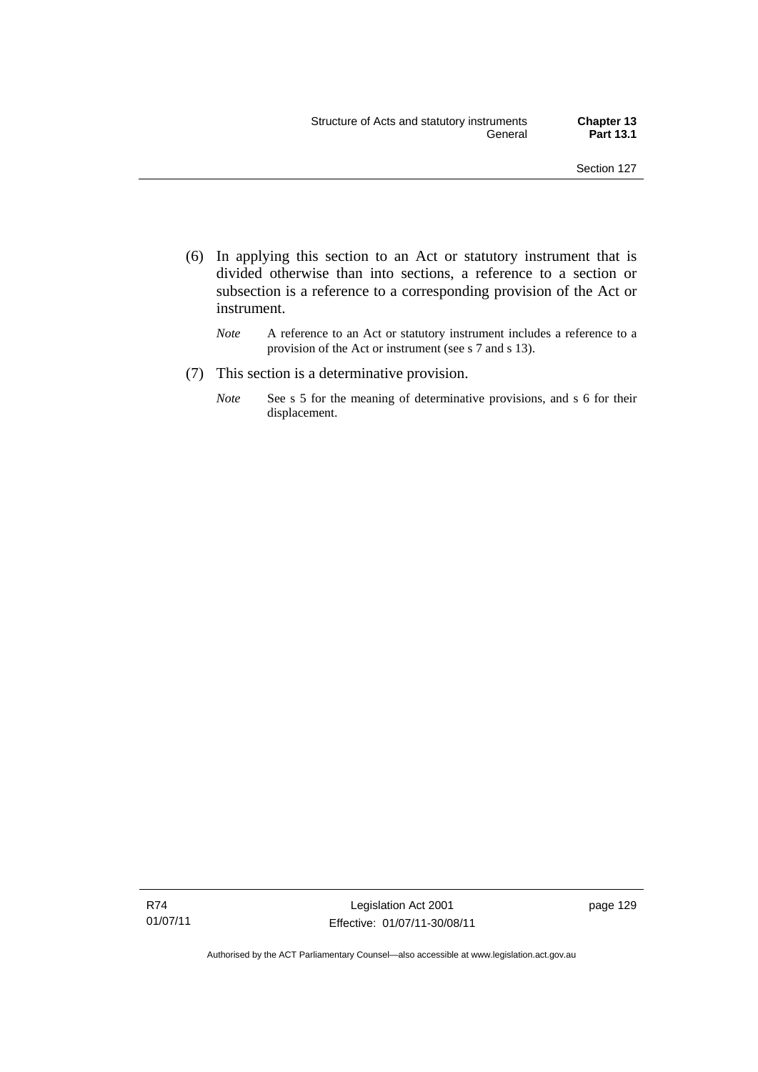(6) In applying this section to an Act or statutory instrument that is divided otherwise than into sections, a reference to a section or subsection is a reference to a corresponding provision of the Act or instrument.

*Note* A reference to an Act or statutory instrument includes a reference to a provision of the Act or instrument (see s 7 and s 13).

(7) This section is a determinative provision.

*Note* See s 5 for the meaning of determinative provisions, and s 6 for their displacement.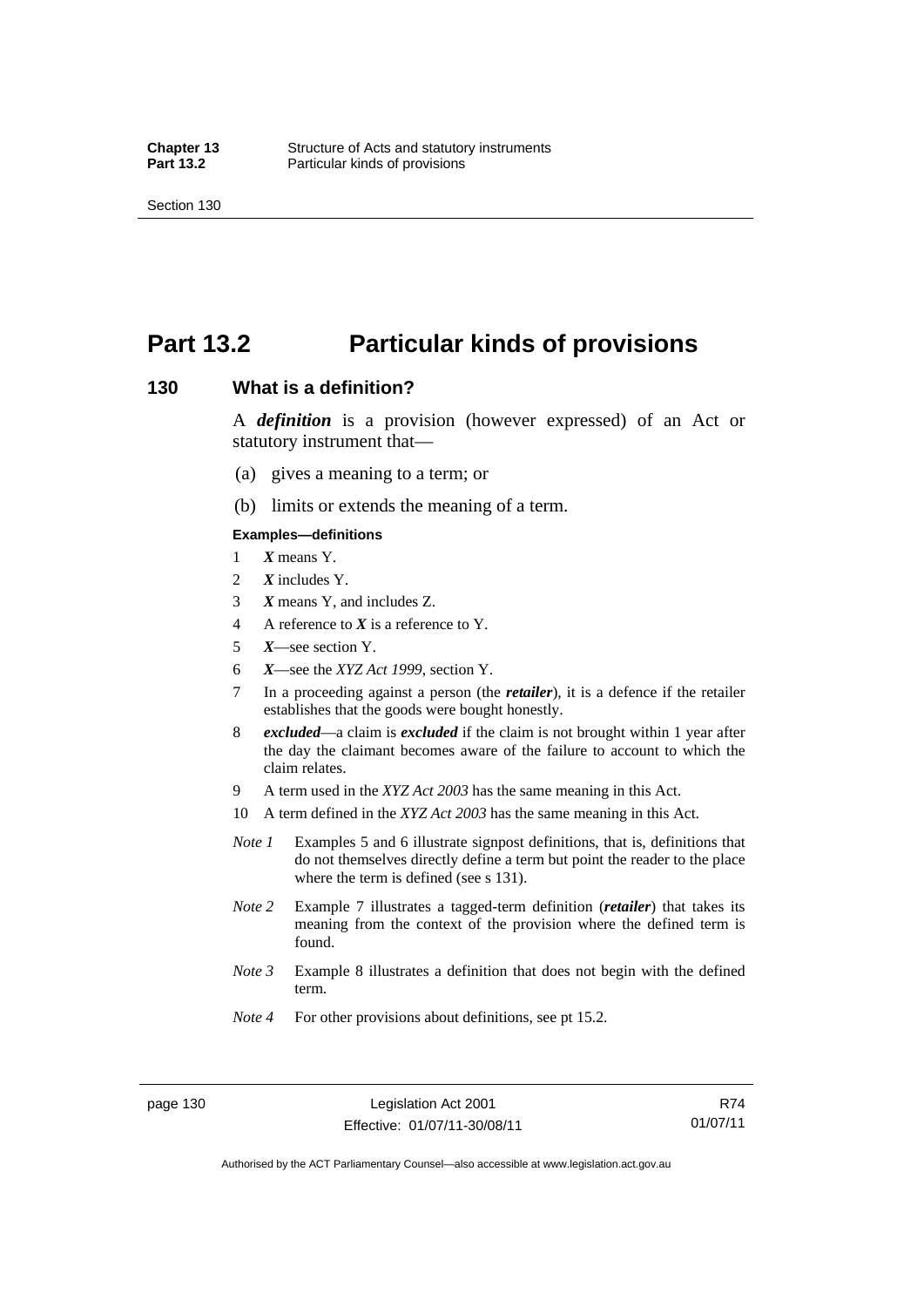# Part 13.2 Particular kinds of provisions

## 130 What is a definition?

A ***definition*** is a provision (however expressed) of an Act or statutory instrument that—

(a) gives a meaning to a term; or

(b) limits or extends the meaning of a term.

**Examples—definitions**

1. ***X*** means Y.
2. ***X*** includes Y.
3. ***X*** means Y, and includes Z.
4. A reference to ***X*** is a reference to Y.
5. ***X***—see section Y.
6. ***X***—see the *XYZ Act 1999*, section Y.
7. In a proceeding against a person (the ***retailer***), it is a defence if the retailer establishes that the goods were bought honestly.
8. ***excluded***—a claim is ***excluded*** if the claim is not brought within 1 year after the day the claimant becomes aware of the failure to account to which the claim relates.
9. A term used in the *XYZ Act 2003* has the same meaning in this Act.
10. A term defined in the *XYZ Act 2003* has the same meaning in this Act.

*Note 1* Examples 5 and 6 illustrate signpost definitions, that is, definitions that do not themselves directly define a term but point the reader to the place where the term is defined (see s 131).

*Note 2* Example 7 illustrates a tagged-term definition (***retailer***) that takes its meaning from the context of the provision where the defined term is found.

*Note 3* Example 8 illustrates a definition that does not begin with the defined term.

*Note 4* For other provisions about definitions, see pt 15.2.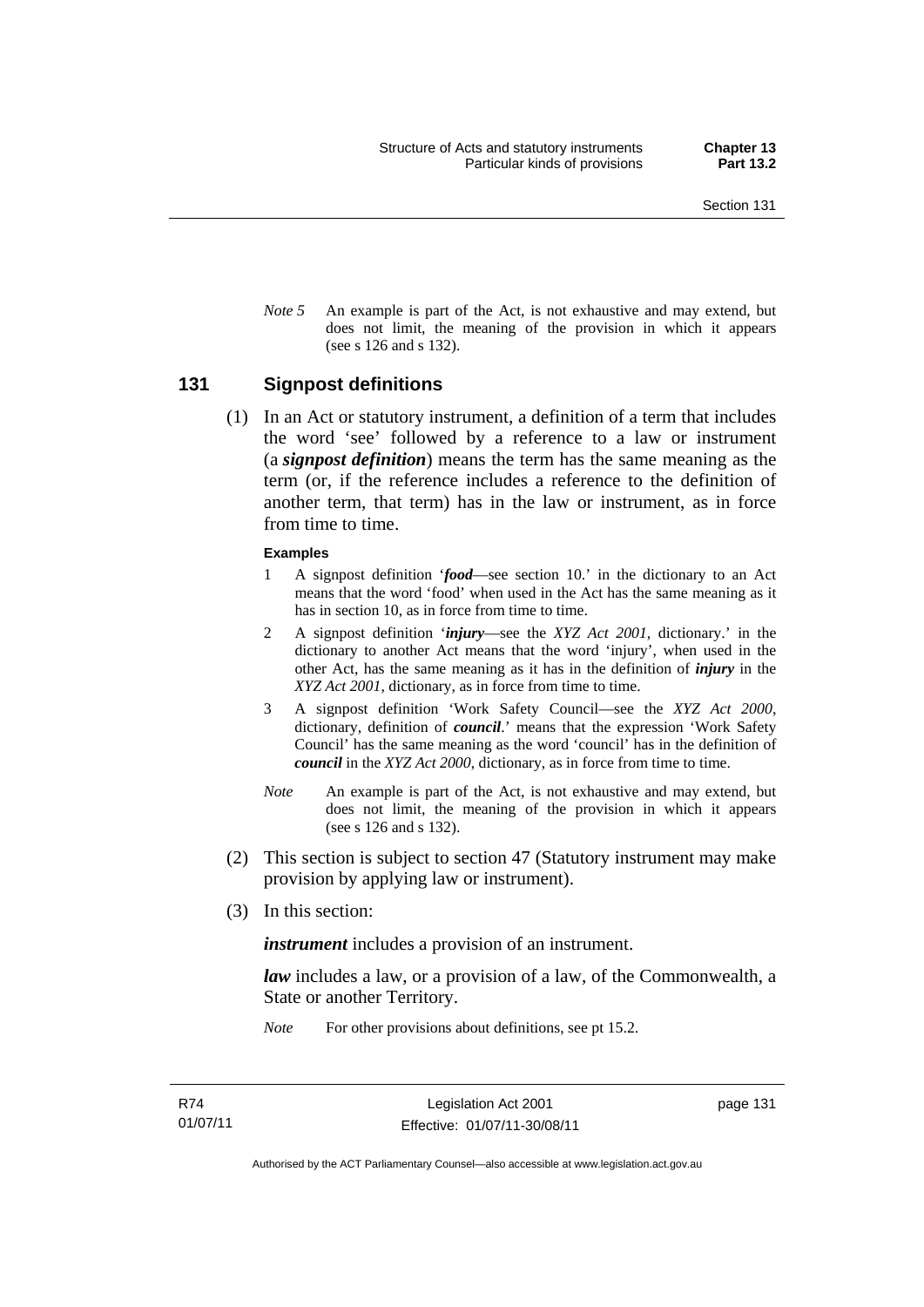*Note 5* An example is part of the Act, is not exhaustive and may extend, but does not limit, the meaning of the provision in which it appears (see s 126 and s 132).

## 131 Signpost definitions

(1) In an Act or statutory instrument, a definition of a term that includes the word 'see' followed by a reference to a law or instrument (a ***signpost definition***) means the term has the same meaning as the term (or, if the reference includes a reference to the definition of another term, that term) has in the law or instrument, as in force from time to time.

**Examples**

1. A signpost definition '***food***—see section 10.' in the dictionary to an Act means that the word 'food' when used in the Act has the same meaning as it has in section 10, as in force from time to time.
2. A signpost definition '***injury***—see the *XYZ Act 2001*, dictionary.' in the dictionary to another Act means that the word 'injury', when used in the other Act, has the same meaning as it has in the definition of ***injury*** in the *XYZ Act 2001*, dictionary, as in force from time to time.
3. A signpost definition 'Work Safety Council—see the *XYZ Act 2000*, dictionary, definition of ***council***.' means that the expression 'Work Safety Council' has the same meaning as the word 'council' has in the definition of ***council*** in the *XYZ Act 2000*, dictionary, as in force from time to time.

*Note* An example is part of the Act, is not exhaustive and may extend, but does not limit, the meaning of the provision in which it appears (see s 126 and s 132).

(2) This section is subject to section 47 (Statutory instrument may make provision by applying law or instrument).

(3) In this section:

***instrument*** includes a provision of an instrument.

***law*** includes a law, or a provision of a law, of the Commonwealth, a State or another Territory.

*Note* For other provisions about definitions, see pt 15.2.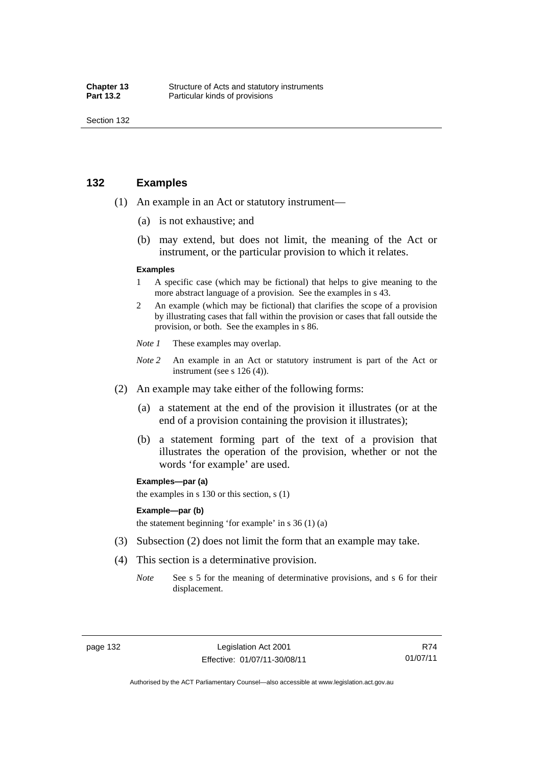## 132 Examples

(1) An example in an Act or statutory instrument—

(a) is not exhaustive; and

(b) may extend, but does not limit, the meaning of the Act or instrument, or the particular provision to which it relates.

**Examples**

1 A specific case (which may be fictional) that helps to give meaning to the more abstract language of a provision. See the examples in s 43.

2 An example (which may be fictional) that clarifies the scope of a provision by illustrating cases that fall within the provision or cases that fall outside the provision, or both. See the examples in s 86.

*Note 1* These examples may overlap.

*Note 2* An example in an Act or statutory instrument is part of the Act or instrument (see s 126 (4)).

(2) An example may take either of the following forms:

(a) a statement at the end of the provision it illustrates (or at the end of a provision containing the provision it illustrates);

(b) a statement forming part of the text of a provision that illustrates the operation of the provision, whether or not the words 'for example' are used.

**Examples—par (a)**

the examples in s 130 or this section, s (1)

**Example—par (b)**

the statement beginning 'for example' in s 36 (1) (a)

(3) Subsection (2) does not limit the form that an example may take.

(4) This section is a determinative provision.

*Note* See s 5 for the meaning of determinative provisions, and s 6 for their displacement.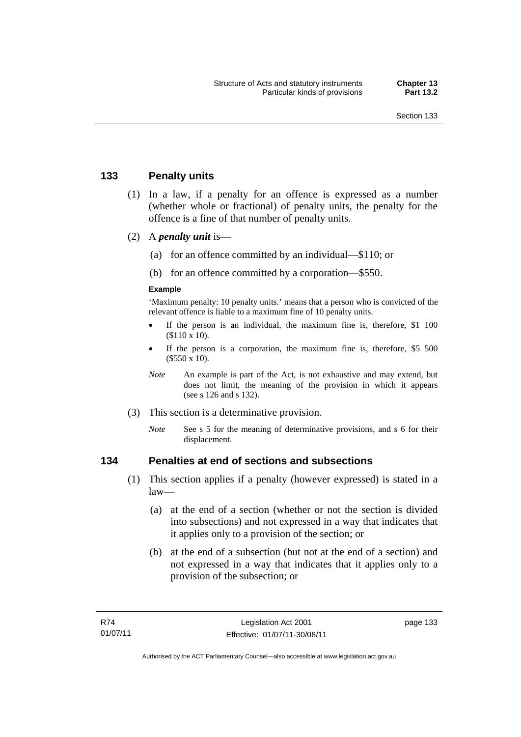## 133 Penalty units

(1) In a law, if a penalty for an offence is expressed as a number (whether whole or fractional) of penalty units, the penalty for the offence is a fine of that number of penalty units.

(2) A ***penalty unit*** is—

(a) for an offence committed by an individual—$110; or

(b) for an offence committed by a corporation—$550.

**Example**

'Maximum penalty: 10 penalty units.' means that a person who is convicted of the relevant offence is liable to a maximum fine of 10 penalty units.

- If the person is an individual, the maximum fine is, therefore, $1 100 ($110 x 10).
- If the person is a corporation, the maximum fine is, therefore, $5 500 ($550 x 10).

*Note* An example is part of the Act, is not exhaustive and may extend, but does not limit, the meaning of the provision in which it appears (see s 126 and s 132).

(3) This section is a determinative provision.

*Note* See s 5 for the meaning of determinative provisions, and s 6 for their displacement.

## 134 Penalties at end of sections and subsections

(1) This section applies if a penalty (however expressed) is stated in a law—

(a) at the end of a section (whether or not the section is divided into subsections) and not expressed in a way that indicates that it applies only to a provision of the section; or

(b) at the end of a subsection (but not at the end of a section) and not expressed in a way that indicates that it applies only to a provision of the subsection; or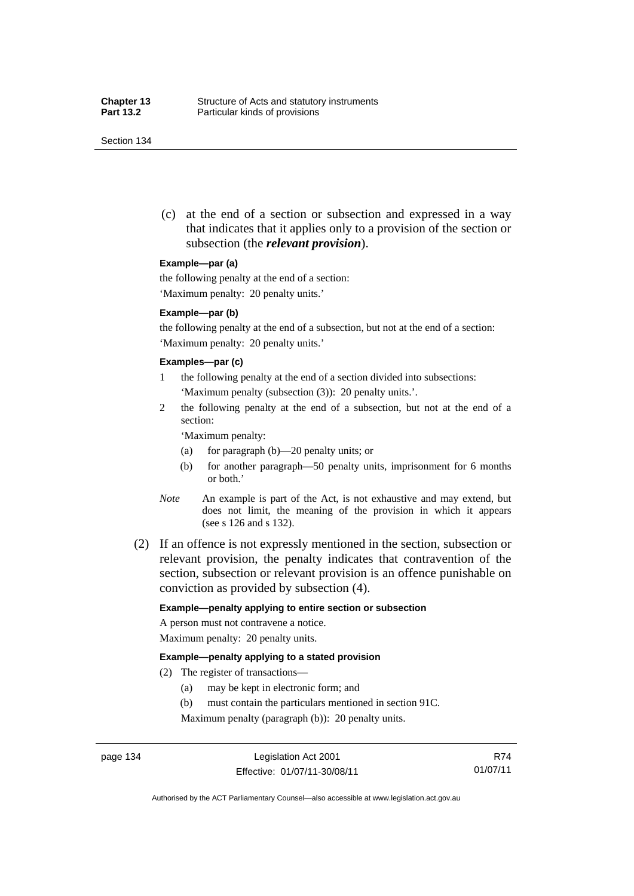(c) at the end of a section or subsection and expressed in a way that indicates that it applies only to a provision of the section or subsection (the ***relevant provision***).

**Example—par (a)**

the following penalty at the end of a section:

'Maximum penalty: 20 penalty units.'

**Example—par (b)**

the following penalty at the end of a subsection, but not at the end of a section:

'Maximum penalty: 20 penalty units.'

**Examples—par (c)**

1 the following penalty at the end of a section divided into subsections:
'Maximum penalty (subsection (3)): 20 penalty units.'.

2 the following penalty at the end of a subsection, but not at the end of a section:

'Maximum penalty:

(a) for paragraph (b)—20 penalty units; or

(b) for another paragraph—50 penalty units, imprisonment for 6 months or both.'

*Note* An example is part of the Act, is not exhaustive and may extend, but does not limit, the meaning of the provision in which it appears (see s 126 and s 132).

(2) If an offence is not expressly mentioned in the section, subsection or relevant provision, the penalty indicates that contravention of the section, subsection or relevant provision is an offence punishable on conviction as provided by subsection (4).

**Example—penalty applying to entire section or subsection**

A person must not contravene a notice.

Maximum penalty: 20 penalty units.

**Example—penalty applying to a stated provision**

(2) The register of transactions—

(a) may be kept in electronic form; and

(b) must contain the particulars mentioned in section 91C.

Maximum penalty (paragraph (b)): 20 penalty units.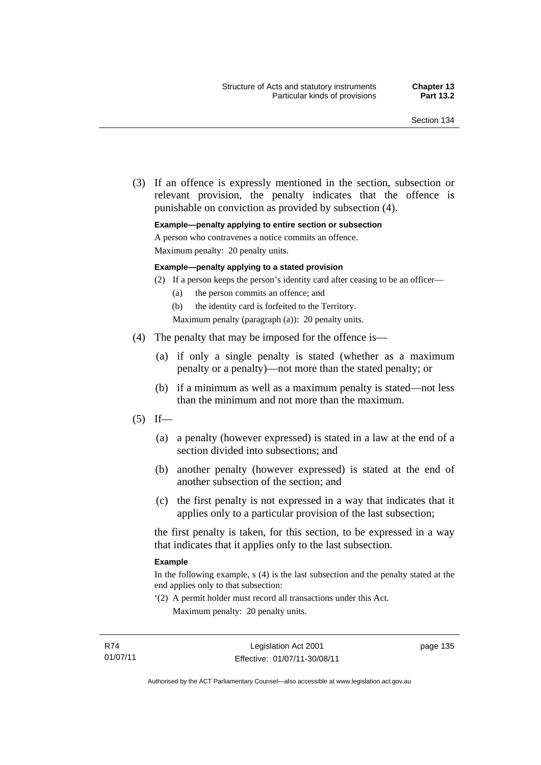(3) If an offence is expressly mentioned in the section, subsection or relevant provision, the penalty indicates that the offence is punishable on conviction as provided by subsection (4).

**Example—penalty applying to entire section or subsection**

A person who contravenes a notice commits an offence.

Maximum penalty: 20 penalty units.

**Example—penalty applying to a stated provision**

(2) If a person keeps the person's identity card after ceasing to be an officer—

(a) the person commits an offence; and

(b) the identity card is forfeited to the Territory.

Maximum penalty (paragraph (a)): 20 penalty units.

(4) The penalty that may be imposed for the offence is—

(a) if only a single penalty is stated (whether as a maximum penalty or a penalty)—not more than the stated penalty; or

(b) if a minimum as well as a maximum penalty is stated—not less than the minimum and not more than the maximum.

(5) If—

(a) a penalty (however expressed) is stated in a law at the end of a section divided into subsections; and

(b) another penalty (however expressed) is stated at the end of another subsection of the section; and

(c) the first penalty is not expressed in a way that indicates that it applies only to a particular provision of the last subsection;

the first penalty is taken, for this section, to be expressed in a way that indicates that it applies only to the last subsection.

**Example**

In the following example, s (4) is the last subsection and the penalty stated at the end applies only to that subsection:

'(2) A permit holder must record all transactions under this Act.

Maximum penalty: 20 penalty units.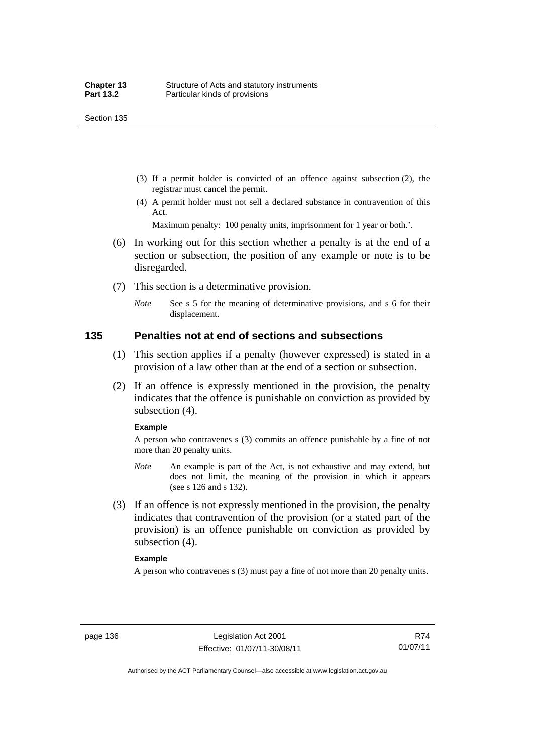(3) If a permit holder is convicted of an offence against subsection (2), the registrar must cancel the permit.

(4) A permit holder must not sell a declared substance in contravention of this Act.

Maximum penalty: 100 penalty units, imprisonment for 1 year or both.'.

(6) In working out for this section whether a penalty is at the end of a section or subsection, the position of any example or note is to be disregarded.

(7) This section is a determinative provision.

*Note* See s 5 for the meaning of determinative provisions, and s 6 for their displacement.

## 135 Penalties not at end of sections and subsections

(1) This section applies if a penalty (however expressed) is stated in a provision of a law other than at the end of a section or subsection.

(2) If an offence is expressly mentioned in the provision, the penalty indicates that the offence is punishable on conviction as provided by subsection (4).

**Example**

A person who contravenes s (3) commits an offence punishable by a fine of not more than 20 penalty units.

*Note* An example is part of the Act, is not exhaustive and may extend, but does not limit, the meaning of the provision in which it appears (see s 126 and s 132).

(3) If an offence is not expressly mentioned in the provision, the penalty indicates that contravention of the provision (or a stated part of the provision) is an offence punishable on conviction as provided by subsection (4).

**Example**

A person who contravenes s (3) must pay a fine of not more than 20 penalty units.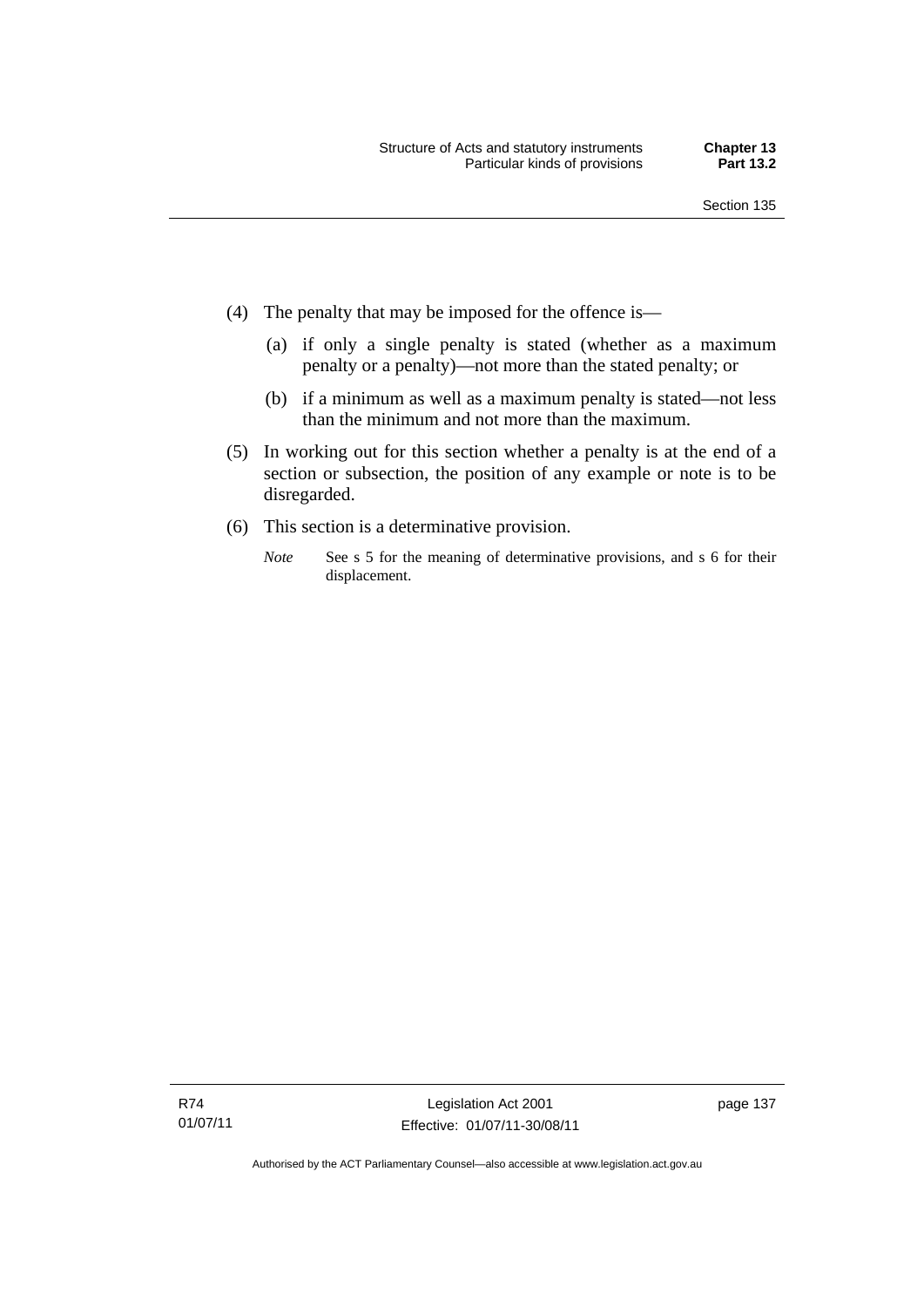(4) The penalty that may be imposed for the offence is—

(a) if only a single penalty is stated (whether as a maximum penalty or a penalty)—not more than the stated penalty; or

(b) if a minimum as well as a maximum penalty is stated—not less than the minimum and not more than the maximum.

(5) In working out for this section whether a penalty is at the end of a section or subsection, the position of any example or note is to be disregarded.

(6) This section is a determinative provision.

*Note* See s 5 for the meaning of determinative provisions, and s 6 for their displacement.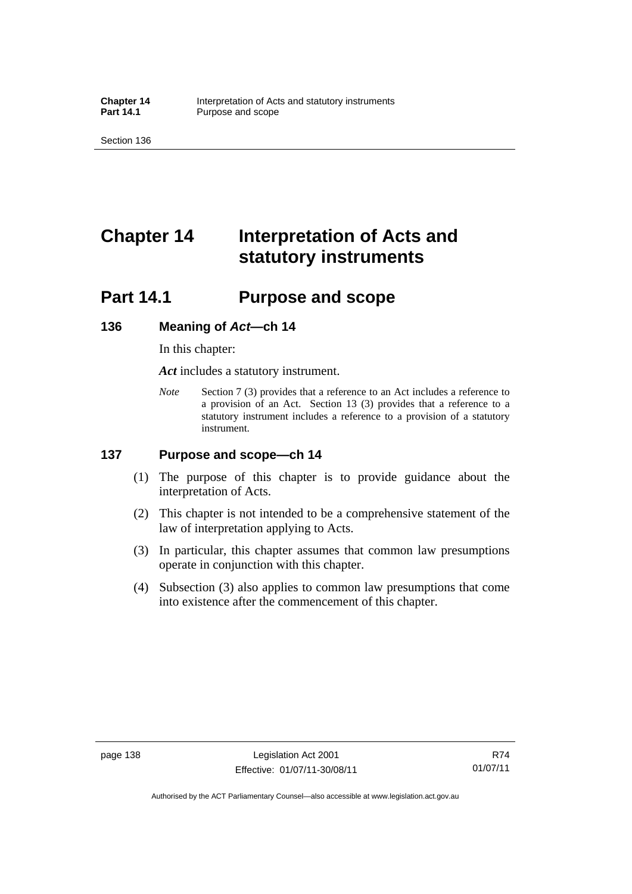# Chapter 14 Interpretation of Acts and statutory instruments

## Part 14.1 Purpose and scope

### 136 Meaning of *Act*—ch 14

In this chapter:

***Act*** includes a statutory instrument.

*Note* Section 7 (3) provides that a reference to an Act includes a reference to a provision of an Act. Section 13 (3) provides that a reference to a statutory instrument includes a reference to a provision of a statutory instrument.

### 137 Purpose and scope—ch 14

(1) The purpose of this chapter is to provide guidance about the interpretation of Acts.

(2) This chapter is not intended to be a comprehensive statement of the law of interpretation applying to Acts.

(3) In particular, this chapter assumes that common law presumptions operate in conjunction with this chapter.

(4) Subsection (3) also applies to common law presumptions that come into existence after the commencement of this chapter.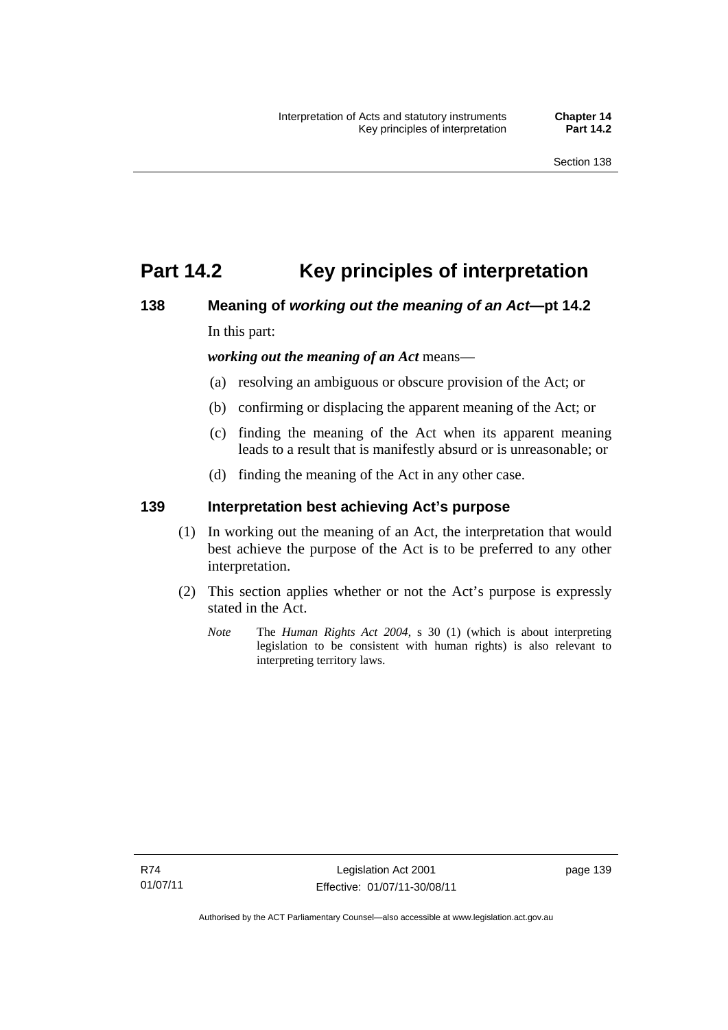# Part 14.2 Key principles of interpretation

## 138 Meaning of *working out the meaning of an Act*—pt 14.2

In this part:

***working out the meaning of an Act*** means—

(a) resolving an ambiguous or obscure provision of the Act; or

(b) confirming or displacing the apparent meaning of the Act; or

(c) finding the meaning of the Act when its apparent meaning leads to a result that is manifestly absurd or is unreasonable; or

(d) finding the meaning of the Act in any other case.

## 139 Interpretation best achieving Act's purpose

(1) In working out the meaning of an Act, the interpretation that would best achieve the purpose of the Act is to be preferred to any other interpretation.

(2) This section applies whether or not the Act's purpose is expressly stated in the Act.

*Note* The *Human Rights Act 2004*, s 30 (1) (which is about interpreting legislation to be consistent with human rights) is also relevant to interpreting territory laws.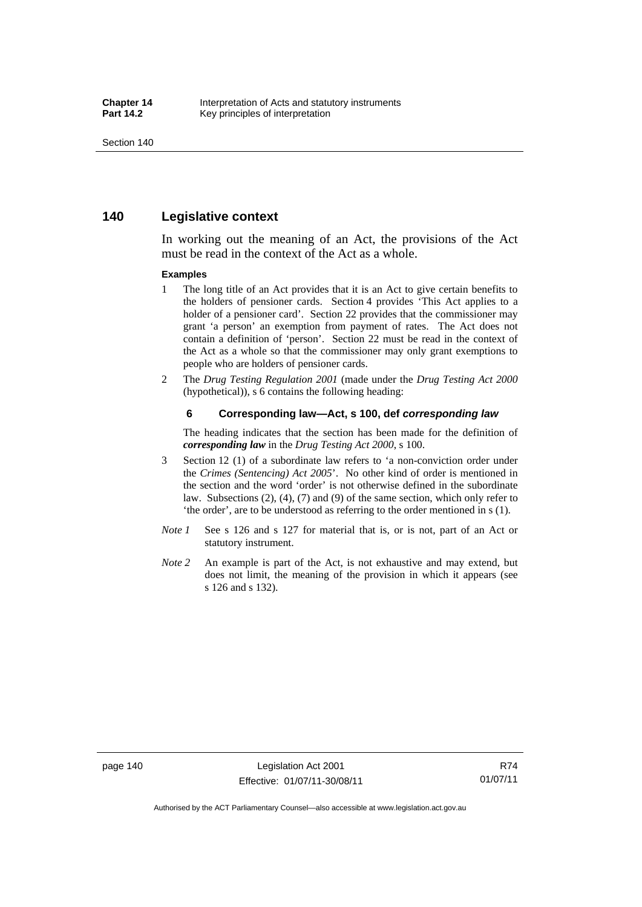## 140 Legislative context

In working out the meaning of an Act, the provisions of the Act must be read in the context of the Act as a whole.

**Examples**

1 The long title of an Act provides that it is an Act to give certain benefits to the holders of pensioner cards. Section 4 provides 'This Act applies to a holder of a pensioner card'. Section 22 provides that the commissioner may grant 'a person' an exemption from payment of rates. The Act does not contain a definition of 'person'. Section 22 must be read in the context of the Act as a whole so that the commissioner may only grant exemptions to people who are holders of pensioner cards.

2 The *Drug Testing Regulation 2001* (made under the *Drug Testing Act 2000* (hypothetical)), s 6 contains the following heading:

**6 Corresponding law—Act, s 100, def *corresponding law***

The heading indicates that the section has been made for the definition of ***corresponding law*** in the *Drug Testing Act 2000*, s 100.

3 Section 12 (1) of a subordinate law refers to 'a non-conviction order under the *Crimes (Sentencing) Act 2005*'. No other kind of order is mentioned in the section and the word 'order' is not otherwise defined in the subordinate law. Subsections (2), (4), (7) and (9) of the same section, which only refer to 'the order', are to be understood as referring to the order mentioned in s (1).

*Note 1* See s 126 and s 127 for material that is, or is not, part of an Act or statutory instrument.

*Note 2* An example is part of the Act, is not exhaustive and may extend, but does not limit, the meaning of the provision in which it appears (see s 126 and s 132).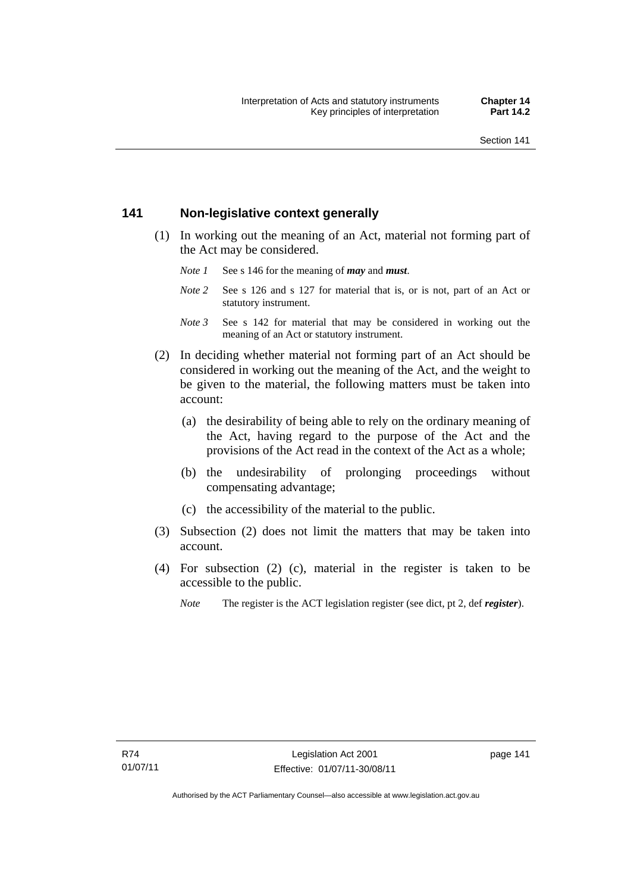## 141 Non-legislative context generally

(1) In working out the meaning of an Act, material not forming part of the Act may be considered.

*Note 1* See s 146 for the meaning of ***may*** and ***must***.

*Note 2* See s 126 and s 127 for material that is, or is not, part of an Act or statutory instrument.

*Note 3* See s 142 for material that may be considered in working out the meaning of an Act or statutory instrument.

(2) In deciding whether material not forming part of an Act should be considered in working out the meaning of the Act, and the weight to be given to the material, the following matters must be taken into account:

(a) the desirability of being able to rely on the ordinary meaning of the Act, having regard to the purpose of the Act and the provisions of the Act read in the context of the Act as a whole;

(b) the undesirability of prolonging proceedings without compensating advantage;

(c) the accessibility of the material to the public.

(3) Subsection (2) does not limit the matters that may be taken into account.

(4) For subsection (2) (c), material in the register is taken to be accessible to the public.

*Note* The register is the ACT legislation register (see dict, pt 2, def ***register***).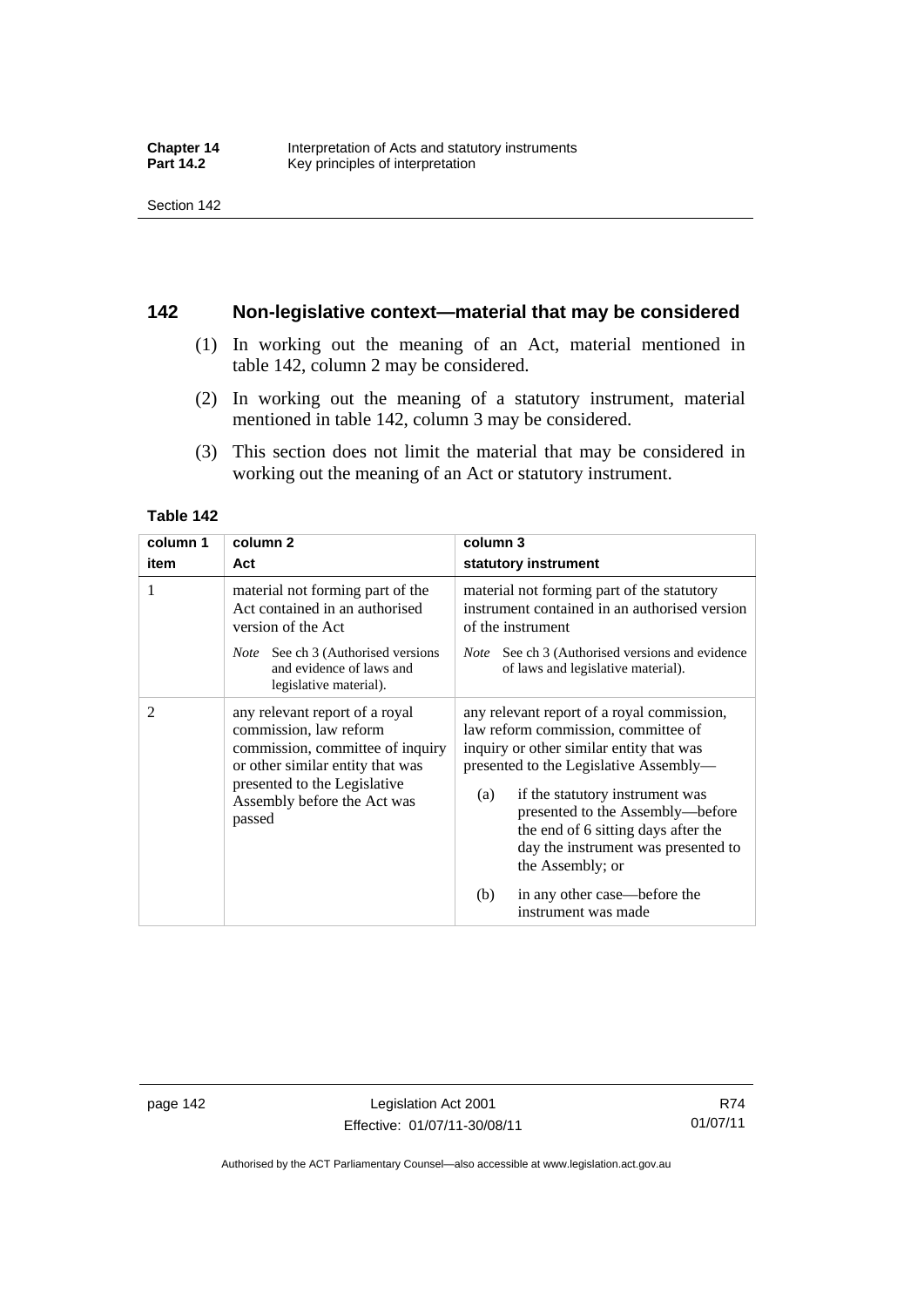## 142 Non-legislative context—material that may be considered

(1) In working out the meaning of an Act, material mentioned in table 142, column 2 may be considered.

(2) In working out the meaning of a statutory instrument, material mentioned in table 142, column 3 may be considered.

(3) This section does not limit the material that may be considered in working out the meaning of an Act or statutory instrument.

**Table 142**

| column 1 item | column 2 Act | column 3 statutory instrument |
| --- | --- | --- |
| 1 | material not forming part of the Act contained in an authorised version of the Act<br><br>*Note* See ch 3 (Authorised versions and evidence of laws and legislative material). | material not forming part of the statutory instrument contained in an authorised version of the instrument<br><br>*Note* See ch 3 (Authorised versions and evidence of laws and legislative material). |
| 2 | any relevant report of a royal commission, law reform commission, committee of inquiry or other similar entity that was presented to the Legislative Assembly before the Act was passed | any relevant report of a royal commission, law reform commission, committee of inquiry or other similar entity that was presented to the Legislative Assembly—<br><br>(a) if the statutory instrument was presented to the Assembly—before the end of 6 sitting days after the day the instrument was presented to the Assembly; or<br><br>(b) in any other case—before the instrument was made |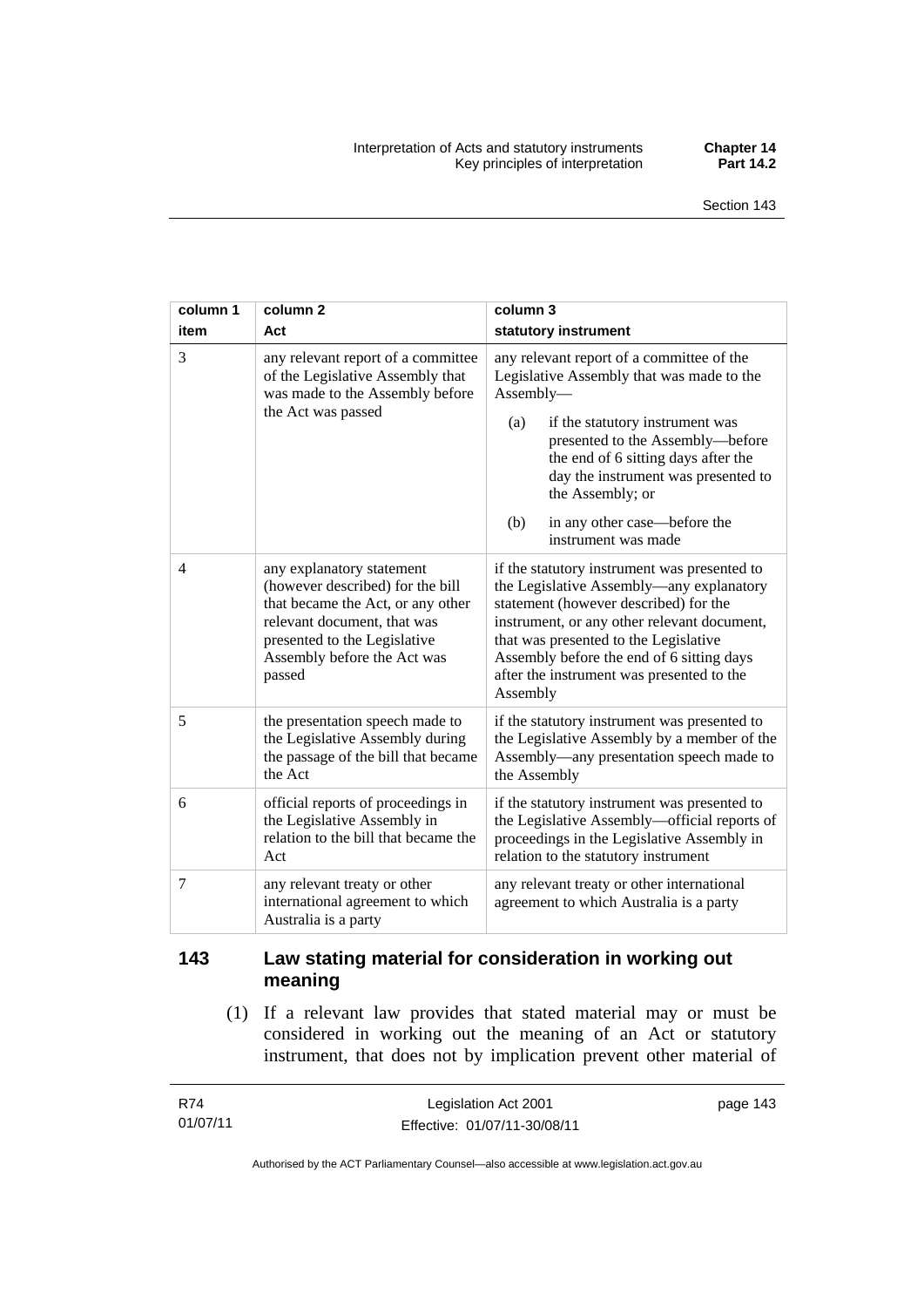| column 1 item | column 2 Act | column 3 statutory instrument |
|---|---|---|
| 3 | any relevant report of a committee of the Legislative Assembly that was made to the Assembly before the Act was passed | any relevant report of a committee of the Legislative Assembly that was made to the Assembly— (a) if the statutory instrument was presented to the Assembly—before the end of 6 sitting days after the day the instrument was presented to the Assembly; or (b) in any other case—before the instrument was made |
| 4 | any explanatory statement (however described) for the bill that became the Act, or any other relevant document, that was presented to the Legislative Assembly before the Act was passed | if the statutory instrument was presented to the Legislative Assembly—any explanatory statement (however described) for the instrument, or any other relevant document, that was presented to the Legislative Assembly before the end of 6 sitting days after the instrument was presented to the Assembly |
| 5 | the presentation speech made to the Legislative Assembly during the passage of the bill that became the Act | if the statutory instrument was presented to the Legislative Assembly by a member of the Assembly—any presentation speech made to the Assembly |
| 6 | official reports of proceedings in the Legislative Assembly in relation to the bill that became the Act | if the statutory instrument was presented to the Legislative Assembly—official reports of proceedings in the Legislative Assembly in relation to the statutory instrument |
| 7 | any relevant treaty or other international agreement to which Australia is a party | any relevant treaty or other international agreement to which Australia is a party |

## 143 Law stating material for consideration in working out meaning

(1) If a relevant law provides that stated material may or must be considered in working out the meaning of an Act or statutory instrument, that does not by implication prevent other material of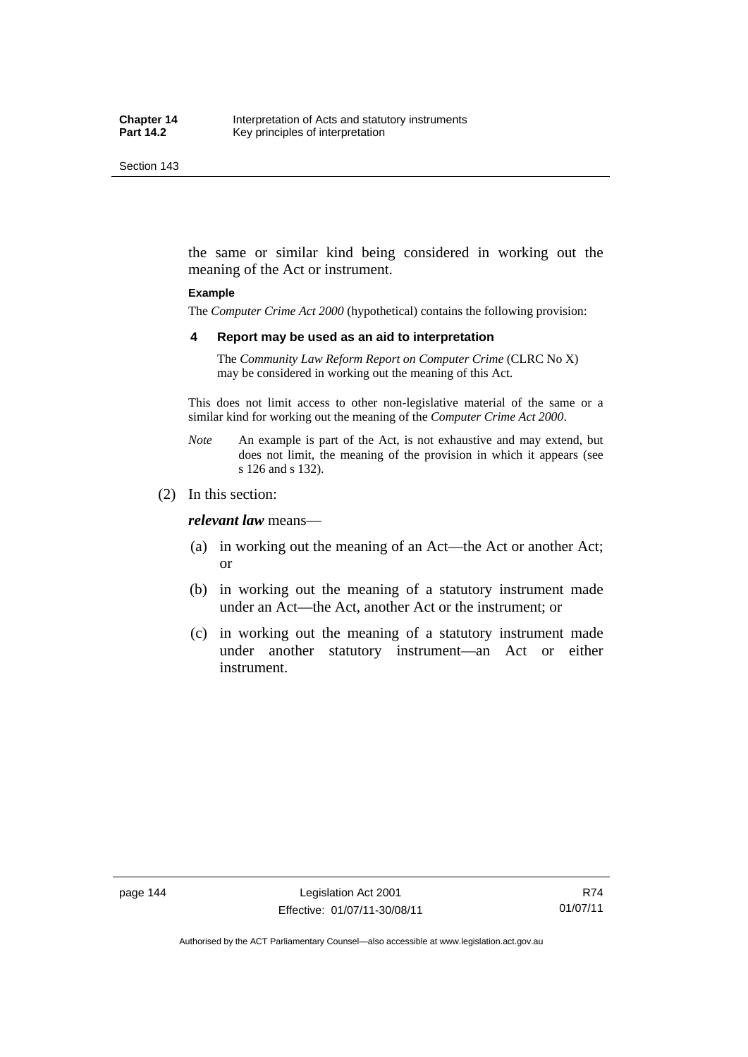the same or similar kind being considered in working out the meaning of the Act or instrument.

**Example**

The *Computer Crime Act 2000* (hypothetical) contains the following provision:

**4 Report may be used as an aid to interpretation**

The *Community Law Reform Report on Computer Crime* (CLRC No X) may be considered in working out the meaning of this Act.

This does not limit access to other non-legislative material of the same or a similar kind for working out the meaning of the *Computer Crime Act 2000*.

*Note* An example is part of the Act, is not exhaustive and may extend, but does not limit, the meaning of the provision in which it appears (see s 126 and s 132).

(2) In this section:

***relevant law*** means—

(a) in working out the meaning of an Act—the Act or another Act; or

(b) in working out the meaning of a statutory instrument made under an Act—the Act, another Act or the instrument; or

(c) in working out the meaning of a statutory instrument made under another statutory instrument—an Act or either instrument.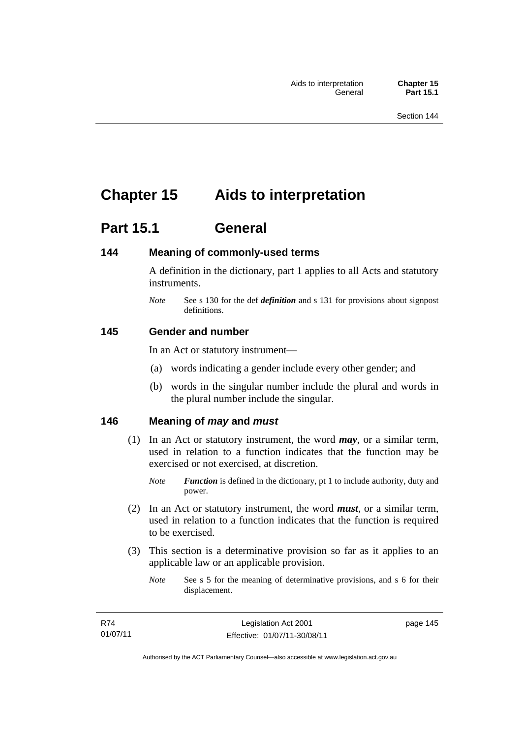# Chapter 15 Aids to interpretation

## Part 15.1 General

### 144 Meaning of commonly-used terms

A definition in the dictionary, part 1 applies to all Acts and statutory instruments.

*Note* See s 130 for the def ***definition*** and s 131 for provisions about signpost definitions.

### 145 Gender and number

In an Act or statutory instrument—

(a) words indicating a gender include every other gender; and

(b) words in the singular number include the plural and words in the plural number include the singular.

### 146 Meaning of *may* and *must*

(1) In an Act or statutory instrument, the word ***may***, or a similar term, used in relation to a function indicates that the function may be exercised or not exercised, at discretion.

*Note* ***Function*** is defined in the dictionary, pt 1 to include authority, duty and power.

(2) In an Act or statutory instrument, the word ***must***, or a similar term, used in relation to a function indicates that the function is required to be exercised.

(3) This section is a determinative provision so far as it applies to an applicable law or an applicable provision.

*Note* See s 5 for the meaning of determinative provisions, and s 6 for their displacement.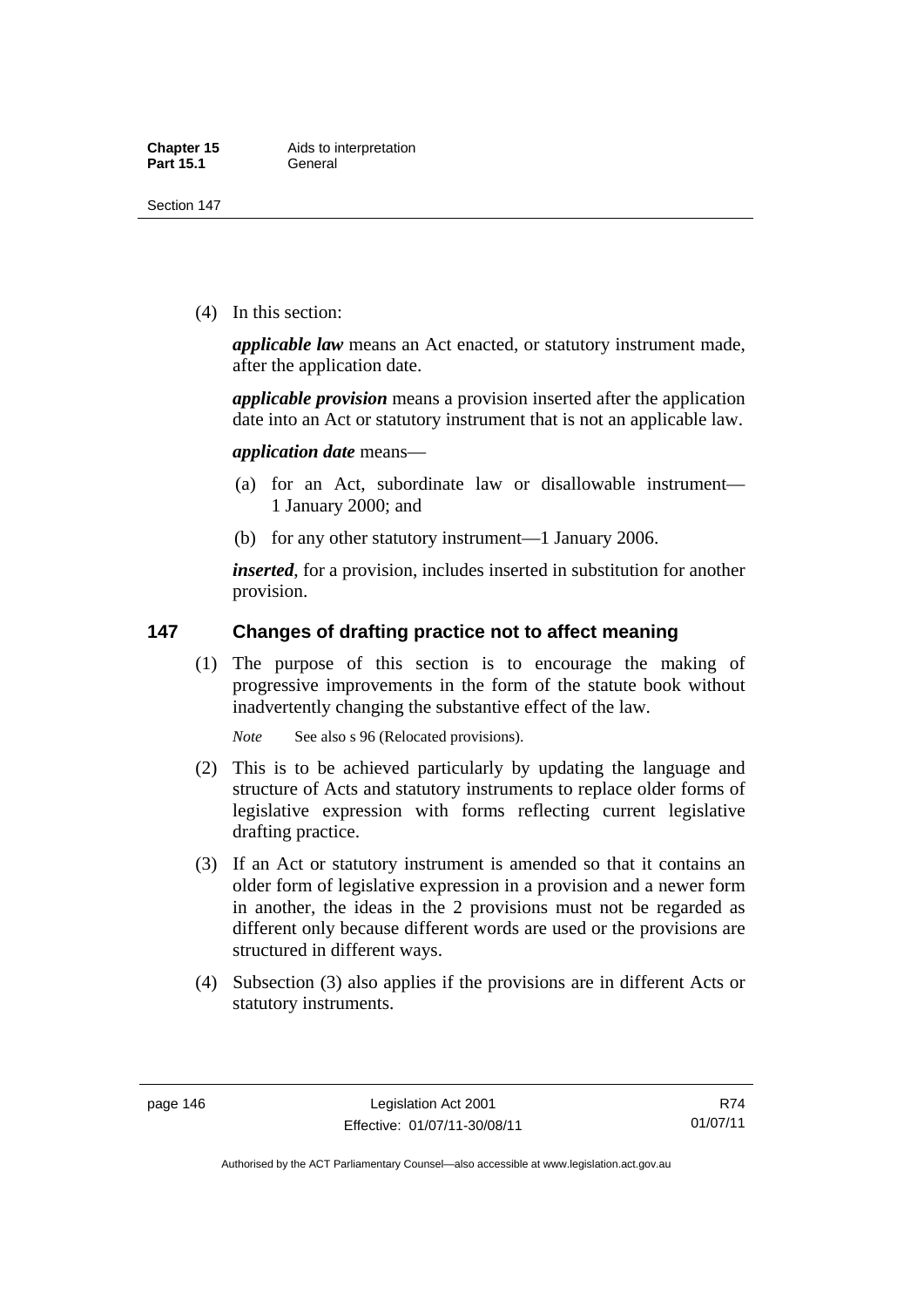(4) In this section:

***applicable law*** means an Act enacted, or statutory instrument made, after the application date.

***applicable provision*** means a provision inserted after the application date into an Act or statutory instrument that is not an applicable law.

***application date*** means—

(a) for an Act, subordinate law or disallowable instrument—1 January 2000; and

(b) for any other statutory instrument—1 January 2006.

***inserted***, for a provision, includes inserted in substitution for another provision.

## 147 Changes of drafting practice not to affect meaning

(1) The purpose of this section is to encourage the making of progressive improvements in the form of the statute book without inadvertently changing the substantive effect of the law.

*Note* See also s 96 (Relocated provisions).

(2) This is to be achieved particularly by updating the language and structure of Acts and statutory instruments to replace older forms of legislative expression with forms reflecting current legislative drafting practice.

(3) If an Act or statutory instrument is amended so that it contains an older form of legislative expression in a provision and a newer form in another, the ideas in the 2 provisions must not be regarded as different only because different words are used or the provisions are structured in different ways.

(4) Subsection (3) also applies if the provisions are in different Acts or statutory instruments.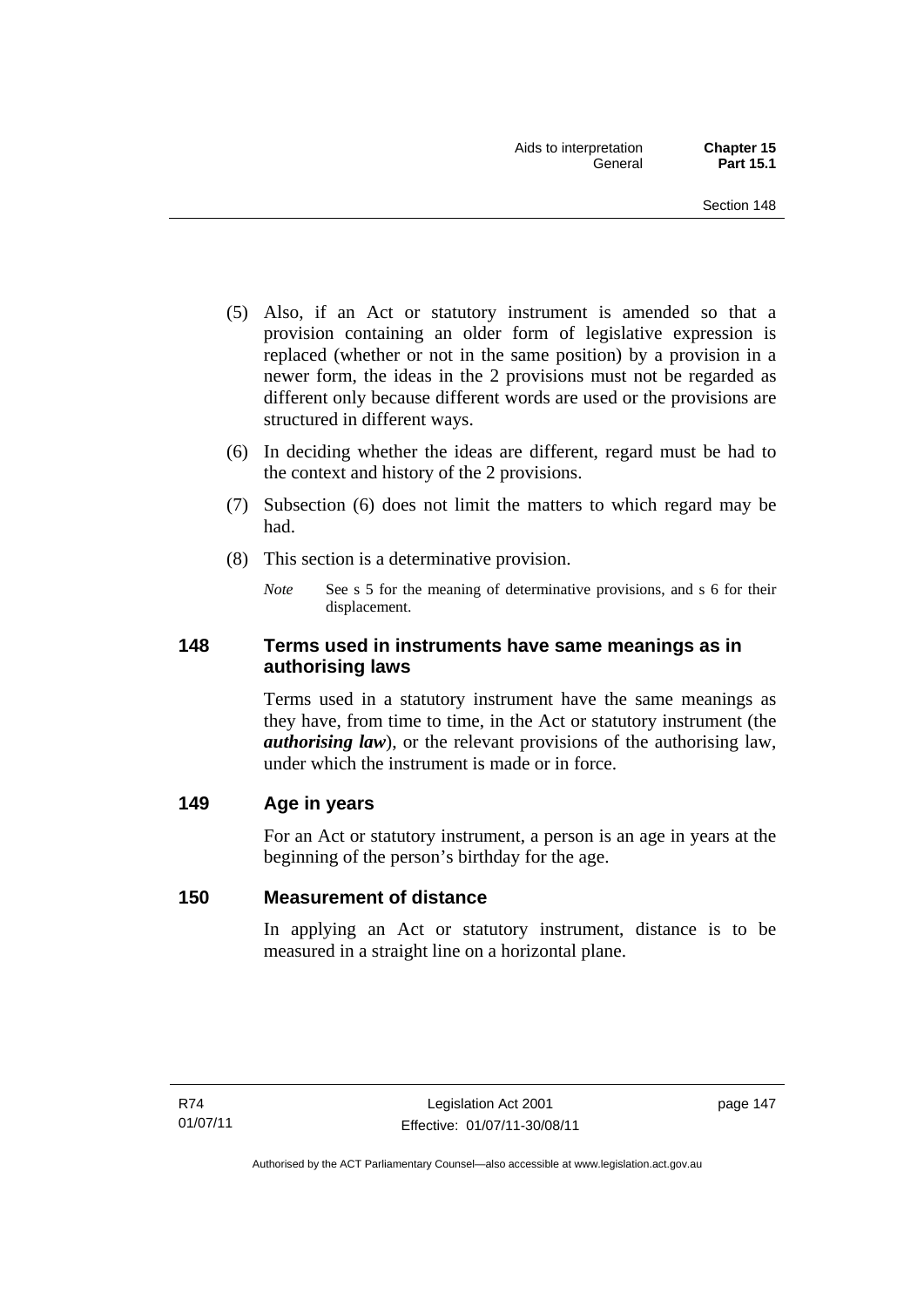(5) Also, if an Act or statutory instrument is amended so that a provision containing an older form of legislative expression is replaced (whether or not in the same position) by a provision in a newer form, the ideas in the 2 provisions must not be regarded as different only because different words are used or the provisions are structured in different ways.

(6) In deciding whether the ideas are different, regard must be had to the context and history of the 2 provisions.

(7) Subsection (6) does not limit the matters to which regard may be had.

(8) This section is a determinative provision.

*Note* See s 5 for the meaning of determinative provisions, and s 6 for their displacement.

## 148 Terms used in instruments have same meanings as in authorising laws

Terms used in a statutory instrument have the same meanings as they have, from time to time, in the Act or statutory instrument (the ***authorising law***), or the relevant provisions of the authorising law, under which the instrument is made or in force.

## 149 Age in years

For an Act or statutory instrument, a person is an age in years at the beginning of the person's birthday for the age.

## 150 Measurement of distance

In applying an Act or statutory instrument, distance is to be measured in a straight line on a horizontal plane.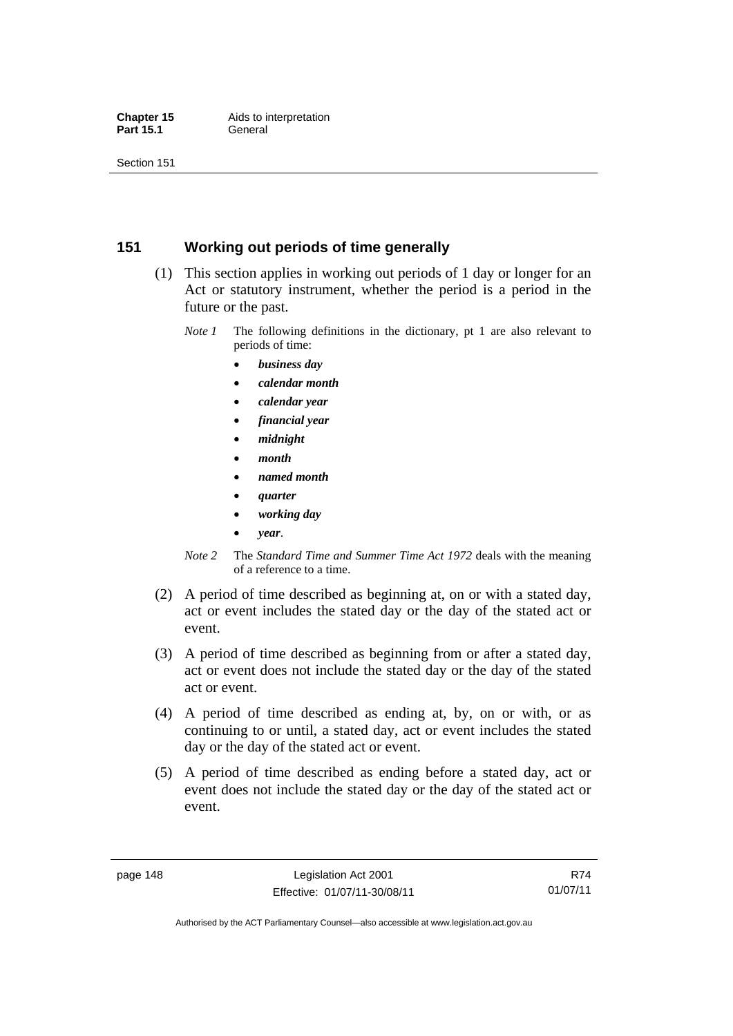## 151 Working out periods of time generally

(1) This section applies in working out periods of 1 day or longer for an Act or statutory instrument, whether the period is a period in the future or the past.

*Note 1* The following definitions in the dictionary, pt 1 are also relevant to periods of time:

- ***business day***
- ***calendar month***
- ***calendar year***
- ***financial year***
- ***midnight***
- ***month***
- ***named month***
- ***quarter***
- ***working day***
- ***year***.

*Note 2* The *Standard Time and Summer Time Act 1972* deals with the meaning of a reference to a time.

(2) A period of time described as beginning at, on or with a stated day, act or event includes the stated day or the day of the stated act or event.

(3) A period of time described as beginning from or after a stated day, act or event does not include the stated day or the day of the stated act or event.

(4) A period of time described as ending at, by, on or with, or as continuing to or until, a stated day, act or event includes the stated day or the day of the stated act or event.

(5) A period of time described as ending before a stated day, act or event does not include the stated day or the day of the stated act or event.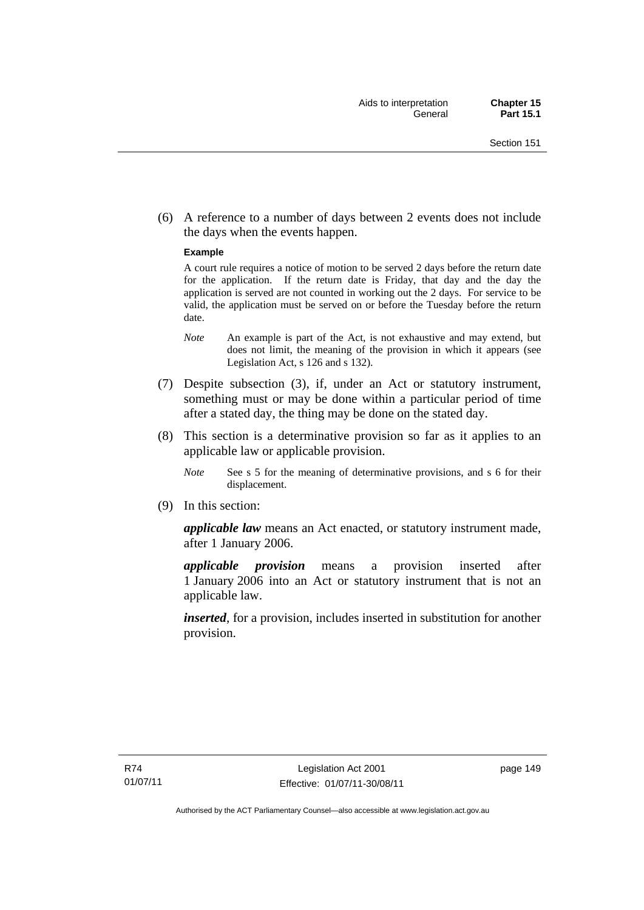(6) A reference to a number of days between 2 events does not include the days when the events happen.

**Example**

A court rule requires a notice of motion to be served 2 days before the return date for the application. If the return date is Friday, that day and the day the application is served are not counted in working out the 2 days. For service to be valid, the application must be served on or before the Tuesday before the return date.

*Note* An example is part of the Act, is not exhaustive and may extend, but does not limit, the meaning of the provision in which it appears (see Legislation Act, s 126 and s 132).

(7) Despite subsection (3), if, under an Act or statutory instrument, something must or may be done within a particular period of time after a stated day, the thing may be done on the stated day.

(8) This section is a determinative provision so far as it applies to an applicable law or applicable provision.

*Note* See s 5 for the meaning of determinative provisions, and s 6 for their displacement.

(9) In this section:

***applicable law*** means an Act enacted, or statutory instrument made, after 1 January 2006.

***applicable provision*** means a provision inserted after 1 January 2006 into an Act or statutory instrument that is not an applicable law.

***inserted***, for a provision, includes inserted in substitution for another provision.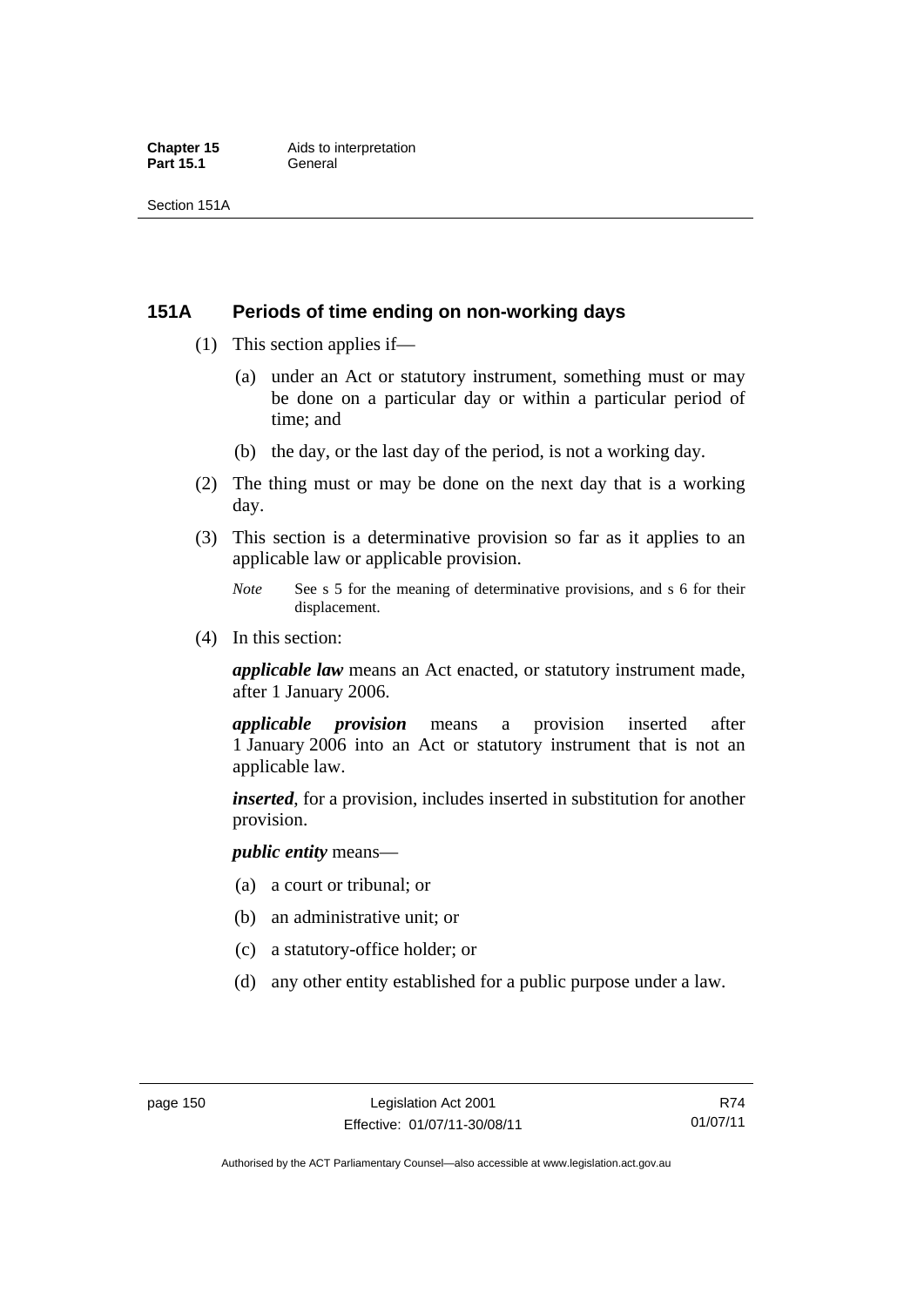## 151A Periods of time ending on non-working days

(1) This section applies if—

(a) under an Act or statutory instrument, something must or may be done on a particular day or within a particular period of time; and

(b) the day, or the last day of the period, is not a working day.

(2) The thing must or may be done on the next day that is a working day.

(3) This section is a determinative provision so far as it applies to an applicable law or applicable provision.

*Note* See s 5 for the meaning of determinative provisions, and s 6 for their displacement.

(4) In this section:

***applicable law*** means an Act enacted, or statutory instrument made, after 1 January 2006.

***applicable provision*** means a provision inserted after 1 January 2006 into an Act or statutory instrument that is not an applicable law.

***inserted***, for a provision, includes inserted in substitution for another provision.

***public entity*** means—

(a) a court or tribunal; or

(b) an administrative unit; or

(c) a statutory-office holder; or

(d) any other entity established for a public purpose under a law.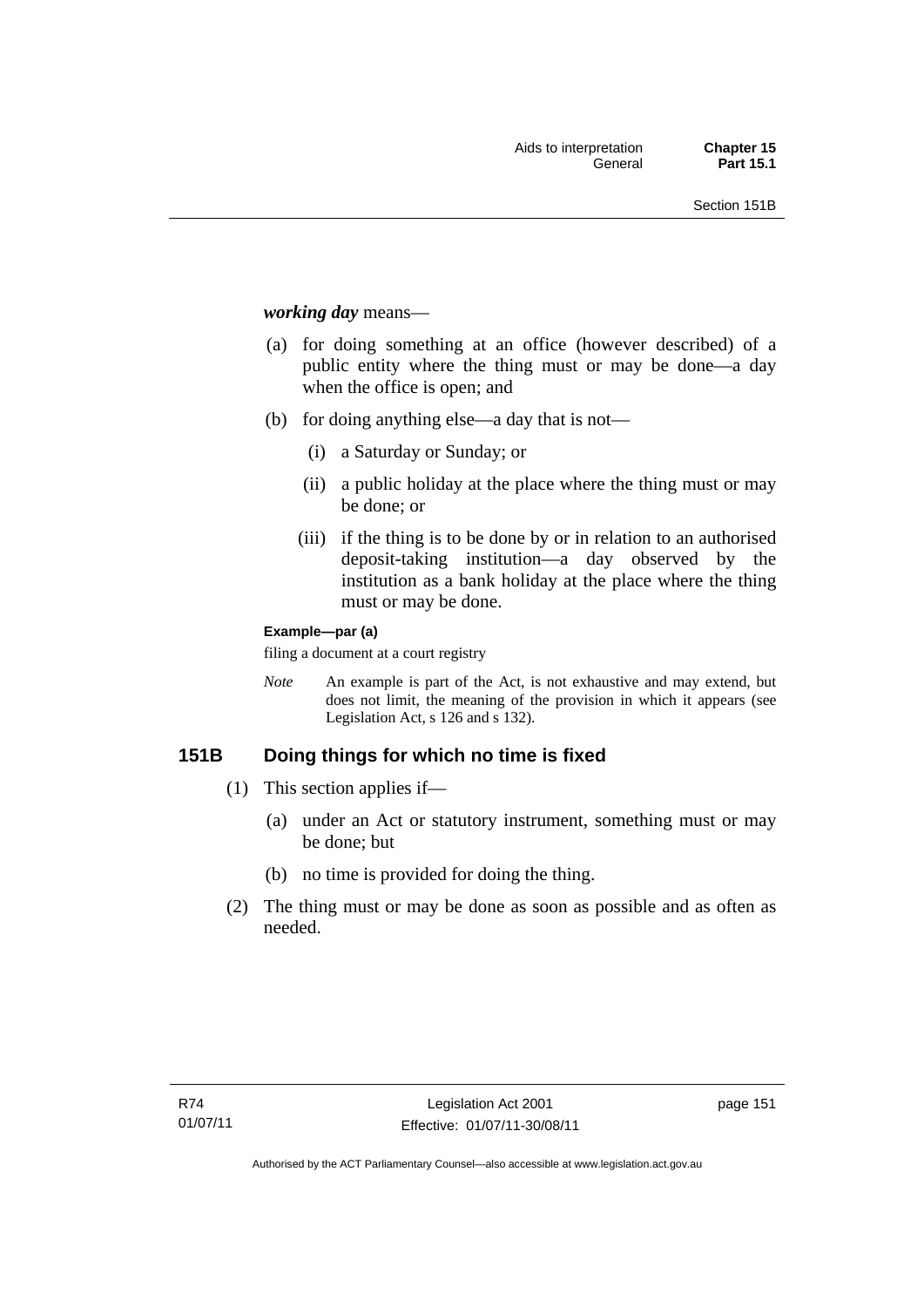***working day*** means—

(a) for doing something at an office (however described) of a public entity where the thing must or may be done—a day when the office is open; and

(b) for doing anything else—a day that is not—

   (i) a Saturday or Sunday; or

   (ii) a public holiday at the place where the thing must or may be done; or

   (iii) if the thing is to be done by or in relation to an authorised deposit-taking institution—a day observed by the institution as a bank holiday at the place where the thing must or may be done.

**Example—par (a)**

filing a document at a court registry

*Note* An example is part of the Act, is not exhaustive and may extend, but does not limit, the meaning of the provision in which it appears (see Legislation Act, s 126 and s 132).

## 151B Doing things for which no time is fixed

(1) This section applies if—

   (a) under an Act or statutory instrument, something must or may be done; but

   (b) no time is provided for doing the thing.

(2) The thing must or may be done as soon as possible and as often as needed.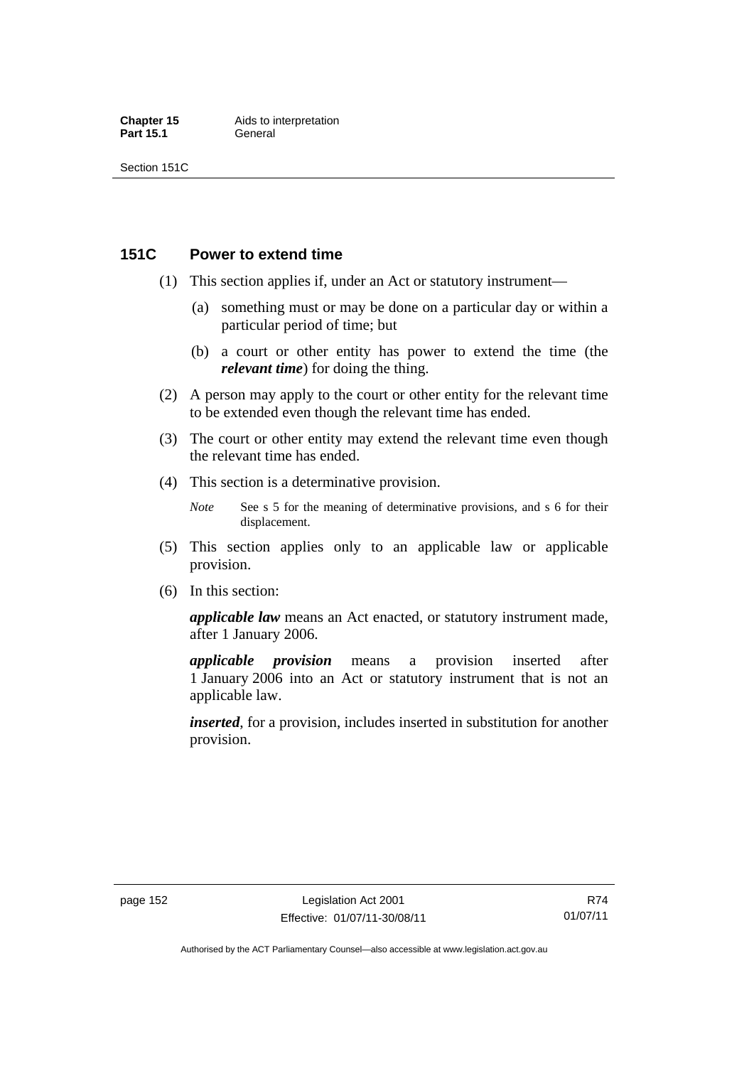## 151C Power to extend time

(1) This section applies if, under an Act or statutory instrument—

(a) something must or may be done on a particular day or within a particular period of time; but

(b) a court or other entity has power to extend the time (the ***relevant time***) for doing the thing.

(2) A person may apply to the court or other entity for the relevant time to be extended even though the relevant time has ended.

(3) The court or other entity may extend the relevant time even though the relevant time has ended.

(4) This section is a determinative provision.

*Note* See s 5 for the meaning of determinative provisions, and s 6 for their displacement.

(5) This section applies only to an applicable law or applicable provision.

(6) In this section:

***applicable law*** means an Act enacted, or statutory instrument made, after 1 January 2006.

***applicable provision*** means a provision inserted after 1 January 2006 into an Act or statutory instrument that is not an applicable law.

***inserted***, for a provision, includes inserted in substitution for another provision.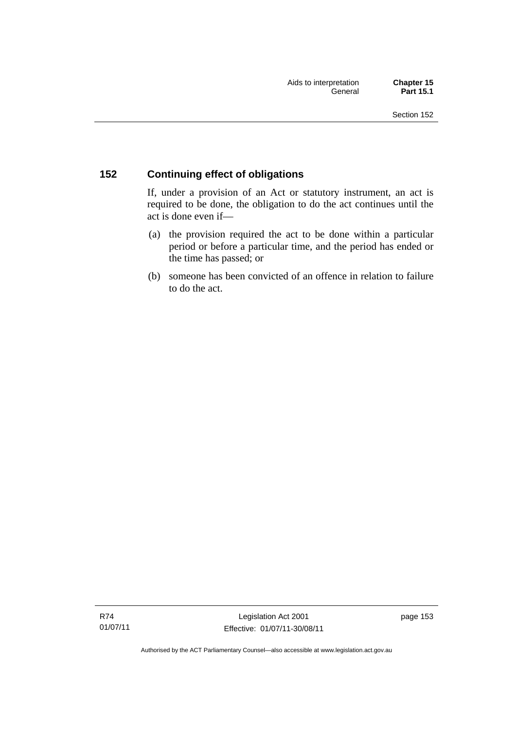## 152 Continuing effect of obligations

If, under a provision of an Act or statutory instrument, an act is required to be done, the obligation to do the act continues until the act is done even if—

(a) the provision required the act to be done within a particular period or before a particular time, and the period has ended or the time has passed; or

(b) someone has been convicted of an offence in relation to failure to do the act.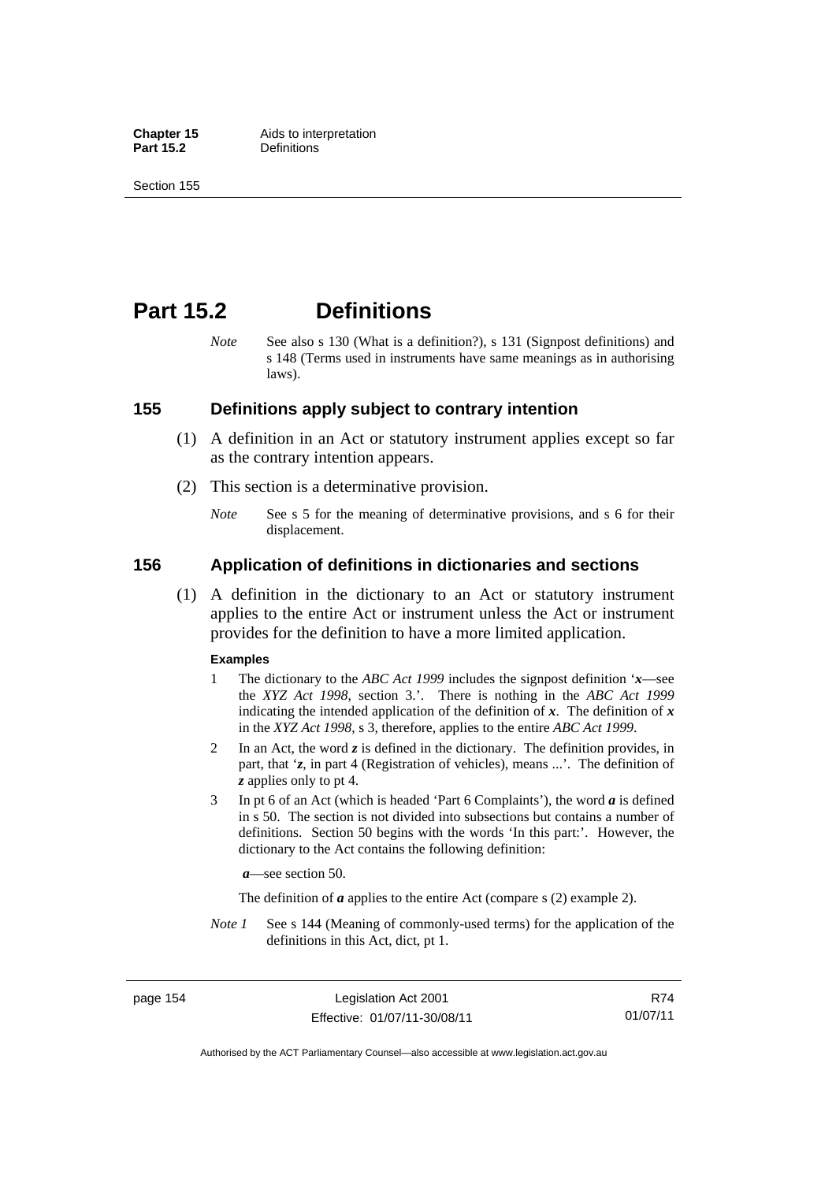# Part 15.2 Definitions

*Note* See also s 130 (What is a definition?), s 131 (Signpost definitions) and s 148 (Terms used in instruments have same meanings as in authorising laws).

## 155 Definitions apply subject to contrary intention

(1) A definition in an Act or statutory instrument applies except so far as the contrary intention appears.

(2) This section is a determinative provision.

*Note* See s 5 for the meaning of determinative provisions, and s 6 for their displacement.

## 156 Application of definitions in dictionaries and sections

(1) A definition in the dictionary to an Act or statutory instrument applies to the entire Act or instrument unless the Act or instrument provides for the definition to have a more limited application.

**Examples**

1 The dictionary to the *ABC Act 1999* includes the signpost definition '***x***—see the *XYZ Act 1998*, section 3.'. There is nothing in the *ABC Act 1999* indicating the intended application of the definition of ***x***. The definition of ***x*** in the *XYZ Act 1998*, s 3, therefore, applies to the entire *ABC Act 1999*.

2 In an Act, the word ***z*** is defined in the dictionary. The definition provides, in part, that '***z***, in part 4 (Registration of vehicles), means ...'. The definition of ***z*** applies only to pt 4.

3 In pt 6 of an Act (which is headed 'Part 6 Complaints'), the word ***a*** is defined in s 50. The section is not divided into subsections but contains a number of definitions. Section 50 begins with the words 'In this part:'. However, the dictionary to the Act contains the following definition:

***a***—see section 50.

The definition of ***a*** applies to the entire Act (compare s (2) example 2).

*Note 1* See s 144 (Meaning of commonly-used terms) for the application of the definitions in this Act, dict, pt 1.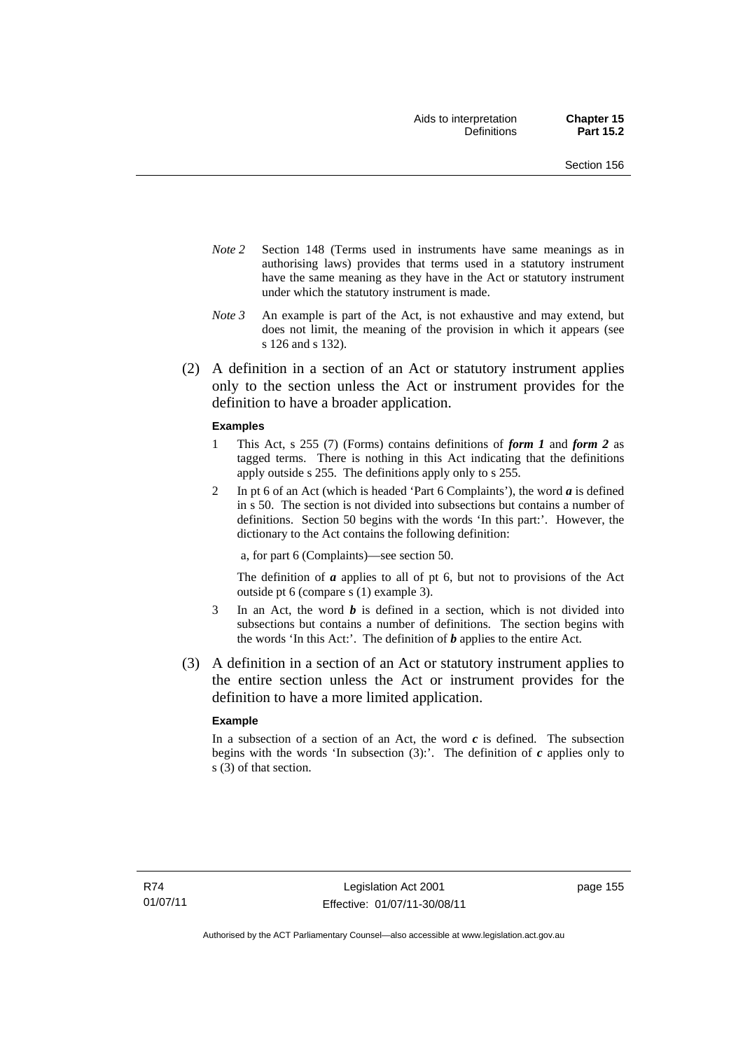*Note 2* Section 148 (Terms used in instruments have same meanings as in authorising laws) provides that terms used in a statutory instrument have the same meaning as they have in the Act or statutory instrument under which the statutory instrument is made.

*Note 3* An example is part of the Act, is not exhaustive and may extend, but does not limit, the meaning of the provision in which it appears (see s 126 and s 132).

(2) A definition in a section of an Act or statutory instrument applies only to the section unless the Act or instrument provides for the definition to have a broader application.

**Examples**

1 This Act, s 255 (7) (Forms) contains definitions of ***form 1*** and ***form 2*** as tagged terms. There is nothing in this Act indicating that the definitions apply outside s 255. The definitions apply only to s 255.

2 In pt 6 of an Act (which is headed 'Part 6 Complaints'), the word ***a*** is defined in s 50. The section is not divided into subsections but contains a number of definitions. Section 50 begins with the words 'In this part:'. However, the dictionary to the Act contains the following definition:

a, for part 6 (Complaints)—see section 50.

The definition of ***a*** applies to all of pt 6, but not to provisions of the Act outside pt 6 (compare s (1) example 3).

3 In an Act, the word ***b*** is defined in a section, which is not divided into subsections but contains a number of definitions. The section begins with the words 'In this Act:'. The definition of ***b*** applies to the entire Act.

(3) A definition in a section of an Act or statutory instrument applies to the entire section unless the Act or instrument provides for the definition to have a more limited application.

**Example**

In a subsection of a section of an Act, the word ***c*** is defined. The subsection begins with the words 'In subsection (3):'. The definition of ***c*** applies only to s (3) of that section.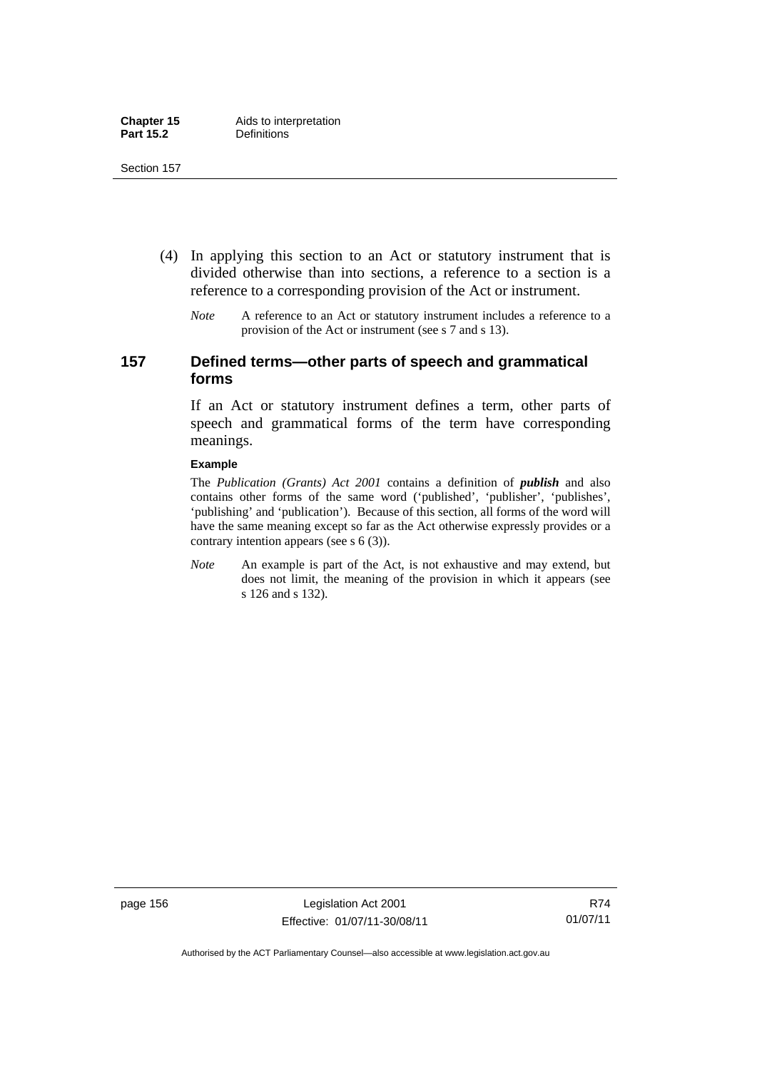(4) In applying this section to an Act or statutory instrument that is divided otherwise than into sections, a reference to a section is a reference to a corresponding provision of the Act or instrument.

*Note* A reference to an Act or statutory instrument includes a reference to a provision of the Act or instrument (see s 7 and s 13).

## 157 Defined terms—other parts of speech and grammatical forms

If an Act or statutory instrument defines a term, other parts of speech and grammatical forms of the term have corresponding meanings.

**Example**

The *Publication (Grants) Act 2001* contains a definition of ***publish*** and also contains other forms of the same word ('published', 'publisher', 'publishes', 'publishing' and 'publication'). Because of this section, all forms of the word will have the same meaning except so far as the Act otherwise expressly provides or a contrary intention appears (see s 6 (3)).

*Note* An example is part of the Act, is not exhaustive and may extend, but does not limit, the meaning of the provision in which it appears (see s 126 and s 132).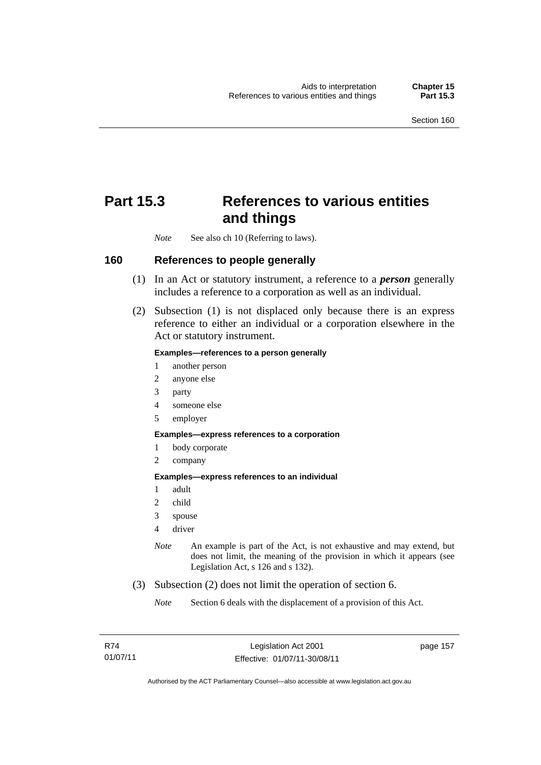# Part 15.3 References to various entities and things

*Note* See also ch 10 (Referring to laws).

## 160 References to people generally

(1) In an Act or statutory instrument, a reference to a ***person*** generally includes a reference to a corporation as well as an individual.

(2) Subsection (1) is not displaced only because there is an express reference to either an individual or a corporation elsewhere in the Act or statutory instrument.

**Examples—references to a person generally**

1 another person
2 anyone else
3 party
4 someone else
5 employer

**Examples—express references to a corporation**

1 body corporate
2 company

**Examples—express references to an individual**

1 adult
2 child
3 spouse
4 driver

*Note* An example is part of the Act, is not exhaustive and may extend, but does not limit, the meaning of the provision in which it appears (see Legislation Act, s 126 and s 132).

(3) Subsection (2) does not limit the operation of section 6.

*Note* Section 6 deals with the displacement of a provision of this Act.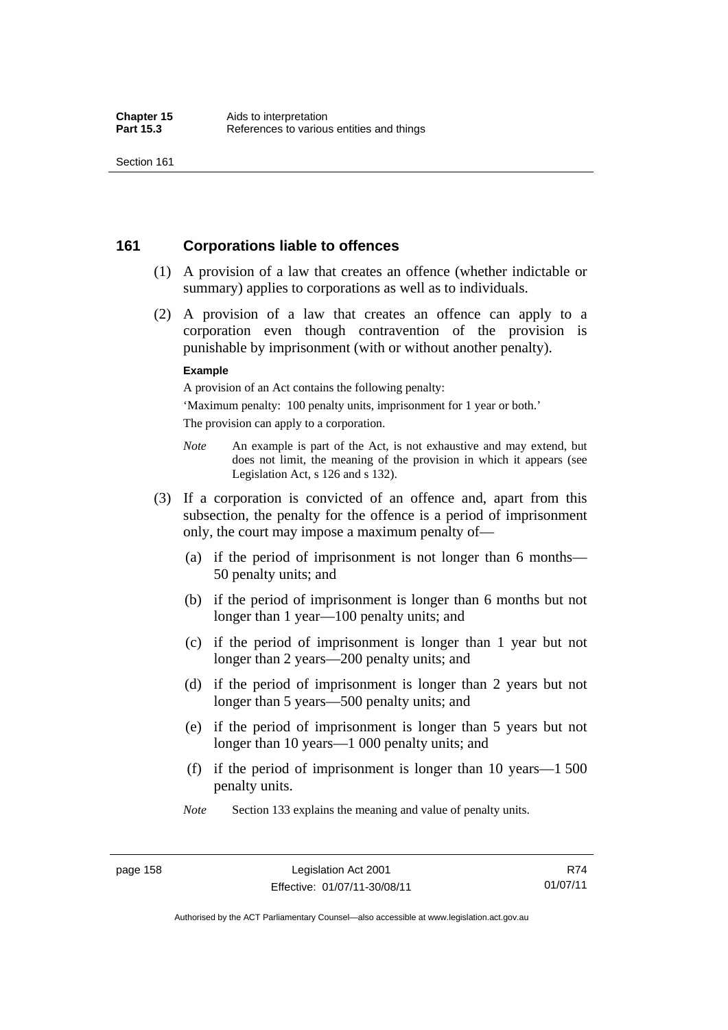## 161 Corporations liable to offences

(1) A provision of a law that creates an offence (whether indictable or summary) applies to corporations as well as to individuals.

(2) A provision of a law that creates an offence can apply to a corporation even though contravention of the provision is punishable by imprisonment (with or without another penalty).

**Example**

A provision of an Act contains the following penalty:

'Maximum penalty: 100 penalty units, imprisonment for 1 year or both.'

The provision can apply to a corporation.

*Note* An example is part of the Act, is not exhaustive and may extend, but does not limit, the meaning of the provision in which it appears (see Legislation Act, s 126 and s 132).

(3) If a corporation is convicted of an offence and, apart from this subsection, the penalty for the offence is a period of imprisonment only, the court may impose a maximum penalty of—

(a) if the period of imprisonment is not longer than 6 months—50 penalty units; and

(b) if the period of imprisonment is longer than 6 months but not longer than 1 year—100 penalty units; and

(c) if the period of imprisonment is longer than 1 year but not longer than 2 years—200 penalty units; and

(d) if the period of imprisonment is longer than 2 years but not longer than 5 years—500 penalty units; and

(e) if the period of imprisonment is longer than 5 years but not longer than 10 years—1 000 penalty units; and

(f) if the period of imprisonment is longer than 10 years—1 500 penalty units.

*Note* Section 133 explains the meaning and value of penalty units.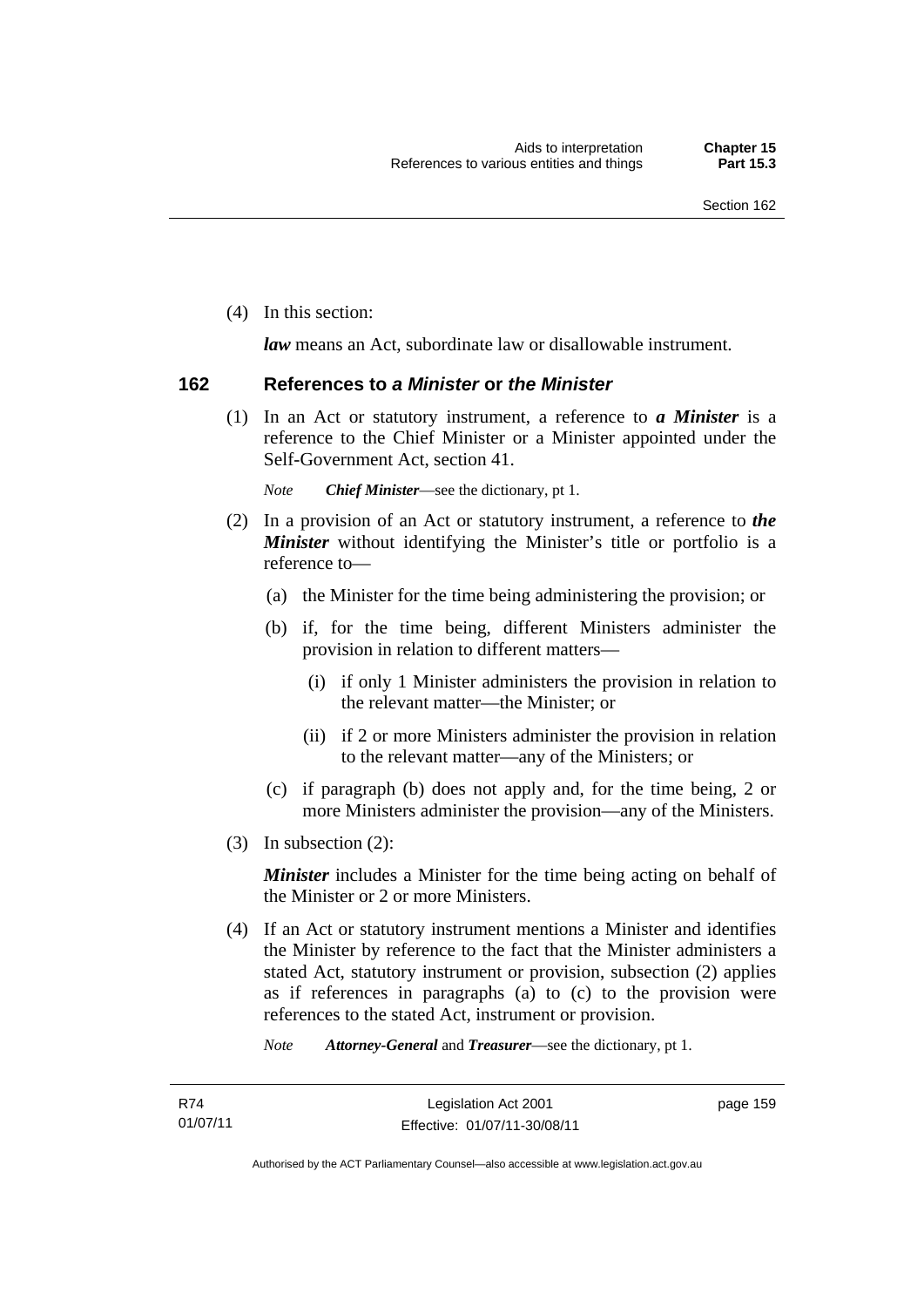(4) In this section:

***law*** means an Act, subordinate law or disallowable instrument.

## 162 References to *a Minister* or *the Minister*

(1) In an Act or statutory instrument, a reference to ***a Minister*** is a reference to the Chief Minister or a Minister appointed under the Self-Government Act, section 41.

*Note* ***Chief Minister***—see the dictionary, pt 1.

(2) In a provision of an Act or statutory instrument, a reference to ***the Minister*** without identifying the Minister's title or portfolio is a reference to—

(a) the Minister for the time being administering the provision; or

(b) if, for the time being, different Ministers administer the provision in relation to different matters—

(i) if only 1 Minister administers the provision in relation to the relevant matter—the Minister; or

(ii) if 2 or more Ministers administer the provision in relation to the relevant matter—any of the Ministers; or

(c) if paragraph (b) does not apply and, for the time being, 2 or more Ministers administer the provision—any of the Ministers.

(3) In subsection (2):

***Minister*** includes a Minister for the time being acting on behalf of the Minister or 2 or more Ministers.

(4) If an Act or statutory instrument mentions a Minister and identifies the Minister by reference to the fact that the Minister administers a stated Act, statutory instrument or provision, subsection (2) applies as if references in paragraphs (a) to (c) to the provision were references to the stated Act, instrument or provision.

*Note* ***Attorney-General*** and ***Treasurer***—see the dictionary, pt 1.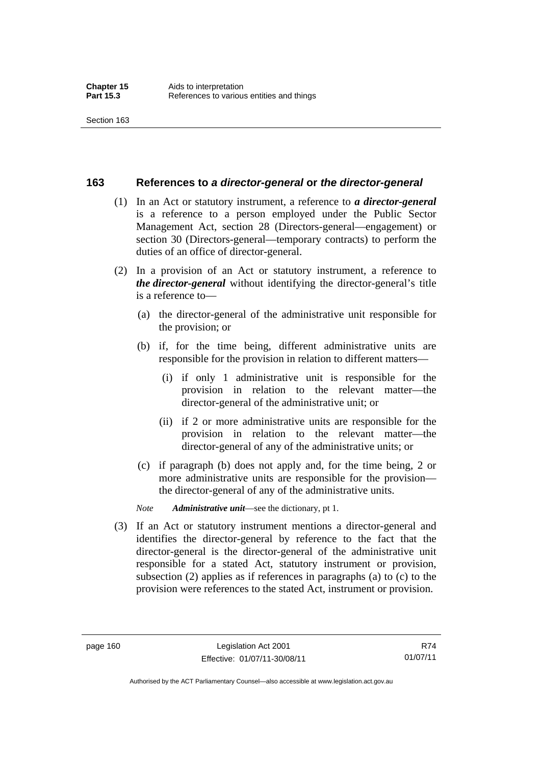## 163 References to *a director-general* or *the director-general*

(1) In an Act or statutory instrument, a reference to ***a director-general*** is a reference to a person employed under the Public Sector Management Act, section 28 (Directors-general—engagement) or section 30 (Directors-general—temporary contracts) to perform the duties of an office of director-general.

(2) In a provision of an Act or statutory instrument, a reference to ***the director-general*** without identifying the director-general's title is a reference to—

(a) the director-general of the administrative unit responsible for the provision; or

(b) if, for the time being, different administrative units are responsible for the provision in relation to different matters—

(i) if only 1 administrative unit is responsible for the provision in relation to the relevant matter—the director-general of the administrative unit; or

(ii) if 2 or more administrative units are responsible for the provision in relation to the relevant matter—the director-general of any of the administrative units; or

(c) if paragraph (b) does not apply and, for the time being, 2 or more administrative units are responsible for the provision—the director-general of any of the administrative units.

*Note* ***Administrative unit***—see the dictionary, pt 1.

(3) If an Act or statutory instrument mentions a director-general and identifies the director-general by reference to the fact that the director-general is the director-general of the administrative unit responsible for a stated Act, statutory instrument or provision, subsection (2) applies as if references in paragraphs (a) to (c) to the provision were references to the stated Act, instrument or provision.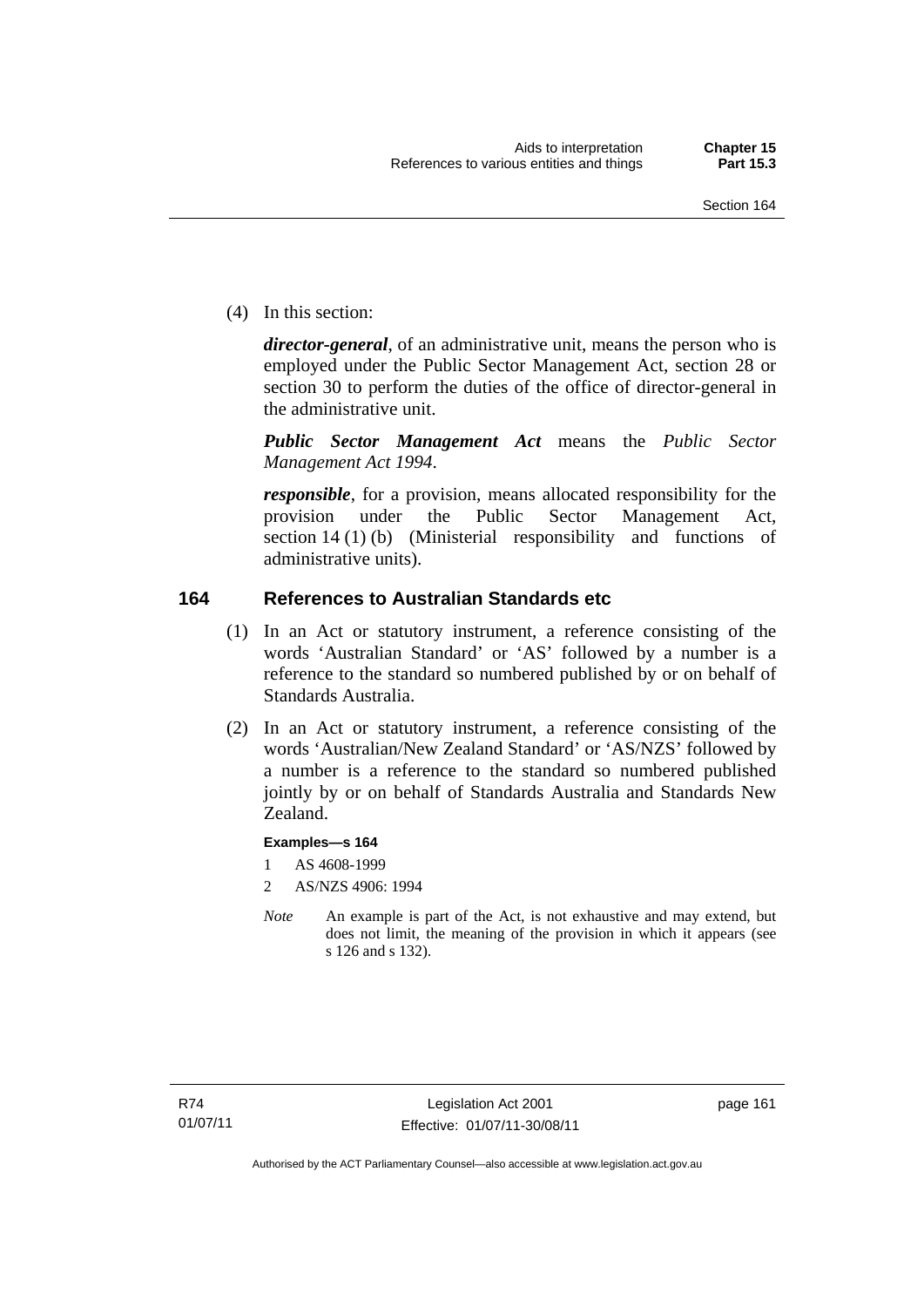(4) In this section:

***director-general***, of an administrative unit, means the person who is employed under the Public Sector Management Act, section 28 or section 30 to perform the duties of the office of director-general in the administrative unit.

***Public Sector Management Act*** means the *Public Sector Management Act 1994*.

***responsible***, for a provision, means allocated responsibility for the provision under the Public Sector Management Act, section 14 (1) (b) (Ministerial responsibility and functions of administrative units).

## 164 References to Australian Standards etc

(1) In an Act or statutory instrument, a reference consisting of the words 'Australian Standard' or 'AS' followed by a number is a reference to the standard so numbered published by or on behalf of Standards Australia.

(2) In an Act or statutory instrument, a reference consisting of the words 'Australian/New Zealand Standard' or 'AS/NZS' followed by a number is a reference to the standard so numbered published jointly by or on behalf of Standards Australia and Standards New Zealand.

**Examples—s 164**

1 AS 4608-1999

2 AS/NZS 4906: 1994

*Note* An example is part of the Act, is not exhaustive and may extend, but does not limit, the meaning of the provision in which it appears (see s 126 and s 132).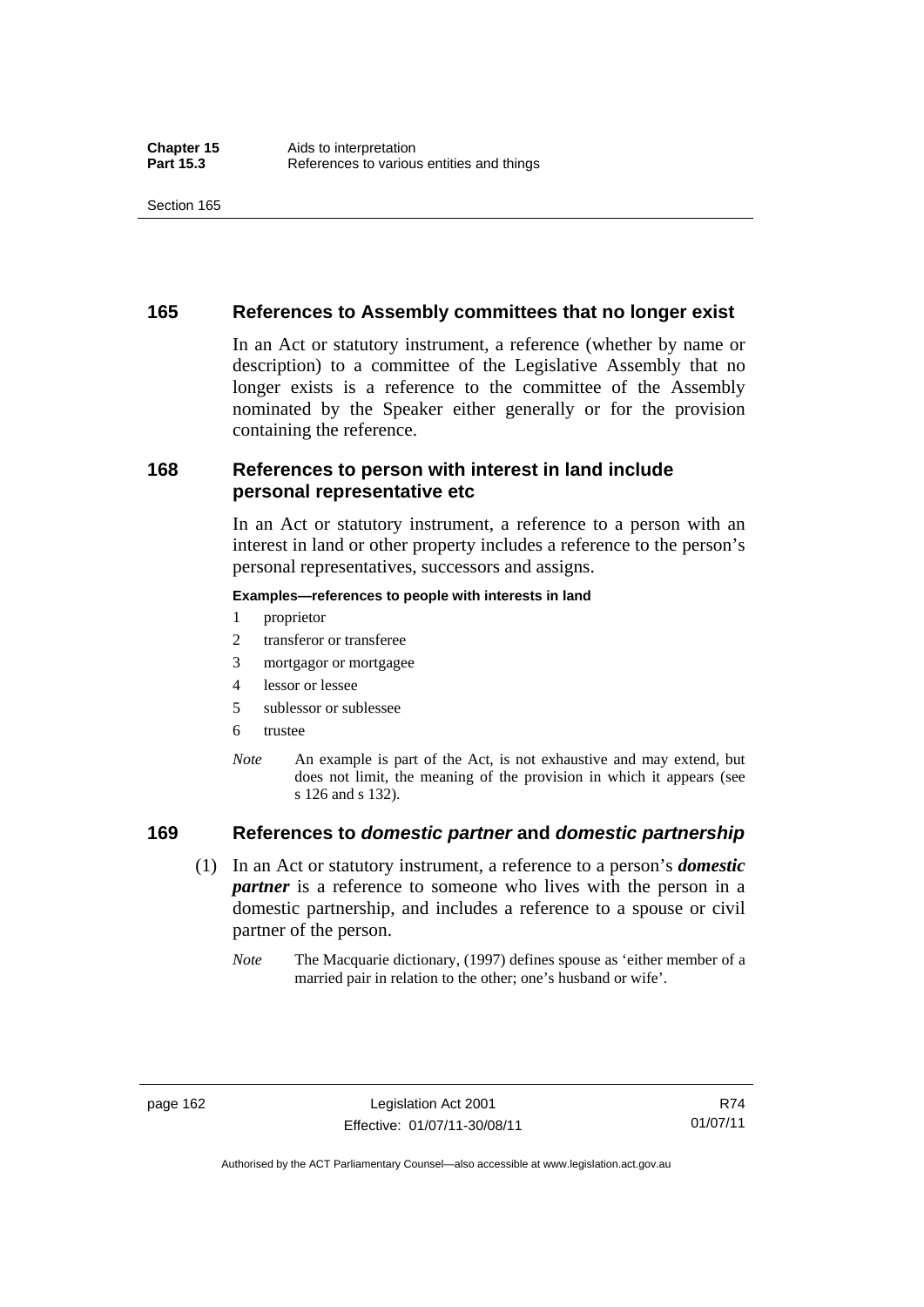## 165 References to Assembly committees that no longer exist

In an Act or statutory instrument, a reference (whether by name or description) to a committee of the Legislative Assembly that no longer exists is a reference to the committee of the Assembly nominated by the Speaker either generally or for the provision containing the reference.

## 168 References to person with interest in land include personal representative etc

In an Act or statutory instrument, a reference to a person with an interest in land or other property includes a reference to the person's personal representatives, successors and assigns.

**Examples—references to people with interests in land**

1 proprietor

2 transferor or transferee

3 mortgagor or mortgagee

4 lessor or lessee

5 sublessor or sublessee

6 trustee

*Note* An example is part of the Act, is not exhaustive and may extend, but does not limit, the meaning of the provision in which it appears (see s 126 and s 132).

## 169 References to *domestic partner* and *domestic partnership*

(1) In an Act or statutory instrument, a reference to a person's ***domestic partner*** is a reference to someone who lives with the person in a domestic partnership, and includes a reference to a spouse or civil partner of the person.

*Note* The Macquarie dictionary, (1997) defines spouse as 'either member of a married pair in relation to the other; one's husband or wife'.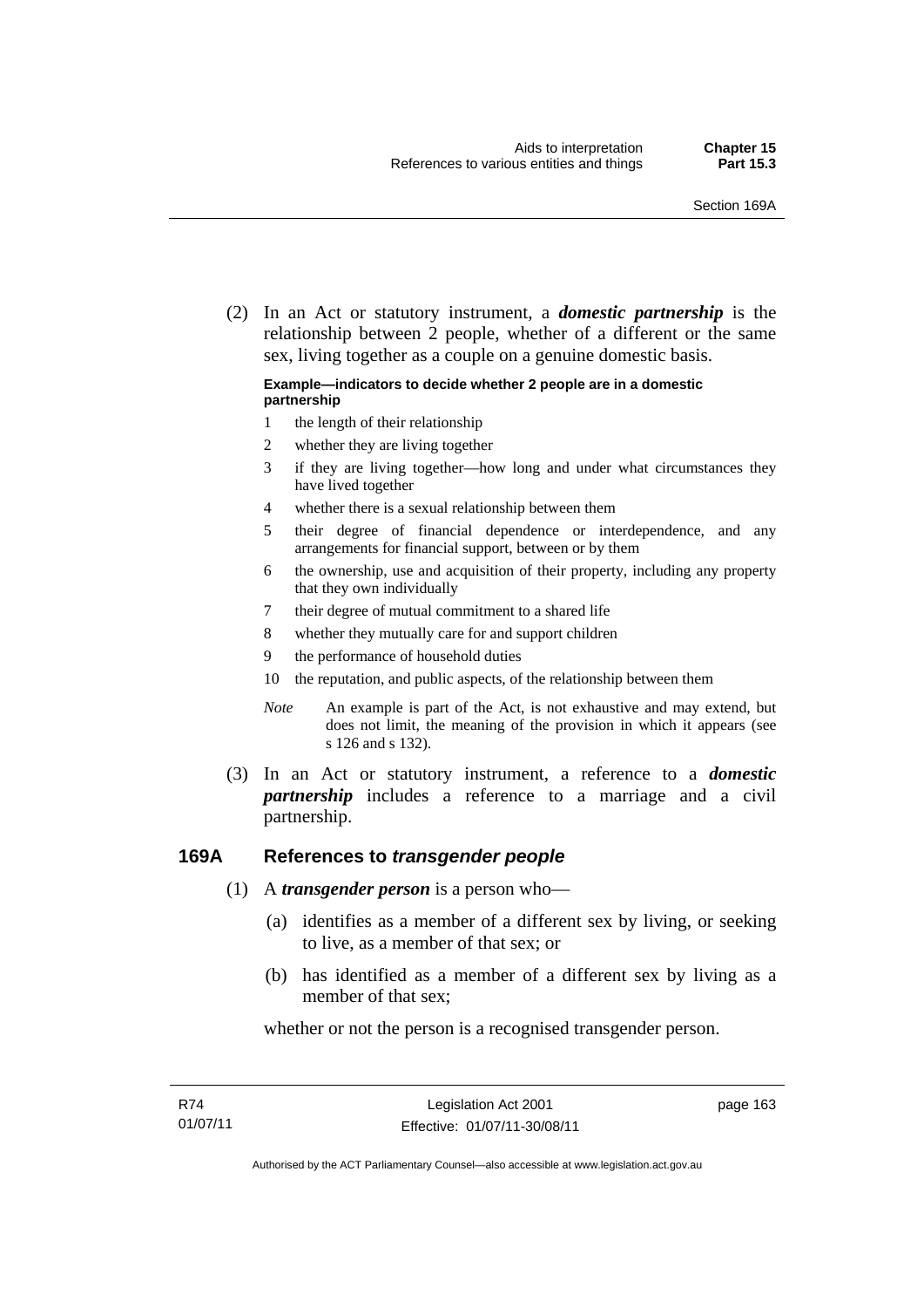(2) In an Act or statutory instrument, a ***domestic partnership*** is the relationship between 2 people, whether of a different or the same sex, living together as a couple on a genuine domestic basis.

**Example—indicators to decide whether 2 people are in a domestic partnership**

1 the length of their relationship

2 whether they are living together

3 if they are living together—how long and under what circumstances they have lived together

4 whether there is a sexual relationship between them

5 their degree of financial dependence or interdependence, and any arrangements for financial support, between or by them

6 the ownership, use and acquisition of their property, including any property that they own individually

7 their degree of mutual commitment to a shared life

8 whether they mutually care for and support children

9 the performance of household duties

10 the reputation, and public aspects, of the relationship between them

*Note* An example is part of the Act, is not exhaustive and may extend, but does not limit, the meaning of the provision in which it appears (see s 126 and s 132).

(3) In an Act or statutory instrument, a reference to a ***domestic partnership*** includes a reference to a marriage and a civil partnership.

## 169A References to *transgender people*

(1) A ***transgender person*** is a person who—

(a) identifies as a member of a different sex by living, or seeking to live, as a member of that sex; or

(b) has identified as a member of a different sex by living as a member of that sex;

whether or not the person is a recognised transgender person.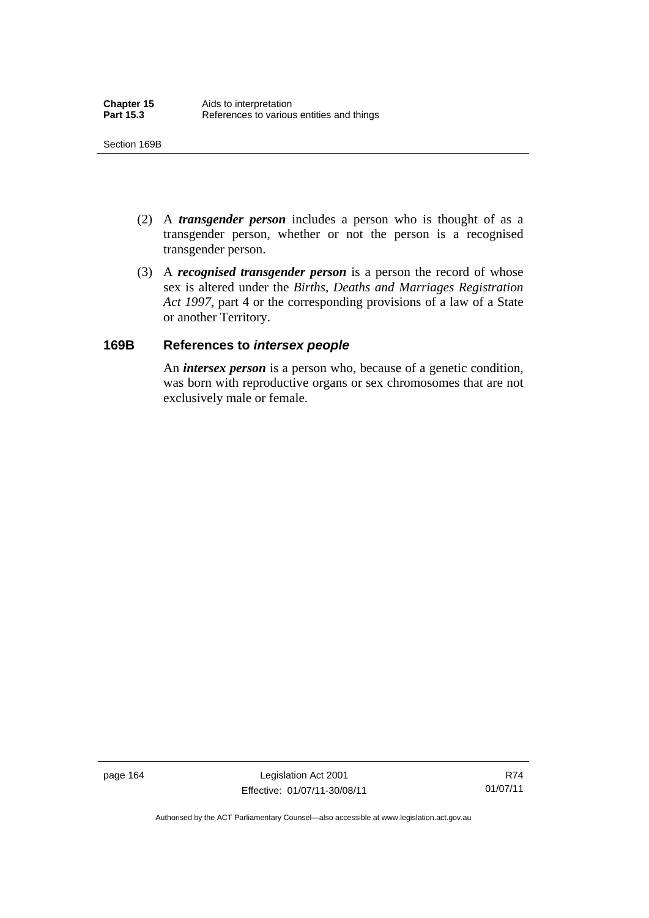(2) A ***transgender person*** includes a person who is thought of as a transgender person, whether or not the person is a recognised transgender person.

(3) A ***recognised transgender person*** is a person the record of whose sex is altered under the *Births, Deaths and Marriages Registration Act 1997*, part 4 or the corresponding provisions of a law of a State or another Territory.

## 169B References to *intersex people*

An ***intersex person*** is a person who, because of a genetic condition, was born with reproductive organs or sex chromosomes that are not exclusively male or female.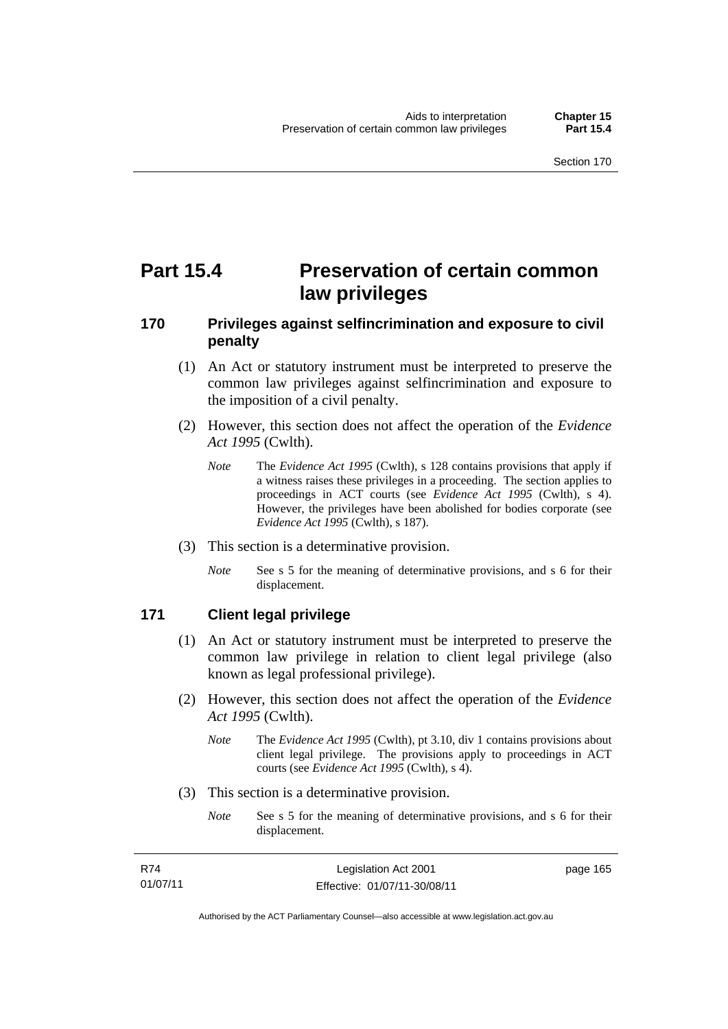# Part 15.4 Preservation of certain common law privileges

## 170 Privileges against selfincrimination and exposure to civil penalty

(1) An Act or statutory instrument must be interpreted to preserve the common law privileges against selfincrimination and exposure to the imposition of a civil penalty.

(2) However, this section does not affect the operation of the *Evidence Act 1995* (Cwlth).

*Note* The *Evidence Act 1995* (Cwlth), s 128 contains provisions that apply if a witness raises these privileges in a proceeding. The section applies to proceedings in ACT courts (see *Evidence Act 1995* (Cwlth), s 4). However, the privileges have been abolished for bodies corporate (see *Evidence Act 1995* (Cwlth), s 187).

(3) This section is a determinative provision.

*Note* See s 5 for the meaning of determinative provisions, and s 6 for their displacement.

## 171 Client legal privilege

(1) An Act or statutory instrument must be interpreted to preserve the common law privilege in relation to client legal privilege (also known as legal professional privilege).

(2) However, this section does not affect the operation of the *Evidence Act 1995* (Cwlth).

*Note* The *Evidence Act 1995* (Cwlth), pt 3.10, div 1 contains provisions about client legal privilege. The provisions apply to proceedings in ACT courts (see *Evidence Act 1995* (Cwlth), s 4).

(3) This section is a determinative provision.

*Note* See s 5 for the meaning of determinative provisions, and s 6 for their displacement.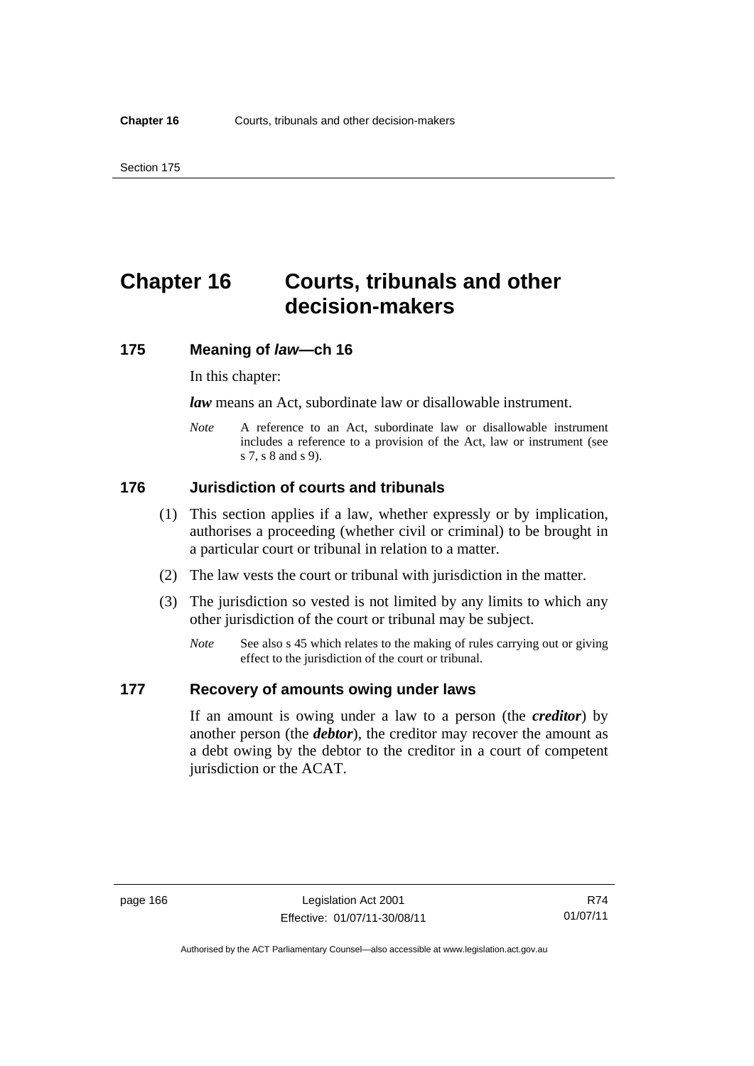# Chapter 16 Courts, tribunals and other decision-makers

## 175 Meaning of *law*—ch 16

In this chapter:

***law*** means an Act, subordinate law or disallowable instrument.

*Note* A reference to an Act, subordinate law or disallowable instrument includes a reference to a provision of the Act, law or instrument (see s 7, s 8 and s 9).

## 176 Jurisdiction of courts and tribunals

(1) This section applies if a law, whether expressly or by implication, authorises a proceeding (whether civil or criminal) to be brought in a particular court or tribunal in relation to a matter.

(2) The law vests the court or tribunal with jurisdiction in the matter.

(3) The jurisdiction so vested is not limited by any limits to which any other jurisdiction of the court or tribunal may be subject.

*Note* See also s 45 which relates to the making of rules carrying out or giving effect to the jurisdiction of the court or tribunal.

## 177 Recovery of amounts owing under laws

If an amount is owing under a law to a person (the ***creditor***) by another person (the ***debtor***), the creditor may recover the amount as a debt owing by the debtor to the creditor in a court of competent jurisdiction or the ACAT.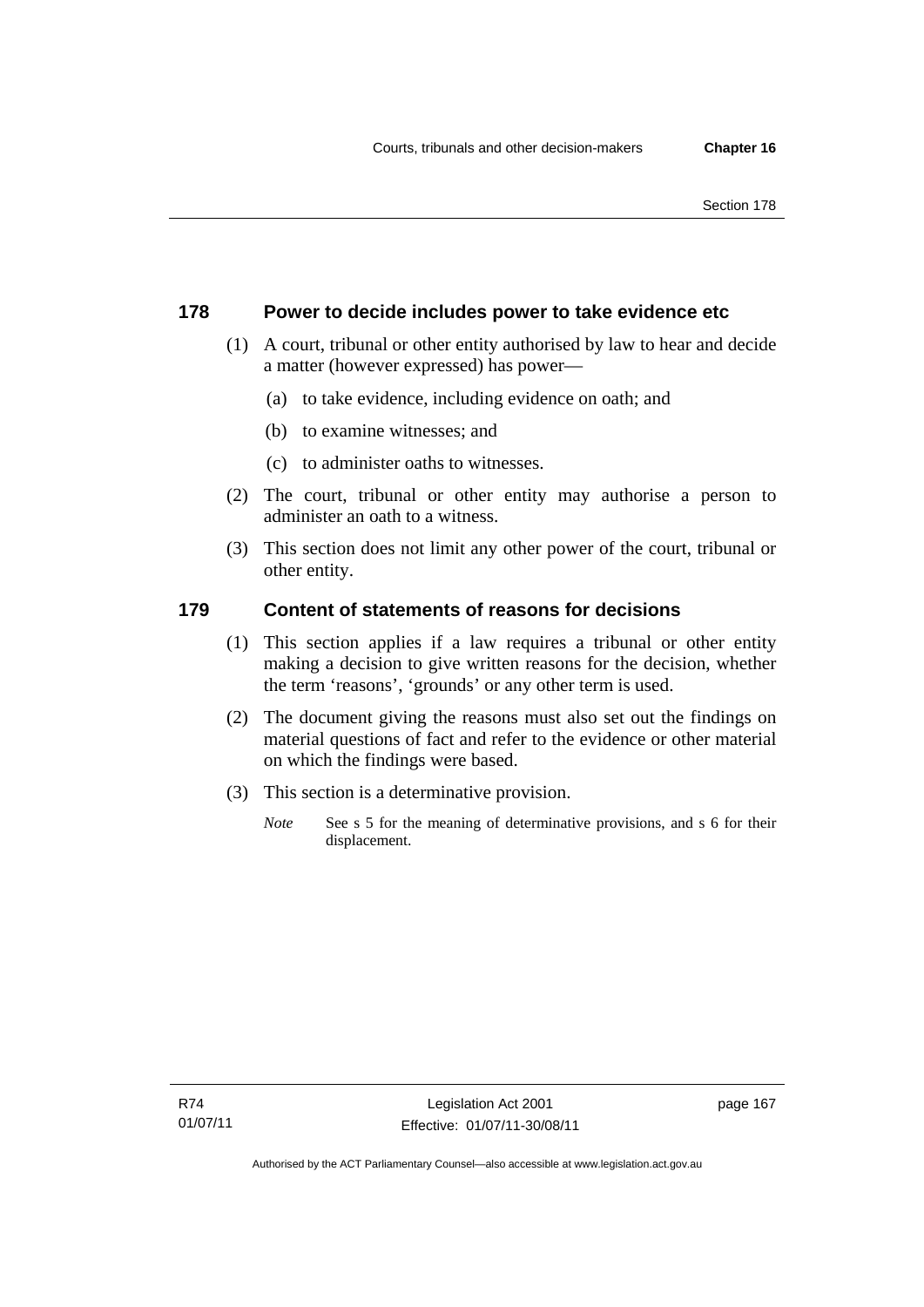## 178 Power to decide includes power to take evidence etc

(1) A court, tribunal or other entity authorised by law to hear and decide a matter (however expressed) has power—

  (a) to take evidence, including evidence on oath; and

  (b) to examine witnesses; and

  (c) to administer oaths to witnesses.

(2) The court, tribunal or other entity may authorise a person to administer an oath to a witness.

(3) This section does not limit any other power of the court, tribunal or other entity.

## 179 Content of statements of reasons for decisions

(1) This section applies if a law requires a tribunal or other entity making a decision to give written reasons for the decision, whether the term 'reasons', 'grounds' or any other term is used.

(2) The document giving the reasons must also set out the findings on material questions of fact and refer to the evidence or other material on which the findings were based.

(3) This section is a determinative provision.

*Note* See s 5 for the meaning of determinative provisions, and s 6 for their displacement.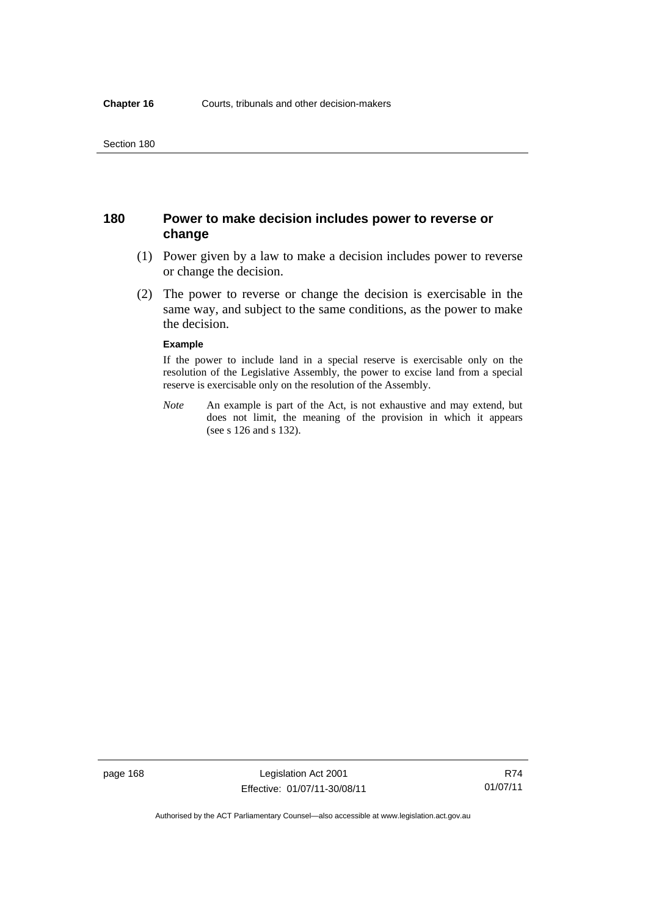## 180 Power to make decision includes power to reverse or change

(1) Power given by a law to make a decision includes power to reverse or change the decision.

(2) The power to reverse or change the decision is exercisable in the same way, and subject to the same conditions, as the power to make the decision.

**Example**

If the power to include land in a special reserve is exercisable only on the resolution of the Legislative Assembly, the power to excise land from a special reserve is exercisable only on the resolution of the Assembly.

*Note* An example is part of the Act, is not exhaustive and may extend, but does not limit, the meaning of the provision in which it appears (see s 126 and s 132).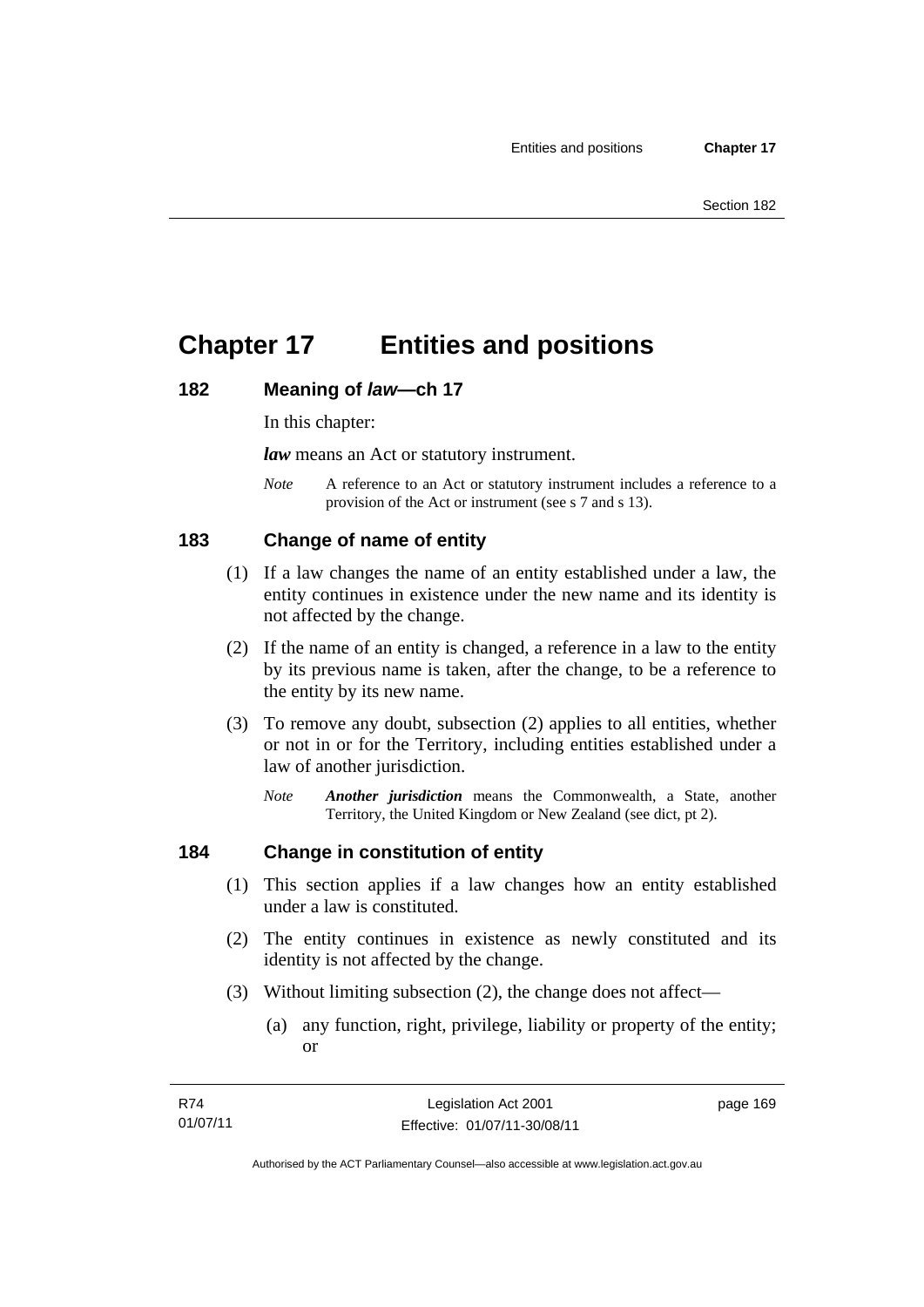# Chapter 17 Entities and positions

## 182 Meaning of *law*—ch 17

In this chapter:

***law*** means an Act or statutory instrument.

*Note* A reference to an Act or statutory instrument includes a reference to a provision of the Act or instrument (see s 7 and s 13).

## 183 Change of name of entity

(1) If a law changes the name of an entity established under a law, the entity continues in existence under the new name and its identity is not affected by the change.

(2) If the name of an entity is changed, a reference in a law to the entity by its previous name is taken, after the change, to be a reference to the entity by its new name.

(3) To remove any doubt, subsection (2) applies to all entities, whether or not in or for the Territory, including entities established under a law of another jurisdiction.

*Note* ***Another jurisdiction*** means the Commonwealth, a State, another Territory, the United Kingdom or New Zealand (see dict, pt 2).

## 184 Change in constitution of entity

(1) This section applies if a law changes how an entity established under a law is constituted.

(2) The entity continues in existence as newly constituted and its identity is not affected by the change.

(3) Without limiting subsection (2), the change does not affect—

(a) any function, right, privilege, liability or property of the entity; or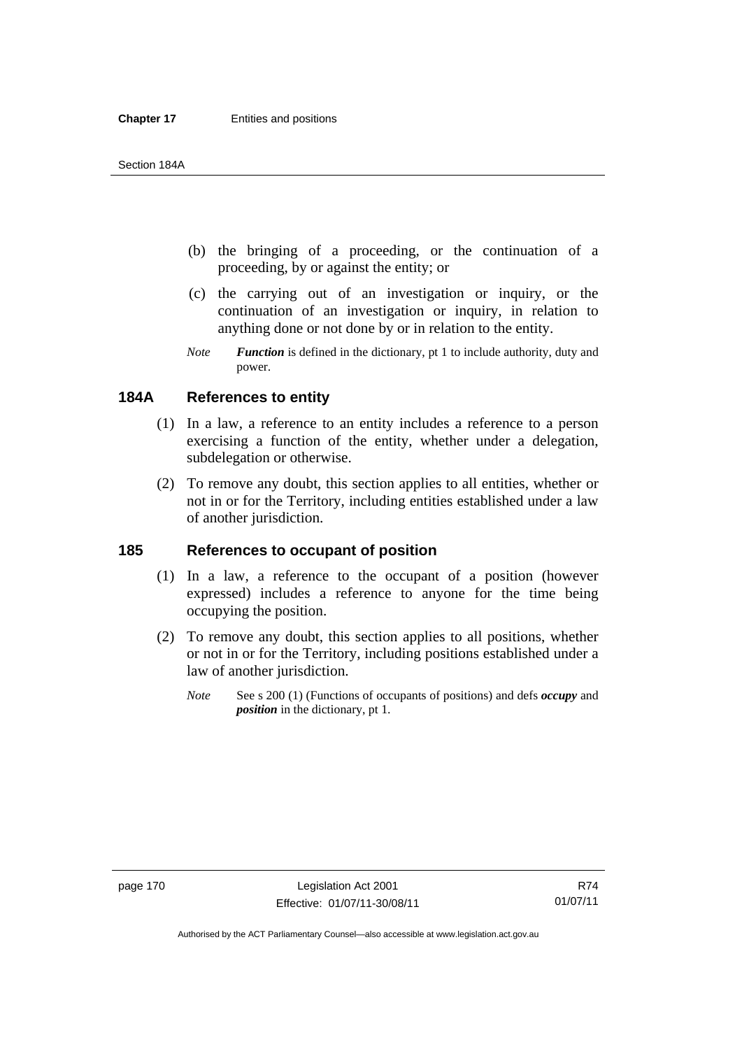(b) the bringing of a proceeding, or the continuation of a proceeding, by or against the entity; or

(c) the carrying out of an investigation or inquiry, or the continuation of an investigation or inquiry, in relation to anything done or not done by or in relation to the entity.

*Note* ***Function*** is defined in the dictionary, pt 1 to include authority, duty and power.

## 184A References to entity

(1) In a law, a reference to an entity includes a reference to a person exercising a function of the entity, whether under a delegation, subdelegation or otherwise.

(2) To remove any doubt, this section applies to all entities, whether or not in or for the Territory, including entities established under a law of another jurisdiction.

## 185 References to occupant of position

(1) In a law, a reference to the occupant of a position (however expressed) includes a reference to anyone for the time being occupying the position.

(2) To remove any doubt, this section applies to all positions, whether or not in or for the Territory, including positions established under a law of another jurisdiction.

*Note* See s 200 (1) (Functions of occupants of positions) and defs ***occupy*** and ***position*** in the dictionary, pt 1.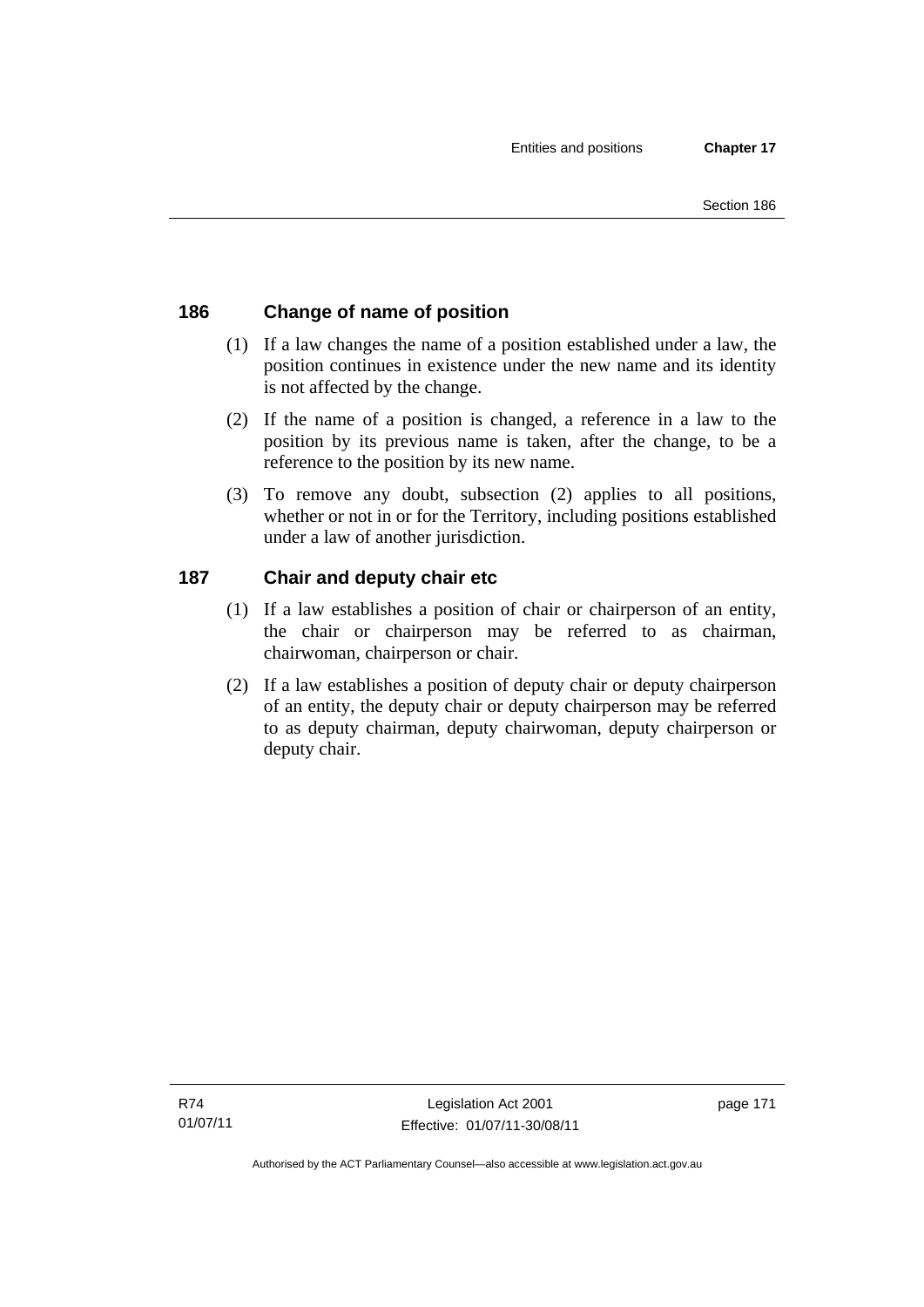## 186 Change of name of position

(1) If a law changes the name of a position established under a law, the position continues in existence under the new name and its identity is not affected by the change.

(2) If the name of a position is changed, a reference in a law to the position by its previous name is taken, after the change, to be a reference to the position by its new name.

(3) To remove any doubt, subsection (2) applies to all positions, whether or not in or for the Territory, including positions established under a law of another jurisdiction.

## 187 Chair and deputy chair etc

(1) If a law establishes a position of chair or chairperson of an entity, the chair or chairperson may be referred to as chairman, chairwoman, chairperson or chair.

(2) If a law establishes a position of deputy chair or deputy chairperson of an entity, the deputy chair or deputy chairperson may be referred to as deputy chairman, deputy chairwoman, deputy chairperson or deputy chair.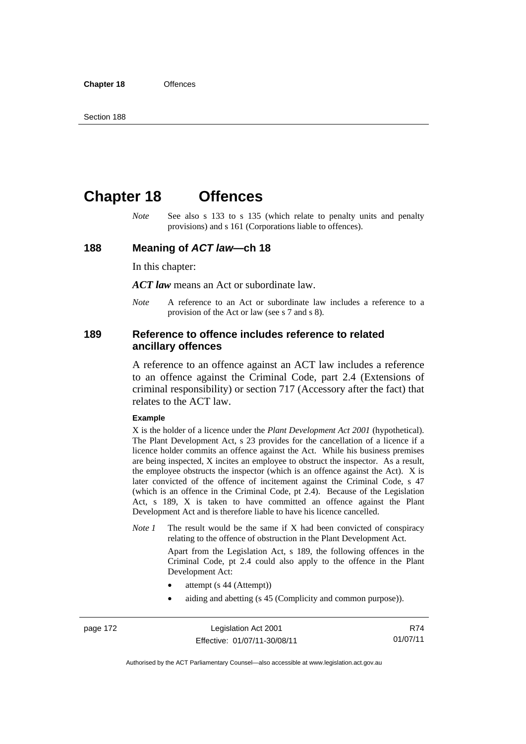# Chapter 18 Offences

*Note* See also s 133 to s 135 (which relate to penalty units and penalty provisions) and s 161 (Corporations liable to offences).

## 188 Meaning of *ACT law*—ch 18

In this chapter:

***ACT law*** means an Act or subordinate law.

*Note* A reference to an Act or subordinate law includes a reference to a provision of the Act or law (see s 7 and s 8).

## 189 Reference to offence includes reference to related ancillary offences

A reference to an offence against an ACT law includes a reference to an offence against the Criminal Code, part 2.4 (Extensions of criminal responsibility) or section 717 (Accessory after the fact) that relates to the ACT law.

**Example**

X is the holder of a licence under the *Plant Development Act 2001* (hypothetical). The Plant Development Act, s 23 provides for the cancellation of a licence if a licence holder commits an offence against the Act. While his business premises are being inspected, X incites an employee to obstruct the inspector. As a result, the employee obstructs the inspector (which is an offence against the Act). X is later convicted of the offence of incitement against the Criminal Code, s 47 (which is an offence in the Criminal Code, pt 2.4). Because of the Legislation Act, s 189, X is taken to have committed an offence against the Plant Development Act and is therefore liable to have his licence cancelled.

*Note 1* The result would be the same if X had been convicted of conspiracy relating to the offence of obstruction in the Plant Development Act.

Apart from the Legislation Act, s 189, the following offences in the Criminal Code, pt 2.4 could also apply to the offence in the Plant Development Act:

- attempt (s 44 (Attempt))
- aiding and abetting (s 45 (Complicity and common purpose)).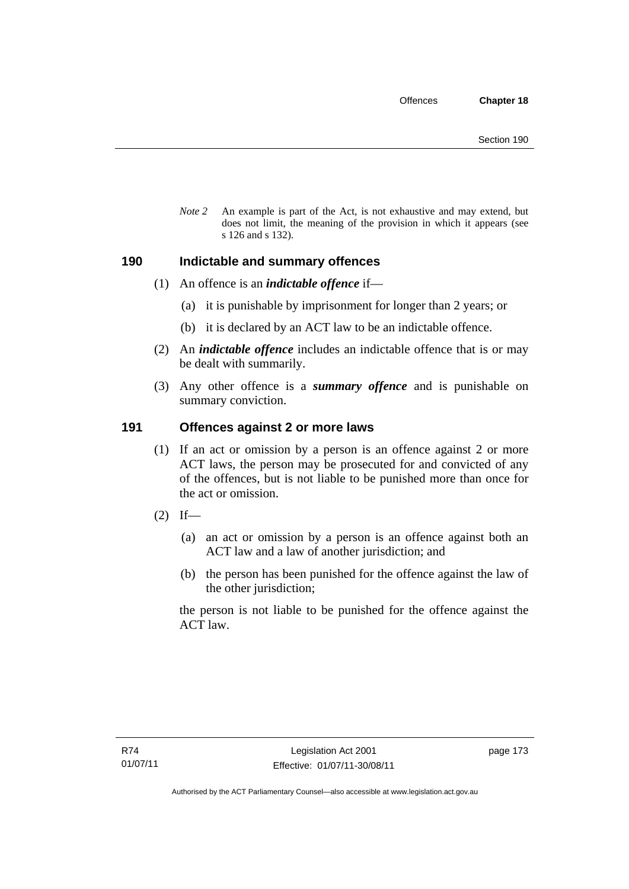*Note 2* An example is part of the Act, is not exhaustive and may extend, but does not limit, the meaning of the provision in which it appears (see s 126 and s 132).

## 190 Indictable and summary offences

(1) An offence is an ***indictable offence*** if—

(a) it is punishable by imprisonment for longer than 2 years; or

(b) it is declared by an ACT law to be an indictable offence.

(2) An ***indictable offence*** includes an indictable offence that is or may be dealt with summarily.

(3) Any other offence is a ***summary offence*** and is punishable on summary conviction.

## 191 Offences against 2 or more laws

(1) If an act or omission by a person is an offence against 2 or more ACT laws, the person may be prosecuted for and convicted of any of the offences, but is not liable to be punished more than once for the act or omission.

(2) If—

(a) an act or omission by a person is an offence against both an ACT law and a law of another jurisdiction; and

(b) the person has been punished for the offence against the law of the other jurisdiction;

the person is not liable to be punished for the offence against the ACT law.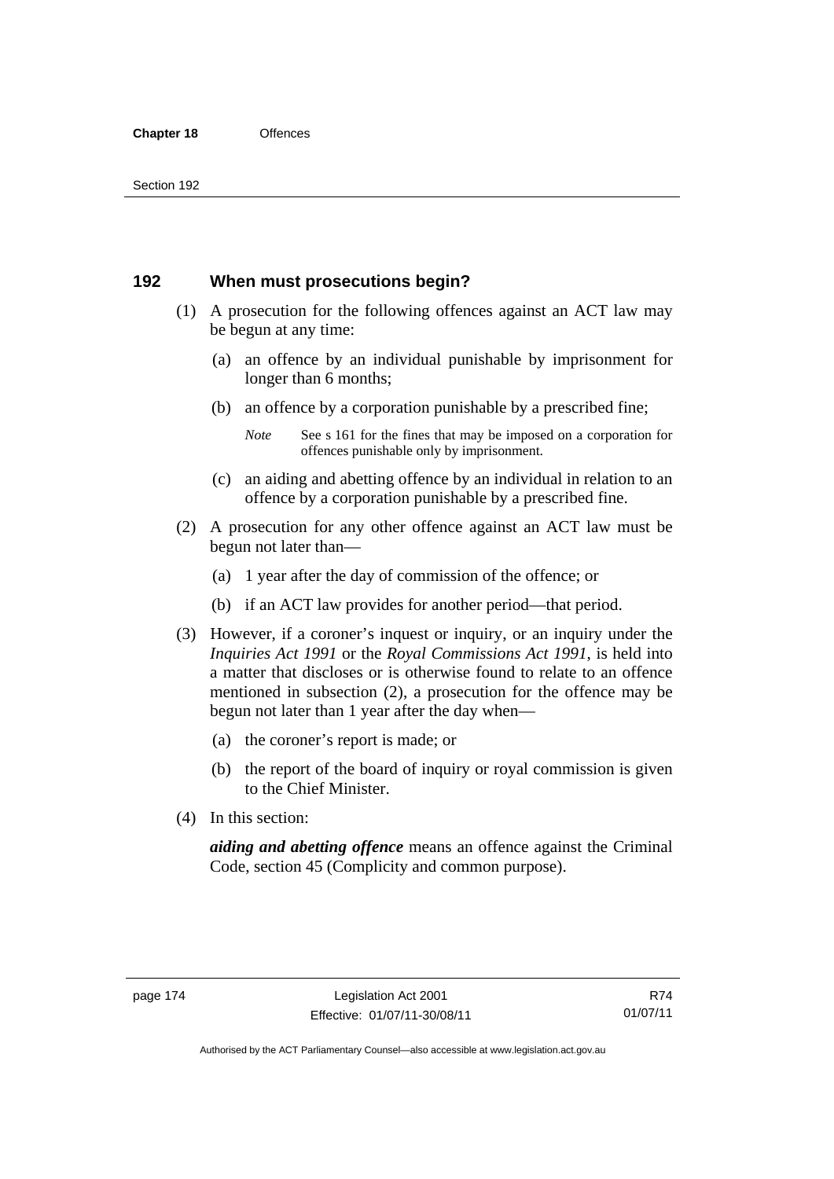## 192 When must prosecutions begin?

(1) A prosecution for the following offences against an ACT law may be begun at any time:

(a) an offence by an individual punishable by imprisonment for longer than 6 months;

(b) an offence by a corporation punishable by a prescribed fine;

*Note* See s 161 for the fines that may be imposed on a corporation for offences punishable only by imprisonment.

(c) an aiding and abetting offence by an individual in relation to an offence by a corporation punishable by a prescribed fine.

(2) A prosecution for any other offence against an ACT law must be begun not later than—

(a) 1 year after the day of commission of the offence; or

(b) if an ACT law provides for another period—that period.

(3) However, if a coroner's inquest or inquiry, or an inquiry under the *Inquiries Act 1991* or the *Royal Commissions Act 1991*, is held into a matter that discloses or is otherwise found to relate to an offence mentioned in subsection (2), a prosecution for the offence may be begun not later than 1 year after the day when—

(a) the coroner's report is made; or

(b) the report of the board of inquiry or royal commission is given to the Chief Minister.

(4) In this section:

***aiding and abetting offence*** means an offence against the Criminal Code, section 45 (Complicity and common purpose).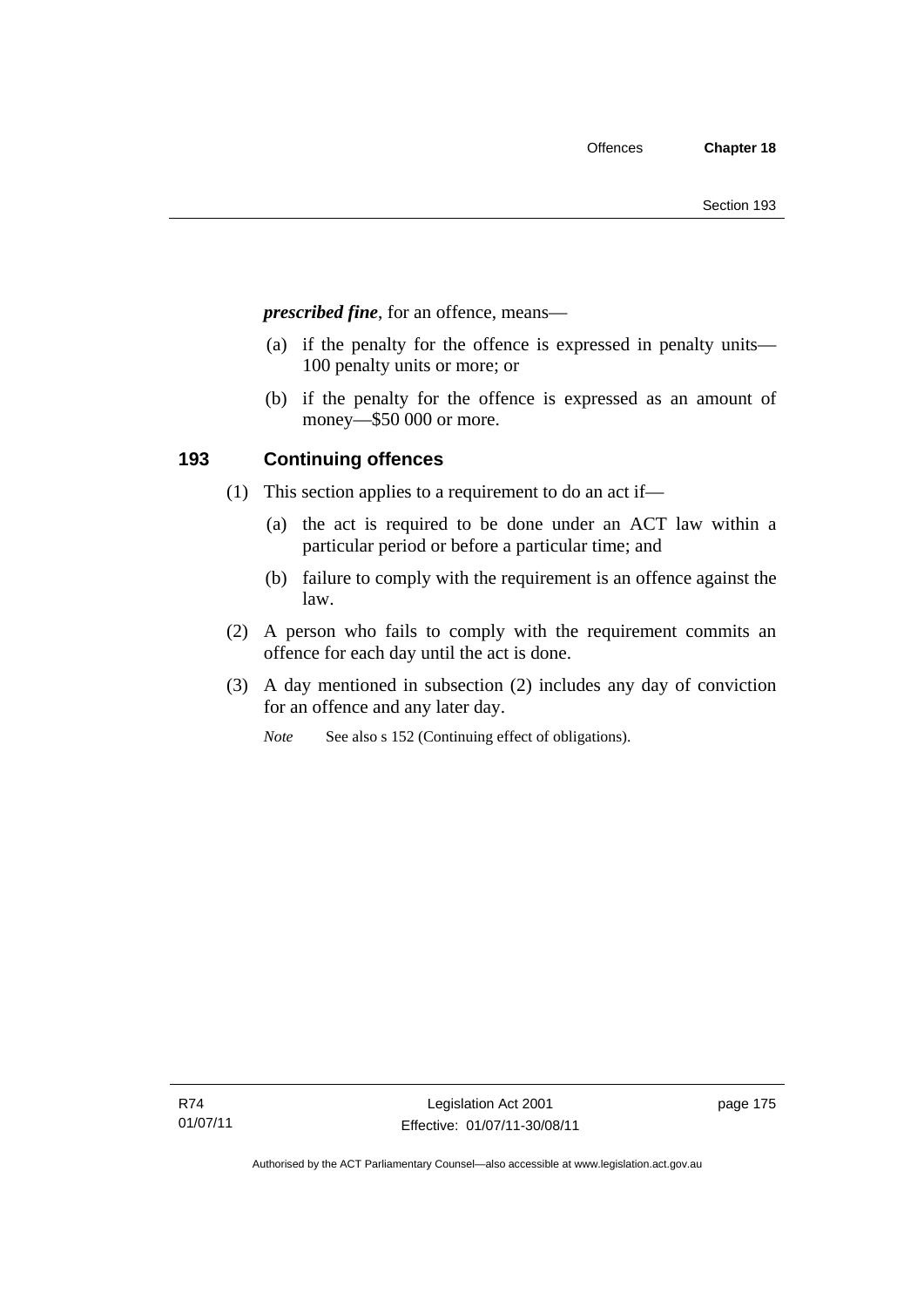***prescribed fine***, for an offence, means—

(a) if the penalty for the offence is expressed in penalty units—100 penalty units or more; or

(b) if the penalty for the offence is expressed as an amount of money—$50 000 or more.

## 193 Continuing offences

(1) This section applies to a requirement to do an act if—

(a) the act is required to be done under an ACT law within a particular period or before a particular time; and

(b) failure to comply with the requirement is an offence against the law.

(2) A person who fails to comply with the requirement commits an offence for each day until the act is done.

(3) A day mentioned in subsection (2) includes any day of conviction for an offence and any later day.

*Note* See also s 152 (Continuing effect of obligations).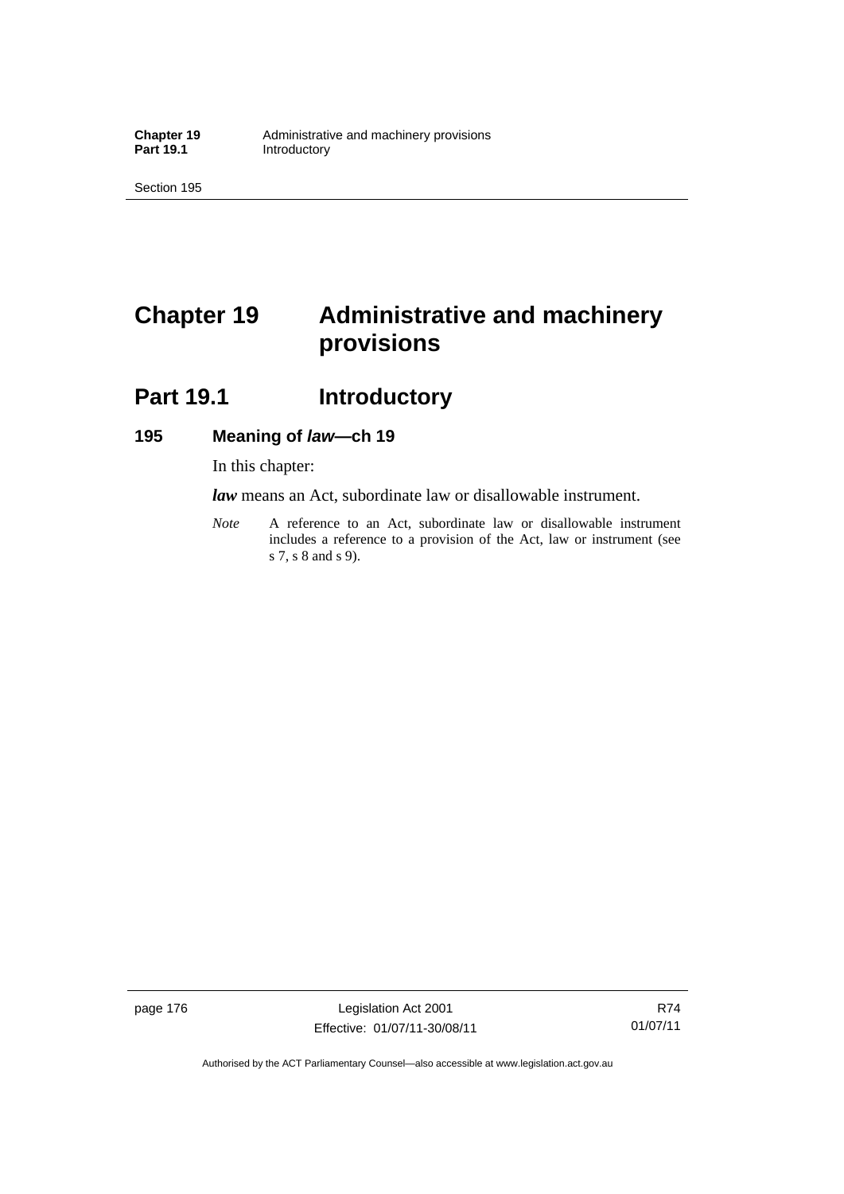# Chapter 19 Administrative and machinery provisions

## Part 19.1 Introductory

### 195 Meaning of *law*—ch 19

In this chapter:

***law*** means an Act, subordinate law or disallowable instrument.

*Note* A reference to an Act, subordinate law or disallowable instrument includes a reference to a provision of the Act, law or instrument (see s 7, s 8 and s 9).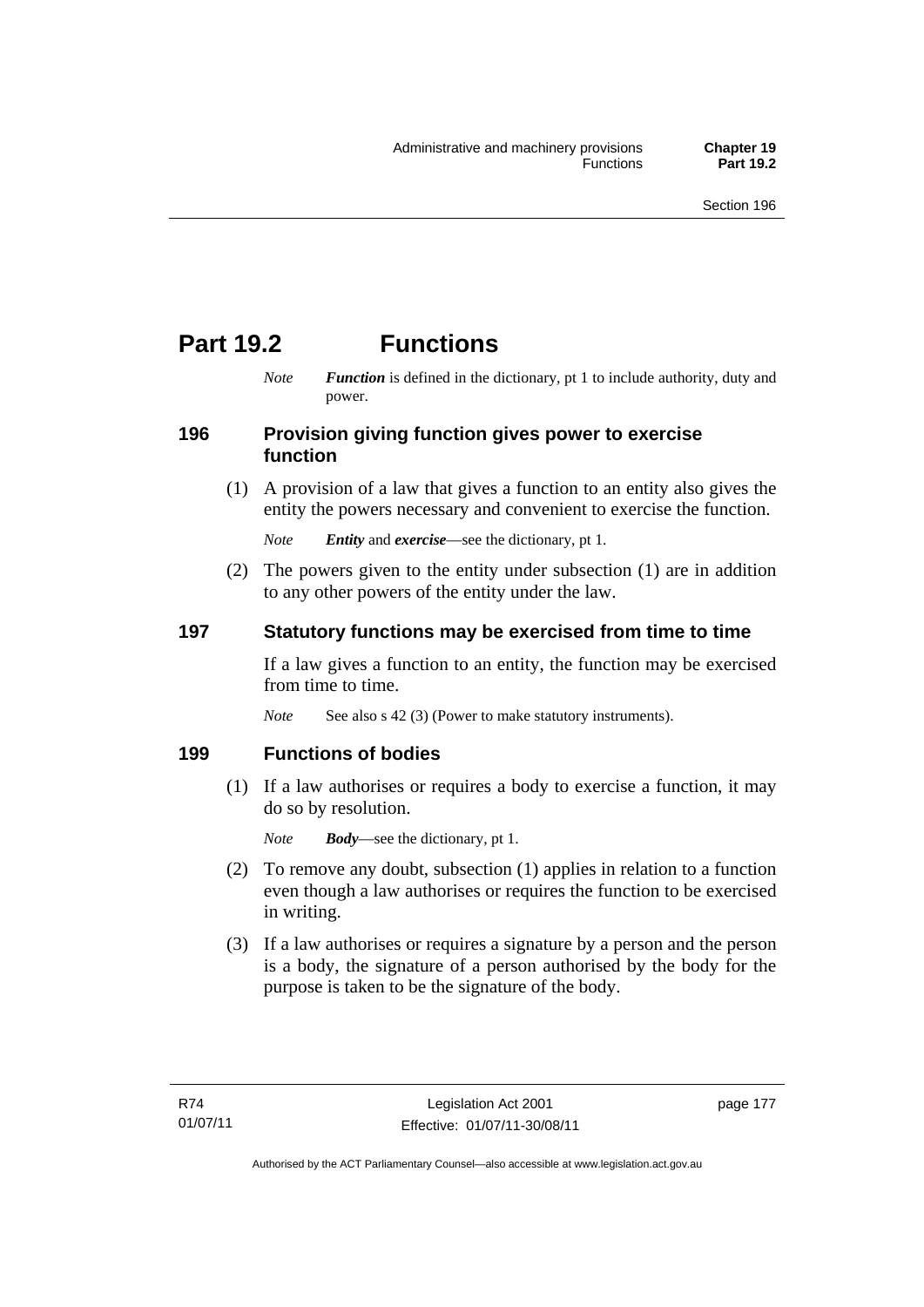# Part 19.2 Functions

*Note* ***Function*** is defined in the dictionary, pt 1 to include authority, duty and power.

## 196 Provision giving function gives power to exercise function

(1) A provision of a law that gives a function to an entity also gives the entity the powers necessary and convenient to exercise the function.

*Note* ***Entity*** and ***exercise***—see the dictionary, pt 1.

(2) The powers given to the entity under subsection (1) are in addition to any other powers of the entity under the law.

## 197 Statutory functions may be exercised from time to time

If a law gives a function to an entity, the function may be exercised from time to time.

*Note* See also s 42 (3) (Power to make statutory instruments).

## 199 Functions of bodies

(1) If a law authorises or requires a body to exercise a function, it may do so by resolution.

*Note* ***Body***—see the dictionary, pt 1.

(2) To remove any doubt, subsection (1) applies in relation to a function even though a law authorises or requires the function to be exercised in writing.

(3) If a law authorises or requires a signature by a person and the person is a body, the signature of a person authorised by the body for the purpose is taken to be the signature of the body.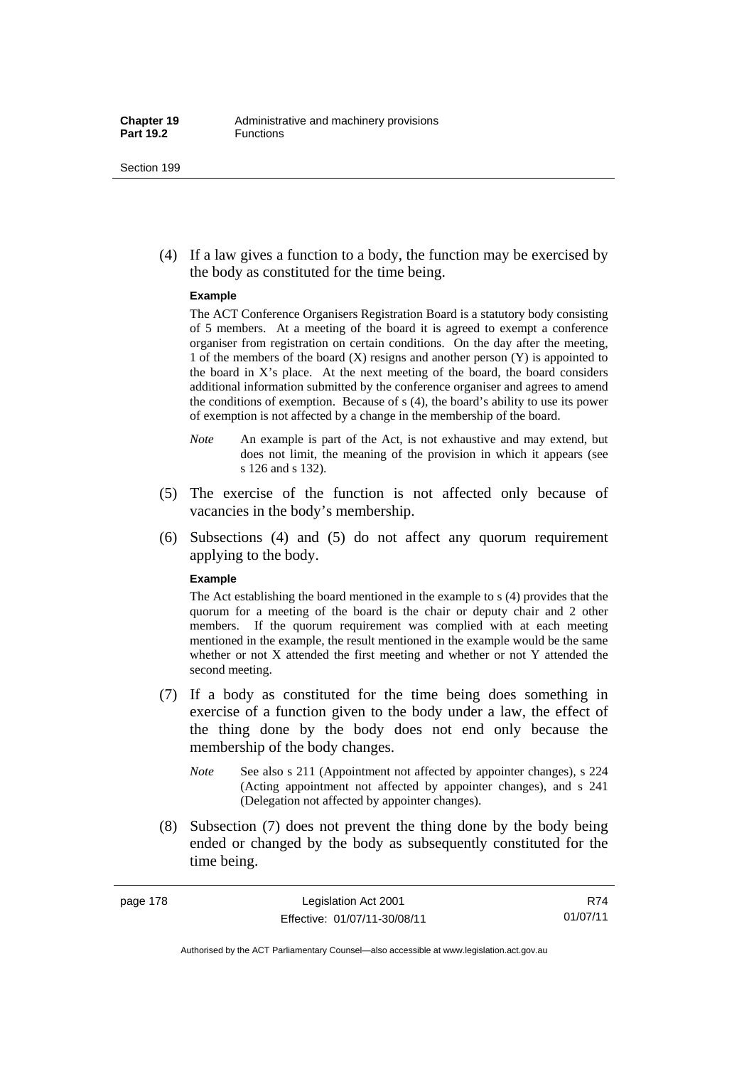(4) If a law gives a function to a body, the function may be exercised by the body as constituted for the time being.

**Example**

The ACT Conference Organisers Registration Board is a statutory body consisting of 5 members. At a meeting of the board it is agreed to exempt a conference organiser from registration on certain conditions. On the day after the meeting, 1 of the members of the board (X) resigns and another person (Y) is appointed to the board in X's place. At the next meeting of the board, the board considers additional information submitted by the conference organiser and agrees to amend the conditions of exemption. Because of s (4), the board's ability to use its power of exemption is not affected by a change in the membership of the board.

*Note* An example is part of the Act, is not exhaustive and may extend, but does not limit, the meaning of the provision in which it appears (see s 126 and s 132).

(5) The exercise of the function is not affected only because of vacancies in the body's membership.

(6) Subsections (4) and (5) do not affect any quorum requirement applying to the body.

**Example**

The Act establishing the board mentioned in the example to s (4) provides that the quorum for a meeting of the board is the chair or deputy chair and 2 other members. If the quorum requirement was complied with at each meeting mentioned in the example, the result mentioned in the example would be the same whether or not X attended the first meeting and whether or not Y attended the second meeting.

(7) If a body as constituted for the time being does something in exercise of a function given to the body under a law, the effect of the thing done by the body does not end only because the membership of the body changes.

*Note* See also s 211 (Appointment not affected by appointer changes), s 224 (Acting appointment not affected by appointer changes), and s 241 (Delegation not affected by appointer changes).

(8) Subsection (7) does not prevent the thing done by the body being ended or changed by the body as subsequently constituted for the time being.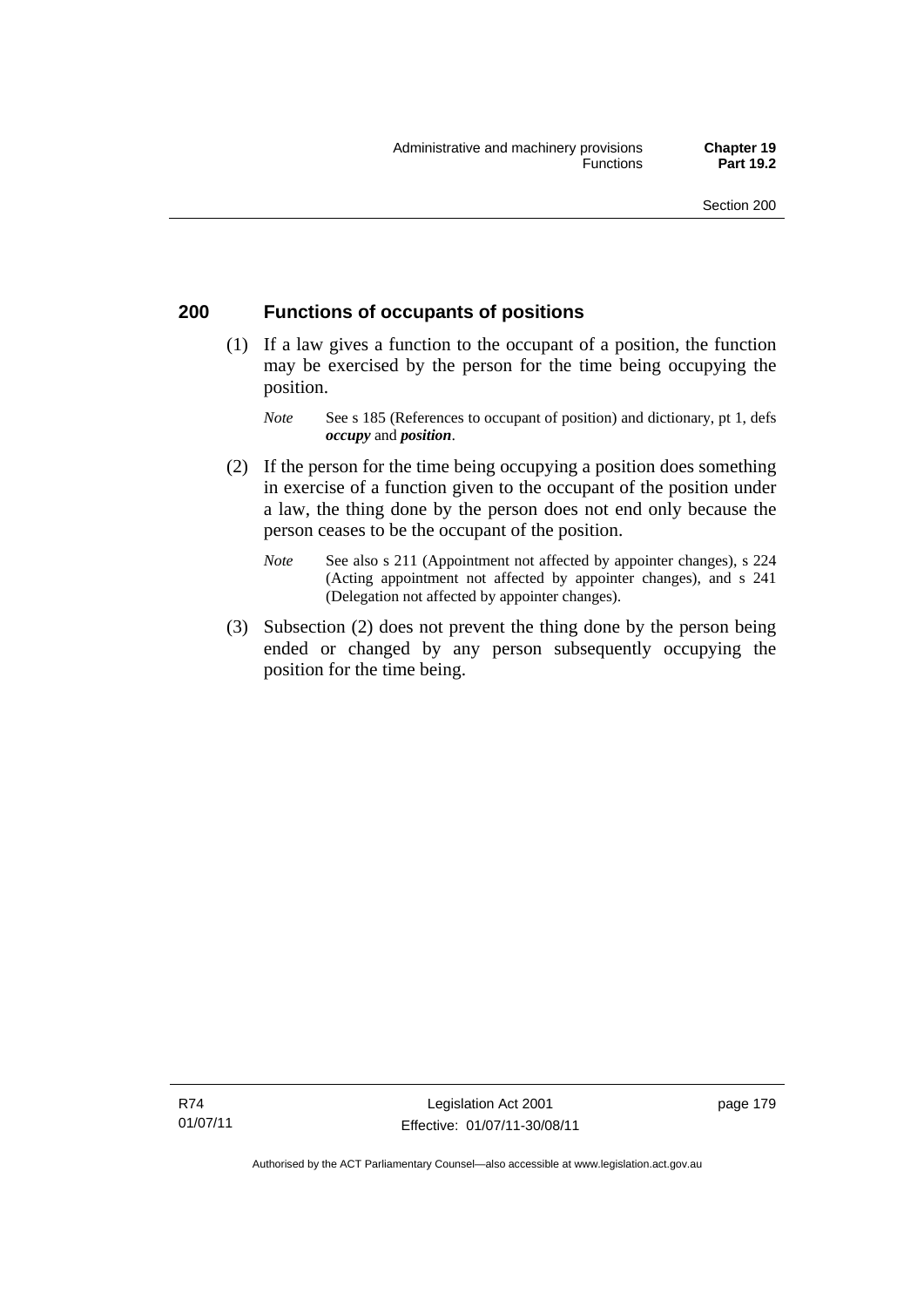## 200 Functions of occupants of positions

(1) If a law gives a function to the occupant of a position, the function may be exercised by the person for the time being occupying the position.

*Note* See s 185 (References to occupant of position) and dictionary, pt 1, defs ***occupy*** and ***position***.

(2) If the person for the time being occupying a position does something in exercise of a function given to the occupant of the position under a law, the thing done by the person does not end only because the person ceases to be the occupant of the position.

*Note* See also s 211 (Appointment not affected by appointer changes), s 224 (Acting appointment not affected by appointer changes), and s 241 (Delegation not affected by appointer changes).

(3) Subsection (2) does not prevent the thing done by the person being ended or changed by any person subsequently occupying the position for the time being.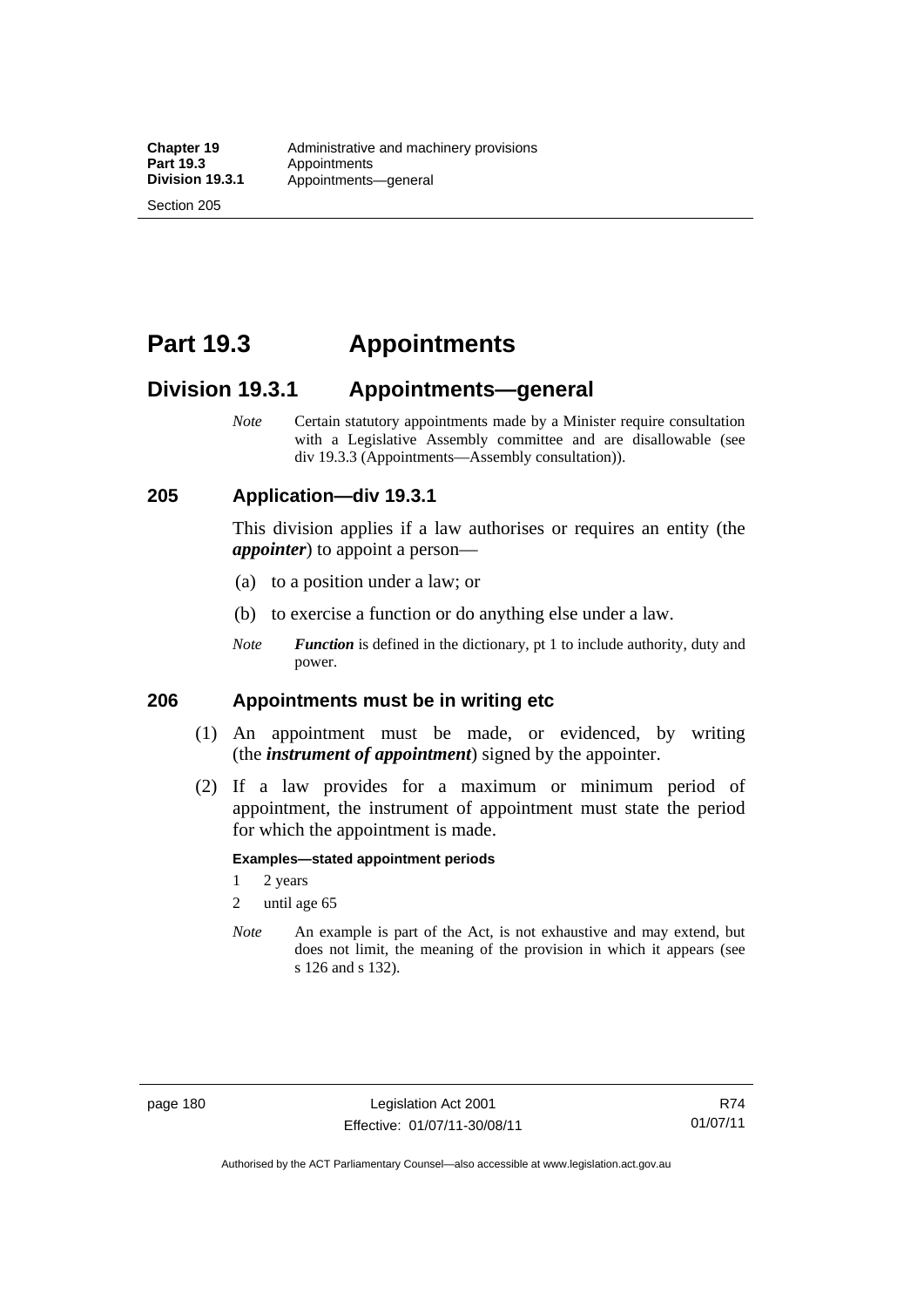# Part 19.3 Appointments

## Division 19.3.1 Appointments—general

*Note* Certain statutory appointments made by a Minister require consultation with a Legislative Assembly committee and are disallowable (see div 19.3.3 (Appointments—Assembly consultation)).

### 205 Application—div 19.3.1

This division applies if a law authorises or requires an entity (the ***appointer***) to appoint a person—

(a) to a position under a law; or

(b) to exercise a function or do anything else under a law.

*Note* ***Function*** is defined in the dictionary, pt 1 to include authority, duty and power.

### 206 Appointments must be in writing etc

(1) An appointment must be made, or evidenced, by writing (the ***instrument of appointment***) signed by the appointer.

(2) If a law provides for a maximum or minimum period of appointment, the instrument of appointment must state the period for which the appointment is made.

**Examples—stated appointment periods**

1 2 years

2 until age 65

*Note* An example is part of the Act, is not exhaustive and may extend, but does not limit, the meaning of the provision in which it appears (see s 126 and s 132).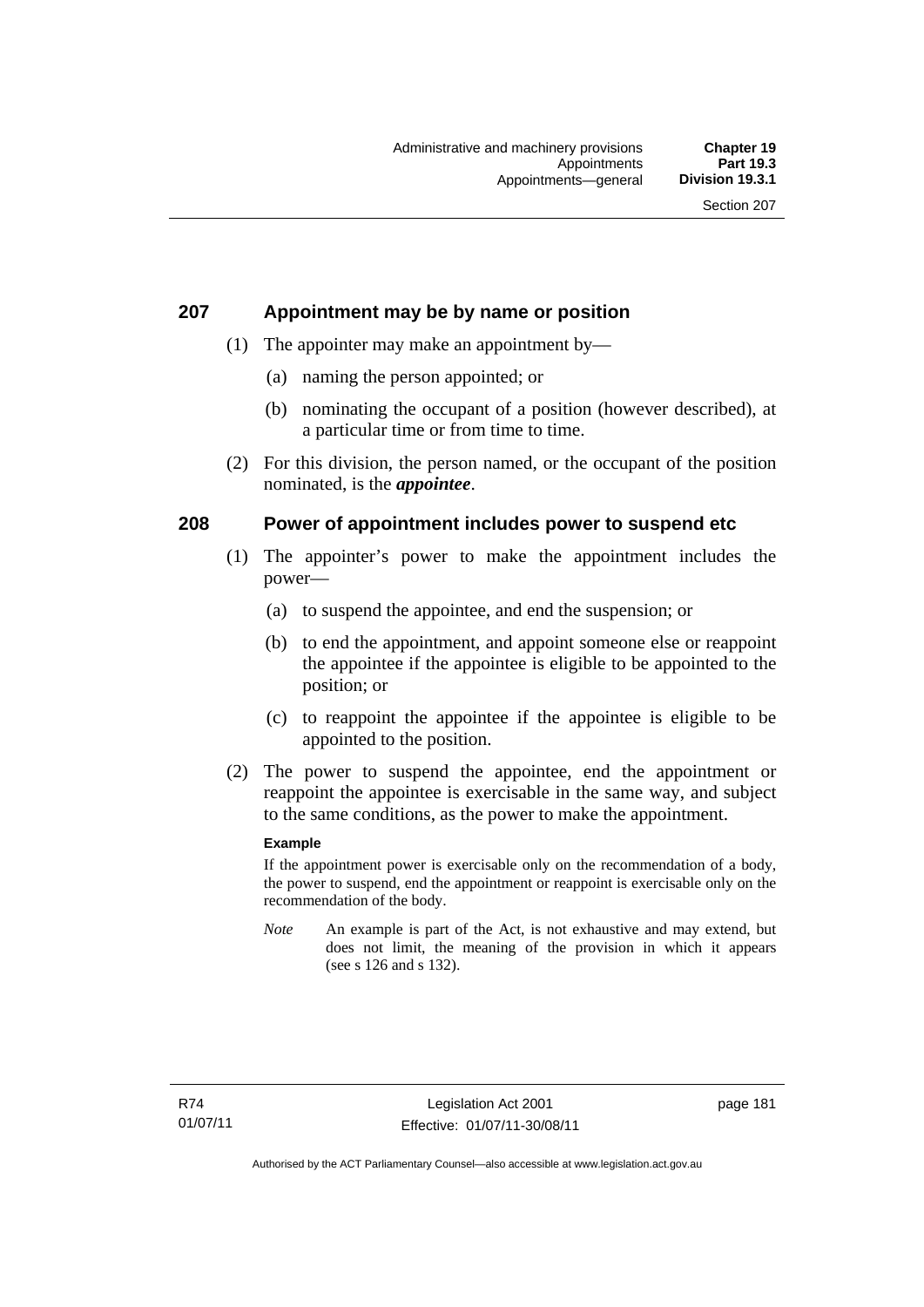## 207 Appointment may be by name or position

(1) The appointer may make an appointment by—

(a) naming the person appointed; or

(b) nominating the occupant of a position (however described), at a particular time or from time to time.

(2) For this division, the person named, or the occupant of the position nominated, is the ***appointee***.

## 208 Power of appointment includes power to suspend etc

(1) The appointer's power to make the appointment includes the power—

(a) to suspend the appointee, and end the suspension; or

(b) to end the appointment, and appoint someone else or reappoint the appointee if the appointee is eligible to be appointed to the position; or

(c) to reappoint the appointee if the appointee is eligible to be appointed to the position.

(2) The power to suspend the appointee, end the appointment or reappoint the appointee is exercisable in the same way, and subject to the same conditions, as the power to make the appointment.

**Example**

If the appointment power is exercisable only on the recommendation of a body, the power to suspend, end the appointment or reappoint is exercisable only on the recommendation of the body.

*Note* An example is part of the Act, is not exhaustive and may extend, but does not limit, the meaning of the provision in which it appears (see s 126 and s 132).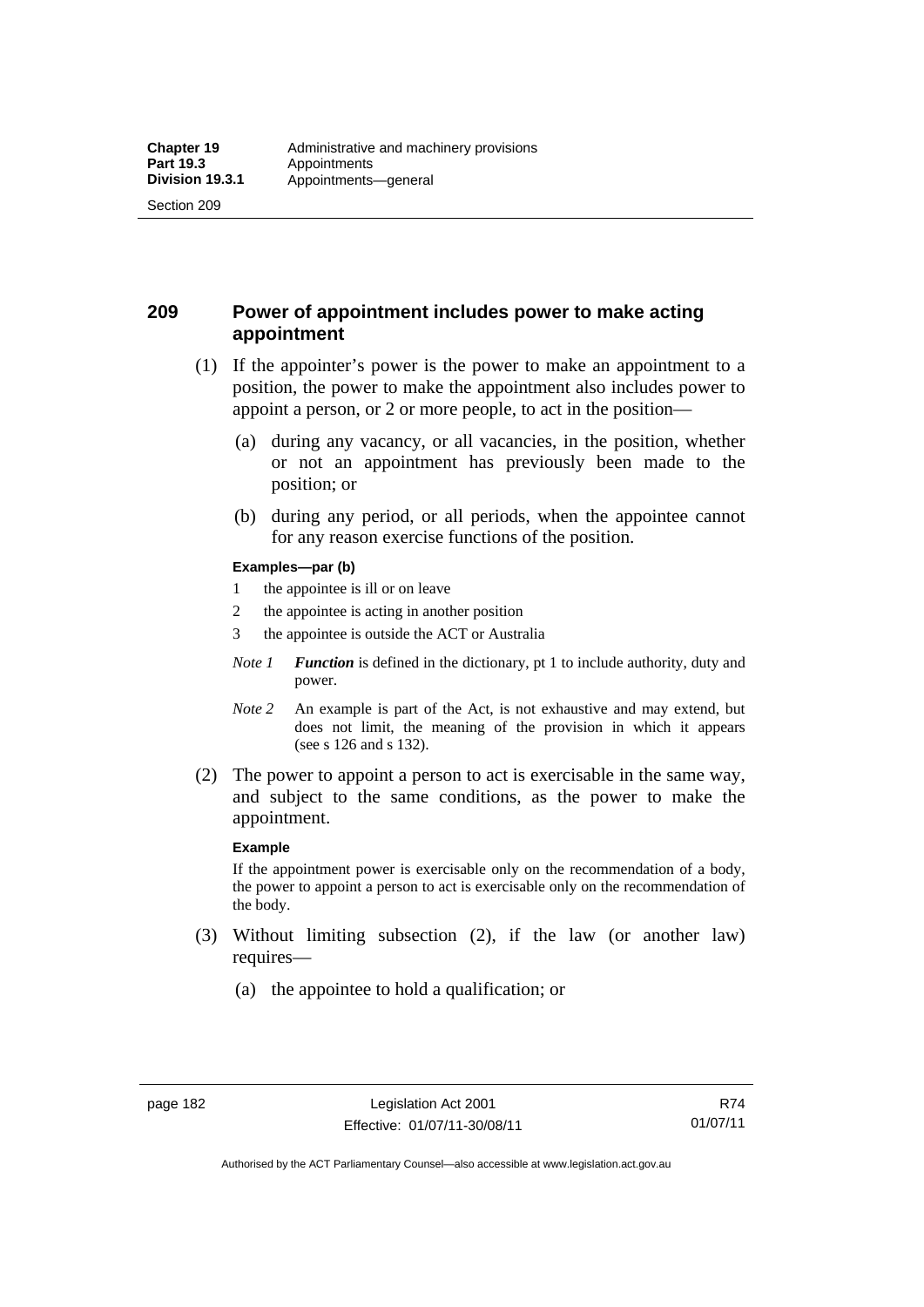## 209 Power of appointment includes power to make acting appointment

(1) If the appointer's power is the power to make an appointment to a position, the power to make the appointment also includes power to appoint a person, or 2 or more people, to act in the position—

(a) during any vacancy, or all vacancies, in the position, whether or not an appointment has previously been made to the position; or

(b) during any period, or all periods, when the appointee cannot for any reason exercise functions of the position.

**Examples—par (b)**

1 the appointee is ill or on leave

2 the appointee is acting in another position

3 the appointee is outside the ACT or Australia

*Note 1* ***Function*** is defined in the dictionary, pt 1 to include authority, duty and power.

*Note 2* An example is part of the Act, is not exhaustive and may extend, but does not limit, the meaning of the provision in which it appears (see s 126 and s 132).

(2) The power to appoint a person to act is exercisable in the same way, and subject to the same conditions, as the power to make the appointment.

**Example**

If the appointment power is exercisable only on the recommendation of a body, the power to appoint a person to act is exercisable only on the recommendation of the body.

(3) Without limiting subsection (2), if the law (or another law) requires—

(a) the appointee to hold a qualification; or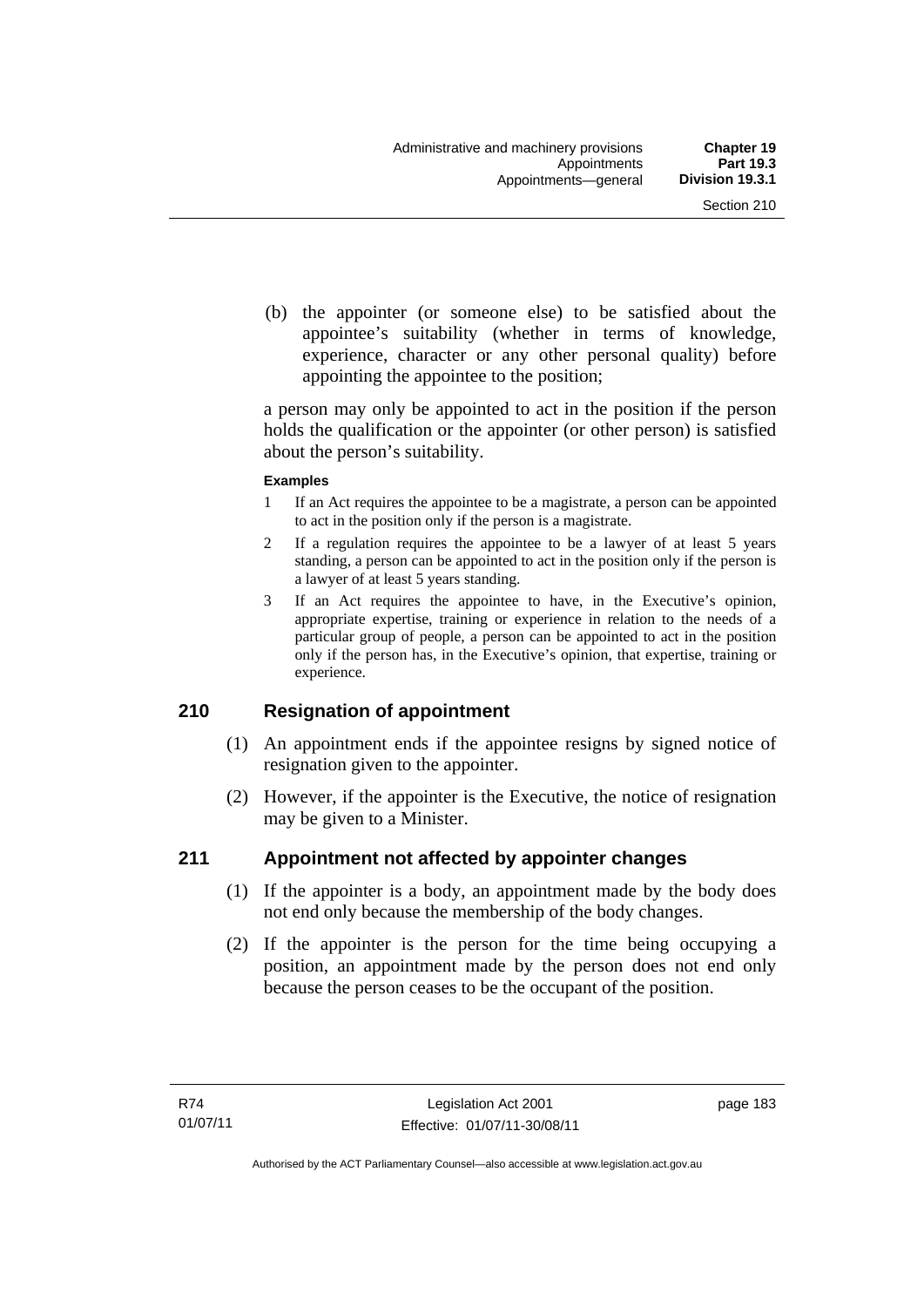(b) the appointer (or someone else) to be satisfied about the appointee's suitability (whether in terms of knowledge, experience, character or any other personal quality) before appointing the appointee to the position;

a person may only be appointed to act in the position if the person holds the qualification or the appointer (or other person) is satisfied about the person's suitability.

**Examples**

1 If an Act requires the appointee to be a magistrate, a person can be appointed to act in the position only if the person is a magistrate.

2 If a regulation requires the appointee to be a lawyer of at least 5 years standing, a person can be appointed to act in the position only if the person is a lawyer of at least 5 years standing.

3 If an Act requires the appointee to have, in the Executive's opinion, appropriate expertise, training or experience in relation to the needs of a particular group of people, a person can be appointed to act in the position only if the person has, in the Executive's opinion, that expertise, training or experience.

## 210 Resignation of appointment

(1) An appointment ends if the appointee resigns by signed notice of resignation given to the appointer.

(2) However, if the appointer is the Executive, the notice of resignation may be given to a Minister.

## 211 Appointment not affected by appointer changes

(1) If the appointer is a body, an appointment made by the body does not end only because the membership of the body changes.

(2) If the appointer is the person for the time being occupying a position, an appointment made by the person does not end only because the person ceases to be the occupant of the position.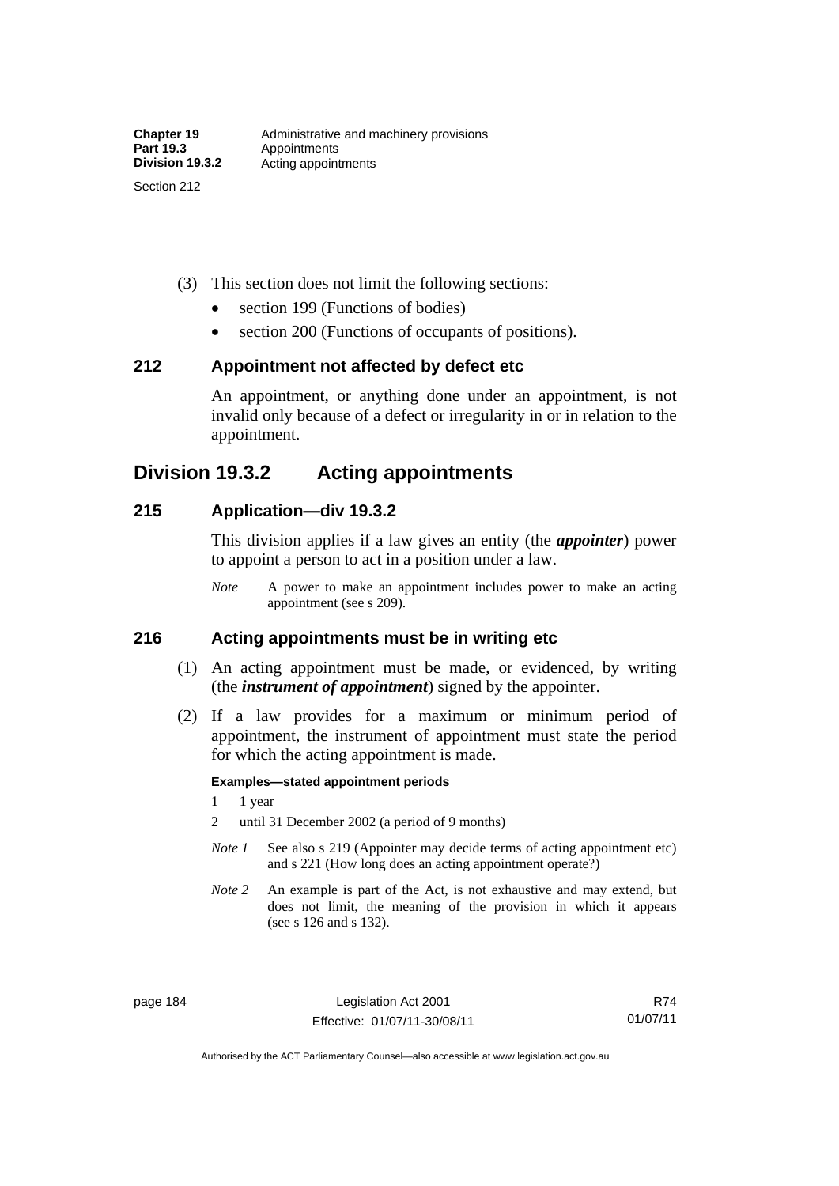(3) This section does not limit the following sections:

- section 199 (Functions of bodies)
- section 200 (Functions of occupants of positions).

## 212 Appointment not affected by defect etc

An appointment, or anything done under an appointment, is not invalid only because of a defect or irregularity in or in relation to the appointment.

# Division 19.3.2 Acting appointments

## 215 Application—div 19.3.2

This division applies if a law gives an entity (the ***appointer***) power to appoint a person to act in a position under a law.

*Note* A power to make an appointment includes power to make an acting appointment (see s 209).

## 216 Acting appointments must be in writing etc

(1) An acting appointment must be made, or evidenced, by writing (the ***instrument of appointment***) signed by the appointer.

(2) If a law provides for a maximum or minimum period of appointment, the instrument of appointment must state the period for which the acting appointment is made.

**Examples—stated appointment periods**

1 1 year

2 until 31 December 2002 (a period of 9 months)

*Note 1* See also s 219 (Appointer may decide terms of acting appointment etc) and s 221 (How long does an acting appointment operate?)

*Note 2* An example is part of the Act, is not exhaustive and may extend, but does not limit, the meaning of the provision in which it appears (see s 126 and s 132).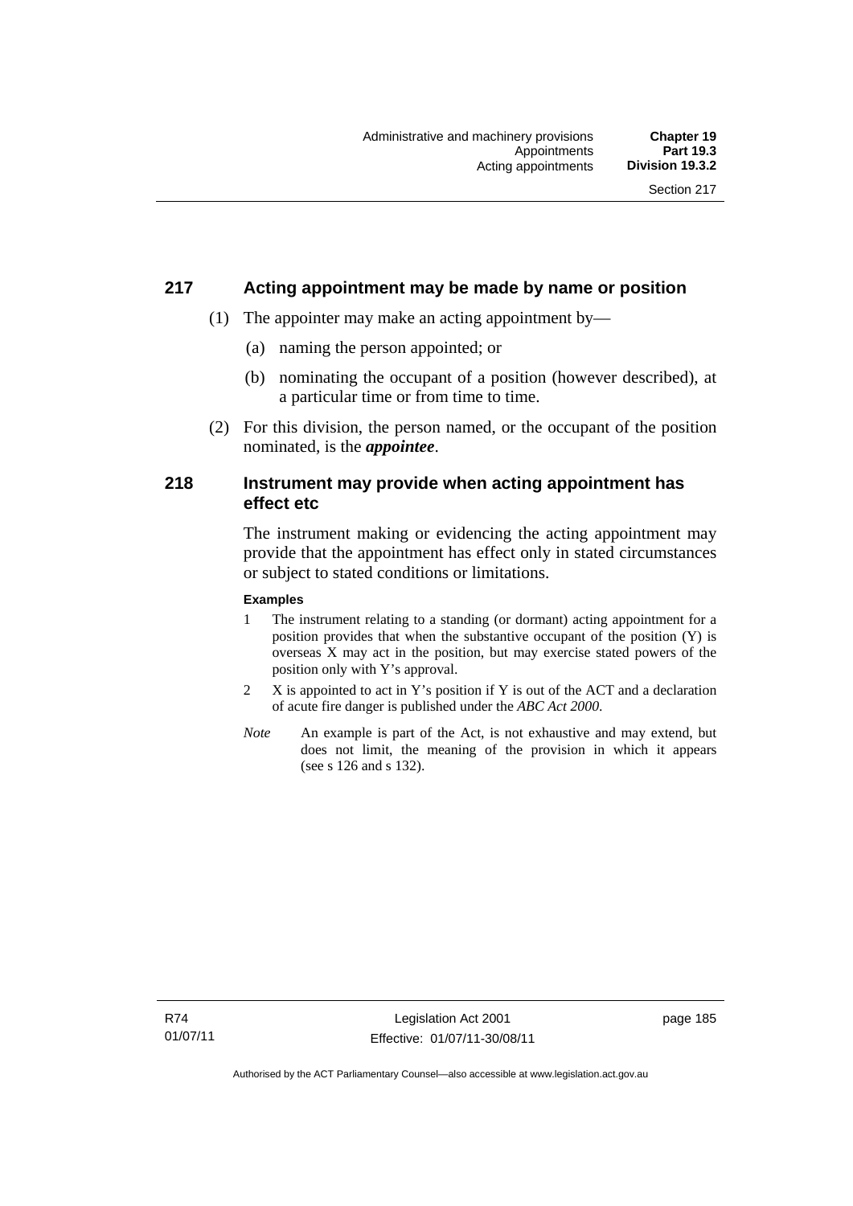## 217 Acting appointment may be made by name or position

(1) The appointer may make an acting appointment by—

(a) naming the person appointed; or

(b) nominating the occupant of a position (however described), at a particular time or from time to time.

(2) For this division, the person named, or the occupant of the position nominated, is the ***appointee***.

## 218 Instrument may provide when acting appointment has effect etc

The instrument making or evidencing the acting appointment may provide that the appointment has effect only in stated circumstances or subject to stated conditions or limitations.

**Examples**

1 The instrument relating to a standing (or dormant) acting appointment for a position provides that when the substantive occupant of the position (Y) is overseas X may act in the position, but may exercise stated powers of the position only with Y's approval.

2 X is appointed to act in Y's position if Y is out of the ACT and a declaration of acute fire danger is published under the *ABC Act 2000*.

*Note* An example is part of the Act, is not exhaustive and may extend, but does not limit, the meaning of the provision in which it appears (see s 126 and s 132).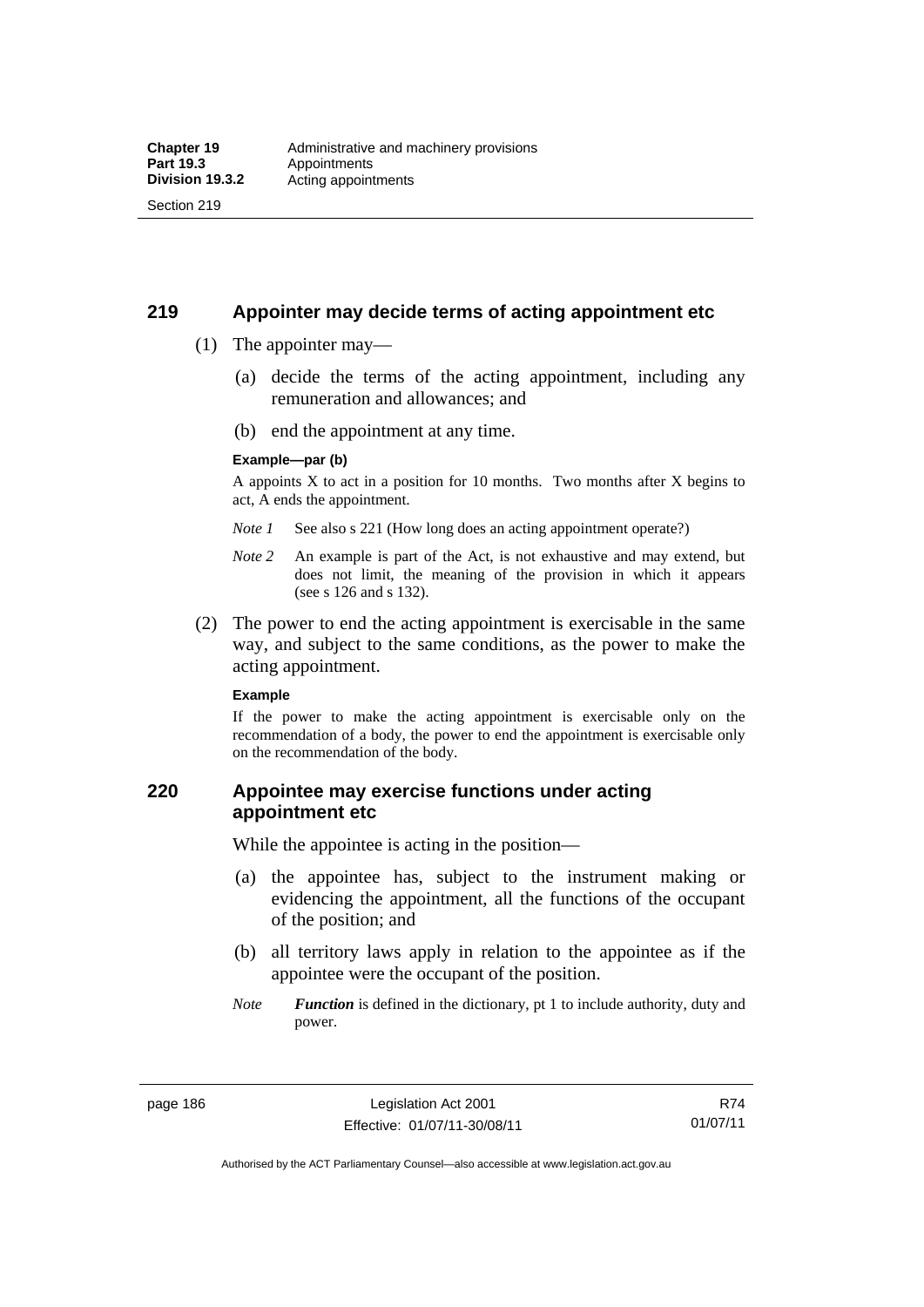## 219 Appointer may decide terms of acting appointment etc

(1) The appointer may—

(a) decide the terms of the acting appointment, including any remuneration and allowances; and

(b) end the appointment at any time.

**Example—par (b)**

A appoints X to act in a position for 10 months. Two months after X begins to act, A ends the appointment.

*Note 1* See also s 221 (How long does an acting appointment operate?)

*Note 2* An example is part of the Act, is not exhaustive and may extend, but does not limit, the meaning of the provision in which it appears (see s 126 and s 132).

(2) The power to end the acting appointment is exercisable in the same way, and subject to the same conditions, as the power to make the acting appointment.

**Example**

If the power to make the acting appointment is exercisable only on the recommendation of a body, the power to end the appointment is exercisable only on the recommendation of the body.

## 220 Appointee may exercise functions under acting appointment etc

While the appointee is acting in the position—

(a) the appointee has, subject to the instrument making or evidencing the appointment, all the functions of the occupant of the position; and

(b) all territory laws apply in relation to the appointee as if the appointee were the occupant of the position.

*Note* ***Function*** is defined in the dictionary, pt 1 to include authority, duty and power.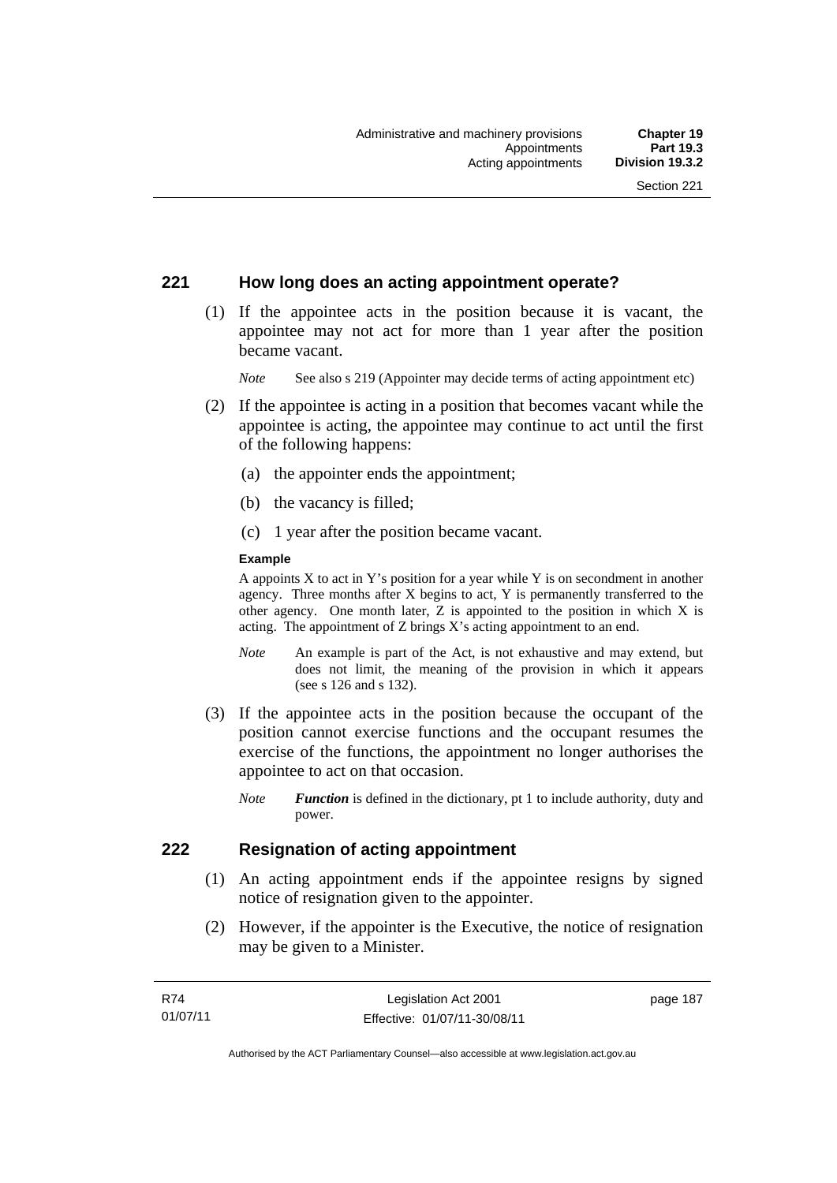## 221 How long does an acting appointment operate?

(1) If the appointee acts in the position because it is vacant, the appointee may not act for more than 1 year after the position became vacant.

*Note* See also s 219 (Appointer may decide terms of acting appointment etc)

(2) If the appointee is acting in a position that becomes vacant while the appointee is acting, the appointee may continue to act until the first of the following happens:

(a) the appointer ends the appointment;

(b) the vacancy is filled;

(c) 1 year after the position became vacant.

**Example**

A appoints X to act in Y's position for a year while Y is on secondment in another agency. Three months after X begins to act, Y is permanently transferred to the other agency. One month later, Z is appointed to the position in which X is acting. The appointment of Z brings X's acting appointment to an end.

*Note* An example is part of the Act, is not exhaustive and may extend, but does not limit, the meaning of the provision in which it appears (see s 126 and s 132).

(3) If the appointee acts in the position because the occupant of the position cannot exercise functions and the occupant resumes the exercise of the functions, the appointment no longer authorises the appointee to act on that occasion.

*Note* ***Function*** is defined in the dictionary, pt 1 to include authority, duty and power.

## 222 Resignation of acting appointment

(1) An acting appointment ends if the appointee resigns by signed notice of resignation given to the appointer.

(2) However, if the appointer is the Executive, the notice of resignation may be given to a Minister.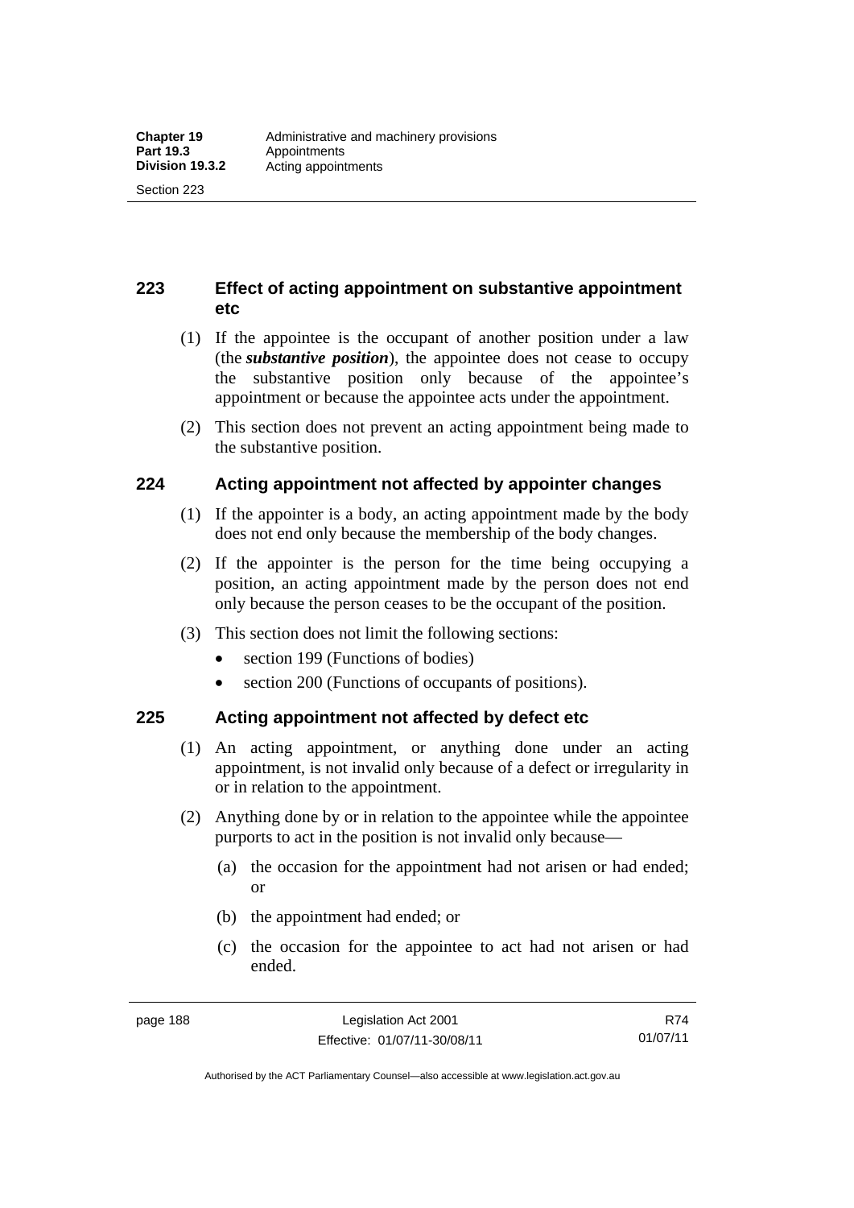## 223 Effect of acting appointment on substantive appointment etc

(1) If the appointee is the occupant of another position under a law (the ***substantive position***), the appointee does not cease to occupy the substantive position only because of the appointee's appointment or because the appointee acts under the appointment.

(2) This section does not prevent an acting appointment being made to the substantive position.

## 224 Acting appointment not affected by appointer changes

(1) If the appointer is a body, an acting appointment made by the body does not end only because the membership of the body changes.

(2) If the appointer is the person for the time being occupying a position, an acting appointment made by the person does not end only because the person ceases to be the occupant of the position.

(3) This section does not limit the following sections:

- section 199 (Functions of bodies)
- section 200 (Functions of occupants of positions).

## 225 Acting appointment not affected by defect etc

(1) An acting appointment, or anything done under an acting appointment, is not invalid only because of a defect or irregularity in or in relation to the appointment.

(2) Anything done by or in relation to the appointee while the appointee purports to act in the position is not invalid only because—

(a) the occasion for the appointment had not arisen or had ended; or

(b) the appointment had ended; or

(c) the occasion for the appointee to act had not arisen or had ended.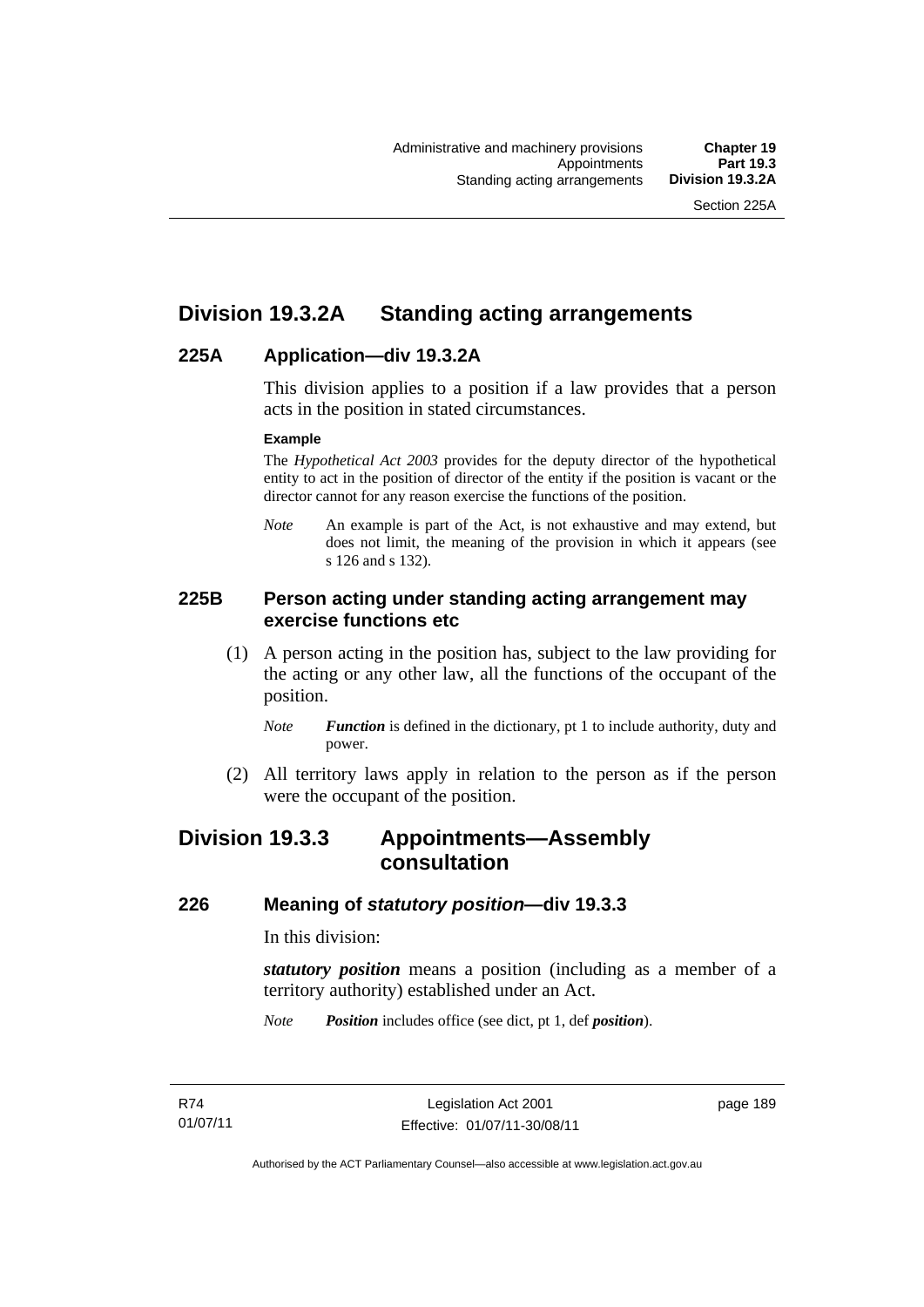## Division 19.3.2A Standing acting arrangements

### 225A Application—div 19.3.2A

This division applies to a position if a law provides that a person acts in the position in stated circumstances.

**Example**

The *Hypothetical Act 2003* provides for the deputy director of the hypothetical entity to act in the position of director of the entity if the position is vacant or the director cannot for any reason exercise the functions of the position.

*Note* An example is part of the Act, is not exhaustive and may extend, but does not limit, the meaning of the provision in which it appears (see s 126 and s 132).

### 225B Person acting under standing acting arrangement may exercise functions etc

(1) A person acting in the position has, subject to the law providing for the acting or any other law, all the functions of the occupant of the position.

*Note* ***Function*** is defined in the dictionary, pt 1 to include authority, duty and power.

(2) All territory laws apply in relation to the person as if the person were the occupant of the position.

## Division 19.3.3 Appointments—Assembly consultation

### 226 Meaning of *statutory position*—div 19.3.3

In this division:

***statutory position*** means a position (including as a member of a territory authority) established under an Act.

*Note* ***Position*** includes office (see dict, pt 1, def ***position***).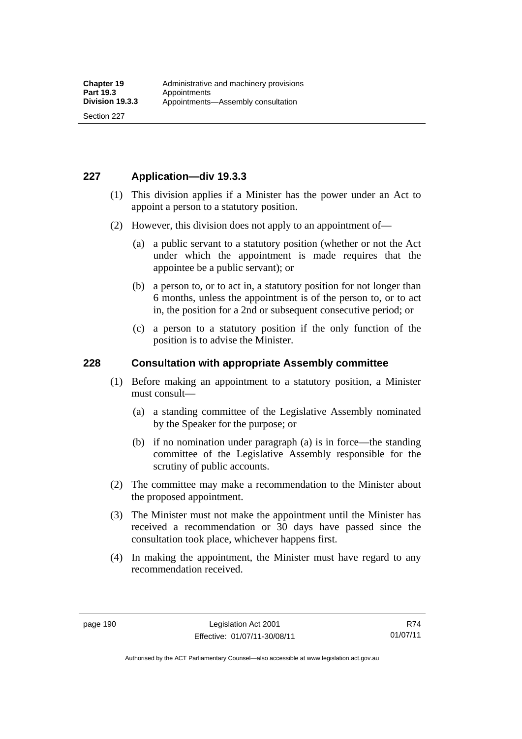## 227 Application—div 19.3.3

(1) This division applies if a Minister has the power under an Act to appoint a person to a statutory position.

(2) However, this division does not apply to an appointment of—

(a) a public servant to a statutory position (whether or not the Act under which the appointment is made requires that the appointee be a public servant); or

(b) a person to, or to act in, a statutory position for not longer than 6 months, unless the appointment is of the person to, or to act in, the position for a 2nd or subsequent consecutive period; or

(c) a person to a statutory position if the only function of the position is to advise the Minister.

## 228 Consultation with appropriate Assembly committee

(1) Before making an appointment to a statutory position, a Minister must consult—

(a) a standing committee of the Legislative Assembly nominated by the Speaker for the purpose; or

(b) if no nomination under paragraph (a) is in force—the standing committee of the Legislative Assembly responsible for the scrutiny of public accounts.

(2) The committee may make a recommendation to the Minister about the proposed appointment.

(3) The Minister must not make the appointment until the Minister has received a recommendation or 30 days have passed since the consultation took place, whichever happens first.

(4) In making the appointment, the Minister must have regard to any recommendation received.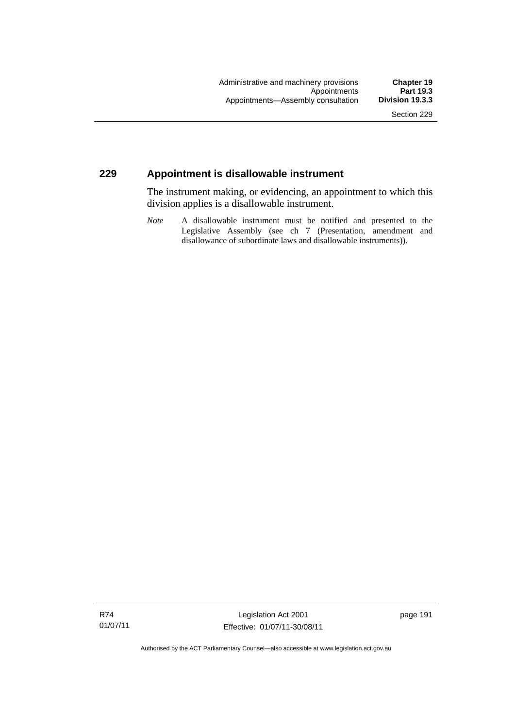## 229 Appointment is disallowable instrument

The instrument making, or evidencing, an appointment to which this division applies is a disallowable instrument.

*Note* A disallowable instrument must be notified and presented to the Legislative Assembly (see ch 7 (Presentation, amendment and disallowance of subordinate laws and disallowable instruments)).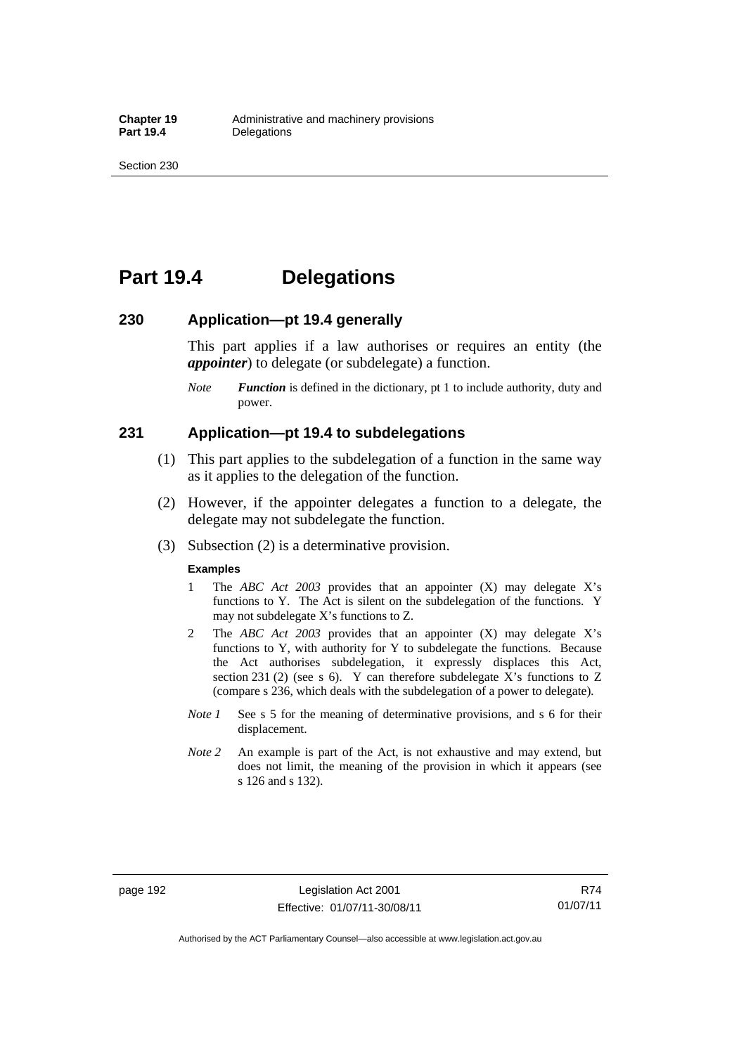# Part 19.4 Delegations

## 230 Application—pt 19.4 generally

This part applies if a law authorises or requires an entity (the ***appointer***) to delegate (or subdelegate) a function.

*Note* ***Function*** is defined in the dictionary, pt 1 to include authority, duty and power.

## 231 Application—pt 19.4 to subdelegations

(1) This part applies to the subdelegation of a function in the same way as it applies to the delegation of the function.

(2) However, if the appointer delegates a function to a delegate, the delegate may not subdelegate the function.

(3) Subsection (2) is a determinative provision.

**Examples**

1 The *ABC Act 2003* provides that an appointer (X) may delegate X's functions to Y. The Act is silent on the subdelegation of the functions. Y may not subdelegate X's functions to Z.

2 The *ABC Act 2003* provides that an appointer (X) may delegate X's functions to Y, with authority for Y to subdelegate the functions. Because the Act authorises subdelegation, it expressly displaces this Act, section 231 (2) (see s 6). Y can therefore subdelegate X's functions to Z (compare s 236, which deals with the subdelegation of a power to delegate).

*Note 1* See s 5 for the meaning of determinative provisions, and s 6 for their displacement.

*Note 2* An example is part of the Act, is not exhaustive and may extend, but does not limit, the meaning of the provision in which it appears (see s 126 and s 132).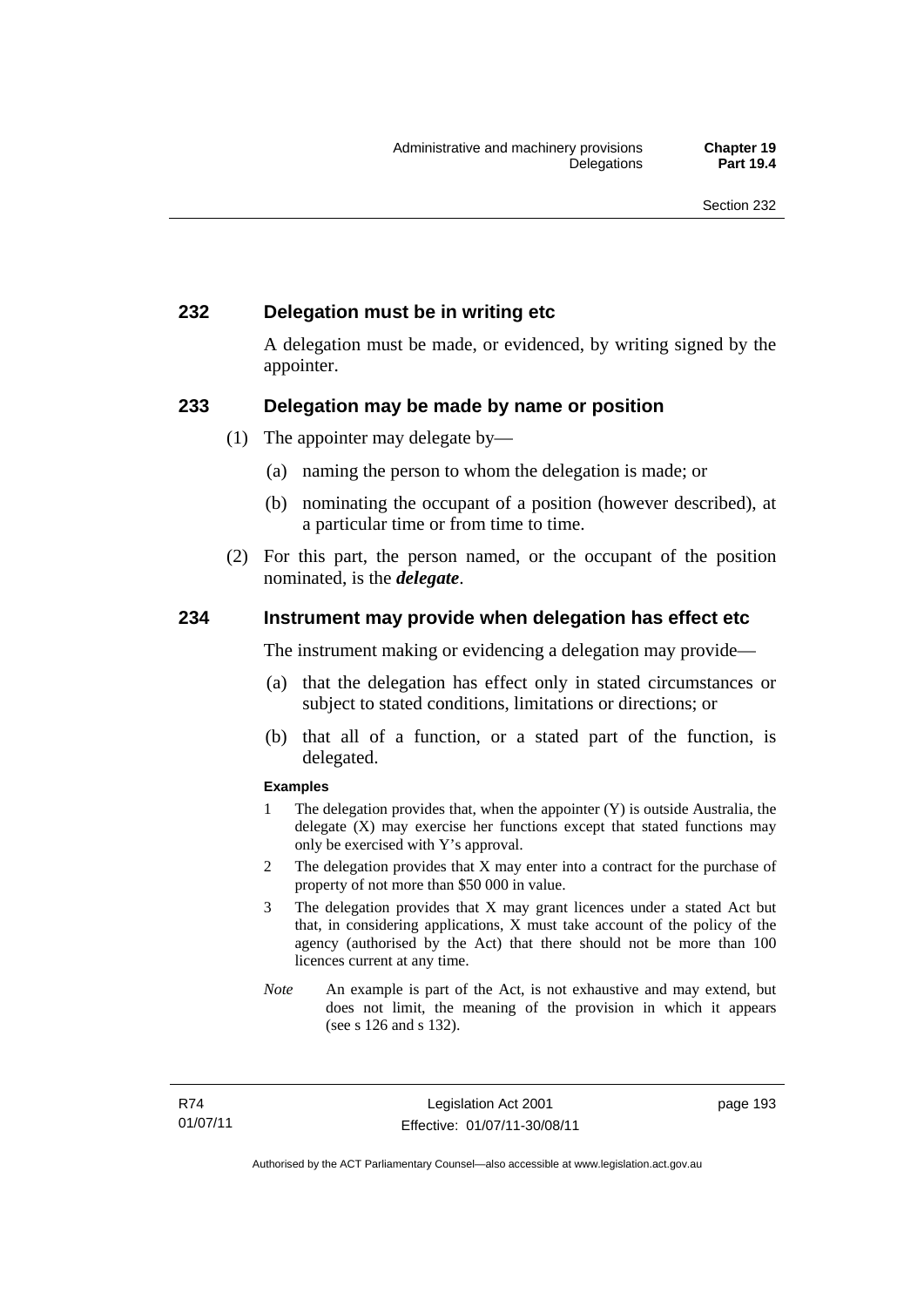## 232 Delegation must be in writing etc

A delegation must be made, or evidenced, by writing signed by the appointer.

## 233 Delegation may be made by name or position

(1) The appointer may delegate by—

(a) naming the person to whom the delegation is made; or

(b) nominating the occupant of a position (however described), at a particular time or from time to time.

(2) For this part, the person named, or the occupant of the position nominated, is the ***delegate***.

## 234 Instrument may provide when delegation has effect etc

The instrument making or evidencing a delegation may provide—

(a) that the delegation has effect only in stated circumstances or subject to stated conditions, limitations or directions; or

(b) that all of a function, or a stated part of the function, is delegated.

**Examples**

1 The delegation provides that, when the appointer (Y) is outside Australia, the delegate (X) may exercise her functions except that stated functions may only be exercised with Y's approval.

2 The delegation provides that X may enter into a contract for the purchase of property of not more than $50 000 in value.

3 The delegation provides that X may grant licences under a stated Act but that, in considering applications, X must take account of the policy of the agency (authorised by the Act) that there should not be more than 100 licences current at any time.

*Note* An example is part of the Act, is not exhaustive and may extend, but does not limit, the meaning of the provision in which it appears (see s 126 and s 132).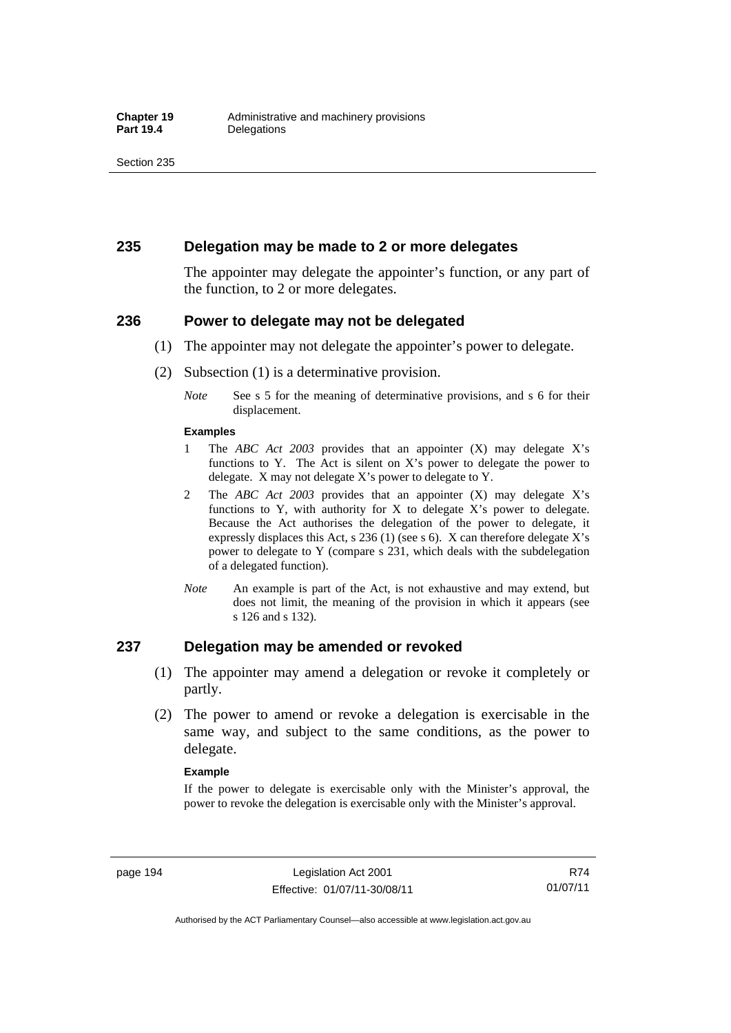## 235 Delegation may be made to 2 or more delegates

The appointer may delegate the appointer's function, or any part of the function, to 2 or more delegates.

## 236 Power to delegate may not be delegated

(1) The appointer may not delegate the appointer's power to delegate.

(2) Subsection (1) is a determinative provision.

*Note* See s 5 for the meaning of determinative provisions, and s 6 for their displacement.

**Examples**

1 The *ABC Act 2003* provides that an appointer (X) may delegate X's functions to Y. The Act is silent on X's power to delegate the power to delegate. X may not delegate X's power to delegate to Y.

2 The *ABC Act 2003* provides that an appointer (X) may delegate X's functions to Y, with authority for X to delegate X's power to delegate. Because the Act authorises the delegation of the power to delegate, it expressly displaces this Act, s 236 (1) (see s 6). X can therefore delegate X's power to delegate to Y (compare s 231, which deals with the subdelegation of a delegated function).

*Note* An example is part of the Act, is not exhaustive and may extend, but does not limit, the meaning of the provision in which it appears (see s 126 and s 132).

## 237 Delegation may be amended or revoked

(1) The appointer may amend a delegation or revoke it completely or partly.

(2) The power to amend or revoke a delegation is exercisable in the same way, and subject to the same conditions, as the power to delegate.

**Example**

If the power to delegate is exercisable only with the Minister's approval, the power to revoke the delegation is exercisable only with the Minister's approval.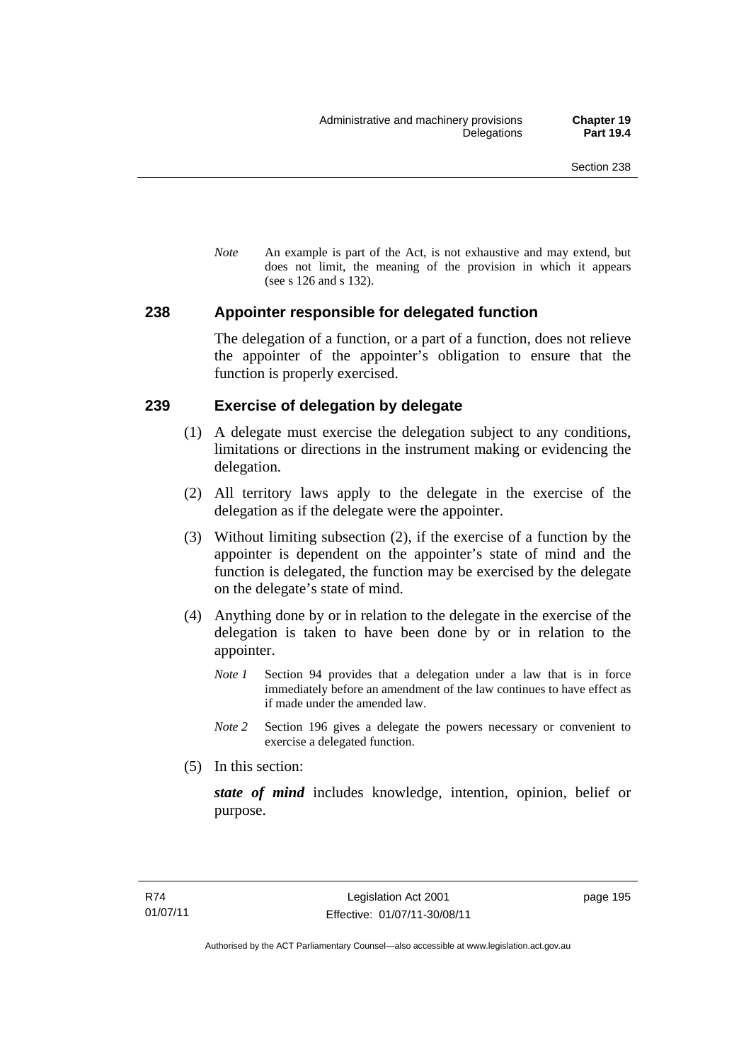*Note* An example is part of the Act, is not exhaustive and may extend, but does not limit, the meaning of the provision in which it appears (see s 126 and s 132).

## 238 Appointer responsible for delegated function

The delegation of a function, or a part of a function, does not relieve the appointer of the appointer's obligation to ensure that the function is properly exercised.

## 239 Exercise of delegation by delegate

(1) A delegate must exercise the delegation subject to any conditions, limitations or directions in the instrument making or evidencing the delegation.

(2) All territory laws apply to the delegate in the exercise of the delegation as if the delegate were the appointer.

(3) Without limiting subsection (2), if the exercise of a function by the appointer is dependent on the appointer's state of mind and the function is delegated, the function may be exercised by the delegate on the delegate's state of mind.

(4) Anything done by or in relation to the delegate in the exercise of the delegation is taken to have been done by or in relation to the appointer.

*Note 1* Section 94 provides that a delegation under a law that is in force immediately before an amendment of the law continues to have effect as if made under the amended law.

*Note 2* Section 196 gives a delegate the powers necessary or convenient to exercise a delegated function.

(5) In this section:

***state of mind*** includes knowledge, intention, opinion, belief or purpose.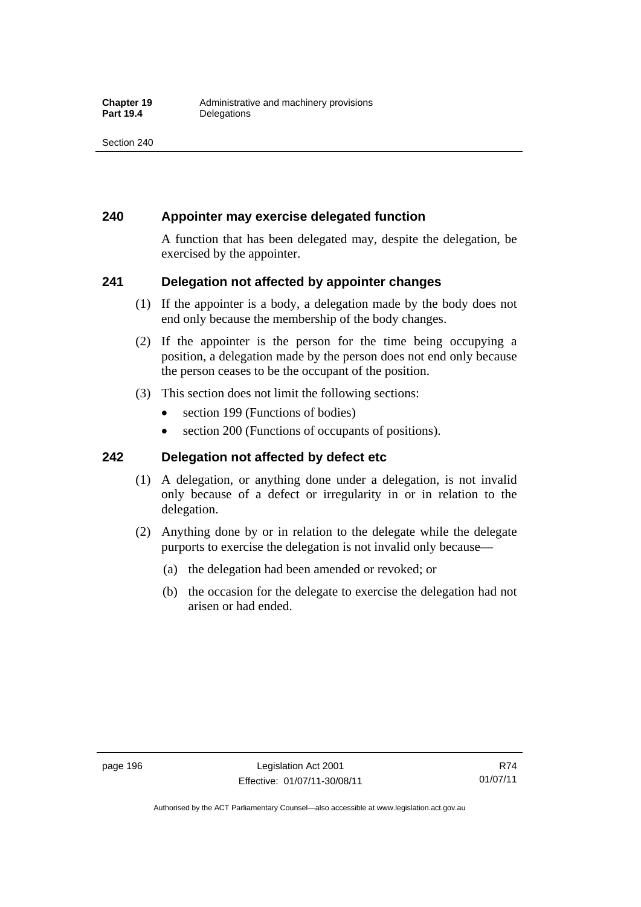## 240 Appointer may exercise delegated function

A function that has been delegated may, despite the delegation, be exercised by the appointer.

## 241 Delegation not affected by appointer changes

(1) If the appointer is a body, a delegation made by the body does not end only because the membership of the body changes.

(2) If the appointer is the person for the time being occupying a position, a delegation made by the person does not end only because the person ceases to be the occupant of the position.

(3) This section does not limit the following sections:

- section 199 (Functions of bodies)
- section 200 (Functions of occupants of positions).

## 242 Delegation not affected by defect etc

(1) A delegation, or anything done under a delegation, is not invalid only because of a defect or irregularity in or in relation to the delegation.

(2) Anything done by or in relation to the delegate while the delegate purports to exercise the delegation is not invalid only because—

(a) the delegation had been amended or revoked; or

(b) the occasion for the delegate to exercise the delegation had not arisen or had ended.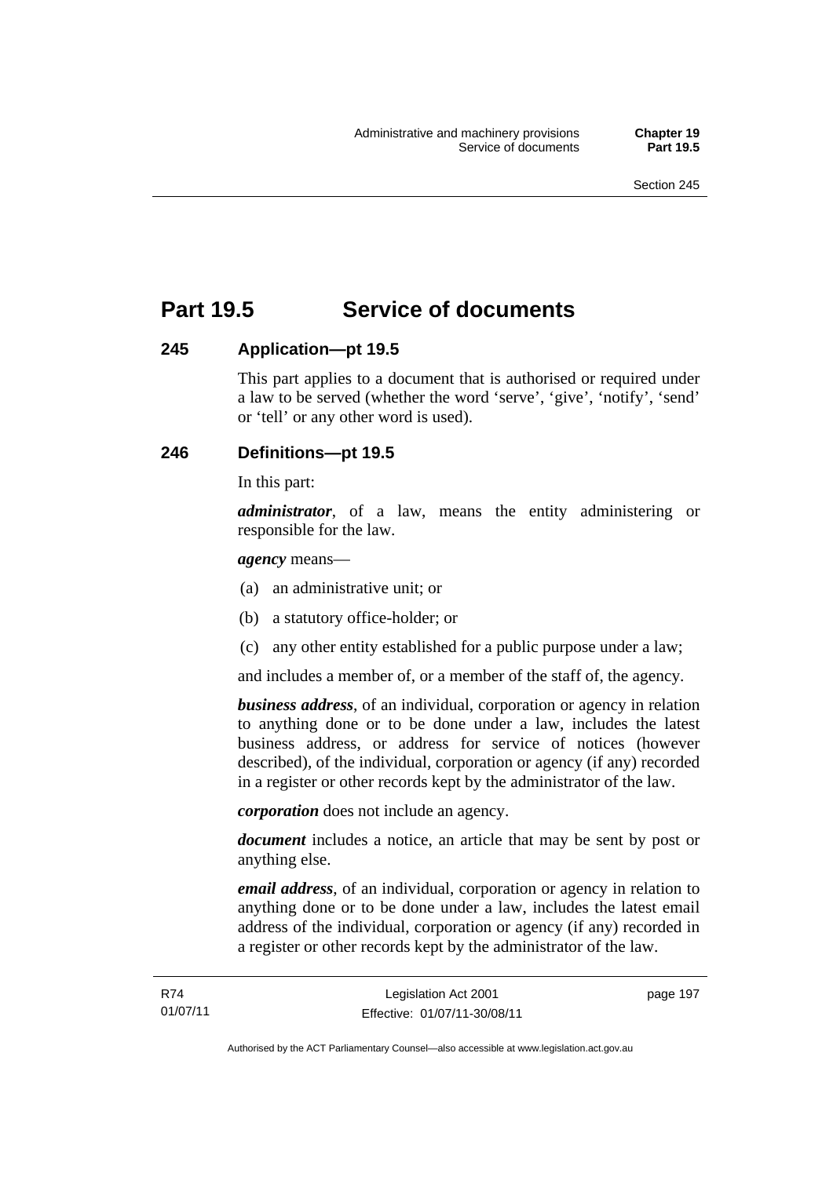## Part 19.5 Service of documents

### 245 Application—pt 19.5

This part applies to a document that is authorised or required under a law to be served (whether the word 'serve', 'give', 'notify', 'send' or 'tell' or any other word is used).

### 246 Definitions—pt 19.5

In this part:

***administrator***, of a law, means the entity administering or responsible for the law.

***agency*** means—

(a) an administrative unit; or

(b) a statutory office-holder; or

(c) any other entity established for a public purpose under a law;

and includes a member of, or a member of the staff of, the agency.

***business address***, of an individual, corporation or agency in relation to anything done or to be done under a law, includes the latest business address, or address for service of notices (however described), of the individual, corporation or agency (if any) recorded in a register or other records kept by the administrator of the law.

***corporation*** does not include an agency.

***document*** includes a notice, an article that may be sent by post or anything else.

***email address***, of an individual, corporation or agency in relation to anything done or to be done under a law, includes the latest email address of the individual, corporation or agency (if any) recorded in a register or other records kept by the administrator of the law.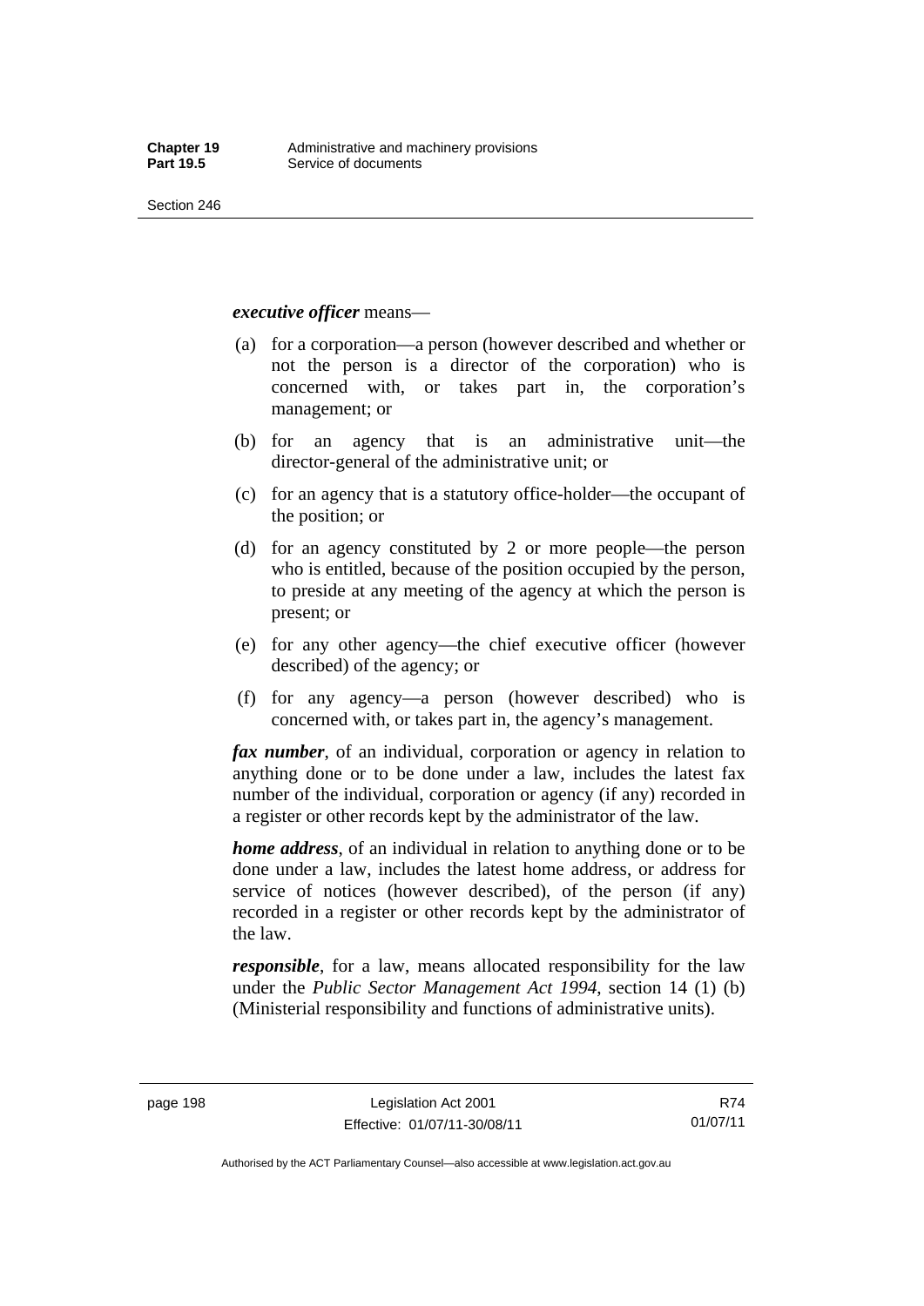***executive officer*** means—

(a) for a corporation—a person (however described and whether or not the person is a director of the corporation) who is concerned with, or takes part in, the corporation's management; or

(b) for an agency that is an administrative unit—the director-general of the administrative unit; or

(c) for an agency that is a statutory office-holder—the occupant of the position; or

(d) for an agency constituted by 2 or more people—the person who is entitled, because of the position occupied by the person, to preside at any meeting of the agency at which the person is present; or

(e) for any other agency—the chief executive officer (however described) of the agency; or

(f) for any agency—a person (however described) who is concerned with, or takes part in, the agency's management.

***fax number***, of an individual, corporation or agency in relation to anything done or to be done under a law, includes the latest fax number of the individual, corporation or agency (if any) recorded in a register or other records kept by the administrator of the law.

***home address***, of an individual in relation to anything done or to be done under a law, includes the latest home address, or address for service of notices (however described), of the person (if any) recorded in a register or other records kept by the administrator of the law.

***responsible***, for a law, means allocated responsibility for the law under the *Public Sector Management Act 1994*, section 14 (1) (b) (Ministerial responsibility and functions of administrative units).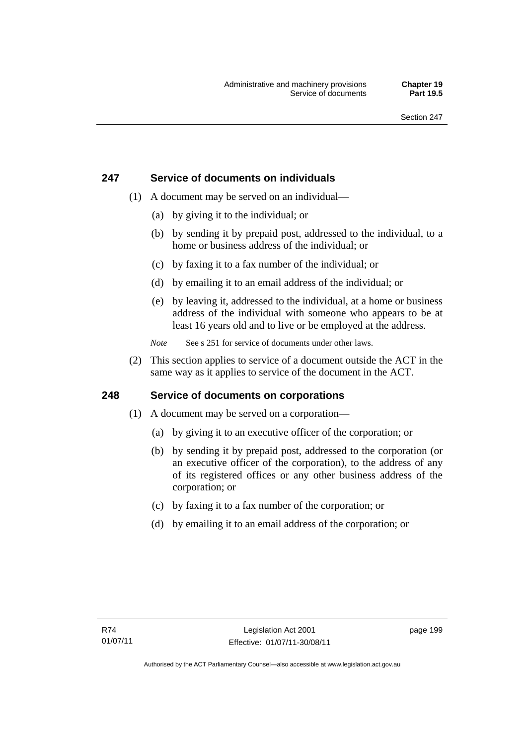## 247 Service of documents on individuals

(1) A document may be served on an individual—

(a) by giving it to the individual; or

(b) by sending it by prepaid post, addressed to the individual, to a home or business address of the individual; or

(c) by faxing it to a fax number of the individual; or

(d) by emailing it to an email address of the individual; or

(e) by leaving it, addressed to the individual, at a home or business address of the individual with someone who appears to be at least 16 years old and to live or be employed at the address.

*Note* See s 251 for service of documents under other laws.

(2) This section applies to service of a document outside the ACT in the same way as it applies to service of the document in the ACT.

## 248 Service of documents on corporations

(1) A document may be served on a corporation—

(a) by giving it to an executive officer of the corporation; or

(b) by sending it by prepaid post, addressed to the corporation (or an executive officer of the corporation), to the address of any of its registered offices or any other business address of the corporation; or

(c) by faxing it to a fax number of the corporation; or

(d) by emailing it to an email address of the corporation; or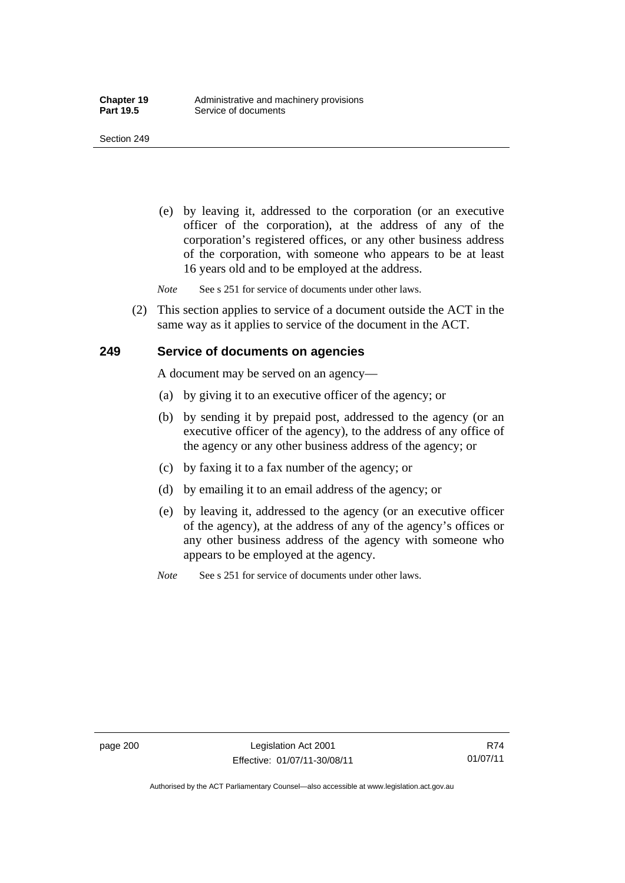(e) by leaving it, addressed to the corporation (or an executive officer of the corporation), at the address of any of the corporation's registered offices, or any other business address of the corporation, with someone who appears to be at least 16 years old and to be employed at the address.

*Note* See s 251 for service of documents under other laws.

(2) This section applies to service of a document outside the ACT in the same way as it applies to service of the document in the ACT.

## 249 Service of documents on agencies

A document may be served on an agency—

(a) by giving it to an executive officer of the agency; or

(b) by sending it by prepaid post, addressed to the agency (or an executive officer of the agency), to the address of any office of the agency or any other business address of the agency; or

(c) by faxing it to a fax number of the agency; or

(d) by emailing it to an email address of the agency; or

(e) by leaving it, addressed to the agency (or an executive officer of the agency), at the address of any of the agency's offices or any other business address of the agency with someone who appears to be employed at the agency.

*Note* See s 251 for service of documents under other laws.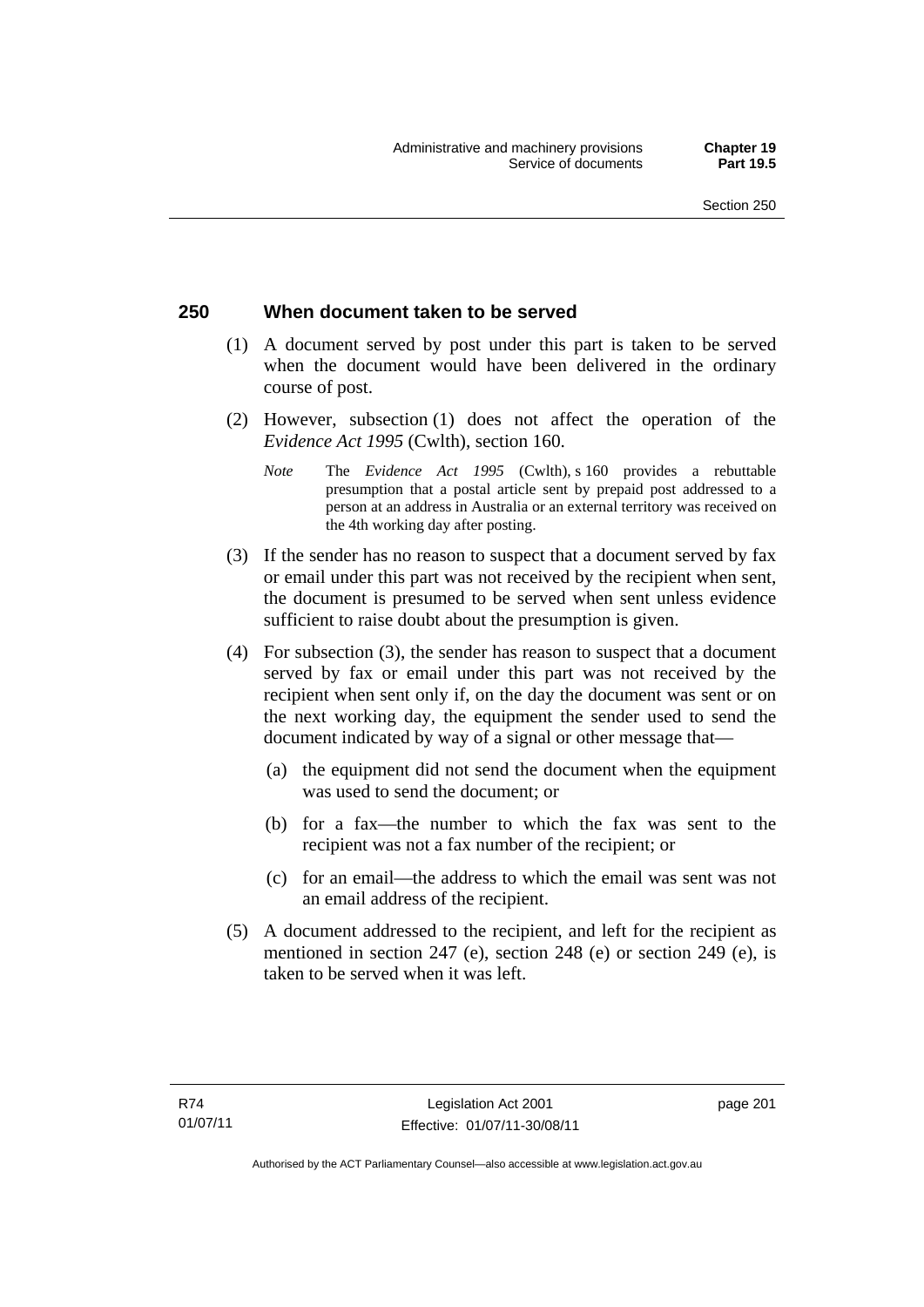## 250 When document taken to be served

(1) A document served by post under this part is taken to be served when the document would have been delivered in the ordinary course of post.

(2) However, subsection (1) does not affect the operation of the *Evidence Act 1995* (Cwlth), section 160.

*Note* The *Evidence Act 1995* (Cwlth), s 160 provides a rebuttable presumption that a postal article sent by prepaid post addressed to a person at an address in Australia or an external territory was received on the 4th working day after posting.

(3) If the sender has no reason to suspect that a document served by fax or email under this part was not received by the recipient when sent, the document is presumed to be served when sent unless evidence sufficient to raise doubt about the presumption is given.

(4) For subsection (3), the sender has reason to suspect that a document served by fax or email under this part was not received by the recipient when sent only if, on the day the document was sent or on the next working day, the equipment the sender used to send the document indicated by way of a signal or other message that—

(a) the equipment did not send the document when the equipment was used to send the document; or

(b) for a fax—the number to which the fax was sent to the recipient was not a fax number of the recipient; or

(c) for an email—the address to which the email was sent was not an email address of the recipient.

(5) A document addressed to the recipient, and left for the recipient as mentioned in section 247 (e), section 248 (e) or section 249 (e), is taken to be served when it was left.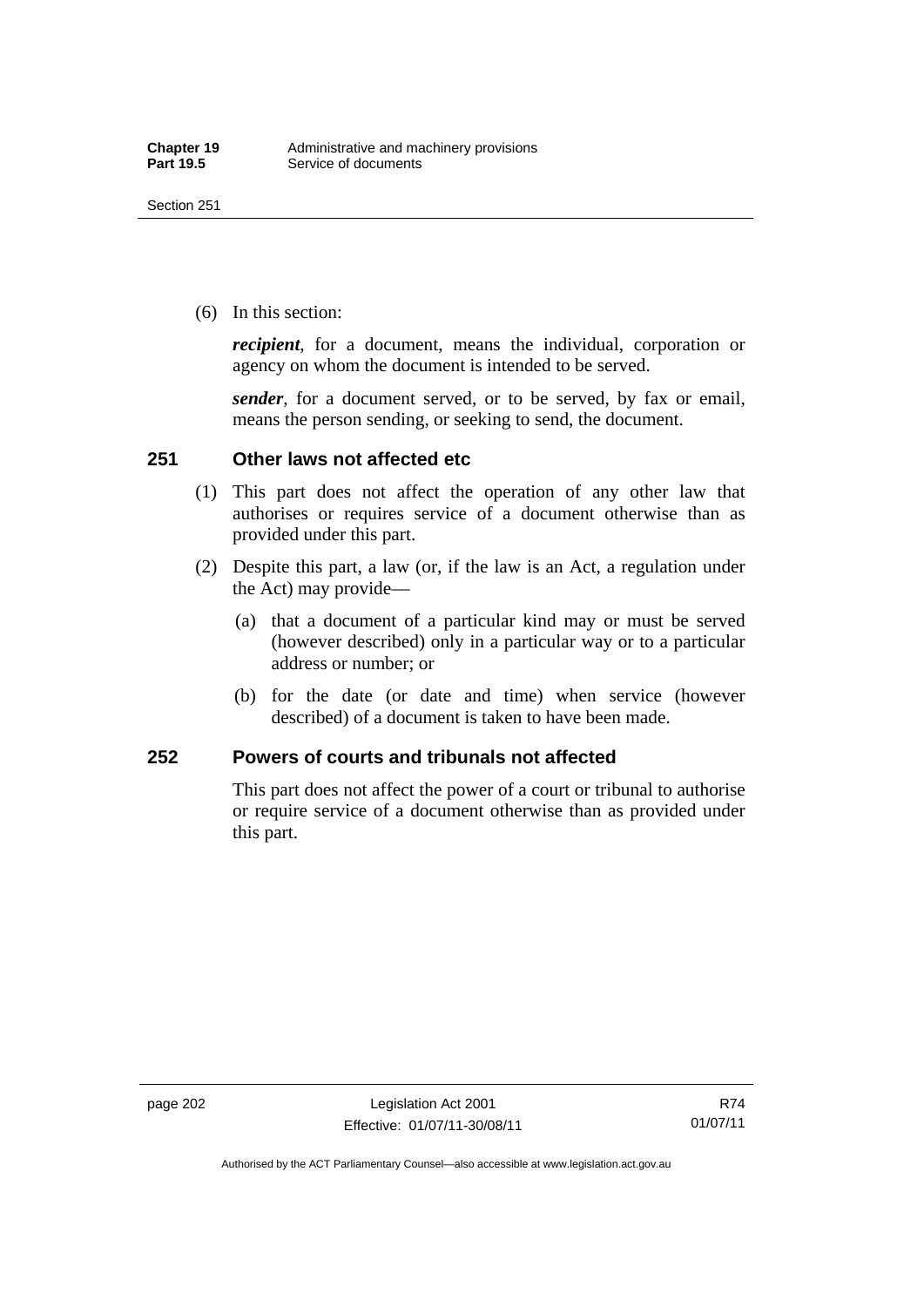(6) In this section:

***recipient***, for a document, means the individual, corporation or agency on whom the document is intended to be served.

***sender***, for a document served, or to be served, by fax or email, means the person sending, or seeking to send, the document.

## 251 Other laws not affected etc

(1) This part does not affect the operation of any other law that authorises or requires service of a document otherwise than as provided under this part.

(2) Despite this part, a law (or, if the law is an Act, a regulation under the Act) may provide—

(a) that a document of a particular kind may or must be served (however described) only in a particular way or to a particular address or number; or

(b) for the date (or date and time) when service (however described) of a document is taken to have been made.

## 252 Powers of courts and tribunals not affected

This part does not affect the power of a court or tribunal to authorise or require service of a document otherwise than as provided under this part.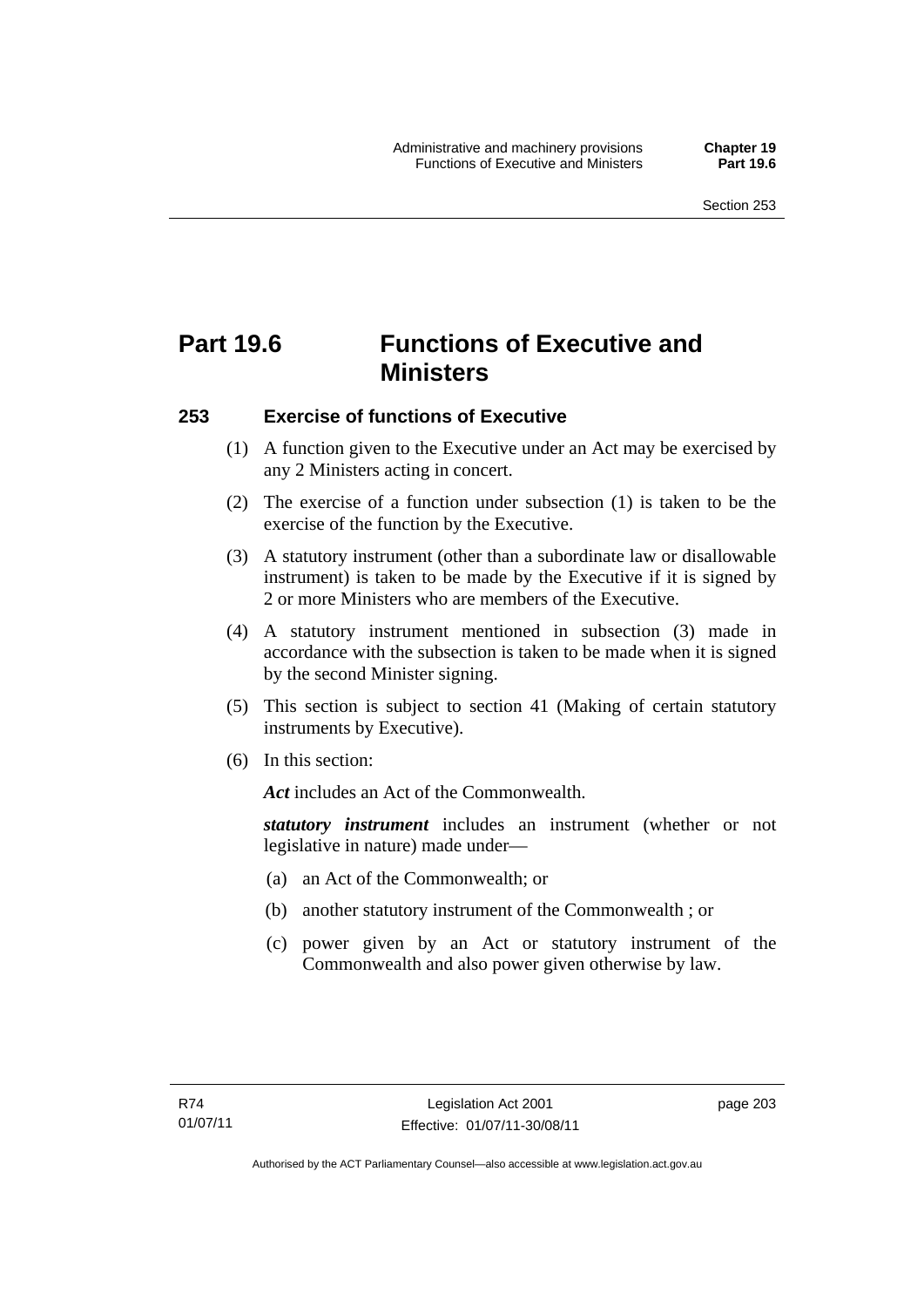# Part 19.6 Functions of Executive and Ministers

## 253 Exercise of functions of Executive

(1) A function given to the Executive under an Act may be exercised by any 2 Ministers acting in concert.

(2) The exercise of a function under subsection (1) is taken to be the exercise of the function by the Executive.

(3) A statutory instrument (other than a subordinate law or disallowable instrument) is taken to be made by the Executive if it is signed by 2 or more Ministers who are members of the Executive.

(4) A statutory instrument mentioned in subsection (3) made in accordance with the subsection is taken to be made when it is signed by the second Minister signing.

(5) This section is subject to section 41 (Making of certain statutory instruments by Executive).

(6) In this section:

***Act*** includes an Act of the Commonwealth.

***statutory instrument*** includes an instrument (whether or not legislative in nature) made under—

(a) an Act of the Commonwealth; or

(b) another statutory instrument of the Commonwealth ; or

(c) power given by an Act or statutory instrument of the Commonwealth and also power given otherwise by law.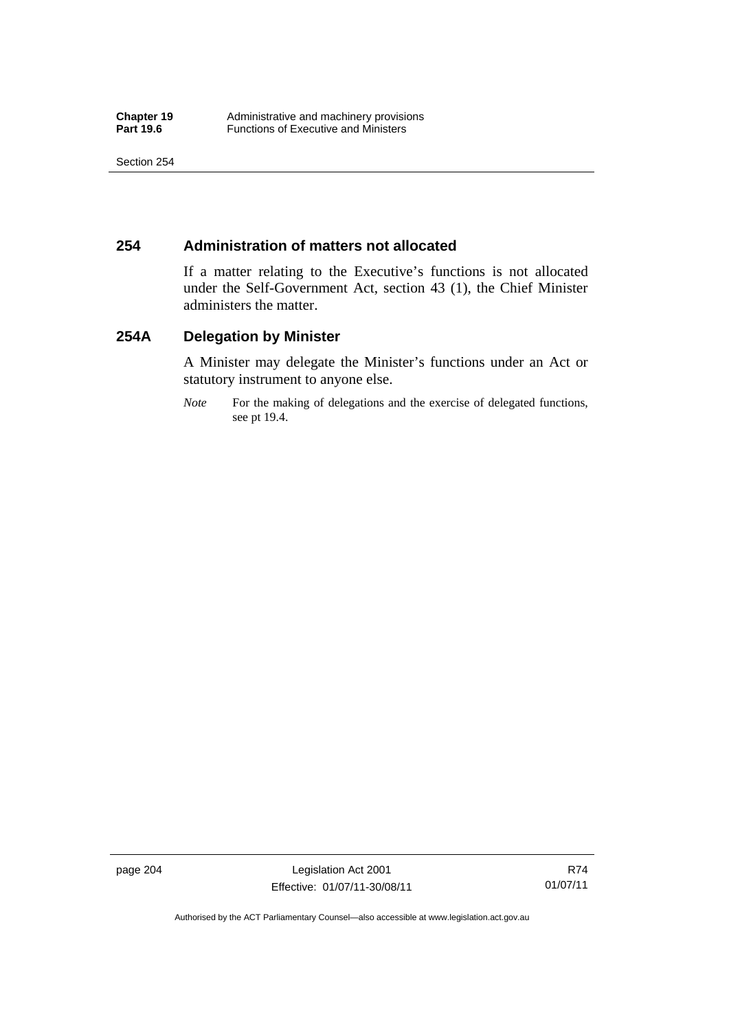## 254 Administration of matters not allocated

If a matter relating to the Executive's functions is not allocated under the Self-Government Act, section 43 (1), the Chief Minister administers the matter.

## 254A Delegation by Minister

A Minister may delegate the Minister's functions under an Act or statutory instrument to anyone else.

*Note* For the making of delegations and the exercise of delegated functions, see pt 19.4.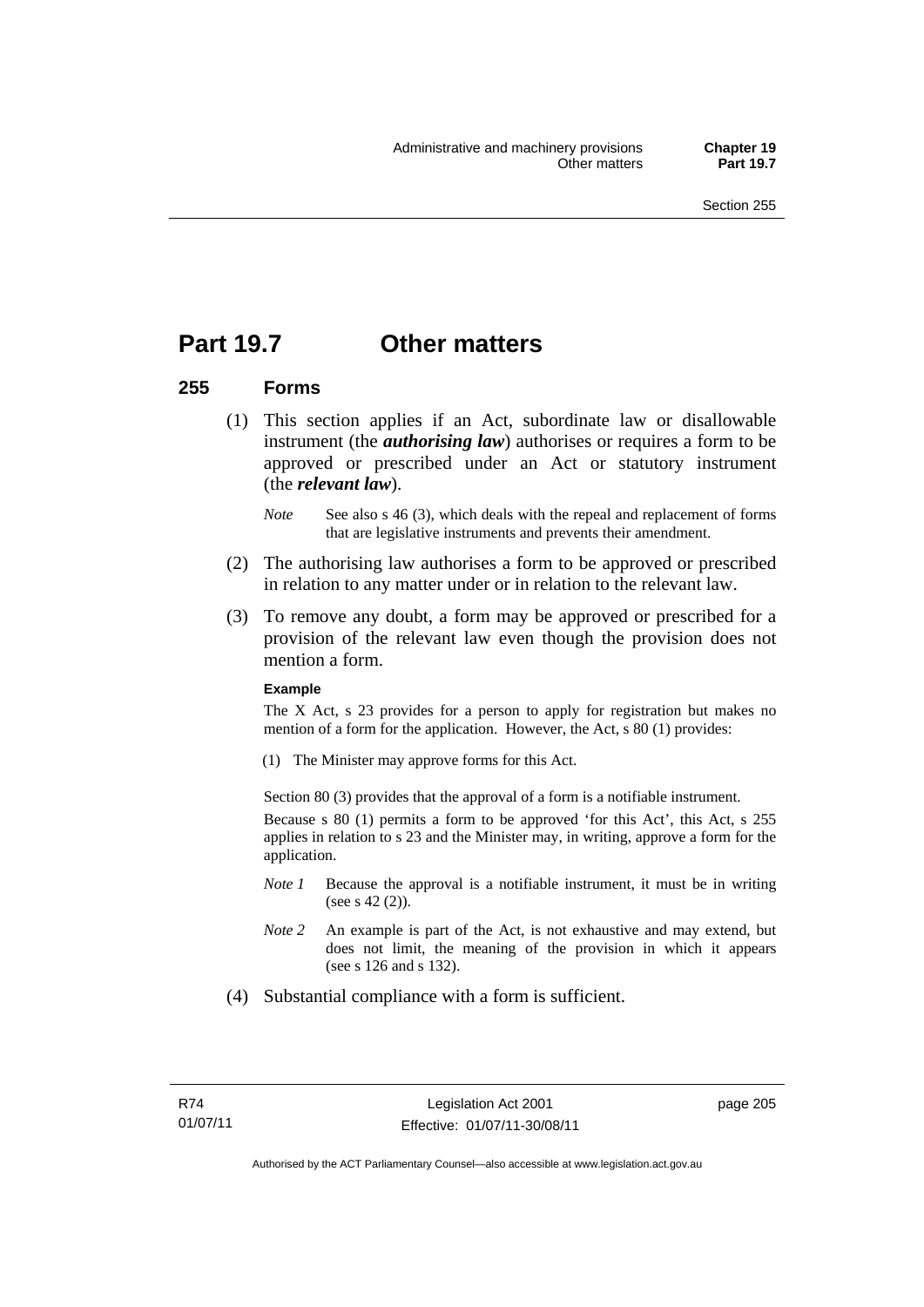# Part 19.7 Other matters

## 255 Forms

(1) This section applies if an Act, subordinate law or disallowable instrument (the ***authorising law***) authorises or requires a form to be approved or prescribed under an Act or statutory instrument (the ***relevant law***).

*Note* See also s 46 (3), which deals with the repeal and replacement of forms that are legislative instruments and prevents their amendment.

(2) The authorising law authorises a form to be approved or prescribed in relation to any matter under or in relation to the relevant law.

(3) To remove any doubt, a form may be approved or prescribed for a provision of the relevant law even though the provision does not mention a form.

**Example**

The X Act, s 23 provides for a person to apply for registration but makes no mention of a form for the application. However, the Act, s 80 (1) provides:

(1) The Minister may approve forms for this Act.

Section 80 (3) provides that the approval of a form is a notifiable instrument.

Because s 80 (1) permits a form to be approved 'for this Act', this Act, s 255 applies in relation to s 23 and the Minister may, in writing, approve a form for the application.

*Note 1* Because the approval is a notifiable instrument, it must be in writing (see s 42 (2)).

*Note 2* An example is part of the Act, is not exhaustive and may extend, but does not limit, the meaning of the provision in which it appears (see s 126 and s 132).

(4) Substantial compliance with a form is sufficient.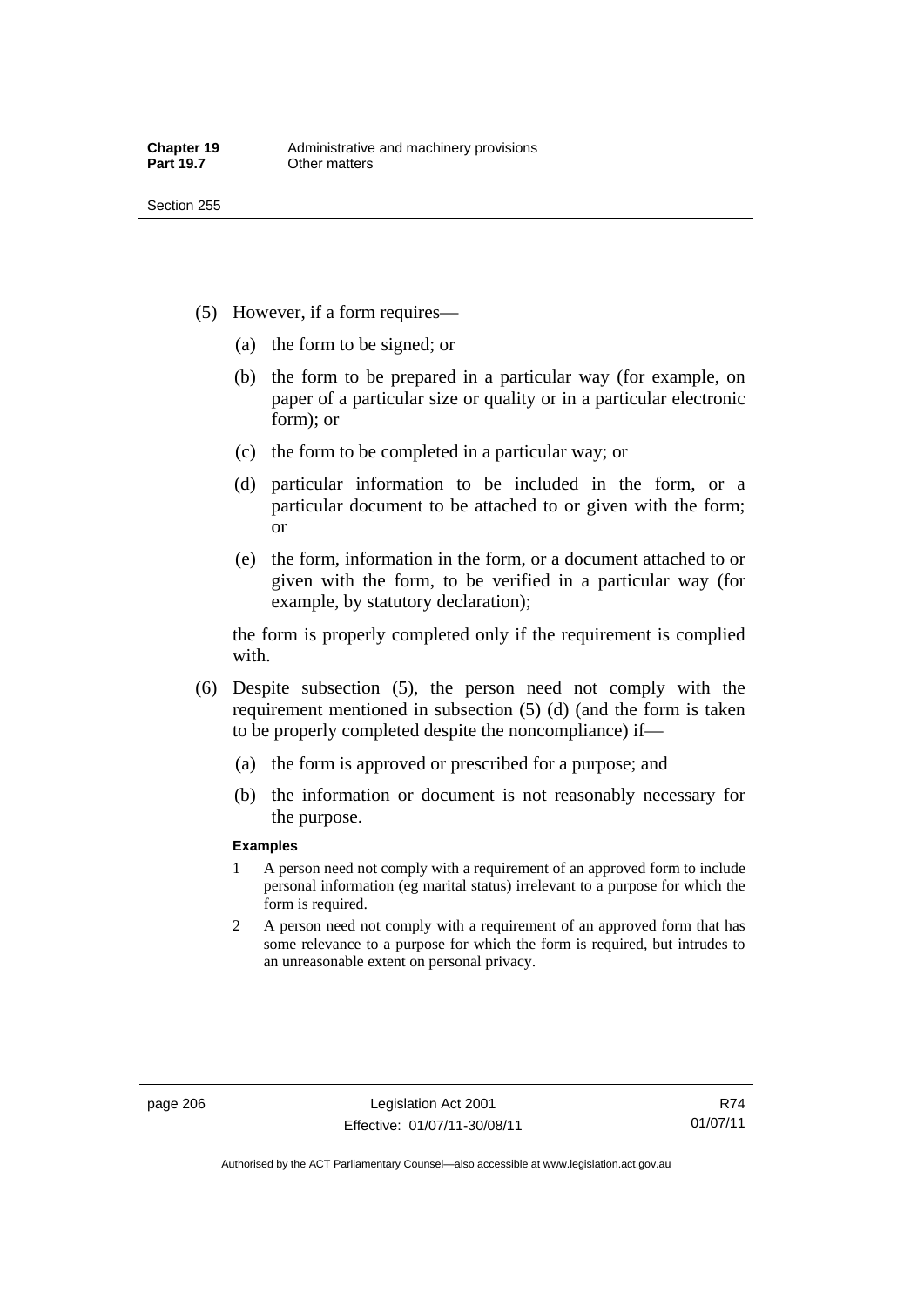(5) However, if a form requires—

(a) the form to be signed; or

(b) the form to be prepared in a particular way (for example, on paper of a particular size or quality or in a particular electronic form); or

(c) the form to be completed in a particular way; or

(d) particular information to be included in the form, or a particular document to be attached to or given with the form; or

(e) the form, information in the form, or a document attached to or given with the form, to be verified in a particular way (for example, by statutory declaration);

the form is properly completed only if the requirement is complied with.

(6) Despite subsection (5), the person need not comply with the requirement mentioned in subsection (5) (d) (and the form is taken to be properly completed despite the noncompliance) if—

(a) the form is approved or prescribed for a purpose; and

(b) the information or document is not reasonably necessary for the purpose.

**Examples**

1 A person need not comply with a requirement of an approved form to include personal information (eg marital status) irrelevant to a purpose for which the form is required.

2 A person need not comply with a requirement of an approved form that has some relevance to a purpose for which the form is required, but intrudes to an unreasonable extent on personal privacy.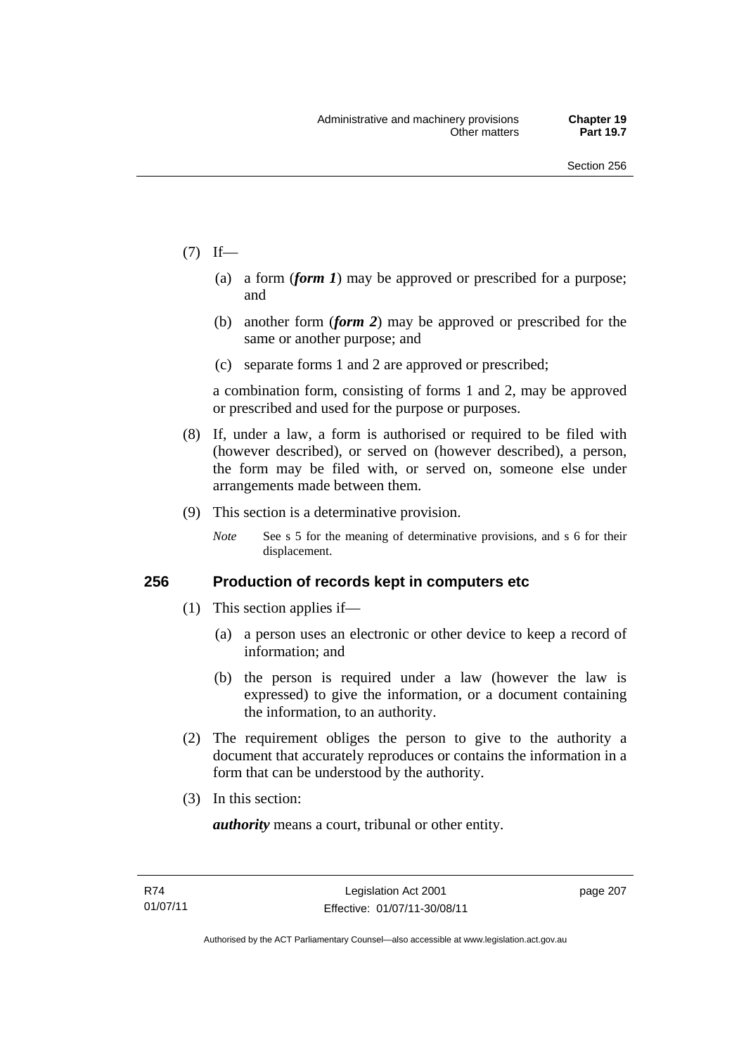(7) If—

(a) a form (***form 1***) may be approved or prescribed for a purpose; and

(b) another form (***form 2***) may be approved or prescribed for the same or another purpose; and

(c) separate forms 1 and 2 are approved or prescribed;

a combination form, consisting of forms 1 and 2, may be approved or prescribed and used for the purpose or purposes.

(8) If, under a law, a form is authorised or required to be filed with (however described), or served on (however described), a person, the form may be filed with, or served on, someone else under arrangements made between them.

(9) This section is a determinative provision.

*Note* See s 5 for the meaning of determinative provisions, and s 6 for their displacement.

### 256 Production of records kept in computers etc

(1) This section applies if—

(a) a person uses an electronic or other device to keep a record of information; and

(b) the person is required under a law (however the law is expressed) to give the information, or a document containing the information, to an authority.

(2) The requirement obliges the person to give to the authority a document that accurately reproduces or contains the information in a form that can be understood by the authority.

(3) In this section:

***authority*** means a court, tribunal or other entity.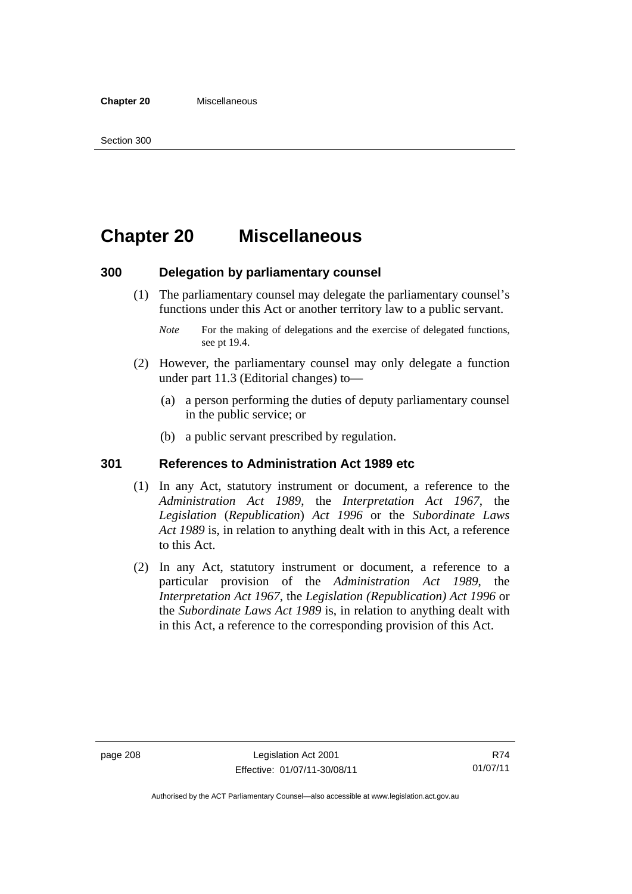# Chapter 20 Miscellaneous

## 300 Delegation by parliamentary counsel

(1) The parliamentary counsel may delegate the parliamentary counsel's functions under this Act or another territory law to a public servant.

*Note* For the making of delegations and the exercise of delegated functions, see pt 19.4.

(2) However, the parliamentary counsel may only delegate a function under part 11.3 (Editorial changes) to—

(a) a person performing the duties of deputy parliamentary counsel in the public service; or

(b) a public servant prescribed by regulation.

## 301 References to Administration Act 1989 etc

(1) In any Act, statutory instrument or document, a reference to the *Administration Act 1989*, the *Interpretation Act 1967*, the *Legislation* (*Republication*) *Act 1996* or the *Subordinate Laws Act 1989* is, in relation to anything dealt with in this Act, a reference to this Act.

(2) In any Act, statutory instrument or document, a reference to a particular provision of the *Administration Act 1989*, the *Interpretation Act 1967*, the *Legislation (Republication) Act 1996* or the *Subordinate Laws Act 1989* is, in relation to anything dealt with in this Act, a reference to the corresponding provision of this Act.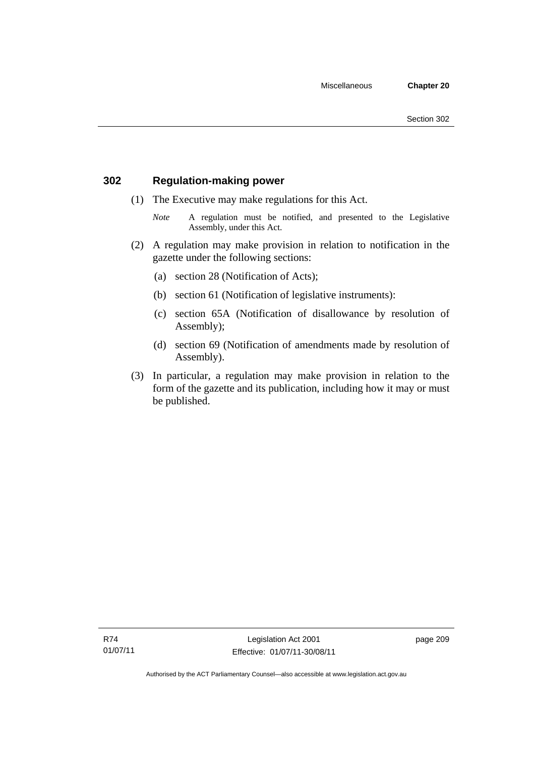## 302 Regulation-making power

(1) The Executive may make regulations for this Act.

*Note* A regulation must be notified, and presented to the Legislative Assembly, under this Act.

(2) A regulation may make provision in relation to notification in the gazette under the following sections:

(a) section 28 (Notification of Acts);

(b) section 61 (Notification of legislative instruments):

(c) section 65A (Notification of disallowance by resolution of Assembly);

(d) section 69 (Notification of amendments made by resolution of Assembly).

(3) In particular, a regulation may make provision in relation to the form of the gazette and its publication, including how it may or must be published.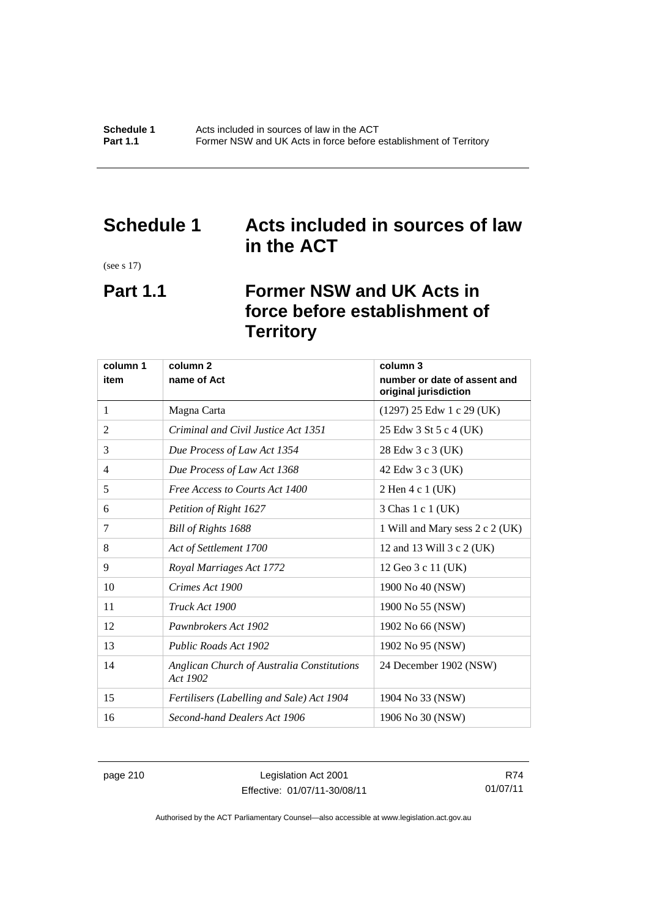# Schedule 1 Acts included in sources of law in the ACT

(see s 17)

## Part 1.1 Former NSW and UK Acts in force before establishment of Territory

| column 1<br>item | column 2<br>name of Act | column 3<br>number or date of assent and original jurisdiction |
|---|---|---|
| 1 | Magna Carta | (1297) 25 Edw 1 c 29 (UK) |
| 2 | *Criminal and Civil Justice Act 1351* | 25 Edw 3 St 5 c 4 (UK) |
| 3 | *Due Process of Law Act 1354* | 28 Edw 3 c 3 (UK) |
| 4 | *Due Process of Law Act 1368* | 42 Edw 3 c 3 (UK) |
| 5 | *Free Access to Courts Act 1400* | 2 Hen 4 c 1 (UK) |
| 6 | *Petition of Right 1627* | 3 Chas 1 c 1 (UK) |
| 7 | *Bill of Rights 1688* | 1 Will and Mary sess 2 c 2 (UK) |
| 8 | *Act of Settlement 1700* | 12 and 13 Will 3 c 2 (UK) |
| 9 | *Royal Marriages Act 1772* | 12 Geo 3 c 11 (UK) |
| 10 | *Crimes Act 1900* | 1900 No 40 (NSW) |
| 11 | *Truck Act 1900* | 1900 No 55 (NSW) |
| 12 | *Pawnbrokers Act 1902* | 1902 No 66 (NSW) |
| 13 | *Public Roads Act 1902* | 1902 No 95 (NSW) |
| 14 | *Anglican Church of Australia Constitutions Act 1902* | 24 December 1902 (NSW) |
| 15 | *Fertilisers (Labelling and Sale) Act 1904* | 1904 No 33 (NSW) |
| 16 | *Second-hand Dealers Act 1906* | 1906 No 30 (NSW) |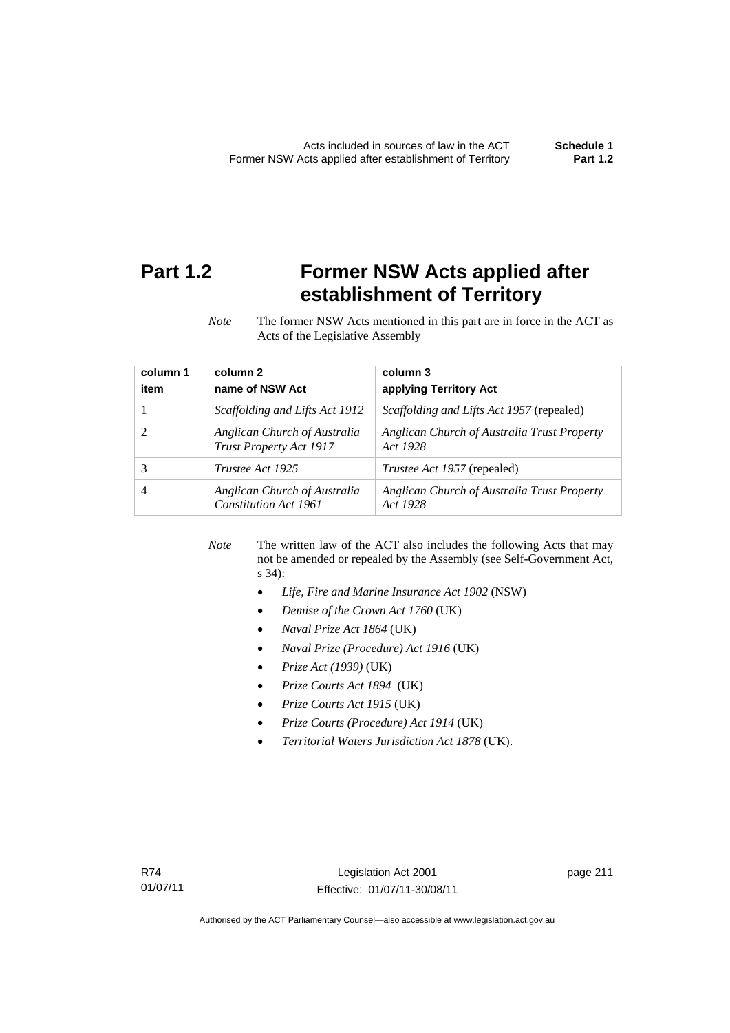## Part 1.2 Former NSW Acts applied after establishment of Territory

*Note* The former NSW Acts mentioned in this part are in force in the ACT as Acts of the Legislative Assembly

| column 1<br>item | column 2<br>name of NSW Act | column 3<br>applying Territory Act |
|---|---|---|
| 1 | *Scaffolding and Lifts Act 1912* | *Scaffolding and Lifts Act 1957* (repealed) |
| 2 | *Anglican Church of Australia Trust Property Act 1917* | *Anglican Church of Australia Trust Property Act 1928* |
| 3 | *Trustee Act 1925* | *Trustee Act 1957* (repealed) |
| 4 | *Anglican Church of Australia Constitution Act 1961* | *Anglican Church of Australia Trust Property Act 1928* |

*Note* The written law of the ACT also includes the following Acts that may not be amended or repealed by the Assembly (see Self-Government Act, s 34):

- *Life, Fire and Marine Insurance Act 1902* (NSW)
- *Demise of the Crown Act 1760* (UK)
- *Naval Prize Act 1864* (UK)
- *Naval Prize (Procedure) Act 1916* (UK)
- *Prize Act (1939)* (UK)
- *Prize Courts Act 1894* (UK)
- *Prize Courts Act 1915* (UK)
- *Prize Courts (Procedure) Act 1914* (UK)
- *Territorial Waters Jurisdiction Act 1878* (UK).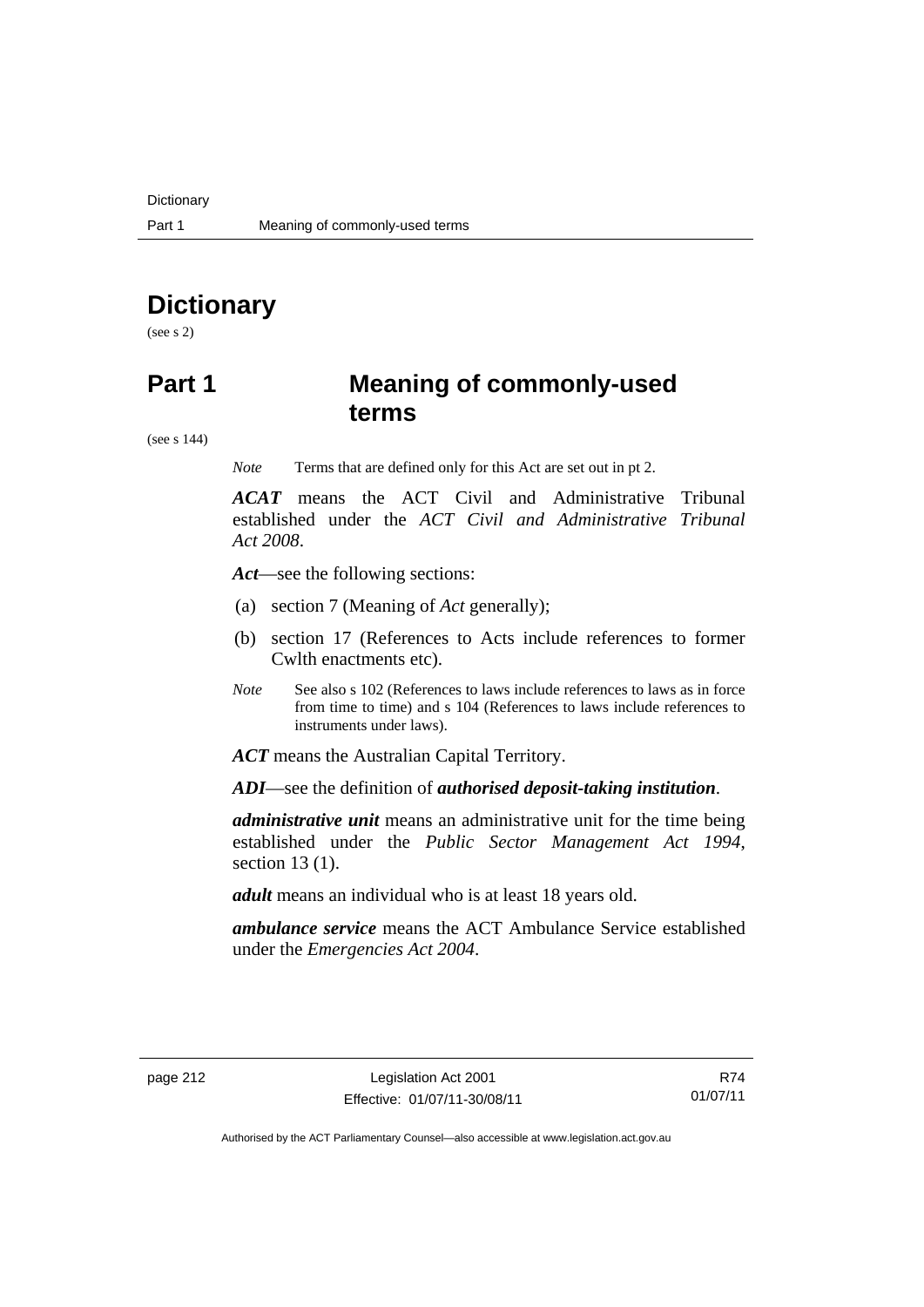# Dictionary

(see s 2)

# Part 1 Meaning of commonly-used terms

(see s 144)

*Note* Terms that are defined only for this Act are set out in pt 2.

***ACAT*** means the ACT Civil and Administrative Tribunal established under the *ACT Civil and Administrative Tribunal Act 2008*.

***Act***—see the following sections:

(a) section 7 (Meaning of *Act* generally);

(b) section 17 (References to Acts include references to former Cwlth enactments etc).

*Note* See also s 102 (References to laws include references to laws as in force from time to time) and s 104 (References to laws include references to instruments under laws).

***ACT*** means the Australian Capital Territory.

***ADI***—see the definition of ***authorised deposit-taking institution***.

***administrative unit*** means an administrative unit for the time being established under the *Public Sector Management Act 1994*, section 13 (1).

***adult*** means an individual who is at least 18 years old.

***ambulance service*** means the ACT Ambulance Service established under the *Emergencies Act 2004*.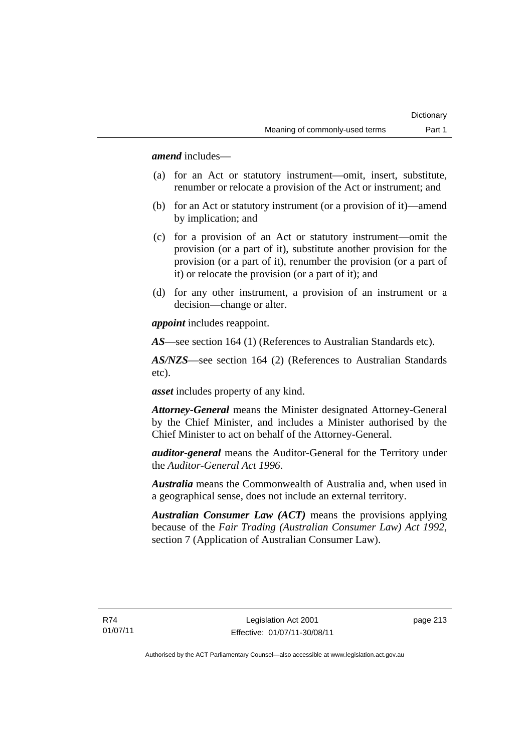***amend*** includes—

(a) for an Act or statutory instrument—omit, insert, substitute, renumber or relocate a provision of the Act or instrument; and

(b) for an Act or statutory instrument (or a provision of it)—amend by implication; and

(c) for a provision of an Act or statutory instrument—omit the provision (or a part of it), substitute another provision for the provision (or a part of it), renumber the provision (or a part of it) or relocate the provision (or a part of it); and

(d) for any other instrument, a provision of an instrument or a decision—change or alter.

***appoint*** includes reappoint.

***AS***—see section 164 (1) (References to Australian Standards etc).

***AS/NZS***—see section 164 (2) (References to Australian Standards etc).

***asset*** includes property of any kind.

***Attorney-General*** means the Minister designated Attorney-General by the Chief Minister, and includes a Minister authorised by the Chief Minister to act on behalf of the Attorney-General.

***auditor-general*** means the Auditor-General for the Territory under the *Auditor-General Act 1996*.

***Australia*** means the Commonwealth of Australia and, when used in a geographical sense, does not include an external territory.

***Australian Consumer Law (ACT)*** means the provisions applying because of the *Fair Trading (Australian Consumer Law) Act 1992*, section 7 (Application of Australian Consumer Law).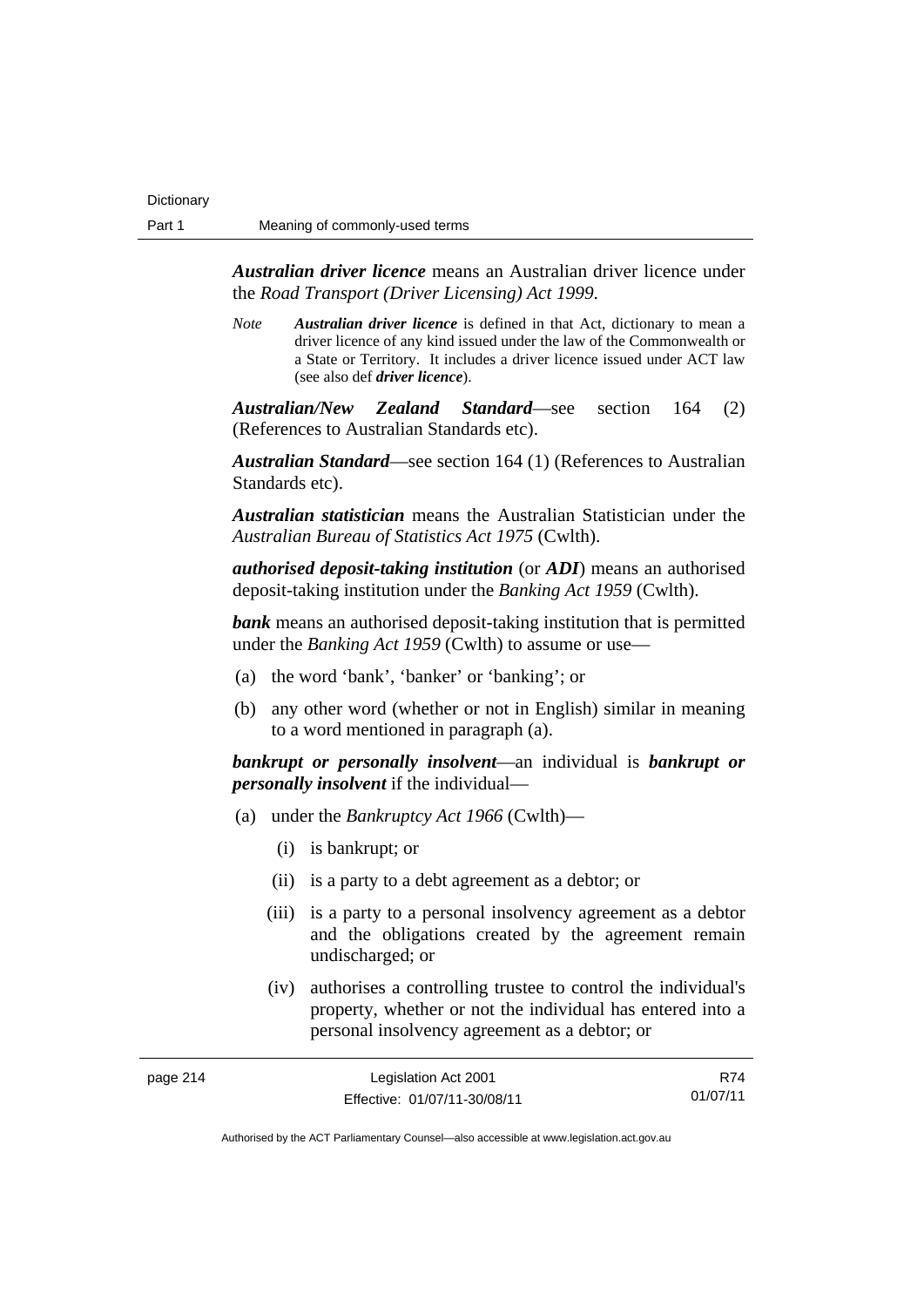***Australian driver licence*** means an Australian driver licence under the *Road Transport (Driver Licensing) Act 1999*.

*Note* ***Australian driver licence*** is defined in that Act, dictionary to mean a driver licence of any kind issued under the law of the Commonwealth or a State or Territory. It includes a driver licence issued under ACT law (see also def ***driver licence***).

***Australian/New Zealand Standard***—see section 164 (2) (References to Australian Standards etc).

***Australian Standard***—see section 164 (1) (References to Australian Standards etc).

***Australian statistician*** means the Australian Statistician under the *Australian Bureau of Statistics Act 1975* (Cwlth).

***authorised deposit-taking institution*** (or ***ADI***) means an authorised deposit-taking institution under the *Banking Act 1959* (Cwlth).

***bank*** means an authorised deposit-taking institution that is permitted under the *Banking Act 1959* (Cwlth) to assume or use—

(a) the word 'bank', 'banker' or 'banking'; or

(b) any other word (whether or not in English) similar in meaning to a word mentioned in paragraph (a).

***bankrupt or personally insolvent***—an individual is ***bankrupt or personally insolvent*** if the individual—

(a) under the *Bankruptcy Act 1966* (Cwlth)—

  (i) is bankrupt; or

  (ii) is a party to a debt agreement as a debtor; or

  (iii) is a party to a personal insolvency agreement as a debtor and the obligations created by the agreement remain undischarged; or

  (iv) authorises a controlling trustee to control the individual's property, whether or not the individual has entered into a personal insolvency agreement as a debtor; or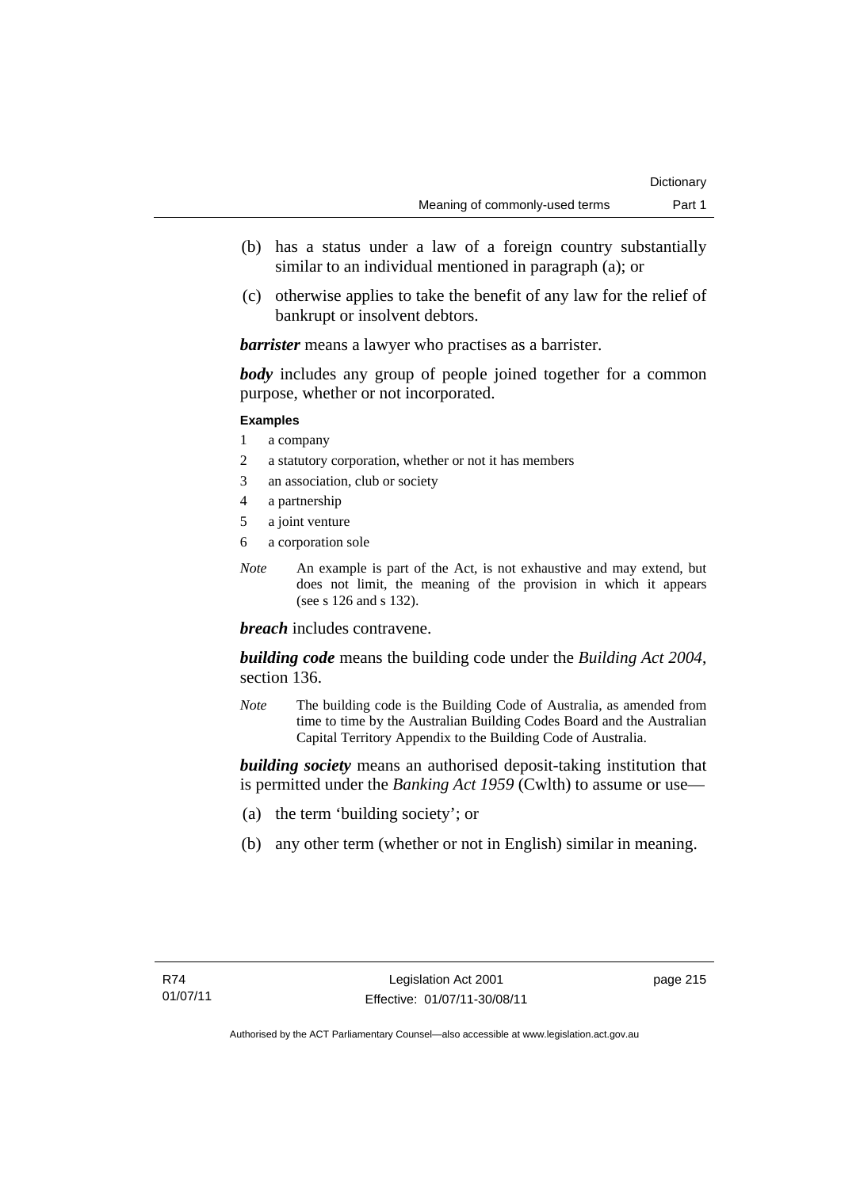(b) has a status under a law of a foreign country substantially similar to an individual mentioned in paragraph (a); or

(c) otherwise applies to take the benefit of any law for the relief of bankrupt or insolvent debtors.

***barrister*** means a lawyer who practises as a barrister.

***body*** includes any group of people joined together for a common purpose, whether or not incorporated.

**Examples**

1 a company
2 a statutory corporation, whether or not it has members
3 an association, club or society
4 a partnership
5 a joint venture
6 a corporation sole

*Note* An example is part of the Act, is not exhaustive and may extend, but does not limit, the meaning of the provision in which it appears (see s 126 and s 132).

***breach*** includes contravene.

***building code*** means the building code under the *Building Act 2004*, section 136.

*Note* The building code is the Building Code of Australia, as amended from time to time by the Australian Building Codes Board and the Australian Capital Territory Appendix to the Building Code of Australia.

***building society*** means an authorised deposit-taking institution that is permitted under the *Banking Act 1959* (Cwlth) to assume or use—

(a) the term 'building society'; or

(b) any other term (whether or not in English) similar in meaning.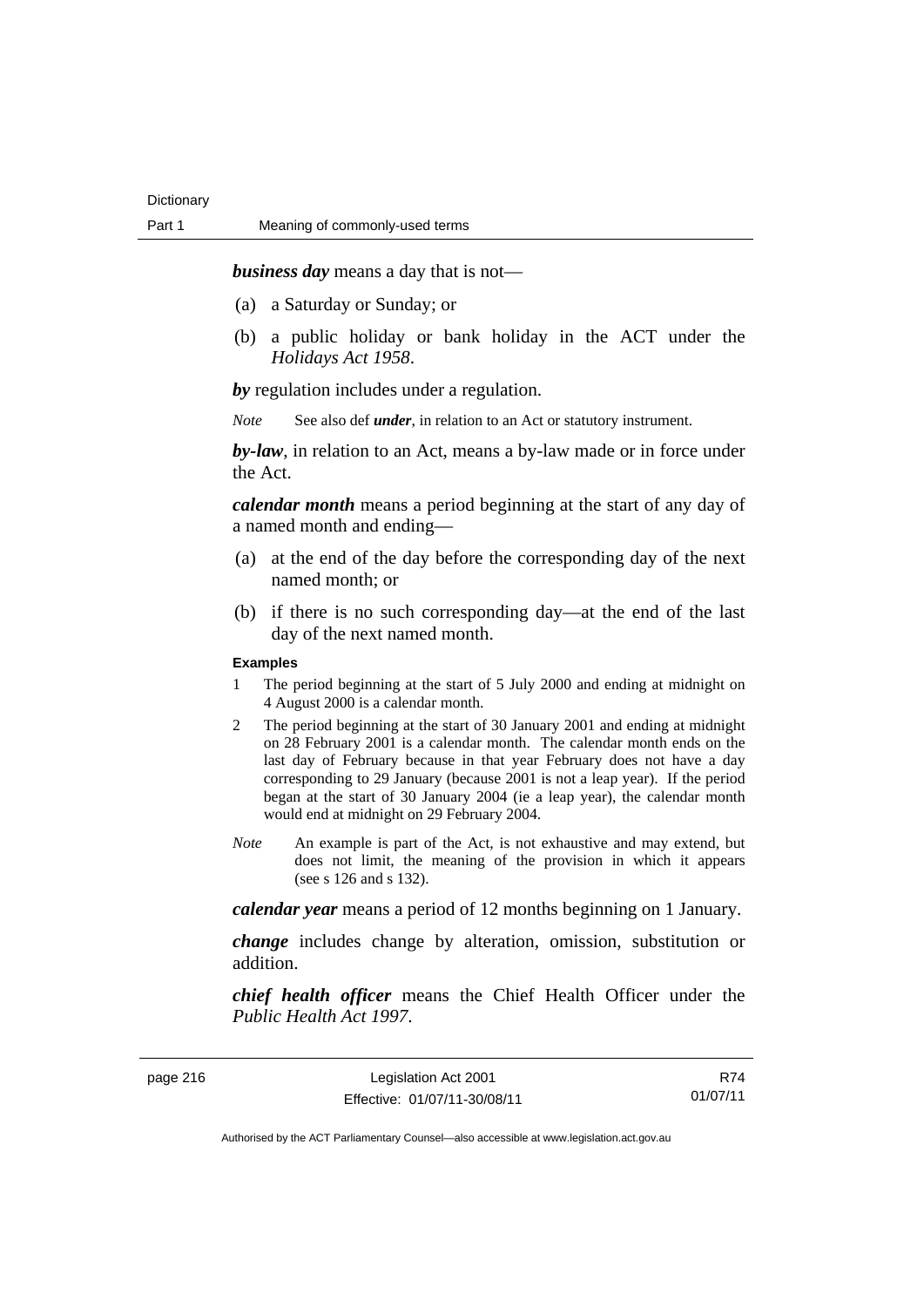***business day*** means a day that is not—

(a) a Saturday or Sunday; or

(b) a public holiday or bank holiday in the ACT under the *Holidays Act 1958*.

***by*** regulation includes under a regulation.

*Note* See also def ***under***, in relation to an Act or statutory instrument.

***by-law***, in relation to an Act, means a by-law made or in force under the Act.

***calendar month*** means a period beginning at the start of any day of a named month and ending—

(a) at the end of the day before the corresponding day of the next named month; or

(b) if there is no such corresponding day—at the end of the last day of the next named month.

**Examples**

1 The period beginning at the start of 5 July 2000 and ending at midnight on 4 August 2000 is a calendar month.

2 The period beginning at the start of 30 January 2001 and ending at midnight on 28 February 2001 is a calendar month. The calendar month ends on the last day of February because in that year February does not have a day corresponding to 29 January (because 2001 is not a leap year). If the period began at the start of 30 January 2004 (ie a leap year), the calendar month would end at midnight on 29 February 2004.

*Note* An example is part of the Act, is not exhaustive and may extend, but does not limit, the meaning of the provision in which it appears (see s 126 and s 132).

***calendar year*** means a period of 12 months beginning on 1 January.

***change*** includes change by alteration, omission, substitution or addition.

***chief health officer*** means the Chief Health Officer under the *Public Health Act 1997*.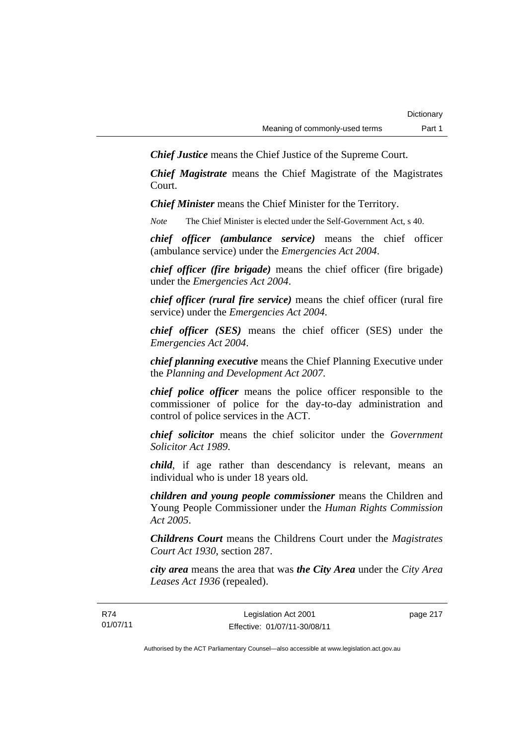***Chief Justice*** means the Chief Justice of the Supreme Court.

***Chief Magistrate*** means the Chief Magistrate of the Magistrates Court.

***Chief Minister*** means the Chief Minister for the Territory.

*Note* The Chief Minister is elected under the Self-Government Act, s 40.

***chief officer (ambulance service)*** means the chief officer (ambulance service) under the *Emergencies Act 2004*.

***chief officer (fire brigade)*** means the chief officer (fire brigade) under the *Emergencies Act 2004*.

***chief officer (rural fire service)*** means the chief officer (rural fire service) under the *Emergencies Act 2004*.

***chief officer (SES)*** means the chief officer (SES) under the *Emergencies Act 2004*.

***chief planning executive*** means the Chief Planning Executive under the *Planning and Development Act 2007*.

***chief police officer*** means the police officer responsible to the commissioner of police for the day-to-day administration and control of police services in the ACT.

***chief solicitor*** means the chief solicitor under the *Government Solicitor Act 1989*.

***child***, if age rather than descendancy is relevant, means an individual who is under 18 years old.

***children and young people commissioner*** means the Children and Young People Commissioner under the *Human Rights Commission Act 2005*.

***Childrens Court*** means the Childrens Court under the *Magistrates Court Act 1930*, section 287.

***city area*** means the area that was ***the City Area*** under the *City Area Leases Act 1936* (repealed).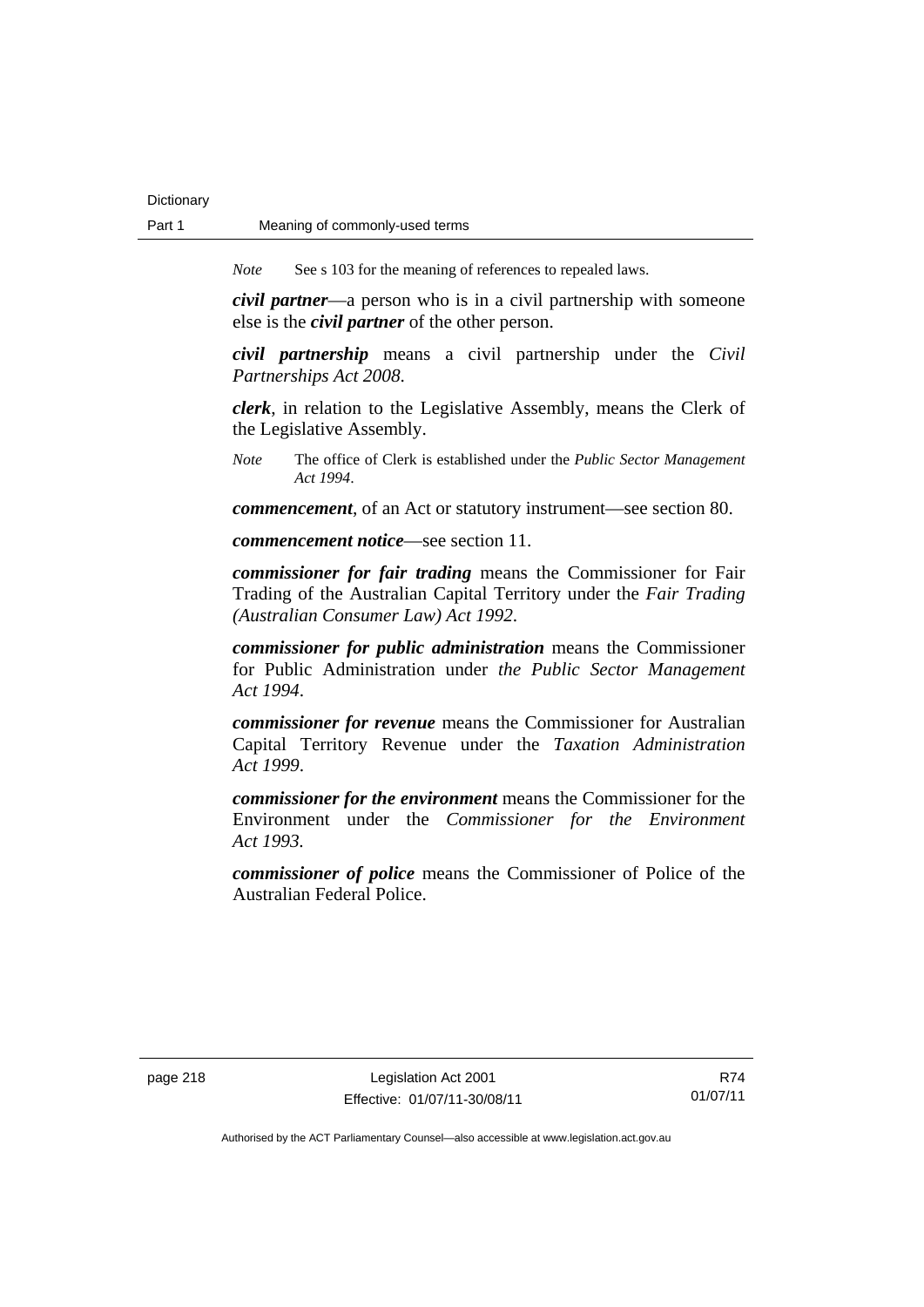*Note* See s 103 for the meaning of references to repealed laws.

***civil partner***—a person who is in a civil partnership with someone else is the ***civil partner*** of the other person.

***civil partnership*** means a civil partnership under the *Civil Partnerships Act 2008*.

***clerk***, in relation to the Legislative Assembly, means the Clerk of the Legislative Assembly.

*Note* The office of Clerk is established under the *Public Sector Management Act 1994*.

***commencement***, of an Act or statutory instrument—see section 80.

***commencement notice***—see section 11.

***commissioner for fair trading*** means the Commissioner for Fair Trading of the Australian Capital Territory under the *Fair Trading (Australian Consumer Law) Act 1992*.

***commissioner for public administration*** means the Commissioner for Public Administration under *the Public Sector Management Act 1994*.

***commissioner for revenue*** means the Commissioner for Australian Capital Territory Revenue under the *Taxation Administration Act 1999*.

***commissioner for the environment*** means the Commissioner for the Environment under the *Commissioner for the Environment Act 1993*.

***commissioner of police*** means the Commissioner of Police of the Australian Federal Police.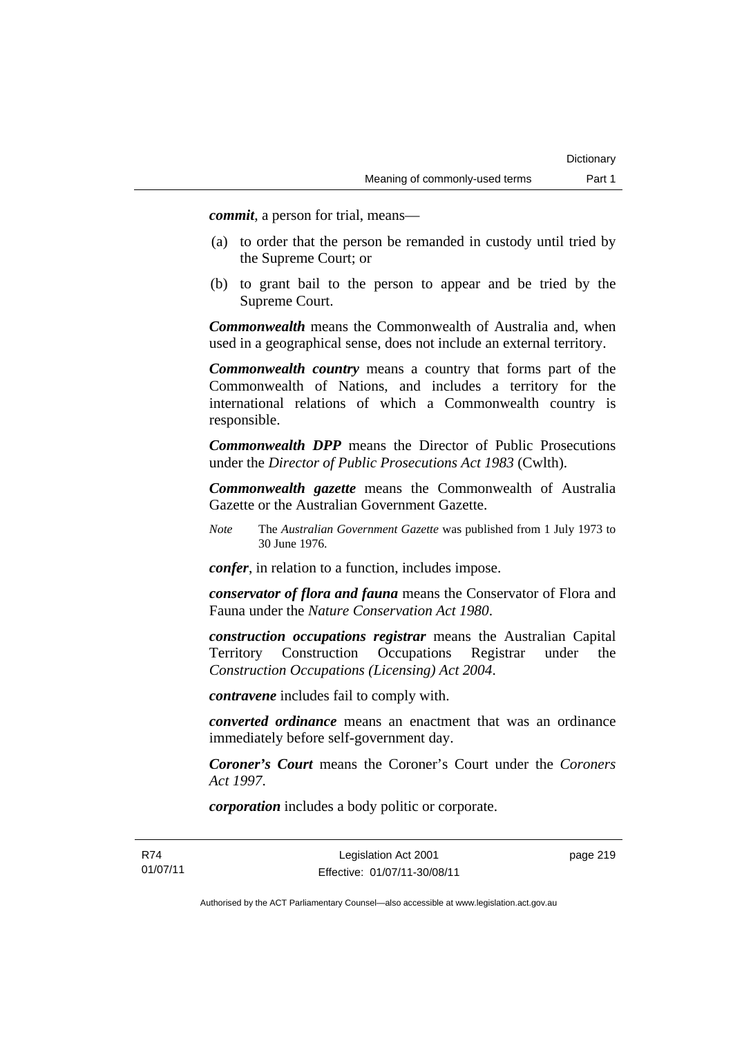***commit***, a person for trial, means—

(a) to order that the person be remanded in custody until tried by the Supreme Court; or

(b) to grant bail to the person to appear and be tried by the Supreme Court.

***Commonwealth*** means the Commonwealth of Australia and, when used in a geographical sense, does not include an external territory.

***Commonwealth country*** means a country that forms part of the Commonwealth of Nations, and includes a territory for the international relations of which a Commonwealth country is responsible.

***Commonwealth DPP*** means the Director of Public Prosecutions under the *Director of Public Prosecutions Act 1983* (Cwlth).

***Commonwealth gazette*** means the Commonwealth of Australia Gazette or the Australian Government Gazette.

*Note* The *Australian Government Gazette* was published from 1 July 1973 to 30 June 1976.

***confer***, in relation to a function, includes impose.

***conservator of flora and fauna*** means the Conservator of Flora and Fauna under the *Nature Conservation Act 1980*.

***construction occupations registrar*** means the Australian Capital Territory Construction Occupations Registrar under the *Construction Occupations (Licensing) Act 2004*.

***contravene*** includes fail to comply with.

***converted ordinance*** means an enactment that was an ordinance immediately before self-government day.

***Coroner's Court*** means the Coroner's Court under the *Coroners Act 1997*.

***corporation*** includes a body politic or corporate.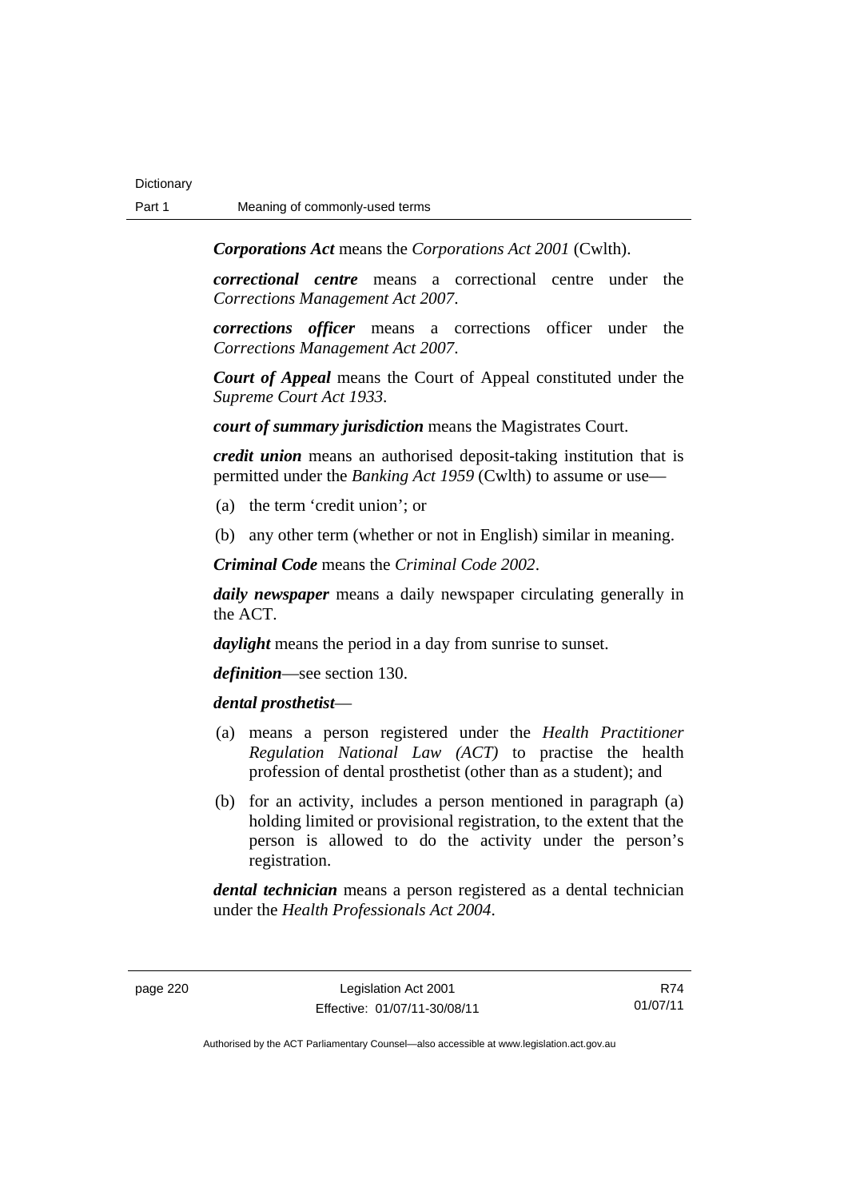***Corporations Act*** means the *Corporations Act 2001* (Cwlth).

***correctional centre*** means a correctional centre under the *Corrections Management Act 2007*.

***corrections officer*** means a corrections officer under the *Corrections Management Act 2007*.

***Court of Appeal*** means the Court of Appeal constituted under the *Supreme Court Act 1933*.

***court of summary jurisdiction*** means the Magistrates Court.

***credit union*** means an authorised deposit-taking institution that is permitted under the *Banking Act 1959* (Cwlth) to assume or use—

(a) the term 'credit union'; or

(b) any other term (whether or not in English) similar in meaning.

***Criminal Code*** means the *Criminal Code 2002*.

***daily newspaper*** means a daily newspaper circulating generally in the ACT.

***daylight*** means the period in a day from sunrise to sunset.

***definition***—see section 130.

***dental prosthetist***—

(a) means a person registered under the *Health Practitioner Regulation National Law (ACT)* to practise the health profession of dental prosthetist (other than as a student); and

(b) for an activity, includes a person mentioned in paragraph (a) holding limited or provisional registration, to the extent that the person is allowed to do the activity under the person's registration.

***dental technician*** means a person registered as a dental technician under the *Health Professionals Act 2004*.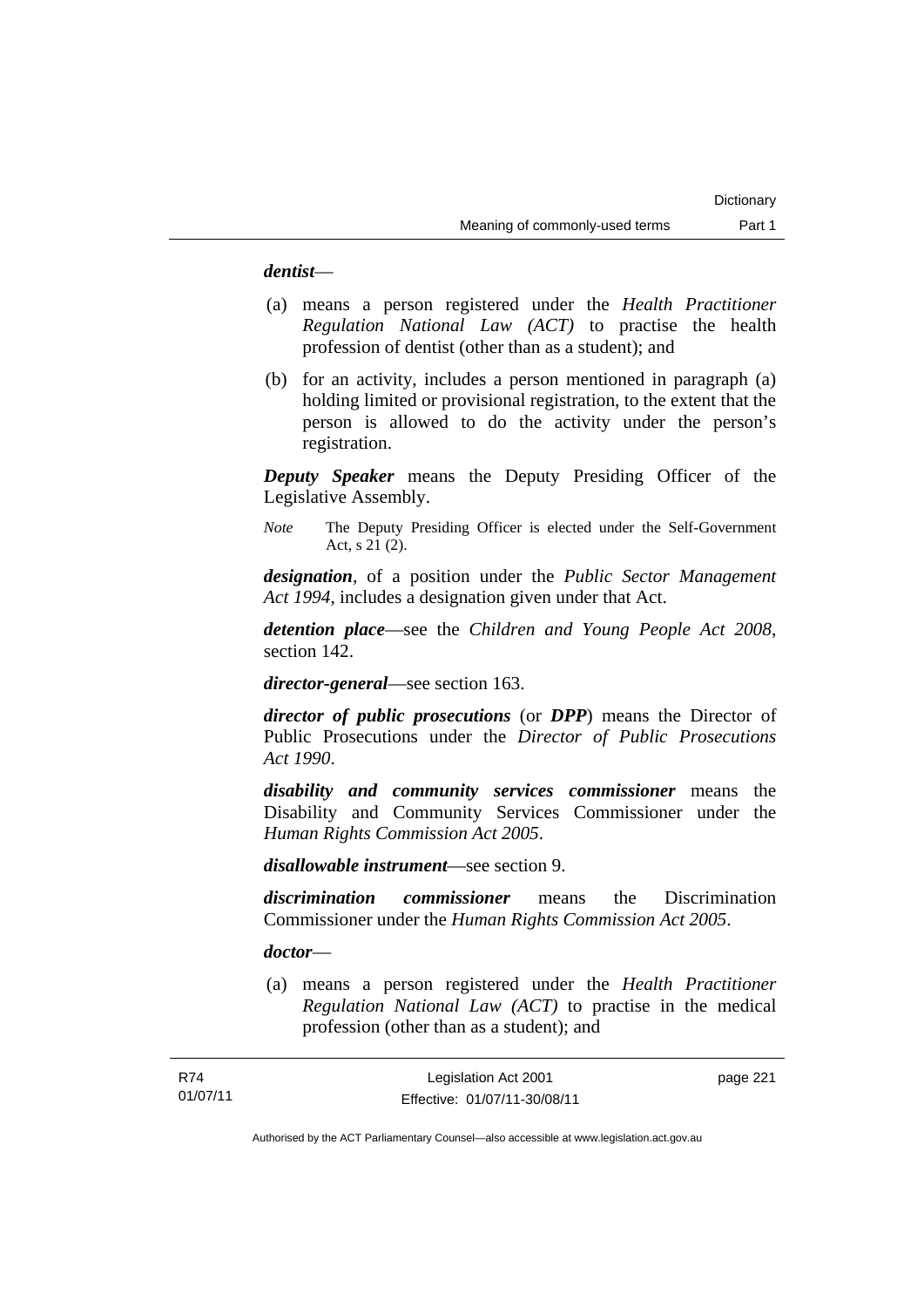***dentist***—

(a) means a person registered under the *Health Practitioner Regulation National Law (ACT)* to practise the health profession of dentist (other than as a student); and

(b) for an activity, includes a person mentioned in paragraph (a) holding limited or provisional registration, to the extent that the person is allowed to do the activity under the person's registration.

***Deputy Speaker*** means the Deputy Presiding Officer of the Legislative Assembly.

*Note* The Deputy Presiding Officer is elected under the Self-Government Act, s 21 (2).

***designation***, of a position under the *Public Sector Management Act 1994*, includes a designation given under that Act.

***detention place***—see the *Children and Young People Act 2008*, section 142.

***director-general***—see section 163.

***director of public prosecutions*** (or ***DPP***) means the Director of Public Prosecutions under the *Director of Public Prosecutions Act 1990*.

***disability and community services commissioner*** means the Disability and Community Services Commissioner under the *Human Rights Commission Act 2005*.

***disallowable instrument***—see section 9.

***discrimination commissioner*** means the Discrimination Commissioner under the *Human Rights Commission Act 2005*.

***doctor***—

(a) means a person registered under the *Health Practitioner Regulation National Law (ACT)* to practise in the medical profession (other than as a student); and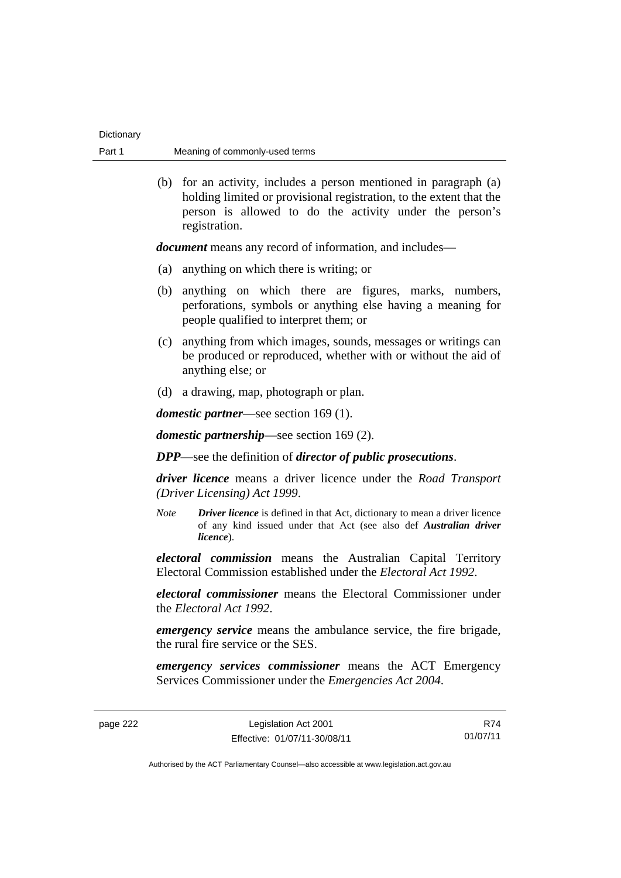(b) for an activity, includes a person mentioned in paragraph (a) holding limited or provisional registration, to the extent that the person is allowed to do the activity under the person's registration.

***document*** means any record of information, and includes—

(a) anything on which there is writing; or

(b) anything on which there are figures, marks, numbers, perforations, symbols or anything else having a meaning for people qualified to interpret them; or

(c) anything from which images, sounds, messages or writings can be produced or reproduced, whether with or without the aid of anything else; or

(d) a drawing, map, photograph or plan.

***domestic partner***—see section 169 (1).

***domestic partnership***—see section 169 (2).

***DPP***—see the definition of ***director of public prosecutions***.

***driver licence*** means a driver licence under the *Road Transport (Driver Licensing) Act 1999*.

*Note* ***Driver licence*** is defined in that Act, dictionary to mean a driver licence of any kind issued under that Act (see also def ***Australian driver licence***).

***electoral commission*** means the Australian Capital Territory Electoral Commission established under the *Electoral Act 1992*.

***electoral commissioner*** means the Electoral Commissioner under the *Electoral Act 1992*.

***emergency service*** means the ambulance service, the fire brigade, the rural fire service or the SES.

***emergency services commissioner*** means the ACT Emergency Services Commissioner under the *Emergencies Act 2004*.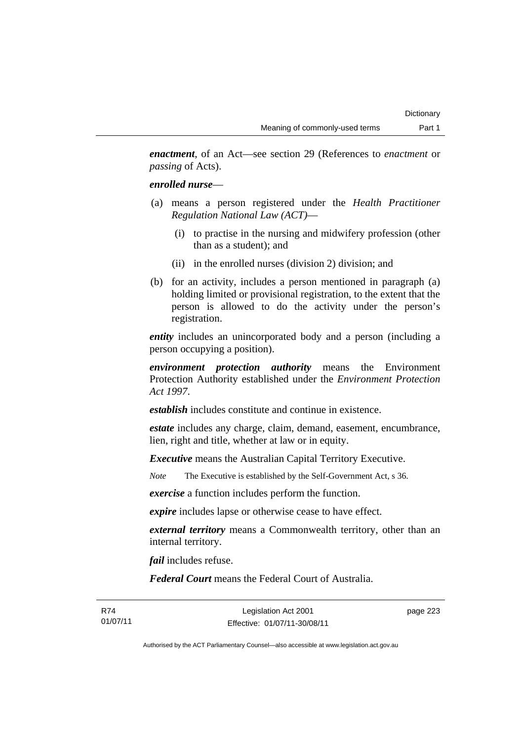***enactment***, of an Act—see section 29 (References to *enactment* or *passing* of Acts).

***enrolled nurse***—

(a) means a person registered under the *Health Practitioner Regulation National Law (ACT)*—

  (i) to practise in the nursing and midwifery profession (other than as a student); and

  (ii) in the enrolled nurses (division 2) division; and

(b) for an activity, includes a person mentioned in paragraph (a) holding limited or provisional registration, to the extent that the person is allowed to do the activity under the person's registration.

***entity*** includes an unincorporated body and a person (including a person occupying a position).

***environment protection authority*** means the Environment Protection Authority established under the *Environment Protection Act 1997*.

***establish*** includes constitute and continue in existence.

***estate*** includes any charge, claim, demand, easement, encumbrance, lien, right and title, whether at law or in equity.

***Executive*** means the Australian Capital Territory Executive.

*Note* The Executive is established by the Self-Government Act, s 36.

***exercise*** a function includes perform the function.

***expire*** includes lapse or otherwise cease to have effect.

***external territory*** means a Commonwealth territory, other than an internal territory.

***fail*** includes refuse.

***Federal Court*** means the Federal Court of Australia.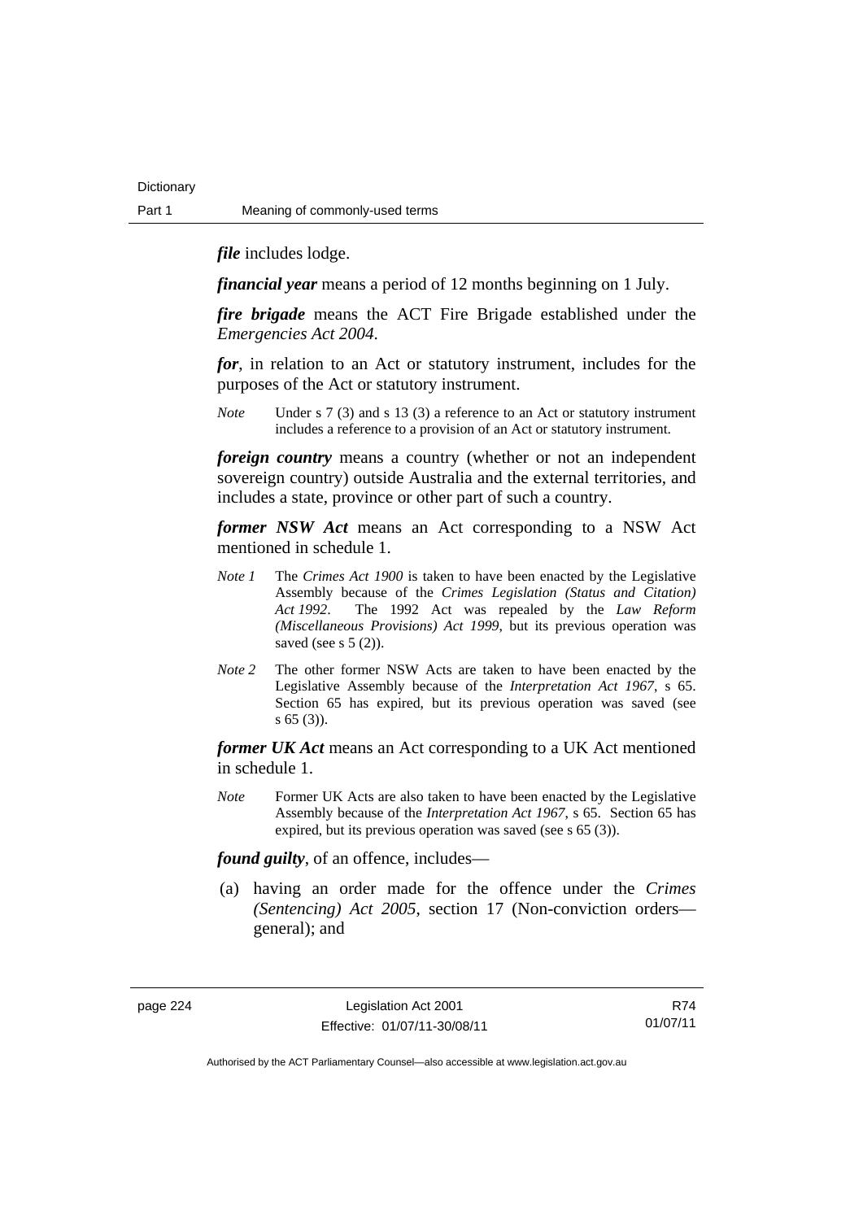***file*** includes lodge.

***financial year*** means a period of 12 months beginning on 1 July.

***fire brigade*** means the ACT Fire Brigade established under the *Emergencies Act 2004*.

***for***, in relation to an Act or statutory instrument, includes for the purposes of the Act or statutory instrument.

*Note* Under s 7 (3) and s 13 (3) a reference to an Act or statutory instrument includes a reference to a provision of an Act or statutory instrument.

***foreign country*** means a country (whether or not an independent sovereign country) outside Australia and the external territories, and includes a state, province or other part of such a country.

***former NSW Act*** means an Act corresponding to a NSW Act mentioned in schedule 1.

*Note 1* The *Crimes Act 1900* is taken to have been enacted by the Legislative Assembly because of the *Crimes Legislation (Status and Citation) Act 1992*. The 1992 Act was repealed by the *Law Reform (Miscellaneous Provisions) Act 1999*, but its previous operation was saved (see s 5 (2)).

*Note 2* The other former NSW Acts are taken to have been enacted by the Legislative Assembly because of the *Interpretation Act 1967*, s 65. Section 65 has expired, but its previous operation was saved (see s 65 (3)).

***former UK Act*** means an Act corresponding to a UK Act mentioned in schedule 1.

*Note* Former UK Acts are also taken to have been enacted by the Legislative Assembly because of the *Interpretation Act 1967*, s 65. Section 65 has expired, but its previous operation was saved (see s 65 (3)).

***found guilty***, of an offence, includes—

(a) having an order made for the offence under the *Crimes (Sentencing) Act 2005*, section 17 (Non-conviction orders—general); and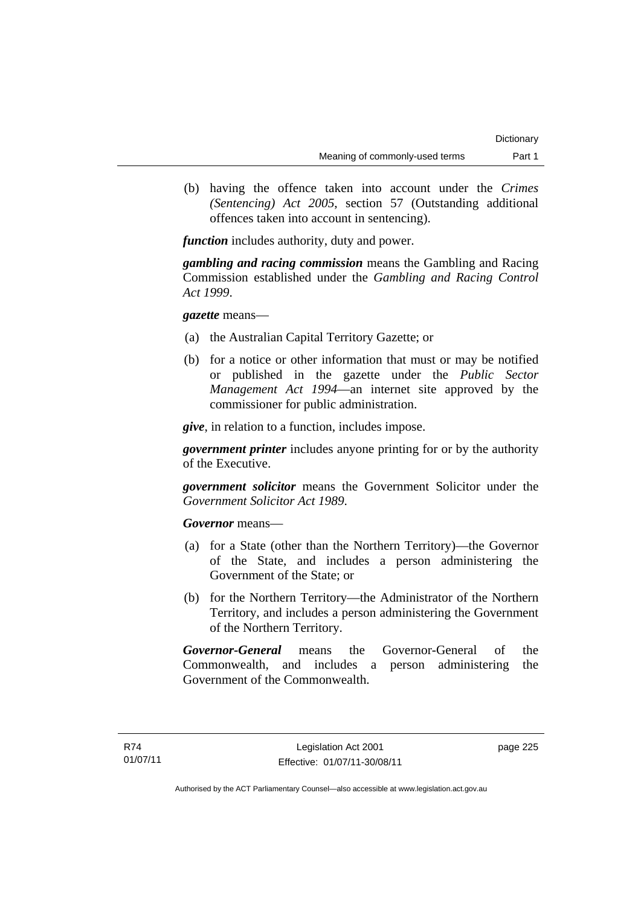(b) having the offence taken into account under the *Crimes (Sentencing) Act 2005*, section 57 (Outstanding additional offences taken into account in sentencing).

***function*** includes authority, duty and power.

***gambling and racing commission*** means the Gambling and Racing Commission established under the *Gambling and Racing Control Act 1999*.

***gazette*** means—

(a) the Australian Capital Territory Gazette; or

(b) for a notice or other information that must or may be notified or published in the gazette under the *Public Sector Management Act 1994*—an internet site approved by the commissioner for public administration.

***give***, in relation to a function, includes impose.

***government printer*** includes anyone printing for or by the authority of the Executive.

***government solicitor*** means the Government Solicitor under the *Government Solicitor Act 1989*.

***Governor*** means—

(a) for a State (other than the Northern Territory)—the Governor of the State, and includes a person administering the Government of the State; or

(b) for the Northern Territory—the Administrator of the Northern Territory, and includes a person administering the Government of the Northern Territory.

***Governor-General*** means the Governor-General of the Commonwealth, and includes a person administering the Government of the Commonwealth.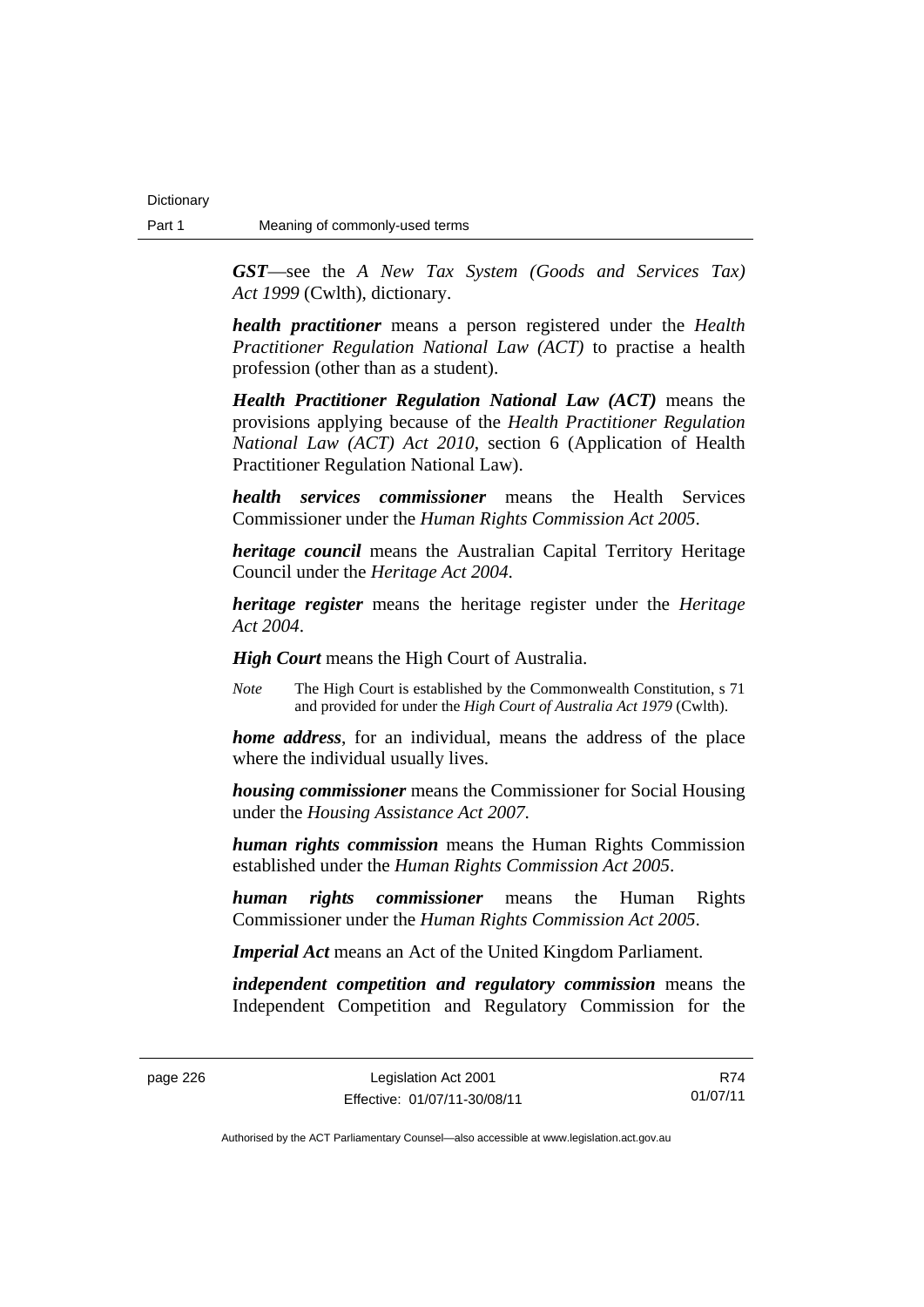***GST***—see the *A New Tax System (Goods and Services Tax) Act 1999* (Cwlth), dictionary.

***health practitioner*** means a person registered under the *Health Practitioner Regulation National Law (ACT)* to practise a health profession (other than as a student).

***Health Practitioner Regulation National Law (ACT)*** means the provisions applying because of the *Health Practitioner Regulation National Law (ACT) Act 2010*, section 6 (Application of Health Practitioner Regulation National Law).

***health services commissioner*** means the Health Services Commissioner under the *Human Rights Commission Act 2005*.

***heritage council*** means the Australian Capital Territory Heritage Council under the *Heritage Act 2004*.

***heritage register*** means the heritage register under the *Heritage Act 2004*.

***High Court*** means the High Court of Australia.

*Note* The High Court is established by the Commonwealth Constitution, s 71 and provided for under the *High Court of Australia Act 1979* (Cwlth).

***home address***, for an individual, means the address of the place where the individual usually lives.

***housing commissioner*** means the Commissioner for Social Housing under the *Housing Assistance Act 2007*.

***human rights commission*** means the Human Rights Commission established under the *Human Rights Commission Act 2005*.

***human rights commissioner*** means the Human Rights Commissioner under the *Human Rights Commission Act 2005*.

***Imperial Act*** means an Act of the United Kingdom Parliament.

***independent competition and regulatory commission*** means the Independent Competition and Regulatory Commission for the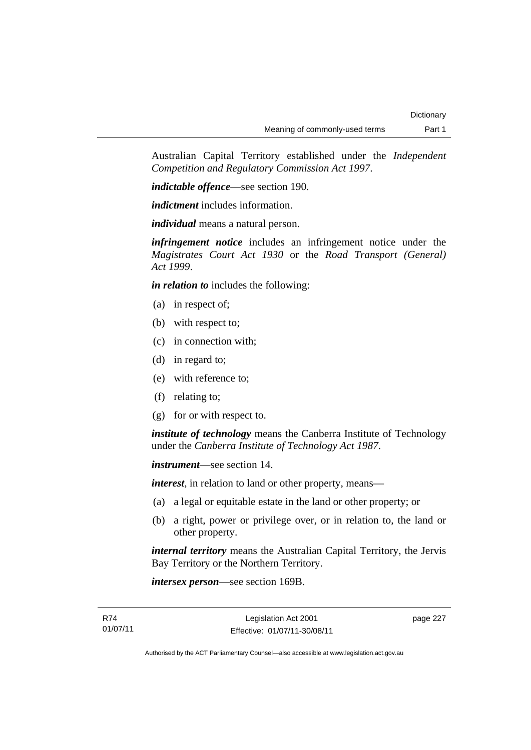Australian Capital Territory established under the *Independent Competition and Regulatory Commission Act 1997*.

***indictable offence***—see section 190.

***indictment*** includes information.

***individual*** means a natural person.

***infringement notice*** includes an infringement notice under the *Magistrates Court Act 1930* or the *Road Transport (General) Act 1999*.

***in relation to*** includes the following:

(a) in respect of;

(b) with respect to;

(c) in connection with;

(d) in regard to;

(e) with reference to;

(f) relating to;

(g) for or with respect to.

***institute of technology*** means the Canberra Institute of Technology under the *Canberra Institute of Technology Act 1987*.

***instrument***—see section 14.

***interest***, in relation to land or other property, means—

(a) a legal or equitable estate in the land or other property; or

(b) a right, power or privilege over, or in relation to, the land or other property.

***internal territory*** means the Australian Capital Territory, the Jervis Bay Territory or the Northern Territory.

***intersex person***—see section 169B.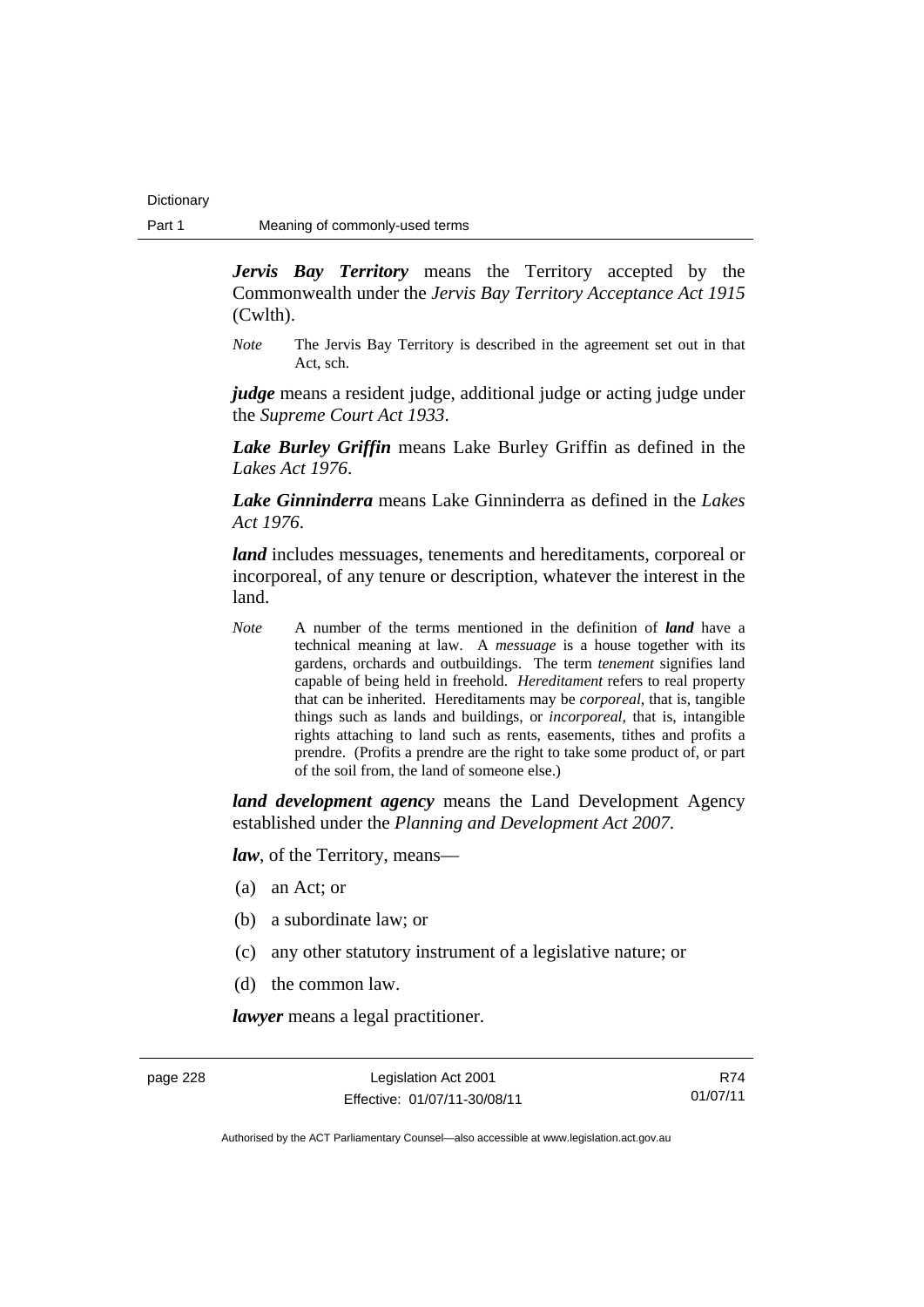***Jervis Bay Territory*** means the Territory accepted by the Commonwealth under the *Jervis Bay Territory Acceptance Act 1915* (Cwlth).

*Note* The Jervis Bay Territory is described in the agreement set out in that Act, sch.

***judge*** means a resident judge, additional judge or acting judge under the *Supreme Court Act 1933*.

***Lake Burley Griffin*** means Lake Burley Griffin as defined in the *Lakes Act 1976*.

***Lake Ginninderra*** means Lake Ginninderra as defined in the *Lakes Act 1976*.

***land*** includes messuages, tenements and hereditaments, corporeal or incorporeal, of any tenure or description, whatever the interest in the land.

*Note* A number of the terms mentioned in the definition of ***land*** have a technical meaning at law. A *messuage* is a house together with its gardens, orchards and outbuildings. The term *tenement* signifies land capable of being held in freehold. *Hereditament* refers to real property that can be inherited. Hereditaments may be *corporeal*, that is, tangible things such as lands and buildings, or *incorporeal*, that is, intangible rights attaching to land such as rents, easements, tithes and profits a prendre. (Profits a prendre are the right to take some product of, or part of the soil from, the land of someone else.)

***land development agency*** means the Land Development Agency established under the *Planning and Development Act 2007*.

***law***, of the Territory, means—

(a) an Act; or

(b) a subordinate law; or

(c) any other statutory instrument of a legislative nature; or

(d) the common law.

***lawyer*** means a legal practitioner.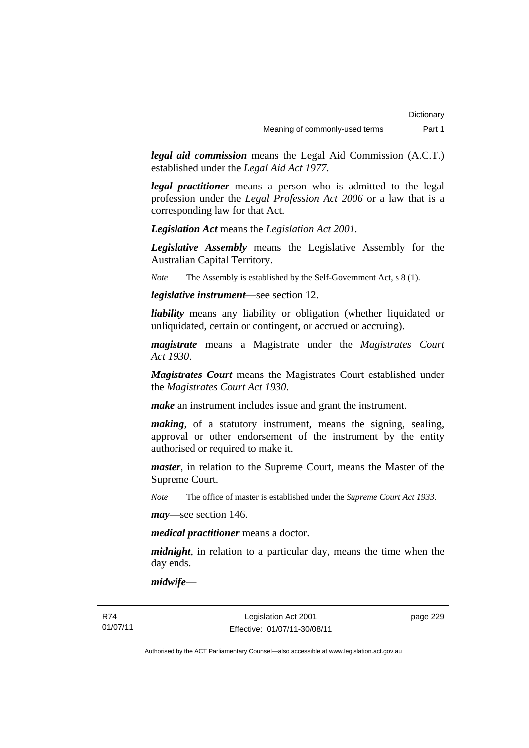***legal aid commission*** means the Legal Aid Commission (A.C.T.) established under the *Legal Aid Act 1977*.

***legal practitioner*** means a person who is admitted to the legal profession under the *Legal Profession Act 2006* or a law that is a corresponding law for that Act.

***Legislation Act*** means the *Legislation Act 2001*.

***Legislative Assembly*** means the Legislative Assembly for the Australian Capital Territory.

*Note* The Assembly is established by the Self-Government Act, s 8 (1).

***legislative instrument***—see section 12.

***liability*** means any liability or obligation (whether liquidated or unliquidated, certain or contingent, or accrued or accruing).

***magistrate*** means a Magistrate under the *Magistrates Court Act 1930*.

***Magistrates Court*** means the Magistrates Court established under the *Magistrates Court Act 1930*.

***make*** an instrument includes issue and grant the instrument.

***making***, of a statutory instrument, means the signing, sealing, approval or other endorsement of the instrument by the entity authorised or required to make it.

***master***, in relation to the Supreme Court, means the Master of the Supreme Court.

*Note* The office of master is established under the *Supreme Court Act 1933*.

***may***—see section 146.

***medical practitioner*** means a doctor.

***midnight***, in relation to a particular day, means the time when the day ends.

***midwife***—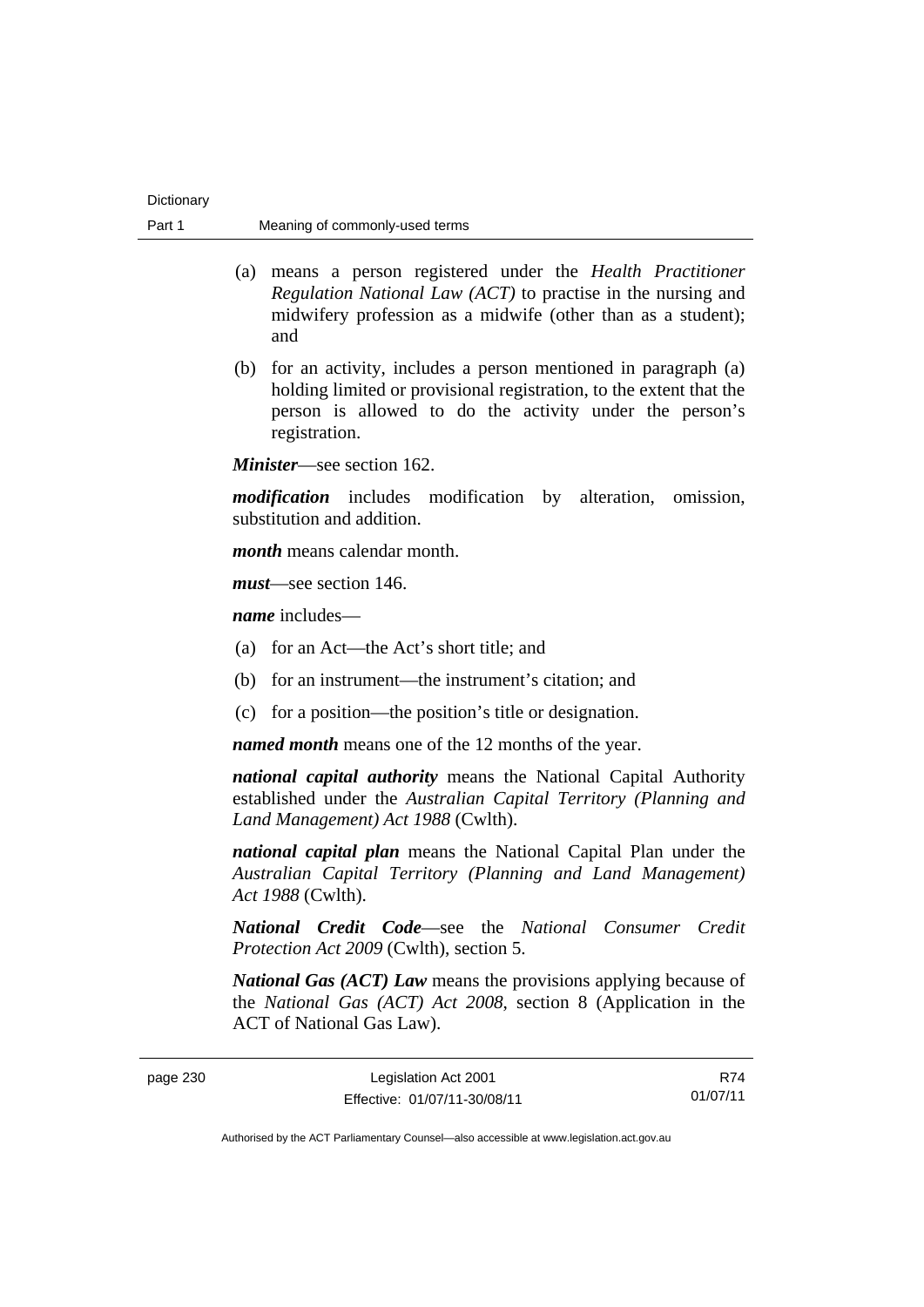(a) means a person registered under the *Health Practitioner Regulation National Law (ACT)* to practise in the nursing and midwifery profession as a midwife (other than as a student); and

(b) for an activity, includes a person mentioned in paragraph (a) holding limited or provisional registration, to the extent that the person is allowed to do the activity under the person's registration.

***Minister***—see section 162.

***modification*** includes modification by alteration, omission, substitution and addition.

***month*** means calendar month.

***must***—see section 146.

***name*** includes—

(a) for an Act—the Act's short title; and

(b) for an instrument—the instrument's citation; and

(c) for a position—the position's title or designation.

***named month*** means one of the 12 months of the year.

***national capital authority*** means the National Capital Authority established under the *Australian Capital Territory (Planning and Land Management) Act 1988* (Cwlth).

***national capital plan*** means the National Capital Plan under the *Australian Capital Territory (Planning and Land Management) Act 1988* (Cwlth).

***National Credit Code***—see the *National Consumer Credit Protection Act 2009* (Cwlth), section 5.

***National Gas (ACT) Law*** means the provisions applying because of the *National Gas (ACT) Act 2008*, section 8 (Application in the ACT of National Gas Law).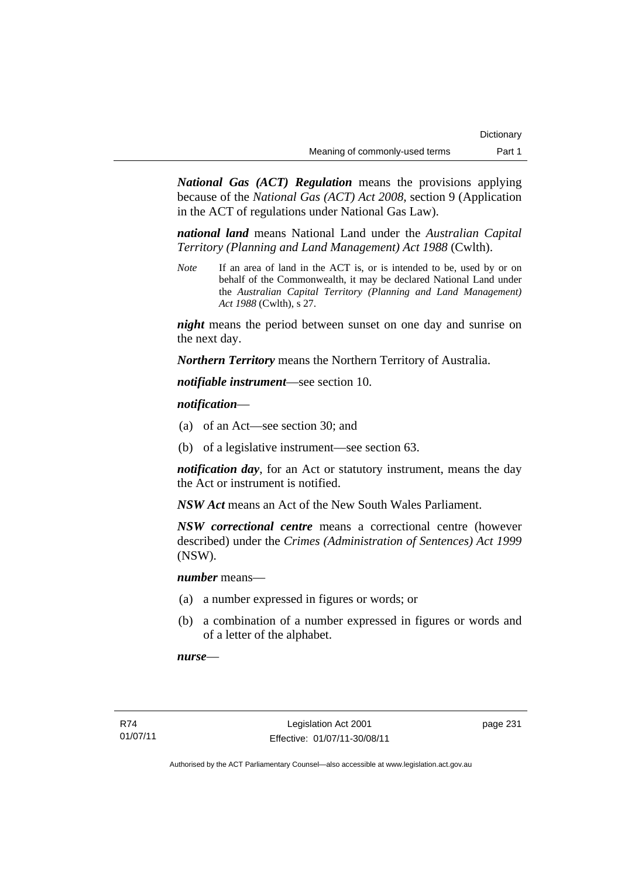***National Gas (ACT) Regulation*** means the provisions applying because of the *National Gas (ACT) Act 2008*, section 9 (Application in the ACT of regulations under National Gas Law).

***national land*** means National Land under the *Australian Capital Territory (Planning and Land Management) Act 1988* (Cwlth).

*Note* If an area of land in the ACT is, or is intended to be, used by or on behalf of the Commonwealth, it may be declared National Land under the *Australian Capital Territory (Planning and Land Management) Act 1988* (Cwlth), s 27.

***night*** means the period between sunset on one day and sunrise on the next day.

***Northern Territory*** means the Northern Territory of Australia.

***notifiable instrument***—see section 10.

***notification***—

(a) of an Act—see section 30; and

(b) of a legislative instrument—see section 63.

***notification day***, for an Act or statutory instrument, means the day the Act or instrument is notified.

***NSW Act*** means an Act of the New South Wales Parliament.

***NSW correctional centre*** means a correctional centre (however described) under the *Crimes (Administration of Sentences) Act 1999* (NSW).

***number*** means—

(a) a number expressed in figures or words; or

(b) a combination of a number expressed in figures or words and of a letter of the alphabet.

***nurse***—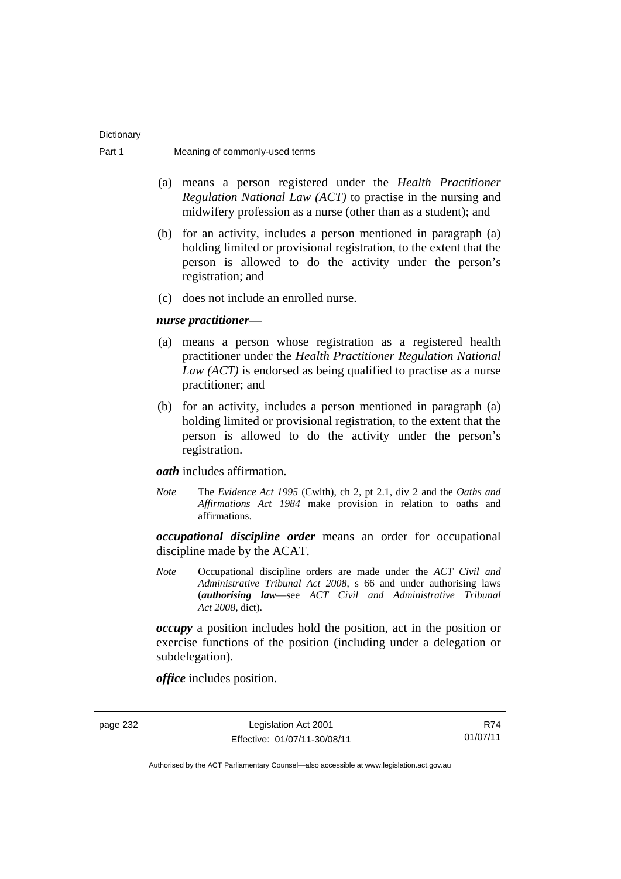(a) means a person registered under the *Health Practitioner Regulation National Law (ACT)* to practise in the nursing and midwifery profession as a nurse (other than as a student); and

(b) for an activity, includes a person mentioned in paragraph (a) holding limited or provisional registration, to the extent that the person is allowed to do the activity under the person's registration; and

(c) does not include an enrolled nurse.

***nurse practitioner***—

(a) means a person whose registration as a registered health practitioner under the *Health Practitioner Regulation National Law (ACT)* is endorsed as being qualified to practise as a nurse practitioner; and

(b) for an activity, includes a person mentioned in paragraph (a) holding limited or provisional registration, to the extent that the person is allowed to do the activity under the person's registration.

***oath*** includes affirmation.

*Note* The *Evidence Act 1995* (Cwlth), ch 2, pt 2.1, div 2 and the *Oaths and Affirmations Act 1984* make provision in relation to oaths and affirmations.

***occupational discipline order*** means an order for occupational discipline made by the ACAT.

*Note* Occupational discipline orders are made under the *ACT Civil and Administrative Tribunal Act 2008*, s 66 and under authorising laws (***authorising law***—see *ACT Civil and Administrative Tribunal Act 2008*, dict).

***occupy*** a position includes hold the position, act in the position or exercise functions of the position (including under a delegation or subdelegation).

***office*** includes position.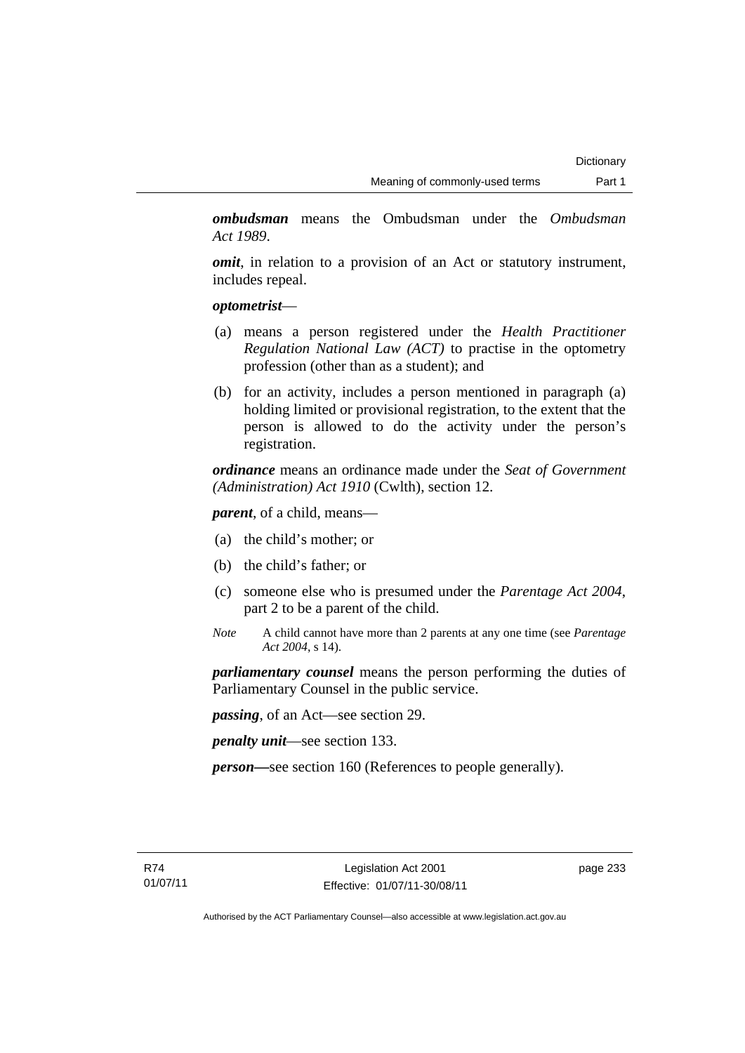***ombudsman*** means the Ombudsman under the *Ombudsman Act 1989*.

***omit***, in relation to a provision of an Act or statutory instrument, includes repeal.

***optometrist***—

(a) means a person registered under the *Health Practitioner Regulation National Law (ACT)* to practise in the optometry profession (other than as a student); and

(b) for an activity, includes a person mentioned in paragraph (a) holding limited or provisional registration, to the extent that the person is allowed to do the activity under the person's registration.

***ordinance*** means an ordinance made under the *Seat of Government (Administration) Act 1910* (Cwlth), section 12.

***parent***, of a child, means—

(a) the child's mother; or

(b) the child's father; or

(c) someone else who is presumed under the *Parentage Act 2004*, part 2 to be a parent of the child.

*Note* A child cannot have more than 2 parents at any one time (see *Parentage Act 2004*, s 14).

***parliamentary counsel*** means the person performing the duties of Parliamentary Counsel in the public service.

***passing***, of an Act—see section 29.

***penalty unit***—see section 133.

***person***—see section 160 (References to people generally).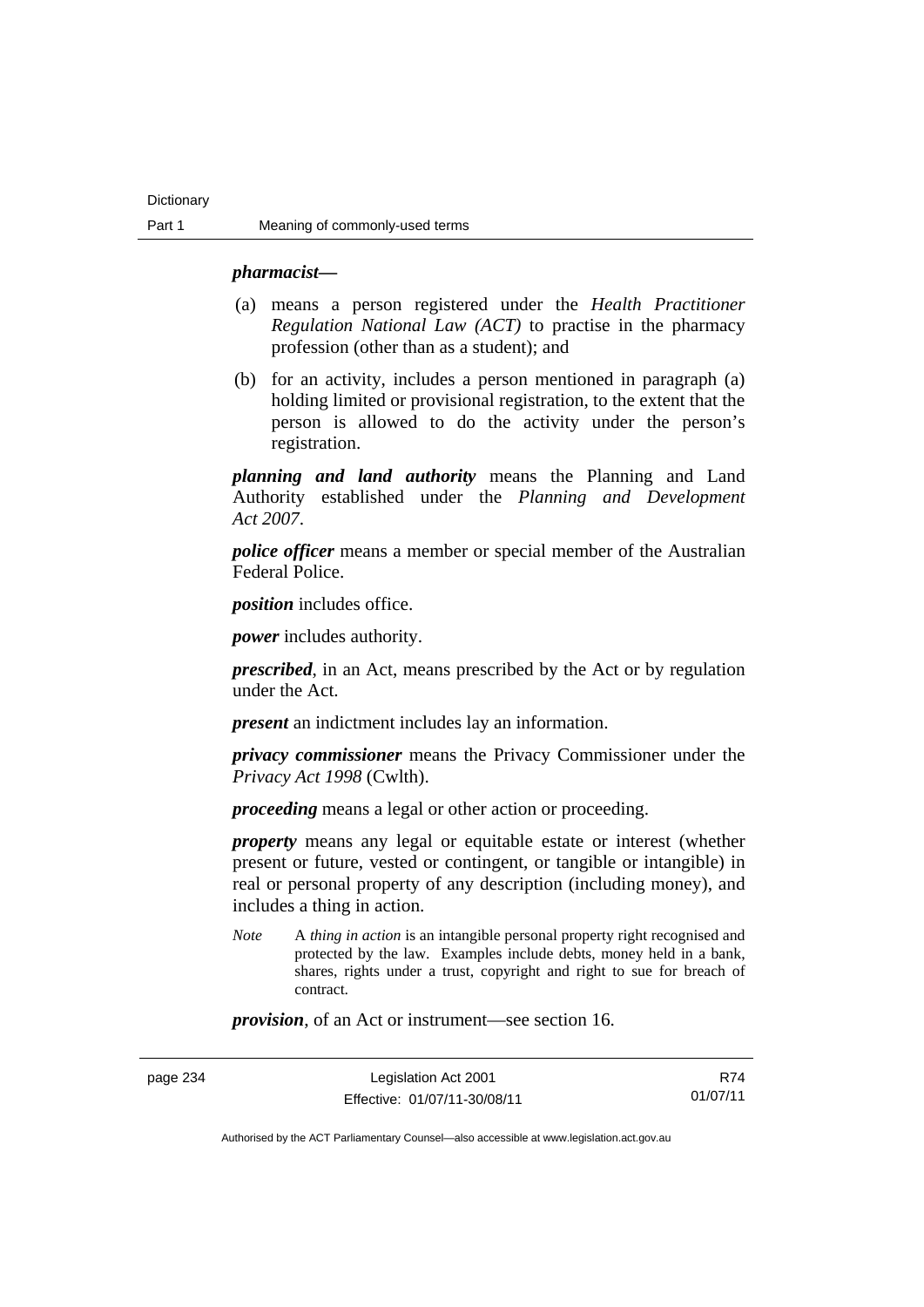***pharmacist*—**

(a) means a person registered under the *Health Practitioner Regulation National Law (ACT)* to practise in the pharmacy profession (other than as a student); and

(b) for an activity, includes a person mentioned in paragraph (a) holding limited or provisional registration, to the extent that the person is allowed to do the activity under the person's registration.

***planning and land authority*** means the Planning and Land Authority established under the *Planning and Development Act 2007*.

***police officer*** means a member or special member of the Australian Federal Police.

***position*** includes office.

***power*** includes authority.

***prescribed***, in an Act, means prescribed by the Act or by regulation under the Act.

***present*** an indictment includes lay an information.

***privacy commissioner*** means the Privacy Commissioner under the *Privacy Act 1998* (Cwlth).

***proceeding*** means a legal or other action or proceeding.

***property*** means any legal or equitable estate or interest (whether present or future, vested or contingent, or tangible or intangible) in real or personal property of any description (including money), and includes a thing in action.

*Note* A *thing in action* is an intangible personal property right recognised and protected by the law. Examples include debts, money held in a bank, shares, rights under a trust, copyright and right to sue for breach of contract.

***provision***, of an Act or instrument—see section 16.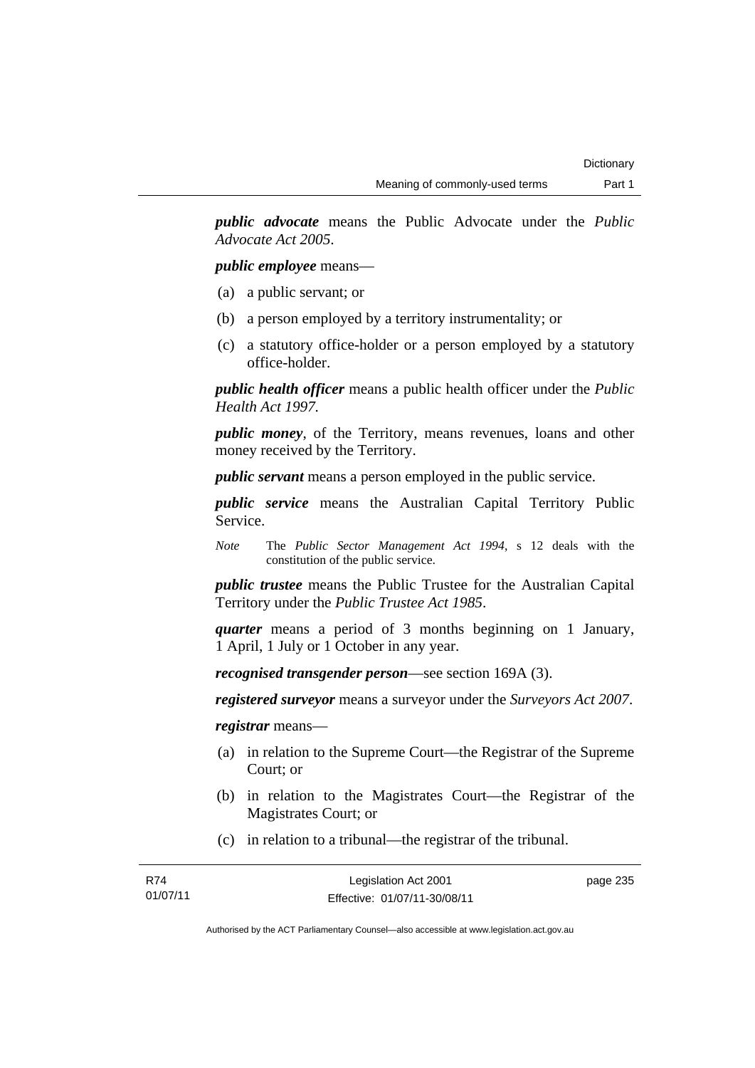***public advocate*** means the Public Advocate under the *Public Advocate Act 2005*.

***public employee*** means—

(a) a public servant; or

(b) a person employed by a territory instrumentality; or

(c) a statutory office-holder or a person employed by a statutory office-holder.

***public health officer*** means a public health officer under the *Public Health Act 1997*.

***public money***, of the Territory, means revenues, loans and other money received by the Territory.

***public servant*** means a person employed in the public service.

***public service*** means the Australian Capital Territory Public Service.

*Note* The *Public Sector Management Act 1994*, s 12 deals with the constitution of the public service.

***public trustee*** means the Public Trustee for the Australian Capital Territory under the *Public Trustee Act 1985*.

***quarter*** means a period of 3 months beginning on 1 January, 1 April, 1 July or 1 October in any year.

***recognised transgender person***—see section 169A (3).

***registered surveyor*** means a surveyor under the *Surveyors Act 2007*.

***registrar*** means—

(a) in relation to the Supreme Court—the Registrar of the Supreme Court; or

(b) in relation to the Magistrates Court—the Registrar of the Magistrates Court; or

(c) in relation to a tribunal—the registrar of the tribunal.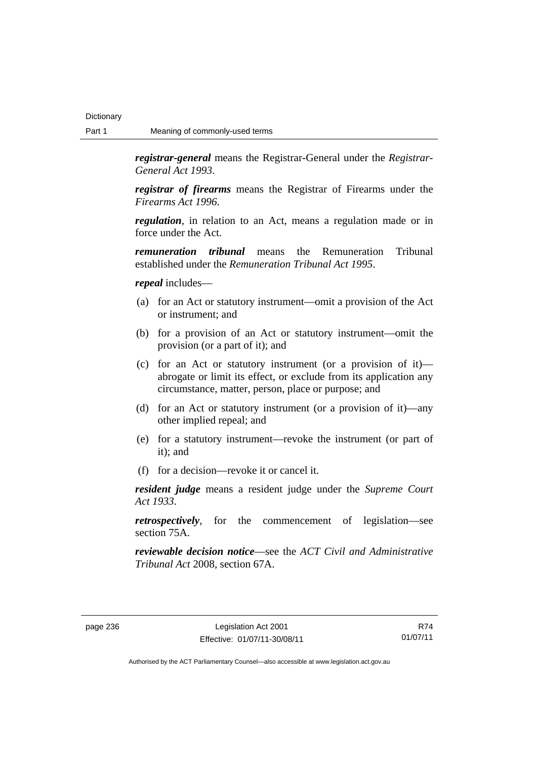***registrar-general*** means the Registrar-General under the *Registrar-General Act 1993*.

***registrar of firearms*** means the Registrar of Firearms under the *Firearms Act 1996*.

***regulation***, in relation to an Act, means a regulation made or in force under the Act.

***remuneration tribunal*** means the Remuneration Tribunal established under the *Remuneration Tribunal Act 1995*.

***repeal*** includes—

(a) for an Act or statutory instrument—omit a provision of the Act or instrument; and

(b) for a provision of an Act or statutory instrument—omit the provision (or a part of it); and

(c) for an Act or statutory instrument (or a provision of it)—abrogate or limit its effect, or exclude from its application any circumstance, matter, person, place or purpose; and

(d) for an Act or statutory instrument (or a provision of it)—any other implied repeal; and

(e) for a statutory instrument—revoke the instrument (or part of it); and

(f) for a decision—revoke it or cancel it.

***resident judge*** means a resident judge under the *Supreme Court Act 1933*.

***retrospectively***, for the commencement of legislation—see section 75A.

***reviewable decision notice***—see the *ACT Civil and Administrative Tribunal Act* 2008, section 67A.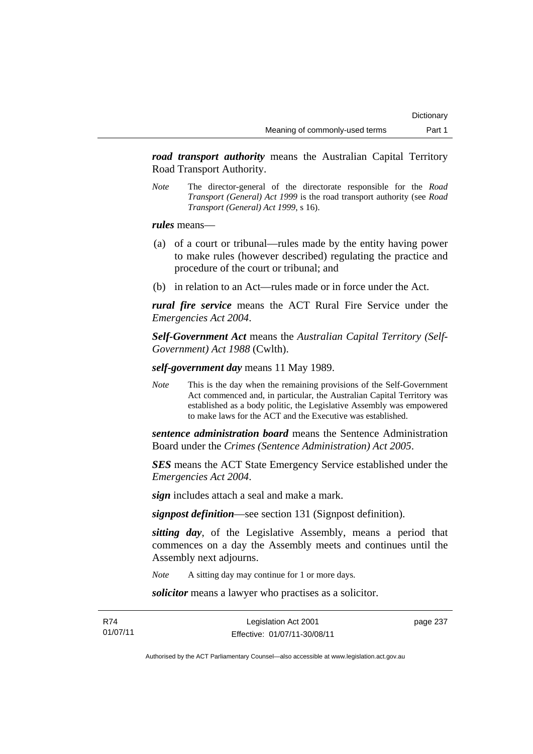***road transport authority*** means the Australian Capital Territory Road Transport Authority.

*Note* The director-general of the directorate responsible for the *Road Transport (General) Act 1999* is the road transport authority (see *Road Transport (General) Act 1999*, s 16).

***rules*** means—

(a) of a court or tribunal—rules made by the entity having power to make rules (however described) regulating the practice and procedure of the court or tribunal; and

(b) in relation to an Act—rules made or in force under the Act.

***rural fire service*** means the ACT Rural Fire Service under the *Emergencies Act 2004*.

***Self-Government Act*** means the *Australian Capital Territory (Self-Government) Act 1988* (Cwlth).

***self-government day*** means 11 May 1989.

*Note* This is the day when the remaining provisions of the Self-Government Act commenced and, in particular, the Australian Capital Territory was established as a body politic, the Legislative Assembly was empowered to make laws for the ACT and the Executive was established.

***sentence administration board*** means the Sentence Administration Board under the *Crimes (Sentence Administration) Act 2005*.

***SES*** means the ACT State Emergency Service established under the *Emergencies Act 2004*.

***sign*** includes attach a seal and make a mark.

***signpost definition***—see section 131 (Signpost definition).

***sitting day***, of the Legislative Assembly, means a period that commences on a day the Assembly meets and continues until the Assembly next adjourns.

*Note* A sitting day may continue for 1 or more days.

***solicitor*** means a lawyer who practises as a solicitor.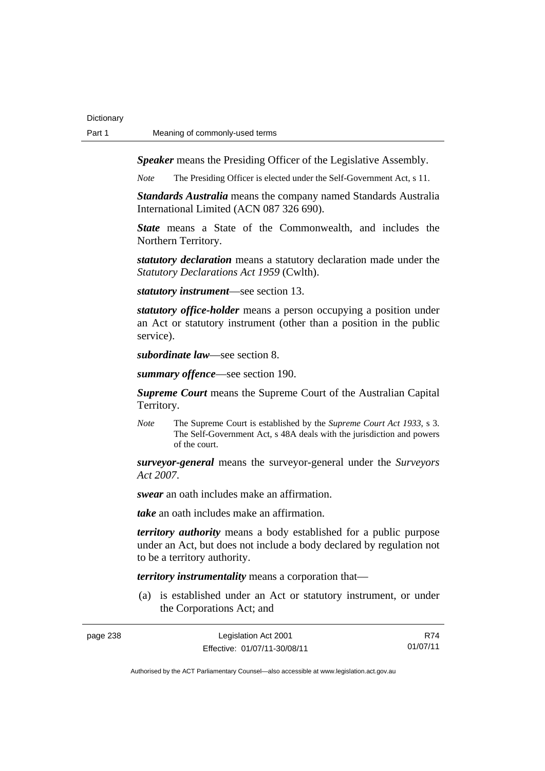***Speaker*** means the Presiding Officer of the Legislative Assembly.

*Note* The Presiding Officer is elected under the Self-Government Act, s 11.

***Standards Australia*** means the company named Standards Australia International Limited (ACN 087 326 690).

***State*** means a State of the Commonwealth, and includes the Northern Territory.

***statutory declaration*** means a statutory declaration made under the *Statutory Declarations Act 1959* (Cwlth).

***statutory instrument***—see section 13.

***statutory office-holder*** means a person occupying a position under an Act or statutory instrument (other than a position in the public service).

***subordinate law***—see section 8.

***summary offence***—see section 190.

***Supreme Court*** means the Supreme Court of the Australian Capital Territory.

*Note* The Supreme Court is established by the *Supreme Court Act 1933*, s 3. The Self-Government Act, s 48A deals with the jurisdiction and powers of the court.

***surveyor-general*** means the surveyor-general under the *Surveyors Act 2007*.

***swear*** an oath includes make an affirmation.

***take*** an oath includes make an affirmation.

***territory authority*** means a body established for a public purpose under an Act, but does not include a body declared by regulation not to be a territory authority.

***territory instrumentality*** means a corporation that—

(a) is established under an Act or statutory instrument, or under the Corporations Act; and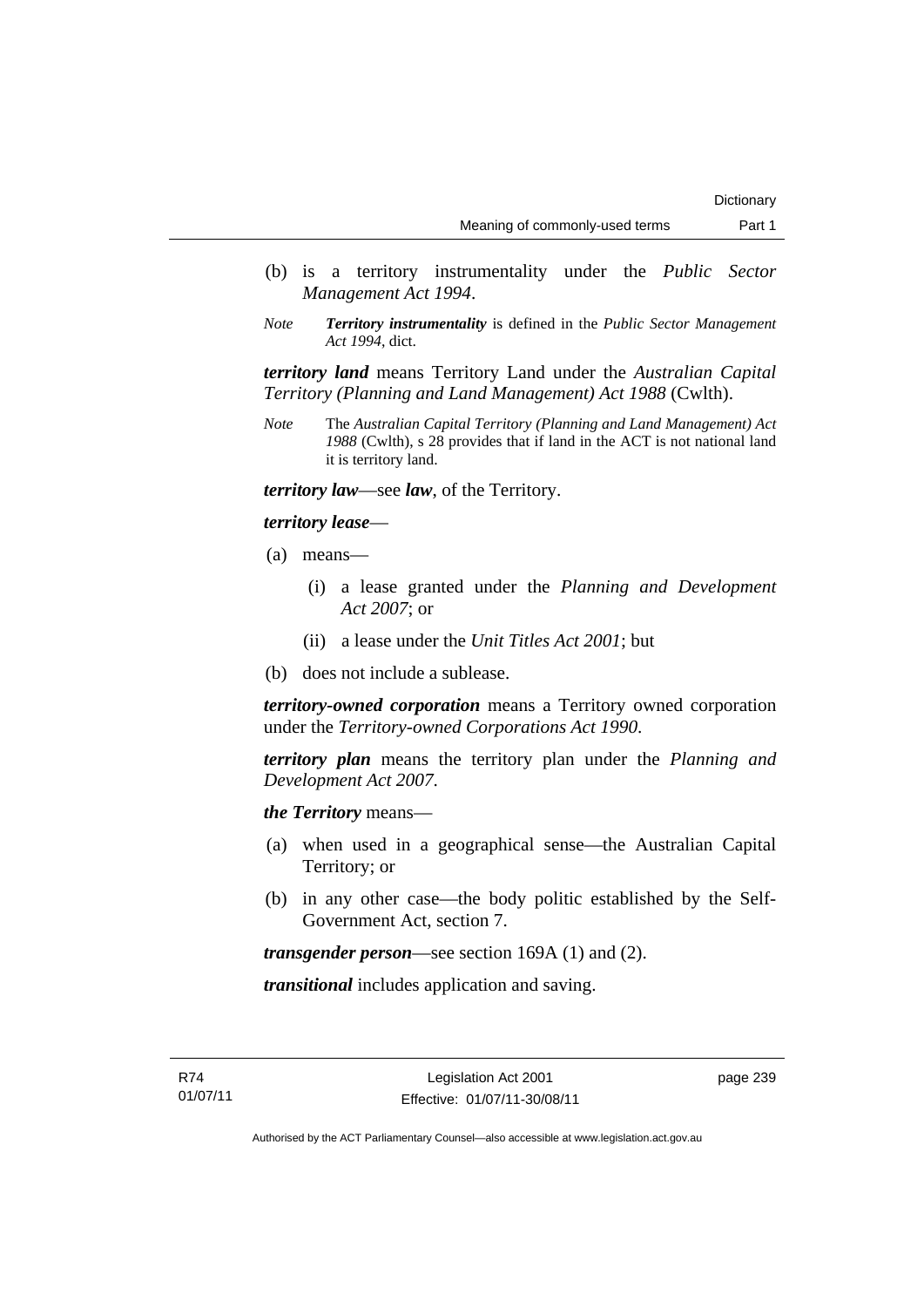(b) is a territory instrumentality under the *Public Sector Management Act 1994*.

*Note* ***Territory instrumentality*** is defined in the *Public Sector Management Act 1994*, dict.

***territory land*** means Territory Land under the *Australian Capital Territory (Planning and Land Management) Act 1988* (Cwlth).

*Note* The *Australian Capital Territory (Planning and Land Management) Act 1988* (Cwlth), s 28 provides that if land in the ACT is not national land it is territory land.

***territory law***—see ***law***, of the Territory.

***territory lease***—

(a) means—

(i) a lease granted under the *Planning and Development Act 2007*; or

(ii) a lease under the *Unit Titles Act 2001*; but

(b) does not include a sublease.

***territory-owned corporation*** means a Territory owned corporation under the *Territory-owned Corporations Act 1990*.

***territory plan*** means the territory plan under the *Planning and Development Act 2007*.

***the Territory*** means—

(a) when used in a geographical sense—the Australian Capital Territory; or

(b) in any other case—the body politic established by the Self-Government Act, section 7.

***transgender person***—see section 169A (1) and (2).

***transitional*** includes application and saving.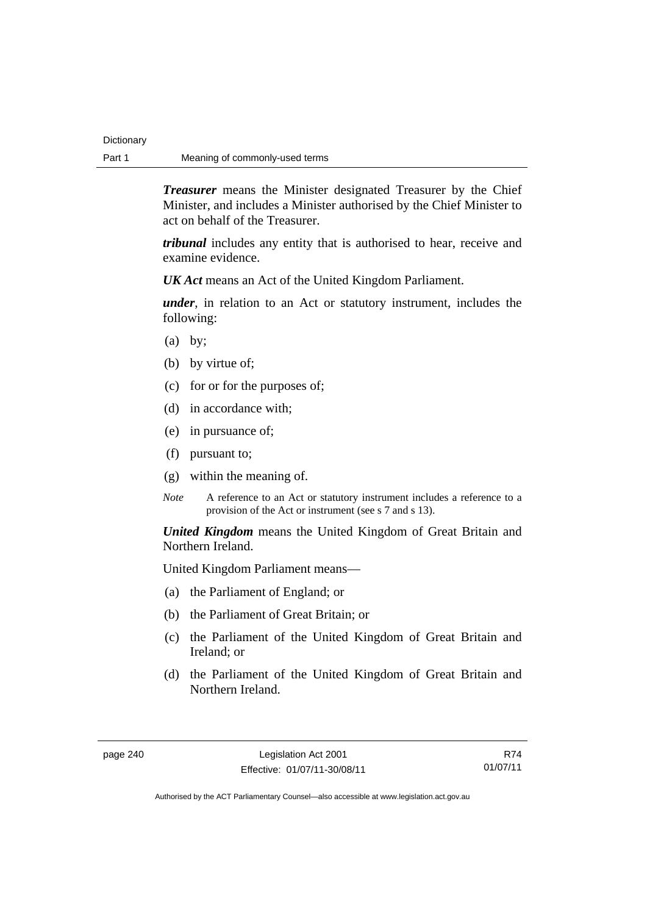***Treasurer*** means the Minister designated Treasurer by the Chief Minister, and includes a Minister authorised by the Chief Minister to act on behalf of the Treasurer.

***tribunal*** includes any entity that is authorised to hear, receive and examine evidence.

***UK Act*** means an Act of the United Kingdom Parliament.

***under***, in relation to an Act or statutory instrument, includes the following:

(a) by;

(b) by virtue of;

(c) for or for the purposes of;

(d) in accordance with;

(e) in pursuance of;

(f) pursuant to;

(g) within the meaning of.

*Note* A reference to an Act or statutory instrument includes a reference to a provision of the Act or instrument (see s 7 and s 13).

***United Kingdom*** means the United Kingdom of Great Britain and Northern Ireland.

United Kingdom Parliament means—

(a) the Parliament of England; or

(b) the Parliament of Great Britain; or

(c) the Parliament of the United Kingdom of Great Britain and Ireland; or

(d) the Parliament of the United Kingdom of Great Britain and Northern Ireland.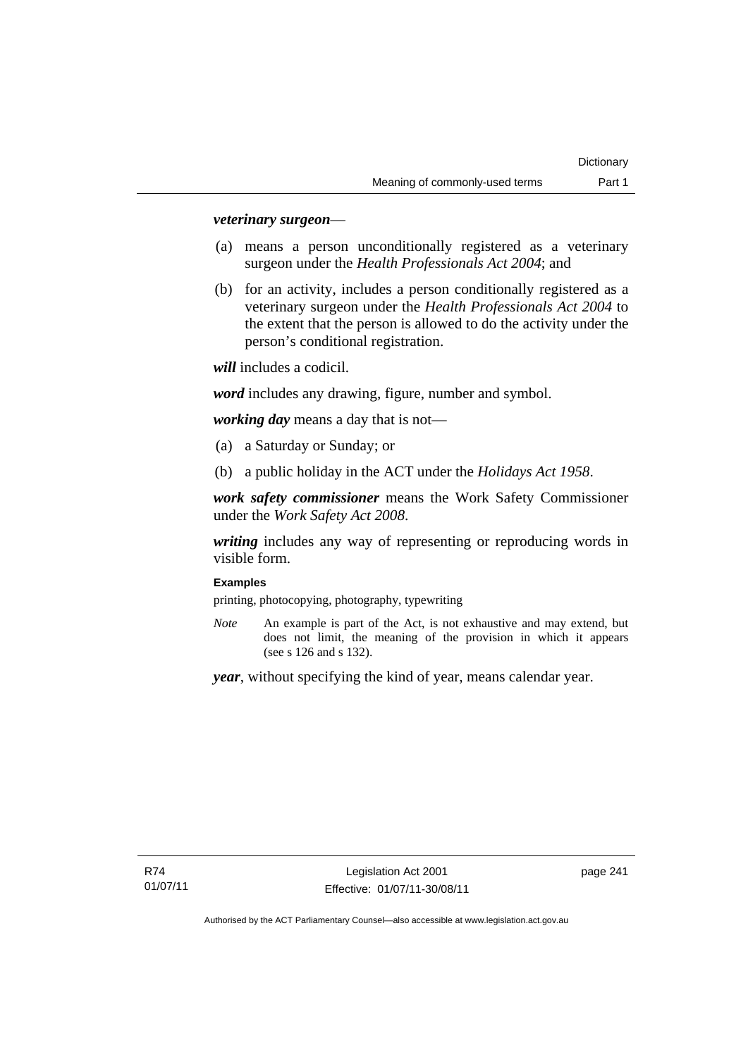***veterinary surgeon***—

(a) means a person unconditionally registered as a veterinary surgeon under the *Health Professionals Act 2004*; and

(b) for an activity, includes a person conditionally registered as a veterinary surgeon under the *Health Professionals Act 2004* to the extent that the person is allowed to do the activity under the person's conditional registration.

***will*** includes a codicil.

***word*** includes any drawing, figure, number and symbol.

***working day*** means a day that is not—

(a) a Saturday or Sunday; or

(b) a public holiday in the ACT under the *Holidays Act 1958*.

***work safety commissioner*** means the Work Safety Commissioner under the *Work Safety Act 2008*.

***writing*** includes any way of representing or reproducing words in visible form.

**Examples**

printing, photocopying, photography, typewriting

*Note* An example is part of the Act, is not exhaustive and may extend, but does not limit, the meaning of the provision in which it appears (see s 126 and s 132).

***year***, without specifying the kind of year, means calendar year.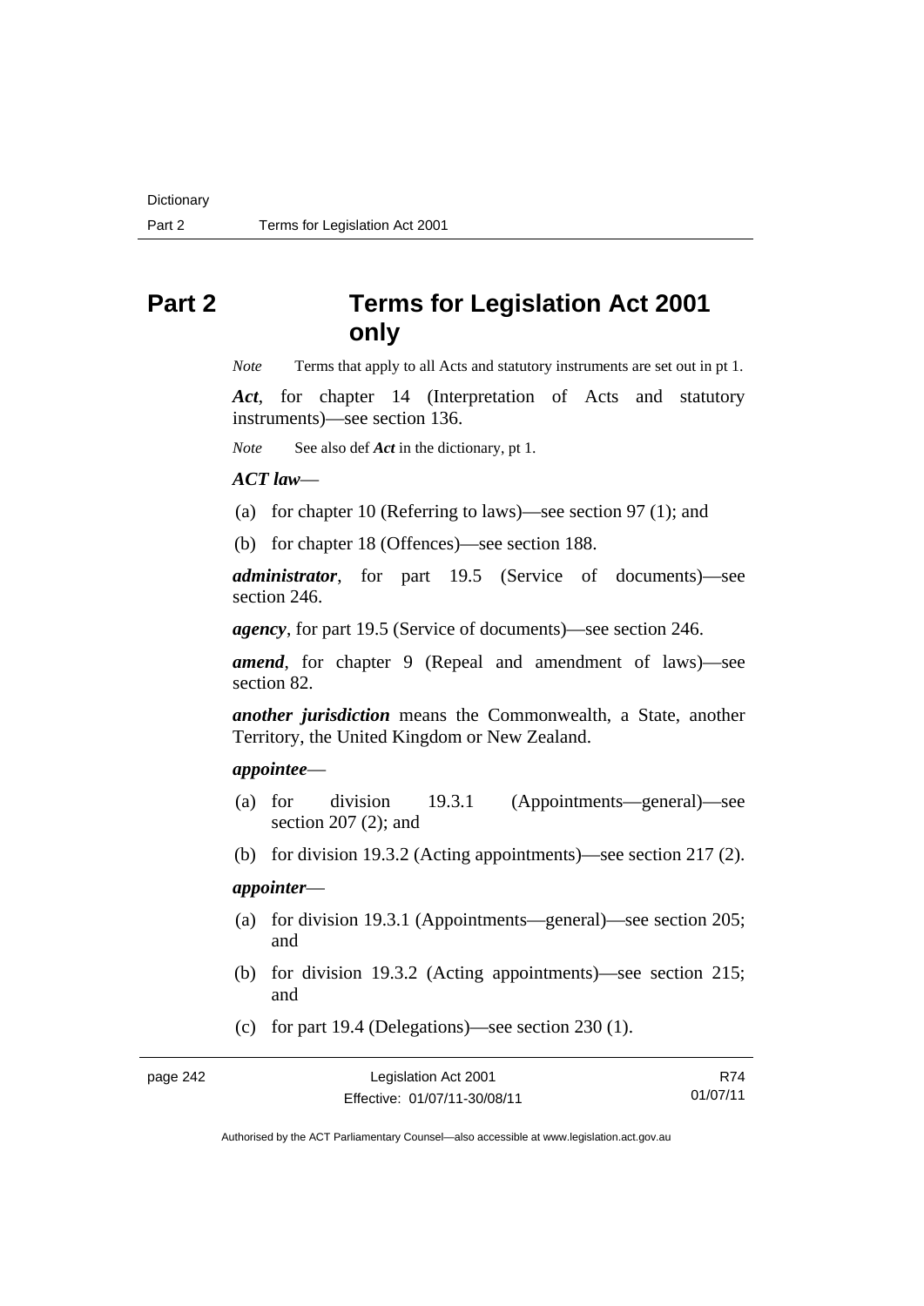# Part 2 Terms for Legislation Act 2001 only

*Note* Terms that apply to all Acts and statutory instruments are set out in pt 1.

***Act***, for chapter 14 (Interpretation of Acts and statutory instruments)—see section 136.

*Note* See also def ***Act*** in the dictionary, pt 1.

***ACT law***—

(a) for chapter 10 (Referring to laws)—see section 97 (1); and

(b) for chapter 18 (Offences)—see section 188.

***administrator***, for part 19.5 (Service of documents)—see section 246.

***agency***, for part 19.5 (Service of documents)—see section 246.

***amend***, for chapter 9 (Repeal and amendment of laws)—see section 82.

***another jurisdiction*** means the Commonwealth, a State, another Territory, the United Kingdom or New Zealand.

***appointee***—

(a) for division 19.3.1 (Appointments—general)—see section 207 (2); and

(b) for division 19.3.2 (Acting appointments)—see section 217 (2).

***appointer***—

(a) for division 19.3.1 (Appointments—general)—see section 205; and

(b) for division 19.3.2 (Acting appointments)—see section 215; and

(c) for part 19.4 (Delegations)—see section 230 (1).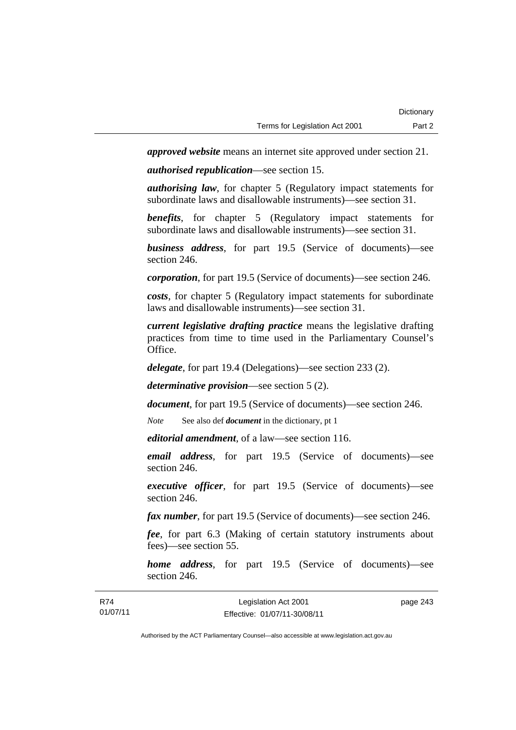***approved website*** means an internet site approved under section 21.

***authorised republication***—see section 15.

***authorising law***, for chapter 5 (Regulatory impact statements for subordinate laws and disallowable instruments)—see section 31.

***benefits***, for chapter 5 (Regulatory impact statements for subordinate laws and disallowable instruments)—see section 31.

***business address***, for part 19.5 (Service of documents)—see section 246.

***corporation***, for part 19.5 (Service of documents)—see section 246.

***costs***, for chapter 5 (Regulatory impact statements for subordinate laws and disallowable instruments)—see section 31.

***current legislative drafting practice*** means the legislative drafting practices from time to time used in the Parliamentary Counsel's Office.

***delegate***, for part 19.4 (Delegations)—see section 233 (2).

***determinative provision***—see section 5 (2).

***document***, for part 19.5 (Service of documents)—see section 246.

*Note* See also def ***document*** in the dictionary, pt 1

***editorial amendment***, of a law—see section 116.

***email address***, for part 19.5 (Service of documents)—see section 246.

***executive officer***, for part 19.5 (Service of documents)—see section 246.

***fax number***, for part 19.5 (Service of documents)—see section 246.

***fee***, for part 6.3 (Making of certain statutory instruments about fees)—see section 55.

***home address***, for part 19.5 (Service of documents)—see section 246.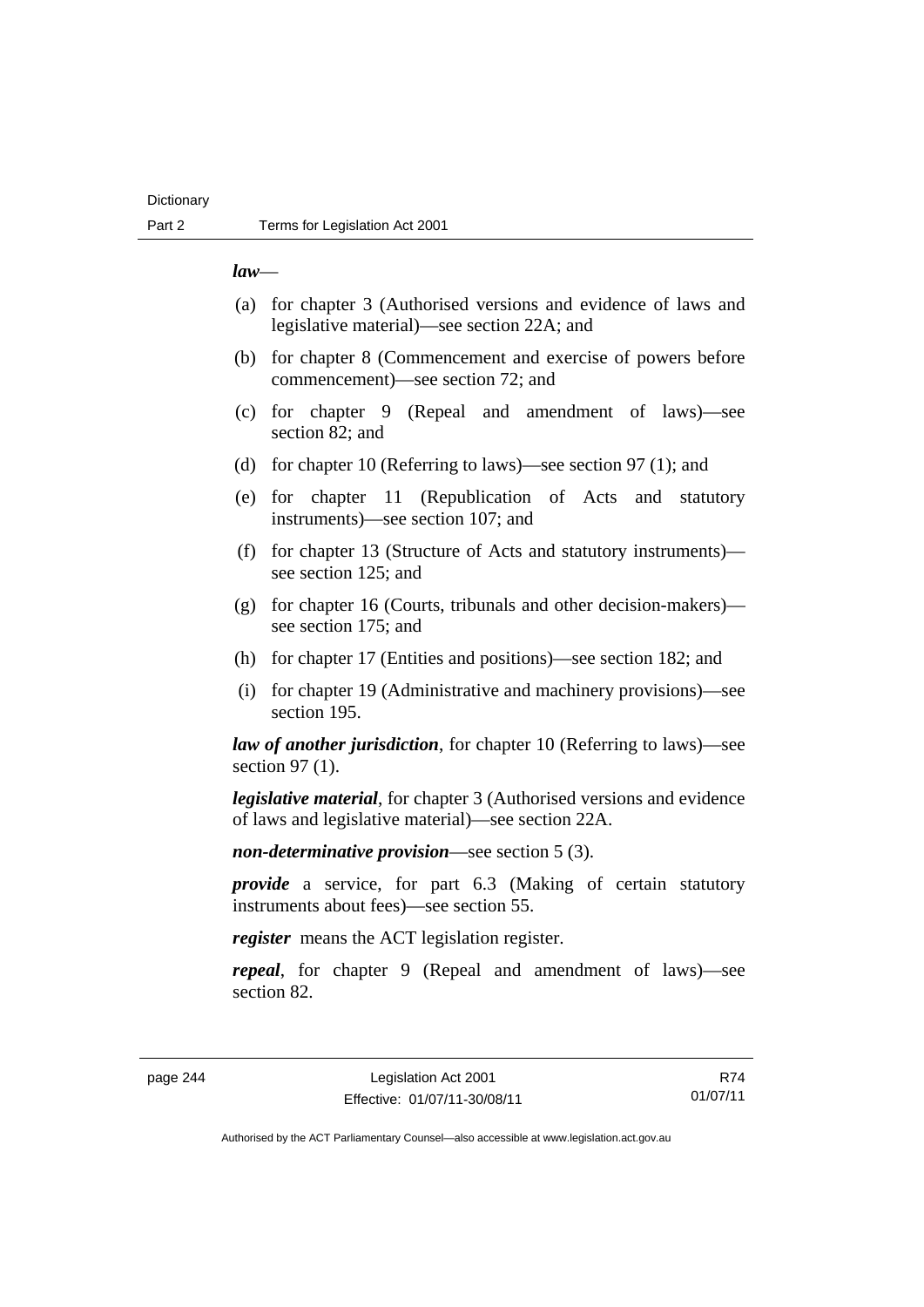***law***—

(a) for chapter 3 (Authorised versions and evidence of laws and legislative material)—see section 22A; and

(b) for chapter 8 (Commencement and exercise of powers before commencement)—see section 72; and

(c) for chapter 9 (Repeal and amendment of laws)—see section 82; and

(d) for chapter 10 (Referring to laws)—see section 97 (1); and

(e) for chapter 11 (Republication of Acts and statutory instruments)—see section 107; and

(f) for chapter 13 (Structure of Acts and statutory instruments)—see section 125; and

(g) for chapter 16 (Courts, tribunals and other decision-makers)—see section 175; and

(h) for chapter 17 (Entities and positions)—see section 182; and

(i) for chapter 19 (Administrative and machinery provisions)—see section 195.

***law of another jurisdiction***, for chapter 10 (Referring to laws)—see section 97 (1).

***legislative material***, for chapter 3 (Authorised versions and evidence of laws and legislative material)—see section 22A.

***non-determinative provision***—see section 5 (3).

***provide*** a service, for part 6.3 (Making of certain statutory instruments about fees)—see section 55.

***register*** means the ACT legislation register.

***repeal***, for chapter 9 (Repeal and amendment of laws)—see section 82.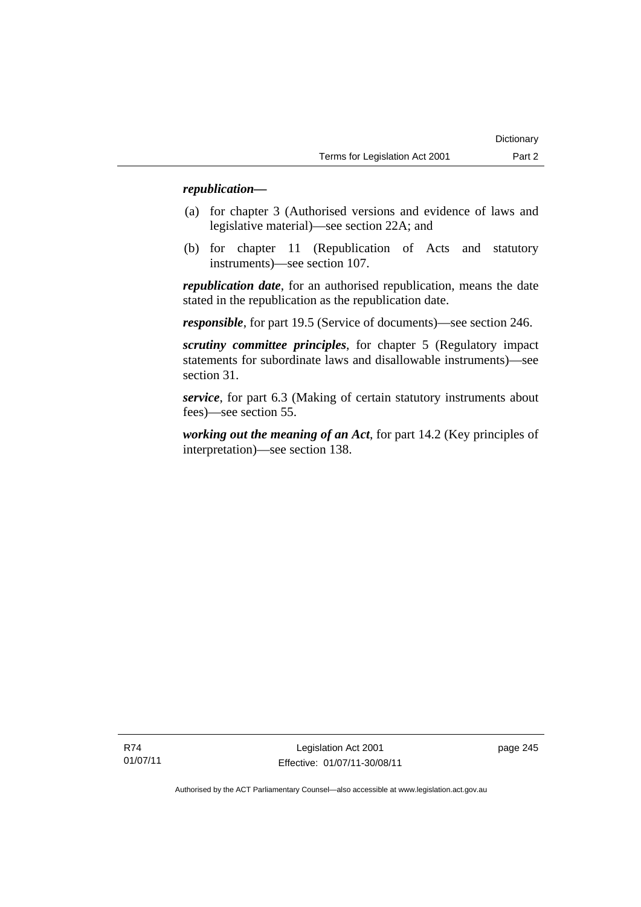***republication—***

(a) for chapter 3 (Authorised versions and evidence of laws and legislative material)—see section 22A; and

(b) for chapter 11 (Republication of Acts and statutory instruments)—see section 107.

***republication date***, for an authorised republication, means the date stated in the republication as the republication date.

***responsible***, for part 19.5 (Service of documents)—see section 246.

***scrutiny committee principles***, for chapter 5 (Regulatory impact statements for subordinate laws and disallowable instruments)—see section 31.

***service***, for part 6.3 (Making of certain statutory instruments about fees)—see section 55.

***working out the meaning of an Act***, for part 14.2 (Key principles of interpretation)—see section 138.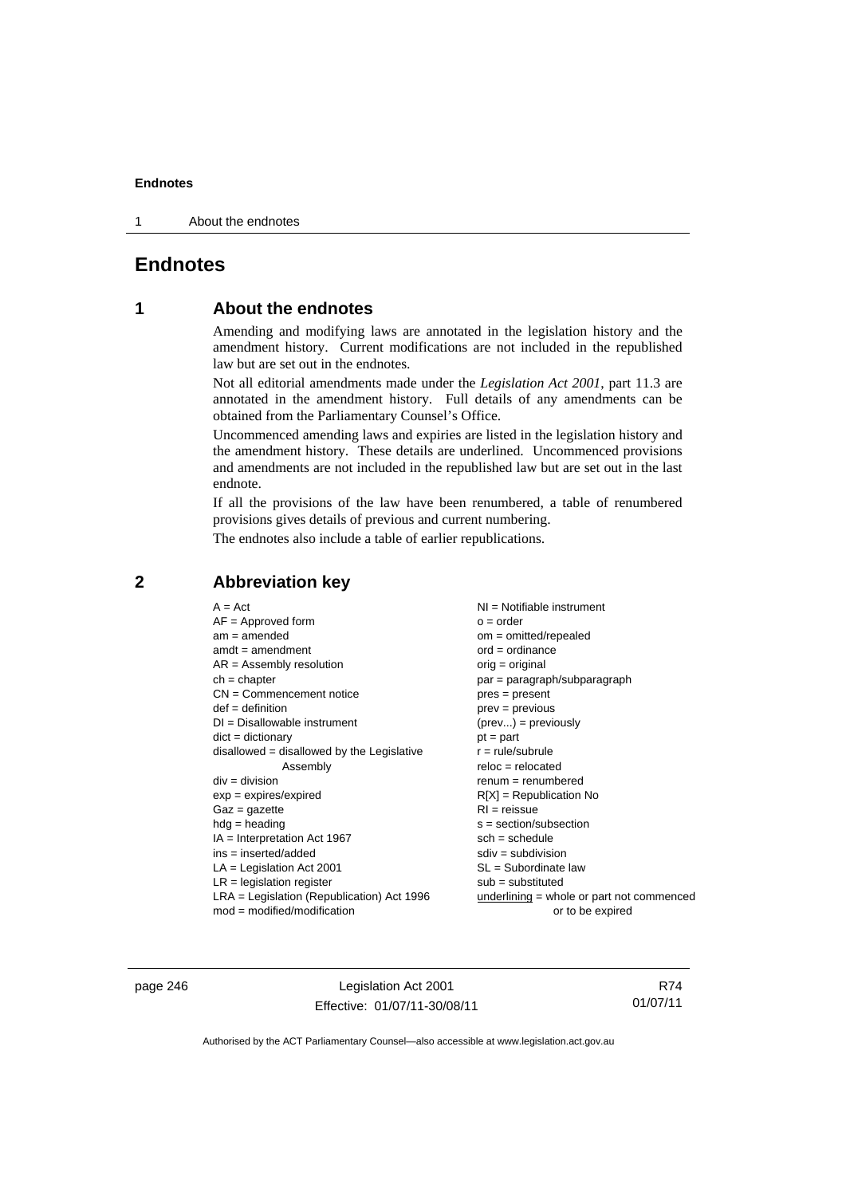# Endnotes

## 1 About the endnotes

Amending and modifying laws are annotated in the legislation history and the amendment history. Current modifications are not included in the republished law but are set out in the endnotes.

Not all editorial amendments made under the *Legislation Act 2001*, part 11.3 are annotated in the amendment history. Full details of any amendments can be obtained from the Parliamentary Counsel's Office.

Uncommenced amending laws and expiries are listed in the legislation history and the amendment history. These details are underlined. Uncommenced provisions and amendments are not included in the republished law but are set out in the last endnote.

If all the provisions of the law have been renumbered, a table of renumbered provisions gives details of previous and current numbering.

The endnotes also include a table of earlier republications.

## 2 Abbreviation key

A = Act
AF = Approved form
am = amended
amdt = amendment
AR = Assembly resolution
ch = chapter
CN = Commencement notice
def = definition
DI = Disallowable instrument
dict = dictionary
disallowed = disallowed by the Legislative Assembly
div = division
exp = expires/expired
Gaz = gazette
hdg = heading
IA = Interpretation Act 1967
ins = inserted/added
LA = Legislation Act 2001
LR = legislation register
LRA = Legislation (Republication) Act 1996
mod = modified/modification
NI = Notifiable instrument
o = order
om = omitted/repealed
ord = ordinance
orig = original
par = paragraph/subparagraph
pres = present
prev = previous
(prev...) = previously
pt = part
r = rule/subrule
reloc = relocated
renum = renumbered
R[X] = Republication No
RI = reissue
s = section/subsection
sch = schedule
sdiv = subdivision
SL = Subordinate law
sub = substituted
<u>underlining</u> = whole or part not commenced or to be expired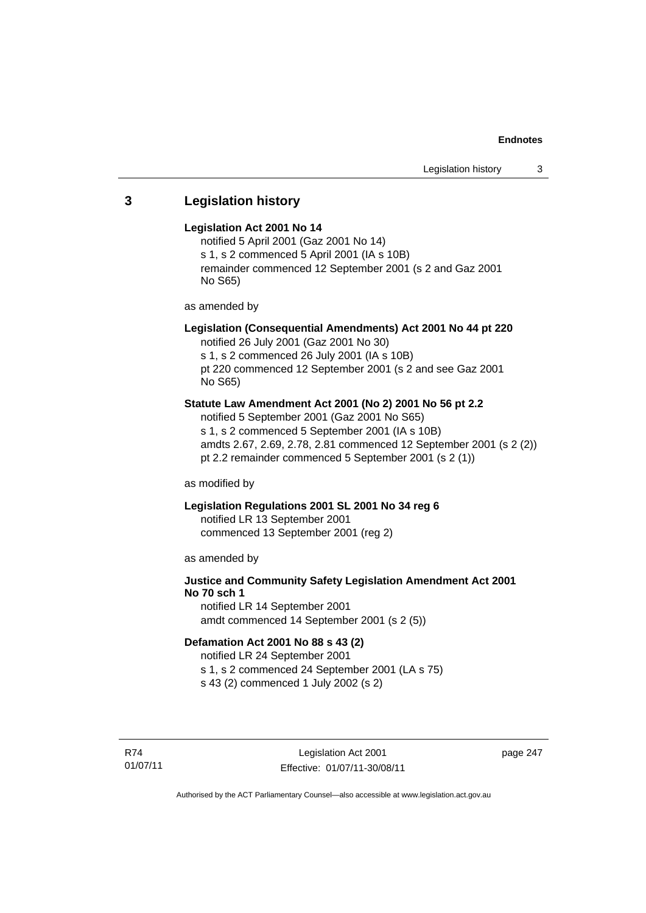## 3 Legislation history

**Legislation Act 2001 No 14**

notified 5 April 2001 (Gaz 2001 No 14)
s 1, s 2 commenced 5 April 2001 (IA s 10B)
remainder commenced 12 September 2001 (s 2 and Gaz 2001 No S65)

as amended by

**Legislation (Consequential Amendments) Act 2001 No 44 pt 220**

notified 26 July 2001 (Gaz 2001 No 30)
s 1, s 2 commenced 26 July 2001 (IA s 10B)
pt 220 commenced 12 September 2001 (s 2 and see Gaz 2001 No S65)

**Statute Law Amendment Act 2001 (No 2) 2001 No 56 pt 2.2**

notified 5 September 2001 (Gaz 2001 No S65)
s 1, s 2 commenced 5 September 2001 (IA s 10B)
amdts 2.67, 2.69, 2.78, 2.81 commenced 12 September 2001 (s 2 (2))
pt 2.2 remainder commenced 5 September 2001 (s 2 (1))

as modified by

**Legislation Regulations 2001 SL 2001 No 34 reg 6**

notified LR 13 September 2001
commenced 13 September 2001 (reg 2)

as amended by

**Justice and Community Safety Legislation Amendment Act 2001 No 70 sch 1**

notified LR 14 September 2001
amdt commenced 14 September 2001 (s 2 (5))

**Defamation Act 2001 No 88 s 43 (2)**

notified LR 24 September 2001
s 1, s 2 commenced 24 September 2001 (LA s 75)
s 43 (2) commenced 1 July 2002 (s 2)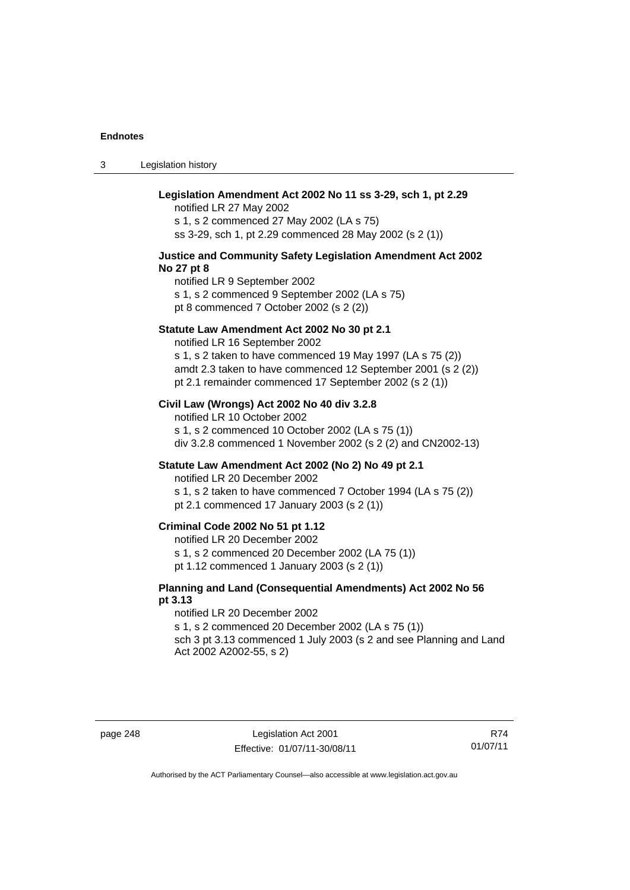**Legislation Amendment Act 2002 No 11 ss 3-29, sch 1, pt 2.29**

notified LR 27 May 2002
s 1, s 2 commenced 27 May 2002 (LA s 75)
ss 3-29, sch 1, pt 2.29 commenced 28 May 2002 (s 2 (1))

**Justice and Community Safety Legislation Amendment Act 2002 No 27 pt 8**

notified LR 9 September 2002
s 1, s 2 commenced 9 September 2002 (LA s 75)
pt 8 commenced 7 October 2002 (s 2 (2))

**Statute Law Amendment Act 2002 No 30 pt 2.1**

notified LR 16 September 2002
s 1, s 2 taken to have commenced 19 May 1997 (LA s 75 (2))
amdt 2.3 taken to have commenced 12 September 2001 (s 2 (2))
pt 2.1 remainder commenced 17 September 2002 (s 2 (1))

**Civil Law (Wrongs) Act 2002 No 40 div 3.2.8**

notified LR 10 October 2002
s 1, s 2 commenced 10 October 2002 (LA s 75 (1))
div 3.2.8 commenced 1 November 2002 (s 2 (2) and CN2002-13)

**Statute Law Amendment Act 2002 (No 2) No 49 pt 2.1**

notified LR 20 December 2002
s 1, s 2 taken to have commenced 7 October 1994 (LA s 75 (2))
pt 2.1 commenced 17 January 2003 (s 2 (1))

**Criminal Code 2002 No 51 pt 1.12**

notified LR 20 December 2002
s 1, s 2 commenced 20 December 2002 (LA 75 (1))
pt 1.12 commenced 1 January 2003 (s 2 (1))

**Planning and Land (Consequential Amendments) Act 2002 No 56 pt 3.13**

notified LR 20 December 2002
s 1, s 2 commenced 20 December 2002 (LA s 75 (1))
sch 3 pt 3.13 commenced 1 July 2003 (s 2 and see Planning and Land Act 2002 A2002-55, s 2)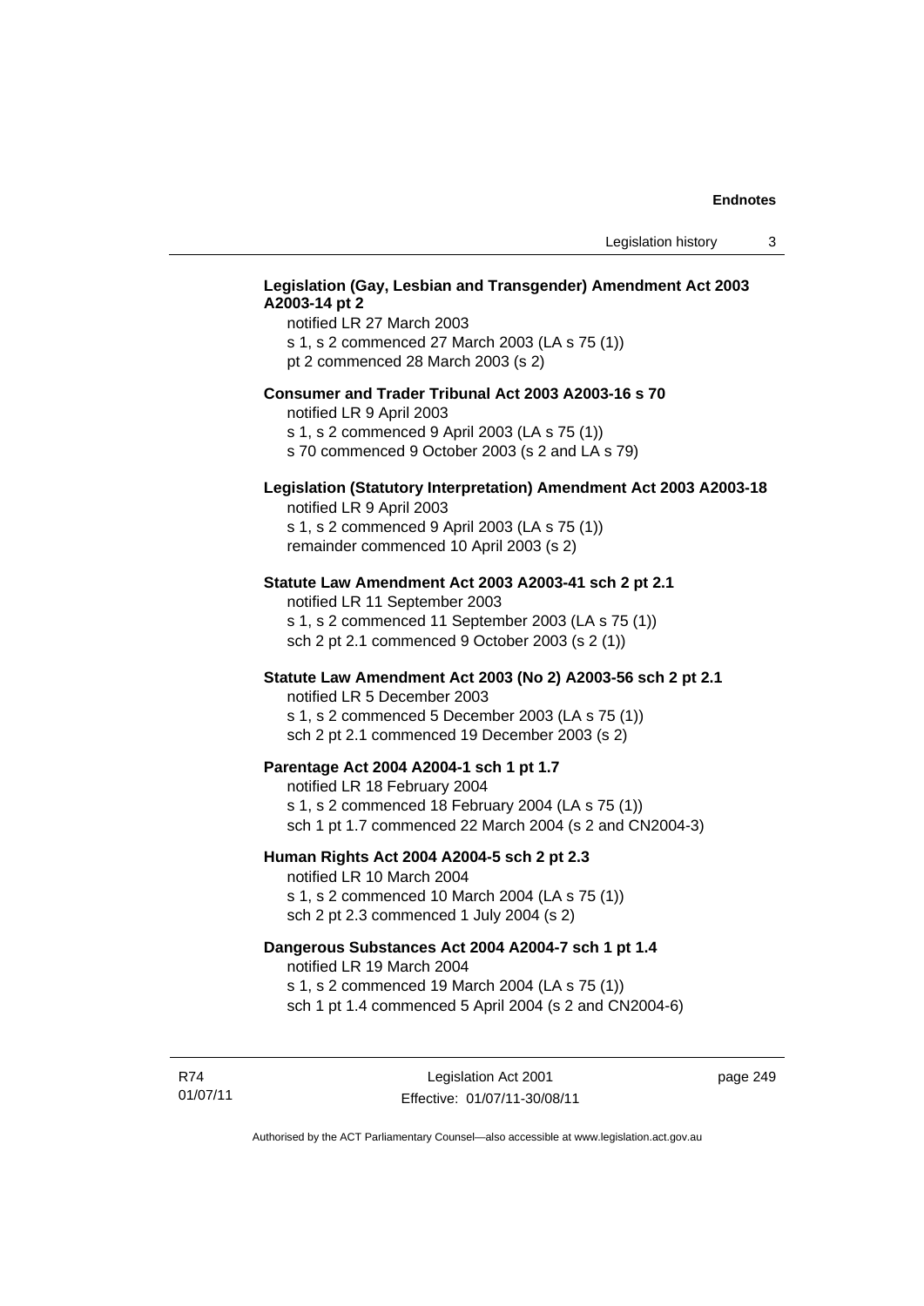**Legislation (Gay, Lesbian and Transgender) Amendment Act 2003 A2003-14 pt 2**

notified LR 27 March 2003

s 1, s 2 commenced 27 March 2003 (LA s 75 (1))

pt 2 commenced 28 March 2003 (s 2)

**Consumer and Trader Tribunal Act 2003 A2003-16 s 70**

notified LR 9 April 2003

s 1, s 2 commenced 9 April 2003 (LA s 75 (1))

s 70 commenced 9 October 2003 (s 2 and LA s 79)

**Legislation (Statutory Interpretation) Amendment Act 2003 A2003-18**

notified LR 9 April 2003

s 1, s 2 commenced 9 April 2003 (LA s 75 (1))

remainder commenced 10 April 2003 (s 2)

**Statute Law Amendment Act 2003 A2003-41 sch 2 pt 2.1**

notified LR 11 September 2003

s 1, s 2 commenced 11 September 2003 (LA s 75 (1))

sch 2 pt 2.1 commenced 9 October 2003 (s 2 (1))

**Statute Law Amendment Act 2003 (No 2) A2003-56 sch 2 pt 2.1**

notified LR 5 December 2003

s 1, s 2 commenced 5 December 2003 (LA s 75 (1))

sch 2 pt 2.1 commenced 19 December 2003 (s 2)

**Parentage Act 2004 A2004-1 sch 1 pt 1.7**

notified LR 18 February 2004

s 1, s 2 commenced 18 February 2004 (LA s 75 (1))

sch 1 pt 1.7 commenced 22 March 2004 (s 2 and CN2004-3)

**Human Rights Act 2004 A2004-5 sch 2 pt 2.3**

notified LR 10 March 2004

s 1, s 2 commenced 10 March 2004 (LA s 75 (1))

sch 2 pt 2.3 commenced 1 July 2004 (s 2)

**Dangerous Substances Act 2004 A2004-7 sch 1 pt 1.4**

notified LR 19 March 2004

s 1, s 2 commenced 19 March 2004 (LA s 75 (1))

sch 1 pt 1.4 commenced 5 April 2004 (s 2 and CN2004-6)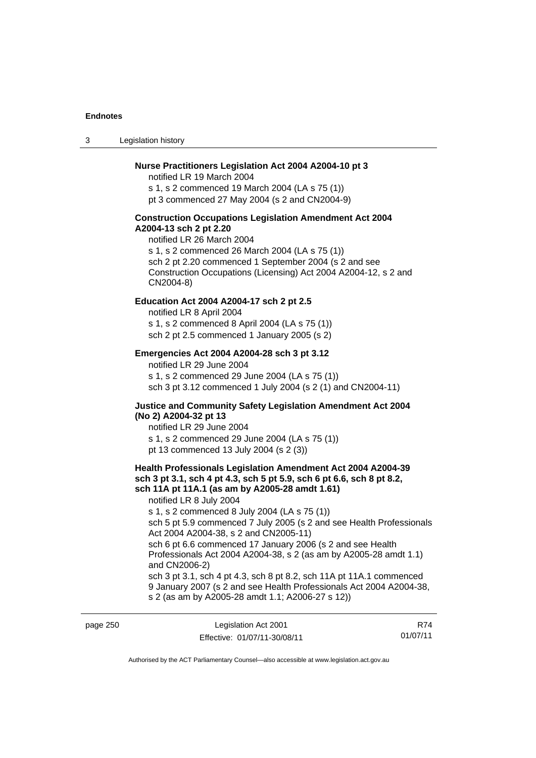**Nurse Practitioners Legislation Act 2004 A2004-10 pt 3**

notified LR 19 March 2004

s 1, s 2 commenced 19 March 2004 (LA s 75 (1))

pt 3 commenced 27 May 2004 (s 2 and CN2004-9)

**Construction Occupations Legislation Amendment Act 2004 A2004-13 sch 2 pt 2.20**

notified LR 26 March 2004

s 1, s 2 commenced 26 March 2004 (LA s 75 (1))

sch 2 pt 2.20 commenced 1 September 2004 (s 2 and see Construction Occupations (Licensing) Act 2004 A2004-12, s 2 and CN2004-8)

**Education Act 2004 A2004-17 sch 2 pt 2.5**

notified LR 8 April 2004

s 1, s 2 commenced 8 April 2004 (LA s 75 (1))

sch 2 pt 2.5 commenced 1 January 2005 (s 2)

**Emergencies Act 2004 A2004-28 sch 3 pt 3.12**

notified LR 29 June 2004

s 1, s 2 commenced 29 June 2004 (LA s 75 (1))

sch 3 pt 3.12 commenced 1 July 2004 (s 2 (1) and CN2004-11)

**Justice and Community Safety Legislation Amendment Act 2004 (No 2) A2004-32 pt 13**

notified LR 29 June 2004

s 1, s 2 commenced 29 June 2004 (LA s 75 (1))

pt 13 commenced 13 July 2004 (s 2 (3))

**Health Professionals Legislation Amendment Act 2004 A2004-39 sch 3 pt 3.1, sch 4 pt 4.3, sch 5 pt 5.9, sch 6 pt 6.6, sch 8 pt 8.2, sch 11A pt 11A.1 (as am by A2005-28 amdt 1.61)**

notified LR 8 July 2004

s 1, s 2 commenced 8 July 2004 (LA s 75 (1))

sch 5 pt 5.9 commenced 7 July 2005 (s 2 and see Health Professionals Act 2004 A2004-38, s 2 and CN2005-11)

sch 6 pt 6.6 commenced 17 January 2006 (s 2 and see Health Professionals Act 2004 A2004-38, s 2 (as am by A2005-28 amdt 1.1) and CN2006-2)

sch 3 pt 3.1, sch 4 pt 4.3, sch 8 pt 8.2, sch 11A pt 11A.1 commenced 9 January 2007 (s 2 and see Health Professionals Act 2004 A2004-38, s 2 (as am by A2005-28 amdt 1.1; A2006-27 s 12))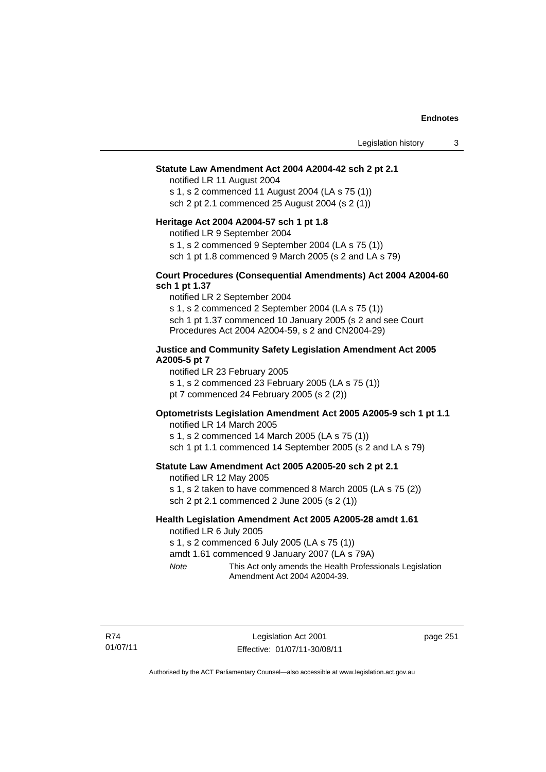**Statute Law Amendment Act 2004 A2004-42 sch 2 pt 2.1**

notified LR 11 August 2004

s 1, s 2 commenced 11 August 2004 (LA s 75 (1))

sch 2 pt 2.1 commenced 25 August 2004 (s 2 (1))

**Heritage Act 2004 A2004-57 sch 1 pt 1.8**

notified LR 9 September 2004

s 1, s 2 commenced 9 September 2004 (LA s 75 (1))

sch 1 pt 1.8 commenced 9 March 2005 (s 2 and LA s 79)

**Court Procedures (Consequential Amendments) Act 2004 A2004-60 sch 1 pt 1.37**

notified LR 2 September 2004

s 1, s 2 commenced 2 September 2004 (LA s 75 (1))

sch 1 pt 1.37 commenced 10 January 2005 (s 2 and see Court Procedures Act 2004 A2004-59, s 2 and CN2004-29)

**Justice and Community Safety Legislation Amendment Act 2005 A2005-5 pt 7**

notified LR 23 February 2005

s 1, s 2 commenced 23 February 2005 (LA s 75 (1))

pt 7 commenced 24 February 2005 (s 2 (2))

**Optometrists Legislation Amendment Act 2005 A2005-9 sch 1 pt 1.1**

notified LR 14 March 2005

s 1, s 2 commenced 14 March 2005 (LA s 75 (1))

sch 1 pt 1.1 commenced 14 September 2005 (s 2 and LA s 79)

**Statute Law Amendment Act 2005 A2005-20 sch 2 pt 2.1**

notified LR 12 May 2005

s 1, s 2 taken to have commenced 8 March 2005 (LA s 75 (2))

sch 2 pt 2.1 commenced 2 June 2005 (s 2 (1))

**Health Legislation Amendment Act 2005 A2005-28 amdt 1.61**

notified LR 6 July 2005

s 1, s 2 commenced 6 July 2005 (LA s 75 (1))

amdt 1.61 commenced 9 January 2007 (LA s 79A)

*Note* This Act only amends the Health Professionals Legislation Amendment Act 2004 A2004-39.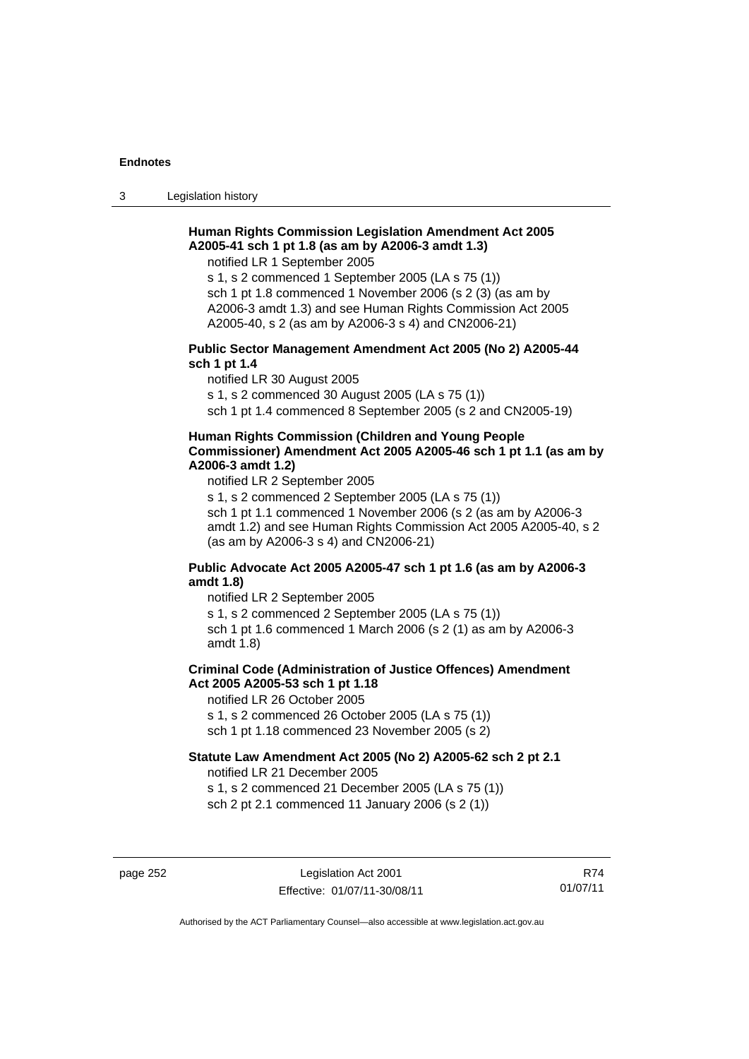**Human Rights Commission Legislation Amendment Act 2005 A2005-41 sch 1 pt 1.8 (as am by A2006-3 amdt 1.3)**

notified LR 1 September 2005

s 1, s 2 commenced 1 September 2005 (LA s 75 (1))

sch 1 pt 1.8 commenced 1 November 2006 (s 2 (3) (as am by A2006-3 amdt 1.3) and see Human Rights Commission Act 2005 A2005-40, s 2 (as am by A2006-3 s 4) and CN2006-21)

**Public Sector Management Amendment Act 2005 (No 2) A2005-44 sch 1 pt 1.4**

notified LR 30 August 2005

s 1, s 2 commenced 30 August 2005 (LA s 75 (1))

sch 1 pt 1.4 commenced 8 September 2005 (s 2 and CN2005-19)

**Human Rights Commission (Children and Young People Commissioner) Amendment Act 2005 A2005-46 sch 1 pt 1.1 (as am by A2006-3 amdt 1.2)**

notified LR 2 September 2005

s 1, s 2 commenced 2 September 2005 (LA s 75 (1))

sch 1 pt 1.1 commenced 1 November 2006 (s 2 (as am by A2006-3 amdt 1.2) and see Human Rights Commission Act 2005 A2005-40, s 2 (as am by A2006-3 s 4) and CN2006-21)

**Public Advocate Act 2005 A2005-47 sch 1 pt 1.6 (as am by A2006-3 amdt 1.8)**

notified LR 2 September 2005

s 1, s 2 commenced 2 September 2005 (LA s 75 (1))

sch 1 pt 1.6 commenced 1 March 2006 (s 2 (1) as am by A2006-3 amdt 1.8)

**Criminal Code (Administration of Justice Offences) Amendment Act 2005 A2005-53 sch 1 pt 1.18**

notified LR 26 October 2005

s 1, s 2 commenced 26 October 2005 (LA s 75 (1))

sch 1 pt 1.18 commenced 23 November 2005 (s 2)

**Statute Law Amendment Act 2005 (No 2) A2005-62 sch 2 pt 2.1**

notified LR 21 December 2005

s 1, s 2 commenced 21 December 2005 (LA s 75 (1))

sch 2 pt 2.1 commenced 11 January 2006 (s 2 (1))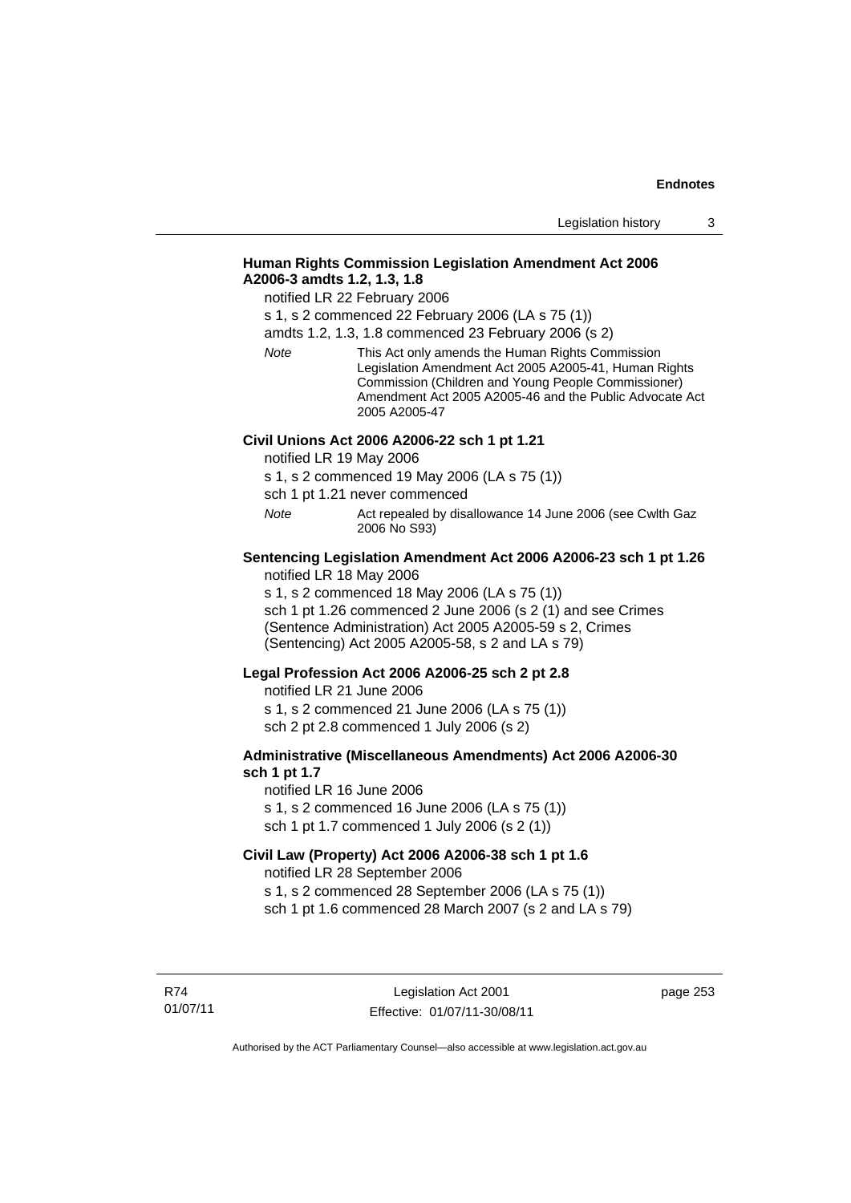**Human Rights Commission Legislation Amendment Act 2006 A2006-3 amdts 1.2, 1.3, 1.8**

notified LR 22 February 2006

s 1, s 2 commenced 22 February 2006 (LA s 75 (1))

amdts 1.2, 1.3, 1.8 commenced 23 February 2006 (s 2)

*Note* This Act only amends the Human Rights Commission Legislation Amendment Act 2005 A2005-41, Human Rights Commission (Children and Young People Commissioner) Amendment Act 2005 A2005-46 and the Public Advocate Act 2005 A2005-47

**Civil Unions Act 2006 A2006-22 sch 1 pt 1.21**

notified LR 19 May 2006

s 1, s 2 commenced 19 May 2006 (LA s 75 (1))

sch 1 pt 1.21 never commenced

*Note* Act repealed by disallowance 14 June 2006 (see Cwlth Gaz 2006 No S93)

**Sentencing Legislation Amendment Act 2006 A2006-23 sch 1 pt 1.26**

notified LR 18 May 2006

s 1, s 2 commenced 18 May 2006 (LA s 75 (1))

sch 1 pt 1.26 commenced 2 June 2006 (s 2 (1) and see Crimes (Sentence Administration) Act 2005 A2005-59 s 2, Crimes (Sentencing) Act 2005 A2005-58, s 2 and LA s 79)

**Legal Profession Act 2006 A2006-25 sch 2 pt 2.8**

notified LR 21 June 2006

s 1, s 2 commenced 21 June 2006 (LA s 75 (1))

sch 2 pt 2.8 commenced 1 July 2006 (s 2)

**Administrative (Miscellaneous Amendments) Act 2006 A2006-30 sch 1 pt 1.7**

notified LR 16 June 2006

s 1, s 2 commenced 16 June 2006 (LA s 75 (1))

sch 1 pt 1.7 commenced 1 July 2006 (s 2 (1))

**Civil Law (Property) Act 2006 A2006-38 sch 1 pt 1.6**

notified LR 28 September 2006

s 1, s 2 commenced 28 September 2006 (LA s 75 (1))

sch 1 pt 1.6 commenced 28 March 2007 (s 2 and LA s 79)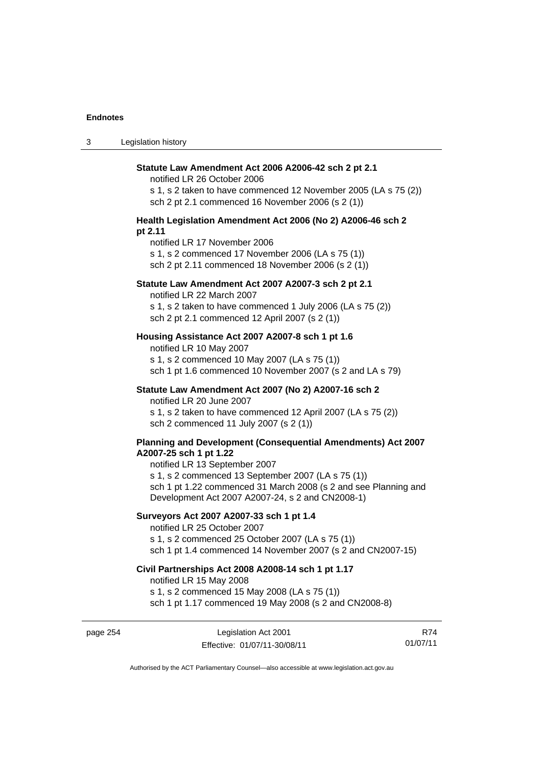**Statute Law Amendment Act 2006 A2006-42 sch 2 pt 2.1**

notified LR 26 October 2006

s 1, s 2 taken to have commenced 12 November 2005 (LA s 75 (2))

sch 2 pt 2.1 commenced 16 November 2006 (s 2 (1))

**Health Legislation Amendment Act 2006 (No 2) A2006-46 sch 2 pt 2.11**

notified LR 17 November 2006

s 1, s 2 commenced 17 November 2006 (LA s 75 (1))

sch 2 pt 2.11 commenced 18 November 2006 (s 2 (1))

**Statute Law Amendment Act 2007 A2007-3 sch 2 pt 2.1**

notified LR 22 March 2007

s 1, s 2 taken to have commenced 1 July 2006 (LA s 75 (2))

sch 2 pt 2.1 commenced 12 April 2007 (s 2 (1))

**Housing Assistance Act 2007 A2007-8 sch 1 pt 1.6**

notified LR 10 May 2007

s 1, s 2 commenced 10 May 2007 (LA s 75 (1))

sch 1 pt 1.6 commenced 10 November 2007 (s 2 and LA s 79)

**Statute Law Amendment Act 2007 (No 2) A2007-16 sch 2**

notified LR 20 June 2007

s 1, s 2 taken to have commenced 12 April 2007 (LA s 75 (2))

sch 2 commenced 11 July 2007 (s 2 (1))

**Planning and Development (Consequential Amendments) Act 2007 A2007-25 sch 1 pt 1.22**

notified LR 13 September 2007

s 1, s 2 commenced 13 September 2007 (LA s 75 (1))

sch 1 pt 1.22 commenced 31 March 2008 (s 2 and see Planning and Development Act 2007 A2007-24, s 2 and CN2008-1)

**Surveyors Act 2007 A2007-33 sch 1 pt 1.4**

notified LR 25 October 2007

s 1, s 2 commenced 25 October 2007 (LA s 75 (1))

sch 1 pt 1.4 commenced 14 November 2007 (s 2 and CN2007-15)

**Civil Partnerships Act 2008 A2008-14 sch 1 pt 1.17**

notified LR 15 May 2008

s 1, s 2 commenced 15 May 2008 (LA s 75 (1))

sch 1 pt 1.17 commenced 19 May 2008 (s 2 and CN2008-8)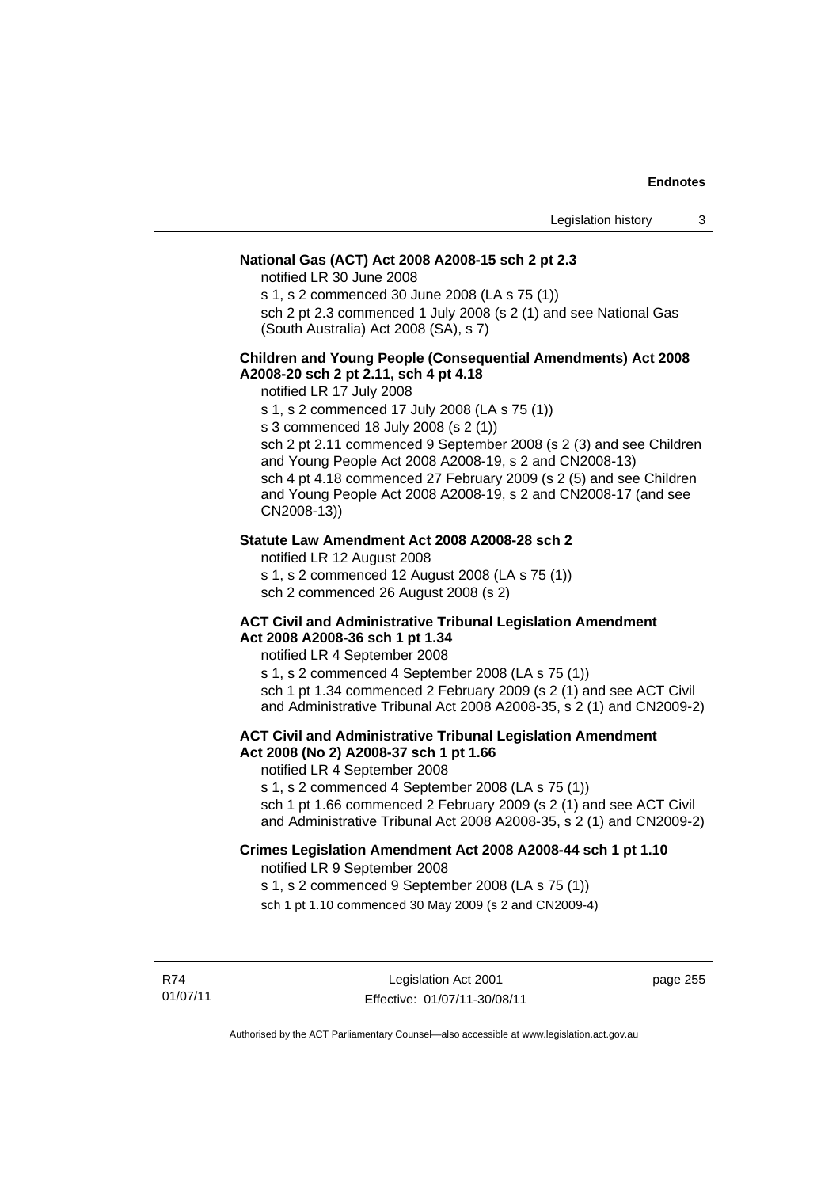**National Gas (ACT) Act 2008 A2008-15 sch 2 pt 2.3**

notified LR 30 June 2008

s 1, s 2 commenced 30 June 2008 (LA s 75 (1))

sch 2 pt 2.3 commenced 1 July 2008 (s 2 (1) and see National Gas (South Australia) Act 2008 (SA), s 7)

**Children and Young People (Consequential Amendments) Act 2008 A2008-20 sch 2 pt 2.11, sch 4 pt 4.18**

notified LR 17 July 2008

s 1, s 2 commenced 17 July 2008 (LA s 75 (1))

s 3 commenced 18 July 2008 (s 2 (1))

sch 2 pt 2.11 commenced 9 September 2008 (s 2 (3) and see Children and Young People Act 2008 A2008-19, s 2 and CN2008-13)

sch 4 pt 4.18 commenced 27 February 2009 (s 2 (5) and see Children and Young People Act 2008 A2008-19, s 2 and CN2008-17 (and see CN2008-13))

**Statute Law Amendment Act 2008 A2008-28 sch 2**

notified LR 12 August 2008

s 1, s 2 commenced 12 August 2008 (LA s 75 (1))

sch 2 commenced 26 August 2008 (s 2)

**ACT Civil and Administrative Tribunal Legislation Amendment Act 2008 A2008-36 sch 1 pt 1.34**

notified LR 4 September 2008

s 1, s 2 commenced 4 September 2008 (LA s 75 (1))

sch 1 pt 1.34 commenced 2 February 2009 (s 2 (1) and see ACT Civil and Administrative Tribunal Act 2008 A2008-35, s 2 (1) and CN2009-2)

**ACT Civil and Administrative Tribunal Legislation Amendment Act 2008 (No 2) A2008-37 sch 1 pt 1.66**

notified LR 4 September 2008

s 1, s 2 commenced 4 September 2008 (LA s 75 (1))

sch 1 pt 1.66 commenced 2 February 2009 (s 2 (1) and see ACT Civil and Administrative Tribunal Act 2008 A2008-35, s 2 (1) and CN2009-2)

**Crimes Legislation Amendment Act 2008 A2008-44 sch 1 pt 1.10**

notified LR 9 September 2008

s 1, s 2 commenced 9 September 2008 (LA s 75 (1))

sch 1 pt 1.10 commenced 30 May 2009 (s 2 and CN2009-4)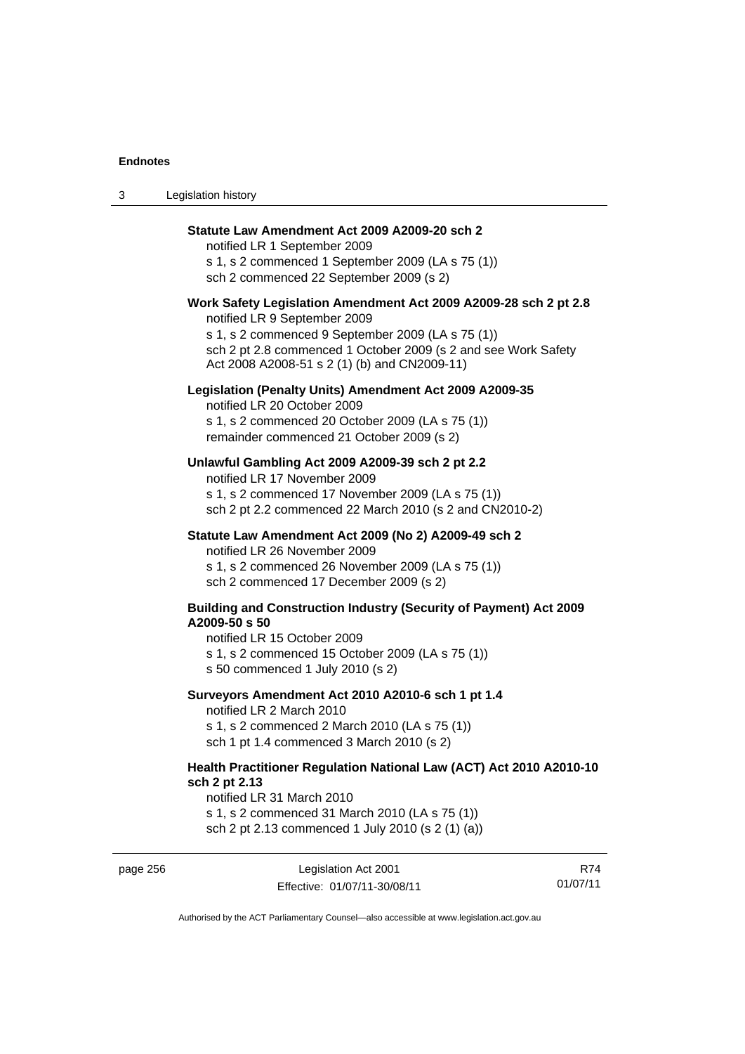**Statute Law Amendment Act 2009 A2009-20 sch 2**

notified LR 1 September 2009
s 1, s 2 commenced 1 September 2009 (LA s 75 (1))
sch 2 commenced 22 September 2009 (s 2)

**Work Safety Legislation Amendment Act 2009 A2009-28 sch 2 pt 2.8**

notified LR 9 September 2009
s 1, s 2 commenced 9 September 2009 (LA s 75 (1))
sch 2 pt 2.8 commenced 1 October 2009 (s 2 and see Work Safety Act 2008 A2008-51 s 2 (1) (b) and CN2009-11)

**Legislation (Penalty Units) Amendment Act 2009 A2009-35**

notified LR 20 October 2009
s 1, s 2 commenced 20 October 2009 (LA s 75 (1))
remainder commenced 21 October 2009 (s 2)

**Unlawful Gambling Act 2009 A2009-39 sch 2 pt 2.2**

notified LR 17 November 2009
s 1, s 2 commenced 17 November 2009 (LA s 75 (1))
sch 2 pt 2.2 commenced 22 March 2010 (s 2 and CN2010-2)

**Statute Law Amendment Act 2009 (No 2) A2009-49 sch 2**

notified LR 26 November 2009
s 1, s 2 commenced 26 November 2009 (LA s 75 (1))
sch 2 commenced 17 December 2009 (s 2)

**Building and Construction Industry (Security of Payment) Act 2009 A2009-50 s 50**

notified LR 15 October 2009
s 1, s 2 commenced 15 October 2009 (LA s 75 (1))
s 50 commenced 1 July 2010 (s 2)

**Surveyors Amendment Act 2010 A2010-6 sch 1 pt 1.4**

notified LR 2 March 2010
s 1, s 2 commenced 2 March 2010 (LA s 75 (1))
sch 1 pt 1.4 commenced 3 March 2010 (s 2)

**Health Practitioner Regulation National Law (ACT) Act 2010 A2010-10 sch 2 pt 2.13**

notified LR 31 March 2010
s 1, s 2 commenced 31 March 2010 (LA s 75 (1))
sch 2 pt 2.13 commenced 1 July 2010 (s 2 (1) (a))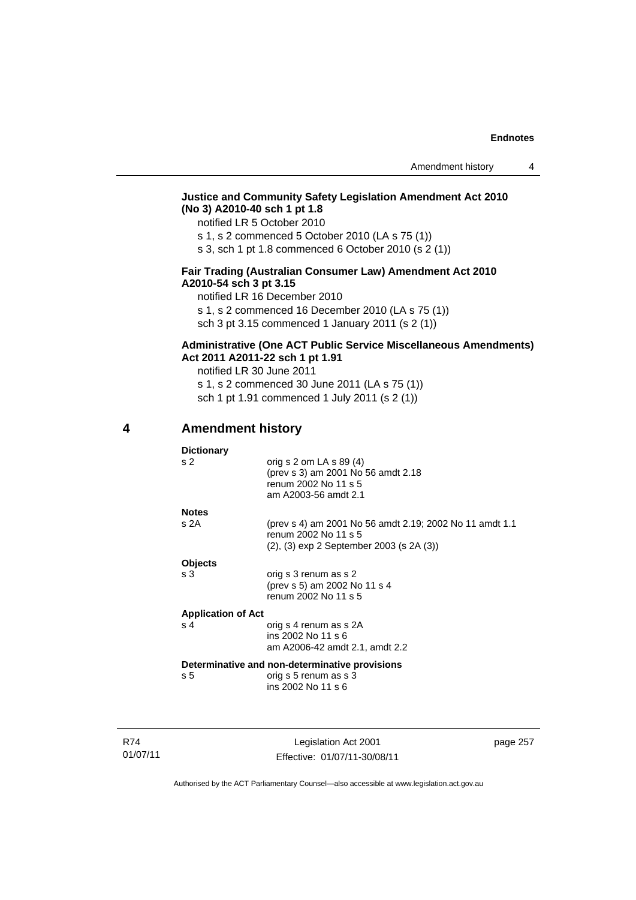**Justice and Community Safety Legislation Amendment Act 2010 (No 3) A2010-40 sch 1 pt 1.8**

notified LR 5 October 2010

s 1, s 2 commenced 5 October 2010 (LA s 75 (1))

s 3, sch 1 pt 1.8 commenced 6 October 2010 (s 2 (1))

**Fair Trading (Australian Consumer Law) Amendment Act 2010 A2010-54 sch 3 pt 3.15**

notified LR 16 December 2010

s 1, s 2 commenced 16 December 2010 (LA s 75 (1))

sch 3 pt 3.15 commenced 1 January 2011 (s 2 (1))

**Administrative (One ACT Public Service Miscellaneous Amendments) Act 2011 A2011-22 sch 1 pt 1.91**

notified LR 30 June 2011

s 1, s 2 commenced 30 June 2011 (LA s 75 (1))

sch 1 pt 1.91 commenced 1 July 2011 (s 2 (1))

## 4 Amendment history

**Dictionary**

| | |
|---|---|
| s 2 | orig s 2 om LA s 89 (4)<br>(prev s 3) am 2001 No 56 amdt 2.18<br>renum 2002 No 11 s 5<br>am A2003-56 amdt 2.1 |

**Notes**

| | |
|---|---|
| s 2A | (prev s 4) am 2001 No 56 amdt 2.19; 2002 No 11 amdt 1.1<br>renum 2002 No 11 s 5<br>(2), (3) exp 2 September 2003 (s 2A (3)) |

**Objects**

| | |
|---|---|
| s 3 | orig s 3 renum as s 2<br>(prev s 5) am 2002 No 11 s 4<br>renum 2002 No 11 s 5 |

**Application of Act**

| | |
|---|---|
| s 4 | orig s 4 renum as s 2A<br>ins 2002 No 11 s 6<br>am A2006-42 amdt 2.1, amdt 2.2 |

**Determinative and non-determinative provisions**

| | |
|---|---|
| s 5 | orig s 5 renum as s 3<br>ins 2002 No 11 s 6 |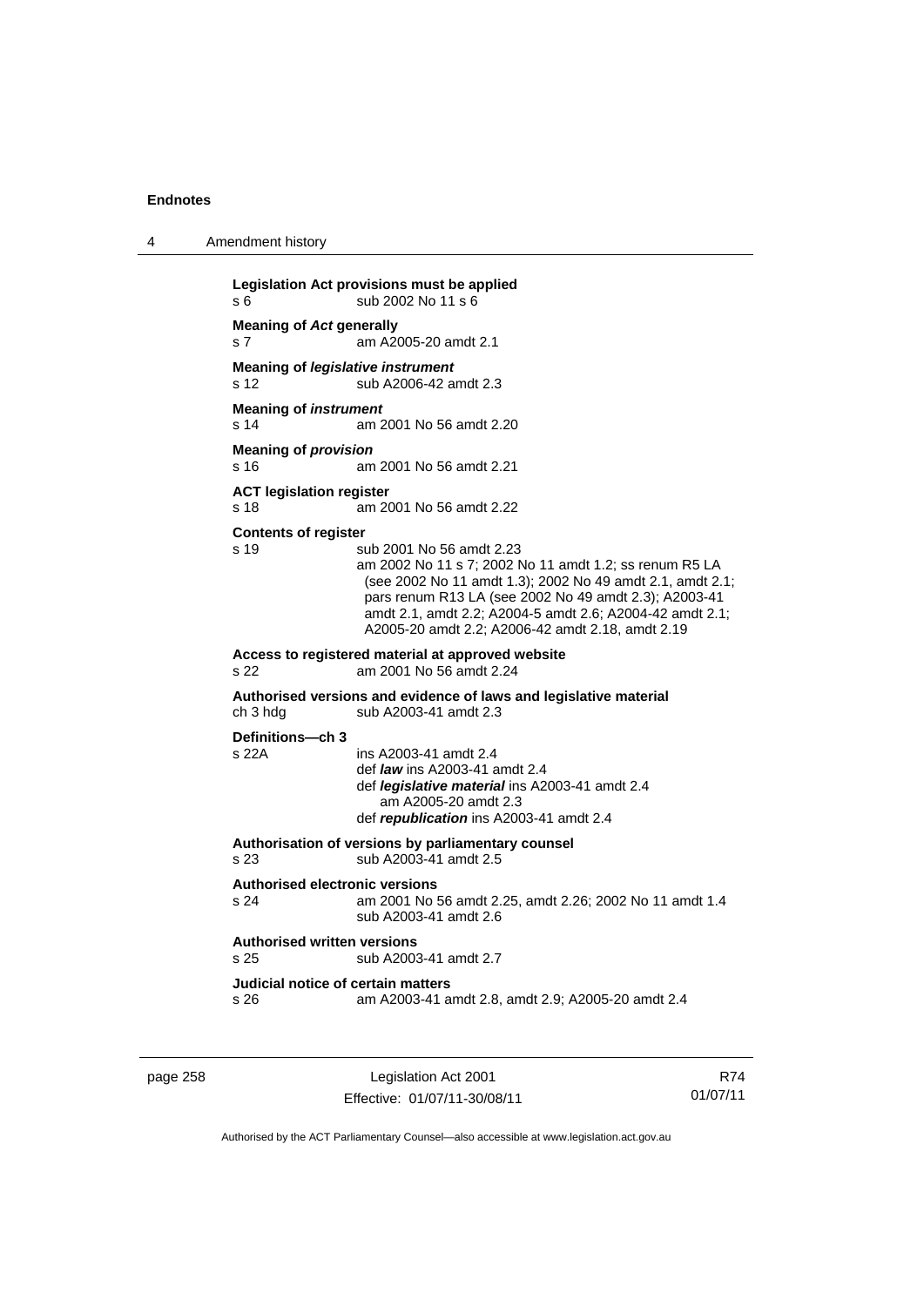**Legislation Act provisions must be applied**
s 6 sub 2002 No 11 s 6

**Meaning of *Act* generally**
s 7 am A2005-20 amdt 2.1

**Meaning of *legislative instrument***
s 12 sub A2006-42 amdt 2.3

**Meaning of *instrument***
s 14 am 2001 No 56 amdt 2.20

**Meaning of *provision***
s 16 am 2001 No 56 amdt 2.21

**ACT legislation register**
s 18 am 2001 No 56 amdt 2.22

**Contents of register**
s 19 sub 2001 No 56 amdt 2.23
am 2002 No 11 s 7; 2002 No 11 amdt 1.2; ss renum R5 LA (see 2002 No 11 amdt 1.3); 2002 No 49 amdt 2.1, amdt 2.1; pars renum R13 LA (see 2002 No 49 amdt 2.3); A2003-41 amdt 2.1, amdt 2.2; A2004-5 amdt 2.6; A2004-42 amdt 2.1; A2005-20 amdt 2.2; A2006-42 amdt 2.18, amdt 2.19

**Access to registered material at approved website**
s 22 am 2001 No 56 amdt 2.24

**Authorised versions and evidence of laws and legislative material**
ch 3 hdg sub A2003-41 amdt 2.3

**Definitions—ch 3**
s 22A ins A2003-41 amdt 2.4
def ***law*** ins A2003-41 amdt 2.4
def ***legislative material*** ins A2003-41 amdt 2.4
am A2005-20 amdt 2.3
def ***republication*** ins A2003-41 amdt 2.4

**Authorisation of versions by parliamentary counsel**
s 23 sub A2003-41 amdt 2.5

**Authorised electronic versions**
s 24 am 2001 No 56 amdt 2.25, amdt 2.26; 2002 No 11 amdt 1.4
sub A2003-41 amdt 2.6

**Authorised written versions**
s 25 sub A2003-41 amdt 2.7

**Judicial notice of certain matters**
s 26 am A2003-41 amdt 2.8, amdt 2.9; A2005-20 amdt 2.4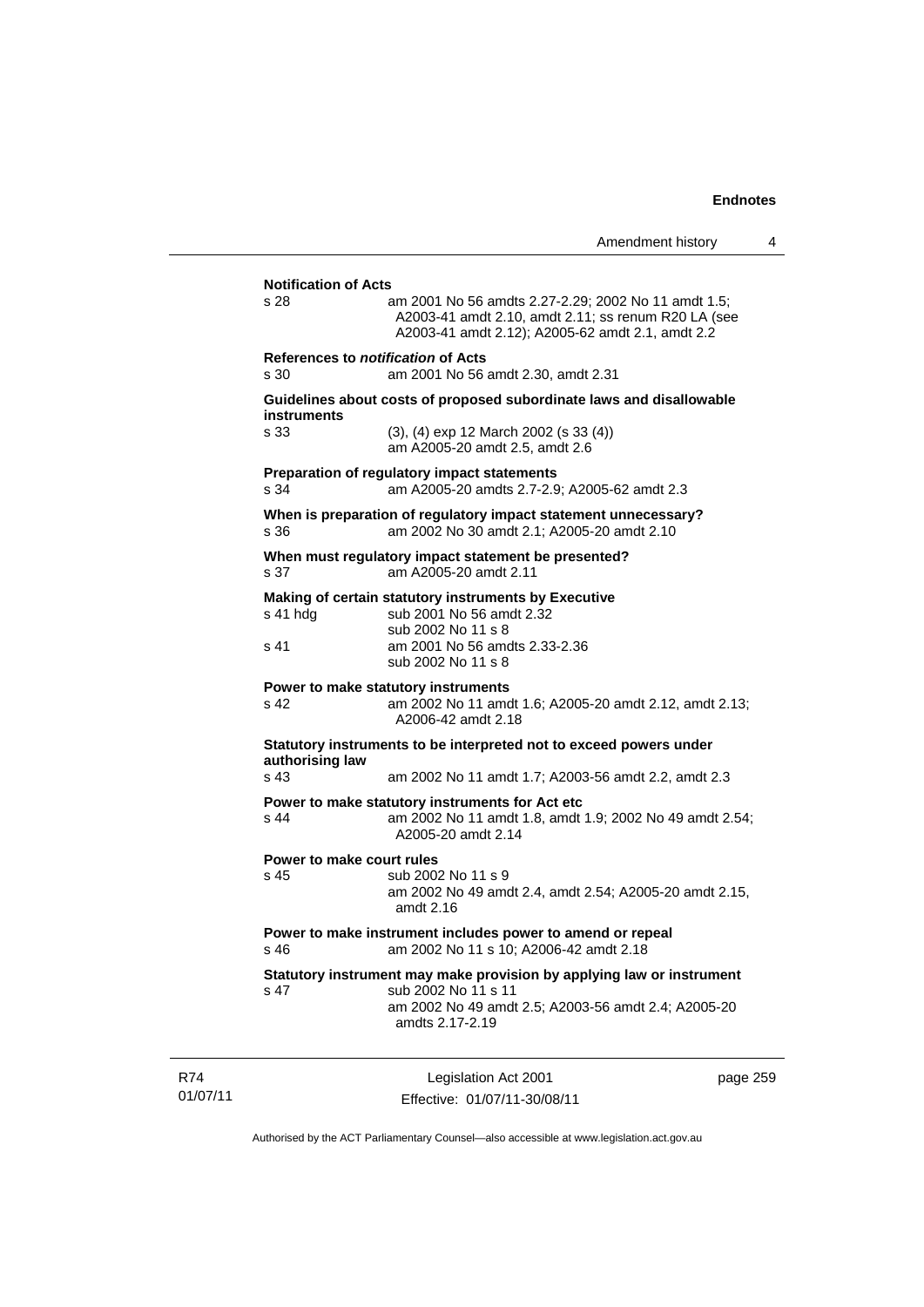**Notification of Acts**

s 28 am 2001 No 56 amdts 2.27-2.29; 2002 No 11 amdt 1.5; A2003-41 amdt 2.10, amdt 2.11; ss renum R20 LA (see A2003-41 amdt 2.12); A2005-62 amdt 2.1, amdt 2.2

**References to *notification* of Acts**

s 30 am 2001 No 56 amdt 2.30, amdt 2.31

**Guidelines about costs of proposed subordinate laws and disallowable instruments**

s 33 (3), (4) exp 12 March 2002 (s 33 (4))
am A2005-20 amdt 2.5, amdt 2.6

**Preparation of regulatory impact statements**

s 34 am A2005-20 amdts 2.7-2.9; A2005-62 amdt 2.3

**When is preparation of regulatory impact statement unnecessary?**

s 36 am 2002 No 30 amdt 2.1; A2005-20 amdt 2.10

**When must regulatory impact statement be presented?**

s 37 am A2005-20 amdt 2.11

**Making of certain statutory instruments by Executive**

s 41 hdg sub 2001 No 56 amdt 2.32
sub 2002 No 11 s 8

s 41 am 2001 No 56 amdts 2.33-2.36
sub 2002 No 11 s 8

**Power to make statutory instruments**

s 42 am 2002 No 11 amdt 1.6; A2005-20 amdt 2.12, amdt 2.13; A2006-42 amdt 2.18

**Statutory instruments to be interpreted not to exceed powers under authorising law**

s 43 am 2002 No 11 amdt 1.7; A2003-56 amdt 2.2, amdt 2.3

**Power to make statutory instruments for Act etc**

s 44 am 2002 No 11 amdt 1.8, amdt 1.9; 2002 No 49 amdt 2.54; A2005-20 amdt 2.14

**Power to make court rules**

s 45 sub 2002 No 11 s 9
am 2002 No 49 amdt 2.4, amdt 2.54; A2005-20 amdt 2.15, amdt 2.16

**Power to make instrument includes power to amend or repeal**

s 46 am 2002 No 11 s 10; A2006-42 amdt 2.18

**Statutory instrument may make provision by applying law or instrument**

s 47 sub 2002 No 11 s 11
am 2002 No 49 amdt 2.5; A2003-56 amdt 2.4; A2005-20 amdts 2.17-2.19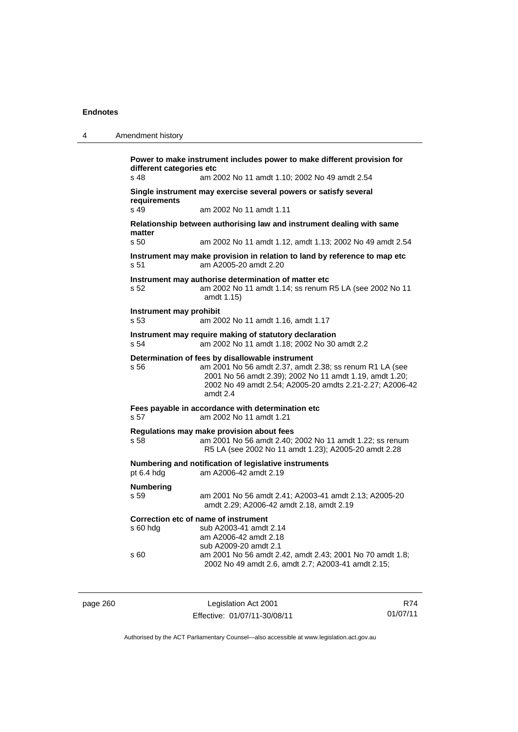**Power to make instrument includes power to make different provision for different categories etc**

s 48 am 2002 No 11 amdt 1.10; 2002 No 49 amdt 2.54

**Single instrument may exercise several powers or satisfy several requirements**

s 49 am 2002 No 11 amdt 1.11

**Relationship between authorising law and instrument dealing with same matter**

s 50 am 2002 No 11 amdt 1.12, amdt 1.13; 2002 No 49 amdt 2.54

**Instrument may make provision in relation to land by reference to map etc**

s 51 am A2005-20 amdt 2.20

**Instrument may authorise determination of matter etc**

s 52 am 2002 No 11 amdt 1.14; ss renum R5 LA (see 2002 No 11 amdt 1.15)

**Instrument may prohibit**

s 53 am 2002 No 11 amdt 1.16, amdt 1.17

**Instrument may require making of statutory declaration**

s 54 am 2002 No 11 amdt 1.18; 2002 No 30 amdt 2.2

**Determination of fees by disallowable instrument**

s 56 am 2001 No 56 amdt 2.37, amdt 2.38; ss renum R1 LA (see 2001 No 56 amdt 2.39); 2002 No 11 amdt 1.19, amdt 1.20; 2002 No 49 amdt 2.54; A2005-20 amdts 2.21-2.27; A2006-42 amdt 2.4

**Fees payable in accordance with determination etc**

s 57 am 2002 No 11 amdt 1.21

**Regulations may make provision about fees**

s 58 am 2001 No 56 amdt 2.40; 2002 No 11 amdt 1.22; ss renum R5 LA (see 2002 No 11 amdt 1.23); A2005-20 amdt 2.28

**Numbering and notification of legislative instruments**

pt 6.4 hdg am A2006-42 amdt 2.19

**Numbering**

s 59 am 2001 No 56 amdt 2.41; A2003-41 amdt 2.13; A2005-20 amdt 2.29; A2006-42 amdt 2.18, amdt 2.19

**Correction etc of name of instrument**

s 60 hdg sub A2003-41 amdt 2.14
am A2006-42 amdt 2.18
sub A2009-20 amdt 2.1

s 60 am 2001 No 56 amdt 2.42, amdt 2.43; 2001 No 70 amdt 1.8; 2002 No 49 amdt 2.6, amdt 2.7; A2003-41 amdt 2.15;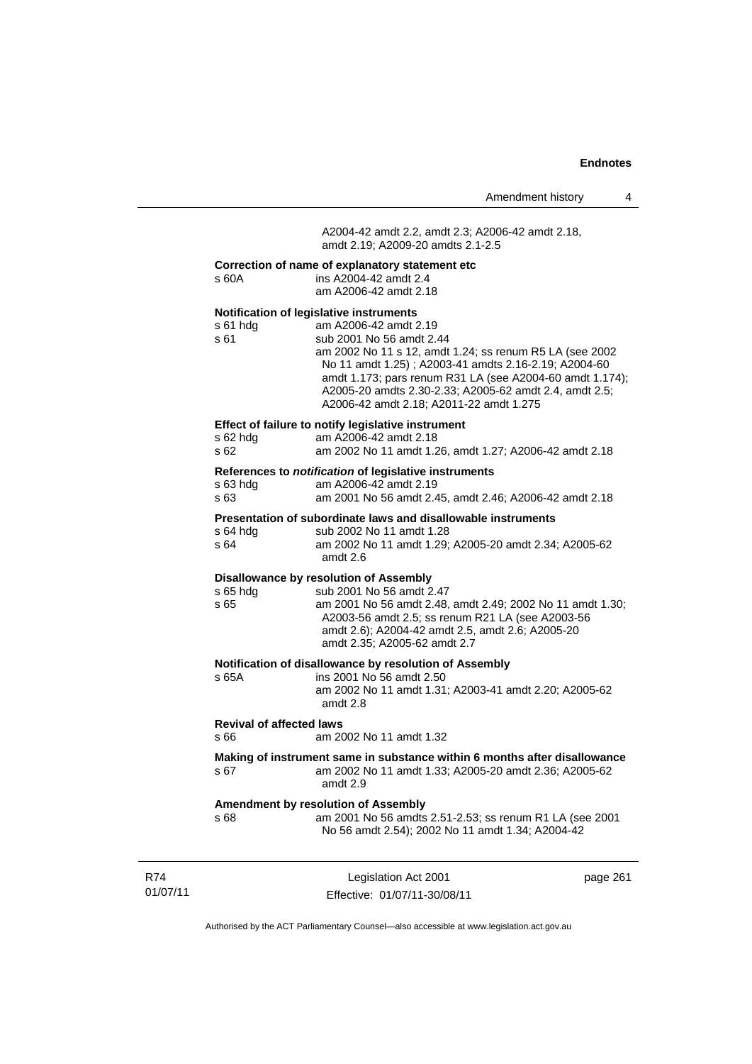A2004-42 amdt 2.2, amdt 2.3; A2006-42 amdt 2.18, amdt 2.19; A2009-20 amdts 2.1-2.5

**Correction of name of explanatory statement etc**

s 60A ins A2004-42 amdt 2.4
am A2006-42 amdt 2.18

**Notification of legislative instruments**

s 61 hdg am A2006-42 amdt 2.19
s 61 sub 2001 No 56 amdt 2.44
am 2002 No 11 s 12, amdt 1.24; ss renum R5 LA (see 2002 No 11 amdt 1.25) ; A2003-41 amdts 2.16-2.19; A2004-60 amdt 1.173; pars renum R31 LA (see A2004-60 amdt 1.174); A2005-20 amdts 2.30-2.33; A2005-62 amdt 2.4, amdt 2.5; A2006-42 amdt 2.18; A2011-22 amdt 1.275

**Effect of failure to notify legislative instrument**

s 62 hdg am A2006-42 amdt 2.18
s 62 am 2002 No 11 amdt 1.26, amdt 1.27; A2006-42 amdt 2.18

**References to *notification* of legislative instruments**

s 63 hdg am A2006-42 amdt 2.19
s 63 am 2001 No 56 amdt 2.45, amdt 2.46; A2006-42 amdt 2.18

**Presentation of subordinate laws and disallowable instruments**

s 64 hdg sub 2002 No 11 amdt 1.28
s 64 am 2002 No 11 amdt 1.29; A2005-20 amdt 2.34; A2005-62 amdt 2.6

**Disallowance by resolution of Assembly**

s 65 hdg sub 2001 No 56 amdt 2.47
s 65 am 2001 No 56 amdt 2.48, amdt 2.49; 2002 No 11 amdt 1.30; A2003-56 amdt 2.5; ss renum R21 LA (see A2003-56 amdt 2.6); A2004-42 amdt 2.5, amdt 2.6; A2005-20 amdt 2.35; A2005-62 amdt 2.7

**Notification of disallowance by resolution of Assembly**

s 65A ins 2001 No 56 amdt 2.50
am 2002 No 11 amdt 1.31; A2003-41 amdt 2.20; A2005-62 amdt 2.8

**Revival of affected laws**

s 66 am 2002 No 11 amdt 1.32

**Making of instrument same in substance within 6 months after disallowance**

s 67 am 2002 No 11 amdt 1.33; A2005-20 amdt 2.36; A2005-62 amdt 2.9

**Amendment by resolution of Assembly**

s 68 am 2001 No 56 amdts 2.51-2.53; ss renum R1 LA (see 2001 No 56 amdt 2.54); 2002 No 11 amdt 1.34; A2004-42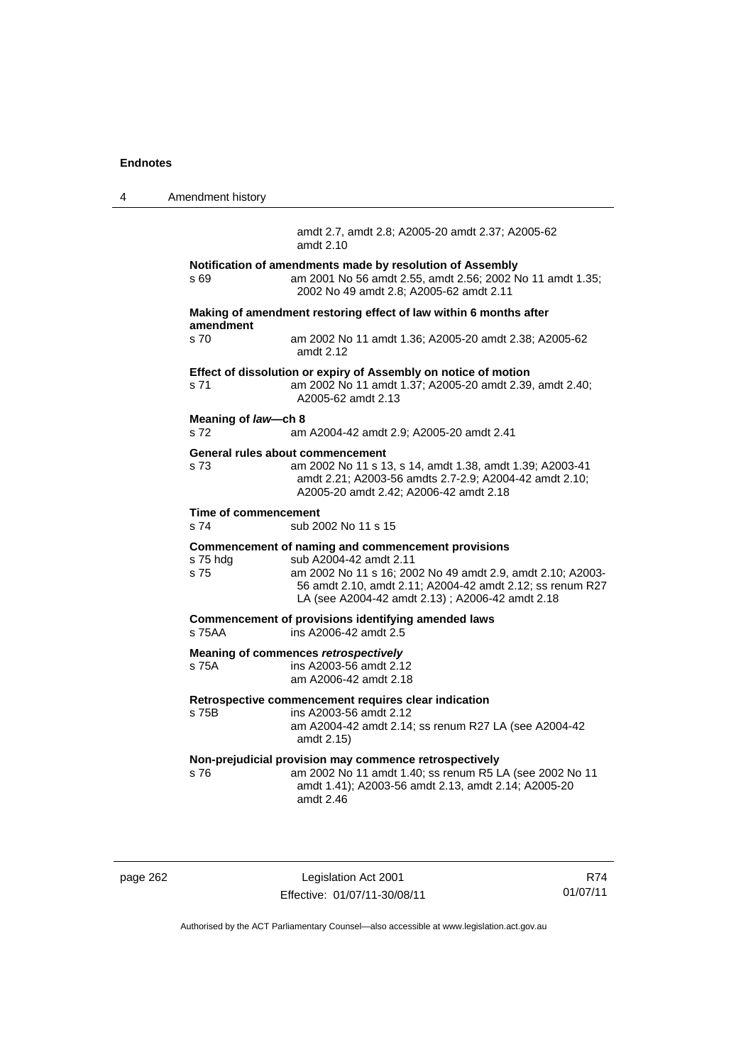amdt 2.7, amdt 2.8; A2005-20 amdt 2.37; A2005-62 amdt 2.10

**Notification of amendments made by resolution of Assembly**

s 69 am 2001 No 56 amdt 2.55, amdt 2.56; 2002 No 11 amdt 1.35; 2002 No 49 amdt 2.8; A2005-62 amdt 2.11

**Making of amendment restoring effect of law within 6 months after amendment**

s 70 am 2002 No 11 amdt 1.36; A2005-20 amdt 2.38; A2005-62 amdt 2.12

**Effect of dissolution or expiry of Assembly on notice of motion**

s 71 am 2002 No 11 amdt 1.37; A2005-20 amdt 2.39, amdt 2.40; A2005-62 amdt 2.13

**Meaning of *law*—ch 8**

s 72 am A2004-42 amdt 2.9; A2005-20 amdt 2.41

**General rules about commencement**

s 73 am 2002 No 11 s 13, s 14, amdt 1.38, amdt 1.39; A2003-41 amdt 2.21; A2003-56 amdts 2.7-2.9; A2004-42 amdt 2.10; A2005-20 amdt 2.42; A2006-42 amdt 2.18

**Time of commencement**

s 74 sub 2002 No 11 s 15

**Commencement of naming and commencement provisions**

s 75 hdg sub A2004-42 amdt 2.11

s 75 am 2002 No 11 s 16; 2002 No 49 amdt 2.9, amdt 2.10; A2003-56 amdt 2.10, amdt 2.11; A2004-42 amdt 2.12; ss renum R27 LA (see A2004-42 amdt 2.13) ; A2006-42 amdt 2.18

**Commencement of provisions identifying amended laws**

s 75AA ins A2006-42 amdt 2.5

**Meaning of commences *retrospectively***

s 75A ins A2003-56 amdt 2.12
am A2006-42 amdt 2.18

**Retrospective commencement requires clear indication**

s 75B ins A2003-56 amdt 2.12
am A2004-42 amdt 2.14; ss renum R27 LA (see A2004-42 amdt 2.15)

**Non-prejudicial provision may commence retrospectively**

s 76 am 2002 No 11 amdt 1.40; ss renum R5 LA (see 2002 No 11 amdt 1.41); A2003-56 amdt 2.13, amdt 2.14; A2005-20 amdt 2.46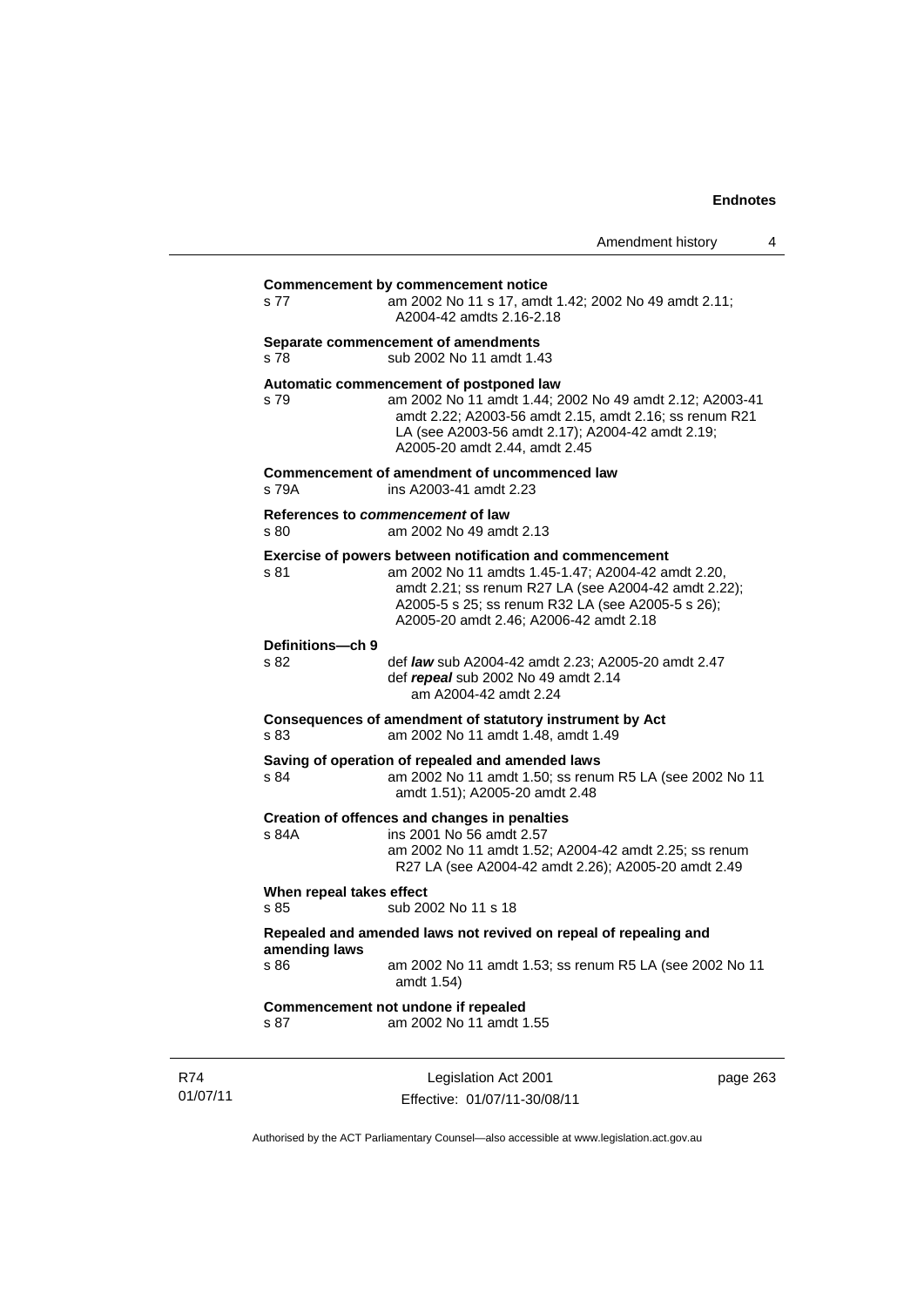**Commencement by commencement notice**

s 77 — am 2002 No 11 s 17, amdt 1.42; 2002 No 49 amdt 2.11; A2004-42 amdts 2.16-2.18

**Separate commencement of amendments**

s 78 — sub 2002 No 11 amdt 1.43

**Automatic commencement of postponed law**

s 79 — am 2002 No 11 amdt 1.44; 2002 No 49 amdt 2.12; A2003-41 amdt 2.22; A2003-56 amdt 2.15, amdt 2.16; ss renum R21 LA (see A2003-56 amdt 2.17); A2004-42 amdt 2.19; A2005-20 amdt 2.44, amdt 2.45

**Commencement of amendment of uncommenced law**

s 79A — ins A2003-41 amdt 2.23

**References to *commencement* of law**

s 80 — am 2002 No 49 amdt 2.13

**Exercise of powers between notification and commencement**

s 81 — am 2002 No 11 amdts 1.45-1.47; A2004-42 amdt 2.20, amdt 2.21; ss renum R27 LA (see A2004-42 amdt 2.22); A2005-5 s 25; ss renum R32 LA (see A2005-5 s 26); A2005-20 amdt 2.46; A2006-42 amdt 2.18

**Definitions—ch 9**

s 82 — def ***law*** sub A2004-42 amdt 2.23; A2005-20 amdt 2.47
def ***repeal*** sub 2002 No 49 amdt 2.14
am A2004-42 amdt 2.24

**Consequences of amendment of statutory instrument by Act**

s 83 — am 2002 No 11 amdt 1.48, amdt 1.49

**Saving of operation of repealed and amended laws**

s 84 — am 2002 No 11 amdt 1.50; ss renum R5 LA (see 2002 No 11 amdt 1.51); A2005-20 amdt 2.48

**Creation of offences and changes in penalties**

s 84A — ins 2001 No 56 amdt 2.57
am 2002 No 11 amdt 1.52; A2004-42 amdt 2.25; ss renum R27 LA (see A2004-42 amdt 2.26); A2005-20 amdt 2.49

**When repeal takes effect**

s 85 — sub 2002 No 11 s 18

**Repealed and amended laws not revived on repeal of repealing and amending laws**

s 86 — am 2002 No 11 amdt 1.53; ss renum R5 LA (see 2002 No 11 amdt 1.54)

**Commencement not undone if repealed**

s 87 — am 2002 No 11 amdt 1.55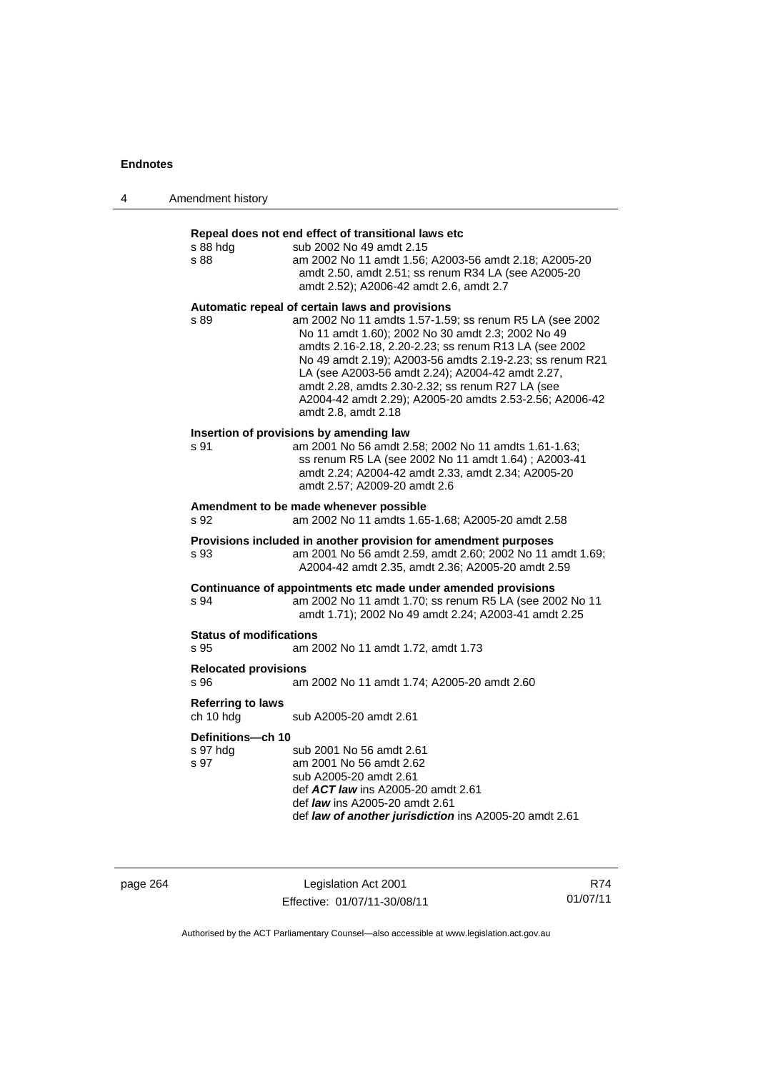**Repeal does not end effect of transitional laws etc**

s 88 hdg sub 2002 No 49 amdt 2.15

s 88 am 2002 No 11 amdt 1.56; A2003-56 amdt 2.18; A2005-20 amdt 2.50, amdt 2.51; ss renum R34 LA (see A2005-20 amdt 2.52); A2006-42 amdt 2.6, amdt 2.7

**Automatic repeal of certain laws and provisions**

s 89 am 2002 No 11 amdts 1.57-1.59; ss renum R5 LA (see 2002 No 11 amdt 1.60); 2002 No 30 amdt 2.3; 2002 No 49 amdts 2.16-2.18, 2.20-2.23; ss renum R13 LA (see 2002 No 49 amdt 2.19); A2003-56 amdts 2.19-2.23; ss renum R21 LA (see A2003-56 amdt 2.24); A2004-42 amdt 2.27, amdt 2.28, amdts 2.30-2.32; ss renum R27 LA (see A2004-42 amdt 2.29); A2005-20 amdts 2.53-2.56; A2006-42 amdt 2.8, amdt 2.18

**Insertion of provisions by amending law**

s 91 am 2001 No 56 amdt 2.58; 2002 No 11 amdts 1.61-1.63; ss renum R5 LA (see 2002 No 11 amdt 1.64) ; A2003-41 amdt 2.24; A2004-42 amdt 2.33, amdt 2.34; A2005-20 amdt 2.57; A2009-20 amdt 2.6

**Amendment to be made whenever possible**

s 92 am 2002 No 11 amdts 1.65-1.68; A2005-20 amdt 2.58

**Provisions included in another provision for amendment purposes**

s 93 am 2001 No 56 amdt 2.59, amdt 2.60; 2002 No 11 amdt 1.69; A2004-42 amdt 2.35, amdt 2.36; A2005-20 amdt 2.59

**Continuance of appointments etc made under amended provisions**

s 94 am 2002 No 11 amdt 1.70; ss renum R5 LA (see 2002 No 11 amdt 1.71); 2002 No 49 amdt 2.24; A2003-41 amdt 2.25

**Status of modifications**

s 95 am 2002 No 11 amdt 1.72, amdt 1.73

**Relocated provisions**

s 96 am 2002 No 11 amdt 1.74; A2005-20 amdt 2.60

**Referring to laws**

ch 10 hdg sub A2005-20 amdt 2.61

**Definitions—ch 10**

s 97 hdg sub 2001 No 56 amdt 2.61

s 97 am 2001 No 56 amdt 2.62
sub A2005-20 amdt 2.61
def ***ACT law*** ins A2005-20 amdt 2.61
def ***law*** ins A2005-20 amdt 2.61
def ***law of another jurisdiction*** ins A2005-20 amdt 2.61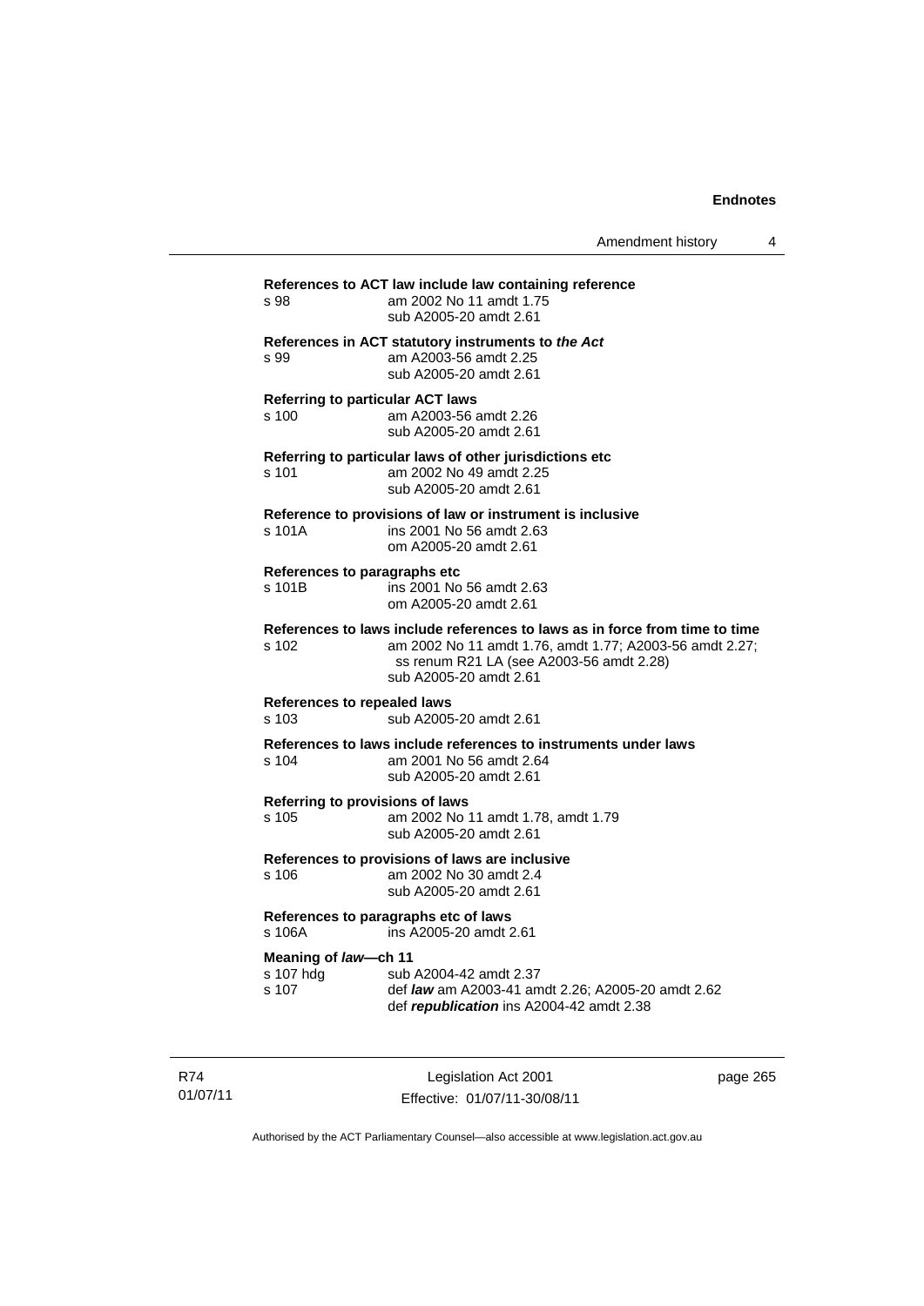**References to ACT law include law containing reference**

s 98 am 2002 No 11 amdt 1.75
sub A2005-20 amdt 2.61

**References in ACT statutory instruments to *the Act***

s 99 am A2003-56 amdt 2.25
sub A2005-20 amdt 2.61

**Referring to particular ACT laws**

s 100 am A2003-56 amdt 2.26
sub A2005-20 amdt 2.61

**Referring to particular laws of other jurisdictions etc**

s 101 am 2002 No 49 amdt 2.25
sub A2005-20 amdt 2.61

**Reference to provisions of law or instrument is inclusive**

s 101A ins 2001 No 56 amdt 2.63
om A2005-20 amdt 2.61

**References to paragraphs etc**

s 101B ins 2001 No 56 amdt 2.63
om A2005-20 amdt 2.61

**References to laws include references to laws as in force from time to time**

s 102 am 2002 No 11 amdt 1.76, amdt 1.77; A2003-56 amdt 2.27; ss renum R21 LA (see A2003-56 amdt 2.28)
sub A2005-20 amdt 2.61

**References to repealed laws**

s 103 sub A2005-20 amdt 2.61

**References to laws include references to instruments under laws**

s 104 am 2001 No 56 amdt 2.64
sub A2005-20 amdt 2.61

**Referring to provisions of laws**

s 105 am 2002 No 11 amdt 1.78, amdt 1.79
sub A2005-20 amdt 2.61

**References to provisions of laws are inclusive**

s 106 am 2002 No 30 amdt 2.4
sub A2005-20 amdt 2.61

**References to paragraphs etc of laws**

s 106A ins A2005-20 amdt 2.61

**Meaning of *law*—ch 11**

s 107 hdg sub A2004-42 amdt 2.37
s 107 def ***law*** am A2003-41 amdt 2.26; A2005-20 amdt 2.62
def ***republication*** ins A2004-42 amdt 2.38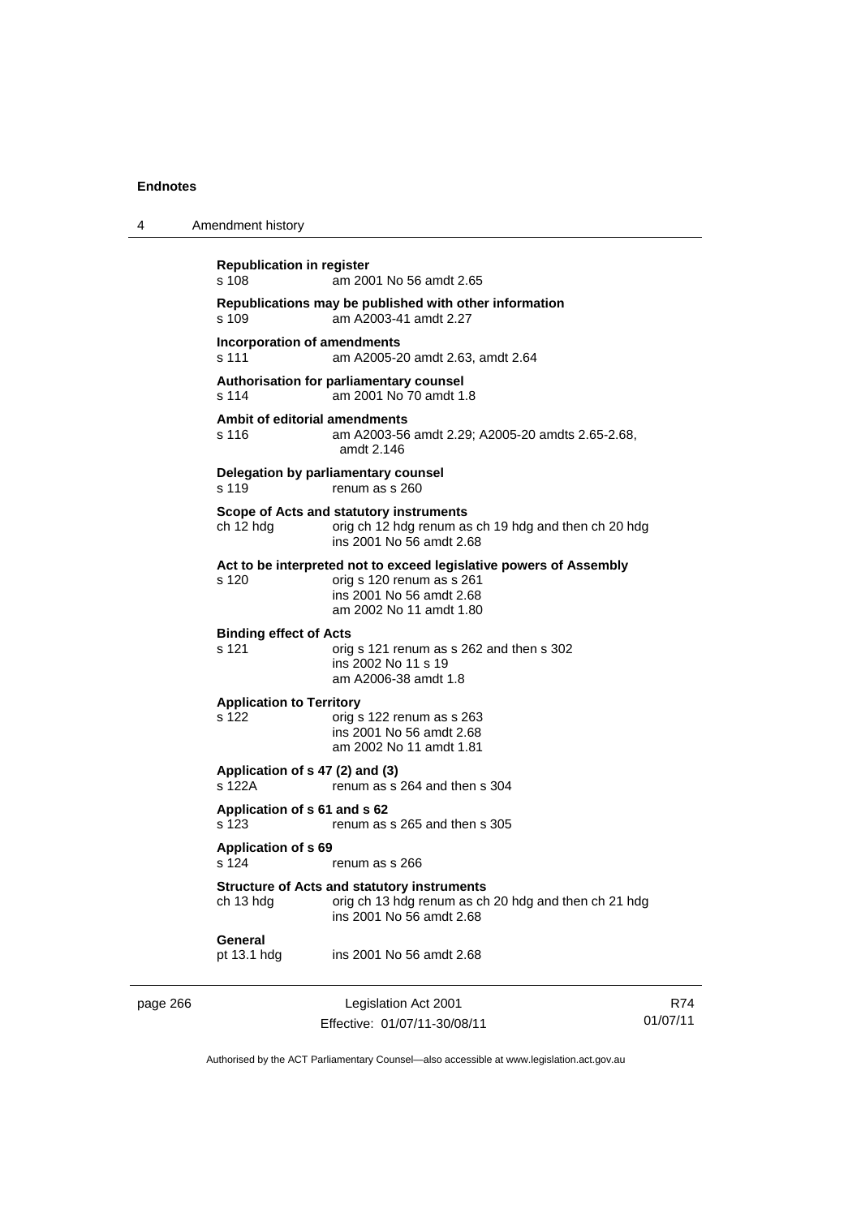**Republication in register**
s 108 am 2001 No 56 amdt 2.65

**Republications may be published with other information**
s 109 am A2003-41 amdt 2.27

**Incorporation of amendments**
s 111 am A2005-20 amdt 2.63, amdt 2.64

**Authorisation for parliamentary counsel**
s 114 am 2001 No 70 amdt 1.8

**Ambit of editorial amendments**
s 116 am A2003-56 amdt 2.29; A2005-20 amdts 2.65-2.68, amdt 2.146

**Delegation by parliamentary counsel**
s 119 renum as s 260

**Scope of Acts and statutory instruments**
ch 12 hdg orig ch 12 hdg renum as ch 19 hdg and then ch 20 hdg
ins 2001 No 56 amdt 2.68

**Act to be interpreted not to exceed legislative powers of Assembly**
s 120 orig s 120 renum as s 261
ins 2001 No 56 amdt 2.68
am 2002 No 11 amdt 1.80

**Binding effect of Acts**
s 121 orig s 121 renum as s 262 and then s 302
ins 2002 No 11 s 19
am A2006-38 amdt 1.8

**Application to Territory**
s 122 orig s 122 renum as s 263
ins 2001 No 56 amdt 2.68
am 2002 No 11 amdt 1.81

**Application of s 47 (2) and (3)**
s 122A renum as s 264 and then s 304

**Application of s 61 and s 62**
s 123 renum as s 265 and then s 305

**Application of s 69**
s 124 renum as s 266

**Structure of Acts and statutory instruments**
ch 13 hdg orig ch 13 hdg renum as ch 20 hdg and then ch 21 hdg
ins 2001 No 56 amdt 2.68

**General**
pt 13.1 hdg ins 2001 No 56 amdt 2.68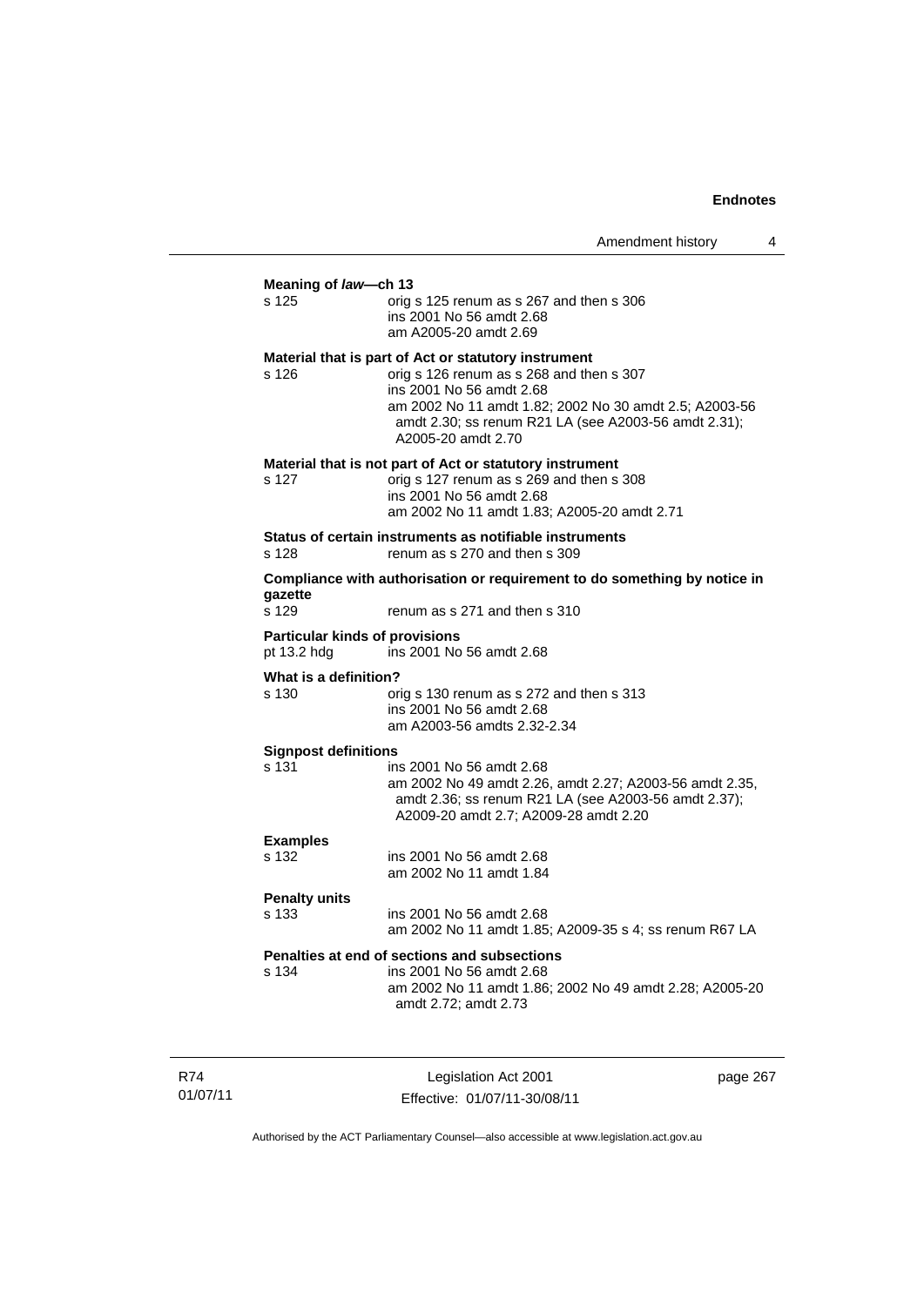**Meaning of *law*—ch 13**

s 125 orig s 125 renum as s 267 and then s 306
ins 2001 No 56 amdt 2.68
am A2005-20 amdt 2.69

**Material that is part of Act or statutory instrument**

s 126 orig s 126 renum as s 268 and then s 307
ins 2001 No 56 amdt 2.68
am 2002 No 11 amdt 1.82; 2002 No 30 amdt 2.5; A2003-56 amdt 2.30; ss renum R21 LA (see A2003-56 amdt 2.31); A2005-20 amdt 2.70

**Material that is not part of Act or statutory instrument**

s 127 orig s 127 renum as s 269 and then s 308
ins 2001 No 56 amdt 2.68
am 2002 No 11 amdt 1.83; A2005-20 amdt 2.71

**Status of certain instruments as notifiable instruments**

s 128 renum as s 270 and then s 309

**Compliance with authorisation or requirement to do something by notice in gazette**

s 129 renum as s 271 and then s 310

**Particular kinds of provisions**

pt 13.2 hdg ins 2001 No 56 amdt 2.68

**What is a definition?**

s 130 orig s 130 renum as s 272 and then s 313
ins 2001 No 56 amdt 2.68
am A2003-56 amdts 2.32-2.34

**Signpost definitions**

s 131 ins 2001 No 56 amdt 2.68
am 2002 No 49 amdt 2.26, amdt 2.27; A2003-56 amdt 2.35, amdt 2.36; ss renum R21 LA (see A2003-56 amdt 2.37); A2009-20 amdt 2.7; A2009-28 amdt 2.20

**Examples**

s 132 ins 2001 No 56 amdt 2.68
am 2002 No 11 amdt 1.84

**Penalty units**

s 133 ins 2001 No 56 amdt 2.68
am 2002 No 11 amdt 1.85; A2009-35 s 4; ss renum R67 LA

**Penalties at end of sections and subsections**

s 134 ins 2001 No 56 amdt 2.68
am 2002 No 11 amdt 1.86; 2002 No 49 amdt 2.28; A2005-20 amdt 2.72; amdt 2.73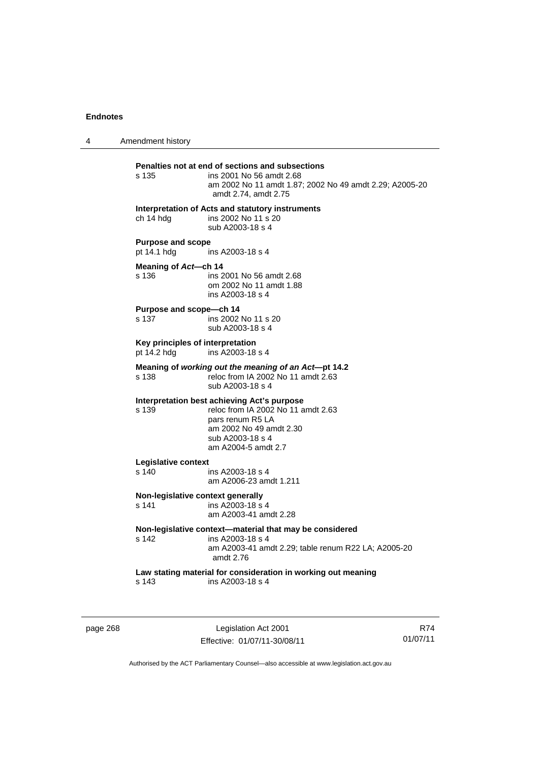**Penalties not at end of sections and subsections**

s 135 — ins 2001 No 56 amdt 2.68
am 2002 No 11 amdt 1.87; 2002 No 49 amdt 2.29; A2005-20 amdt 2.74, amdt 2.75

**Interpretation of Acts and statutory instruments**

ch 14 hdg — ins 2002 No 11 s 20
sub A2003-18 s 4

**Purpose and scope**

pt 14.1 hdg — ins A2003-18 s 4

**Meaning of *Act*—ch 14**

s 136 — ins 2001 No 56 amdt 2.68
om 2002 No 11 amdt 1.88
ins A2003-18 s 4

**Purpose and scope—ch 14**

s 137 — ins 2002 No 11 s 20
sub A2003-18 s 4

**Key principles of interpretation**

pt 14.2 hdg — ins A2003-18 s 4

**Meaning of *working out the meaning of an Act*—pt 14.2**

s 138 — reloc from IA 2002 No 11 amdt 2.63
sub A2003-18 s 4

**Interpretation best achieving Act's purpose**

s 139 — reloc from IA 2002 No 11 amdt 2.63
pars renum R5 LA
am 2002 No 49 amdt 2.30
sub A2003-18 s 4
am A2004-5 amdt 2.7

**Legislative context**

s 140 — ins A2003-18 s 4
am A2006-23 amdt 1.211

**Non-legislative context generally**

s 141 — ins A2003-18 s 4
am A2003-41 amdt 2.28

**Non-legislative context—material that may be considered**

s 142 — ins A2003-18 s 4
am A2003-41 amdt 2.29; table renum R22 LA; A2005-20 amdt 2.76

**Law stating material for consideration in working out meaning**

s 143 — ins A2003-18 s 4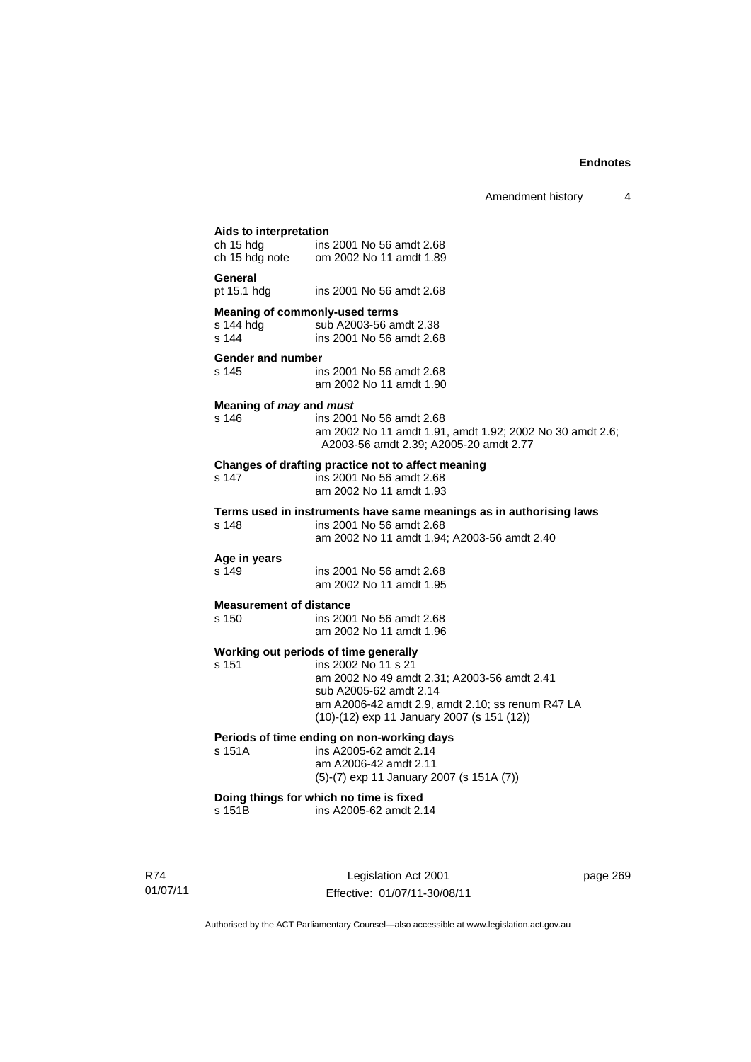**Aids to interpretation**

ch 15 hdg ins 2001 No 56 amdt 2.68
ch 15 hdg note om 2002 No 11 amdt 1.89

**General**

pt 15.1 hdg ins 2001 No 56 amdt 2.68

**Meaning of commonly-used terms**

s 144 hdg sub A2003-56 amdt 2.38
s 144 ins 2001 No 56 amdt 2.68

**Gender and number**

s 145 ins 2001 No 56 amdt 2.68
am 2002 No 11 amdt 1.90

**Meaning of *may* and *must***

s 146 ins 2001 No 56 amdt 2.68
am 2002 No 11 amdt 1.91, amdt 1.92; 2002 No 30 amdt 2.6; A2003-56 amdt 2.39; A2005-20 amdt 2.77

**Changes of drafting practice not to affect meaning**

s 147 ins 2001 No 56 amdt 2.68
am 2002 No 11 amdt 1.93

**Terms used in instruments have same meanings as in authorising laws**

s 148 ins 2001 No 56 amdt 2.68
am 2002 No 11 amdt 1.94; A2003-56 amdt 2.40

**Age in years**

s 149 ins 2001 No 56 amdt 2.68
am 2002 No 11 amdt 1.95

**Measurement of distance**

s 150 ins 2001 No 56 amdt 2.68
am 2002 No 11 amdt 1.96

**Working out periods of time generally**

s 151 ins 2002 No 11 s 21
am 2002 No 49 amdt 2.31; A2003-56 amdt 2.41
sub A2005-62 amdt 2.14
am A2006-42 amdt 2.9, amdt 2.10; ss renum R47 LA
(10)-(12) exp 11 January 2007 (s 151 (12))

**Periods of time ending on non-working days**

s 151A ins A2005-62 amdt 2.14
am A2006-42 amdt 2.11
(5)-(7) exp 11 January 2007 (s 151A (7))

**Doing things for which no time is fixed**

s 151B ins A2005-62 amdt 2.14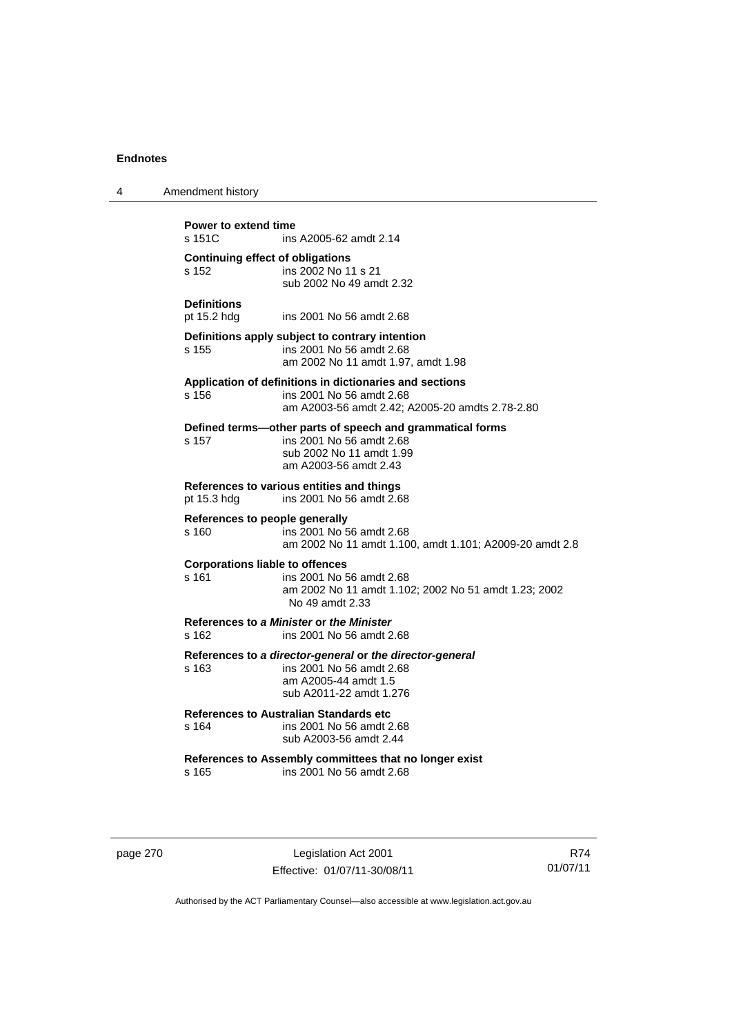**Power to extend time**
s 151C ins A2005-62 amdt 2.14

**Continuing effect of obligations**
s 152 ins 2002 No 11 s 21
sub 2002 No 49 amdt 2.32

**Definitions**
pt 15.2 hdg ins 2001 No 56 amdt 2.68

**Definitions apply subject to contrary intention**
s 155 ins 2001 No 56 amdt 2.68
am 2002 No 11 amdt 1.97, amdt 1.98

**Application of definitions in dictionaries and sections**
s 156 ins 2001 No 56 amdt 2.68
am A2003-56 amdt 2.42; A2005-20 amdts 2.78-2.80

**Defined terms—other parts of speech and grammatical forms**
s 157 ins 2001 No 56 amdt 2.68
sub 2002 No 11 amdt 1.99
am A2003-56 amdt 2.43

**References to various entities and things**
pt 15.3 hdg ins 2001 No 56 amdt 2.68

**References to people generally**
s 160 ins 2001 No 56 amdt 2.68
am 2002 No 11 amdt 1.100, amdt 1.101; A2009-20 amdt 2.8

**Corporations liable to offences**
s 161 ins 2001 No 56 amdt 2.68
am 2002 No 11 amdt 1.102; 2002 No 51 amdt 1.23; 2002 No 49 amdt 2.33

**References to *a Minister* or *the Minister***
s 162 ins 2001 No 56 amdt 2.68

**References to *a director-general* or *the director-general***
s 163 ins 2001 No 56 amdt 2.68
am A2005-44 amdt 1.5
sub A2011-22 amdt 1.276

**References to Australian Standards etc**
s 164 ins 2001 No 56 amdt 2.68
sub A2003-56 amdt 2.44

**References to Assembly committees that no longer exist**
s 165 ins 2001 No 56 amdt 2.68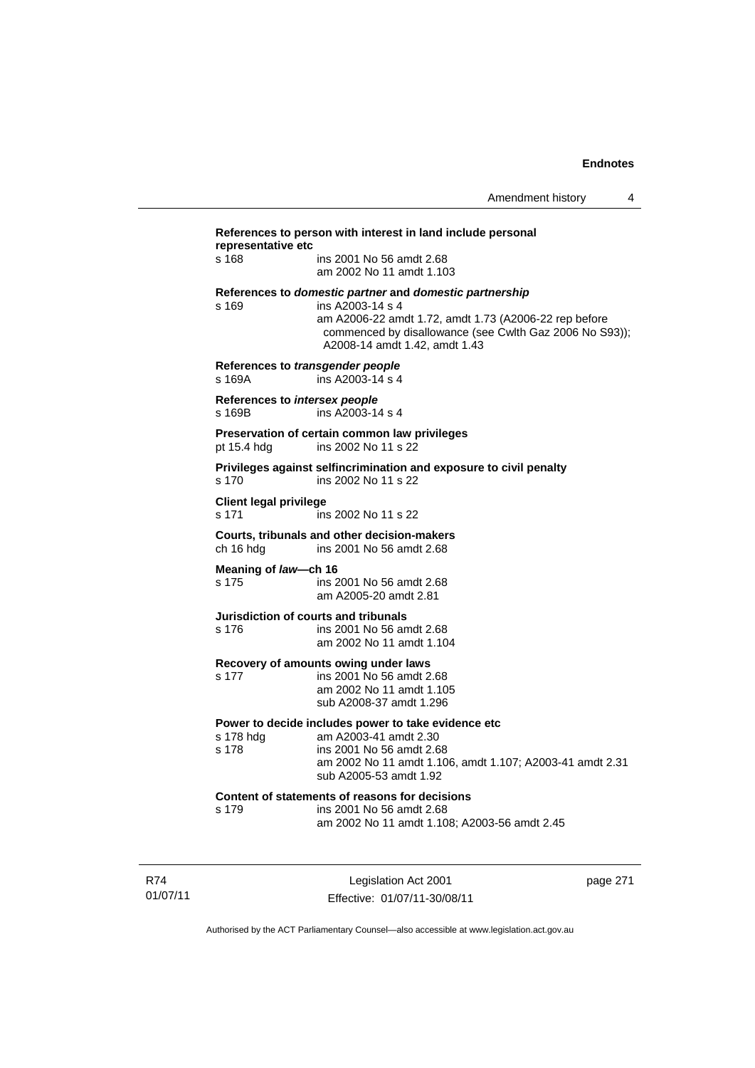**References to person with interest in land include personal representative etc**

s 168 ins 2001 No 56 amdt 2.68
am 2002 No 11 amdt 1.103

**References to *domestic partner* and *domestic partnership***

s 169 ins A2003-14 s 4
am A2006-22 amdt 1.72, amdt 1.73 (A2006-22 rep before commenced by disallowance (see Cwlth Gaz 2006 No S93)); A2008-14 amdt 1.42, amdt 1.43

**References to *transgender people***

s 169A ins A2003-14 s 4

**References to *intersex people***

s 169B ins A2003-14 s 4

**Preservation of certain common law privileges**

pt 15.4 hdg ins 2002 No 11 s 22

**Privileges against selfincrimination and exposure to civil penalty**

s 170 ins 2002 No 11 s 22

**Client legal privilege**

s 171 ins 2002 No 11 s 22

**Courts, tribunals and other decision-makers**

ch 16 hdg ins 2001 No 56 amdt 2.68

**Meaning of *law*—ch 16**

s 175 ins 2001 No 56 amdt 2.68
am A2005-20 amdt 2.81

**Jurisdiction of courts and tribunals**

s 176 ins 2001 No 56 amdt 2.68
am 2002 No 11 amdt 1.104

**Recovery of amounts owing under laws**

s 177 ins 2001 No 56 amdt 2.68
am 2002 No 11 amdt 1.105
sub A2008-37 amdt 1.296

**Power to decide includes power to take evidence etc**

s 178 hdg am A2003-41 amdt 2.30
s 178 ins 2001 No 56 amdt 2.68
am 2002 No 11 amdt 1.106, amdt 1.107; A2003-41 amdt 2.31
sub A2005-53 amdt 1.92

**Content of statements of reasons for decisions**

s 179 ins 2001 No 56 amdt 2.68
am 2002 No 11 amdt 1.108; A2003-56 amdt 2.45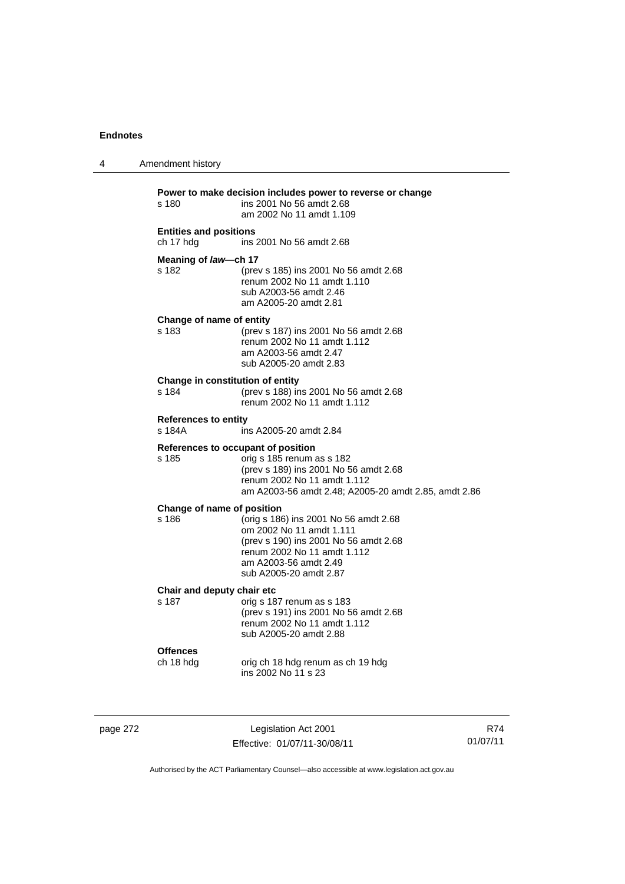**Power to make decision includes power to reverse or change**

s 180 ins 2001 No 56 amdt 2.68
am 2002 No 11 amdt 1.109

**Entities and positions**

ch 17 hdg ins 2001 No 56 amdt 2.68

**Meaning of *law*—ch 17**

s 182 (prev s 185) ins 2001 No 56 amdt 2.68
renum 2002 No 11 amdt 1.110
sub A2003-56 amdt 2.46
am A2005-20 amdt 2.81

**Change of name of entity**

s 183 (prev s 187) ins 2001 No 56 amdt 2.68
renum 2002 No 11 amdt 1.112
am A2003-56 amdt 2.47
sub A2005-20 amdt 2.83

**Change in constitution of entity**

s 184 (prev s 188) ins 2001 No 56 amdt 2.68
renum 2002 No 11 amdt 1.112

**References to entity**

s 184A ins A2005-20 amdt 2.84

**References to occupant of position**

s 185 orig s 185 renum as s 182
(prev s 189) ins 2001 No 56 amdt 2.68
renum 2002 No 11 amdt 1.112
am A2003-56 amdt 2.48; A2005-20 amdt 2.85, amdt 2.86

**Change of name of position**

s 186 (orig s 186) ins 2001 No 56 amdt 2.68
om 2002 No 11 amdt 1.111
(prev s 190) ins 2001 No 56 amdt 2.68
renum 2002 No 11 amdt 1.112
am A2003-56 amdt 2.49
sub A2005-20 amdt 2.87

**Chair and deputy chair etc**

s 187 orig s 187 renum as s 183
(prev s 191) ins 2001 No 56 amdt 2.68
renum 2002 No 11 amdt 1.112
sub A2005-20 amdt 2.88

**Offences**

ch 18 hdg orig ch 18 hdg renum as ch 19 hdg
ins 2002 No 11 s 23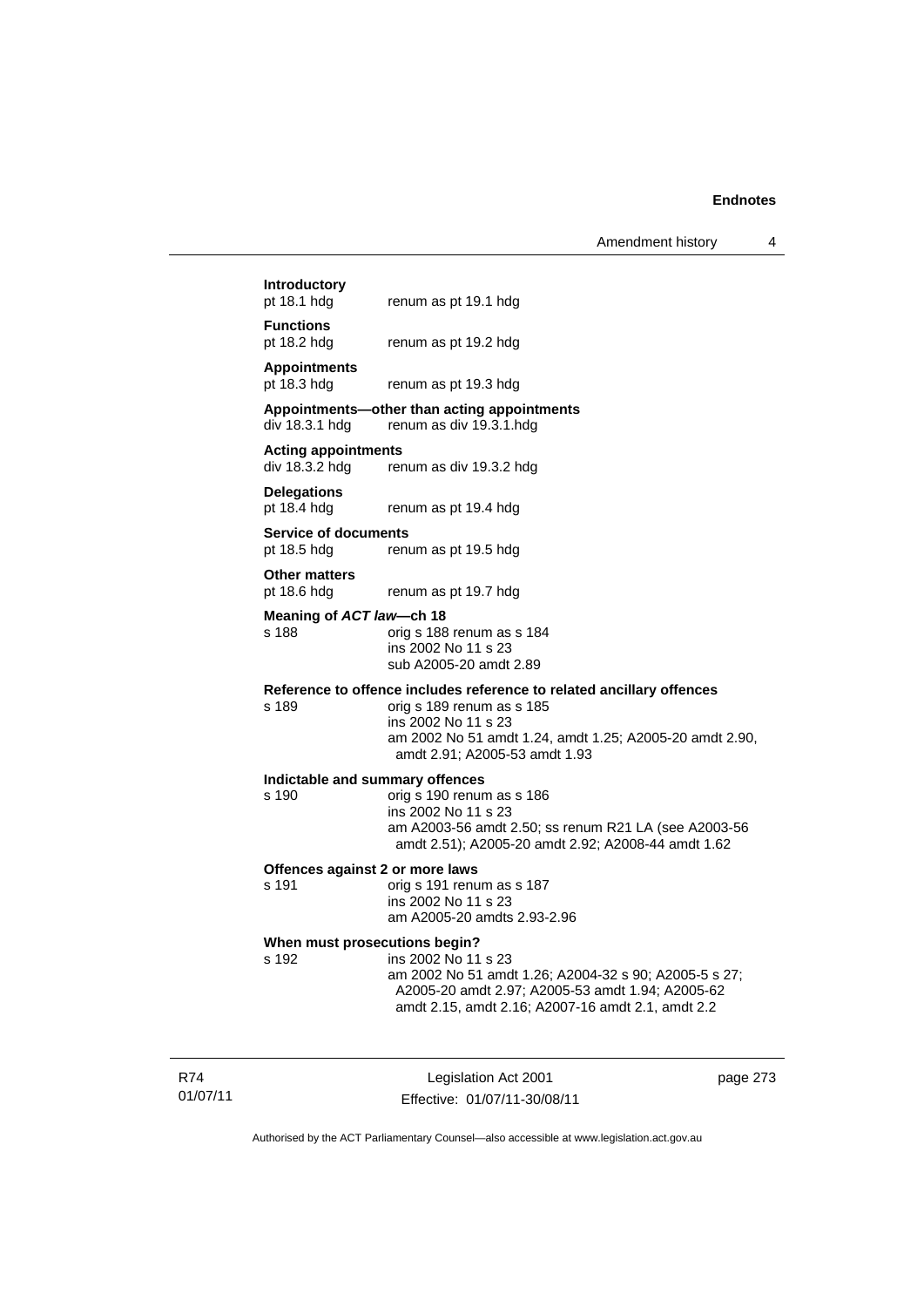**Introductory**
pt 18.1 hdg renum as pt 19.1 hdg

**Functions**
pt 18.2 hdg renum as pt 19.2 hdg

**Appointments**
pt 18.3 hdg renum as pt 19.3 hdg

**Appointments—other than acting appointments**
div 18.3.1 hdg renum as div 19.3.1.hdg

**Acting appointments**
div 18.3.2 hdg renum as div 19.3.2 hdg

**Delegations**
pt 18.4 hdg renum as pt 19.4 hdg

**Service of documents**
pt 18.5 hdg renum as pt 19.5 hdg

**Other matters**
pt 18.6 hdg renum as pt 19.7 hdg

**Meaning of *ACT law*—ch 18**
s 188 orig s 188 renum as s 184
ins 2002 No 11 s 23
sub A2005-20 amdt 2.89

**Reference to offence includes reference to related ancillary offences**
s 189 orig s 189 renum as s 185
ins 2002 No 11 s 23
am 2002 No 51 amdt 1.24, amdt 1.25; A2005-20 amdt 2.90, amdt 2.91; A2005-53 amdt 1.93

**Indictable and summary offences**
s 190 orig s 190 renum as s 186
ins 2002 No 11 s 23
am A2003-56 amdt 2.50; ss renum R21 LA (see A2003-56 amdt 2.51); A2005-20 amdt 2.92; A2008-44 amdt 1.62

**Offences against 2 or more laws**
s 191 orig s 191 renum as s 187
ins 2002 No 11 s 23
am A2005-20 amdts 2.93-2.96

**When must prosecutions begin?**
s 192 ins 2002 No 11 s 23
am 2002 No 51 amdt 1.26; A2004-32 s 90; A2005-5 s 27; A2005-20 amdt 2.97; A2005-53 amdt 1.94; A2005-62 amdt 2.15, amdt 2.16; A2007-16 amdt 2.1, amdt 2.2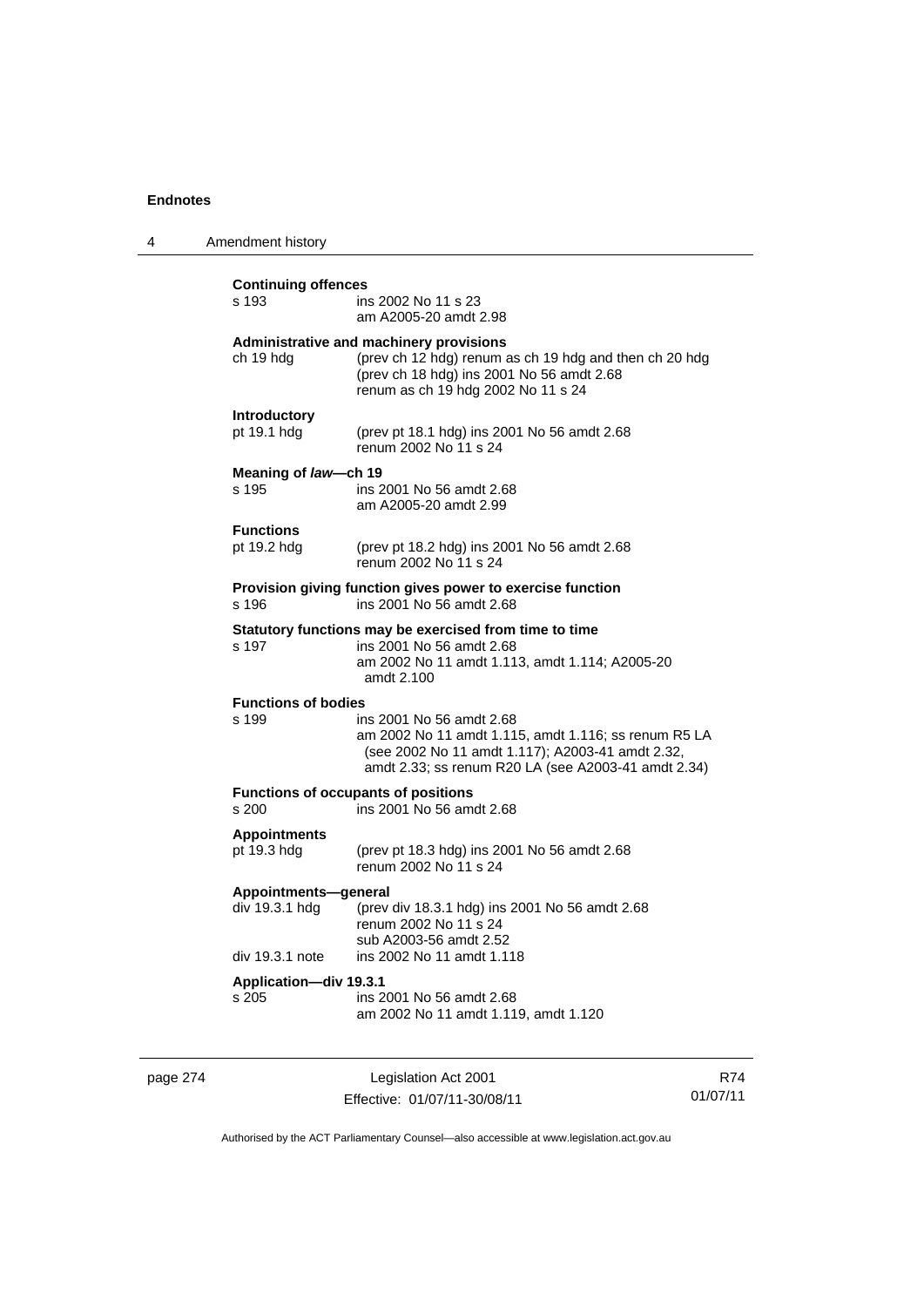**Continuing offences**

s 193 — ins 2002 No 11 s 23
am A2005-20 amdt 2.98

**Administrative and machinery provisions**

ch 19 hdg — (prev ch 12 hdg) renum as ch 19 hdg and then ch 20 hdg
(prev ch 18 hdg) ins 2001 No 56 amdt 2.68
renum as ch 19 hdg 2002 No 11 s 24

**Introductory**

pt 19.1 hdg — (prev pt 18.1 hdg) ins 2001 No 56 amdt 2.68
renum 2002 No 11 s 24

**Meaning of *law*—ch 19**

s 195 — ins 2001 No 56 amdt 2.68
am A2005-20 amdt 2.99

**Functions**

pt 19.2 hdg — (prev pt 18.2 hdg) ins 2001 No 56 amdt 2.68
renum 2002 No 11 s 24

**Provision giving function gives power to exercise function**

s 196 — ins 2001 No 56 amdt 2.68

**Statutory functions may be exercised from time to time**

s 197 — ins 2001 No 56 amdt 2.68
am 2002 No 11 amdt 1.113, amdt 1.114; A2005-20 amdt 2.100

**Functions of bodies**

s 199 — ins 2001 No 56 amdt 2.68
am 2002 No 11 amdt 1.115, amdt 1.116; ss renum R5 LA (see 2002 No 11 amdt 1.117); A2003-41 amdt 2.32, amdt 2.33; ss renum R20 LA (see A2003-41 amdt 2.34)

**Functions of occupants of positions**

s 200 — ins 2001 No 56 amdt 2.68

**Appointments**

pt 19.3 hdg — (prev pt 18.3 hdg) ins 2001 No 56 amdt 2.68
renum 2002 No 11 s 24

**Appointments—general**

div 19.3.1 hdg — (prev div 18.3.1 hdg) ins 2001 No 56 amdt 2.68
renum 2002 No 11 s 24
sub A2003-56 amdt 2.52

div 19.3.1 note — ins 2002 No 11 amdt 1.118

**Application—div 19.3.1**

s 205 — ins 2001 No 56 amdt 2.68
am 2002 No 11 amdt 1.119, amdt 1.120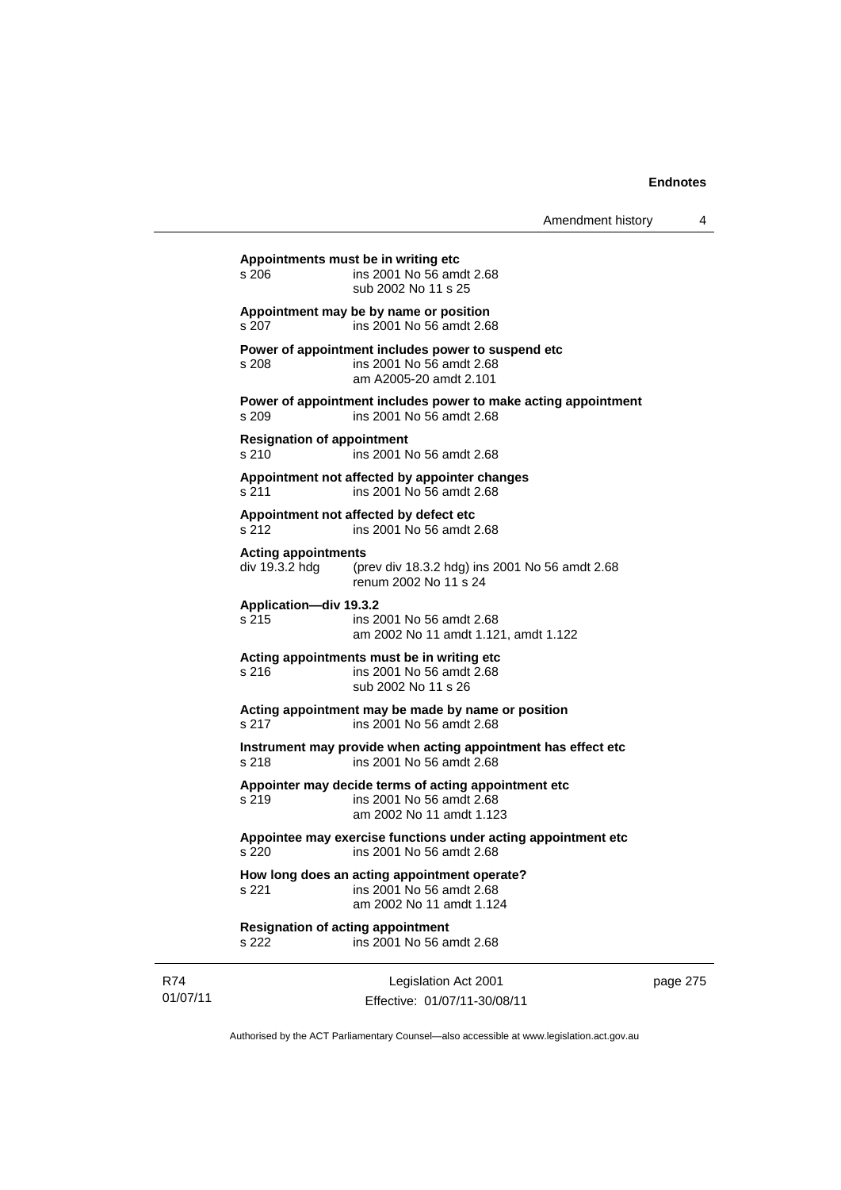**Appointments must be in writing etc**

s 206 ins 2001 No 56 amdt 2.68
sub 2002 No 11 s 25

**Appointment may be by name or position**

s 207 ins 2001 No 56 amdt 2.68

**Power of appointment includes power to suspend etc**

s 208 ins 2001 No 56 amdt 2.68
am A2005-20 amdt 2.101

**Power of appointment includes power to make acting appointment**

s 209 ins 2001 No 56 amdt 2.68

**Resignation of appointment**

s 210 ins 2001 No 56 amdt 2.68

**Appointment not affected by appointer changes**

s 211 ins 2001 No 56 amdt 2.68

**Appointment not affected by defect etc**

s 212 ins 2001 No 56 amdt 2.68

**Acting appointments**

div 19.3.2 hdg (prev div 18.3.2 hdg) ins 2001 No 56 amdt 2.68
renum 2002 No 11 s 24

**Application—div 19.3.2**

s 215 ins 2001 No 56 amdt 2.68
am 2002 No 11 amdt 1.121, amdt 1.122

**Acting appointments must be in writing etc**

s 216 ins 2001 No 56 amdt 2.68
sub 2002 No 11 s 26

**Acting appointment may be made by name or position**

s 217 ins 2001 No 56 amdt 2.68

**Instrument may provide when acting appointment has effect etc**

s 218 ins 2001 No 56 amdt 2.68

**Appointer may decide terms of acting appointment etc**

s 219 ins 2001 No 56 amdt 2.68
am 2002 No 11 amdt 1.123

**Appointee may exercise functions under acting appointment etc**

s 220 ins 2001 No 56 amdt 2.68

**How long does an acting appointment operate?**

s 221 ins 2001 No 56 amdt 2.68
am 2002 No 11 amdt 1.124

**Resignation of acting appointment**

s 222 ins 2001 No 56 amdt 2.68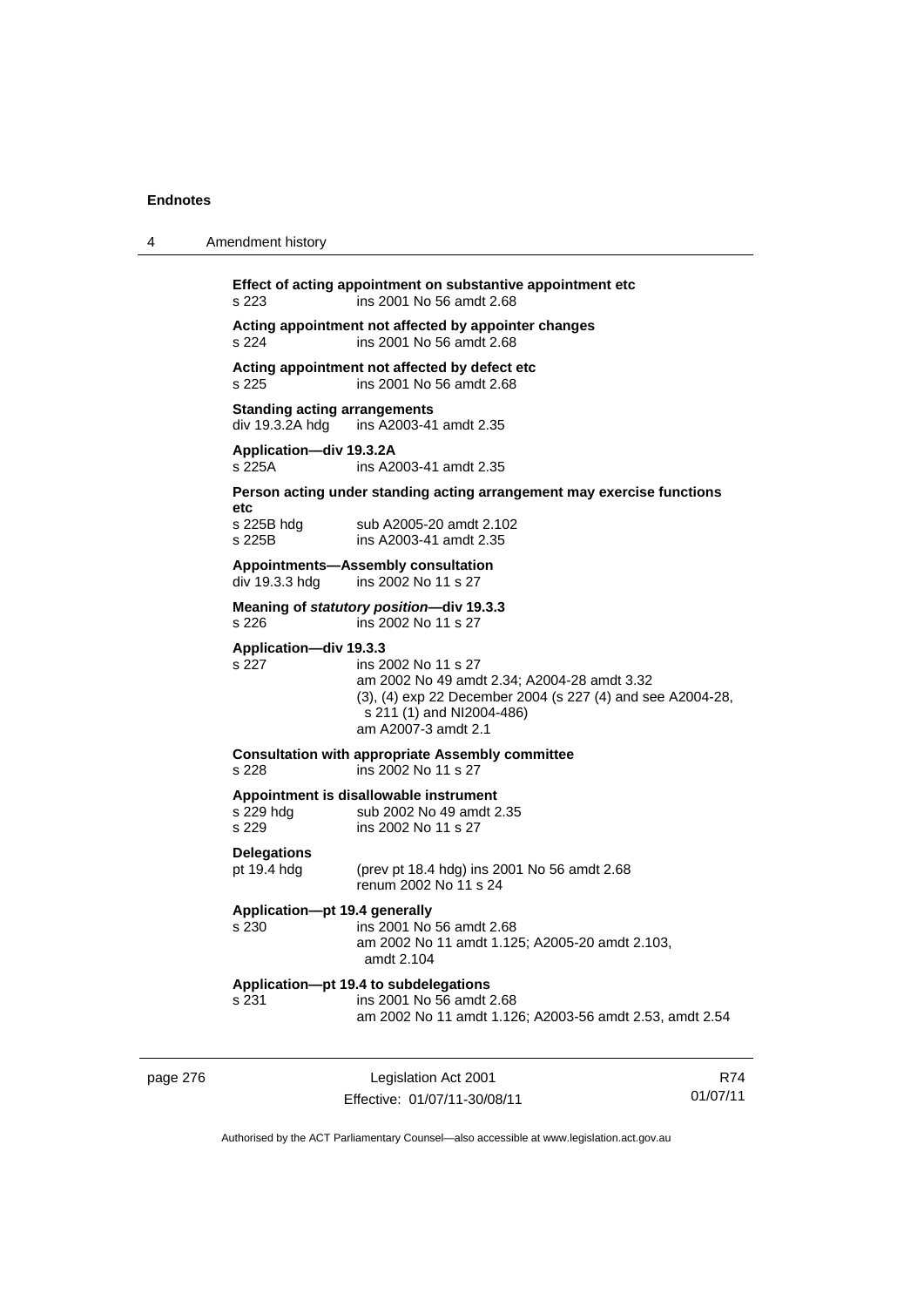**Effect of acting appointment on substantive appointment etc**
s 223 ins 2001 No 56 amdt 2.68

**Acting appointment not affected by appointer changes**
s 224 ins 2001 No 56 amdt 2.68

**Acting appointment not affected by defect etc**
s 225 ins 2001 No 56 amdt 2.68

**Standing acting arrangements**
div 19.3.2A hdg ins A2003-41 amdt 2.35

**Application—div 19.3.2A**
s 225A ins A2003-41 amdt 2.35

**Person acting under standing acting arrangement may exercise functions etc**
s 225B hdg sub A2005-20 amdt 2.102
s 225B ins A2003-41 amdt 2.35

**Appointments—Assembly consultation**
div 19.3.3 hdg ins 2002 No 11 s 27

**Meaning of *statutory position*—div 19.3.3**
s 226 ins 2002 No 11 s 27

**Application—div 19.3.3**
s 227 ins 2002 No 11 s 27
am 2002 No 49 amdt 2.34; A2004-28 amdt 3.32
(3), (4) exp 22 December 2004 (s 227 (4) and see A2004-28, s 211 (1) and NI2004-486)
am A2007-3 amdt 2.1

**Consultation with appropriate Assembly committee**
s 228 ins 2002 No 11 s 27

**Appointment is disallowable instrument**
s 229 hdg sub 2002 No 49 amdt 2.35
s 229 ins 2002 No 11 s 27

**Delegations**
pt 19.4 hdg (prev pt 18.4 hdg) ins 2001 No 56 amdt 2.68
renum 2002 No 11 s 24

**Application—pt 19.4 generally**
s 230 ins 2001 No 56 amdt 2.68
am 2002 No 11 amdt 1.125; A2005-20 amdt 2.103, amdt 2.104

**Application—pt 19.4 to subdelegations**
s 231 ins 2001 No 56 amdt 2.68
am 2002 No 11 amdt 1.126; A2003-56 amdt 2.53, amdt 2.54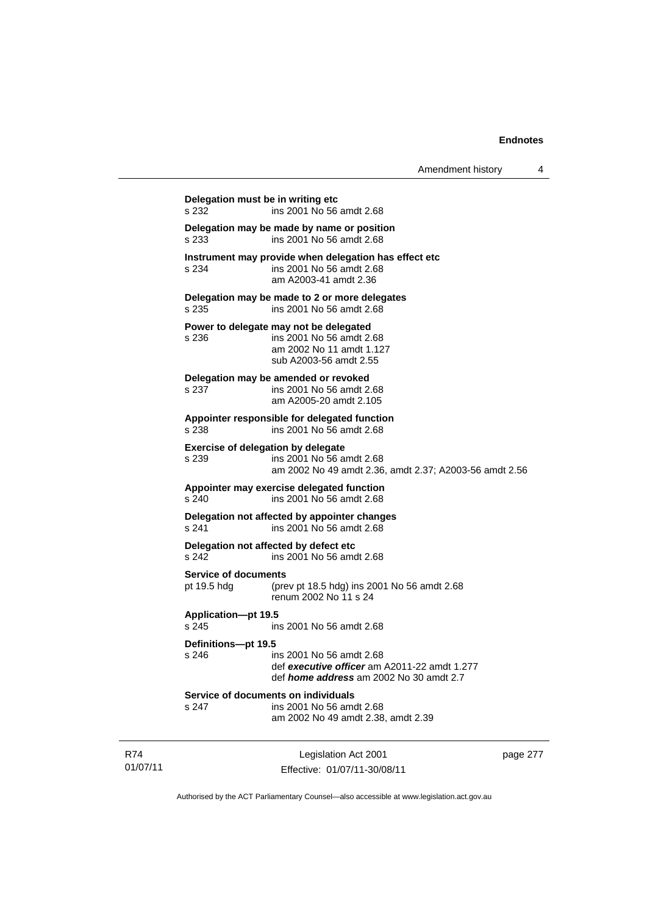**Delegation must be in writing etc**

s 232 ins 2001 No 56 amdt 2.68

**Delegation may be made by name or position**

s 233 ins 2001 No 56 amdt 2.68

**Instrument may provide when delegation has effect etc**

s 234 ins 2001 No 56 amdt 2.68
am A2003-41 amdt 2.36

**Delegation may be made to 2 or more delegates**

s 235 ins 2001 No 56 amdt 2.68

**Power to delegate may not be delegated**

s 236 ins 2001 No 56 amdt 2.68
am 2002 No 11 amdt 1.127
sub A2003-56 amdt 2.55

**Delegation may be amended or revoked**

s 237 ins 2001 No 56 amdt 2.68
am A2005-20 amdt 2.105

**Appointer responsible for delegated function**

s 238 ins 2001 No 56 amdt 2.68

**Exercise of delegation by delegate**

s 239 ins 2001 No 56 amdt 2.68
am 2002 No 49 amdt 2.36, amdt 2.37; A2003-56 amdt 2.56

**Appointer may exercise delegated function**

s 240 ins 2001 No 56 amdt 2.68

**Delegation not affected by appointer changes**

s 241 ins 2001 No 56 amdt 2.68

**Delegation not affected by defect etc**

s 242 ins 2001 No 56 amdt 2.68

**Service of documents**

pt 19.5 hdg (prev pt 18.5 hdg) ins 2001 No 56 amdt 2.68
renum 2002 No 11 s 24

**Application—pt 19.5**

s 245 ins 2001 No 56 amdt 2.68

**Definitions—pt 19.5**

s 246 ins 2001 No 56 amdt 2.68
def ***executive officer*** am A2011-22 amdt 1.277
def ***home address*** am 2002 No 30 amdt 2.7

**Service of documents on individuals**

s 247 ins 2001 No 56 amdt 2.68
am 2002 No 49 amdt 2.38, amdt 2.39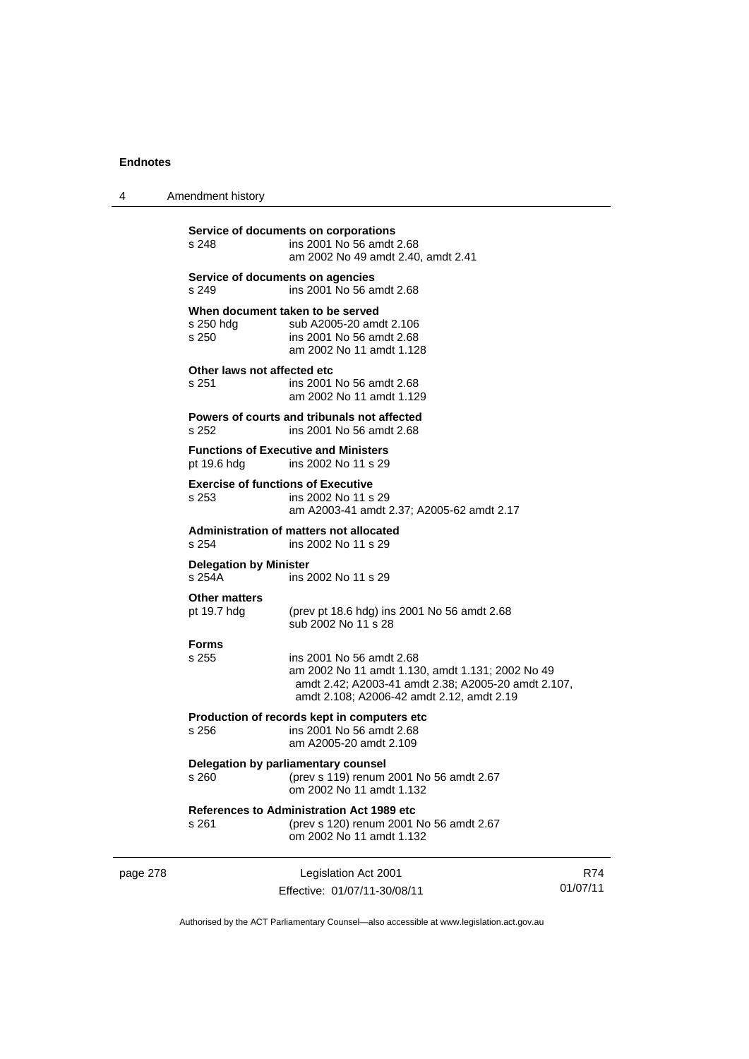**Service of documents on corporations**

s 248 ins 2001 No 56 amdt 2.68
am 2002 No 49 amdt 2.40, amdt 2.41

**Service of documents on agencies**

s 249 ins 2001 No 56 amdt 2.68

**When document taken to be served**

s 250 hdg sub A2005-20 amdt 2.106
s 250 ins 2001 No 56 amdt 2.68
am 2002 No 11 amdt 1.128

**Other laws not affected etc**

s 251 ins 2001 No 56 amdt 2.68
am 2002 No 11 amdt 1.129

**Powers of courts and tribunals not affected**

s 252 ins 2001 No 56 amdt 2.68

**Functions of Executive and Ministers**

pt 19.6 hdg ins 2002 No 11 s 29

**Exercise of functions of Executive**

s 253 ins 2002 No 11 s 29
am A2003-41 amdt 2.37; A2005-62 amdt 2.17

**Administration of matters not allocated**

s 254 ins 2002 No 11 s 29

**Delegation by Minister**

s 254A ins 2002 No 11 s 29

**Other matters**

pt 19.7 hdg (prev pt 18.6 hdg) ins 2001 No 56 amdt 2.68
sub 2002 No 11 s 28

**Forms**

s 255 ins 2001 No 56 amdt 2.68
am 2002 No 11 amdt 1.130, amdt 1.131; 2002 No 49 amdt 2.42; A2003-41 amdt 2.38; A2005-20 amdt 2.107, amdt 2.108; A2006-42 amdt 2.12, amdt 2.19

**Production of records kept in computers etc**

s 256 ins 2001 No 56 amdt 2.68
am A2005-20 amdt 2.109

**Delegation by parliamentary counsel**

s 260 (prev s 119) renum 2001 No 56 amdt 2.67
om 2002 No 11 amdt 1.132

**References to Administration Act 1989 etc**

s 261 (prev s 120) renum 2001 No 56 amdt 2.67
om 2002 No 11 amdt 1.132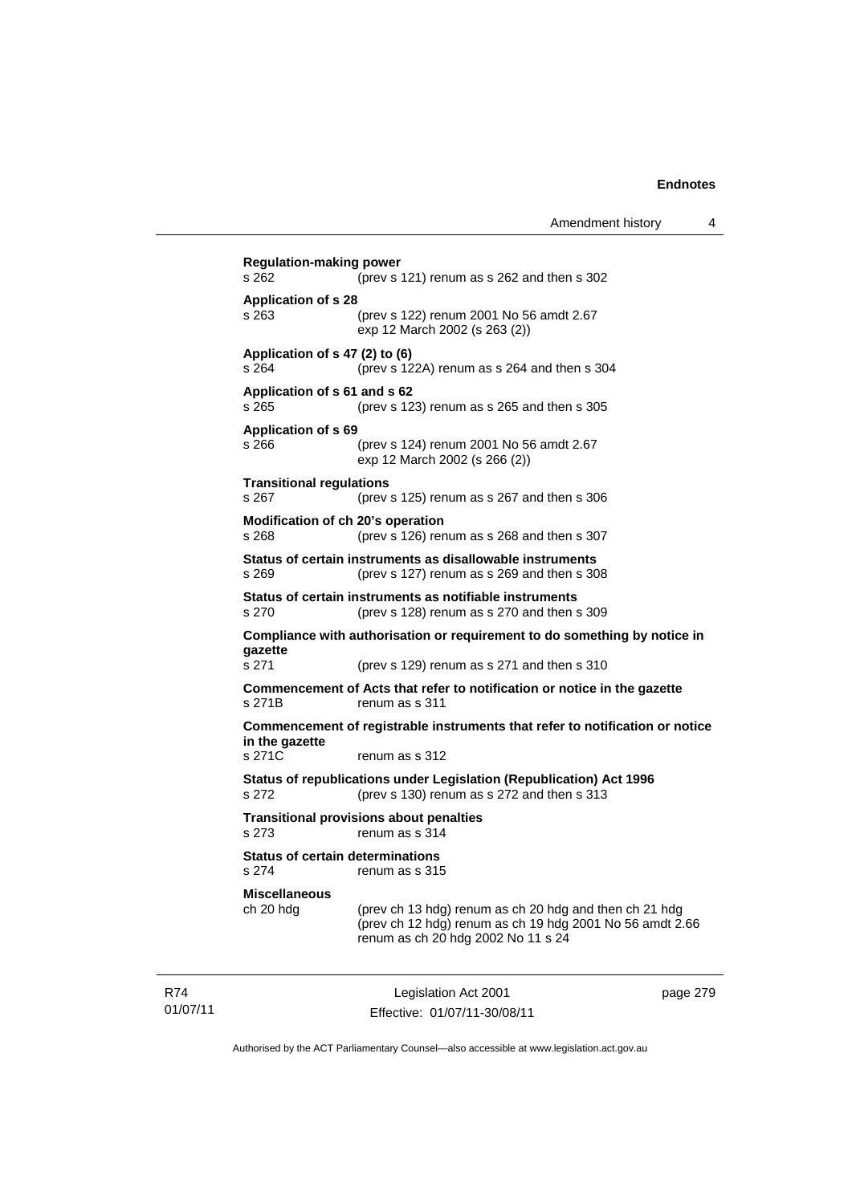**Regulation-making power**

s 262 (prev s 121) renum as s 262 and then s 302

**Application of s 28**

s 263 (prev s 122) renum 2001 No 56 amdt 2.67
exp 12 March 2002 (s 263 (2))

**Application of s 47 (2) to (6)**

s 264 (prev s 122A) renum as s 264 and then s 304

**Application of s 61 and s 62**

s 265 (prev s 123) renum as s 265 and then s 305

**Application of s 69**

s 266 (prev s 124) renum 2001 No 56 amdt 2.67
exp 12 March 2002 (s 266 (2))

**Transitional regulations**

s 267 (prev s 125) renum as s 267 and then s 306

**Modification of ch 20's operation**

s 268 (prev s 126) renum as s 268 and then s 307

**Status of certain instruments as disallowable instruments**

s 269 (prev s 127) renum as s 269 and then s 308

**Status of certain instruments as notifiable instruments**

s 270 (prev s 128) renum as s 270 and then s 309

**Compliance with authorisation or requirement to do something by notice in gazette**

s 271 (prev s 129) renum as s 271 and then s 310

**Commencement of Acts that refer to notification or notice in the gazette**

s 271B renum as s 311

**Commencement of registrable instruments that refer to notification or notice in the gazette**

s 271C renum as s 312

**Status of republications under Legislation (Republication) Act 1996**

s 272 (prev s 130) renum as s 272 and then s 313

**Transitional provisions about penalties**

s 273 renum as s 314

**Status of certain determinations**

s 274 renum as s 315

**Miscellaneous**

ch 20 hdg (prev ch 13 hdg) renum as ch 20 hdg and then ch 21 hdg
(prev ch 12 hdg) renum as ch 19 hdg 2001 No 56 amdt 2.66
renum as ch 20 hdg 2002 No 11 s 24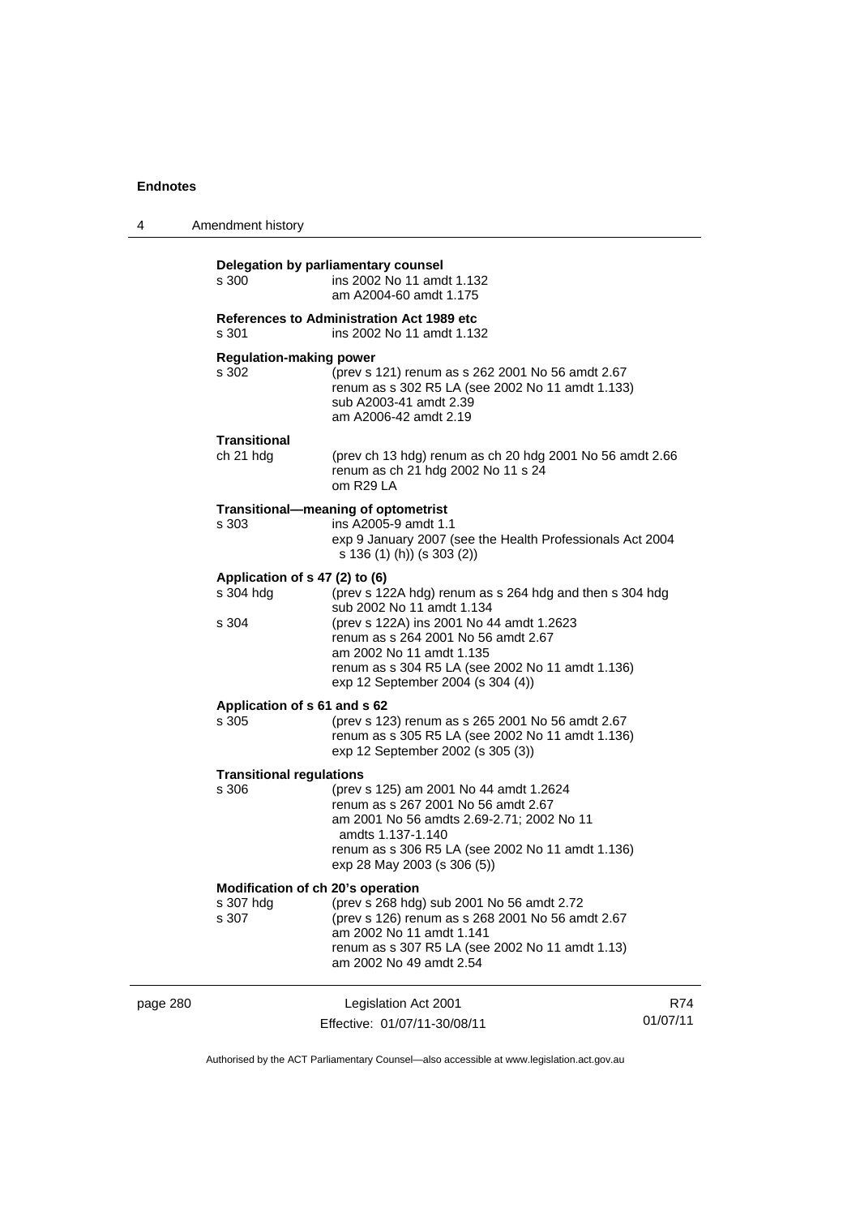**Delegation by parliamentary counsel**

s 300 ins 2002 No 11 amdt 1.132
am A2004-60 amdt 1.175

**References to Administration Act 1989 etc**

s 301 ins 2002 No 11 amdt 1.132

**Regulation-making power**

s 302 (prev s 121) renum as s 262 2001 No 56 amdt 2.67
renum as s 302 R5 LA (see 2002 No 11 amdt 1.133)
sub A2003-41 amdt 2.39
am A2006-42 amdt 2.19

**Transitional**

ch 21 hdg (prev ch 13 hdg) renum as ch 20 hdg 2001 No 56 amdt 2.66
renum as ch 21 hdg 2002 No 11 s 24
om R29 LA

**Transitional—meaning of optometrist**

s 303 ins A2005-9 amdt 1.1
exp 9 January 2007 (see the Health Professionals Act 2004 s 136 (1) (h)) (s 303 (2))

**Application of s 47 (2) to (6)**

s 304 hdg (prev s 122A hdg) renum as s 264 hdg and then s 304 hdg
sub 2002 No 11 amdt 1.134

s 304 (prev s 122A) ins 2001 No 44 amdt 1.2623
renum as s 264 2001 No 56 amdt 2.67
am 2002 No 11 amdt 1.135
renum as s 304 R5 LA (see 2002 No 11 amdt 1.136)
exp 12 September 2004 (s 304 (4))

**Application of s 61 and s 62**

s 305 (prev s 123) renum as s 265 2001 No 56 amdt 2.67
renum as s 305 R5 LA (see 2002 No 11 amdt 1.136)
exp 12 September 2002 (s 305 (3))

**Transitional regulations**

s 306 (prev s 125) am 2001 No 44 amdt 1.2624
renum as s 267 2001 No 56 amdt 2.67
am 2001 No 56 amdts 2.69-2.71; 2002 No 11 amdts 1.137-1.140
renum as s 306 R5 LA (see 2002 No 11 amdt 1.136)
exp 28 May 2003 (s 306 (5))

**Modification of ch 20's operation**

s 307 hdg (prev s 268 hdg) sub 2001 No 56 amdt 2.72

s 307 (prev s 126) renum as s 268 2001 No 56 amdt 2.67
am 2002 No 11 amdt 1.141
renum as s 307 R5 LA (see 2002 No 11 amdt 1.13)
am 2002 No 49 amdt 2.54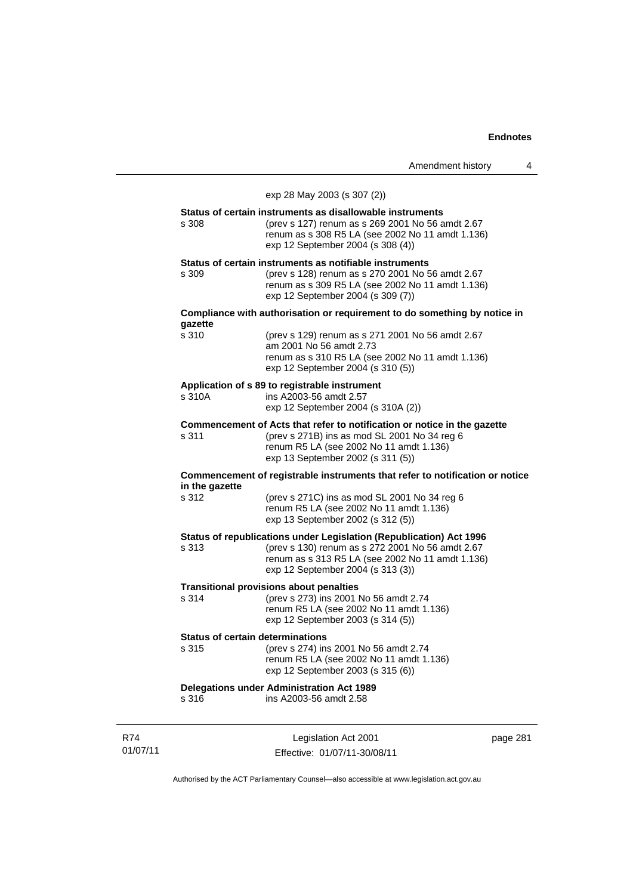exp 28 May 2003 (s 307 (2))

**Status of certain instruments as disallowable instruments**

s 308 (prev s 127) renum as s 269 2001 No 56 amdt 2.67
renum as s 308 R5 LA (see 2002 No 11 amdt 1.136)
exp 12 September 2004 (s 308 (4))

**Status of certain instruments as notifiable instruments**

s 309 (prev s 128) renum as s 270 2001 No 56 amdt 2.67
renum as s 309 R5 LA (see 2002 No 11 amdt 1.136)
exp 12 September 2004 (s 309 (7))

**Compliance with authorisation or requirement to do something by notice in gazette**

s 310 (prev s 129) renum as s 271 2001 No 56 amdt 2.67
am 2001 No 56 amdt 2.73
renum as s 310 R5 LA (see 2002 No 11 amdt 1.136)
exp 12 September 2004 (s 310 (5))

**Application of s 89 to registrable instrument**

s 310A ins A2003-56 amdt 2.57
exp 12 September 2004 (s 310A (2))

**Commencement of Acts that refer to notification or notice in the gazette**

s 311 (prev s 271B) ins as mod SL 2001 No 34 reg 6
renum R5 LA (see 2002 No 11 amdt 1.136)
exp 13 September 2002 (s 311 (5))

**Commencement of registrable instruments that refer to notification or notice in the gazette**

s 312 (prev s 271C) ins as mod SL 2001 No 34 reg 6
renum R5 LA (see 2002 No 11 amdt 1.136)
exp 13 September 2002 (s 312 (5))

**Status of republications under Legislation (Republication) Act 1996**

s 313 (prev s 130) renum as s 272 2001 No 56 amdt 2.67
renum as s 313 R5 LA (see 2002 No 11 amdt 1.136)
exp 12 September 2004 (s 313 (3))

**Transitional provisions about penalties**

s 314 (prev s 273) ins 2001 No 56 amdt 2.74
renum R5 LA (see 2002 No 11 amdt 1.136)
exp 12 September 2003 (s 314 (5))

**Status of certain determinations**

s 315 (prev s 274) ins 2001 No 56 amdt 2.74
renum R5 LA (see 2002 No 11 amdt 1.136)
exp 12 September 2003 (s 315 (6))

**Delegations under Administration Act 1989**

s 316 ins A2003-56 amdt 2.58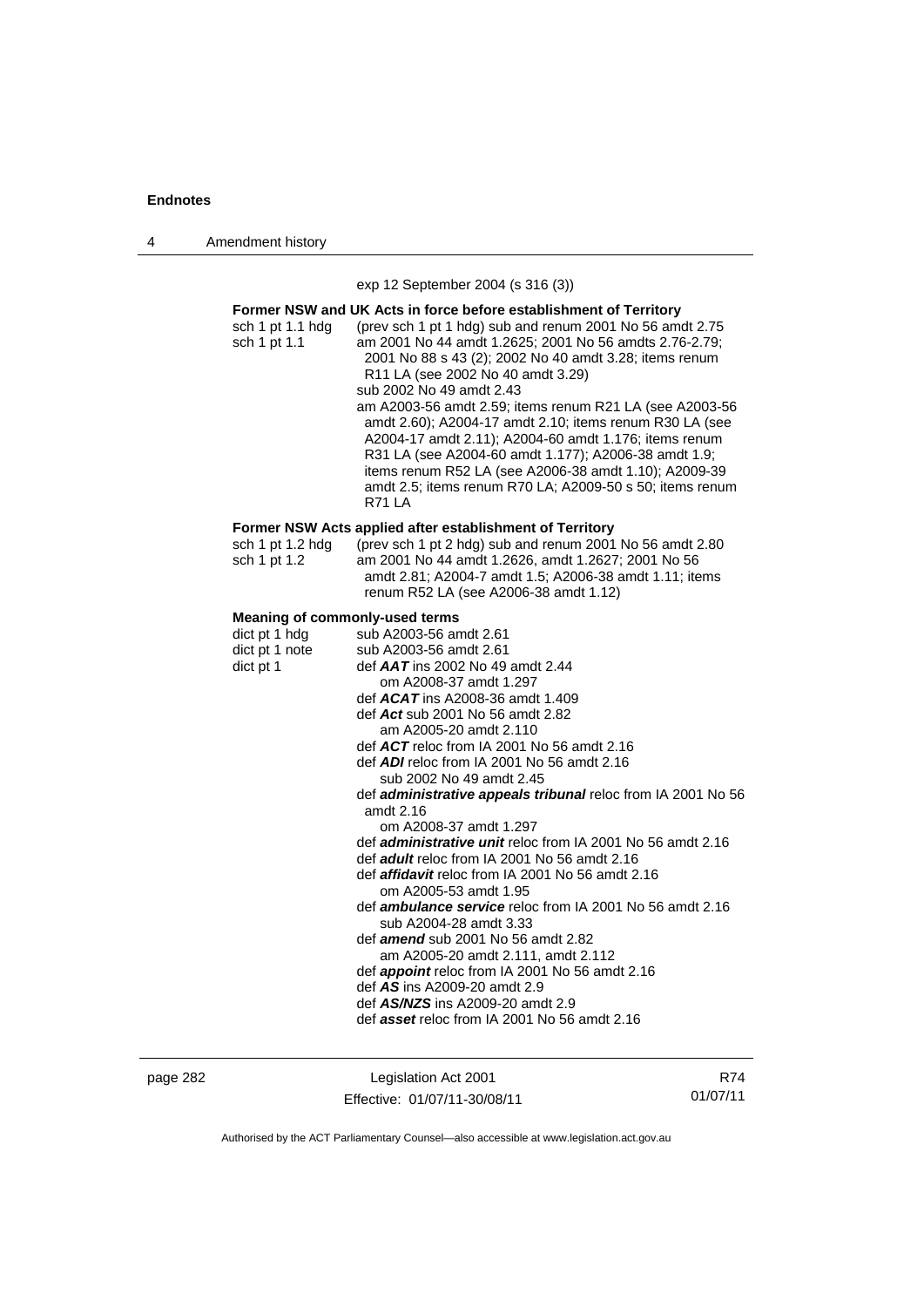exp 12 September 2004 (s 316 (3))

**Former NSW and UK Acts in force before establishment of Territory**

| | |
|---|---|
| sch 1 pt 1.1 hdg | (prev sch 1 pt 1 hdg) sub and renum 2001 No 56 amdt 2.75 |
| sch 1 pt 1.1 | am 2001 No 44 amdt 1.2625; 2001 No 56 amdts 2.76-2.79; 2001 No 88 s 43 (2); 2002 No 40 amdt 3.28; items renum R11 LA (see 2002 No 40 amdt 3.29)<br>sub 2002 No 49 amdt 2.43<br>am A2003-56 amdt 2.59; items renum R21 LA (see A2003-56 amdt 2.60); A2004-17 amdt 2.10; items renum R30 LA (see A2004-17 amdt 2.11); A2004-60 amdt 1.176; items renum R31 LA (see A2004-60 amdt 1.177); A2006-38 amdt 1.9; items renum R52 LA (see A2006-38 amdt 1.10); A2009-39 amdt 2.5; items renum R70 LA; A2009-50 s 50; items renum R71 LA |

**Former NSW Acts applied after establishment of Territory**

| | |
|---|---|
| sch 1 pt 1.2 hdg | (prev sch 1 pt 2 hdg) sub and renum 2001 No 56 amdt 2.80 |
| sch 1 pt 1.2 | am 2001 No 44 amdt 1.2626, amdt 1.2627; 2001 No 56 amdt 2.81; A2004-7 amdt 1.5; A2006-38 amdt 1.11; items renum R52 LA (see A2006-38 amdt 1.12) |

**Meaning of commonly-used terms**

| | |
|---|---|
| dict pt 1 hdg | sub A2003-56 amdt 2.61 |
| dict pt 1 note | sub A2003-56 amdt 2.61 |
| dict pt 1 | def ***AAT*** ins 2002 No 49 amdt 2.44<br>om A2008-37 amdt 1.297<br>def ***ACAT*** ins A2008-36 amdt 1.409<br>def ***Act*** sub 2001 No 56 amdt 2.82<br>am A2005-20 amdt 2.110<br>def ***ACT*** reloc from IA 2001 No 56 amdt 2.16<br>def ***ADI*** reloc from IA 2001 No 56 amdt 2.16<br>sub 2002 No 49 amdt 2.45<br>def ***administrative appeals tribunal*** reloc from IA 2001 No 56 amdt 2.16<br>om A2008-37 amdt 1.297<br>def ***administrative unit*** reloc from IA 2001 No 56 amdt 2.16<br>def ***adult*** reloc from IA 2001 No 56 amdt 2.16<br>def ***affidavit*** reloc from IA 2001 No 56 amdt 2.16<br>om A2005-53 amdt 1.95<br>def ***ambulance service*** reloc from IA 2001 No 56 amdt 2.16<br>sub A2004-28 amdt 3.33<br>def ***amend*** sub 2001 No 56 amdt 2.82<br>am A2005-20 amdt 2.111, amdt 2.112<br>def ***appoint*** reloc from IA 2001 No 56 amdt 2.16<br>def ***AS*** ins A2009-20 amdt 2.9<br>def ***AS/NZS*** ins A2009-20 amdt 2.9<br>def ***asset*** reloc from IA 2001 No 56 amdt 2.16 |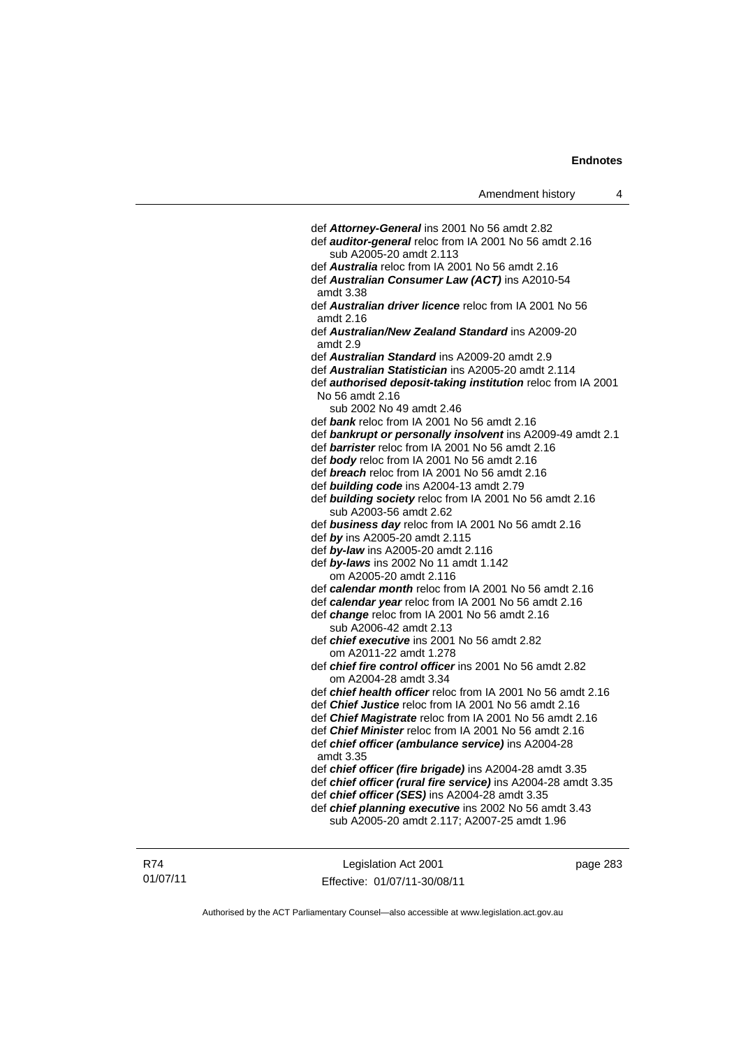def ***Attorney-General*** ins 2001 No 56 amdt 2.82

def ***auditor-general*** reloc from IA 2001 No 56 amdt 2.16
  sub A2005-20 amdt 2.113

def ***Australia*** reloc from IA 2001 No 56 amdt 2.16

def ***Australian Consumer Law (ACT)*** ins A2010-54 amdt 3.38

def ***Australian driver licence*** reloc from IA 2001 No 56 amdt 2.16

def ***Australian/New Zealand Standard*** ins A2009-20 amdt 2.9

def ***Australian Standard*** ins A2009-20 amdt 2.9

def ***Australian Statistician*** ins A2005-20 amdt 2.114

def ***authorised deposit-taking institution*** reloc from IA 2001 No 56 amdt 2.16
  sub 2002 No 49 amdt 2.46

def ***bank*** reloc from IA 2001 No 56 amdt 2.16

def ***bankrupt or personally insolvent*** ins A2009-49 amdt 2.1

def ***barrister*** reloc from IA 2001 No 56 amdt 2.16

def ***body*** reloc from IA 2001 No 56 amdt 2.16

def ***breach*** reloc from IA 2001 No 56 amdt 2.16

def ***building code*** ins A2004-13 amdt 2.79

def ***building society*** reloc from IA 2001 No 56 amdt 2.16
  sub A2003-56 amdt 2.62

def ***business day*** reloc from IA 2001 No 56 amdt 2.16

def ***by*** ins A2005-20 amdt 2.115

def ***by-law*** ins A2005-20 amdt 2.116

def ***by-laws*** ins 2002 No 11 amdt 1.142
  om A2005-20 amdt 2.116

def ***calendar month*** reloc from IA 2001 No 56 amdt 2.16

def ***calendar year*** reloc from IA 2001 No 56 amdt 2.16

def ***change*** reloc from IA 2001 No 56 amdt 2.16
  sub A2006-42 amdt 2.13

def ***chief executive*** ins 2001 No 56 amdt 2.82
  om A2011-22 amdt 1.278

def ***chief fire control officer*** ins 2001 No 56 amdt 2.82
  om A2004-28 amdt 3.34

def ***chief health officer*** reloc from IA 2001 No 56 amdt 2.16

def ***Chief Justice*** reloc from IA 2001 No 56 amdt 2.16

def ***Chief Magistrate*** reloc from IA 2001 No 56 amdt 2.16

def ***Chief Minister*** reloc from IA 2001 No 56 amdt 2.16

def ***chief officer (ambulance service)*** ins A2004-28 amdt 3.35

def ***chief officer (fire brigade)*** ins A2004-28 amdt 3.35

def ***chief officer (rural fire service)*** ins A2004-28 amdt 3.35

def ***chief officer (SES)*** ins A2004-28 amdt 3.35

def ***chief planning executive*** ins 2002 No 56 amdt 3.43
  sub A2005-20 amdt 2.117; A2007-25 amdt 1.96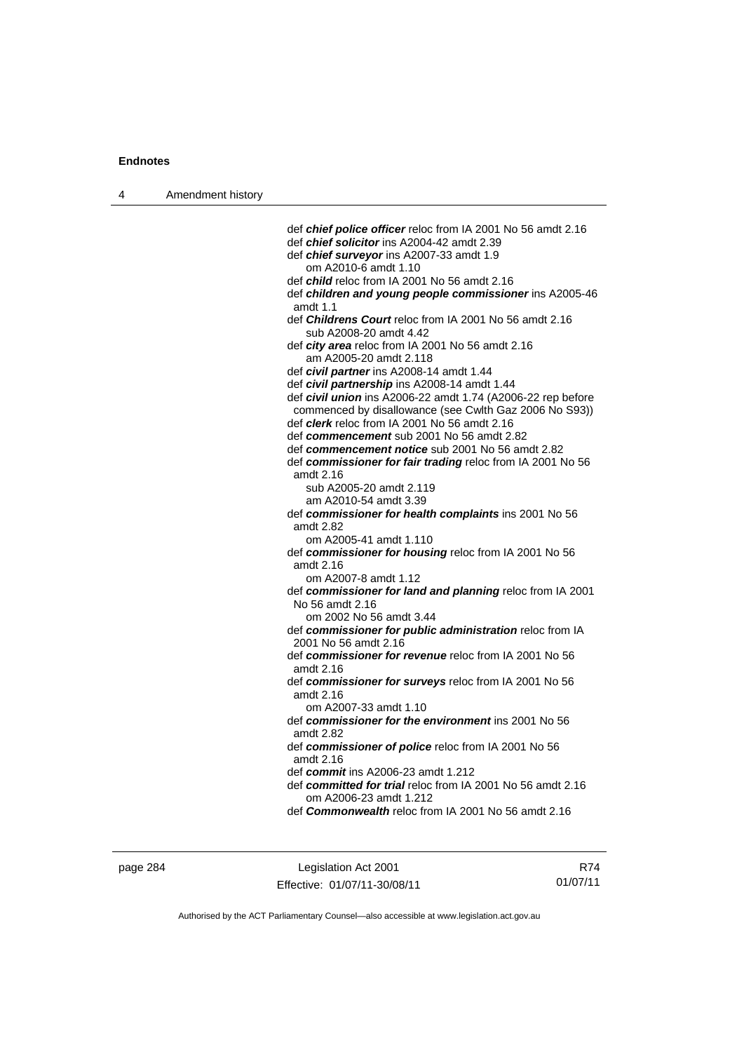def ***chief police officer*** reloc from IA 2001 No 56 amdt 2.16
def ***chief solicitor*** ins A2004-42 amdt 2.39
def ***chief surveyor*** ins A2007-33 amdt 1.9
om A2010-6 amdt 1.10
def ***child*** reloc from IA 2001 No 56 amdt 2.16
def ***children and young people commissioner*** ins A2005-46 amdt 1.1
def ***Childrens Court*** reloc from IA 2001 No 56 amdt 2.16
sub A2008-20 amdt 4.42
def ***city area*** reloc from IA 2001 No 56 amdt 2.16
am A2005-20 amdt 2.118
def ***civil partner*** ins A2008-14 amdt 1.44
def ***civil partnership*** ins A2008-14 amdt 1.44
def ***civil union*** ins A2006-22 amdt 1.74 (A2006-22 rep before commenced by disallowance (see Cwlth Gaz 2006 No S93))
def ***clerk*** reloc from IA 2001 No 56 amdt 2.16
def ***commencement*** sub 2001 No 56 amdt 2.82
def ***commencement notice*** sub 2001 No 56 amdt 2.82
def ***commissioner for fair trading*** reloc from IA 2001 No 56 amdt 2.16
sub A2005-20 amdt 2.119
am A2010-54 amdt 3.39
def ***commissioner for health complaints*** ins 2001 No 56 amdt 2.82
om A2005-41 amdt 1.110
def ***commissioner for housing*** reloc from IA 2001 No 56 amdt 2.16
om A2007-8 amdt 1.12
def ***commissioner for land and planning*** reloc from IA 2001 No 56 amdt 2.16
om 2002 No 56 amdt 3.44
def ***commissioner for public administration*** reloc from IA 2001 No 56 amdt 2.16
def ***commissioner for revenue*** reloc from IA 2001 No 56 amdt 2.16
def ***commissioner for surveys*** reloc from IA 2001 No 56 amdt 2.16
om A2007-33 amdt 1.10
def ***commissioner for the environment*** ins 2001 No 56 amdt 2.82
def ***commissioner of police*** reloc from IA 2001 No 56 amdt 2.16
def ***commit*** ins A2006-23 amdt 1.212
def ***committed for trial*** reloc from IA 2001 No 56 amdt 2.16
om A2006-23 amdt 1.212
def ***Commonwealth*** reloc from IA 2001 No 56 amdt 2.16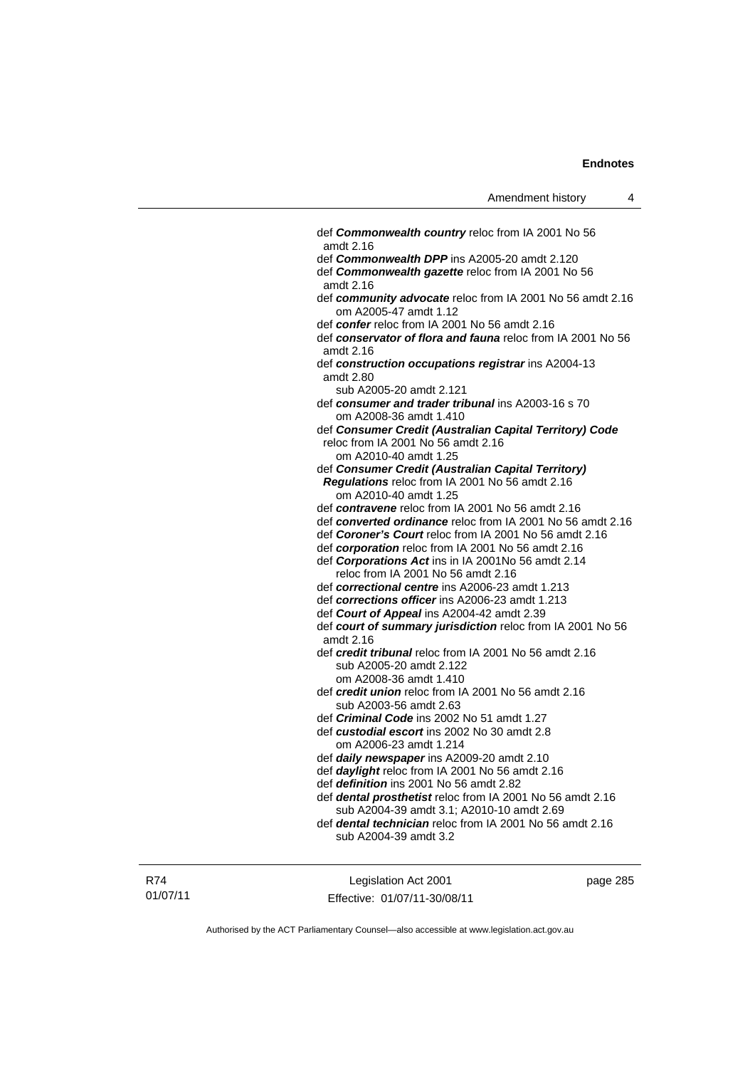def ***Commonwealth country*** reloc from IA 2001 No 56 amdt 2.16

def ***Commonwealth DPP*** ins A2005-20 amdt 2.120

def ***Commonwealth gazette*** reloc from IA 2001 No 56 amdt 2.16

def ***community advocate*** reloc from IA 2001 No 56 amdt 2.16
  om A2005-47 amdt 1.12

def ***confer*** reloc from IA 2001 No 56 amdt 2.16

def ***conservator of flora and fauna*** reloc from IA 2001 No 56 amdt 2.16

def ***construction occupations registrar*** ins A2004-13 amdt 2.80
  sub A2005-20 amdt 2.121

def ***consumer and trader tribunal*** ins A2003-16 s 70
  om A2008-36 amdt 1.410

def ***Consumer Credit (Australian Capital Territory) Code*** reloc from IA 2001 No 56 amdt 2.16
  om A2010-40 amdt 1.25

def ***Consumer Credit (Australian Capital Territory) Regulations*** reloc from IA 2001 No 56 amdt 2.16
  om A2010-40 amdt 1.25

def ***contravene*** reloc from IA 2001 No 56 amdt 2.16

def ***converted ordinance*** reloc from IA 2001 No 56 amdt 2.16

def ***Coroner's Court*** reloc from IA 2001 No 56 amdt 2.16

def ***corporation*** reloc from IA 2001 No 56 amdt 2.16

def ***Corporations Act*** ins in IA 2001No 56 amdt 2.14
  reloc from IA 2001 No 56 amdt 2.16

def ***correctional centre*** ins A2006-23 amdt 1.213

def ***corrections officer*** ins A2006-23 amdt 1.213

def ***Court of Appeal*** ins A2004-42 amdt 2.39

def ***court of summary jurisdiction*** reloc from IA 2001 No 56 amdt 2.16

def ***credit tribunal*** reloc from IA 2001 No 56 amdt 2.16
  sub A2005-20 amdt 2.122
  om A2008-36 amdt 1.410

def ***credit union*** reloc from IA 2001 No 56 amdt 2.16
  sub A2003-56 amdt 2.63

def ***Criminal Code*** ins 2002 No 51 amdt 1.27

def ***custodial escort*** ins 2002 No 30 amdt 2.8
  om A2006-23 amdt 1.214

def ***daily newspaper*** ins A2009-20 amdt 2.10

def ***daylight*** reloc from IA 2001 No 56 amdt 2.16

def ***definition*** ins 2001 No 56 amdt 2.82

def ***dental prosthetist*** reloc from IA 2001 No 56 amdt 2.16
  sub A2004-39 amdt 3.1; A2010-10 amdt 2.69

def ***dental technician*** reloc from IA 2001 No 56 amdt 2.16
  sub A2004-39 amdt 3.2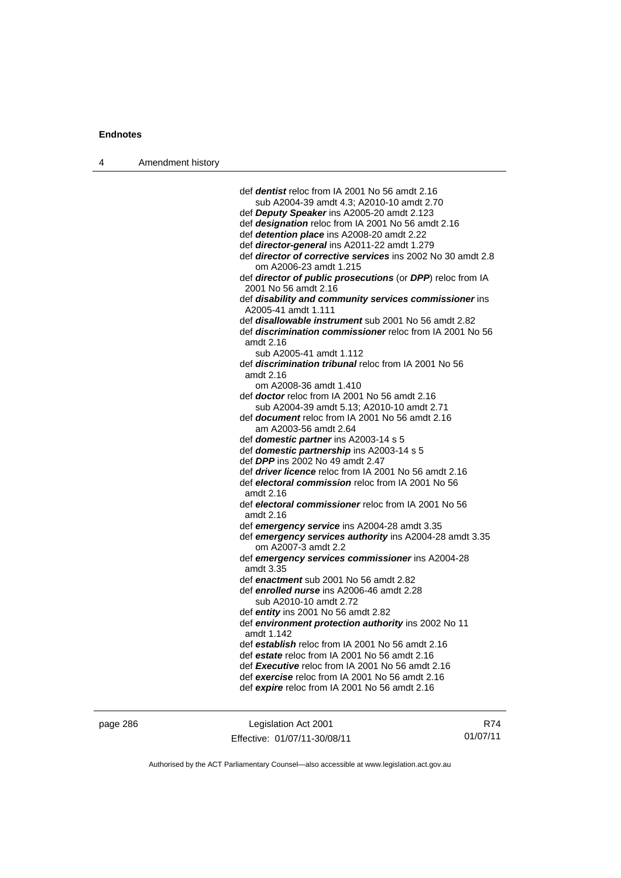def ***dentist*** reloc from IA 2001 No 56 amdt 2.16
sub A2004-39 amdt 4.3; A2010-10 amdt 2.70
def ***Deputy Speaker*** ins A2005-20 amdt 2.123
def ***designation*** reloc from IA 2001 No 56 amdt 2.16
def ***detention place*** ins A2008-20 amdt 2.22
def ***director-general*** ins A2011-22 amdt 1.279
def ***director of corrective services*** ins 2002 No 30 amdt 2.8
om A2006-23 amdt 1.215
def ***director of public prosecutions*** (or ***DPP***) reloc from IA 2001 No 56 amdt 2.16
def ***disability and community services commissioner*** ins A2005-41 amdt 1.111
def ***disallowable instrument*** sub 2001 No 56 amdt 2.82
def ***discrimination commissioner*** reloc from IA 2001 No 56 amdt 2.16
sub A2005-41 amdt 1.112
def ***discrimination tribunal*** reloc from IA 2001 No 56 amdt 2.16
om A2008-36 amdt 1.410
def ***doctor*** reloc from IA 2001 No 56 amdt 2.16
sub A2004-39 amdt 5.13; A2010-10 amdt 2.71
def ***document*** reloc from IA 2001 No 56 amdt 2.16
am A2003-56 amdt 2.64
def ***domestic partner*** ins A2003-14 s 5
def ***domestic partnership*** ins A2003-14 s 5
def ***DPP*** ins 2002 No 49 amdt 2.47
def ***driver licence*** reloc from IA 2001 No 56 amdt 2.16
def ***electoral commission*** reloc from IA 2001 No 56 amdt 2.16
def ***electoral commissioner*** reloc from IA 2001 No 56 amdt 2.16
def ***emergency service*** ins A2004-28 amdt 3.35
def ***emergency services authority*** ins A2004-28 amdt 3.35
om A2007-3 amdt 2.2
def ***emergency services commissioner*** ins A2004-28 amdt 3.35
def ***enactment*** sub 2001 No 56 amdt 2.82
def ***enrolled nurse*** ins A2006-46 amdt 2.28
sub A2010-10 amdt 2.72
def ***entity*** ins 2001 No 56 amdt 2.82
def ***environment protection authority*** ins 2002 No 11 amdt 1.142
def ***establish*** reloc from IA 2001 No 56 amdt 2.16
def ***estate*** reloc from IA 2001 No 56 amdt 2.16
def ***Executive*** reloc from IA 2001 No 56 amdt 2.16
def ***exercise*** reloc from IA 2001 No 56 amdt 2.16
def ***expire*** reloc from IA 2001 No 56 amdt 2.16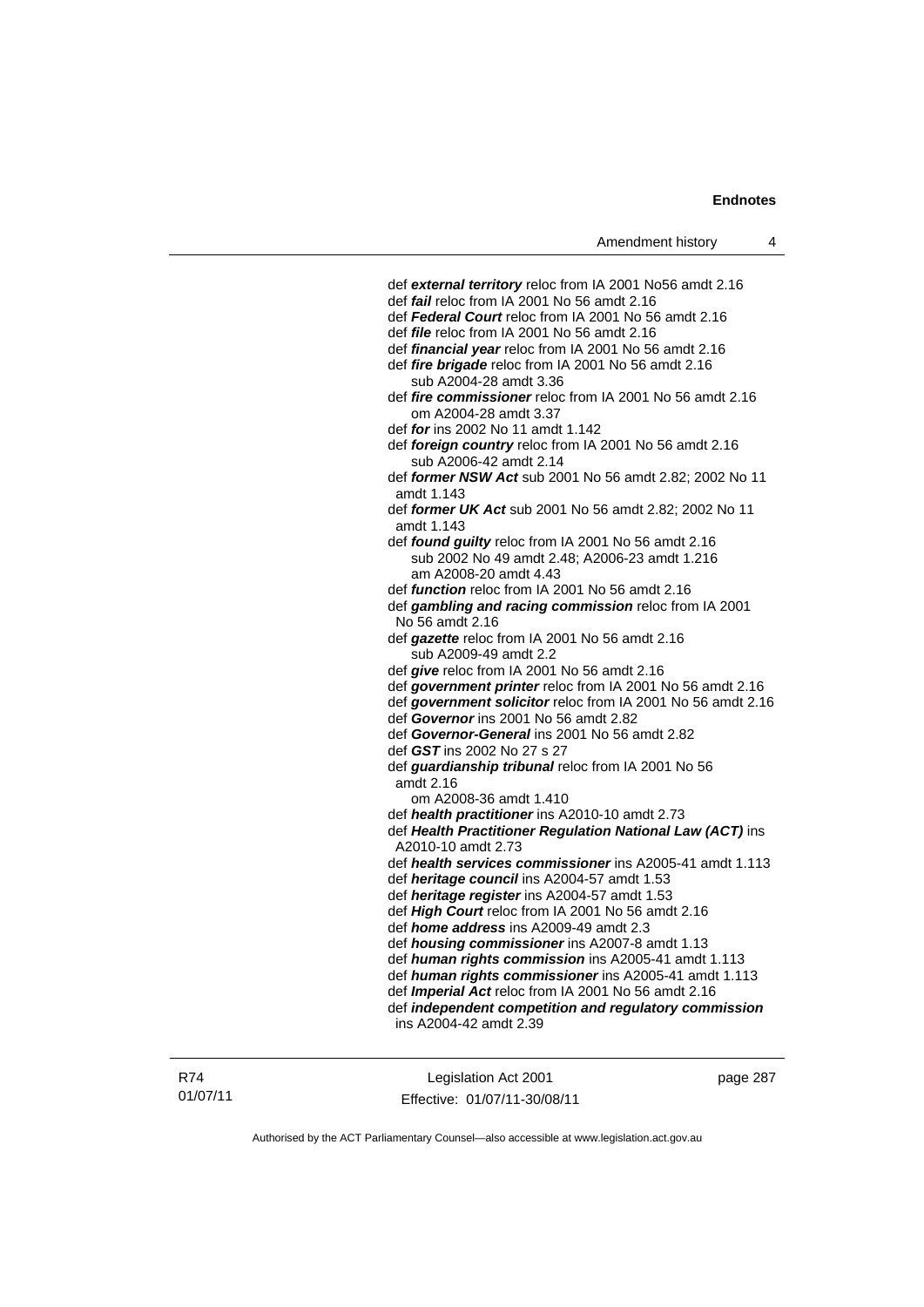def ***external territory*** reloc from IA 2001 No56 amdt 2.16
def ***fail*** reloc from IA 2001 No 56 amdt 2.16
def ***Federal Court*** reloc from IA 2001 No 56 amdt 2.16
def ***file*** reloc from IA 2001 No 56 amdt 2.16
def ***financial year*** reloc from IA 2001 No 56 amdt 2.16
def ***fire brigade*** reloc from IA 2001 No 56 amdt 2.16
  sub A2004-28 amdt 3.36
def ***fire commissioner*** reloc from IA 2001 No 56 amdt 2.16
  om A2004-28 amdt 3.37
def ***for*** ins 2002 No 11 amdt 1.142
def ***foreign country*** reloc from IA 2001 No 56 amdt 2.16
  sub A2006-42 amdt 2.14
def ***former NSW Act*** sub 2001 No 56 amdt 2.82; 2002 No 11 amdt 1.143
def ***former UK Act*** sub 2001 No 56 amdt 2.82; 2002 No 11 amdt 1.143
def ***found guilty*** reloc from IA 2001 No 56 amdt 2.16
  sub 2002 No 49 amdt 2.48; A2006-23 amdt 1.216
  am A2008-20 amdt 4.43
def ***function*** reloc from IA 2001 No 56 amdt 2.16
def ***gambling and racing commission*** reloc from IA 2001 No 56 amdt 2.16
def ***gazette*** reloc from IA 2001 No 56 amdt 2.16
  sub A2009-49 amdt 2.2
def ***give*** reloc from IA 2001 No 56 amdt 2.16
def ***government printer*** reloc from IA 2001 No 56 amdt 2.16
def ***government solicitor*** reloc from IA 2001 No 56 amdt 2.16
def ***Governor*** ins 2001 No 56 amdt 2.82
def ***Governor-General*** ins 2001 No 56 amdt 2.82
def ***GST*** ins 2002 No 27 s 27
def ***guardianship tribunal*** reloc from IA 2001 No 56 amdt 2.16
  om A2008-36 amdt 1.410
def ***health practitioner*** ins A2010-10 amdt 2.73
def ***Health Practitioner Regulation National Law (ACT)*** ins A2010-10 amdt 2.73
def ***health services commissioner*** ins A2005-41 amdt 1.113
def ***heritage council*** ins A2004-57 amdt 1.53
def ***heritage register*** ins A2004-57 amdt 1.53
def ***High Court*** reloc from IA 2001 No 56 amdt 2.16
def ***home address*** ins A2009-49 amdt 2.3
def ***housing commissioner*** ins A2007-8 amdt 1.13
def ***human rights commission*** ins A2005-41 amdt 1.113
def ***human rights commissioner*** ins A2005-41 amdt 1.113
def ***Imperial Act*** reloc from IA 2001 No 56 amdt 2.16
def ***independent competition and regulatory commission*** ins A2004-42 amdt 2.39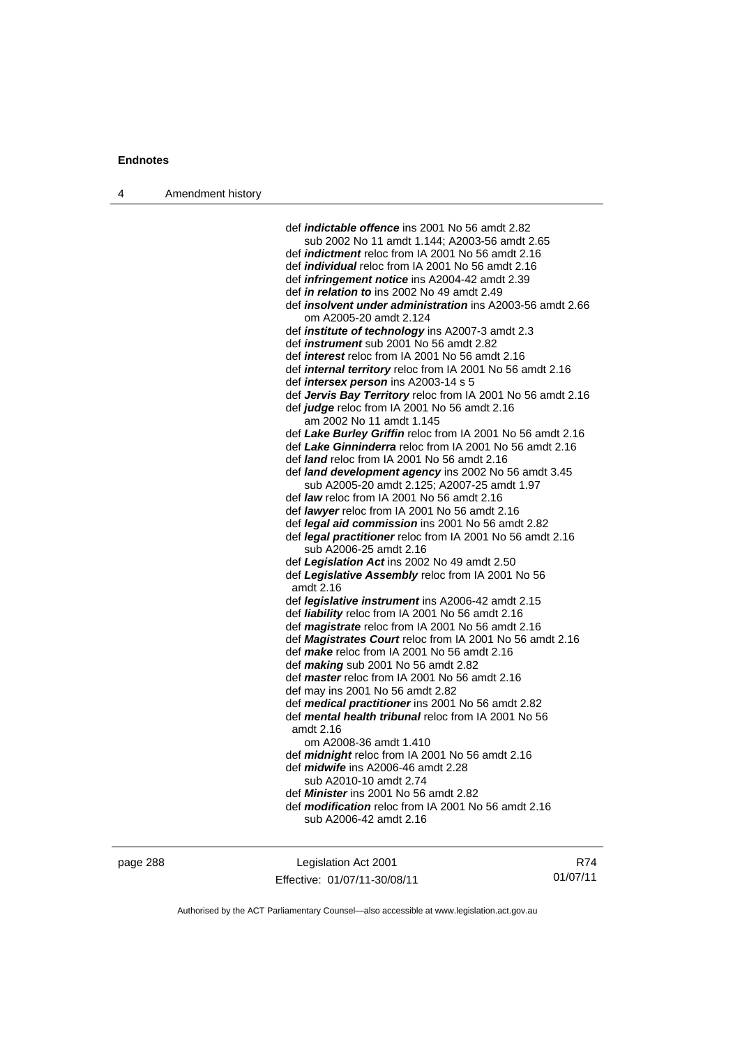def ***indictable offence*** ins 2001 No 56 amdt 2.82
sub 2002 No 11 amdt 1.144; A2003-56 amdt 2.65
def ***indictment*** reloc from IA 2001 No 56 amdt 2.16
def ***individual*** reloc from IA 2001 No 56 amdt 2.16
def ***infringement notice*** ins A2004-42 amdt 2.39
def ***in relation to*** ins 2002 No 49 amdt 2.49
def ***insolvent under administration*** ins A2003-56 amdt 2.66
om A2005-20 amdt 2.124
def ***institute of technology*** ins A2007-3 amdt 2.3
def ***instrument*** sub 2001 No 56 amdt 2.82
def ***interest*** reloc from IA 2001 No 56 amdt 2.16
def ***internal territory*** reloc from IA 2001 No 56 amdt 2.16
def ***intersex person*** ins A2003-14 s 5
def ***Jervis Bay Territory*** reloc from IA 2001 No 56 amdt 2.16
def ***judge*** reloc from IA 2001 No 56 amdt 2.16
am 2002 No 11 amdt 1.145
def ***Lake Burley Griffin*** reloc from IA 2001 No 56 amdt 2.16
def ***Lake Ginninderra*** reloc from IA 2001 No 56 amdt 2.16
def ***land*** reloc from IA 2001 No 56 amdt 2.16
def ***land development agency*** ins 2002 No 56 amdt 3.45
sub A2005-20 amdt 2.125; A2007-25 amdt 1.97
def ***law*** reloc from IA 2001 No 56 amdt 2.16
def ***lawyer*** reloc from IA 2001 No 56 amdt 2.16
def ***legal aid commission*** ins 2001 No 56 amdt 2.82
def ***legal practitioner*** reloc from IA 2001 No 56 amdt 2.16
sub A2006-25 amdt 2.16
def ***Legislation Act*** ins 2002 No 49 amdt 2.50
def ***Legislative Assembly*** reloc from IA 2001 No 56 amdt 2.16
def ***legislative instrument*** ins A2006-42 amdt 2.15
def ***liability*** reloc from IA 2001 No 56 amdt 2.16
def ***magistrate*** reloc from IA 2001 No 56 amdt 2.16
def ***Magistrates Court*** reloc from IA 2001 No 56 amdt 2.16
def ***make*** reloc from IA 2001 No 56 amdt 2.16
def ***making*** sub 2001 No 56 amdt 2.82
def ***master*** reloc from IA 2001 No 56 amdt 2.16
def may ins 2001 No 56 amdt 2.82
def ***medical practitioner*** ins 2001 No 56 amdt 2.82
def ***mental health tribunal*** reloc from IA 2001 No 56 amdt 2.16
om A2008-36 amdt 1.410
def ***midnight*** reloc from IA 2001 No 56 amdt 2.16
def ***midwife*** ins A2006-46 amdt 2.28
sub A2010-10 amdt 2.74
def ***Minister*** ins 2001 No 56 amdt 2.82
def ***modification*** reloc from IA 2001 No 56 amdt 2.16
sub A2006-42 amdt 2.16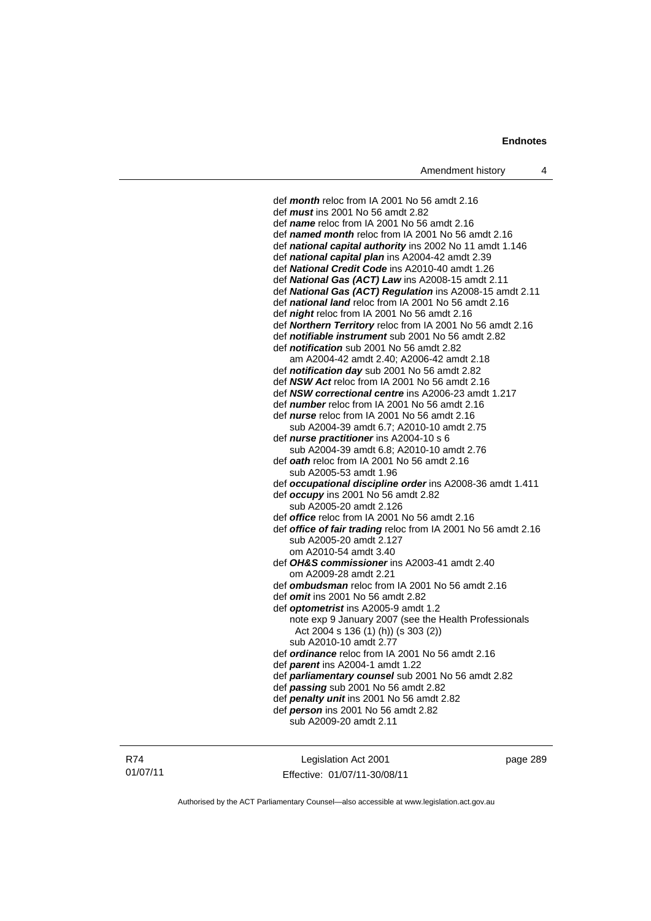def ***month*** reloc from IA 2001 No 56 amdt 2.16
def ***must*** ins 2001 No 56 amdt 2.82
def ***name*** reloc from IA 2001 No 56 amdt 2.16
def ***named month*** reloc from IA 2001 No 56 amdt 2.16
def ***national capital authority*** ins 2002 No 11 amdt 1.146
def ***national capital plan*** ins A2004-42 amdt 2.39
def ***National Credit Code*** ins A2010-40 amdt 1.26
def ***National Gas (ACT) Law*** ins A2008-15 amdt 2.11
def ***National Gas (ACT) Regulation*** ins A2008-15 amdt 2.11
def ***national land*** reloc from IA 2001 No 56 amdt 2.16
def ***night*** reloc from IA 2001 No 56 amdt 2.16
def ***Northern Territory*** reloc from IA 2001 No 56 amdt 2.16
def ***notifiable instrument*** sub 2001 No 56 amdt 2.82
def ***notification*** sub 2001 No 56 amdt 2.82
am A2004-42 amdt 2.40; A2006-42 amdt 2.18
def ***notification day*** sub 2001 No 56 amdt 2.82
def ***NSW Act*** reloc from IA 2001 No 56 amdt 2.16
def ***NSW correctional centre*** ins A2006-23 amdt 1.217
def ***number*** reloc from IA 2001 No 56 amdt 2.16
def ***nurse*** reloc from IA 2001 No 56 amdt 2.16
sub A2004-39 amdt 6.7; A2010-10 amdt 2.75
def ***nurse practitioner*** ins A2004-10 s 6
sub A2004-39 amdt 6.8; A2010-10 amdt 2.76
def ***oath*** reloc from IA 2001 No 56 amdt 2.16
sub A2005-53 amdt 1.96
def ***occupational discipline order*** ins A2008-36 amdt 1.411
def ***occupy*** ins 2001 No 56 amdt 2.82
sub A2005-20 amdt 2.126
def ***office*** reloc from IA 2001 No 56 amdt 2.16
def ***office of fair trading*** reloc from IA 2001 No 56 amdt 2.16
sub A2005-20 amdt 2.127
om A2010-54 amdt 3.40
def ***OH&S commissioner*** ins A2003-41 amdt 2.40
om A2009-28 amdt 2.21
def ***ombudsman*** reloc from IA 2001 No 56 amdt 2.16
def ***omit*** ins 2001 No 56 amdt 2.82
def ***optometrist*** ins A2005-9 amdt 1.2
note exp 9 January 2007 (see the Health Professionals Act 2004 s 136 (1) (h)) (s 303 (2))
sub A2010-10 amdt 2.77
def ***ordinance*** reloc from IA 2001 No 56 amdt 2.16
def ***parent*** ins A2004-1 amdt 1.22
def ***parliamentary counsel*** sub 2001 No 56 amdt 2.82
def ***passing*** sub 2001 No 56 amdt 2.82
def ***penalty unit*** ins 2001 No 56 amdt 2.82
def ***person*** ins 2001 No 56 amdt 2.82
sub A2009-20 amdt 2.11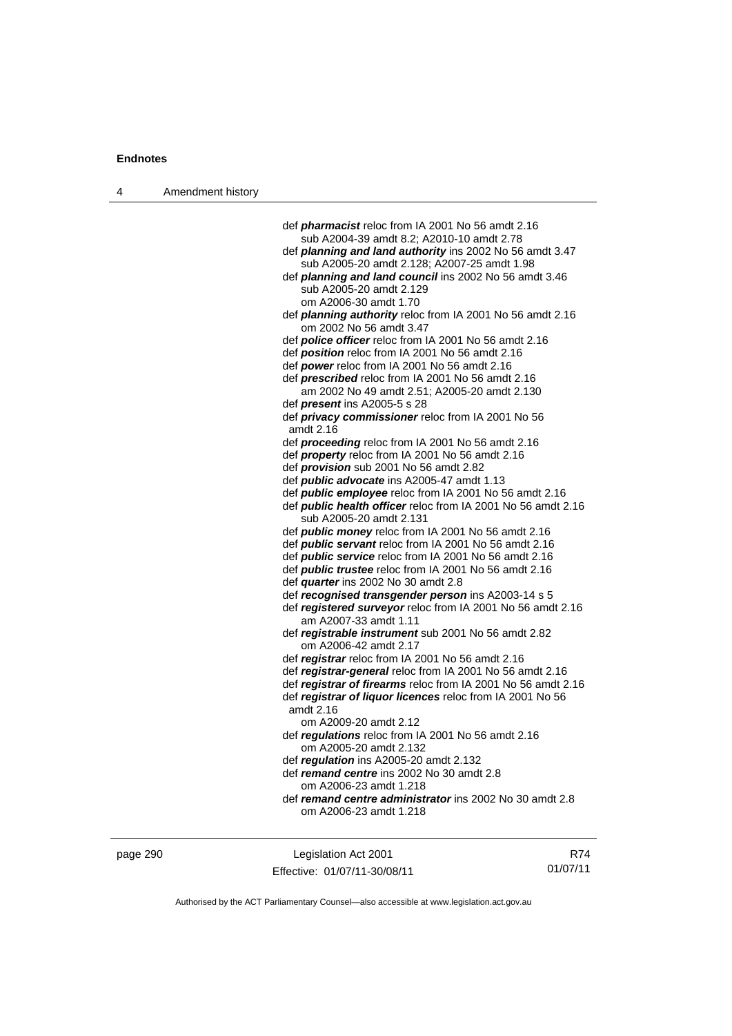def ***pharmacist*** reloc from IA 2001 No 56 amdt 2.16
sub A2004-39 amdt 8.2; A2010-10 amdt 2.78

def ***planning and land authority*** ins 2002 No 56 amdt 3.47
sub A2005-20 amdt 2.128; A2007-25 amdt 1.98

def ***planning and land council*** ins 2002 No 56 amdt 3.46
sub A2005-20 amdt 2.129
om A2006-30 amdt 1.70

def ***planning authority*** reloc from IA 2001 No 56 amdt 2.16
om 2002 No 56 amdt 3.47

def ***police officer*** reloc from IA 2001 No 56 amdt 2.16

def ***position*** reloc from IA 2001 No 56 amdt 2.16

def ***power*** reloc from IA 2001 No 56 amdt 2.16

def ***prescribed*** reloc from IA 2001 No 56 amdt 2.16
am 2002 No 49 amdt 2.51; A2005-20 amdt 2.130

def ***present*** ins A2005-5 s 28

def ***privacy commissioner*** reloc from IA 2001 No 56 amdt 2.16

def ***proceeding*** reloc from IA 2001 No 56 amdt 2.16

def ***property*** reloc from IA 2001 No 56 amdt 2.16

def ***provision*** sub 2001 No 56 amdt 2.82

def ***public advocate*** ins A2005-47 amdt 1.13

def ***public employee*** reloc from IA 2001 No 56 amdt 2.16

def ***public health officer*** reloc from IA 2001 No 56 amdt 2.16
sub A2005-20 amdt 2.131

def ***public money*** reloc from IA 2001 No 56 amdt 2.16

def ***public servant*** reloc from IA 2001 No 56 amdt 2.16

def ***public service*** reloc from IA 2001 No 56 amdt 2.16

def ***public trustee*** reloc from IA 2001 No 56 amdt 2.16

def ***quarter*** ins 2002 No 30 amdt 2.8

def ***recognised transgender person*** ins A2003-14 s 5

def ***registered surveyor*** reloc from IA 2001 No 56 amdt 2.16
am A2007-33 amdt 1.11

def ***registrable instrument*** sub 2001 No 56 amdt 2.82
om A2006-42 amdt 2.17

def ***registrar*** reloc from IA 2001 No 56 amdt 2.16

def ***registrar-general*** reloc from IA 2001 No 56 amdt 2.16

def ***registrar of firearms*** reloc from IA 2001 No 56 amdt 2.16

def ***registrar of liquor licences*** reloc from IA 2001 No 56 amdt 2.16
om A2009-20 amdt 2.12

def ***regulations*** reloc from IA 2001 No 56 amdt 2.16
om A2005-20 amdt 2.132

def ***regulation*** ins A2005-20 amdt 2.132

def ***remand centre*** ins 2002 No 30 amdt 2.8
om A2006-23 amdt 1.218

def ***remand centre administrator*** ins 2002 No 30 amdt 2.8
om A2006-23 amdt 1.218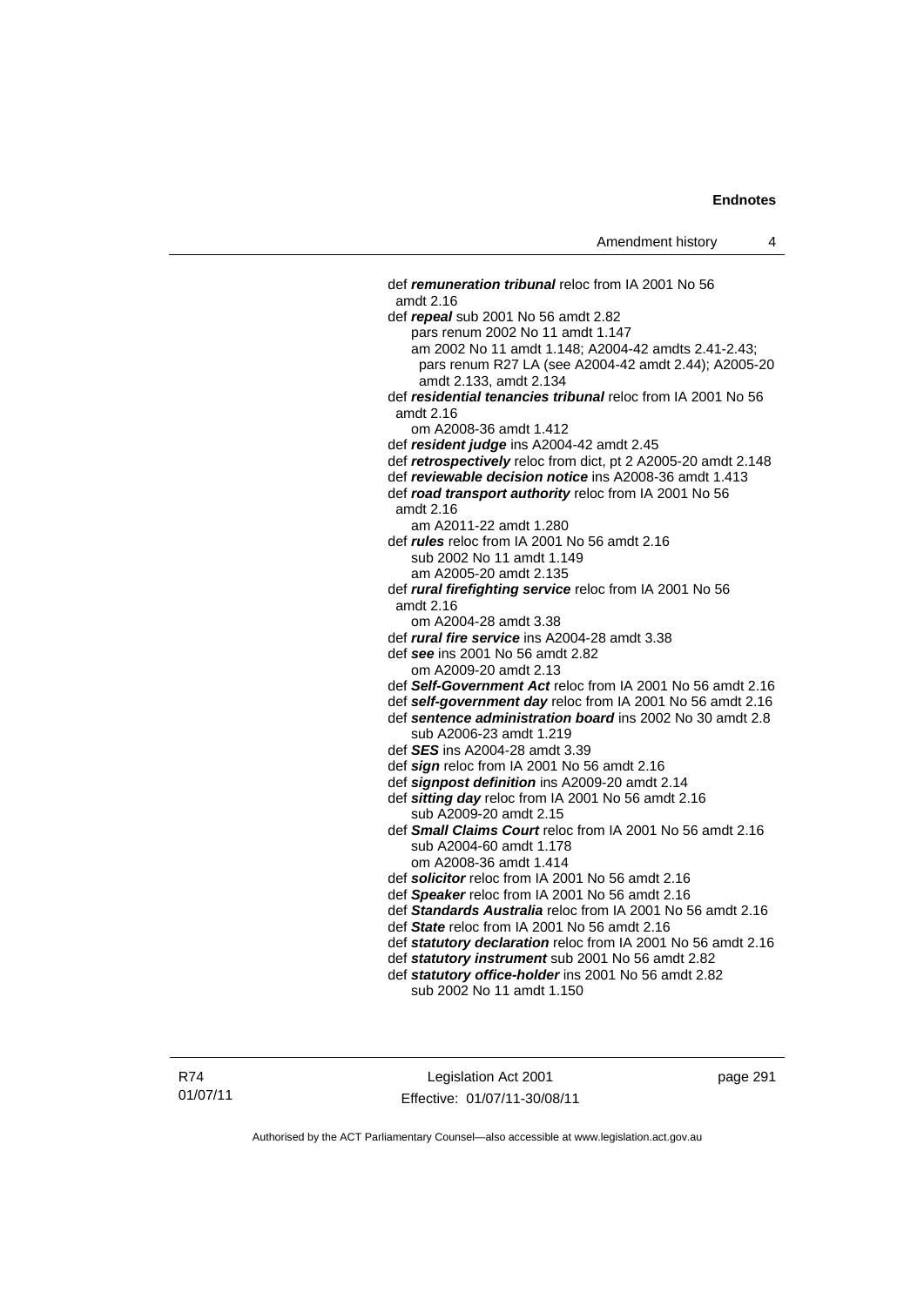def ***remuneration tribunal*** reloc from IA 2001 No 56 amdt 2.16

def ***repeal*** sub 2001 No 56 amdt 2.82
pars renum 2002 No 11 amdt 1.147
am 2002 No 11 amdt 1.148; A2004-42 amdts 2.41-2.43; pars renum R27 LA (see A2004-42 amdt 2.44); A2005-20 amdt 2.133, amdt 2.134

def ***residential tenancies tribunal*** reloc from IA 2001 No 56 amdt 2.16
om A2008-36 amdt 1.412

def ***resident judge*** ins A2004-42 amdt 2.45

def ***retrospectively*** reloc from dict, pt 2 A2005-20 amdt 2.148

def ***reviewable decision notice*** ins A2008-36 amdt 1.413

def ***road transport authority*** reloc from IA 2001 No 56 amdt 2.16
am A2011-22 amdt 1.280

def ***rules*** reloc from IA 2001 No 56 amdt 2.16
sub 2002 No 11 amdt 1.149
am A2005-20 amdt 2.135

def ***rural firefighting service*** reloc from IA 2001 No 56 amdt 2.16
om A2004-28 amdt 3.38

def ***rural fire service*** ins A2004-28 amdt 3.38

def ***see*** ins 2001 No 56 amdt 2.82
om A2009-20 amdt 2.13

def ***Self-Government Act*** reloc from IA 2001 No 56 amdt 2.16

def ***self-government day*** reloc from IA 2001 No 56 amdt 2.16

def ***sentence administration board*** ins 2002 No 30 amdt 2.8
sub A2006-23 amdt 1.219

def ***SES*** ins A2004-28 amdt 3.39

def ***sign*** reloc from IA 2001 No 56 amdt 2.16

def ***signpost definition*** ins A2009-20 amdt 2.14

def ***sitting day*** reloc from IA 2001 No 56 amdt 2.16
sub A2009-20 amdt 2.15

def ***Small Claims Court*** reloc from IA 2001 No 56 amdt 2.16
sub A2004-60 amdt 1.178
om A2008-36 amdt 1.414

def ***solicitor*** reloc from IA 2001 No 56 amdt 2.16

def ***Speaker*** reloc from IA 2001 No 56 amdt 2.16

def ***Standards Australia*** reloc from IA 2001 No 56 amdt 2.16

def ***State*** reloc from IA 2001 No 56 amdt 2.16

def ***statutory declaration*** reloc from IA 2001 No 56 amdt 2.16

def ***statutory instrument*** sub 2001 No 56 amdt 2.82

def ***statutory office-holder*** ins 2001 No 56 amdt 2.82
sub 2002 No 11 amdt 1.150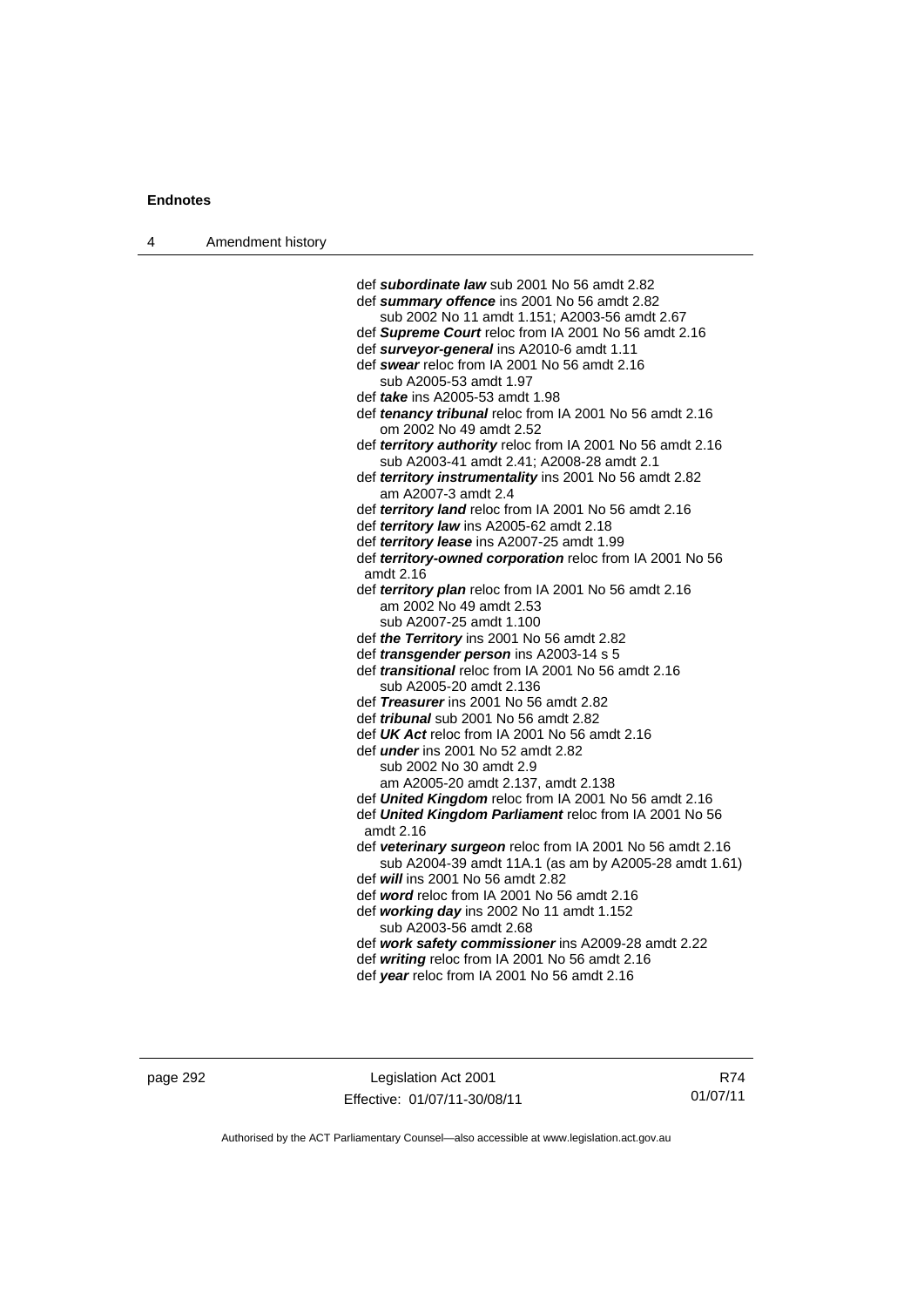def ***subordinate law*** sub 2001 No 56 amdt 2.82

def ***summary offence*** ins 2001 No 56 amdt 2.82
  sub 2002 No 11 amdt 1.151; A2003-56 amdt 2.67

def ***Supreme Court*** reloc from IA 2001 No 56 amdt 2.16

def ***surveyor-general*** ins A2010-6 amdt 1.11

def ***swear*** reloc from IA 2001 No 56 amdt 2.16
  sub A2005-53 amdt 1.97

def ***take*** ins A2005-53 amdt 1.98

def ***tenancy tribunal*** reloc from IA 2001 No 56 amdt 2.16
  om 2002 No 49 amdt 2.52

def ***territory authority*** reloc from IA 2001 No 56 amdt 2.16
  sub A2003-41 amdt 2.41; A2008-28 amdt 2.1

def ***territory instrumentality*** ins 2001 No 56 amdt 2.82
  am A2007-3 amdt 2.4

def ***territory land*** reloc from IA 2001 No 56 amdt 2.16

def ***territory law*** ins A2005-62 amdt 2.18

def ***territory lease*** ins A2007-25 amdt 1.99

def ***territory-owned corporation*** reloc from IA 2001 No 56 amdt 2.16

def ***territory plan*** reloc from IA 2001 No 56 amdt 2.16
  am 2002 No 49 amdt 2.53
  sub A2007-25 amdt 1.100

def ***the Territory*** ins 2001 No 56 amdt 2.82

def ***transgender person*** ins A2003-14 s 5

def ***transitional*** reloc from IA 2001 No 56 amdt 2.16
  sub A2005-20 amdt 2.136

def ***Treasurer*** ins 2001 No 56 amdt 2.82

def ***tribunal*** sub 2001 No 56 amdt 2.82

def ***UK Act*** reloc from IA 2001 No 56 amdt 2.16

def ***under*** ins 2001 No 52 amdt 2.82
  sub 2002 No 30 amdt 2.9
  am A2005-20 amdt 2.137, amdt 2.138

def ***United Kingdom*** reloc from IA 2001 No 56 amdt 2.16

def ***United Kingdom Parliament*** reloc from IA 2001 No 56 amdt 2.16

def ***veterinary surgeon*** reloc from IA 2001 No 56 amdt 2.16
  sub A2004-39 amdt 11A.1 (as am by A2005-28 amdt 1.61)

def ***will*** ins 2001 No 56 amdt 2.82

def ***word*** reloc from IA 2001 No 56 amdt 2.16

def ***working day*** ins 2002 No 11 amdt 1.152
  sub A2003-56 amdt 2.68

def ***work safety commissioner*** ins A2009-28 amdt 2.22

def ***writing*** reloc from IA 2001 No 56 amdt 2.16

def ***year*** reloc from IA 2001 No 56 amdt 2.16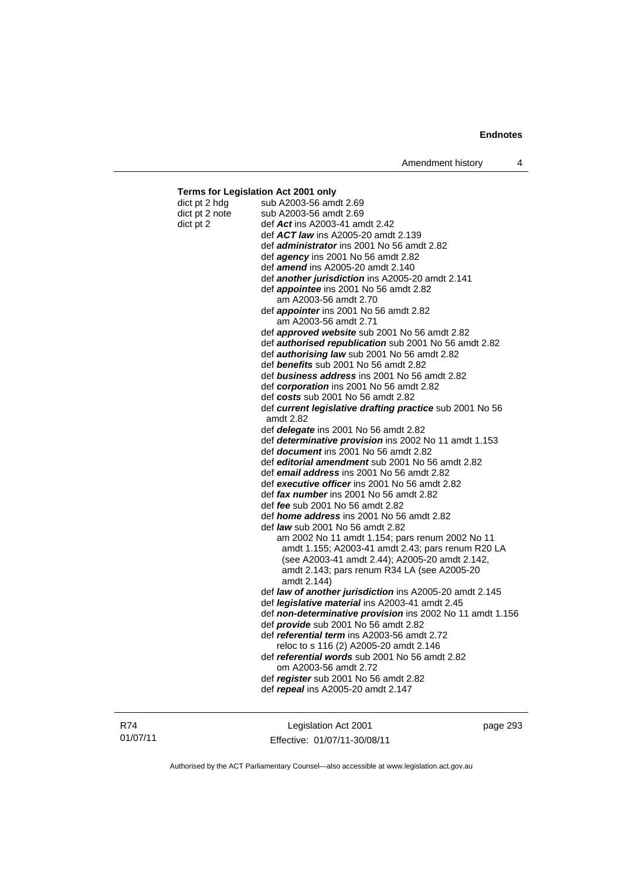**Terms for Legislation Act 2001 only**

dict pt 2 hdg sub A2003-56 amdt 2.69

dict pt 2 note sub A2003-56 amdt 2.69

dict pt 2 def ***Act*** ins A2003-41 amdt 2.42

def ***ACT law*** ins A2005-20 amdt 2.139

def ***administrator*** ins 2001 No 56 amdt 2.82

def ***agency*** ins 2001 No 56 amdt 2.82

def ***amend*** ins A2005-20 amdt 2.140

def ***another jurisdiction*** ins A2005-20 amdt 2.141

def ***appointee*** ins 2001 No 56 amdt 2.82
am A2003-56 amdt 2.70

def ***appointer*** ins 2001 No 56 amdt 2.82
am A2003-56 amdt 2.71

def ***approved website*** sub 2001 No 56 amdt 2.82

def ***authorised republication*** sub 2001 No 56 amdt 2.82

def ***authorising law*** sub 2001 No 56 amdt 2.82

def ***benefits*** sub 2001 No 56 amdt 2.82

def ***business address*** ins 2001 No 56 amdt 2.82

def ***corporation*** ins 2001 No 56 amdt 2.82

def ***costs*** sub 2001 No 56 amdt 2.82

def ***current legislative drafting practice*** sub 2001 No 56 amdt 2.82

def ***delegate*** ins 2001 No 56 amdt 2.82

def ***determinative provision*** ins 2002 No 11 amdt 1.153

def ***document*** ins 2001 No 56 amdt 2.82

def ***editorial amendment*** sub 2001 No 56 amdt 2.82

def ***email address*** ins 2001 No 56 amdt 2.82

def ***executive officer*** ins 2001 No 56 amdt 2.82

def ***fax number*** ins 2001 No 56 amdt 2.82

def ***fee*** sub 2001 No 56 amdt 2.82

def ***home address*** ins 2001 No 56 amdt 2.82

def ***law*** sub 2001 No 56 amdt 2.82
am 2002 No 11 amdt 1.154; pars renum 2002 No 11 amdt 1.155; A2003-41 amdt 2.43; pars renum R20 LA (see A2003-41 amdt 2.44); A2005-20 amdt 2.142, amdt 2.143; pars renum R34 LA (see A2005-20 amdt 2.144)

def ***law of another jurisdiction*** ins A2005-20 amdt 2.145

def ***legislative material*** ins A2003-41 amdt 2.45

def ***non-determinative provision*** ins 2002 No 11 amdt 1.156

def ***provide*** sub 2001 No 56 amdt 2.82

def ***referential term*** ins A2003-56 amdt 2.72
reloc to s 116 (2) A2005-20 amdt 2.146

def ***referential words*** sub 2001 No 56 amdt 2.82
om A2003-56 amdt 2.72

def ***register*** sub 2001 No 56 amdt 2.82

def ***repeal*** ins A2005-20 amdt 2.147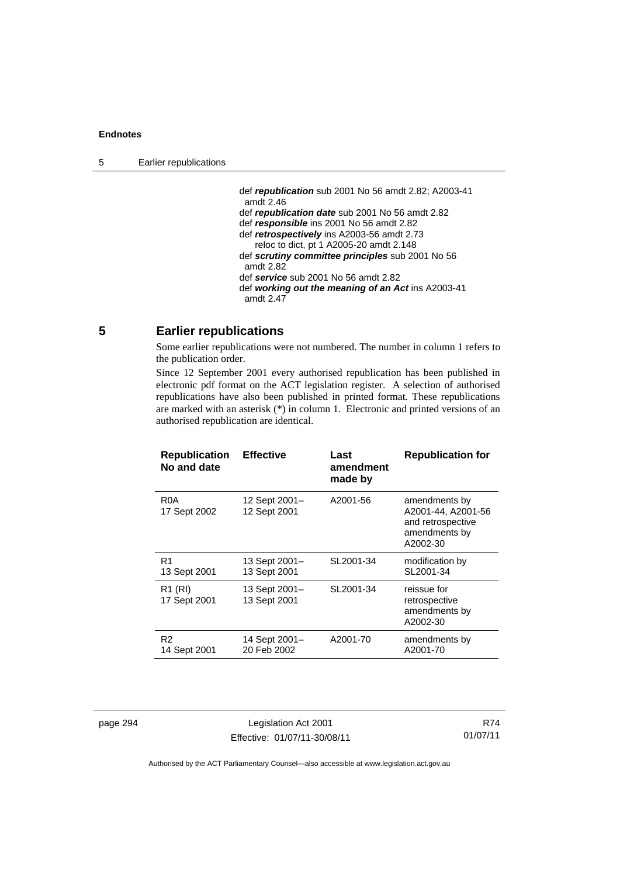def ***republication*** sub 2001 No 56 amdt 2.82; A2003-41 amdt 2.46
def ***republication date*** sub 2001 No 56 amdt 2.82
def ***responsible*** ins 2001 No 56 amdt 2.82
def ***retrospectively*** ins A2003-56 amdt 2.73
reloc to dict, pt 1 A2005-20 amdt 2.148
def ***scrutiny committee principles*** sub 2001 No 56 amdt 2.82
def ***service*** sub 2001 No 56 amdt 2.82
def ***working out the meaning of an Act*** ins A2003-41 amdt 2.47

## 5 Earlier republications

Some earlier republications were not numbered. The number in column 1 refers to the publication order.

Since 12 September 2001 every authorised republication has been published in electronic pdf format on the ACT legislation register. A selection of authorised republications have also been published in printed format. These republications are marked with an asterisk (*) in column 1. Electronic and printed versions of an authorised republication are identical.

| Republication No and date | Effective | Last amendment made by | Republication for |
|---|---|---|---|
| R0A 17 Sept 2002 | 12 Sept 2001– 12 Sept 2001 | A2001-56 | amendments by A2001-44, A2001-56 and retrospective amendments by A2002-30 |
| R1 13 Sept 2001 | 13 Sept 2001– 13 Sept 2001 | SL2001-34 | modification by SL2001-34 |
| R1 (RI) 17 Sept 2001 | 13 Sept 2001– 13 Sept 2001 | SL2001-34 | reissue for retrospective amendments by A2002-30 |
| R2 14 Sept 2001 | 14 Sept 2001– 20 Feb 2002 | A2001-70 | amendments by A2001-70 |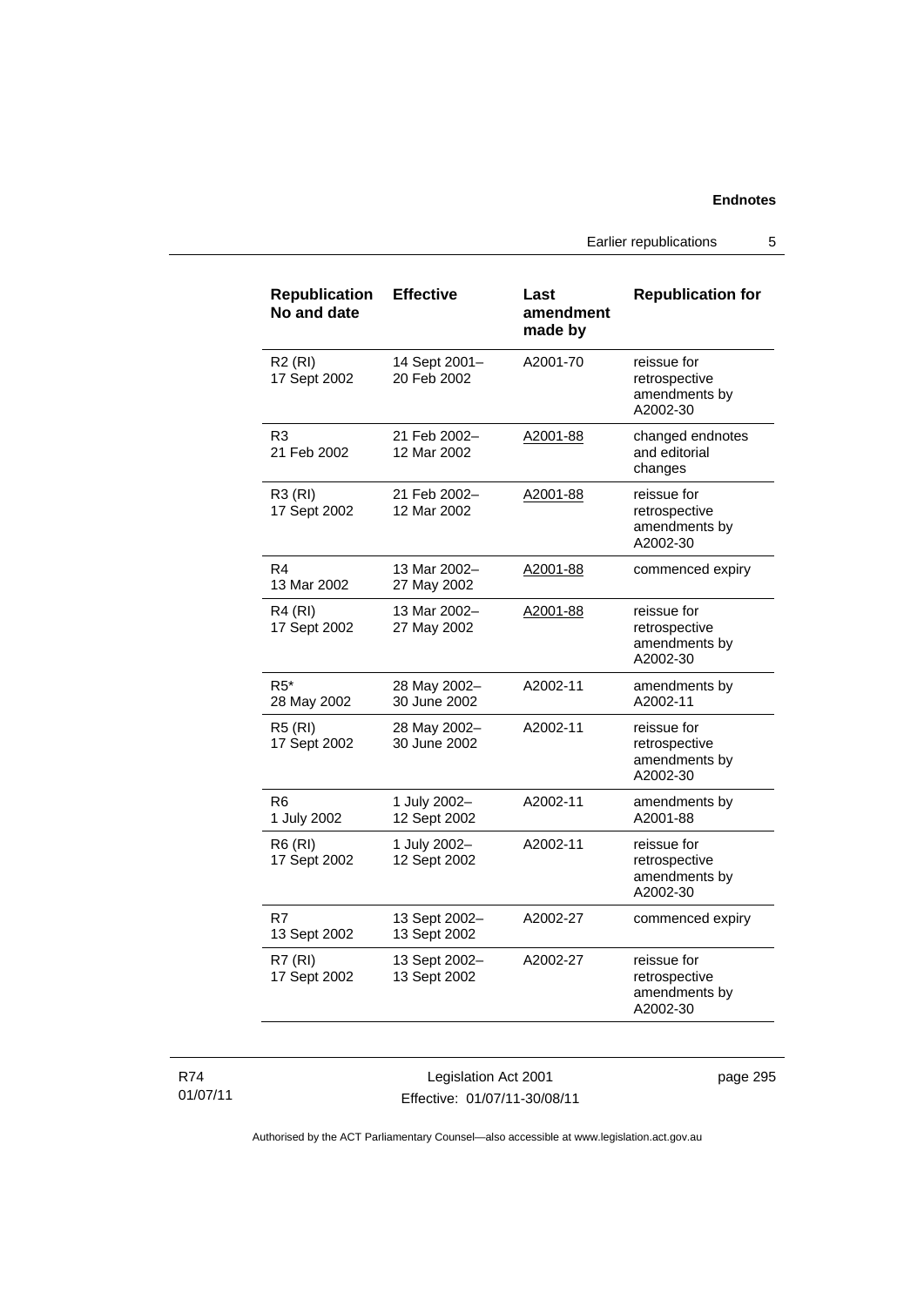| Republication No and date | Effective | Last amendment made by | Republication for |
|---|---|---|---|
| R2 (RI) 17 Sept 2002 | 14 Sept 2001– 20 Feb 2002 | A2001-70 | reissue for retrospective amendments by A2002-30 |
| R3 21 Feb 2002 | 21 Feb 2002– 12 Mar 2002 | A2001-88 | changed endnotes and editorial changes |
| R3 (RI) 17 Sept 2002 | 21 Feb 2002– 12 Mar 2002 | A2001-88 | reissue for retrospective amendments by A2002-30 |
| R4 13 Mar 2002 | 13 Mar 2002– 27 May 2002 | A2001-88 | commenced expiry |
| R4 (RI) 17 Sept 2002 | 13 Mar 2002– 27 May 2002 | A2001-88 | reissue for retrospective amendments by A2002-30 |
| R5* 28 May 2002 | 28 May 2002– 30 June 2002 | A2002-11 | amendments by A2002-11 |
| R5 (RI) 17 Sept 2002 | 28 May 2002– 30 June 2002 | A2002-11 | reissue for retrospective amendments by A2002-30 |
| R6 1 July 2002 | 1 July 2002– 12 Sept 2002 | A2002-11 | amendments by A2001-88 |
| R6 (RI) 17 Sept 2002 | 1 July 2002– 12 Sept 2002 | A2002-11 | reissue for retrospective amendments by A2002-30 |
| R7 13 Sept 2002 | 13 Sept 2002– 13 Sept 2002 | A2002-27 | commenced expiry |
| R7 (RI) 17 Sept 2002 | 13 Sept 2002– 13 Sept 2002 | A2002-27 | reissue for retrospective amendments by A2002-30 |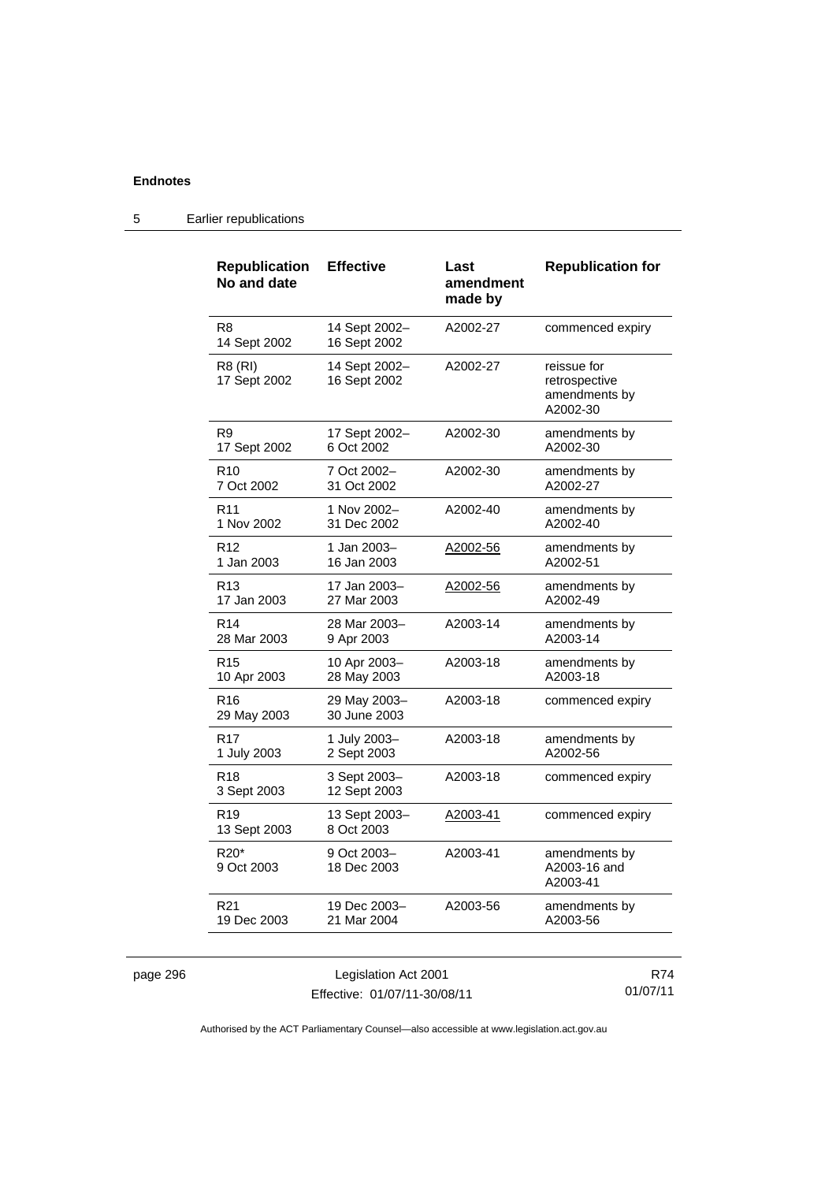| Republication No and date | Effective | Last amendment made by | Republication for |
|---|---|---|---|
| R8<br>14 Sept 2002 | 14 Sept 2002–<br>16 Sept 2002 | A2002-27 | commenced expiry |
| R8 (RI)<br>17 Sept 2002 | 14 Sept 2002–<br>16 Sept 2002 | A2002-27 | reissue for retrospective amendments by A2002-30 |
| R9<br>17 Sept 2002 | 17 Sept 2002–<br>6 Oct 2002 | A2002-30 | amendments by A2002-30 |
| R10<br>7 Oct 2002 | 7 Oct 2002–<br>31 Oct 2002 | A2002-30 | amendments by A2002-27 |
| R11<br>1 Nov 2002 | 1 Nov 2002–<br>31 Dec 2002 | A2002-40 | amendments by A2002-40 |
| R12<br>1 Jan 2003 | 1 Jan 2003–<br>16 Jan 2003 | A2002-56 | amendments by A2002-51 |
| R13<br>17 Jan 2003 | 17 Jan 2003–<br>27 Mar 2003 | A2002-56 | amendments by A2002-49 |
| R14<br>28 Mar 2003 | 28 Mar 2003–<br>9 Apr 2003 | A2003-14 | amendments by A2003-14 |
| R15<br>10 Apr 2003 | 10 Apr 2003–<br>28 May 2003 | A2003-18 | amendments by A2003-18 |
| R16<br>29 May 2003 | 29 May 2003–<br>30 June 2003 | A2003-18 | commenced expiry |
| R17<br>1 July 2003 | 1 July 2003–<br>2 Sept 2003 | A2003-18 | amendments by A2002-56 |
| R18<br>3 Sept 2003 | 3 Sept 2003–<br>12 Sept 2003 | A2003-18 | commenced expiry |
| R19<br>13 Sept 2003 | 13 Sept 2003–<br>8 Oct 2003 | A2003-41 | commenced expiry |
| R20*<br>9 Oct 2003 | 9 Oct 2003–<br>18 Dec 2003 | A2003-41 | amendments by A2003-16 and A2003-41 |
| R21<br>19 Dec 2003 | 19 Dec 2003–<br>21 Mar 2004 | A2003-56 | amendments by A2003-56 |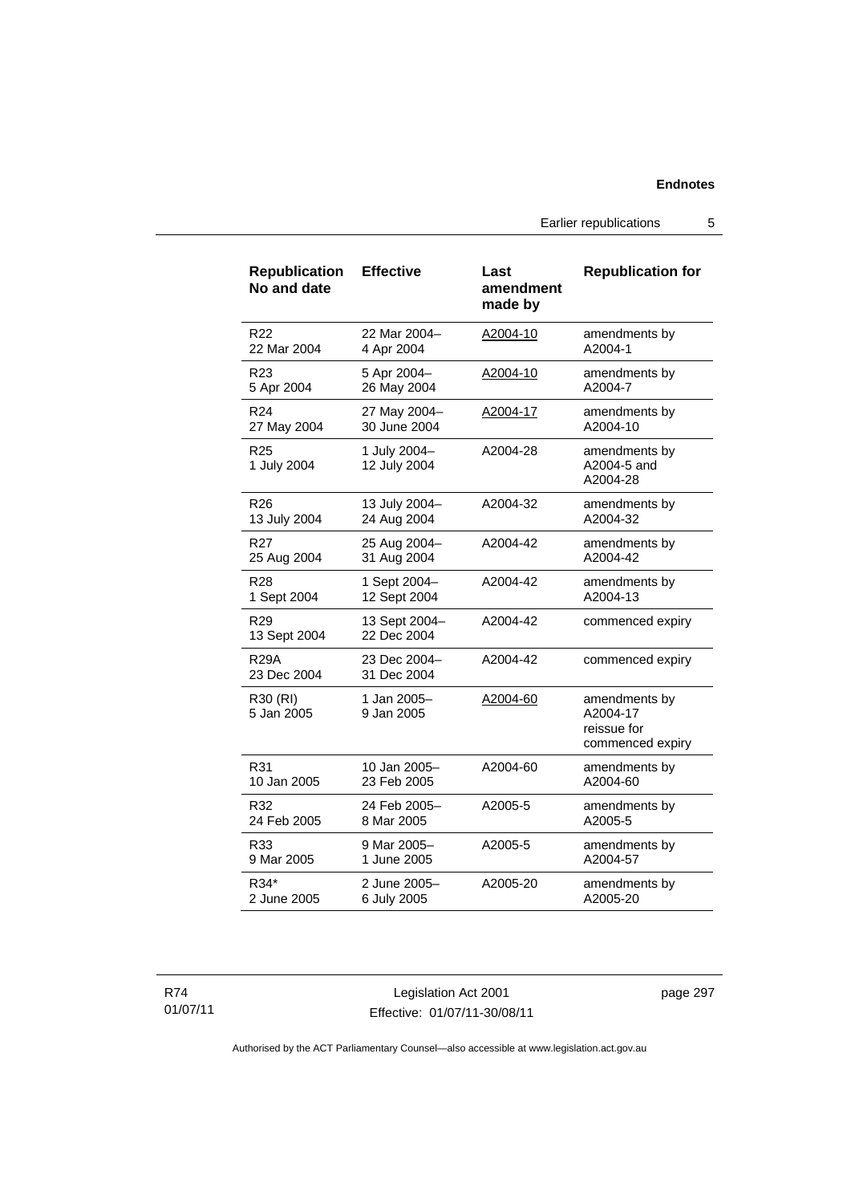| Republication No and date | Effective | Last amendment made by | Republication for |
| --- | --- | --- | --- |
| R22 22 Mar 2004 | 22 Mar 2004– 4 Apr 2004 | A2004-10 | amendments by A2004-1 |
| R23 5 Apr 2004 | 5 Apr 2004– 26 May 2004 | A2004-10 | amendments by A2004-7 |
| R24 27 May 2004 | 27 May 2004– 30 June 2004 | A2004-17 | amendments by A2004-10 |
| R25 1 July 2004 | 1 July 2004– 12 July 2004 | A2004-28 | amendments by A2004-5 and A2004-28 |
| R26 13 July 2004 | 13 July 2004– 24 Aug 2004 | A2004-32 | amendments by A2004-32 |
| R27 25 Aug 2004 | 25 Aug 2004– 31 Aug 2004 | A2004-42 | amendments by A2004-42 |
| R28 1 Sept 2004 | 1 Sept 2004– 12 Sept 2004 | A2004-42 | amendments by A2004-13 |
| R29 13 Sept 2004 | 13 Sept 2004– 22 Dec 2004 | A2004-42 | commenced expiry |
| R29A 23 Dec 2004 | 23 Dec 2004– 31 Dec 2004 | A2004-42 | commenced expiry |
| R30 (RI) 5 Jan 2005 | 1 Jan 2005– 9 Jan 2005 | A2004-60 | amendments by A2004-17 reissue for commenced expiry |
| R31 10 Jan 2005 | 10 Jan 2005– 23 Feb 2005 | A2004-60 | amendments by A2004-60 |
| R32 24 Feb 2005 | 24 Feb 2005– 8 Mar 2005 | A2005-5 | amendments by A2005-5 |
| R33 9 Mar 2005 | 9 Mar 2005– 1 June 2005 | A2005-5 | amendments by A2004-57 |
| R34* 2 June 2005 | 2 June 2005– 6 July 2005 | A2005-20 | amendments by A2005-20 |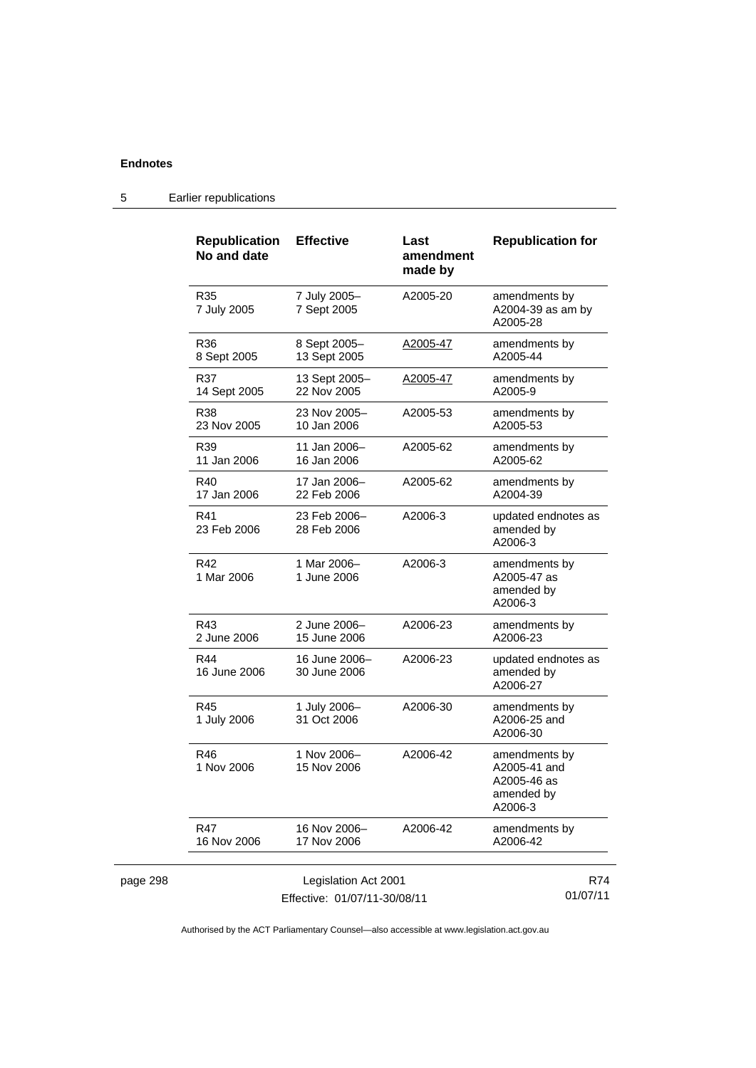| Republication No and date | Effective | Last amendment made by | Republication for |
|---|---|---|---|
| R35 7 July 2005 | 7 July 2005– 7 Sept 2005 | A2005-20 | amendments by A2004-39 as am by A2005-28 |
| R36 8 Sept 2005 | 8 Sept 2005– 13 Sept 2005 | A2005-47 | amendments by A2005-44 |
| R37 14 Sept 2005 | 13 Sept 2005– 22 Nov 2005 | A2005-47 | amendments by A2005-9 |
| R38 23 Nov 2005 | 23 Nov 2005– 10 Jan 2006 | A2005-53 | amendments by A2005-53 |
| R39 11 Jan 2006 | 11 Jan 2006– 16 Jan 2006 | A2005-62 | amendments by A2005-62 |
| R40 17 Jan 2006 | 17 Jan 2006– 22 Feb 2006 | A2005-62 | amendments by A2004-39 |
| R41 23 Feb 2006 | 23 Feb 2006– 28 Feb 2006 | A2006-3 | updated endnotes as amended by A2006-3 |
| R42 1 Mar 2006 | 1 Mar 2006– 1 June 2006 | A2006-3 | amendments by A2005-47 as amended by A2006-3 |
| R43 2 June 2006 | 2 June 2006– 15 June 2006 | A2006-23 | amendments by A2006-23 |
| R44 16 June 2006 | 16 June 2006– 30 June 2006 | A2006-23 | updated endnotes as amended by A2006-27 |
| R45 1 July 2006 | 1 July 2006– 31 Oct 2006 | A2006-30 | amendments by A2006-25 and A2006-30 |
| R46 1 Nov 2006 | 1 Nov 2006– 15 Nov 2006 | A2006-42 | amendments by A2005-41 and A2005-46 as amended by A2006-3 |
| R47 16 Nov 2006 | 16 Nov 2006– 17 Nov 2006 | A2006-42 | amendments by A2006-42 |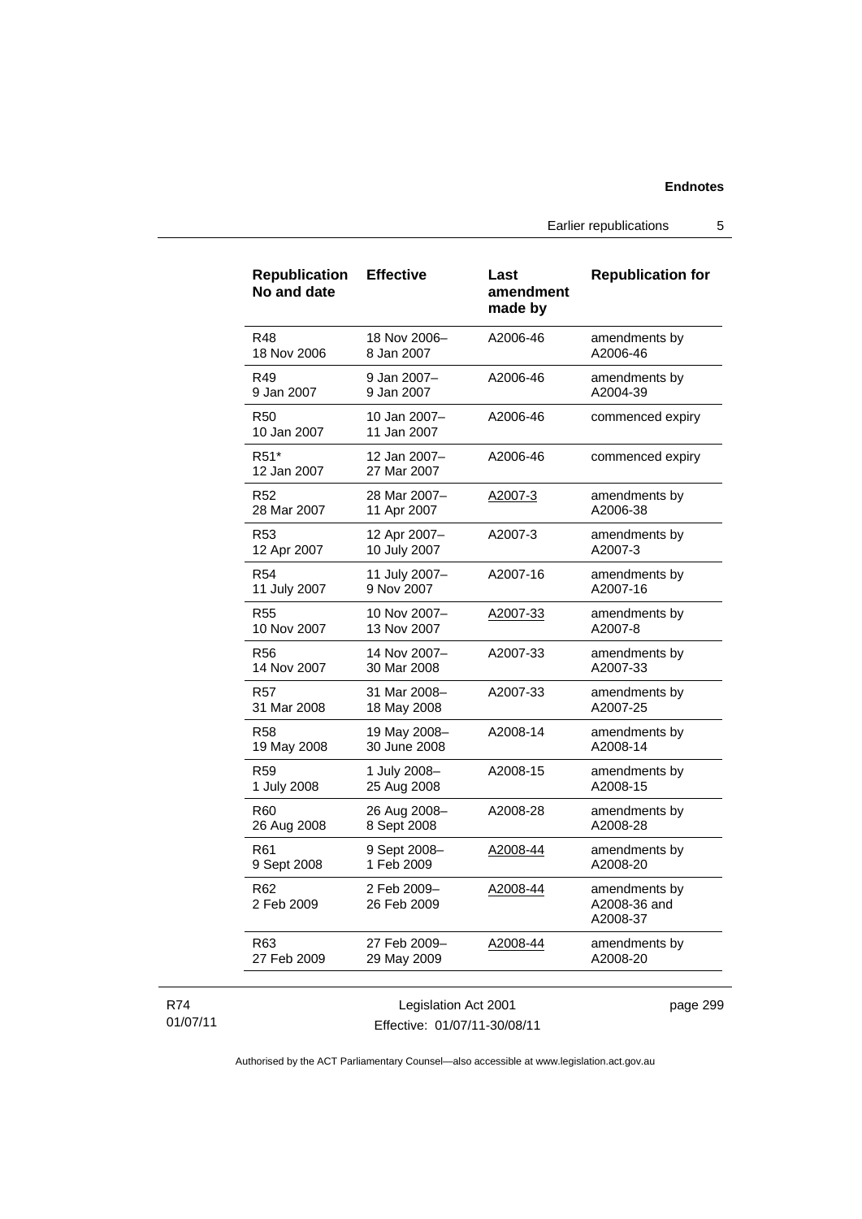| Republication No and date | Effective | Last amendment made by | Republication for |
|---|---|---|---|
| R48 18 Nov 2006 | 18 Nov 2006– 8 Jan 2007 | A2006-46 | amendments by A2006-46 |
| R49 9 Jan 2007 | 9 Jan 2007– 9 Jan 2007 | A2006-46 | amendments by A2004-39 |
| R50 10 Jan 2007 | 10 Jan 2007– 11 Jan 2007 | A2006-46 | commenced expiry |
| R51* 12 Jan 2007 | 12 Jan 2007– 27 Mar 2007 | A2006-46 | commenced expiry |
| R52 28 Mar 2007 | 28 Mar 2007– 11 Apr 2007 | A2007-3 | amendments by A2006-38 |
| R53 12 Apr 2007 | 12 Apr 2007– 10 July 2007 | A2007-3 | amendments by A2007-3 |
| R54 11 July 2007 | 11 July 2007– 9 Nov 2007 | A2007-16 | amendments by A2007-16 |
| R55 10 Nov 2007 | 10 Nov 2007– 13 Nov 2007 | A2007-33 | amendments by A2007-8 |
| R56 14 Nov 2007 | 14 Nov 2007– 30 Mar 2008 | A2007-33 | amendments by A2007-33 |
| R57 31 Mar 2008 | 31 Mar 2008– 18 May 2008 | A2007-33 | amendments by A2007-25 |
| R58 19 May 2008 | 19 May 2008– 30 June 2008 | A2008-14 | amendments by A2008-14 |
| R59 1 July 2008 | 1 July 2008– 25 Aug 2008 | A2008-15 | amendments by A2008-15 |
| R60 26 Aug 2008 | 26 Aug 2008– 8 Sept 2008 | A2008-28 | amendments by A2008-28 |
| R61 9 Sept 2008 | 9 Sept 2008– 1 Feb 2009 | A2008-44 | amendments by A2008-20 |
| R62 2 Feb 2009 | 2 Feb 2009– 26 Feb 2009 | A2008-44 | amendments by A2008-36 and A2008-37 |
| R63 27 Feb 2009 | 27 Feb 2009– 29 May 2009 | A2008-44 | amendments by A2008-20 |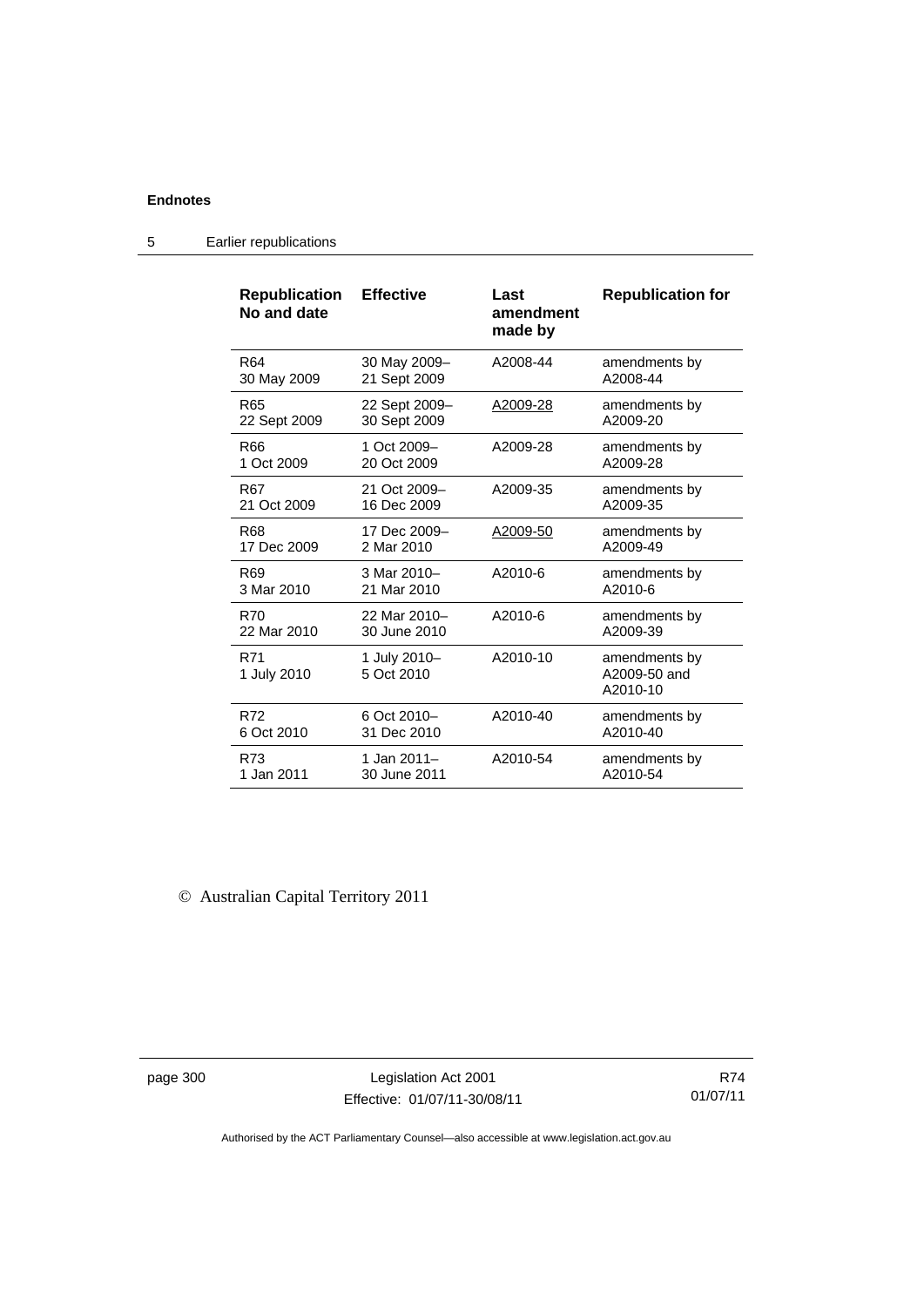## Endnotes

### 5 Earlier republications

| Republication No and date | Effective | Last amendment made by | Republication for |
|---|---|---|---|
| R64 30 May 2009 | 30 May 2009– 21 Sept 2009 | A2008-44 | amendments by A2008-44 |
| R65 22 Sept 2009 | 22 Sept 2009– 30 Sept 2009 | A2009-28 | amendments by A2009-20 |
| R66 1 Oct 2009 | 1 Oct 2009– 20 Oct 2009 | A2009-28 | amendments by A2009-28 |
| R67 21 Oct 2009 | 21 Oct 2009– 16 Dec 2009 | A2009-35 | amendments by A2009-35 |
| R68 17 Dec 2009 | 17 Dec 2009– 2 Mar 2010 | A2009-50 | amendments by A2009-49 |
| R69 3 Mar 2010 | 3 Mar 2010– 21 Mar 2010 | A2010-6 | amendments by A2010-6 |
| R70 22 Mar 2010 | 22 Mar 2010– 30 June 2010 | A2010-6 | amendments by A2009-39 |
| R71 1 July 2010 | 1 July 2010– 5 Oct 2010 | A2010-10 | amendments by A2009-50 and A2010-10 |
| R72 6 Oct 2010 | 6 Oct 2010– 31 Dec 2010 | A2010-40 | amendments by A2010-40 |
| R73 1 Jan 2011 | 1 Jan 2011– 30 June 2011 | A2010-54 | amendments by A2010-54 |

© Australian Capital Territory 2011